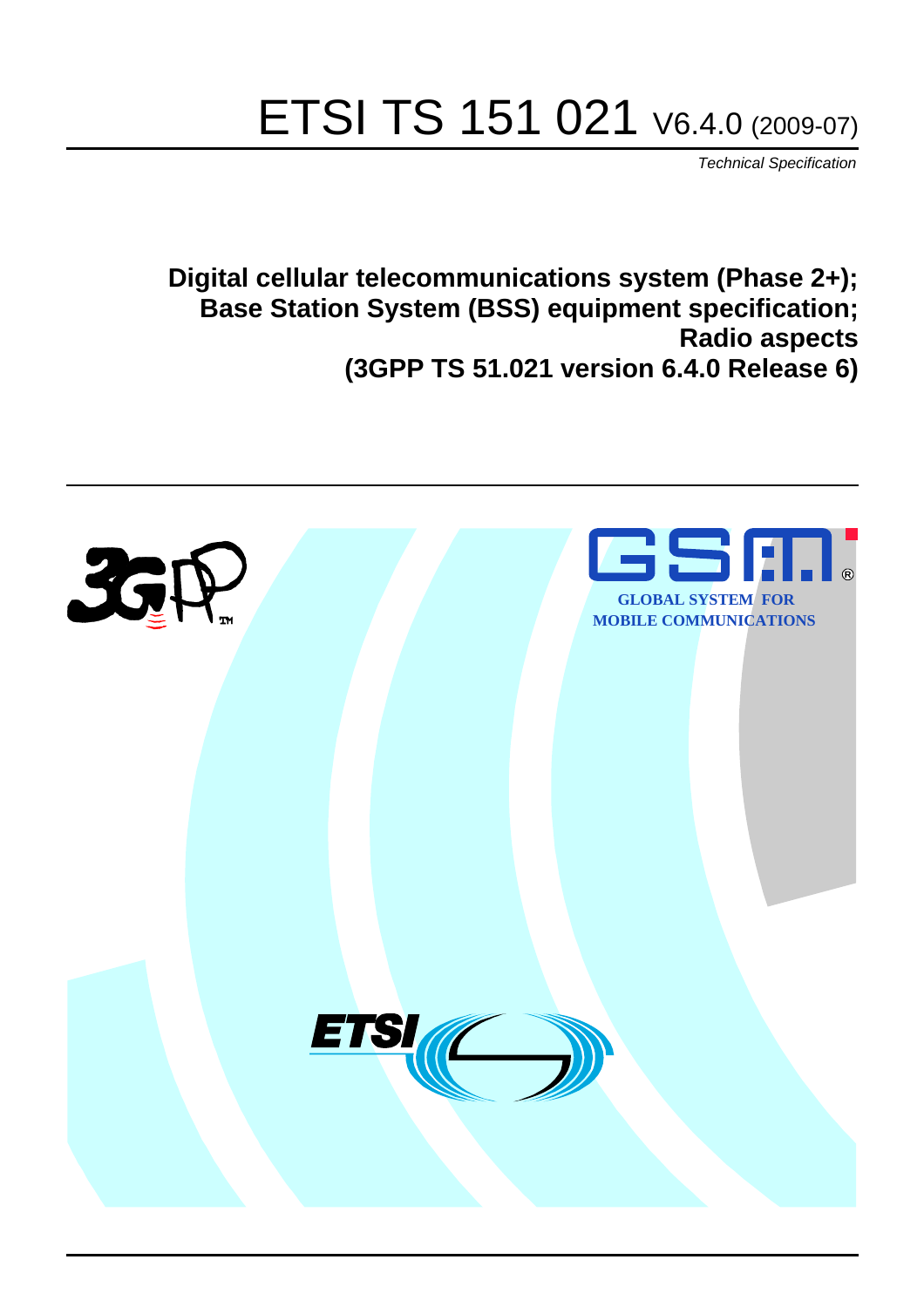# ETSI TS 151 021 V6.4.0 (2009-07)

*Technical Specification*

**Digital cellular telecommunications system (Phase 2+);
Base Station System (BSS) equipment specification;
Radio aspects
(3GPP TS 51.021 version 6.4.0 Release 6)**

GLOBAL SYSTEM FOR
MOBILE COMMUNICATIONS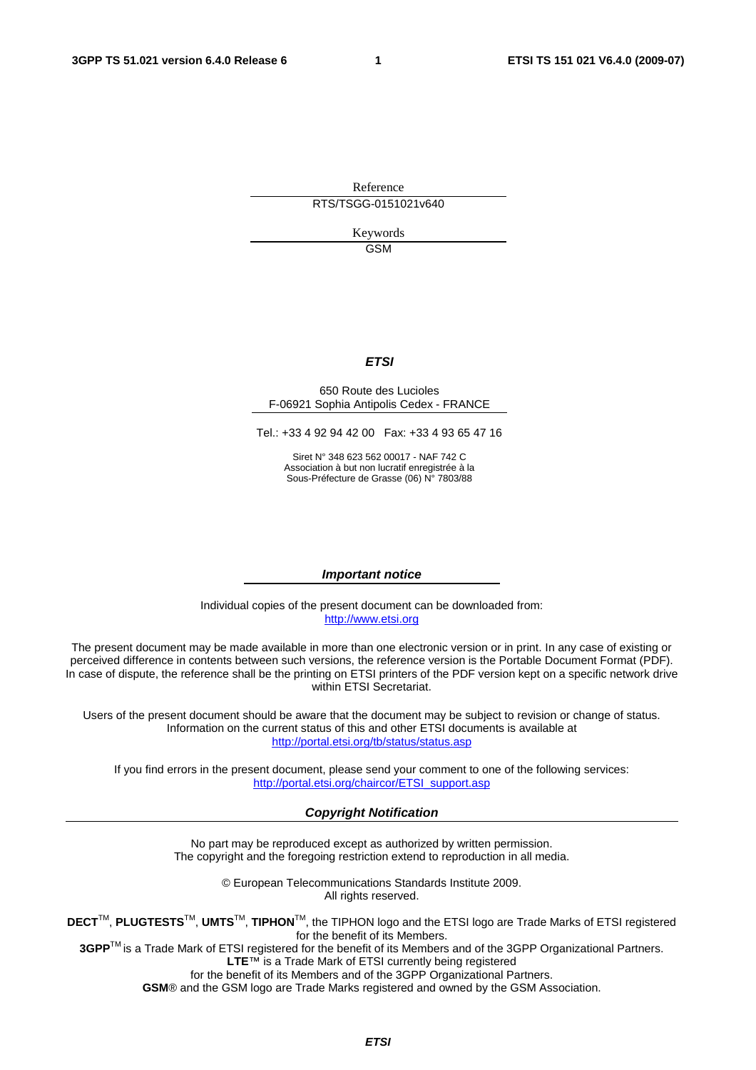Reference

RTS/TSGG-0151021v640

Keywords

GSM

***ETSI***

650 Route des Lucioles
F-06921 Sophia Antipolis Cedex - FRANCE

Tel.: +33 4 92 94 42 00 Fax: +33 4 93 65 47 16

Siret N° 348 623 562 00017 - NAF 742 C
Association à but non lucratif enregistrée à la
Sous-Préfecture de Grasse (06) N° 7803/88

***Important notice***

Individual copies of the present document can be downloaded from:
http://www.etsi.org

The present document may be made available in more than one electronic version or in print. In any case of existing or perceived difference in contents between such versions, the reference version is the Portable Document Format (PDF). In case of dispute, the reference shall be the printing on ETSI printers of the PDF version kept on a specific network drive within ETSI Secretariat.

Users of the present document should be aware that the document may be subject to revision or change of status. Information on the current status of this and other ETSI documents is available at
http://portal.etsi.org/tb/status/status.asp

If you find errors in the present document, please send your comment to one of the following services:
http://portal.etsi.org/chaircor/ETSI_support.asp

***Copyright Notification***

No part may be reproduced except as authorized by written permission.
The copyright and the foregoing restriction extend to reproduction in all media.

© European Telecommunications Standards Institute 2009.
All rights reserved.

**DECT**™, **PLUGTESTS**™, **UMTS**™, **TIPHON**™, the TIPHON logo and the ETSI logo are Trade Marks of ETSI registered for the benefit of its Members.
**3GPP**™ is a Trade Mark of ETSI registered for the benefit of its Members and of the 3GPP Organizational Partners.
**LTE**™ is a Trade Mark of ETSI currently being registered
for the benefit of its Members and of the 3GPP Organizational Partners.
**GSM**® and the GSM logo are Trade Marks registered and owned by the GSM Association.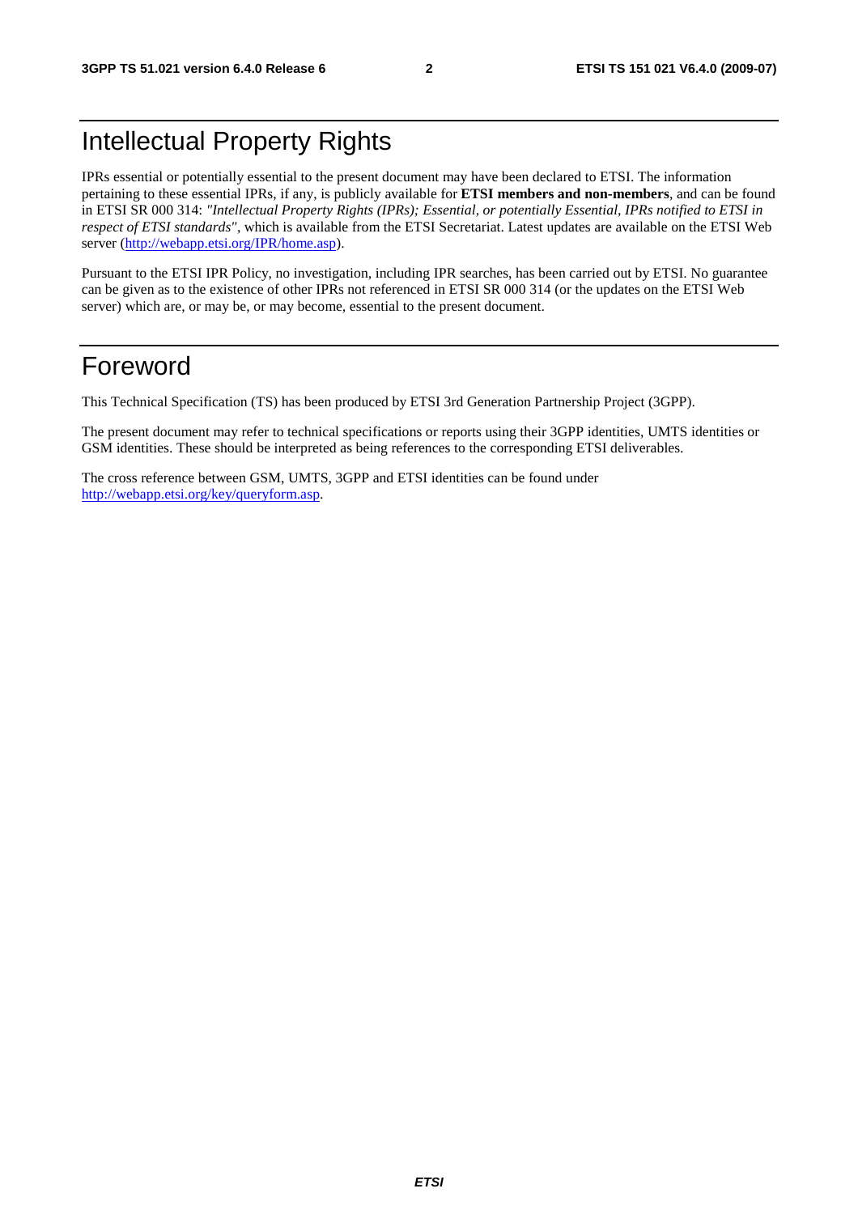# Intellectual Property Rights

IPRs essential or potentially essential to the present document may have been declared to ETSI. The information pertaining to these essential IPRs, if any, is publicly available for **ETSI members and non-members**, and can be found in ETSI SR 000 314: *"Intellectual Property Rights (IPRs); Essential, or potentially Essential, IPRs notified to ETSI in respect of ETSI standards"*, which is available from the ETSI Secretariat. Latest updates are available on the ETSI Web server (http://webapp.etsi.org/IPR/home.asp).

Pursuant to the ETSI IPR Policy, no investigation, including IPR searches, has been carried out by ETSI. No guarantee can be given as to the existence of other IPRs not referenced in ETSI SR 000 314 (or the updates on the ETSI Web server) which are, or may be, or may become, essential to the present document.

# Foreword

This Technical Specification (TS) has been produced by ETSI 3rd Generation Partnership Project (3GPP).

The present document may refer to technical specifications or reports using their 3GPP identities, UMTS identities or GSM identities. These should be interpreted as being references to the corresponding ETSI deliverables.

The cross reference between GSM, UMTS, 3GPP and ETSI identities can be found under http://webapp.etsi.org/key/queryform.asp.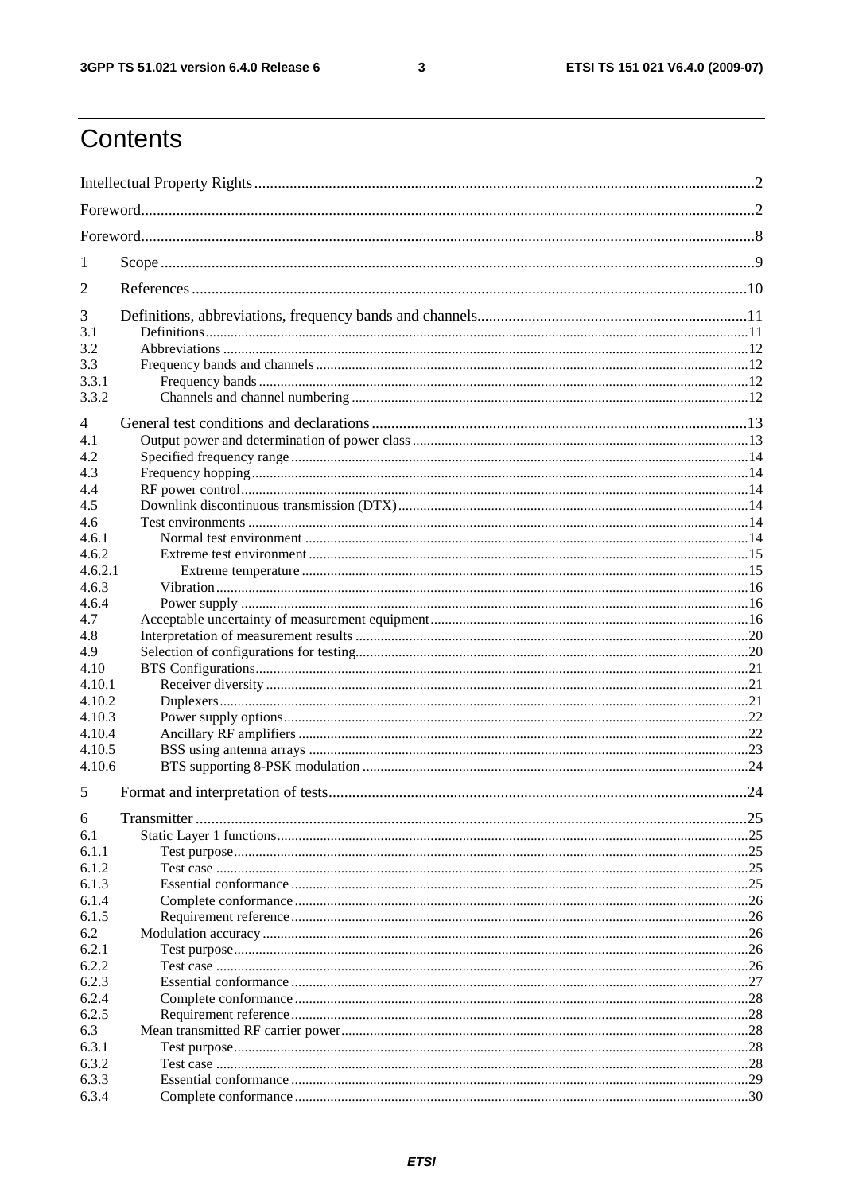# Contents

Intellectual Property Rights ....... 2

Foreword ....... 2

Foreword ....... 8

1 Scope ....... 9

2 References ....... 10

3 Definitions, abbreviations, frequency bands and channels ....... 11
- 3.1 Definitions ....... 11
- 3.2 Abbreviations ....... 12
- 3.3 Frequency bands and channels ....... 12
  - 3.3.1 Frequency bands ....... 12
  - 3.3.2 Channels and channel numbering ....... 12

4 General test conditions and declarations ....... 13
- 4.1 Output power and determination of power class ....... 13
- 4.2 Specified frequency range ....... 14
- 4.3 Frequency hopping ....... 14
- 4.4 RF power control ....... 14
- 4.5 Downlink discontinuous transmission (DTX) ....... 14
- 4.6 Test environments ....... 14
  - 4.6.1 Normal test environment ....... 14
  - 4.6.2 Extreme test environment ....... 15
    - 4.6.2.1 Extreme temperature ....... 15
  - 4.6.3 Vibration ....... 16
  - 4.6.4 Power supply ....... 16
- 4.7 Acceptable uncertainty of measurement equipment ....... 16
- 4.8 Interpretation of measurement results ....... 20
- 4.9 Selection of configurations for testing ....... 20
- 4.10 BTS Configurations ....... 21
  - 4.10.1 Receiver diversity ....... 21
  - 4.10.2 Duplexers ....... 21
  - 4.10.3 Power supply options ....... 22
  - 4.10.4 Ancillary RF amplifiers ....... 22
  - 4.10.5 BSS using antenna arrays ....... 23
  - 4.10.6 BTS supporting 8-PSK modulation ....... 24

5 Format and interpretation of tests ....... 24

6 Transmitter ....... 25
- 6.1 Static Layer 1 functions ....... 25
  - 6.1.1 Test purpose ....... 25
  - 6.1.2 Test case ....... 25
  - 6.1.3 Essential conformance ....... 25
  - 6.1.4 Complete conformance ....... 26
  - 6.1.5 Requirement reference ....... 26
- 6.2 Modulation accuracy ....... 26
  - 6.2.1 Test purpose ....... 26
  - 6.2.2 Test case ....... 26
  - 6.2.3 Essential conformance ....... 27
  - 6.2.4 Complete conformance ....... 28
  - 6.2.5 Requirement reference ....... 28
- 6.3 Mean transmitted RF carrier power ....... 28
  - 6.3.1 Test purpose ....... 28
  - 6.3.2 Test case ....... 28
  - 6.3.3 Essential conformance ....... 29
  - 6.3.4 Complete conformance ....... 30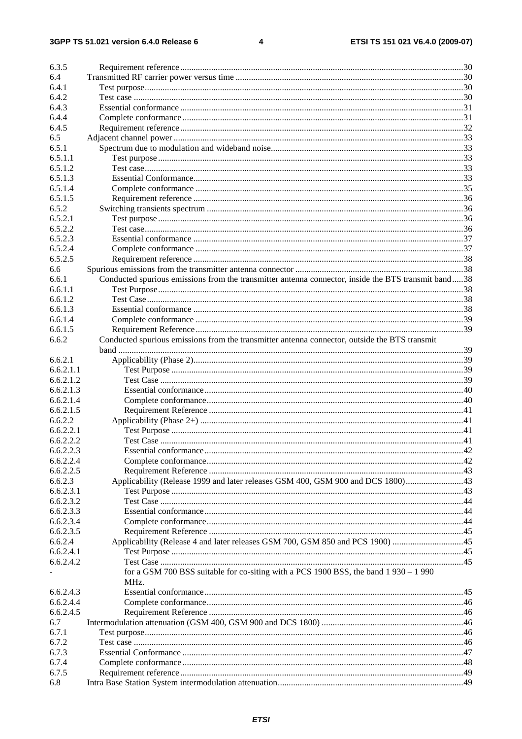| | | |
|---|---|---|
| 6.3.5 | Requirement reference | 30 |
| 6.4 | Transmitted RF carrier power versus time | 30 |
| 6.4.1 | Test purpose | 30 |
| 6.4.2 | Test case | 30 |
| 6.4.3 | Essential conformance | 31 |
| 6.4.4 | Complete conformance | 31 |
| 6.4.5 | Requirement reference | 32 |
| 6.5 | Adjacent channel power | 33 |
| 6.5.1 | Spectrum due to modulation and wideband noise | 33 |
| 6.5.1.1 | Test purpose | 33 |
| 6.5.1.2 | Test case | 33 |
| 6.5.1.3 | Essential Conformance | 33 |
| 6.5.1.4 | Complete conformance | 35 |
| 6.5.1.5 | Requirement reference | 36 |
| 6.5.2 | Switching transients spectrum | 36 |
| 6.5.2.1 | Test purpose | 36 |
| 6.5.2.2 | Test case | 36 |
| 6.5.2.3 | Essential conformance | 37 |
| 6.5.2.4 | Complete conformance | 37 |
| 6.5.2.5 | Requirement reference | 38 |
| 6.6 | Spurious emissions from the transmitter antenna connector | 38 |
| 6.6.1 | Conducted spurious emissions from the transmitter antenna connector, inside the BTS transmit band | 38 |
| 6.6.1.1 | Test Purpose | 38 |
| 6.6.1.2 | Test Case | 38 |
| 6.6.1.3 | Essential conformance | 38 |
| 6.6.1.4 | Complete conformance | 39 |
| 6.6.1.5 | Requirement Reference | 39 |
| 6.6.2 | Conducted spurious emissions from the transmitter antenna connector, outside the BTS transmit band | 39 |
| 6.6.2.1 | Applicability (Phase 2) | 39 |
| 6.6.2.1.1 | Test Purpose | 39 |
| 6.6.2.1.2 | Test Case | 39 |
| 6.6.2.1.3 | Essential conformance | 40 |
| 6.6.2.1.4 | Complete conformance | 40 |
| 6.6.2.1.5 | Requirement Reference | 41 |
| 6.6.2.2 | Applicability (Phase 2+) | 41 |
| 6.6.2.2.1 | Test Purpose | 41 |
| 6.6.2.2.2 | Test Case | 41 |
| 6.6.2.2.3 | Essential conformance | 42 |
| 6.6.2.2.4 | Complete conformance | 42 |
| 6.6.2.2.5 | Requirement Reference | 43 |
| 6.6.2.3 | Applicability (Release 1999 and later releases GSM 400, GSM 900 and DCS 1800) | 43 |
| 6.6.2.3.1 | Test Purpose | 43 |
| 6.6.2.3.2 | Test Case | 44 |
| 6.6.2.3.3 | Essential conformance | 44 |
| 6.6.2.3.4 | Complete conformance | 44 |
| 6.6.2.3.5 | Requirement Reference | 45 |
| 6.6.2.4 | Applicability (Release 4 and later releases GSM 700, GSM 850 and PCS 1900) | 45 |
| 6.6.2.4.1 | Test Purpose | 45 |
| 6.6.2.4.2 | Test Case | 45 |
| - | for a GSM 700 BSS suitable for co-siting with a PCS 1900 BSS, the band 1 930 – 1 990 MHz. | |
| 6.6.2.4.3 | Essential conformance | 45 |
| 6.6.2.4.4 | Complete conformance | 46 |
| 6.6.2.4.5 | Requirement Reference | 46 |
| 6.7 | Intermodulation attenuation (GSM 400, GSM 900 and DCS 1800) | 46 |
| 6.7.1 | Test purpose | 46 |
| 6.7.2 | Test case | 46 |
| 6.7.3 | Essential Conformance | 47 |
| 6.7.4 | Complete conformance | 48 |
| 6.7.5 | Requirement reference | 49 |
| 6.8 | Intra Base Station System intermodulation attenuation | 49 |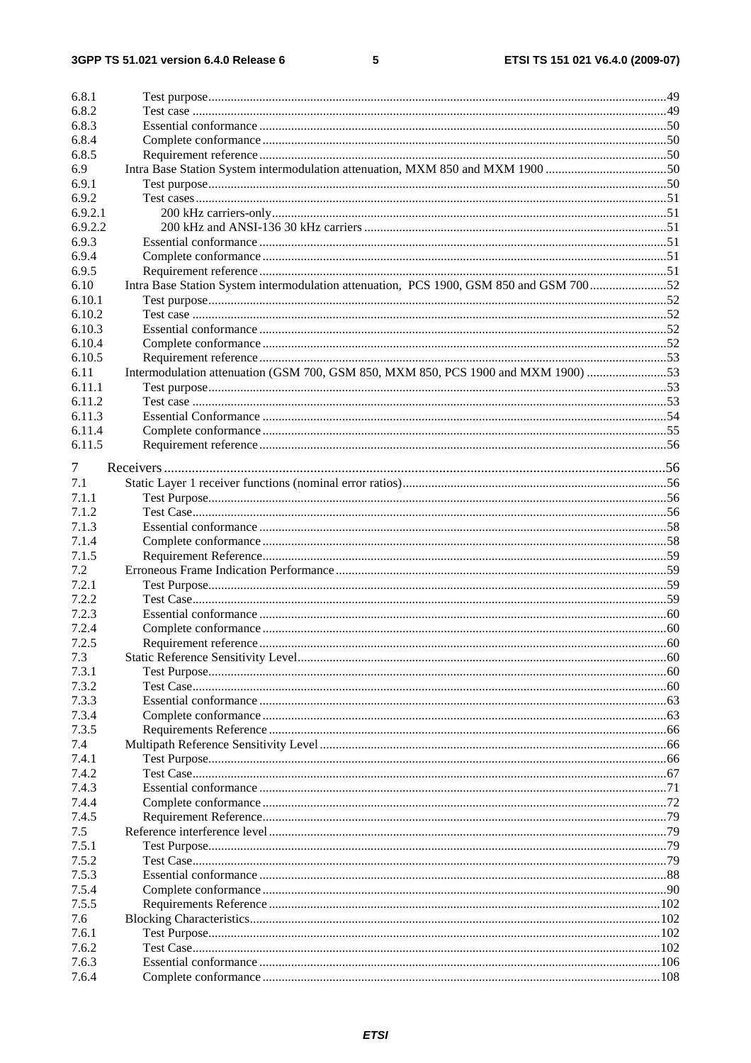6.8.1 Test purpose .....49
6.8.2 Test case .....49
6.8.3 Essential conformance .....50
6.8.4 Complete conformance .....50
6.8.5 Requirement reference .....50
6.9 Intra Base Station System intermodulation attenuation, MXM 850 and MXM 1900 .....50
6.9.1 Test purpose .....50
6.9.2 Test cases .....51
6.9.2.1 200 kHz carriers-only .....51
6.9.2.2 200 kHz and ANSI-136 30 kHz carriers .....51
6.9.3 Essential conformance .....51
6.9.4 Complete conformance .....51
6.9.5 Requirement reference .....51
6.10 Intra Base Station System intermodulation attenuation, PCS 1900, GSM 850 and GSM 700 .....52
6.10.1 Test purpose .....52
6.10.2 Test case .....52
6.10.3 Essential conformance .....52
6.10.4 Complete conformance .....52
6.10.5 Requirement reference .....53
6.11 Intermodulation attenuation (GSM 700, GSM 850, MXM 850, PCS 1900 and MXM 1900) .....53
6.11.1 Test purpose .....53
6.11.2 Test case .....53
6.11.3 Essential Conformance .....54
6.11.4 Complete conformance .....55
6.11.5 Requirement reference .....56

7 Receivers .....56
7.1 Static Layer 1 receiver functions (nominal error ratios) .....56
7.1.1 Test Purpose .....56
7.1.2 Test Case .....56
7.1.3 Essential conformance .....58
7.1.4 Complete conformance .....58
7.1.5 Requirement Reference .....59
7.2 Erroneous Frame Indication Performance .....59
7.2.1 Test Purpose .....59
7.2.2 Test Case .....59
7.2.3 Essential conformance .....60
7.2.4 Complete conformance .....60
7.2.5 Requirement reference .....60
7.3 Static Reference Sensitivity Level .....60
7.3.1 Test Purpose .....60
7.3.2 Test Case .....60
7.3.3 Essential conformance .....63
7.3.4 Complete conformance .....63
7.3.5 Requirements Reference .....66
7.4 Multipath Reference Sensitivity Level .....66
7.4.1 Test Purpose .....66
7.4.2 Test Case .....67
7.4.3 Essential conformance .....71
7.4.4 Complete conformance .....72
7.4.5 Requirement Reference .....79
7.5 Reference interference level .....79
7.5.1 Test Purpose .....79
7.5.2 Test Case .....79
7.5.3 Essential conformance .....88
7.5.4 Complete conformance .....90
7.5.5 Requirements Reference .....102
7.6 Blocking Characteristics .....102
7.6.1 Test Purpose .....102
7.6.2 Test Case .....102
7.6.3 Essential conformance .....106
7.6.4 Complete conformance .....108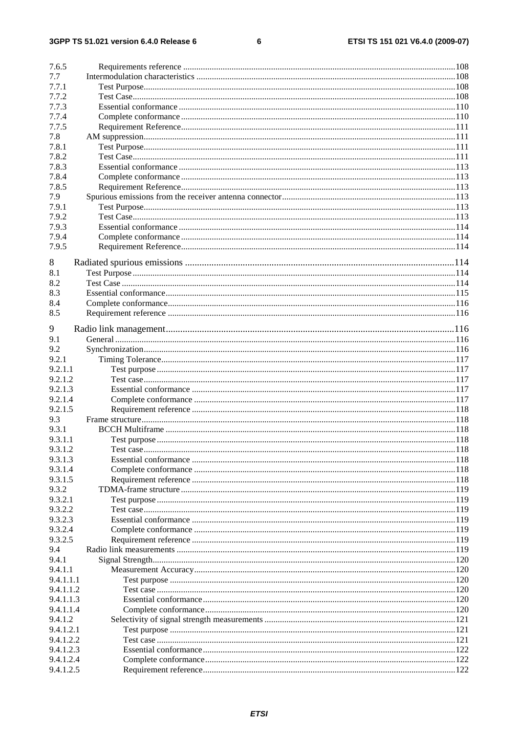7.6.5 Requirements reference ....... 108
7.7 Intermodulation characteristics ....... 108
7.7.1 Test Purpose ....... 108
7.7.2 Test Case ....... 108
7.7.3 Essential conformance ....... 110
7.7.4 Complete conformance ....... 110
7.7.5 Requirement Reference ....... 111
7.8 AM suppression ....... 111
7.8.1 Test Purpose ....... 111
7.8.2 Test Case ....... 111
7.8.3 Essential conformance ....... 113
7.8.4 Complete conformance ....... 113
7.8.5 Requirement Reference ....... 113
7.9 Spurious emissions from the receiver antenna connector ....... 113
7.9.1 Test Purpose ....... 113
7.9.2 Test Case ....... 113
7.9.3 Essential conformance ....... 114
7.9.4 Complete conformance ....... 114
7.9.5 Requirement Reference ....... 114

8 Radiated spurious emissions ....... 114
8.1 Test Purpose ....... 114
8.2 Test Case ....... 114
8.3 Essential conformance ....... 115
8.4 Complete conformance ....... 116
8.5 Requirement reference ....... 116

9 Radio link management ....... 116
9.1 General ....... 116
9.2 Synchronization ....... 116
9.2.1 Timing Tolerance ....... 117
9.2.1.1 Test purpose ....... 117
9.2.1.2 Test case ....... 117
9.2.1.3 Essential conformance ....... 117
9.2.1.4 Complete conformance ....... 117
9.2.1.5 Requirement reference ....... 118
9.3 Frame structure ....... 118
9.3.1 BCCH Multiframe ....... 118
9.3.1.1 Test purpose ....... 118
9.3.1.2 Test case ....... 118
9.3.1.3 Essential conformance ....... 118
9.3.1.4 Complete conformance ....... 118
9.3.1.5 Requirement reference ....... 118
9.3.2 TDMA-frame structure ....... 119
9.3.2.1 Test purpose ....... 119
9.3.2.2 Test case ....... 119
9.3.2.3 Essential conformance ....... 119
9.3.2.4 Complete conformance ....... 119
9.3.2.5 Requirement reference ....... 119
9.4 Radio link measurements ....... 119
9.4.1 Signal Strength ....... 120
9.4.1.1 Measurement Accuracy ....... 120
9.4.1.1.1 Test purpose ....... 120
9.4.1.1.2 Test case ....... 120
9.4.1.1.3 Essential conformance ....... 120
9.4.1.1.4 Complete conformance ....... 120
9.4.1.2 Selectivity of signal strength measurements ....... 121
9.4.1.2.1 Test purpose ....... 121
9.4.1.2.2 Test case ....... 121
9.4.1.2.3 Essential conformance ....... 122
9.4.1.2.4 Complete conformance ....... 122
9.4.1.2.5 Requirement reference ....... 122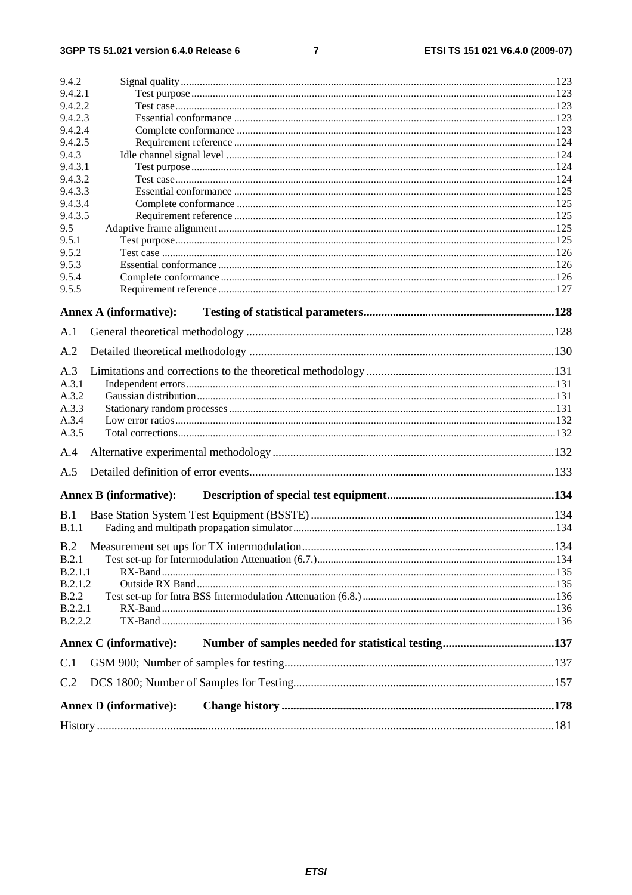9.4.2 Signal quality ... 123
9.4.2.1 Test purpose ... 123
9.4.2.2 Test case ... 123
9.4.2.3 Essential conformance ... 123
9.4.2.4 Complete conformance ... 123
9.4.2.5 Requirement reference ... 124
9.4.3 Idle channel signal level ... 124
9.4.3.1 Test purpose ... 124
9.4.3.2 Test case ... 124
9.4.3.3 Essential conformance ... 125
9.4.3.4 Complete conformance ... 125
9.4.3.5 Requirement reference ... 125
9.5 Adaptive frame alignment ... 125
9.5.1 Test purpose ... 125
9.5.2 Test case ... 126
9.5.3 Essential conformance ... 126
9.5.4 Complete conformance ... 126
9.5.5 Requirement reference ... 127

**Annex A (informative): Testing of statistical parameters ... 128**

A.1 General theoretical methodology ... 128

A.2 Detailed theoretical methodology ... 130

A.3 Limitations and corrections to the theoretical methodology ... 131
A.3.1 Independent errors ... 131
A.3.2 Gaussian distribution ... 131
A.3.3 Stationary random processes ... 131
A.3.4 Low error ratios ... 132
A.3.5 Total corrections ... 132

A.4 Alternative experimental methodology ... 132

A.5 Detailed definition of error events ... 133

**Annex B (informative): Description of special test equipment ... 134**

B.1 Base Station System Test Equipment (BSSTE) ... 134
B.1.1 Fading and multipath propagation simulator ... 134

B.2 Measurement set ups for TX intermodulation ... 134
B.2.1 Test set-up for Intermodulation Attenuation (6.7.) ... 134
B.2.1.1 RX-Band ... 135
B.2.1.2 Outside RX Band ... 135
B.2.2 Test set-up for Intra BSS Intermodulation Attenuation (6.8.) ... 136
B.2.2.1 RX-Band ... 136
B.2.2.2 TX-Band ... 136

**Annex C (informative): Number of samples needed for statistical testing ... 137**

C.1 GSM 900; Number of samples for testing ... 137

C.2 DCS 1800; Number of Samples for Testing ... 157

**Annex D (informative): Change history ... 178**

History ... 181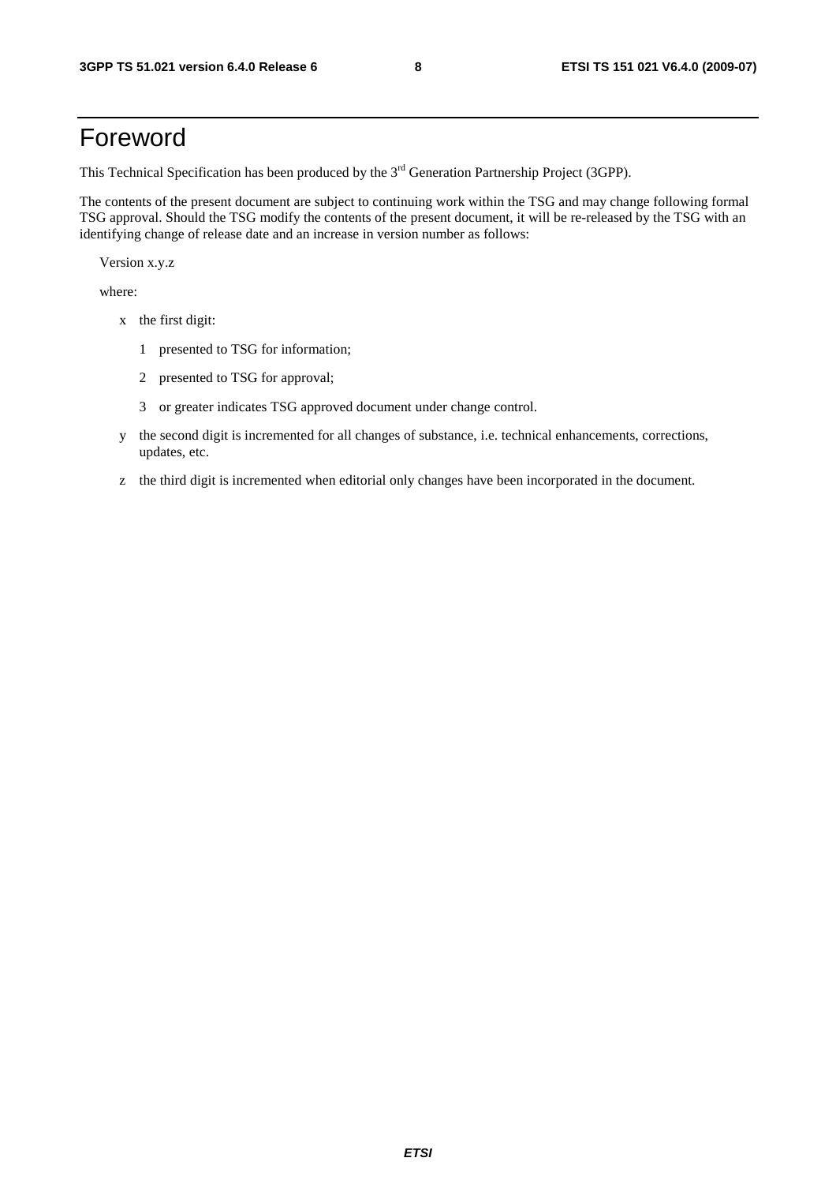# Foreword

This Technical Specification has been produced by the 3rd Generation Partnership Project (3GPP).

The contents of the present document are subject to continuing work within the TSG and may change following formal TSG approval. Should the TSG modify the contents of the present document, it will be re-released by the TSG with an identifying change of release date and an increase in version number as follows:

Version x.y.z

where:

- x the first digit:
  - 1 presented to TSG for information;
  - 2 presented to TSG for approval;
  - 3 or greater indicates TSG approved document under change control.
- y the second digit is incremented for all changes of substance, i.e. technical enhancements, corrections, updates, etc.
- z the third digit is incremented when editorial only changes have been incorporated in the document.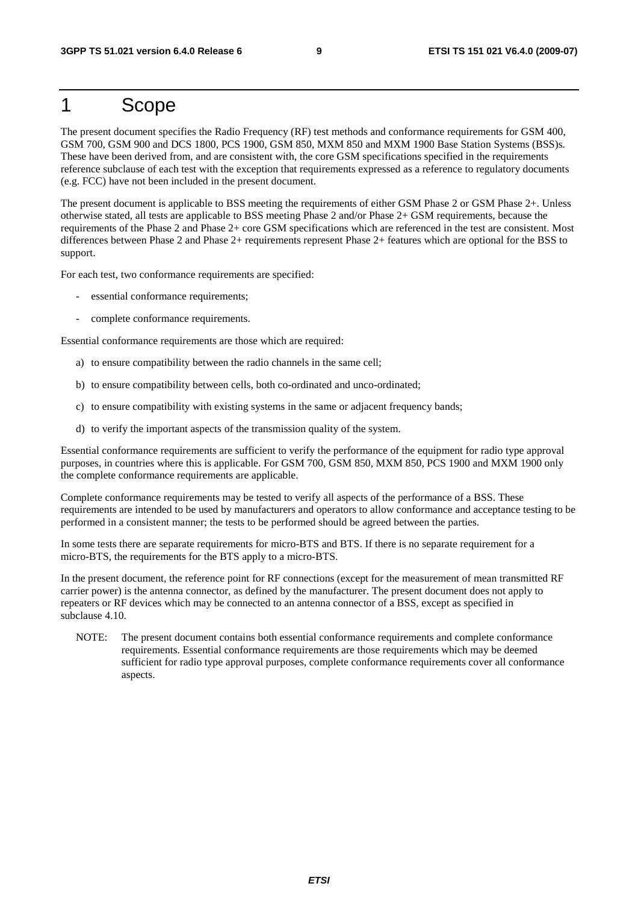# 1 Scope

The present document specifies the Radio Frequency (RF) test methods and conformance requirements for GSM 400, GSM 700, GSM 900 and DCS 1800, PCS 1900, GSM 850, MXM 850 and MXM 1900 Base Station Systems (BSS)s. These have been derived from, and are consistent with, the core GSM specifications specified in the requirements reference subclause of each test with the exception that requirements expressed as a reference to regulatory documents (e.g. FCC) have not been included in the present document.

The present document is applicable to BSS meeting the requirements of either GSM Phase 2 or GSM Phase 2+. Unless otherwise stated, all tests are applicable to BSS meeting Phase 2 and/or Phase 2+ GSM requirements, because the requirements of the Phase 2 and Phase 2+ core GSM specifications which are referenced in the test are consistent. Most differences between Phase 2 and Phase 2+ requirements represent Phase 2+ features which are optional for the BSS to support.

For each test, two conformance requirements are specified:

- essential conformance requirements;
- complete conformance requirements.

Essential conformance requirements are those which are required:

a) to ensure compatibility between the radio channels in the same cell;

b) to ensure compatibility between cells, both co-ordinated and unco-ordinated;

c) to ensure compatibility with existing systems in the same or adjacent frequency bands;

d) to verify the important aspects of the transmission quality of the system.

Essential conformance requirements are sufficient to verify the performance of the equipment for radio type approval purposes, in countries where this is applicable. For GSM 700, GSM 850, MXM 850, PCS 1900 and MXM 1900 only the complete conformance requirements are applicable.

Complete conformance requirements may be tested to verify all aspects of the performance of a BSS. These requirements are intended to be used by manufacturers and operators to allow conformance and acceptance testing to be performed in a consistent manner; the tests to be performed should be agreed between the parties.

In some tests there are separate requirements for micro-BTS and BTS. If there is no separate requirement for a micro-BTS, the requirements for the BTS apply to a micro-BTS.

In the present document, the reference point for RF connections (except for the measurement of mean transmitted RF carrier power) is the antenna connector, as defined by the manufacturer. The present document does not apply to repeaters or RF devices which may be connected to an antenna connector of a BSS, except as specified in subclause 4.10.

NOTE: The present document contains both essential conformance requirements and complete conformance requirements. Essential conformance requirements are those requirements which may be deemed sufficient for radio type approval purposes, complete conformance requirements cover all conformance aspects.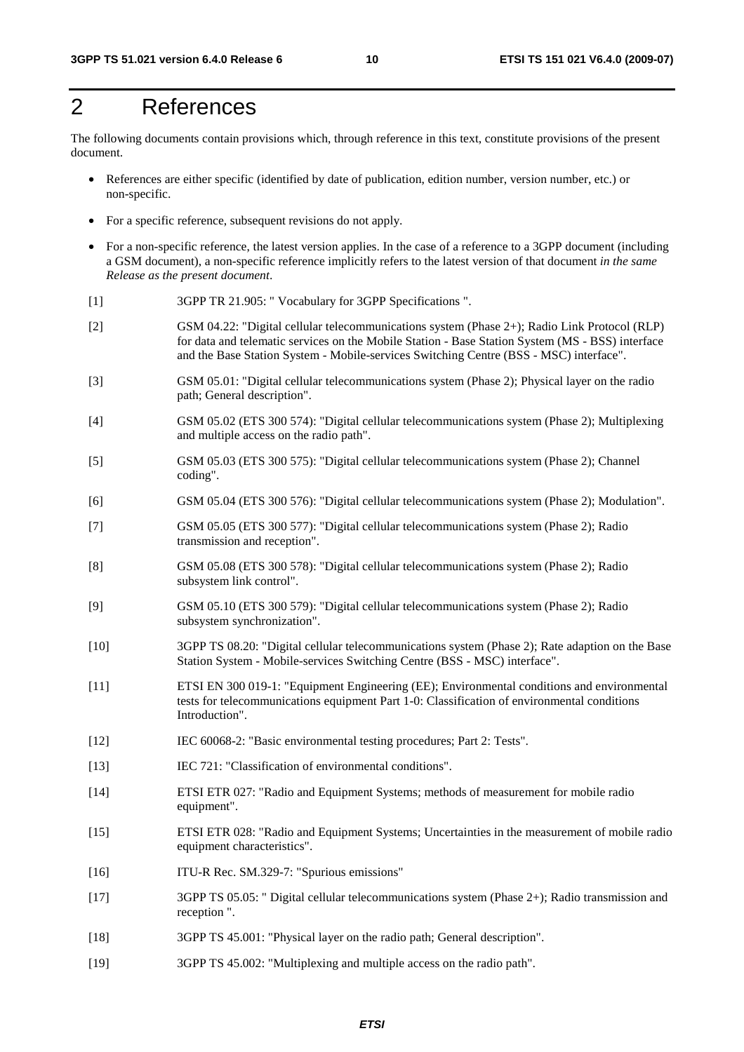# 2 References

The following documents contain provisions which, through reference in this text, constitute provisions of the present document.

- References are either specific (identified by date of publication, edition number, version number, etc.) or non-specific.
- For a specific reference, subsequent revisions do not apply.
- For a non-specific reference, the latest version applies. In the case of a reference to a 3GPP document (including a GSM document), a non-specific reference implicitly refers to the latest version of that document *in the same Release as the present document*.

[1] 3GPP TR 21.905: " Vocabulary for 3GPP Specifications ".

[2] GSM 04.22: "Digital cellular telecommunications system (Phase 2+); Radio Link Protocol (RLP) for data and telematic services on the Mobile Station - Base Station System (MS - BSS) interface and the Base Station System - Mobile-services Switching Centre (BSS - MSC) interface".

[3] GSM 05.01: "Digital cellular telecommunications system (Phase 2); Physical layer on the radio path; General description".

[4] GSM 05.02 (ETS 300 574): "Digital cellular telecommunications system (Phase 2); Multiplexing and multiple access on the radio path".

[5] GSM 05.03 (ETS 300 575): "Digital cellular telecommunications system (Phase 2); Channel coding".

[6] GSM 05.04 (ETS 300 576): "Digital cellular telecommunications system (Phase 2); Modulation".

[7] GSM 05.05 (ETS 300 577): "Digital cellular telecommunications system (Phase 2); Radio transmission and reception".

[8] GSM 05.08 (ETS 300 578): "Digital cellular telecommunications system (Phase 2); Radio subsystem link control".

[9] GSM 05.10 (ETS 300 579): "Digital cellular telecommunications system (Phase 2); Radio subsystem synchronization".

[10] 3GPP TS 08.20: "Digital cellular telecommunications system (Phase 2); Rate adaption on the Base Station System - Mobile-services Switching Centre (BSS - MSC) interface".

[11] ETSI EN 300 019-1: "Equipment Engineering (EE); Environmental conditions and environmental tests for telecommunications equipment Part 1-0: Classification of environmental conditions Introduction".

[12] IEC 60068-2: "Basic environmental testing procedures; Part 2: Tests".

[13] IEC 721: "Classification of environmental conditions".

[14] ETSI ETR 027: "Radio and Equipment Systems; methods of measurement for mobile radio equipment".

[15] ETSI ETR 028: "Radio and Equipment Systems; Uncertainties in the measurement of mobile radio equipment characteristics".

[16] ITU-R Rec. SM.329-7: "Spurious emissions"

[17] 3GPP TS 05.05: " Digital cellular telecommunications system (Phase 2+); Radio transmission and reception ".

[18] 3GPP TS 45.001: "Physical layer on the radio path; General description".

[19] 3GPP TS 45.002: "Multiplexing and multiple access on the radio path".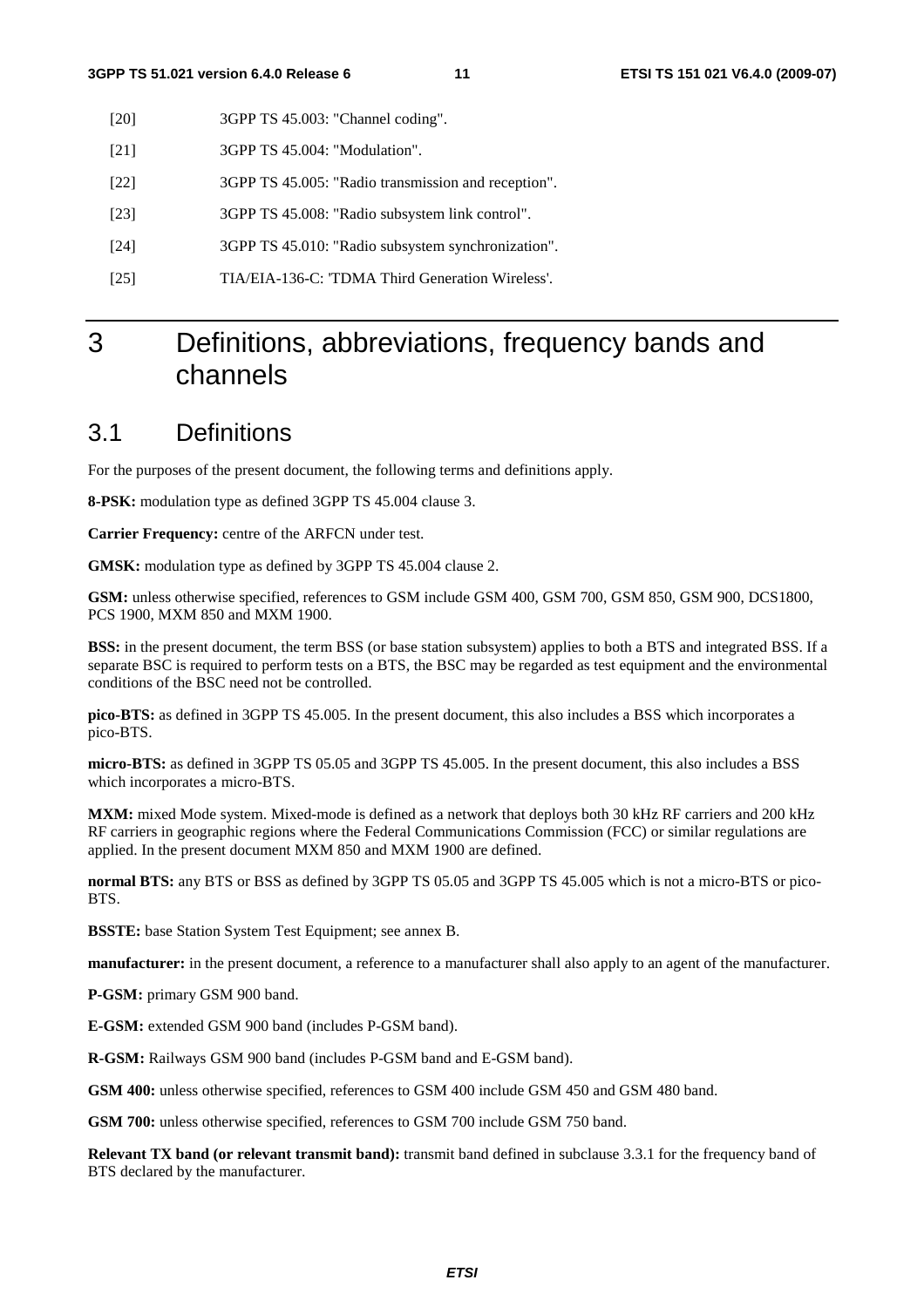[20] 3GPP TS 45.003: "Channel coding".

[21] 3GPP TS 45.004: "Modulation".

[22] 3GPP TS 45.005: "Radio transmission and reception".

[23] 3GPP TS 45.008: "Radio subsystem link control".

[24] 3GPP TS 45.010: "Radio subsystem synchronization".

[25] TIA/EIA-136-C: 'TDMA Third Generation Wireless'.

# 3 Definitions, abbreviations, frequency bands and channels

## 3.1 Definitions

For the purposes of the present document, the following terms and definitions apply.

**8-PSK:** modulation type as defined 3GPP TS 45.004 clause 3.

**Carrier Frequency:** centre of the ARFCN under test.

**GMSK:** modulation type as defined by 3GPP TS 45.004 clause 2.

**GSM:** unless otherwise specified, references to GSM include GSM 400, GSM 700, GSM 850, GSM 900, DCS1800, PCS 1900, MXM 850 and MXM 1900.

**BSS:** in the present document, the term BSS (or base station subsystem) applies to both a BTS and integrated BSS. If a separate BSC is required to perform tests on a BTS, the BSC may be regarded as test equipment and the environmental conditions of the BSC need not be controlled.

**pico-BTS:** as defined in 3GPP TS 45.005. In the present document, this also includes a BSS which incorporates a pico-BTS.

**micro-BTS:** as defined in 3GPP TS 05.05 and 3GPP TS 45.005. In the present document, this also includes a BSS which incorporates a micro-BTS.

**MXM:** mixed Mode system. Mixed-mode is defined as a network that deploys both 30 kHz RF carriers and 200 kHz RF carriers in geographic regions where the Federal Communications Commission (FCC) or similar regulations are applied. In the present document MXM 850 and MXM 1900 are defined.

**normal BTS:** any BTS or BSS as defined by 3GPP TS 05.05 and 3GPP TS 45.005 which is not a micro-BTS or pico-BTS.

**BSSTE:** base Station System Test Equipment; see annex B.

**manufacturer:** in the present document, a reference to a manufacturer shall also apply to an agent of the manufacturer.

**P-GSM:** primary GSM 900 band.

**E-GSM:** extended GSM 900 band (includes P-GSM band).

**R-GSM:** Railways GSM 900 band (includes P-GSM band and E-GSM band).

**GSM 400:** unless otherwise specified, references to GSM 400 include GSM 450 and GSM 480 band.

**GSM 700:** unless otherwise specified, references to GSM 700 include GSM 750 band.

**Relevant TX band (or relevant transmit band):** transmit band defined in subclause 3.3.1 for the frequency band of BTS declared by the manufacturer.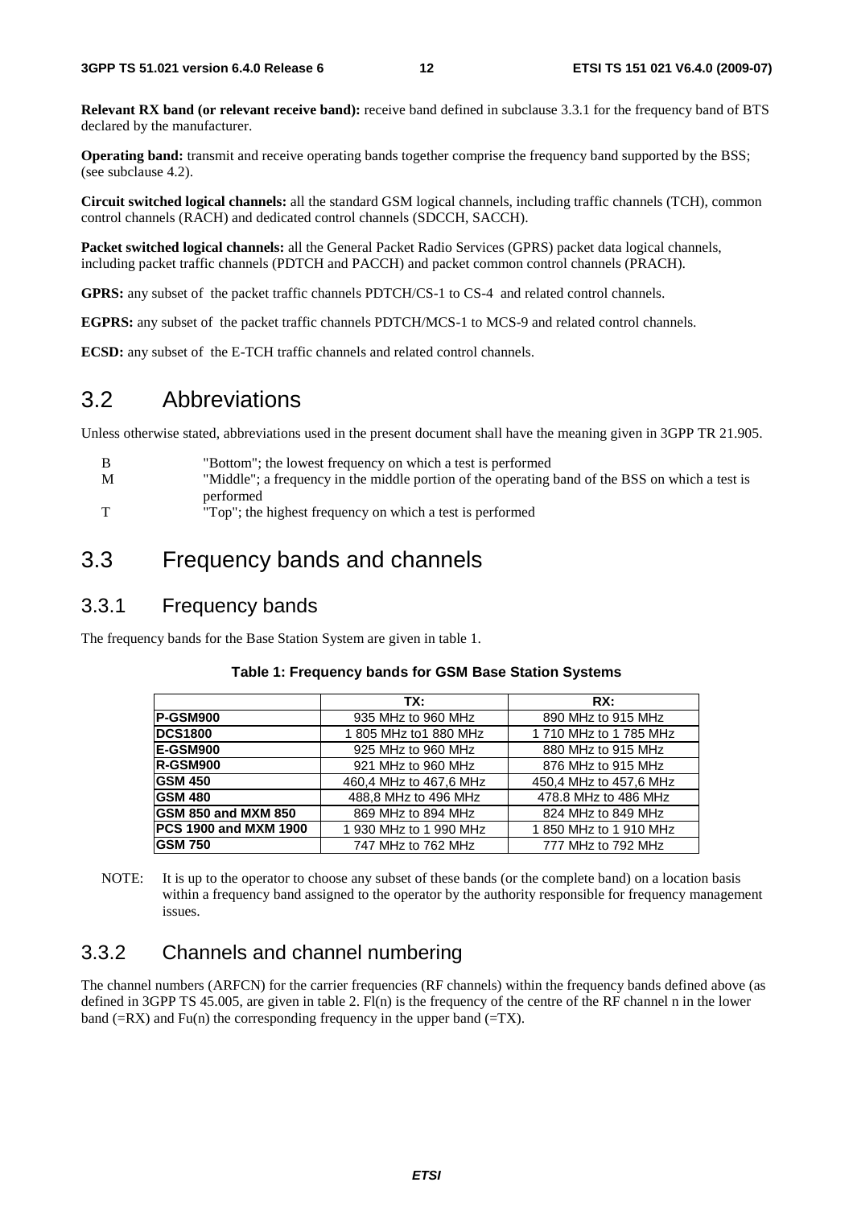**Relevant RX band (or relevant receive band):** receive band defined in subclause 3.3.1 for the frequency band of BTS declared by the manufacturer.

**Operating band:** transmit and receive operating bands together comprise the frequency band supported by the BSS; (see subclause 4.2).

**Circuit switched logical channels:** all the standard GSM logical channels, including traffic channels (TCH), common control channels (RACH) and dedicated control channels (SDCCH, SACCH).

**Packet switched logical channels:** all the General Packet Radio Services (GPRS) packet data logical channels, including packet traffic channels (PDTCH and PACCH) and packet common control channels (PRACH).

**GPRS:** any subset of the packet traffic channels PDTCH/CS-1 to CS-4 and related control channels.

**EGPRS:** any subset of the packet traffic channels PDTCH/MCS-1 to MCS-9 and related control channels.

**ECSD:** any subset of the E-TCH traffic channels and related control channels.

## 3.2 Abbreviations

Unless otherwise stated, abbreviations used in the present document shall have the meaning given in 3GPP TR 21.905.

B "Bottom"; the lowest frequency on which a test is performed
M "Middle"; a frequency in the middle portion of the operating band of the BSS on which a test is performed
T "Top"; the highest frequency on which a test is performed

## 3.3 Frequency bands and channels

### 3.3.1 Frequency bands

The frequency bands for the Base Station System are given in table 1.

**Table 1: Frequency bands for GSM Base Station Systems**

| | TX: | RX: |
|---|---|---|
| **P-GSM900** | 935 MHz to 960 MHz | 890 MHz to 915 MHz |
| **DCS1800** | 1 805 MHz to1 880 MHz | 1 710 MHz to 1 785 MHz |
| **E-GSM900** | 925 MHz to 960 MHz | 880 MHz to 915 MHz |
| **R-GSM900** | 921 MHz to 960 MHz | 876 MHz to 915 MHz |
| **GSM 450** | 460,4 MHz to 467,6 MHz | 450,4 MHz to 457,6 MHz |
| **GSM 480** | 488,8 MHz to 496 MHz | 478.8 MHz to 486 MHz |
| **GSM 850 and MXM 850** | 869 MHz to 894 MHz | 824 MHz to 849 MHz |
| **PCS 1900 and MXM 1900** | 1 930 MHz to 1 990 MHz | 1 850 MHz to 1 910 MHz |
| **GSM 750** | 747 MHz to 762 MHz | 777 MHz to 792 MHz |

NOTE: It is up to the operator to choose any subset of these bands (or the complete band) on a location basis within a frequency band assigned to the operator by the authority responsible for frequency management issues.

### 3.3.2 Channels and channel numbering

The channel numbers (ARFCN) for the carrier frequencies (RF channels) within the frequency bands defined above (as defined in 3GPP TS 45.005, are given in table 2. Fl(n) is the frequency of the centre of the RF channel n in the lower band (=RX) and Fu(n) the corresponding frequency in the upper band (=TX).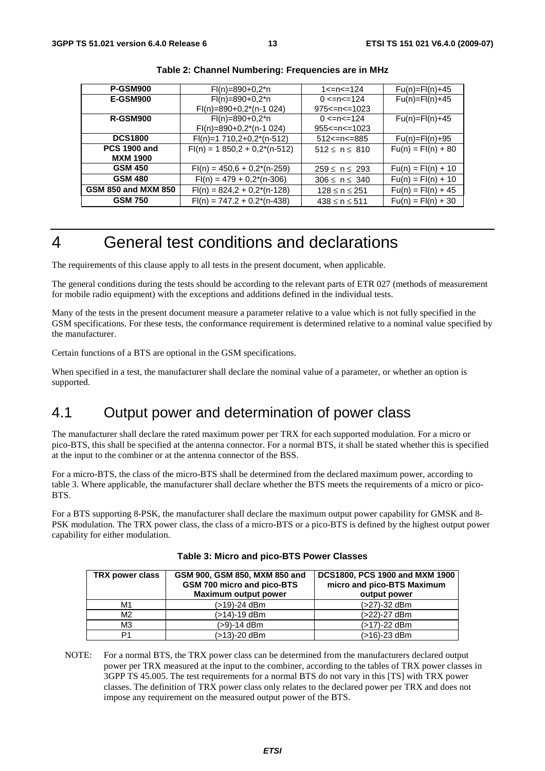**Table 2: Channel Numbering: Frequencies are in MHz**

| | | | |
|---|---|---|---|
| **P-GSM900** | Fl(n)=890+0,2*n | 1<=n<=124 | Fu(n)=Fl(n)+45 |
| **E-GSM900** | Fl(n)=890+0,2*n<br>Fl(n)=890+0,2*(n-1 024) | 0 <=n<=124<br>975<=n<=1023 | Fu(n)=Fl(n)+45 |
| **R-GSM900** | Fl(n)=890+0,2*n<br>Fl(n)=890+0,2*(n-1 024) | 0 <=n<=124<br>955<=n<=1023 | Fu(n)=Fl(n)+45 |
| **DCS1800** | Fl(n)=1 710,2+0,2*(n-512) | 512<=n<=885 | Fu(n)=Fl(n)+95 |
| **PCS 1900 and MXM 1900** | Fl(n) = 1 850,2 + 0,2*(n-512) | 512 ≤ n ≤ 810 | Fu(n) = Fl(n) + 80 |
| **GSM 450** | Fl(n) = 450,6 + 0,2*(n-259) | 259 ≤ n ≤ 293 | Fu(n) = Fl(n) + 10 |
| **GSM 480** | Fl(n) = 479 + 0,2*(n-306) | 306 ≤ n ≤ 340 | Fu(n) = Fl(n) + 10 |
| **GSM 850 and MXM 850** | Fl(n) = 824,2 + 0,2*(n-128) | 128 ≤ n ≤ 251 | Fu(n) = Fl(n) + 45 |
| **GSM 750** | Fl(n) = 747.2 + 0.2*(n-438) | 438 ≤ n ≤ 511 | Fu(n) = Fl(n) + 30 |

# 4 General test conditions and declarations

The requirements of this clause apply to all tests in the present document, when applicable.

The general conditions during the tests should be according to the relevant parts of ETR 027 (methods of measurement for mobile radio equipment) with the exceptions and additions defined in the individual tests.

Many of the tests in the present document measure a parameter relative to a value which is not fully specified in the GSM specifications. For these tests, the conformance requirement is determined relative to a nominal value specified by the manufacturer.

Certain functions of a BTS are optional in the GSM specifications.

When specified in a test, the manufacturer shall declare the nominal value of a parameter, or whether an option is supported.

## 4.1 Output power and determination of power class

The manufacturer shall declare the rated maximum power per TRX for each supported modulation. For a micro or pico-BTS, this shall be specified at the antenna connector. For a normal BTS, it shall be stated whether this is specified at the input to the combiner or at the antenna connector of the BSS.

For a micro-BTS, the class of the micro-BTS shall be determined from the declared maximum power, according to table 3. Where applicable, the manufacturer shall declare whether the BTS meets the requirements of a micro or pico-BTS.

For a BTS supporting 8-PSK, the manufacturer shall declare the maximum output power capability for GMSK and 8-PSK modulation. The TRX power class, the class of a micro-BTS or a pico-BTS is defined by the highest output power capability for either modulation.

**Table 3: Micro and pico-BTS Power Classes**

| TRX power class | GSM 900, GSM 850, MXM 850 and GSM 700 micro and pico-BTS Maximum output power | DCS1800, PCS 1900 and MXM 1900 micro and pico-BTS Maximum output power |
|---|---|---|
| M1 | (>19)-24 dBm | (>27)-32 dBm |
| M2 | (>14)-19 dBm | (>22)-27 dBm |
| M3 | (>9)-14 dBm | (>17)-22 dBm |
| P1 | (>13)-20 dBm | (>16)-23 dBm |

NOTE: For a normal BTS, the TRX power class can be determined from the manufacturers declared output power per TRX measured at the input to the combiner, according to the tables of TRX power classes in 3GPP TS 45.005. The test requirements for a normal BTS do not vary in this [TS] with TRX power classes. The definition of TRX power class only relates to the declared power per TRX and does not impose any requirement on the measured output power of the BTS.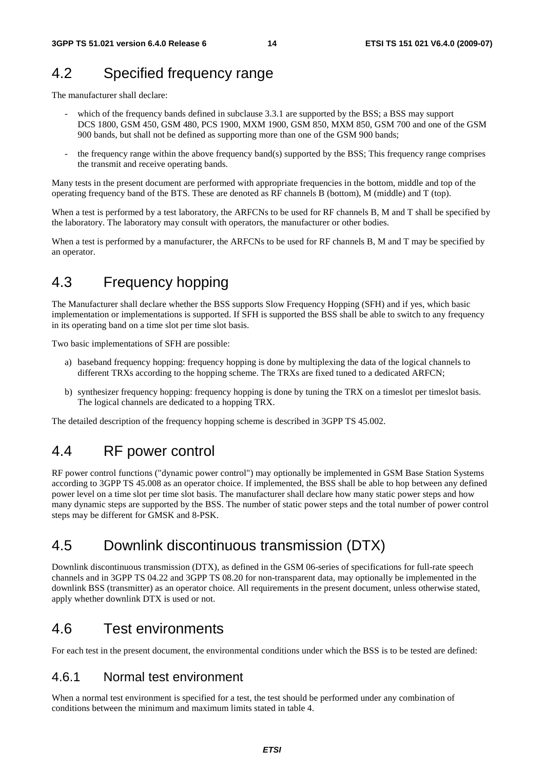## 4.2 Specified frequency range

The manufacturer shall declare:

- which of the frequency bands defined in subclause 3.3.1 are supported by the BSS; a BSS may support DCS 1800, GSM 450, GSM 480, PCS 1900, MXM 1900, GSM 850, MXM 850, GSM 700 and one of the GSM 900 bands, but shall not be defined as supporting more than one of the GSM 900 bands;
- the frequency range within the above frequency band(s) supported by the BSS; This frequency range comprises the transmit and receive operating bands.

Many tests in the present document are performed with appropriate frequencies in the bottom, middle and top of the operating frequency band of the BTS. These are denoted as RF channels B (bottom), M (middle) and T (top).

When a test is performed by a test laboratory, the ARFCNs to be used for RF channels B, M and T shall be specified by the laboratory. The laboratory may consult with operators, the manufacturer or other bodies.

When a test is performed by a manufacturer, the ARFCNs to be used for RF channels B, M and T may be specified by an operator.

## 4.3 Frequency hopping

The Manufacturer shall declare whether the BSS supports Slow Frequency Hopping (SFH) and if yes, which basic implementation or implementations is supported. If SFH is supported the BSS shall be able to switch to any frequency in its operating band on a time slot per time slot basis.

Two basic implementations of SFH are possible:

a) baseband frequency hopping: frequency hopping is done by multiplexing the data of the logical channels to different TRXs according to the hopping scheme. The TRXs are fixed tuned to a dedicated ARFCN;

b) synthesizer frequency hopping: frequency hopping is done by tuning the TRX on a timeslot per timeslot basis. The logical channels are dedicated to a hopping TRX.

The detailed description of the frequency hopping scheme is described in 3GPP TS 45.002.

## 4.4 RF power control

RF power control functions ("dynamic power control") may optionally be implemented in GSM Base Station Systems according to 3GPP TS 45.008 as an operator choice. If implemented, the BSS shall be able to hop between any defined power level on a time slot per time slot basis. The manufacturer shall declare how many static power steps and how many dynamic steps are supported by the BSS. The number of static power steps and the total number of power control steps may be different for GMSK and 8-PSK.

## 4.5 Downlink discontinuous transmission (DTX)

Downlink discontinuous transmission (DTX), as defined in the GSM 06-series of specifications for full-rate speech channels and in 3GPP TS 04.22 and 3GPP TS 08.20 for non-transparent data, may optionally be implemented in the downlink BSS (transmitter) as an operator choice. All requirements in the present document, unless otherwise stated, apply whether downlink DTX is used or not.

## 4.6 Test environments

For each test in the present document, the environmental conditions under which the BSS is to be tested are defined:

### 4.6.1 Normal test environment

When a normal test environment is specified for a test, the test should be performed under any combination of conditions between the minimum and maximum limits stated in table 4.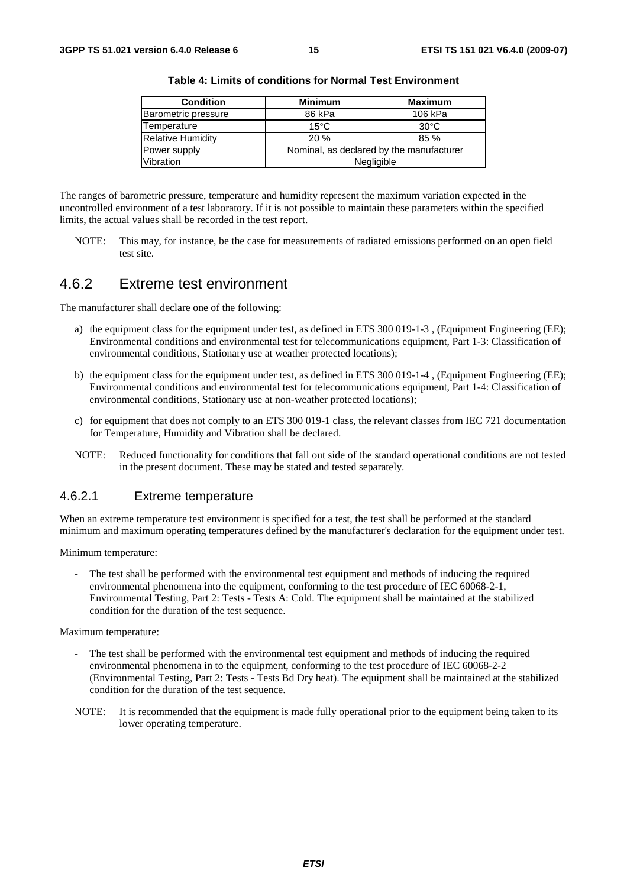**Table 4: Limits of conditions for Normal Test Environment**

| Condition | Minimum | Maximum |
|---|---|---|
| Barometric pressure | 86 kPa | 106 kPa |
| Temperature | 15°C | 30°C |
| Relative Humidity | 20 % | 85 % |
| Power supply | Nominal, as declared by the manufacturer | |
| Vibration | Negligible | |

The ranges of barometric pressure, temperature and humidity represent the maximum variation expected in the uncontrolled environment of a test laboratory. If it is not possible to maintain these parameters within the specified limits, the actual values shall be recorded in the test report.

NOTE: This may, for instance, be the case for measurements of radiated emissions performed on an open field test site.

## 4.6.2 Extreme test environment

The manufacturer shall declare one of the following:

a) the equipment class for the equipment under test, as defined in ETS 300 019-1-3 , (Equipment Engineering (EE); Environmental conditions and environmental test for telecommunications equipment, Part 1-3: Classification of environmental conditions, Stationary use at weather protected locations);

b) the equipment class for the equipment under test, as defined in ETS 300 019-1-4 , (Equipment Engineering (EE); Environmental conditions and environmental test for telecommunications equipment, Part 1-4: Classification of environmental conditions, Stationary use at non-weather protected locations);

c) for equipment that does not comply to an ETS 300 019-1 class, the relevant classes from IEC 721 documentation for Temperature, Humidity and Vibration shall be declared.

NOTE: Reduced functionality for conditions that fall out side of the standard operational conditions are not tested in the present document. These may be stated and tested separately.

### 4.6.2.1 Extreme temperature

When an extreme temperature test environment is specified for a test, the test shall be performed at the standard minimum and maximum operating temperatures defined by the manufacturer's declaration for the equipment under test.

Minimum temperature:

- The test shall be performed with the environmental test equipment and methods of inducing the required environmental phenomena into the equipment, conforming to the test procedure of IEC 60068-2-1, Environmental Testing, Part 2: Tests - Tests A: Cold. The equipment shall be maintained at the stabilized condition for the duration of the test sequence.

Maximum temperature:

- The test shall be performed with the environmental test equipment and methods of inducing the required environmental phenomena in to the equipment, conforming to the test procedure of IEC 60068-2-2 (Environmental Testing, Part 2: Tests - Tests Bd Dry heat). The equipment shall be maintained at the stabilized condition for the duration of the test sequence.

NOTE: It is recommended that the equipment is made fully operational prior to the equipment being taken to its lower operating temperature.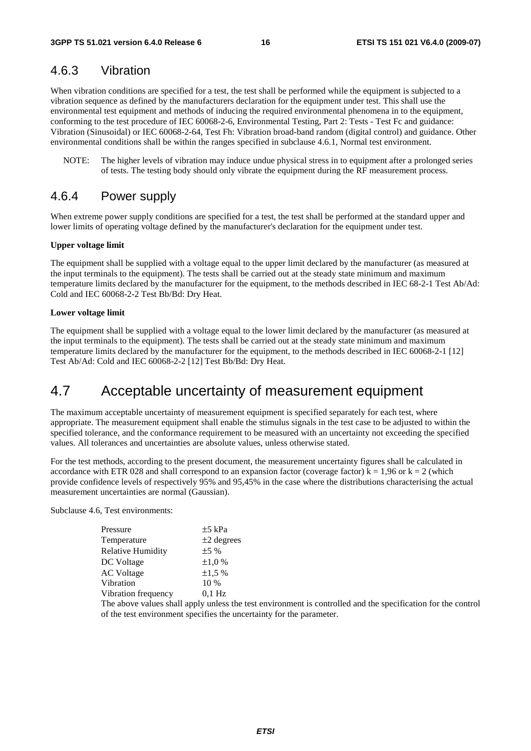### 4.6.3 Vibration

When vibration conditions are specified for a test, the test shall be performed while the equipment is subjected to a vibration sequence as defined by the manufacturers declaration for the equipment under test. This shall use the environmental test equipment and methods of inducing the required environmental phenomena in to the equipment, conforming to the test procedure of IEC 60068-2-6, Environmental Testing, Part 2: Tests - Test Fc and guidance: Vibration (Sinusoidal) or IEC 60068-2-64, Test Fh: Vibration broad-band random (digital control) and guidance. Other environmental conditions shall be within the ranges specified in subclause 4.6.1, Normal test environment.

NOTE: The higher levels of vibration may induce undue physical stress in to equipment after a prolonged series of tests. The testing body should only vibrate the equipment during the RF measurement process.

### 4.6.4 Power supply

When extreme power supply conditions are specified for a test, the test shall be performed at the standard upper and lower limits of operating voltage defined by the manufacturer's declaration for the equipment under test.

**Upper voltage limit**

The equipment shall be supplied with a voltage equal to the upper limit declared by the manufacturer (as measured at the input terminals to the equipment). The tests shall be carried out at the steady state minimum and maximum temperature limits declared by the manufacturer for the equipment, to the methods described in IEC 68-2-1 Test Ab/Ad: Cold and IEC 60068-2-2 Test Bb/Bd: Dry Heat.

**Lower voltage limit**

The equipment shall be supplied with a voltage equal to the lower limit declared by the manufacturer (as measured at the input terminals to the equipment). The tests shall be carried out at the steady state minimum and maximum temperature limits declared by the manufacturer for the equipment, to the methods described in IEC 60068-2-1 [12] Test Ab/Ad: Cold and IEC 60068-2-2 [12] Test Bb/Bd: Dry Heat.

## 4.7 Acceptable uncertainty of measurement equipment

The maximum acceptable uncertainty of measurement equipment is specified separately for each test, where appropriate. The measurement equipment shall enable the stimulus signals in the test case to be adjusted to within the specified tolerance, and the conformance requirement to be measured with an uncertainty not exceeding the specified values. All tolerances and uncertainties are absolute values, unless otherwise stated.

For the test methods, according to the present document, the measurement uncertainty figures shall be calculated in accordance with ETR 028 and shall correspond to an expansion factor (coverage factor) $k = 1{,}96$ or $k = 2$ (which provide confidence levels of respectively 95% and 95,45% in the case where the distributions characterising the actual measurement uncertainties are normal (Gaussian).

Subclause 4.6, Test environments:

| | |
|---|---|
| Pressure | ±5 kPa |
| Temperature | ±2 degrees |
| Relative Humidity | ±5 % |
| DC Voltage | ±1,0 % |
| AC Voltage | ±1,5 % |
| Vibration | 10 % |
| Vibration frequency | 0,1 Hz |

The above values shall apply unless the test environment is controlled and the specification for the control of the test environment specifies the uncertainty for the parameter.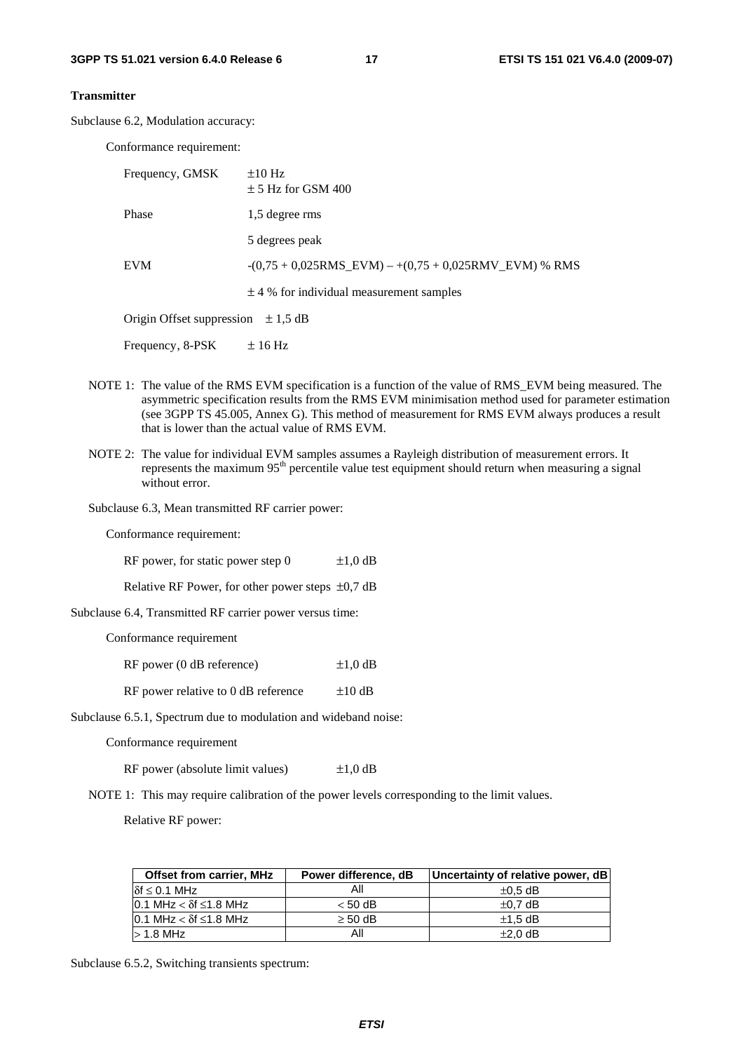**Transmitter**

Subclause 6.2, Modulation accuracy:

Conformance requirement:

| | |
|---|---|
| Frequency, GMSK | ±10 Hz<br>± 5 Hz for GSM 400 |
| Phase | 1,5 degree rms |
| | 5 degrees peak |
| EVM | -(0,75 + 0,025RMS_EVM) – +(0,75 + 0,025RMV_EVM) % RMS |
| | ± 4 % for individual measurement samples |
| Origin Offset suppression | ± 1,5 dB |
| Frequency, 8-PSK | ± 16 Hz |

NOTE 1: The value of the RMS EVM specification is a function of the value of RMS_EVM being measured. The asymmetric specification results from the RMS EVM minimisation method used for parameter estimation (see 3GPP TS 45.005, Annex G). This method of measurement for RMS EVM always produces a result that is lower than the actual value of RMS EVM.

NOTE 2: The value for individual EVM samples assumes a Rayleigh distribution of measurement errors. It represents the maximum 95th percentile value test equipment should return when measuring a signal without error.

Subclause 6.3, Mean transmitted RF carrier power:

Conformance requirement:

RF power, for static power step 0 ±1,0 dB

Relative RF Power, for other power steps ±0,7 dB

Subclause 6.4, Transmitted RF carrier power versus time:

Conformance requirement

RF power (0 dB reference) ±1,0 dB

RF power relative to 0 dB reference ±10 dB

Subclause 6.5.1, Spectrum due to modulation and wideband noise:

Conformance requirement

RF power (absolute limit values) ±1,0 dB

NOTE 1: This may require calibration of the power levels corresponding to the limit values.

Relative RF power:

| Offset from carrier, MHz | Power difference, dB | Uncertainty of relative power, dB |
|---|---|---|
| δf ≤ 0.1 MHz | All | ±0,5 dB |
| 0.1 MHz < δf ≤1.8 MHz | < 50 dB | ±0,7 dB |
| 0.1 MHz < δf ≤1.8 MHz | ≥ 50 dB | ±1,5 dB |
| > 1.8 MHz | All | ±2,0 dB |

Subclause 6.5.2, Switching transients spectrum: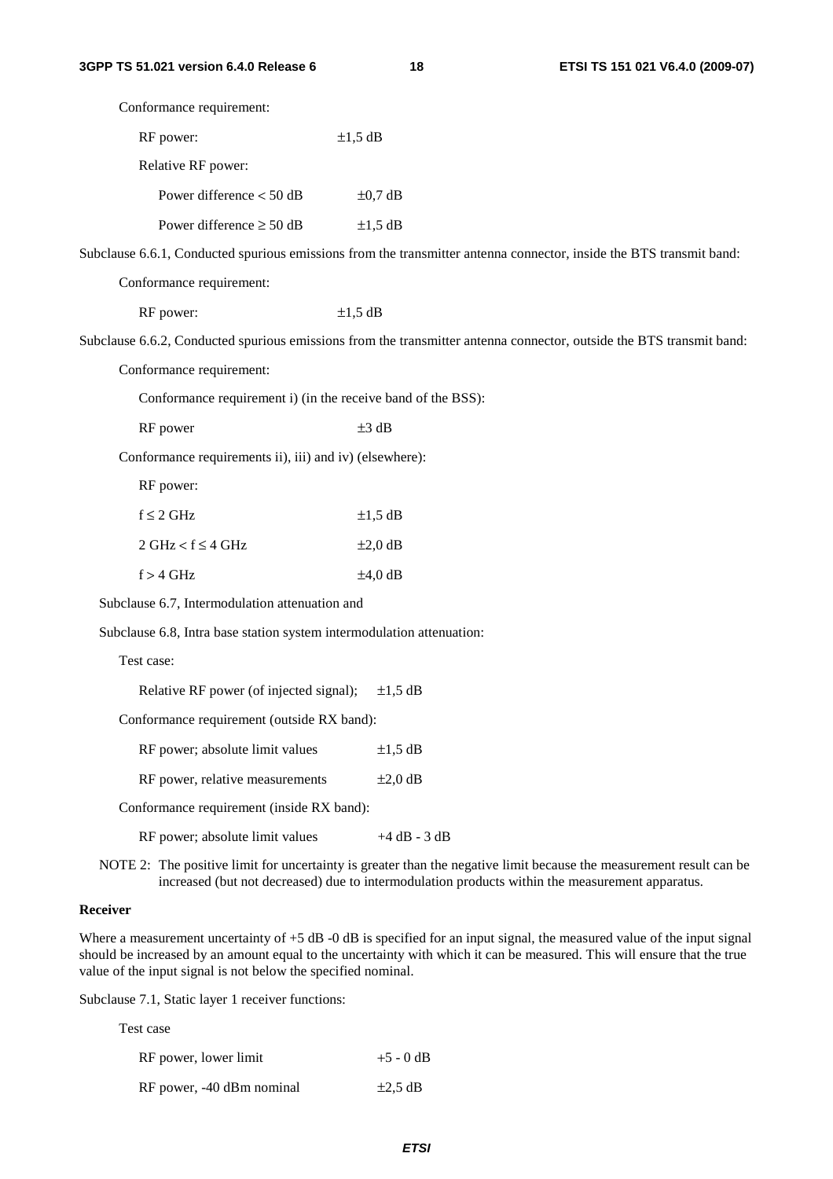Conformance requirement:

RF power: ±1,5 dB

Relative RF power:

Power difference < 50 dB ±0,7 dB

Power difference ≥ 50 dB ±1,5 dB

Subclause 6.6.1, Conducted spurious emissions from the transmitter antenna connector, inside the BTS transmit band:

Conformance requirement:

RF power: ±1,5 dB

Subclause 6.6.2, Conducted spurious emissions from the transmitter antenna connector, outside the BTS transmit band:

Conformance requirement:

Conformance requirement i) (in the receive band of the BSS):

RF power ±3 dB

Conformance requirements ii), iii) and iv) (elsewhere):

RF power:

f ≤ 2 GHz ±1,5 dB

2 GHz < f ≤ 4 GHz ±2,0 dB

f > 4 GHz ±4,0 dB

Subclause 6.7, Intermodulation attenuation and

Subclause 6.8, Intra base station system intermodulation attenuation:

Test case:

Relative RF power (of injected signal); ±1,5 dB

Conformance requirement (outside RX band):

RF power; absolute limit values ±1,5 dB

RF power, relative measurements ±2,0 dB

Conformance requirement (inside RX band):

RF power; absolute limit values +4 dB - 3 dB

NOTE 2: The positive limit for uncertainty is greater than the negative limit because the measurement result can be increased (but not decreased) due to intermodulation products within the measurement apparatus.

**Receiver**

Where a measurement uncertainty of +5 dB -0 dB is specified for an input signal, the measured value of the input signal should be increased by an amount equal to the uncertainty with which it can be measured. This will ensure that the true value of the input signal is not below the specified nominal.

Subclause 7.1, Static layer 1 receiver functions:

Test case

RF power, lower limit +5 - 0 dB

RF power, -40 dBm nominal ±2,5 dB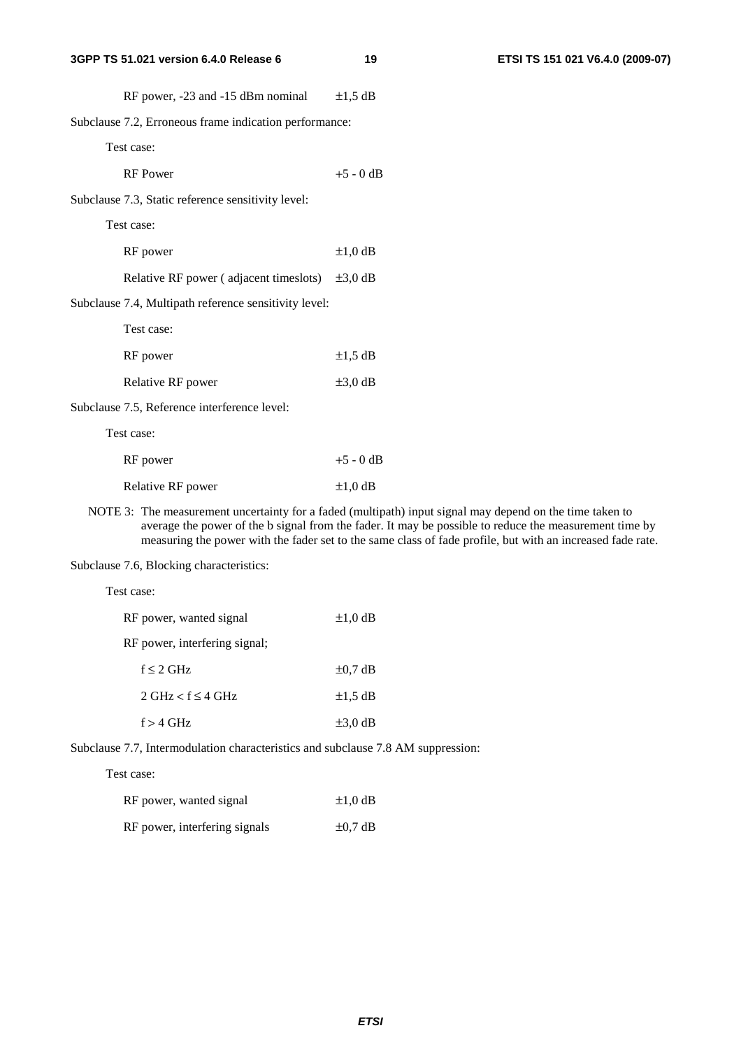RF power, -23 and -15 dBm nominal ±1,5 dB

Subclause 7.2, Erroneous frame indication performance:

Test case:

RF Power +5 - 0 dB

Subclause 7.3, Static reference sensitivity level:

Test case:

RF power ±1,0 dB

Relative RF power ( adjacent timeslots) ±3,0 dB

Subclause 7.4, Multipath reference sensitivity level:

Test case:

RF power ±1,5 dB

Relative RF power ±3,0 dB

Subclause 7.5, Reference interference level:

Test case:

RF power +5 - 0 dB

Relative RF power ±1,0 dB

NOTE 3: The measurement uncertainty for a faded (multipath) input signal may depend on the time taken to average the power of the b signal from the fader. It may be possible to reduce the measurement time by measuring the power with the fader set to the same class of fade profile, but with an increased fade rate.

Subclause 7.6, Blocking characteristics:

Test case:

RF power, wanted signal ±1,0 dB

RF power, interfering signal;

$f \leq 2$ GHz ±0,7 dB

2 GHz $< f \leq$ 4 GHz ±1,5 dB

$f >$ 4 GHz ±3,0 dB

Subclause 7.7, Intermodulation characteristics and subclause 7.8 AM suppression:

Test case:

RF power, wanted signal ±1,0 dB

RF power, interfering signals ±0,7 dB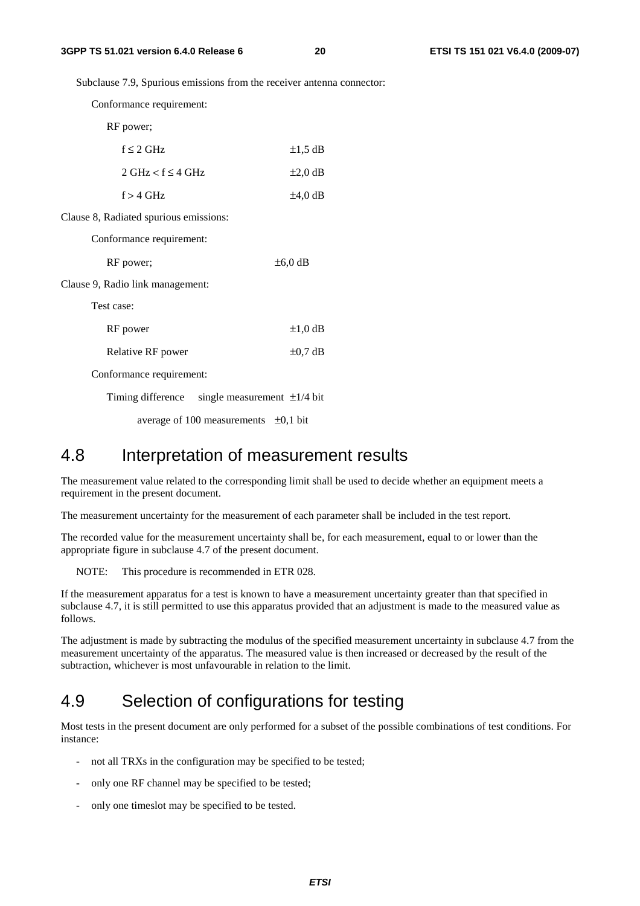Subclause 7.9, Spurious emissions from the receiver antenna connector:

Conformance requirement:

RF power;

| | |
|---|---|
| f ≤ 2 GHz | ±1,5 dB |
| 2 GHz < f ≤ 4 GHz | ±2,0 dB |
| f > 4 GHz | ±4,0 dB |

Clause 8, Radiated spurious emissions:

Conformance requirement:

RF power; ±6,0 dB

Clause 9, Radio link management:

Test case:

| | |
|---|---|
| RF power | ±1,0 dB |
| Relative RF power | ±0,7 dB |

Conformance requirement:

Timing difference single measurement ±1/4 bit

average of 100 measurements ±0,1 bit

## 4.8 Interpretation of measurement results

The measurement value related to the corresponding limit shall be used to decide whether an equipment meets a requirement in the present document.

The measurement uncertainty for the measurement of each parameter shall be included in the test report.

The recorded value for the measurement uncertainty shall be, for each measurement, equal to or lower than the appropriate figure in subclause 4.7 of the present document.

NOTE: This procedure is recommended in ETR 028.

If the measurement apparatus for a test is known to have a measurement uncertainty greater than that specified in subclause 4.7, it is still permitted to use this apparatus provided that an adjustment is made to the measured value as follows.

The adjustment is made by subtracting the modulus of the specified measurement uncertainty in subclause 4.7 from the measurement uncertainty of the apparatus. The measured value is then increased or decreased by the result of the subtraction, whichever is most unfavourable in relation to the limit.

## 4.9 Selection of configurations for testing

Most tests in the present document are only performed for a subset of the possible combinations of test conditions. For instance:

- not all TRXs in the configuration may be specified to be tested;
- only one RF channel may be specified to be tested;
- only one timeslot may be specified to be tested.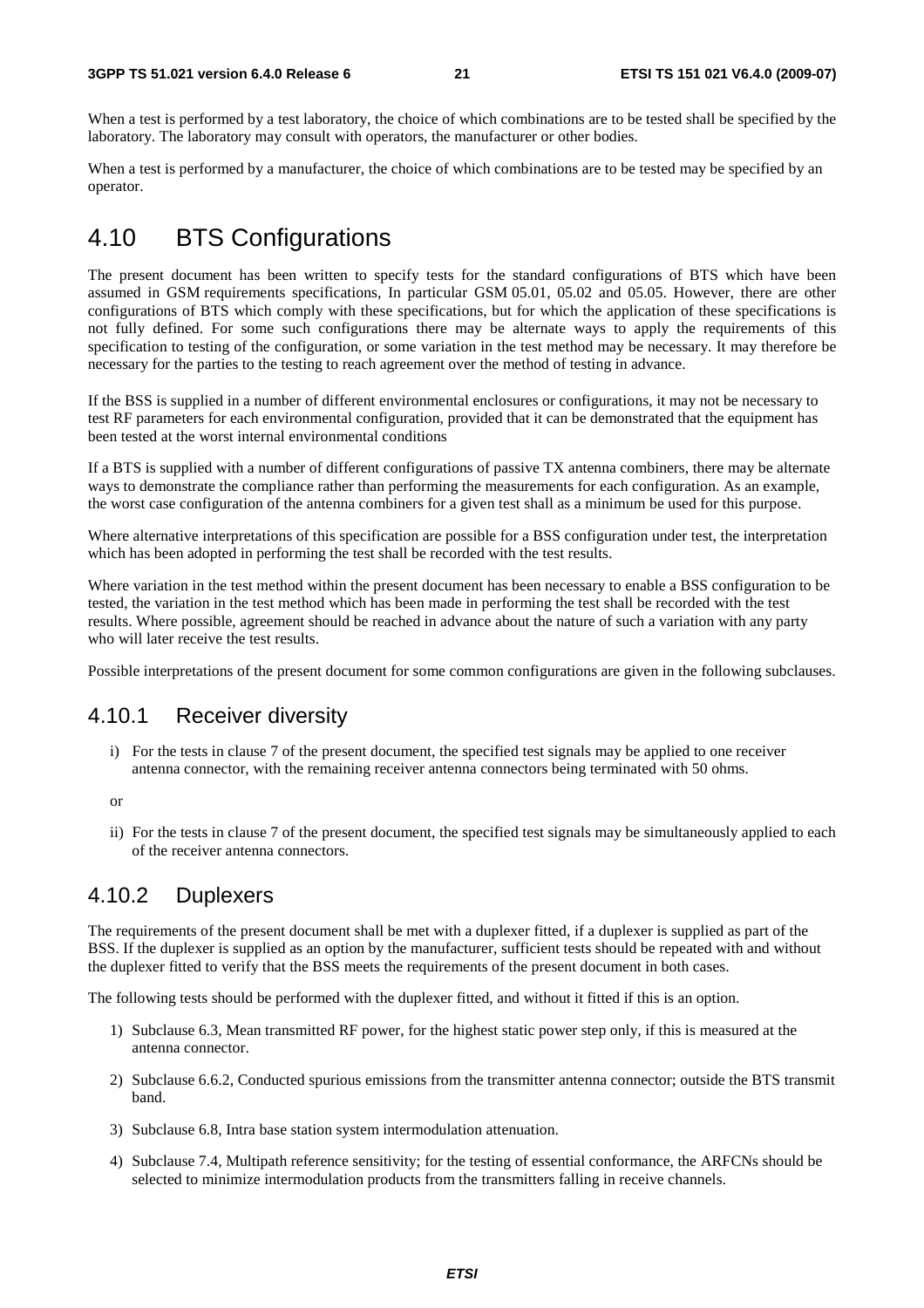When a test is performed by a test laboratory, the choice of which combinations are to be tested shall be specified by the laboratory. The laboratory may consult with operators, the manufacturer or other bodies.

When a test is performed by a manufacturer, the choice of which combinations are to be tested may be specified by an operator.

# 4.10 BTS Configurations

The present document has been written to specify tests for the standard configurations of BTS which have been assumed in GSM requirements specifications, In particular GSM 05.01, 05.02 and 05.05. However, there are other configurations of BTS which comply with these specifications, but for which the application of these specifications is not fully defined. For some such configurations there may be alternate ways to apply the requirements of this specification to testing of the configuration, or some variation in the test method may be necessary. It may therefore be necessary for the parties to the testing to reach agreement over the method of testing in advance.

If the BSS is supplied in a number of different environmental enclosures or configurations, it may not be necessary to test RF parameters for each environmental configuration, provided that it can be demonstrated that the equipment has been tested at the worst internal environmental conditions

If a BTS is supplied with a number of different configurations of passive TX antenna combiners, there may be alternate ways to demonstrate the compliance rather than performing the measurements for each configuration. As an example, the worst case configuration of the antenna combiners for a given test shall as a minimum be used for this purpose.

Where alternative interpretations of this specification are possible for a BSS configuration under test, the interpretation which has been adopted in performing the test shall be recorded with the test results.

Where variation in the test method within the present document has been necessary to enable a BSS configuration to be tested, the variation in the test method which has been made in performing the test shall be recorded with the test results. Where possible, agreement should be reached in advance about the nature of such a variation with any party who will later receive the test results.

Possible interpretations of the present document for some common configurations are given in the following subclauses.

## 4.10.1 Receiver diversity

i) For the tests in clause 7 of the present document, the specified test signals may be applied to one receiver antenna connector, with the remaining receiver antenna connectors being terminated with 50 ohms.

or

ii) For the tests in clause 7 of the present document, the specified test signals may be simultaneously applied to each of the receiver antenna connectors.

## 4.10.2 Duplexers

The requirements of the present document shall be met with a duplexer fitted, if a duplexer is supplied as part of the BSS. If the duplexer is supplied as an option by the manufacturer, sufficient tests should be repeated with and without the duplexer fitted to verify that the BSS meets the requirements of the present document in both cases.

The following tests should be performed with the duplexer fitted, and without it fitted if this is an option.

1) Subclause 6.3, Mean transmitted RF power, for the highest static power step only, if this is measured at the antenna connector.

2) Subclause 6.6.2, Conducted spurious emissions from the transmitter antenna connector; outside the BTS transmit band.

3) Subclause 6.8, Intra base station system intermodulation attenuation.

4) Subclause 7.4, Multipath reference sensitivity; for the testing of essential conformance, the ARFCNs should be selected to minimize intermodulation products from the transmitters falling in receive channels.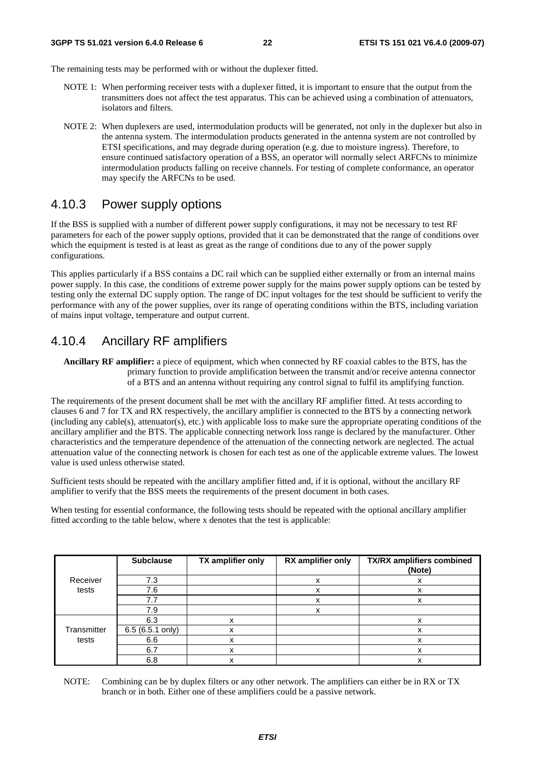The remaining tests may be performed with or without the duplexer fitted.

NOTE 1: When performing receiver tests with a duplexer fitted, it is important to ensure that the output from the transmitters does not affect the test apparatus. This can be achieved using a combination of attenuators, isolators and filters.

NOTE 2: When duplexers are used, intermodulation products will be generated, not only in the duplexer but also in the antenna system. The intermodulation products generated in the antenna system are not controlled by ETSI specifications, and may degrade during operation (e.g. due to moisture ingress). Therefore, to ensure continued satisfactory operation of a BSS, an operator will normally select ARFCNs to minimize intermodulation products falling on receive channels. For testing of complete conformance, an operator may specify the ARFCNs to be used.

### 4.10.3 Power supply options

If the BSS is supplied with a number of different power supply configurations, it may not be necessary to test RF parameters for each of the power supply options, provided that it can be demonstrated that the range of conditions over which the equipment is tested is at least as great as the range of conditions due to any of the power supply configurations.

This applies particularly if a BSS contains a DC rail which can be supplied either externally or from an internal mains power supply. In this case, the conditions of extreme power supply for the mains power supply options can be tested by testing only the external DC supply option. The range of DC input voltages for the test should be sufficient to verify the performance with any of the power supplies, over its range of operating conditions within the BTS, including variation of mains input voltage, temperature and output current.

### 4.10.4 Ancillary RF amplifiers

**Ancillary RF amplifier:** a piece of equipment, which when connected by RF coaxial cables to the BTS, has the primary function to provide amplification between the transmit and/or receive antenna connector of a BTS and an antenna without requiring any control signal to fulfil its amplifying function.

The requirements of the present document shall be met with the ancillary RF amplifier fitted. At tests according to clauses 6 and 7 for TX and RX respectively, the ancillary amplifier is connected to the BTS by a connecting network (including any cable(s), attenuator(s), etc.) with applicable loss to make sure the appropriate operating conditions of the ancillary amplifier and the BTS. The applicable connecting network loss range is declared by the manufacturer. Other characteristics and the temperature dependence of the attenuation of the connecting network are neglected. The actual attenuation value of the connecting network is chosen for each test as one of the applicable extreme values. The lowest value is used unless otherwise stated.

Sufficient tests should be repeated with the ancillary amplifier fitted and, if it is optional, without the ancillary RF amplifier to verify that the BSS meets the requirements of the present document in both cases.

When testing for essential conformance, the following tests should be repeated with the optional ancillary amplifier fitted according to the table below, where x denotes that the test is applicable:

| | Subclause | TX amplifier only | RX amplifier only | TX/RX amplifiers combined (Note) |
|---|---|---|---|---|
| Receiver tests | 7.3 | | x | x |
| | 7.6 | | x | x |
| | 7.7 | | x | x |
| | 7.9 | | x | |
| Transmitter tests | 6.3 | x | | x |
| | 6.5 (6.5.1 only) | x | | x |
| | 6.6 | x | | x |
| | 6.7 | x | | x |
| | 6.8 | x | | x |

NOTE: Combining can be by duplex filters or any other network. The amplifiers can either be in RX or TX branch or in both. Either one of these amplifiers could be a passive network.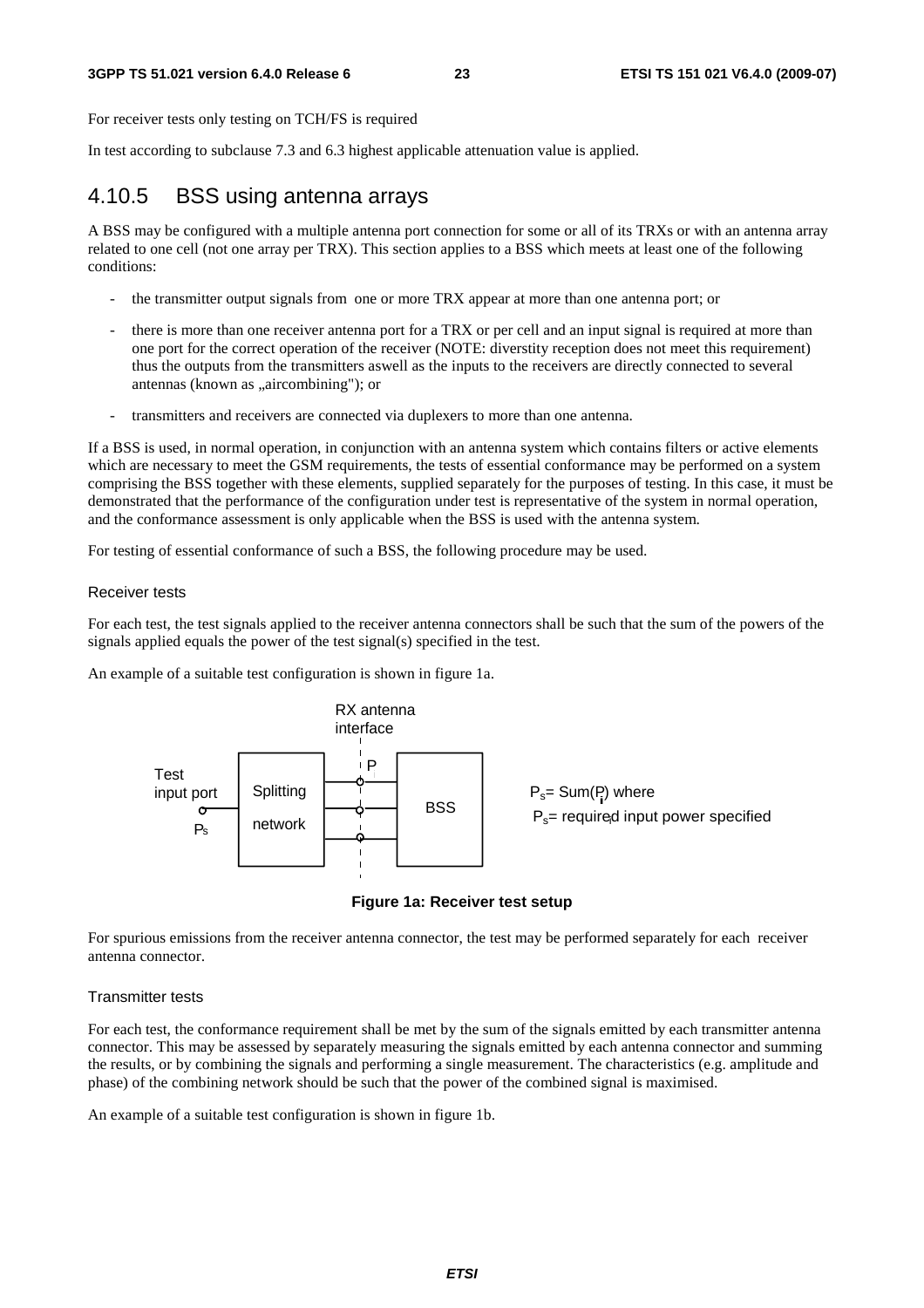For receiver tests only testing on TCH/FS is required

In test according to subclause 7.3 and 6.3 highest applicable attenuation value is applied.

### 4.10.5 BSS using antenna arrays

A BSS may be configured with a multiple antenna port connection for some or all of its TRXs or with an antenna array related to one cell (not one array per TRX). This section applies to a BSS which meets at least one of the following conditions:

- the transmitter output signals from one or more TRX appear at more than one antenna port; or
- there is more than one receiver antenna port for a TRX or per cell and an input signal is required at more than one port for the correct operation of the receiver (NOTE: diverstity reception does not meet this requirement) thus the outputs from the transmitters aswell as the inputs to the receivers are directly connected to several antennas (known as „aircombining"); or
- transmitters and receivers are connected via duplexers to more than one antenna.

If a BSS is used, in normal operation, in conjunction with an antenna system which contains filters or active elements which are necessary to meet the GSM requirements, the tests of essential conformance may be performed on a system comprising the BSS together with these elements, supplied separately for the purposes of testing. In this case, it must be demonstrated that the performance of the configuration under test is representative of the system in normal operation, and the conformance assessment is only applicable when the BSS is used with the antenna system.

For testing of essential conformance of such a BSS, the following procedure may be used.

Receiver tests

For each test, the test signals applied to the receiver antenna connectors shall be such that the sum of the powers of the signals applied equals the power of the test signal(s) specified in the test.

An example of a suitable test configuration is shown in figure 1a.

RX antenna interface

Test input port $P_s$ — Splitting network — $P_i$ — BSS

$P_s$= Sum($P_i$) where

$P_s$= required input power specified

**Figure 1a: Receiver test setup**

For spurious emissions from the receiver antenna connector, the test may be performed separately for each receiver antenna connector.

Transmitter tests

For each test, the conformance requirement shall be met by the sum of the signals emitted by each transmitter antenna connector. This may be assessed by separately measuring the signals emitted by each antenna connector and summing the results, or by combining the signals and performing a single measurement. The characteristics (e.g. amplitude and phase) of the combining network should be such that the power of the combined signal is maximised.

An example of a suitable test configuration is shown in figure 1b.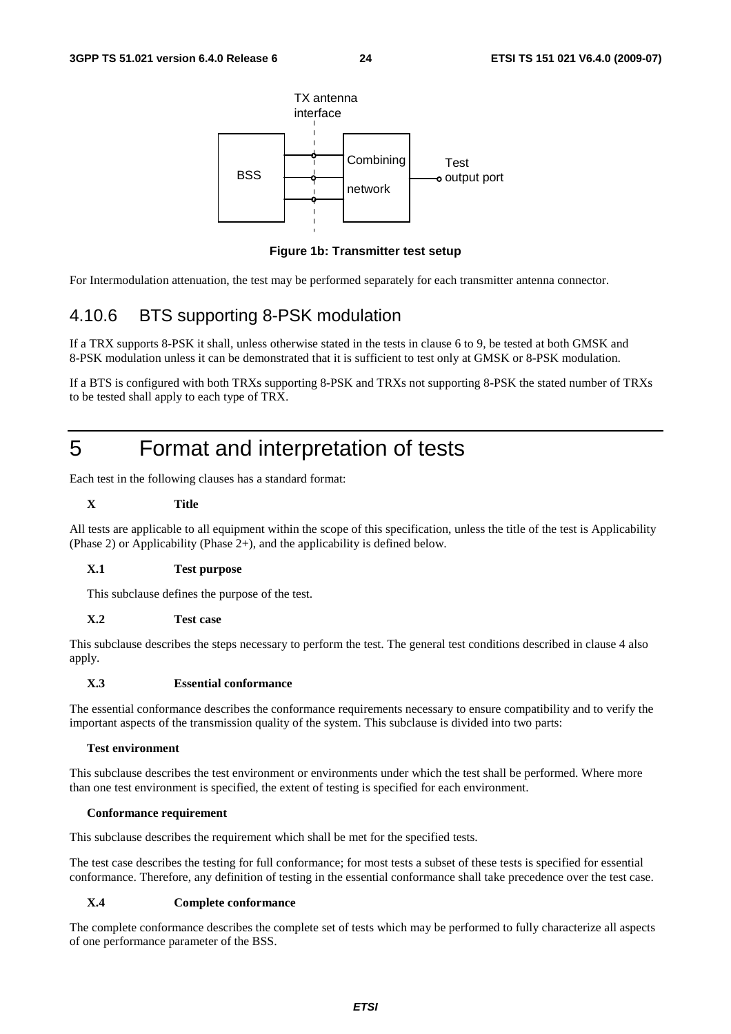Figure 1b: Transmitter test setup

For Intermodulation attenuation, the test may be performed separately for each transmitter antenna connector.

### 4.10.6 BTS supporting 8-PSK modulation

If a TRX supports 8-PSK it shall, unless otherwise stated in the tests in clause 6 to 9, be tested at both GMSK and 8-PSK modulation unless it can be demonstrated that it is sufficient to test only at GMSK or 8-PSK modulation.

If a BTS is configured with both TRXs supporting 8-PSK and TRXs not supporting 8-PSK the stated number of TRXs to be tested shall apply to each type of TRX.

# 5 Format and interpretation of tests

Each test in the following clauses has a standard format:

**X Title**

All tests are applicable to all equipment within the scope of this specification, unless the title of the test is Applicability (Phase 2) or Applicability (Phase 2+), and the applicability is defined below.

**X.1 Test purpose**

This subclause defines the purpose of the test.

**X.2 Test case**

This subclause describes the steps necessary to perform the test. The general test conditions described in clause 4 also apply.

**X.3 Essential conformance**

The essential conformance describes the conformance requirements necessary to ensure compatibility and to verify the important aspects of the transmission quality of the system. This subclause is divided into two parts:

**Test environment**

This subclause describes the test environment or environments under which the test shall be performed. Where more than one test environment is specified, the extent of testing is specified for each environment.

**Conformance requirement**

This subclause describes the requirement which shall be met for the specified tests.

The test case describes the testing for full conformance; for most tests a subset of these tests is specified for essential conformance. Therefore, any definition of testing in the essential conformance shall take precedence over the test case.

**X.4 Complete conformance**

The complete conformance describes the complete set of tests which may be performed to fully characterize all aspects of one performance parameter of the BSS.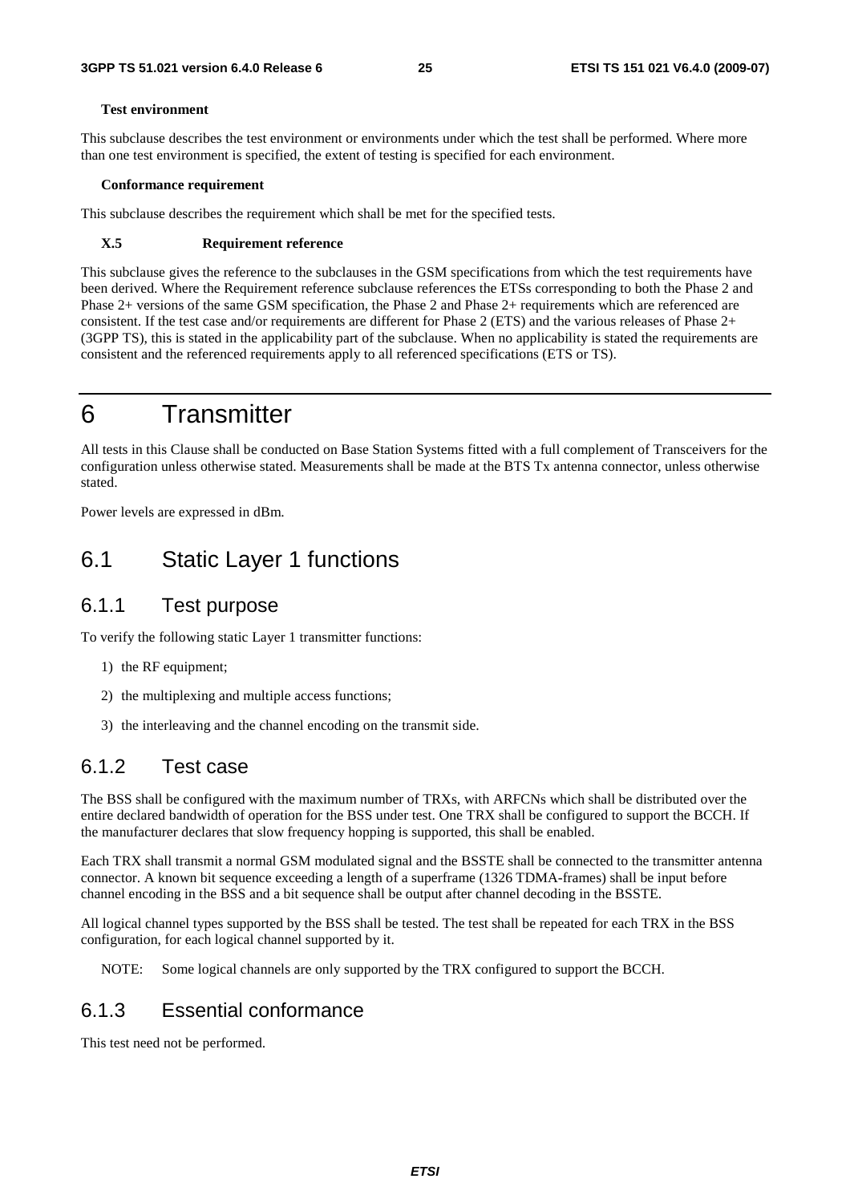**Test environment**

This subclause describes the test environment or environments under which the test shall be performed. Where more than one test environment is specified, the extent of testing is specified for each environment.

**Conformance requirement**

This subclause describes the requirement which shall be met for the specified tests.

**X.5 Requirement reference**

This subclause gives the reference to the subclauses in the GSM specifications from which the test requirements have been derived. Where the Requirement reference subclause references the ETSs corresponding to both the Phase 2 and Phase 2+ versions of the same GSM specification, the Phase 2 and Phase 2+ requirements which are referenced are consistent. If the test case and/or requirements are different for Phase 2 (ETS) and the various releases of Phase 2+ (3GPP TS), this is stated in the applicability part of the subclause. When no applicability is stated the requirements are consistent and the referenced requirements apply to all referenced specifications (ETS or TS).

# 6 Transmitter

All tests in this Clause shall be conducted on Base Station Systems fitted with a full complement of Transceivers for the configuration unless otherwise stated. Measurements shall be made at the BTS Tx antenna connector, unless otherwise stated.

Power levels are expressed in dBm.

## 6.1 Static Layer 1 functions

### 6.1.1 Test purpose

To verify the following static Layer 1 transmitter functions:

1) the RF equipment;
2) the multiplexing and multiple access functions;
3) the interleaving and the channel encoding on the transmit side.

### 6.1.2 Test case

The BSS shall be configured with the maximum number of TRXs, with ARFCNs which shall be distributed over the entire declared bandwidth of operation for the BSS under test. One TRX shall be configured to support the BCCH. If the manufacturer declares that slow frequency hopping is supported, this shall be enabled.

Each TRX shall transmit a normal GSM modulated signal and the BSSTE shall be connected to the transmitter antenna connector. A known bit sequence exceeding a length of a superframe (1326 TDMA-frames) shall be input before channel encoding in the BSS and a bit sequence shall be output after channel decoding in the BSSTE.

All logical channel types supported by the BSS shall be tested. The test shall be repeated for each TRX in the BSS configuration, for each logical channel supported by it.

NOTE: Some logical channels are only supported by the TRX configured to support the BCCH.

### 6.1.3 Essential conformance

This test need not be performed.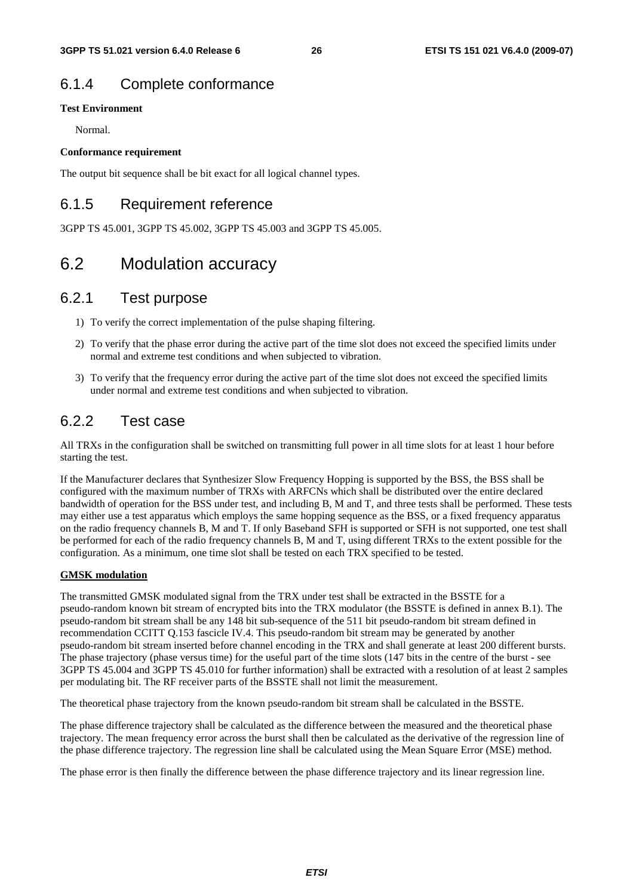## 6.1.4 Complete conformance

**Test Environment**

Normal.

**Conformance requirement**

The output bit sequence shall be bit exact for all logical channel types.

## 6.1.5 Requirement reference

3GPP TS 45.001, 3GPP TS 45.002, 3GPP TS 45.003 and 3GPP TS 45.005.

# 6.2 Modulation accuracy

## 6.2.1 Test purpose

1) To verify the correct implementation of the pulse shaping filtering.
2) To verify that the phase error during the active part of the time slot does not exceed the specified limits under normal and extreme test conditions and when subjected to vibration.
3) To verify that the frequency error during the active part of the time slot does not exceed the specified limits under normal and extreme test conditions and when subjected to vibration.

## 6.2.2 Test case

All TRXs in the configuration shall be switched on transmitting full power in all time slots for at least 1 hour before starting the test.

If the Manufacturer declares that Synthesizer Slow Frequency Hopping is supported by the BSS, the BSS shall be configured with the maximum number of TRXs with ARFCNs which shall be distributed over the entire declared bandwidth of operation for the BSS under test, and including B, M and T, and three tests shall be performed. These tests may either use a test apparatus which employs the same hopping sequence as the BSS, or a fixed frequency apparatus on the radio frequency channels B, M and T. If only Baseband SFH is supported or SFH is not supported, one test shall be performed for each of the radio frequency channels B, M and T, using different TRXs to the extent possible for the configuration. As a minimum, one time slot shall be tested on each TRX specified to be tested.

**GMSK modulation**

The transmitted GMSK modulated signal from the TRX under test shall be extracted in the BSSTE for a pseudo-random known bit stream of encrypted bits into the TRX modulator (the BSSTE is defined in annex B.1). The pseudo-random bit stream shall be any 148 bit sub-sequence of the 511 bit pseudo-random bit stream defined in recommendation CCITT Q.153 fascicle IV.4. This pseudo-random bit stream may be generated by another pseudo-random bit stream inserted before channel encoding in the TRX and shall generate at least 200 different bursts. The phase trajectory (phase versus time) for the useful part of the time slots (147 bits in the centre of the burst - see 3GPP TS 45.004 and 3GPP TS 45.010 for further information) shall be extracted with a resolution of at least 2 samples per modulating bit. The RF receiver parts of the BSSTE shall not limit the measurement.

The theoretical phase trajectory from the known pseudo-random bit stream shall be calculated in the BSSTE.

The phase difference trajectory shall be calculated as the difference between the measured and the theoretical phase trajectory. The mean frequency error across the burst shall then be calculated as the derivative of the regression line of the phase difference trajectory. The regression line shall be calculated using the Mean Square Error (MSE) method.

The phase error is then finally the difference between the phase difference trajectory and its linear regression line.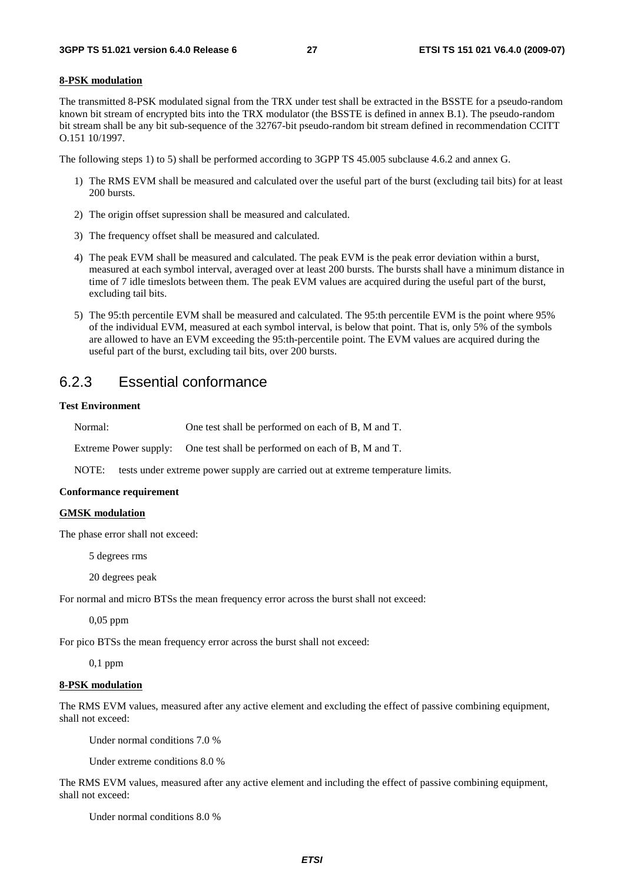**8-PSK modulation**

The transmitted 8-PSK modulated signal from the TRX under test shall be extracted in the BSSTE for a pseudo-random known bit stream of encrypted bits into the TRX modulator (the BSSTE is defined in annex B.1). The pseudo-random bit stream shall be any bit sub-sequence of the 32767-bit pseudo-random bit stream defined in recommendation CCITT O.151 10/1997.

The following steps 1) to 5) shall be performed according to 3GPP TS 45.005 subclause 4.6.2 and annex G.

1) The RMS EVM shall be measured and calculated over the useful part of the burst (excluding tail bits) for at least 200 bursts.
2) The origin offset supression shall be measured and calculated.
3) The frequency offset shall be measured and calculated.
4) The peak EVM shall be measured and calculated. The peak EVM is the peak error deviation within a burst, measured at each symbol interval, averaged over at least 200 bursts. The bursts shall have a minimum distance in time of 7 idle timeslots between them. The peak EVM values are acquired during the useful part of the burst, excluding tail bits.
5) The 95:th percentile EVM shall be measured and calculated. The 95:th percentile EVM is the point where 95% of the individual EVM, measured at each symbol interval, is below that point. That is, only 5% of the symbols are allowed to have an EVM exceeding the 95:th-percentile point. The EVM values are acquired during the useful part of the burst, excluding tail bits, over 200 bursts.

## 6.2.3 Essential conformance

**Test Environment**

Normal: One test shall be performed on each of B, M and T.

Extreme Power supply: One test shall be performed on each of B, M and T.

NOTE: tests under extreme power supply are carried out at extreme temperature limits.

**Conformance requirement**

**GMSK modulation**

The phase error shall not exceed:

5 degrees rms

20 degrees peak

For normal and micro BTSs the mean frequency error across the burst shall not exceed:

0,05 ppm

For pico BTSs the mean frequency error across the burst shall not exceed:

0,1 ppm

**8-PSK modulation**

The RMS EVM values, measured after any active element and excluding the effect of passive combining equipment, shall not exceed:

Under normal conditions 7.0 %

Under extreme conditions 8.0 %

The RMS EVM values, measured after any active element and including the effect of passive combining equipment, shall not exceed:

Under normal conditions 8.0 %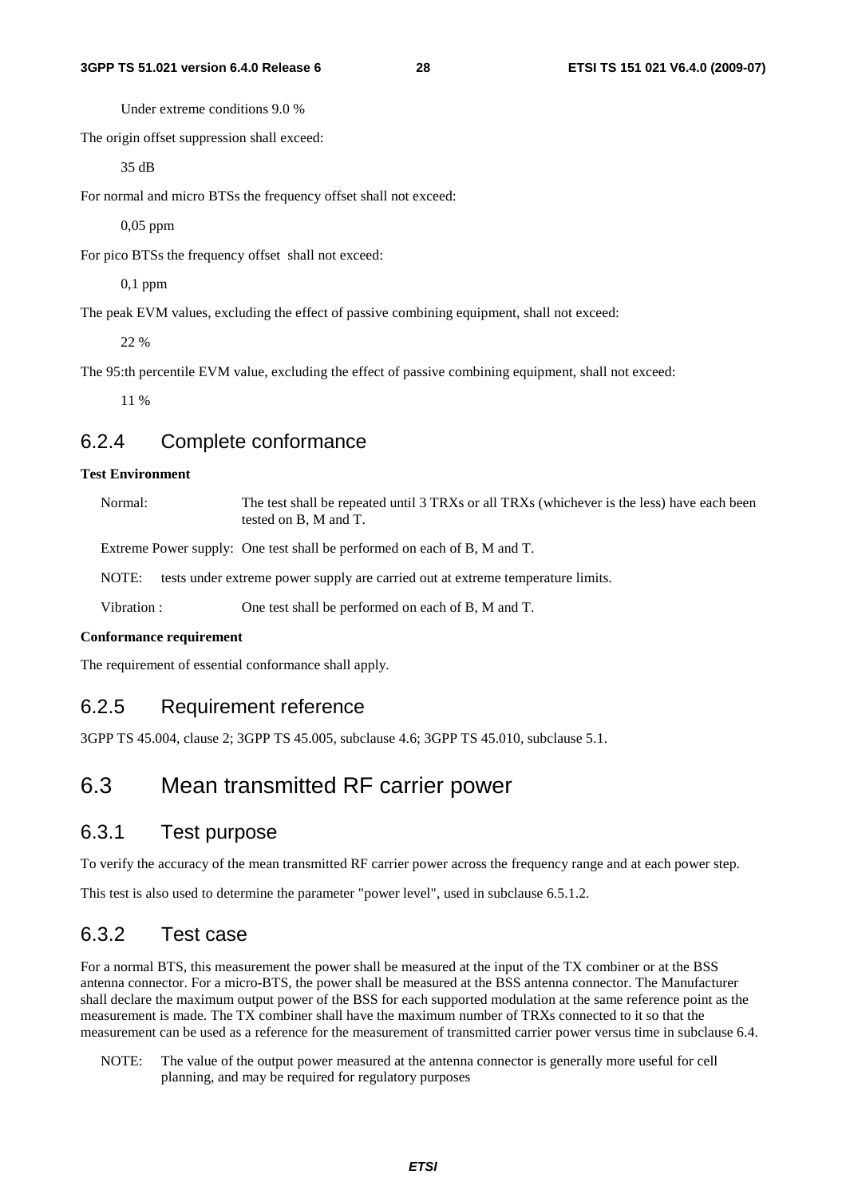Under extreme conditions 9.0 %

The origin offset suppression shall exceed:

35 dB

For normal and micro BTSs the frequency offset shall not exceed:

0,05 ppm

For pico BTSs the frequency offset shall not exceed:

0,1 ppm

The peak EVM values, excluding the effect of passive combining equipment, shall not exceed:

22 %

The 95:th percentile EVM value, excluding the effect of passive combining equipment, shall not exceed:

11 %

### 6.2.4 Complete conformance

**Test Environment**

Normal: The test shall be repeated until 3 TRXs or all TRXs (whichever is the less) have each been tested on B, M and T.

Extreme Power supply: One test shall be performed on each of B, M and T.

NOTE: tests under extreme power supply are carried out at extreme temperature limits.

Vibration : One test shall be performed on each of B, M and T.

**Conformance requirement**

The requirement of essential conformance shall apply.

### 6.2.5 Requirement reference

3GPP TS 45.004, clause 2; 3GPP TS 45.005, subclause 4.6; 3GPP TS 45.010, subclause 5.1.

## 6.3 Mean transmitted RF carrier power

### 6.3.1 Test purpose

To verify the accuracy of the mean transmitted RF carrier power across the frequency range and at each power step.

This test is also used to determine the parameter "power level", used in subclause 6.5.1.2.

### 6.3.2 Test case

For a normal BTS, this measurement the power shall be measured at the input of the TX combiner or at the BSS antenna connector. For a micro-BTS, the power shall be measured at the BSS antenna connector. The Manufacturer shall declare the maximum output power of the BSS for each supported modulation at the same reference point as the measurement is made. The TX combiner shall have the maximum number of TRXs connected to it so that the measurement can be used as a reference for the measurement of transmitted carrier power versus time in subclause 6.4.

NOTE: The value of the output power measured at the antenna connector is generally more useful for cell planning, and may be required for regulatory purposes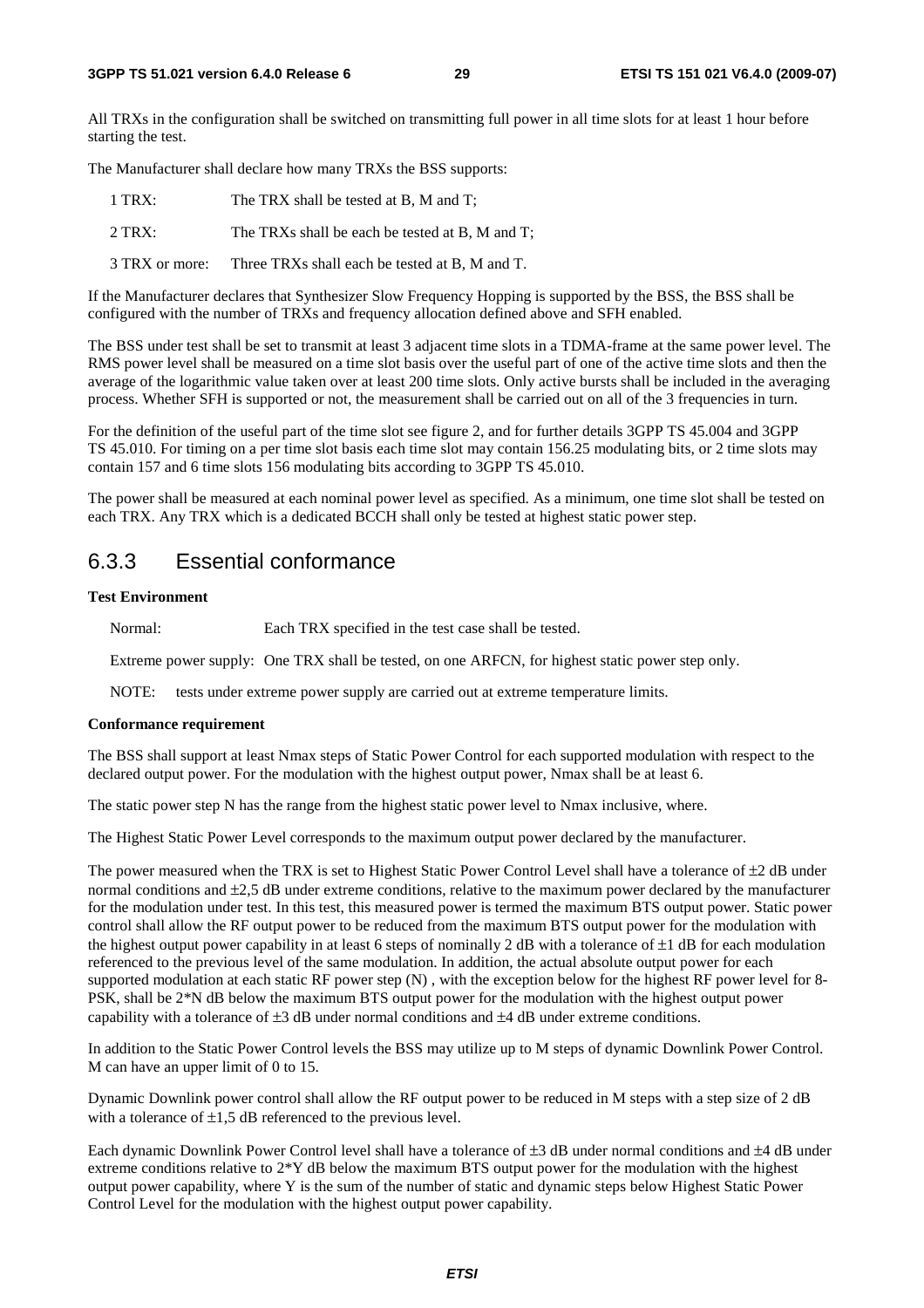All TRXs in the configuration shall be switched on transmitting full power in all time slots for at least 1 hour before starting the test.

The Manufacturer shall declare how many TRXs the BSS supports:

1 TRX: The TRX shall be tested at B, M and T;

2 TRX: The TRXs shall be each be tested at B, M and T;

3 TRX or more: Three TRXs shall each be tested at B, M and T.

If the Manufacturer declares that Synthesizer Slow Frequency Hopping is supported by the BSS, the BSS shall be configured with the number of TRXs and frequency allocation defined above and SFH enabled.

The BSS under test shall be set to transmit at least 3 adjacent time slots in a TDMA-frame at the same power level. The RMS power level shall be measured on a time slot basis over the useful part of one of the active time slots and then the average of the logarithmic value taken over at least 200 time slots. Only active bursts shall be included in the averaging process. Whether SFH is supported or not, the measurement shall be carried out on all of the 3 frequencies in turn.

For the definition of the useful part of the time slot see figure 2, and for further details 3GPP TS 45.004 and 3GPP TS 45.010. For timing on a per time slot basis each time slot may contain 156.25 modulating bits, or 2 time slots may contain 157 and 6 time slots 156 modulating bits according to 3GPP TS 45.010.

The power shall be measured at each nominal power level as specified. As a minimum, one time slot shall be tested on each TRX. Any TRX which is a dedicated BCCH shall only be tested at highest static power step.

## 6.3.3 Essential conformance

**Test Environment**

Normal: Each TRX specified in the test case shall be tested.

Extreme power supply: One TRX shall be tested, on one ARFCN, for highest static power step only.

NOTE: tests under extreme power supply are carried out at extreme temperature limits.

**Conformance requirement**

The BSS shall support at least Nmax steps of Static Power Control for each supported modulation with respect to the declared output power. For the modulation with the highest output power, Nmax shall be at least 6.

The static power step N has the range from the highest static power level to Nmax inclusive, where.

The Highest Static Power Level corresponds to the maximum output power declared by the manufacturer.

The power measured when the TRX is set to Highest Static Power Control Level shall have a tolerance of ±2 dB under normal conditions and ±2,5 dB under extreme conditions, relative to the maximum power declared by the manufacturer for the modulation under test. In this test, this measured power is termed the maximum BTS output power. Static power control shall allow the RF output power to be reduced from the maximum BTS output power for the modulation with the highest output power capability in at least 6 steps of nominally 2 dB with a tolerance of ±1 dB for each modulation referenced to the previous level of the same modulation. In addition, the actual absolute output power for each supported modulation at each static RF power step (N) , with the exception below for the highest RF power level for 8-PSK, shall be 2*N dB below the maximum BTS output power for the modulation with the highest output power capability with a tolerance of ±3 dB under normal conditions and ±4 dB under extreme conditions.

In addition to the Static Power Control levels the BSS may utilize up to M steps of dynamic Downlink Power Control. M can have an upper limit of 0 to 15.

Dynamic Downlink power control shall allow the RF output power to be reduced in M steps with a step size of 2 dB with a tolerance of ±1,5 dB referenced to the previous level.

Each dynamic Downlink Power Control level shall have a tolerance of ±3 dB under normal conditions and ±4 dB under extreme conditions relative to 2*Y dB below the maximum BTS output power for the modulation with the highest output power capability, where Y is the sum of the number of static and dynamic steps below Highest Static Power Control Level for the modulation with the highest output power capability.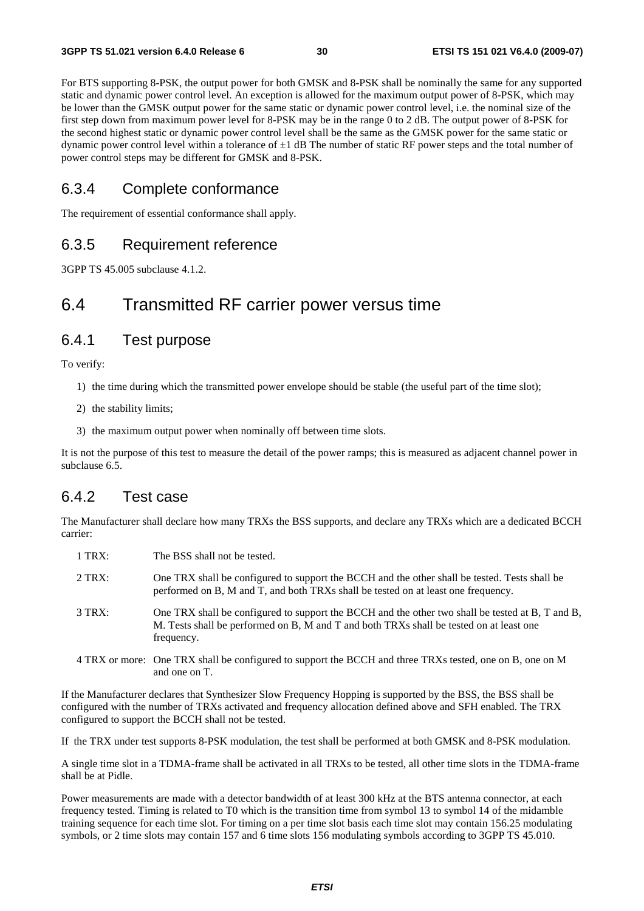For BTS supporting 8-PSK, the output power for both GMSK and 8-PSK shall be nominally the same for any supported static and dynamic power control level. An exception is allowed for the maximum output power of 8-PSK, which may be lower than the GMSK output power for the same static or dynamic power control level, i.e. the nominal size of the first step down from maximum power level for 8-PSK may be in the range 0 to 2 dB. The output power of 8-PSK for the second highest static or dynamic power control level shall be the same as the GMSK power for the same static or dynamic power control level within a tolerance of ±1 dB The number of static RF power steps and the total number of power control steps may be different for GMSK and 8-PSK.

### 6.3.4 Complete conformance

The requirement of essential conformance shall apply.

### 6.3.5 Requirement reference

3GPP TS 45.005 subclause 4.1.2.

## 6.4 Transmitted RF carrier power versus time

### 6.4.1 Test purpose

To verify:

1) the time during which the transmitted power envelope should be stable (the useful part of the time slot);
2) the stability limits;
3) the maximum output power when nominally off between time slots.

It is not the purpose of this test to measure the detail of the power ramps; this is measured as adjacent channel power in subclause 6.5.

### 6.4.2 Test case

The Manufacturer shall declare how many TRXs the BSS supports, and declare any TRXs which are a dedicated BCCH carrier:

1 TRX: The BSS shall not be tested.

2 TRX: One TRX shall be configured to support the BCCH and the other shall be tested. Tests shall be performed on B, M and T, and both TRXs shall be tested on at least one frequency.

3 TRX: One TRX shall be configured to support the BCCH and the other two shall be tested at B, T and B, M. Tests shall be performed on B, M and T and both TRXs shall be tested on at least one frequency.

4 TRX or more: One TRX shall be configured to support the BCCH and three TRXs tested, one on B, one on M and one on T.

If the Manufacturer declares that Synthesizer Slow Frequency Hopping is supported by the BSS, the BSS shall be configured with the number of TRXs activated and frequency allocation defined above and SFH enabled. The TRX configured to support the BCCH shall not be tested.

If the TRX under test supports 8-PSK modulation, the test shall be performed at both GMSK and 8-PSK modulation.

A single time slot in a TDMA-frame shall be activated in all TRXs to be tested, all other time slots in the TDMA-frame shall be at Pidle.

Power measurements are made with a detector bandwidth of at least 300 kHz at the BTS antenna connector, at each frequency tested. Timing is related to T0 which is the transition time from symbol 13 to symbol 14 of the midamble training sequence for each time slot. For timing on a per time slot basis each time slot may contain 156.25 modulating symbols, or 2 time slots may contain 157 and 6 time slots 156 modulating symbols according to 3GPP TS 45.010.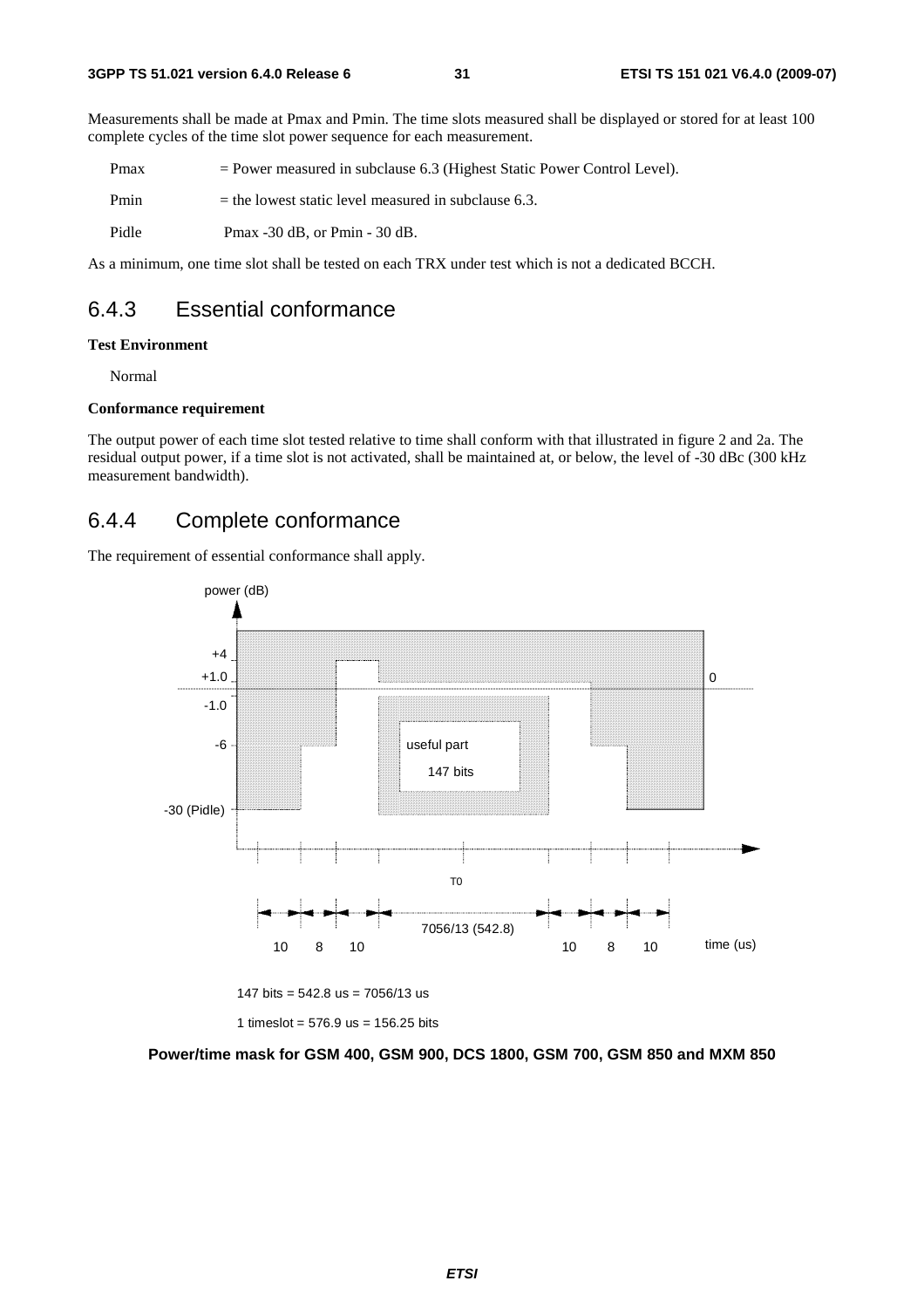Measurements shall be made at Pmax and Pmin. The time slots measured shall be displayed or stored for at least 100 complete cycles of the time slot power sequence for each measurement.

Pmax = Power measured in subclause 6.3 (Highest Static Power Control Level).

Pmin = the lowest static level measured in subclause 6.3.

Pidle Pmax -30 dB, or Pmin - 30 dB.

As a minimum, one time slot shall be tested on each TRX under test which is not a dedicated BCCH.

## 6.4.3 Essential conformance

**Test Environment**

Normal

**Conformance requirement**

The output power of each time slot tested relative to time shall conform with that illustrated in figure 2 and 2a. The residual output power, if a time slot is not activated, shall be maintained at, or below, the level of -30 dBc (300 kHz measurement bandwidth).

## 6.4.4 Complete conformance

The requirement of essential conformance shall apply.

power (dB)

+4

+1.0

-1.0

-6

-30 (Pidle)

0

useful part

147 bits

T0

10 8 10 7056/13 (542.8) 10 8 10 time (us)

147 bits = 542.8 us = 7056/13 us

1 timeslot = 576.9 us = 156.25 bits

**Power/time mask for GSM 400, GSM 900, DCS 1800, GSM 700, GSM 850 and MXM 850**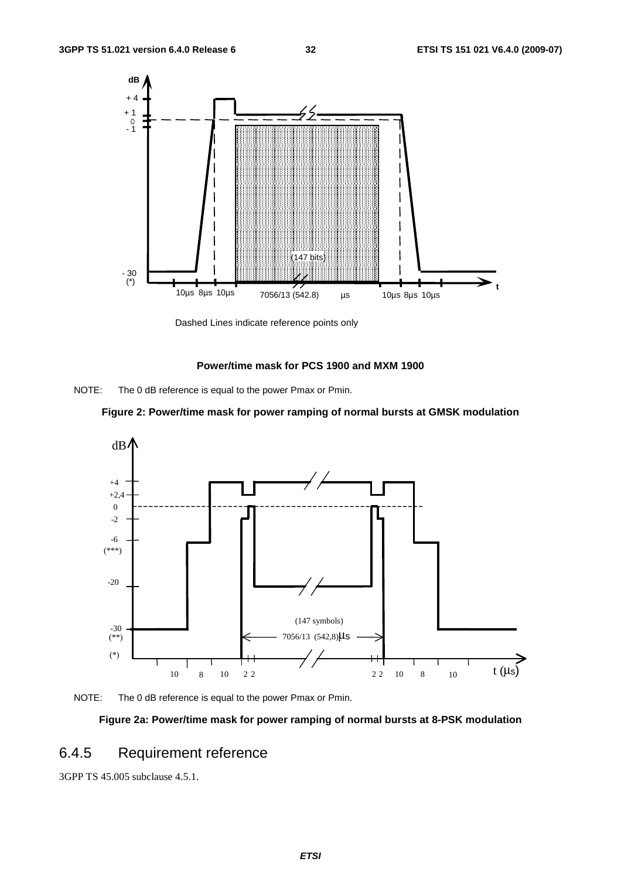Dashed Lines indicate reference points only

**Power/time mask for PCS 1900 and MXM 1900**

NOTE: The 0 dB reference is equal to the power Pmax or Pmin.

**Figure 2: Power/time mask for power ramping of normal bursts at GMSK modulation**

NOTE: The 0 dB reference is equal to the power Pmax or Pmin.

**Figure 2a: Power/time mask for power ramping of normal bursts at 8-PSK modulation**

## 6.4.5 Requirement reference

3GPP TS 45.005 subclause 4.5.1.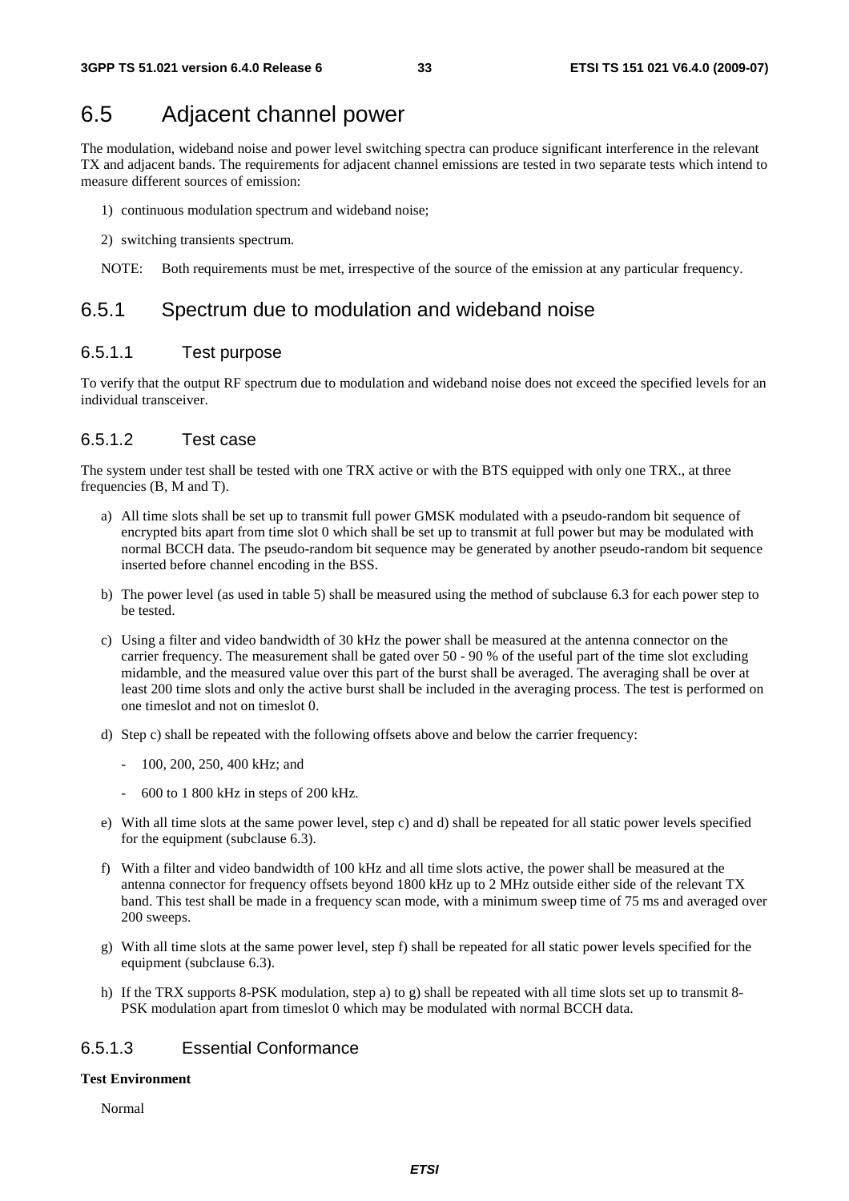# 6.5 Adjacent channel power

The modulation, wideband noise and power level switching spectra can produce significant interference in the relevant TX and adjacent bands. The requirements for adjacent channel emissions are tested in two separate tests which intend to measure different sources of emission:

1) continuous modulation spectrum and wideband noise;

2) switching transients spectrum.

NOTE: Both requirements must be met, irrespective of the source of the emission at any particular frequency.

## 6.5.1 Spectrum due to modulation and wideband noise

### 6.5.1.1 Test purpose

To verify that the output RF spectrum due to modulation and wideband noise does not exceed the specified levels for an individual transceiver.

### 6.5.1.2 Test case

The system under test shall be tested with one TRX active or with the BTS equipped with only one TRX., at three frequencies (B, M and T).

a) All time slots shall be set up to transmit full power GMSK modulated with a pseudo-random bit sequence of encrypted bits apart from time slot 0 which shall be set up to transmit at full power but may be modulated with normal BCCH data. The pseudo-random bit sequence may be generated by another pseudo-random bit sequence inserted before channel encoding in the BSS.

b) The power level (as used in table 5) shall be measured using the method of subclause 6.3 for each power step to be tested.

c) Using a filter and video bandwidth of 30 kHz the power shall be measured at the antenna connector on the carrier frequency. The measurement shall be gated over 50 - 90 % of the useful part of the time slot excluding midamble, and the measured value over this part of the burst shall be averaged. The averaging shall be over at least 200 time slots and only the active burst shall be included in the averaging process. The test is performed on one timeslot and not on timeslot 0.

d) Step c) shall be repeated with the following offsets above and below the carrier frequency:

   - 100, 200, 250, 400 kHz; and

   - 600 to 1 800 kHz in steps of 200 kHz.

e) With all time slots at the same power level, step c) and d) shall be repeated for all static power levels specified for the equipment (subclause 6.3).

f) With a filter and video bandwidth of 100 kHz and all time slots active, the power shall be measured at the antenna connector for frequency offsets beyond 1800 kHz up to 2 MHz outside either side of the relevant TX band. This test shall be made in a frequency scan mode, with a minimum sweep time of 75 ms and averaged over 200 sweeps.

g) With all time slots at the same power level, step f) shall be repeated for all static power levels specified for the equipment (subclause 6.3).

h) If the TRX supports 8-PSK modulation, step a) to g) shall be repeated with all time slots set up to transmit 8-PSK modulation apart from timeslot 0 which may be modulated with normal BCCH data.

### 6.5.1.3 Essential Conformance

**Test Environment**

Normal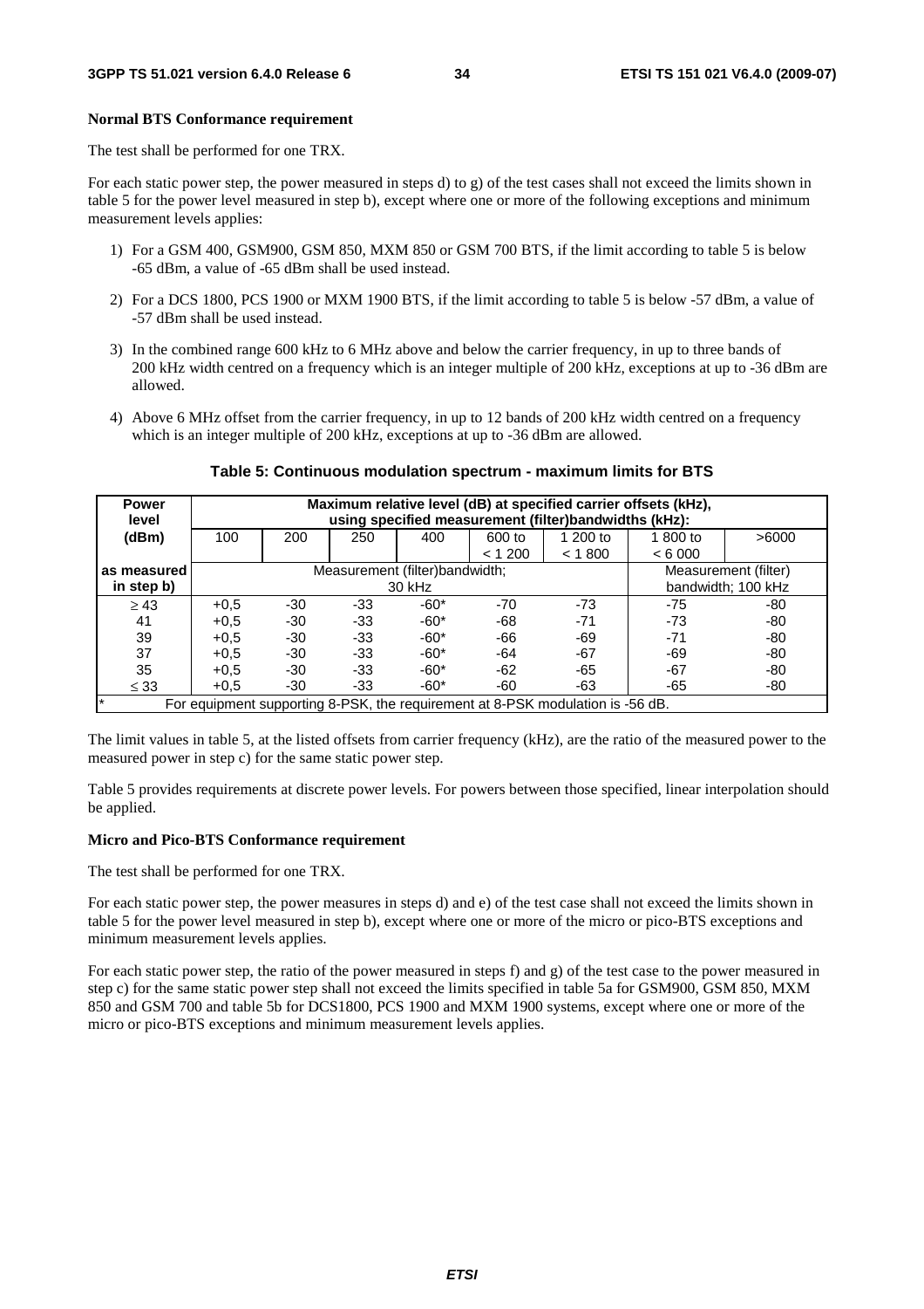**Normal BTS Conformance requirement**

The test shall be performed for one TRX.

For each static power step, the power measured in steps d) to g) of the test cases shall not exceed the limits shown in table 5 for the power level measured in step b), except where one or more of the following exceptions and minimum measurement levels applies:

1) For a GSM 400, GSM900, GSM 850, MXM 850 or GSM 700 BTS, if the limit according to table 5 is below -65 dBm, a value of -65 dBm shall be used instead.

2) For a DCS 1800, PCS 1900 or MXM 1900 BTS, if the limit according to table 5 is below -57 dBm, a value of -57 dBm shall be used instead.

3) In the combined range 600 kHz to 6 MHz above and below the carrier frequency, in up to three bands of 200 kHz width centred on a frequency which is an integer multiple of 200 kHz, exceptions at up to -36 dBm are allowed.

4) Above 6 MHz offset from the carrier frequency, in up to 12 bands of 200 kHz width centred on a frequency which is an integer multiple of 200 kHz, exceptions at up to -36 dBm are allowed.

**Table 5: Continuous modulation spectrum - maximum limits for BTS**

| Power level | Maximum relative level (dB) at specified carrier offsets (kHz), using specified measurement (filter)bandwidths (kHz): | | | | | | | |
|---|---|---|---|---|---|---|---|---|
| (dBm) | 100 | 200 | 250 | 400 | 600 to < 1 200 | 1 200 to < 1 800 | 1 800 to < 6 000 | >6000 |
| as measured in step b) | Measurement (filter)bandwidth; 30 kHz | | | | | | Measurement (filter) bandwidth; 100 kHz | |
| ≥ 43 | +0,5 | -30 | -33 | -60* | -70 | -73 | -75 | -80 |
| 41 | +0,5 | -30 | -33 | -60* | -68 | -71 | -73 | -80 |
| 39 | +0,5 | -30 | -33 | -60* | -66 | -69 | -71 | -80 |
| 37 | +0,5 | -30 | -33 | -60* | -64 | -67 | -69 | -80 |
| 35 | +0,5 | -30 | -33 | -60* | -62 | -65 | -67 | -80 |
| ≤ 33 | +0,5 | -30 | -33 | -60* | -60 | -63 | -65 | -80 |
| * For equipment supporting 8-PSK, the requirement at 8-PSK modulation is -56 dB. | | | | | | | | |

The limit values in table 5, at the listed offsets from carrier frequency (kHz), are the ratio of the measured power to the measured power in step c) for the same static power step.

Table 5 provides requirements at discrete power levels. For powers between those specified, linear interpolation should be applied.

**Micro and Pico-BTS Conformance requirement**

The test shall be performed for one TRX.

For each static power step, the power measures in steps d) and e) of the test case shall not exceed the limits shown in table 5 for the power level measured in step b), except where one or more of the micro or pico-BTS exceptions and minimum measurement levels applies.

For each static power step, the ratio of the power measured in steps f) and g) of the test case to the power measured in step c) for the same static power step shall not exceed the limits specified in table 5a for GSM900, GSM 850, MXM 850 and GSM 700 and table 5b for DCS1800, PCS 1900 and MXM 1900 systems, except where one or more of the micro or pico-BTS exceptions and minimum measurement levels applies.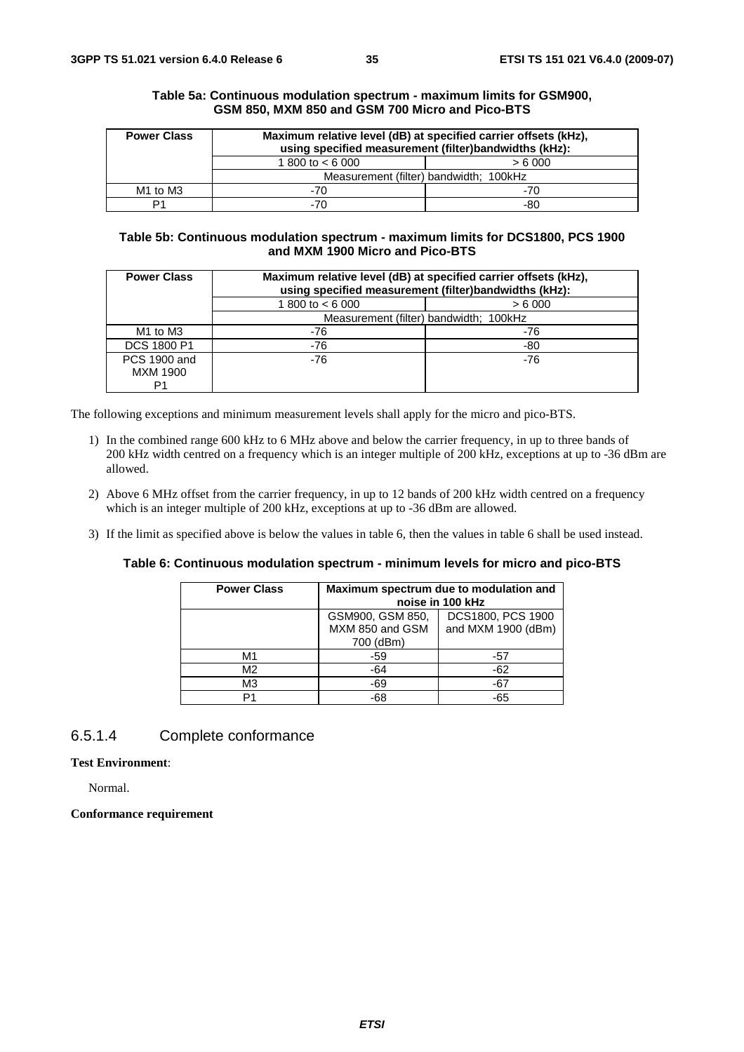**Table 5a: Continuous modulation spectrum - maximum limits for GSM900, GSM 850, MXM 850 and GSM 700 Micro and Pico-BTS**

| Power Class | Maximum relative level (dB) at specified carrier offsets (kHz), using specified measurement (filter)bandwidths (kHz): | |
|---|---|---|
| | 1 800 to < 6 000 | > 6 000 |
| | Measurement (filter) bandwidth; 100kHz | |
| M1 to M3 | -70 | -70 |
| P1 | -70 | -80 |

**Table 5b: Continuous modulation spectrum - maximum limits for DCS1800, PCS 1900 and MXM 1900 Micro and Pico-BTS**

| Power Class | Maximum relative level (dB) at specified carrier offsets (kHz), using specified measurement (filter)bandwidths (kHz): | |
|---|---|---|
| | 1 800 to < 6 000 | > 6 000 |
| | Measurement (filter) bandwidth; 100kHz | |
| M1 to M3 | -76 | -76 |
| DCS 1800 P1 | -76 | -80 |
| PCS 1900 and MXM 1900 P1 | -76 | -76 |

The following exceptions and minimum measurement levels shall apply for the micro and pico-BTS.

1) In the combined range 600 kHz to 6 MHz above and below the carrier frequency, in up to three bands of 200 kHz width centred on a frequency which is an integer multiple of 200 kHz, exceptions at up to -36 dBm are allowed.

2) Above 6 MHz offset from the carrier frequency, in up to 12 bands of 200 kHz width centred on a frequency which is an integer multiple of 200 kHz, exceptions at up to -36 dBm are allowed.

3) If the limit as specified above is below the values in table 6, then the values in table 6 shall be used instead.

**Table 6: Continuous modulation spectrum - minimum levels for micro and pico-BTS**

| Power Class | Maximum spectrum due to modulation and noise in 100 kHz | |
|---|---|---|
| | GSM900, GSM 850, MXM 850 and GSM 700 (dBm) | DCS1800, PCS 1900 and MXM 1900 (dBm) |
| M1 | -59 | -57 |
| M2 | -64 | -62 |
| M3 | -69 | -67 |
| P1 | -68 | -65 |

### 6.5.1.4 Complete conformance

**Test Environment**:

Normal.

**Conformance requirement**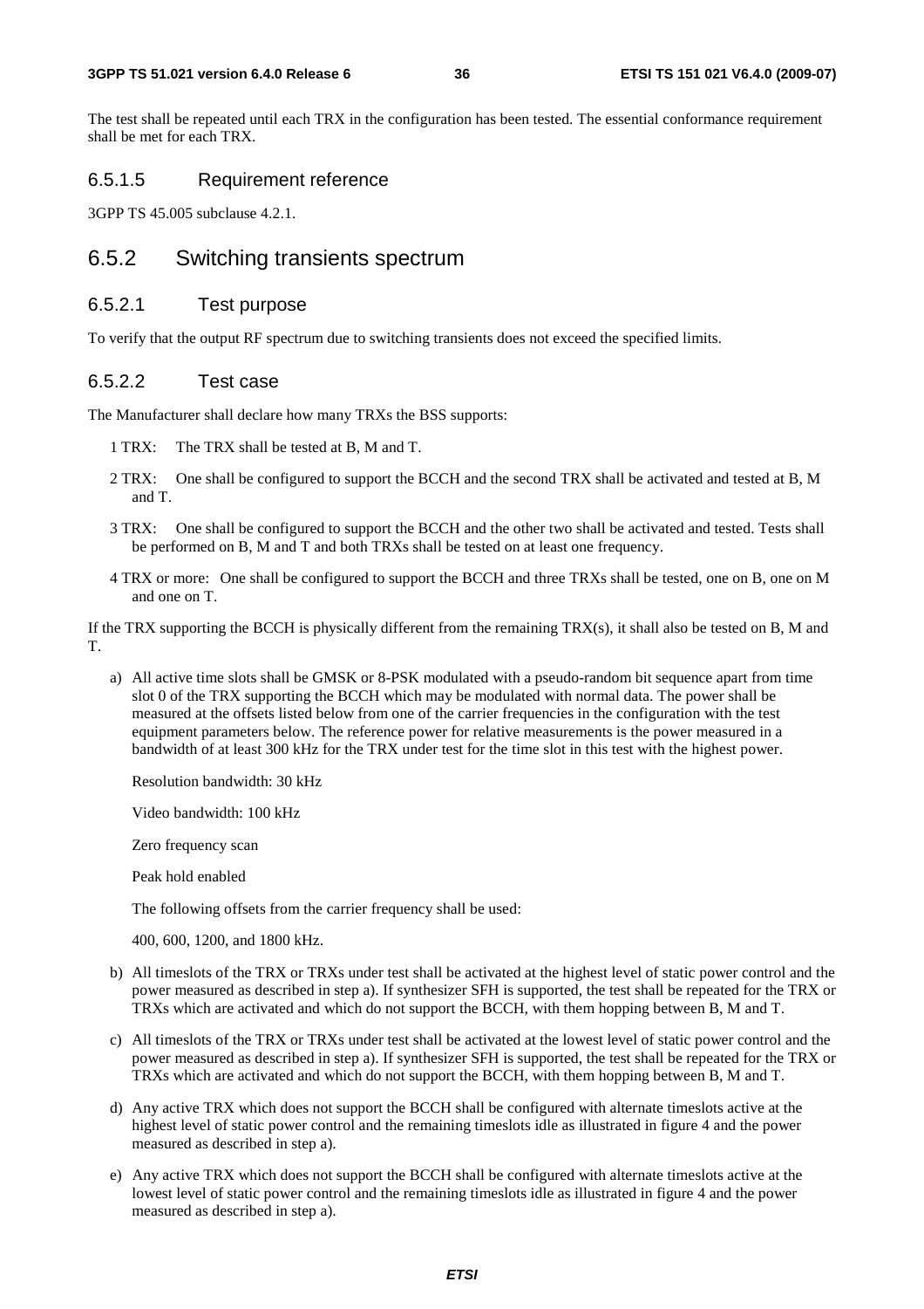The test shall be repeated until each TRX in the configuration has been tested. The essential conformance requirement shall be met for each TRX.

#### 6.5.1.5 Requirement reference

3GPP TS 45.005 subclause 4.2.1.

### 6.5.2 Switching transients spectrum

#### 6.5.2.1 Test purpose

To verify that the output RF spectrum due to switching transients does not exceed the specified limits.

#### 6.5.2.2 Test case

The Manufacturer shall declare how many TRXs the BSS supports:

1 TRX: The TRX shall be tested at B, M and T.

2 TRX: One shall be configured to support the BCCH and the second TRX shall be activated and tested at B, M and T.

3 TRX: One shall be configured to support the BCCH and the other two shall be activated and tested. Tests shall be performed on B, M and T and both TRXs shall be tested on at least one frequency.

4 TRX or more: One shall be configured to support the BCCH and three TRXs shall be tested, one on B, one on M and one on T.

If the TRX supporting the BCCH is physically different from the remaining TRX(s), it shall also be tested on B, M and T.

a) All active time slots shall be GMSK or 8-PSK modulated with a pseudo-random bit sequence apart from time slot 0 of the TRX supporting the BCCH which may be modulated with normal data. The power shall be measured at the offsets listed below from one of the carrier frequencies in the configuration with the test equipment parameters below. The reference power for relative measurements is the power measured in a bandwidth of at least 300 kHz for the TRX under test for the time slot in this test with the highest power.

   Resolution bandwidth: 30 kHz

   Video bandwidth: 100 kHz

   Zero frequency scan

   Peak hold enabled

   The following offsets from the carrier frequency shall be used:

   400, 600, 1200, and 1800 kHz.

b) All timeslots of the TRX or TRXs under test shall be activated at the highest level of static power control and the power measured as described in step a). If synthesizer SFH is supported, the test shall be repeated for the TRX or TRXs which are activated and which do not support the BCCH, with them hopping between B, M and T.

c) All timeslots of the TRX or TRXs under test shall be activated at the lowest level of static power control and the power measured as described in step a). If synthesizer SFH is supported, the test shall be repeated for the TRX or TRXs which are activated and which do not support the BCCH, with them hopping between B, M and T.

d) Any active TRX which does not support the BCCH shall be configured with alternate timeslots active at the highest level of static power control and the remaining timeslots idle as illustrated in figure 4 and the power measured as described in step a).

e) Any active TRX which does not support the BCCH shall be configured with alternate timeslots active at the lowest level of static power control and the remaining timeslots idle as illustrated in figure 4 and the power measured as described in step a).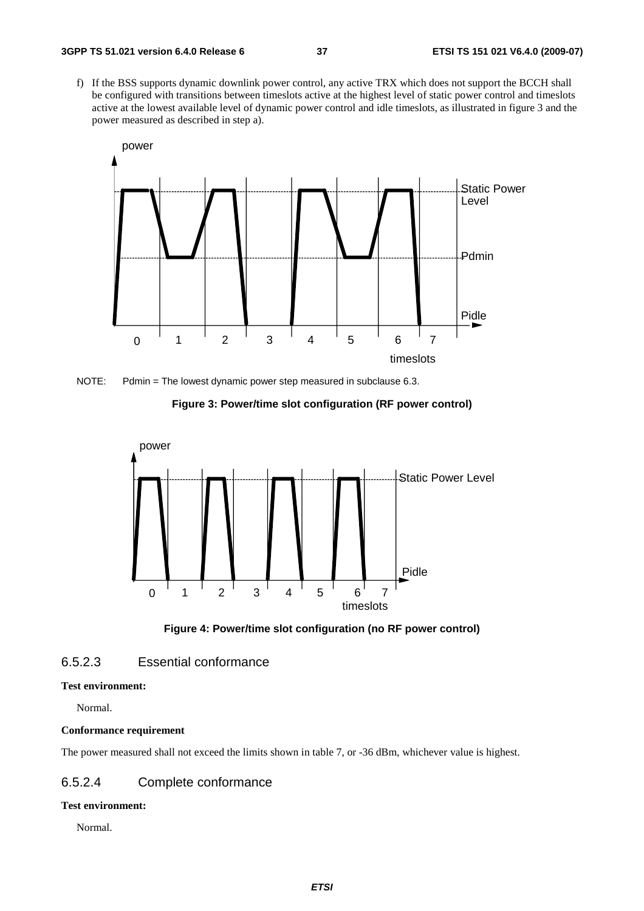f) If the BSS supports dynamic downlink power control, any active TRX which does not support the BCCH shall be configured with transitions between timeslots active at the highest level of static power control and timeslots active at the lowest available level of dynamic power control and idle timeslots, as illustrated in figure 3 and the power measured as described in step a).

NOTE: Pdmin = The lowest dynamic power step measured in subclause 6.3.

**Figure 3: Power/time slot configuration (RF power control)**

**Figure 4: Power/time slot configuration (no RF power control)**

### 6.5.2.3 Essential conformance

**Test environment:**

Normal.

**Conformance requirement**

The power measured shall not exceed the limits shown in table 7, or -36 dBm, whichever value is highest.

### 6.5.2.4 Complete conformance

**Test environment:**

Normal.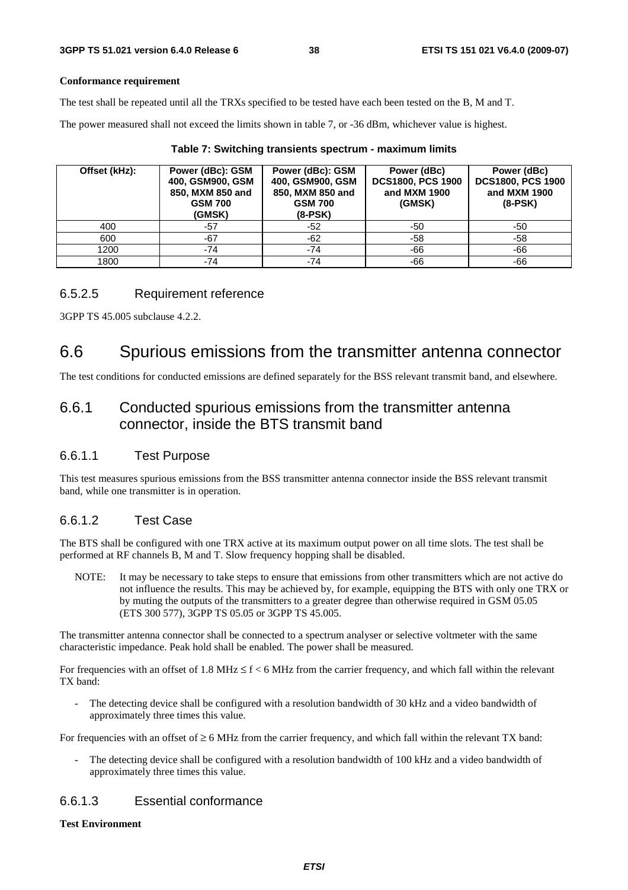**Conformance requirement**

The test shall be repeated until all the TRXs specified to be tested have each been tested on the B, M and T.

The power measured shall not exceed the limits shown in table 7, or -36 dBm, whichever value is highest.

**Table 7: Switching transients spectrum - maximum limits**

| Offset (kHz): | Power (dBc): GSM 400, GSM900, GSM 850, MXM 850 and GSM 700 (GMSK) | Power (dBc): GSM 400, GSM900, GSM 850, MXM 850 and GSM 700 (8-PSK) | Power (dBc) DCS1800, PCS 1900 and MXM 1900 (GMSK) | Power (dBc) DCS1800, PCS 1900 and MXM 1900 (8-PSK) |
|---|---|---|---|---|
| 400 | -57 | -52 | -50 | -50 |
| 600 | -67 | -62 | -58 | -58 |
| 1200 | -74 | -74 | -66 | -66 |
| 1800 | -74 | -74 | -66 | -66 |

### 6.5.2.5 Requirement reference

3GPP TS 45.005 subclause 4.2.2.

# 6.6 Spurious emissions from the transmitter antenna connector

The test conditions for conducted emissions are defined separately for the BSS relevant transmit band, and elsewhere.

## 6.6.1 Conducted spurious emissions from the transmitter antenna connector, inside the BTS transmit band

### 6.6.1.1 Test Purpose

This test measures spurious emissions from the BSS transmitter antenna connector inside the BSS relevant transmit band, while one transmitter is in operation.

### 6.6.1.2 Test Case

The BTS shall be configured with one TRX active at its maximum output power on all time slots. The test shall be performed at RF channels B, M and T. Slow frequency hopping shall be disabled.

NOTE: It may be necessary to take steps to ensure that emissions from other transmitters which are not active do not influence the results. This may be achieved by, for example, equipping the BTS with only one TRX or by muting the outputs of the transmitters to a greater degree than otherwise required in GSM 05.05 (ETS 300 577), 3GPP TS 05.05 or 3GPP TS 45.005.

The transmitter antenna connector shall be connected to a spectrum analyser or selective voltmeter with the same characteristic impedance. Peak hold shall be enabled. The power shall be measured.

For frequencies with an offset of 1.8 MHz $\leq$ f < 6 MHz from the carrier frequency, and which fall within the relevant TX band:

- The detecting device shall be configured with a resolution bandwidth of 30 kHz and a video bandwidth of approximately three times this value.

For frequencies with an offset of $\geq$ 6 MHz from the carrier frequency, and which fall within the relevant TX band:

- The detecting device shall be configured with a resolution bandwidth of 100 kHz and a video bandwidth of approximately three times this value.

### 6.6.1.3 Essential conformance

**Test Environment**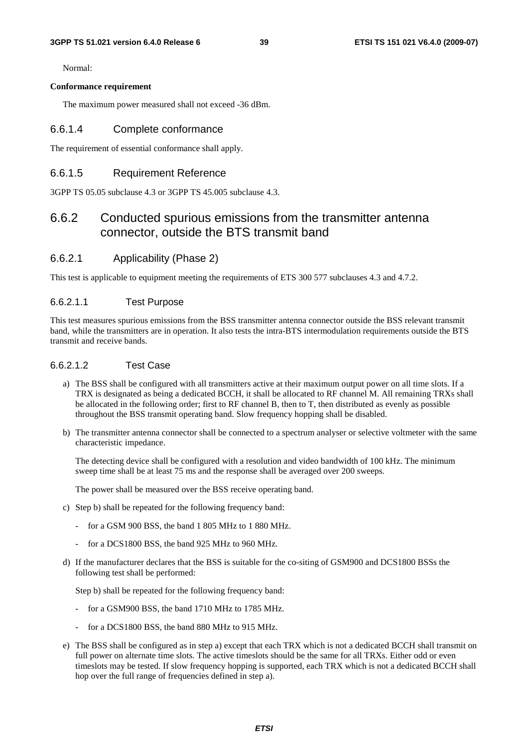Normal:

**Conformance requirement**

The maximum power measured shall not exceed -36 dBm.

### 6.6.1.4 Complete conformance

The requirement of essential conformance shall apply.

### 6.6.1.5 Requirement Reference

3GPP TS 05.05 subclause 4.3 or 3GPP TS 45.005 subclause 4.3.

## 6.6.2 Conducted spurious emissions from the transmitter antenna connector, outside the BTS transmit band

### 6.6.2.1 Applicability (Phase 2)

This test is applicable to equipment meeting the requirements of ETS 300 577 subclauses 4.3 and 4.7.2.

#### 6.6.2.1.1 Test Purpose

This test measures spurious emissions from the BSS transmitter antenna connector outside the BSS relevant transmit band, while the transmitters are in operation. It also tests the intra-BTS intermodulation requirements outside the BTS transmit and receive bands.

#### 6.6.2.1.2 Test Case

a) The BSS shall be configured with all transmitters active at their maximum output power on all time slots. If a TRX is designated as being a dedicated BCCH, it shall be allocated to RF channel M. All remaining TRXs shall be allocated in the following order; first to RF channel B, then to T, then distributed as evenly as possible throughout the BSS transmit operating band. Slow frequency hopping shall be disabled.

b) The transmitter antenna connector shall be connected to a spectrum analyser or selective voltmeter with the same characteristic impedance.

   The detecting device shall be configured with a resolution and video bandwidth of 100 kHz. The minimum sweep time shall be at least 75 ms and the response shall be averaged over 200 sweeps.

   The power shall be measured over the BSS receive operating band.

c) Step b) shall be repeated for the following frequency band:

   - for a GSM 900 BSS, the band 1 805 MHz to 1 880 MHz.
   - for a DCS1800 BSS, the band 925 MHz to 960 MHz.

d) If the manufacturer declares that the BSS is suitable for the co-siting of GSM900 and DCS1800 BSSs the following test shall be performed:

   Step b) shall be repeated for the following frequency band:

   - for a GSM900 BSS, the band 1710 MHz to 1785 MHz.
   - for a DCS1800 BSS, the band 880 MHz to 915 MHz.

e) The BSS shall be configured as in step a) except that each TRX which is not a dedicated BCCH shall transmit on full power on alternate time slots. The active timeslots should be the same for all TRXs. Either odd or even timeslots may be tested. If slow frequency hopping is supported, each TRX which is not a dedicated BCCH shall hop over the full range of frequencies defined in step a).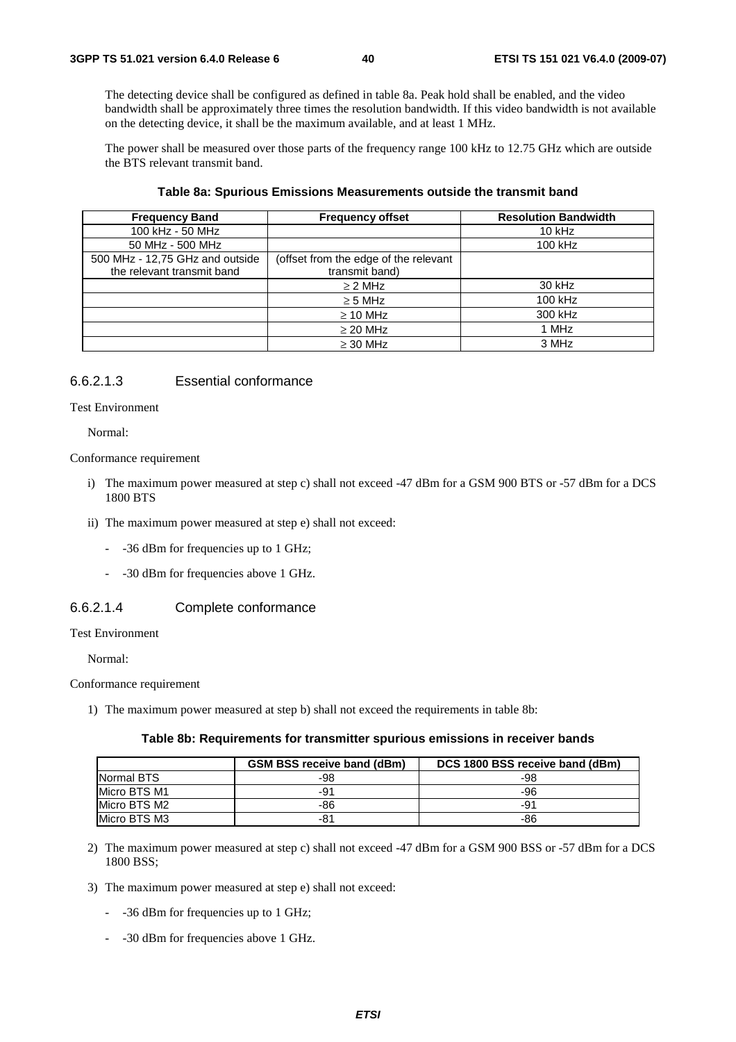The detecting device shall be configured as defined in table 8a. Peak hold shall be enabled, and the video bandwidth shall be approximately three times the resolution bandwidth. If this video bandwidth is not available on the detecting device, it shall be the maximum available, and at least 1 MHz.

The power shall be measured over those parts of the frequency range 100 kHz to 12.75 GHz which are outside the BTS relevant transmit band.

**Table 8a: Spurious Emissions Measurements outside the transmit band**

| Frequency Band | Frequency offset | Resolution Bandwidth |
|---|---|---|
| 100 kHz - 50 MHz | | 10 kHz |
| 50 MHz - 500 MHz | | 100 kHz |
| 500 MHz - 12,75 GHz and outside the relevant transmit band | (offset from the edge of the relevant transmit band) | |
| | ≥ 2 MHz | 30 kHz |
| | ≥ 5 MHz | 100 kHz |
| | ≥ 10 MHz | 300 kHz |
| | ≥ 20 MHz | 1 MHz |
| | ≥ 30 MHz | 3 MHz |

#### 6.6.2.1.3 Essential conformance

Test Environment

Normal:

Conformance requirement

i) The maximum power measured at step c) shall not exceed -47 dBm for a GSM 900 BTS or -57 dBm for a DCS 1800 BTS

ii) The maximum power measured at step e) shall not exceed:

- -36 dBm for frequencies up to 1 GHz;
- -30 dBm for frequencies above 1 GHz.

#### 6.6.2.1.4 Complete conformance

Test Environment

Normal:

Conformance requirement

1) The maximum power measured at step b) shall not exceed the requirements in table 8b:

**Table 8b: Requirements for transmitter spurious emissions in receiver bands**

| | GSM BSS receive band (dBm) | DCS 1800 BSS receive band (dBm) |
|---|---|---|
| Normal BTS | -98 | -98 |
| Micro BTS M1 | -91 | -96 |
| Micro BTS M2 | -86 | -91 |
| Micro BTS M3 | -81 | -86 |

2) The maximum power measured at step c) shall not exceed -47 dBm for a GSM 900 BSS or -57 dBm for a DCS 1800 BSS;

3) The maximum power measured at step e) shall not exceed:

- -36 dBm for frequencies up to 1 GHz;
- -30 dBm for frequencies above 1 GHz.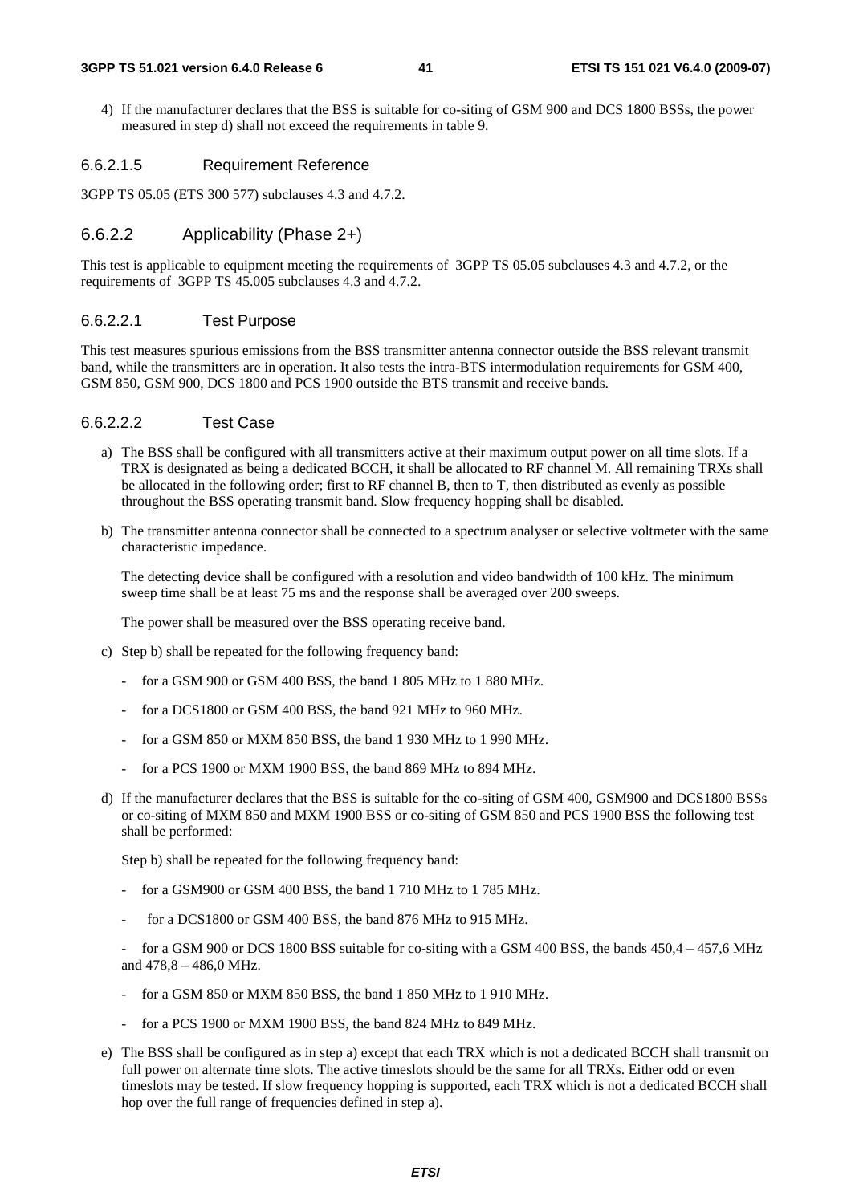4) If the manufacturer declares that the BSS is suitable for co-siting of GSM 900 and DCS 1800 BSSs, the power measured in step d) shall not exceed the requirements in table 9.

#### 6.6.2.1.5 Requirement Reference

3GPP TS 05.05 (ETS 300 577) subclauses 4.3 and 4.7.2.

### 6.6.2.2 Applicability (Phase 2+)

This test is applicable to equipment meeting the requirements of 3GPP TS 05.05 subclauses 4.3 and 4.7.2, or the requirements of 3GPP TS 45.005 subclauses 4.3 and 4.7.2.

#### 6.6.2.2.1 Test Purpose

This test measures spurious emissions from the BSS transmitter antenna connector outside the BSS relevant transmit band, while the transmitters are in operation. It also tests the intra-BTS intermodulation requirements for GSM 400, GSM 850, GSM 900, DCS 1800 and PCS 1900 outside the BTS transmit and receive bands.

#### 6.6.2.2.2 Test Case

a) The BSS shall be configured with all transmitters active at their maximum output power on all time slots. If a TRX is designated as being a dedicated BCCH, it shall be allocated to RF channel M. All remaining TRXs shall be allocated in the following order; first to RF channel B, then to T, then distributed as evenly as possible throughout the BSS operating transmit band. Slow frequency hopping shall be disabled.

b) The transmitter antenna connector shall be connected to a spectrum analyser or selective voltmeter with the same characteristic impedance.

   The detecting device shall be configured with a resolution and video bandwidth of 100 kHz. The minimum sweep time shall be at least 75 ms and the response shall be averaged over 200 sweeps.

   The power shall be measured over the BSS operating receive band.

c) Step b) shall be repeated for the following frequency band:

   - for a GSM 900 or GSM 400 BSS, the band 1 805 MHz to 1 880 MHz.
   - for a DCS1800 or GSM 400 BSS, the band 921 MHz to 960 MHz.
   - for a GSM 850 or MXM 850 BSS, the band 1 930 MHz to 1 990 MHz.
   - for a PCS 1900 or MXM 1900 BSS, the band 869 MHz to 894 MHz.

d) If the manufacturer declares that the BSS is suitable for the co-siting of GSM 400, GSM900 and DCS1800 BSSs or co-siting of MXM 850 and MXM 1900 BSS or co-siting of GSM 850 and PCS 1900 BSS the following test shall be performed:

   Step b) shall be repeated for the following frequency band:

   - for a GSM900 or GSM 400 BSS, the band 1 710 MHz to 1 785 MHz.
   - for a DCS1800 or GSM 400 BSS, the band 876 MHz to 915 MHz.
   - for a GSM 900 or DCS 1800 BSS suitable for co-siting with a GSM 400 BSS, the bands 450,4 – 457,6 MHz and 478,8 – 486,0 MHz.
   - for a GSM 850 or MXM 850 BSS, the band 1 850 MHz to 1 910 MHz.
   - for a PCS 1900 or MXM 1900 BSS, the band 824 MHz to 849 MHz.

e) The BSS shall be configured as in step a) except that each TRX which is not a dedicated BCCH shall transmit on full power on alternate time slots. The active timeslots should be the same for all TRXs. Either odd or even timeslots may be tested. If slow frequency hopping is supported, each TRX which is not a dedicated BCCH shall hop over the full range of frequencies defined in step a).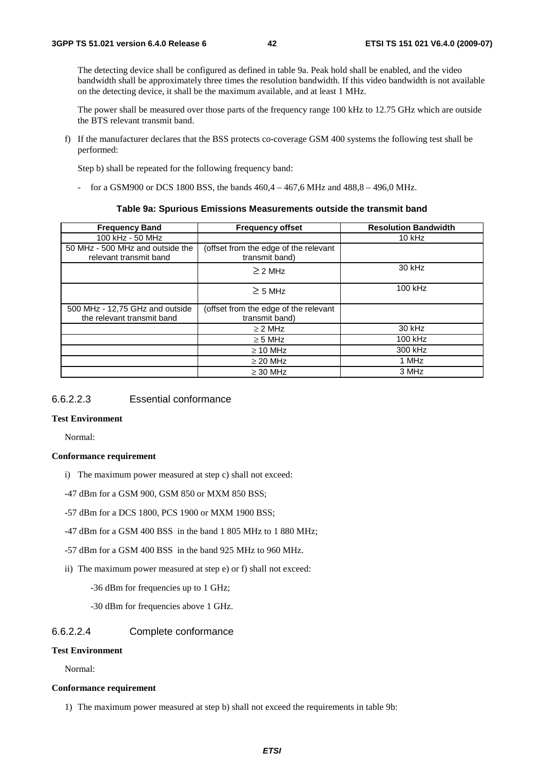The detecting device shall be configured as defined in table 9a. Peak hold shall be enabled, and the video bandwidth shall be approximately three times the resolution bandwidth. If this video bandwidth is not available on the detecting device, it shall be the maximum available, and at least 1 MHz.

The power shall be measured over those parts of the frequency range 100 kHz to 12.75 GHz which are outside the BTS relevant transmit band.

f) If the manufacturer declares that the BSS protects co-coverage GSM 400 systems the following test shall be performed:

Step b) shall be repeated for the following frequency band:

- for a GSM900 or DCS 1800 BSS, the bands 460,4 – 467,6 MHz and 488,8 – 496,0 MHz.

**Table 9a: Spurious Emissions Measurements outside the transmit band**

| Frequency Band | Frequency offset | Resolution Bandwidth |
|---|---|---|
| 100 kHz - 50 MHz | | 10 kHz |
| 50 MHz - 500 MHz and outside the relevant transmit band | (offset from the edge of the relevant transmit band) | |
| | ≥ 2 MHz | 30 kHz |
| | ≥ 5 MHz | 100 kHz |
| 500 MHz - 12,75 GHz and outside the relevant transmit band | (offset from the edge of the relevant transmit band) | |
| | ≥ 2 MHz | 30 kHz |
| | ≥ 5 MHz | 100 kHz |
| | ≥ 10 MHz | 300 kHz |
| | ≥ 20 MHz | 1 MHz |
| | ≥ 30 MHz | 3 MHz |

### 6.6.2.2.3 Essential conformance

**Test Environment**

Normal:

**Conformance requirement**

i) The maximum power measured at step c) shall not exceed:

-47 dBm for a GSM 900, GSM 850 or MXM 850 BSS;

-57 dBm for a DCS 1800, PCS 1900 or MXM 1900 BSS;

-47 dBm for a GSM 400 BSS in the band 1 805 MHz to 1 880 MHz;

-57 dBm for a GSM 400 BSS in the band 925 MHz to 960 MHz.

ii) The maximum power measured at step e) or f) shall not exceed:

-36 dBm for frequencies up to 1 GHz;

-30 dBm for frequencies above 1 GHz.

### 6.6.2.2.4 Complete conformance

**Test Environment**

Normal:

**Conformance requirement**

1) The maximum power measured at step b) shall not exceed the requirements in table 9b: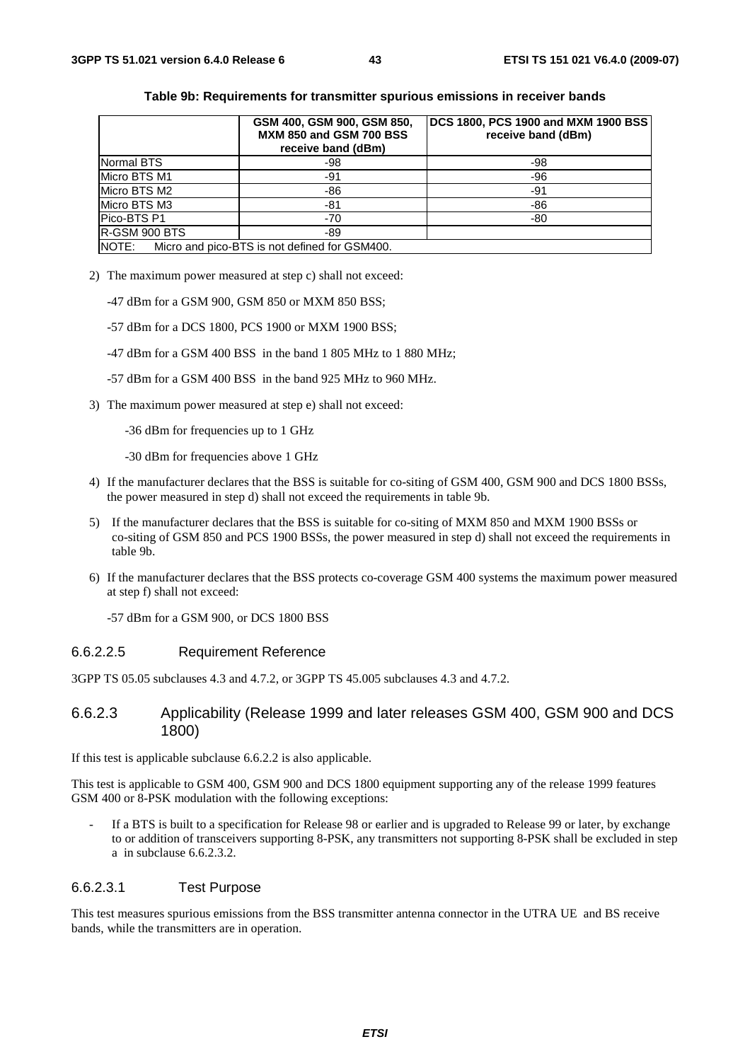**Table 9b: Requirements for transmitter spurious emissions in receiver bands**

| | GSM 400, GSM 900, GSM 850, MXM 850 and GSM 700 BSS receive band (dBm) | DCS 1800, PCS 1900 and MXM 1900 BSS receive band (dBm) |
|---|---|---|
| Normal BTS | -98 | -98 |
| Micro BTS M1 | -91 | -96 |
| Micro BTS M2 | -86 | -91 |
| Micro BTS M3 | -81 | -86 |
| Pico-BTS P1 | -70 | -80 |
| R-GSM 900 BTS | -89 | |
| NOTE: Micro and pico-BTS is not defined for GSM400. | | |

2) The maximum power measured at step c) shall not exceed:

   -47 dBm for a GSM 900, GSM 850 or MXM 850 BSS;

   -57 dBm for a DCS 1800, PCS 1900 or MXM 1900 BSS;

   -47 dBm for a GSM 400 BSS in the band 1 805 MHz to 1 880 MHz;

   -57 dBm for a GSM 400 BSS in the band 925 MHz to 960 MHz.

3) The maximum power measured at step e) shall not exceed:

   -36 dBm for frequencies up to 1 GHz

   -30 dBm for frequencies above 1 GHz

4) If the manufacturer declares that the BSS is suitable for co-siting of GSM 400, GSM 900 and DCS 1800 BSSs, the power measured in step d) shall not exceed the requirements in table 9b.

5) If the manufacturer declares that the BSS is suitable for co-siting of MXM 850 and MXM 1900 BSSs or co-siting of GSM 850 and PCS 1900 BSSs, the power measured in step d) shall not exceed the requirements in table 9b.

6) If the manufacturer declares that the BSS protects co-coverage GSM 400 systems the maximum power measured at step f) shall not exceed:

   -57 dBm for a GSM 900, or DCS 1800 BSS

#### 6.6.2.2.5 Requirement Reference

3GPP TS 05.05 subclauses 4.3 and 4.7.2, or 3GPP TS 45.005 subclauses 4.3 and 4.7.2.

### 6.6.2.3 Applicability (Release 1999 and later releases GSM 400, GSM 900 and DCS 1800)

If this test is applicable subclause 6.6.2.2 is also applicable.

This test is applicable to GSM 400, GSM 900 and DCS 1800 equipment supporting any of the release 1999 features GSM 400 or 8-PSK modulation with the following exceptions:

- If a BTS is built to a specification for Release 98 or earlier and is upgraded to Release 99 or later, by exchange to or addition of transceivers supporting 8-PSK, any transmitters not supporting 8-PSK shall be excluded in step a in subclause 6.6.2.3.2.

#### 6.6.2.3.1 Test Purpose

This test measures spurious emissions from the BSS transmitter antenna connector in the UTRA UE and BS receive bands, while the transmitters are in operation.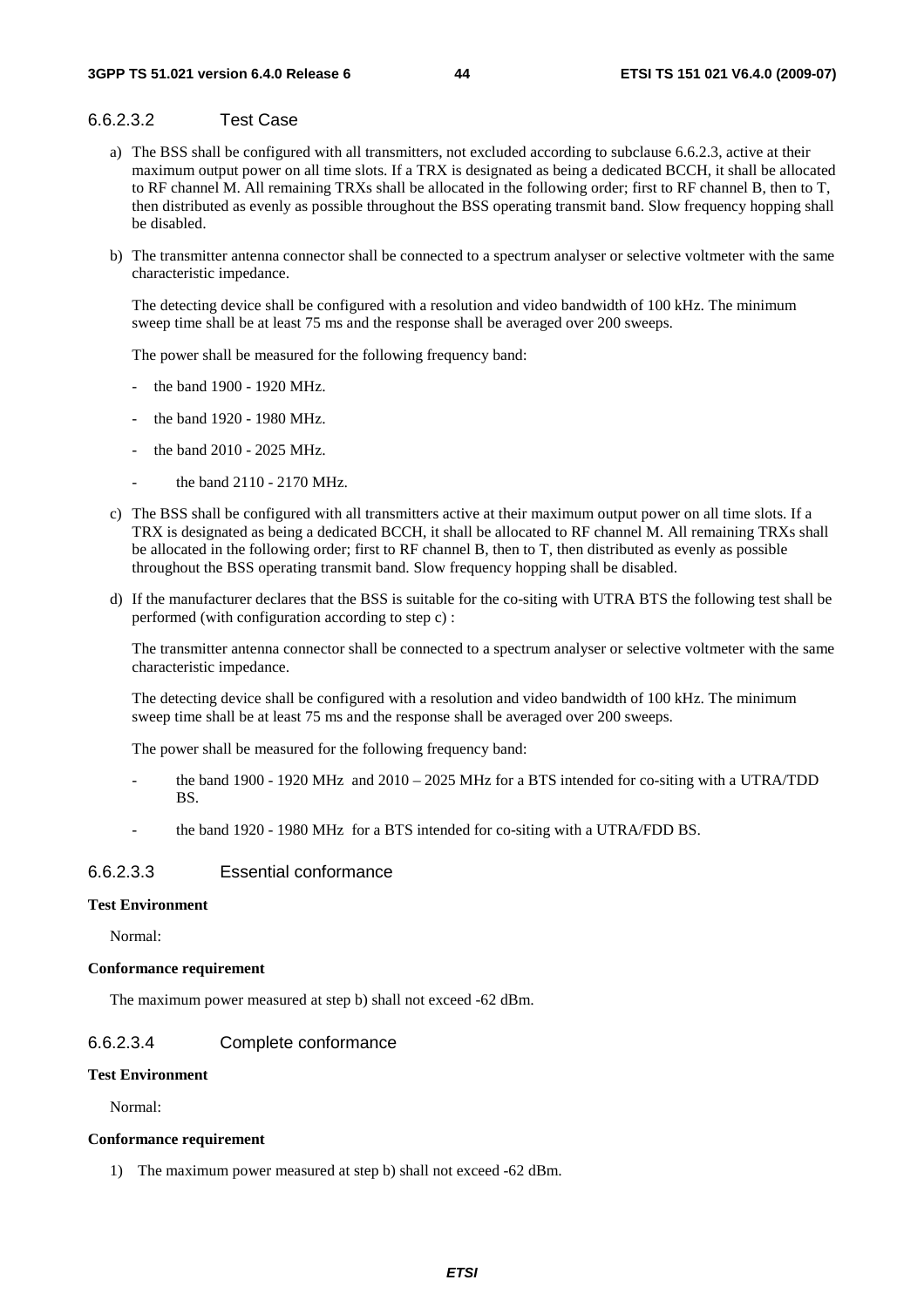#### 6.6.2.3.2 Test Case

a) The BSS shall be configured with all transmitters, not excluded according to subclause 6.6.2.3, active at their maximum output power on all time slots. If a TRX is designated as being a dedicated BCCH, it shall be allocated to RF channel M. All remaining TRXs shall be allocated in the following order; first to RF channel B, then to T, then distributed as evenly as possible throughout the BSS operating transmit band. Slow frequency hopping shall be disabled.

b) The transmitter antenna connector shall be connected to a spectrum analyser or selective voltmeter with the same characteristic impedance.

   The detecting device shall be configured with a resolution and video bandwidth of 100 kHz. The minimum sweep time shall be at least 75 ms and the response shall be averaged over 200 sweeps.

   The power shall be measured for the following frequency band:

   - the band 1900 - 1920 MHz.
   - the band 1920 - 1980 MHz.
   - the band 2010 - 2025 MHz.
   - the band 2110 - 2170 MHz.

c) The BSS shall be configured with all transmitters active at their maximum output power on all time slots. If a TRX is designated as being a dedicated BCCH, it shall be allocated to RF channel M. All remaining TRXs shall be allocated in the following order; first to RF channel B, then to T, then distributed as evenly as possible throughout the BSS operating transmit band. Slow frequency hopping shall be disabled.

d) If the manufacturer declares that the BSS is suitable for the co-siting with UTRA BTS the following test shall be performed (with configuration according to step c) :

   The transmitter antenna connector shall be connected to a spectrum analyser or selective voltmeter with the same characteristic impedance.

   The detecting device shall be configured with a resolution and video bandwidth of 100 kHz. The minimum sweep time shall be at least 75 ms and the response shall be averaged over 200 sweeps.

   The power shall be measured for the following frequency band:

   - the band 1900 - 1920 MHz and 2010 – 2025 MHz for a BTS intended for co-siting with a UTRA/TDD BS.
   - the band 1920 - 1980 MHz for a BTS intended for co-siting with a UTRA/FDD BS.

#### 6.6.2.3.3 Essential conformance

**Test Environment**

Normal:

**Conformance requirement**

The maximum power measured at step b) shall not exceed -62 dBm.

#### 6.6.2.3.4 Complete conformance

**Test Environment**

Normal:

**Conformance requirement**

1) The maximum power measured at step b) shall not exceed -62 dBm.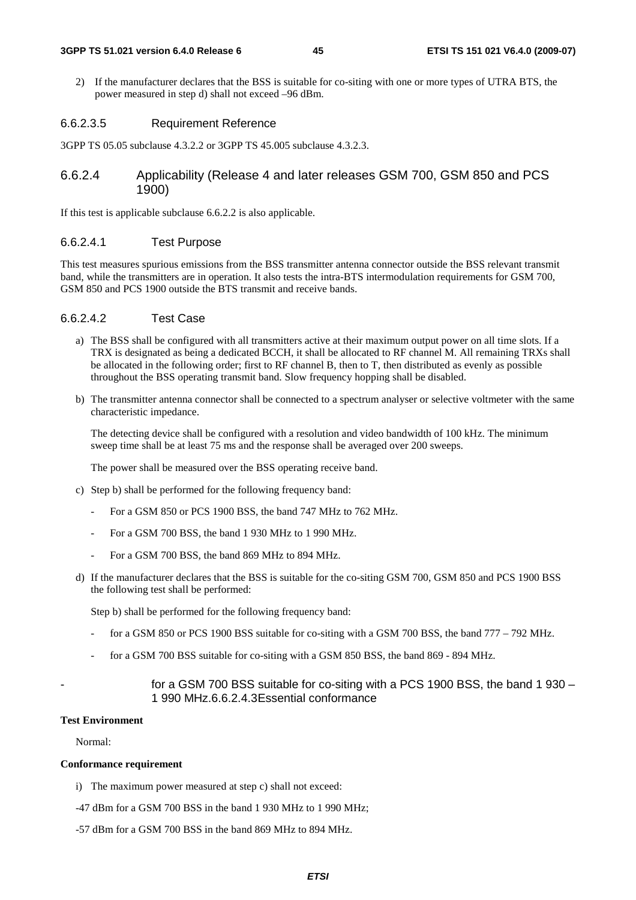2) If the manufacturer declares that the BSS is suitable for co-siting with one or more types of UTRA BTS, the power measured in step d) shall not exceed –96 dBm.

#### 6.6.2.3.5 Requirement Reference

3GPP TS 05.05 subclause 4.3.2.2 or 3GPP TS 45.005 subclause 4.3.2.3.

### 6.6.2.4 Applicability (Release 4 and later releases GSM 700, GSM 850 and PCS 1900)

If this test is applicable subclause 6.6.2.2 is also applicable.

#### 6.6.2.4.1 Test Purpose

This test measures spurious emissions from the BSS transmitter antenna connector outside the BSS relevant transmit band, while the transmitters are in operation. It also tests the intra-BTS intermodulation requirements for GSM 700, GSM 850 and PCS 1900 outside the BTS transmit and receive bands.

#### 6.6.2.4.2 Test Case

a) The BSS shall be configured with all transmitters active at their maximum output power on all time slots. If a TRX is designated as being a dedicated BCCH, it shall be allocated to RF channel M. All remaining TRXs shall be allocated in the following order; first to RF channel B, then to T, then distributed as evenly as possible throughout the BSS operating transmit band. Slow frequency hopping shall be disabled.

b) The transmitter antenna connector shall be connected to a spectrum analyser or selective voltmeter with the same characteristic impedance.

   The detecting device shall be configured with a resolution and video bandwidth of 100 kHz. The minimum sweep time shall be at least 75 ms and the response shall be averaged over 200 sweeps.

   The power shall be measured over the BSS operating receive band.

c) Step b) shall be performed for the following frequency band:

   - For a GSM 850 or PCS 1900 BSS, the band 747 MHz to 762 MHz.
   - For a GSM 700 BSS, the band 1 930 MHz to 1 990 MHz.
   - For a GSM 700 BSS, the band 869 MHz to 894 MHz.

d) If the manufacturer declares that the BSS is suitable for the co-siting GSM 700, GSM 850 and PCS 1900 BSS the following test shall be performed:

   Step b) shall be performed for the following frequency band:

   - for a GSM 850 or PCS 1900 BSS suitable for co-siting with a GSM 700 BSS, the band 777 – 792 MHz.
   - for a GSM 700 BSS suitable for co-siting with a GSM 850 BSS, the band 869 - 894 MHz.

- for a GSM 700 BSS suitable for co-siting with a PCS 1900 BSS, the band 1 930 – 1 990 MHz.6.6.2.4.3Essential conformance

**Test Environment**

Normal:

**Conformance requirement**

i) The maximum power measured at step c) shall not exceed:

-47 dBm for a GSM 700 BSS in the band 1 930 MHz to 1 990 MHz;

-57 dBm for a GSM 700 BSS in the band 869 MHz to 894 MHz.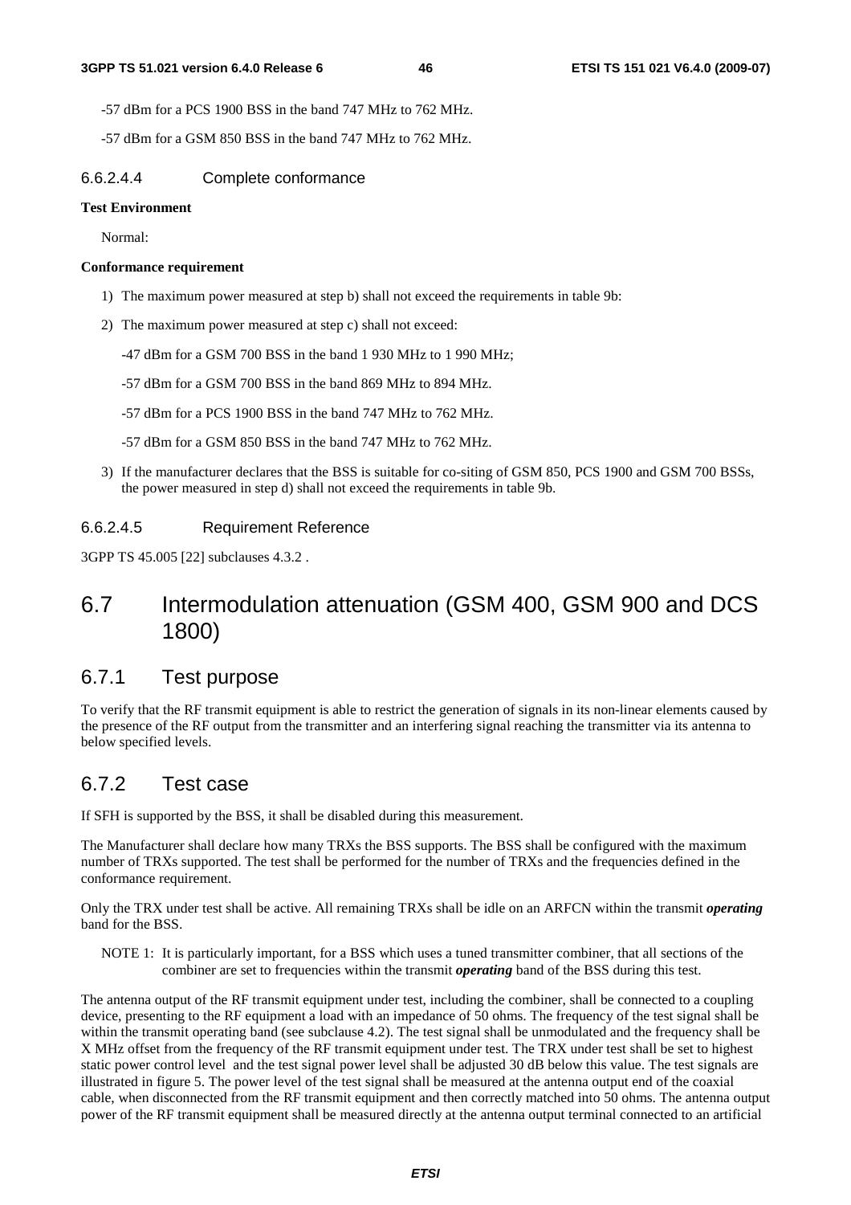-57 dBm for a PCS 1900 BSS in the band 747 MHz to 762 MHz.

-57 dBm for a GSM 850 BSS in the band 747 MHz to 762 MHz.

#### 6.6.2.4.4 Complete conformance

**Test Environment**

Normal:

**Conformance requirement**

1) The maximum power measured at step b) shall not exceed the requirements in table 9b:

2) The maximum power measured at step c) shall not exceed:

   -47 dBm for a GSM 700 BSS in the band 1 930 MHz to 1 990 MHz;

   -57 dBm for a GSM 700 BSS in the band 869 MHz to 894 MHz.

   -57 dBm for a PCS 1900 BSS in the band 747 MHz to 762 MHz.

   -57 dBm for a GSM 850 BSS in the band 747 MHz to 762 MHz.

3) If the manufacturer declares that the BSS is suitable for co-siting of GSM 850, PCS 1900 and GSM 700 BSSs, the power measured in step d) shall not exceed the requirements in table 9b.

#### 6.6.2.4.5 Requirement Reference

3GPP TS 45.005 [22] subclauses 4.3.2 .

## 6.7 Intermodulation attenuation (GSM 400, GSM 900 and DCS 1800)

### 6.7.1 Test purpose

To verify that the RF transmit equipment is able to restrict the generation of signals in its non-linear elements caused by the presence of the RF output from the transmitter and an interfering signal reaching the transmitter via its antenna to below specified levels.

### 6.7.2 Test case

If SFH is supported by the BSS, it shall be disabled during this measurement.

The Manufacturer shall declare how many TRXs the BSS supports. The BSS shall be configured with the maximum number of TRXs supported. The test shall be performed for the number of TRXs and the frequencies defined in the conformance requirement.

Only the TRX under test shall be active. All remaining TRXs shall be idle on an ARFCN within the transmit ***operating*** band for the BSS.

NOTE 1: It is particularly important, for a BSS which uses a tuned transmitter combiner, that all sections of the combiner are set to frequencies within the transmit ***operating*** band of the BSS during this test.

The antenna output of the RF transmit equipment under test, including the combiner, shall be connected to a coupling device, presenting to the RF equipment a load with an impedance of 50 ohms. The frequency of the test signal shall be within the transmit operating band (see subclause 4.2). The test signal shall be unmodulated and the frequency shall be X MHz offset from the frequency of the RF transmit equipment under test. The TRX under test shall be set to highest static power control level and the test signal power level shall be adjusted 30 dB below this value. The test signals are illustrated in figure 5. The power level of the test signal shall be measured at the antenna output end of the coaxial cable, when disconnected from the RF transmit equipment and then correctly matched into 50 ohms. The antenna output power of the RF transmit equipment shall be measured directly at the antenna output terminal connected to an artificial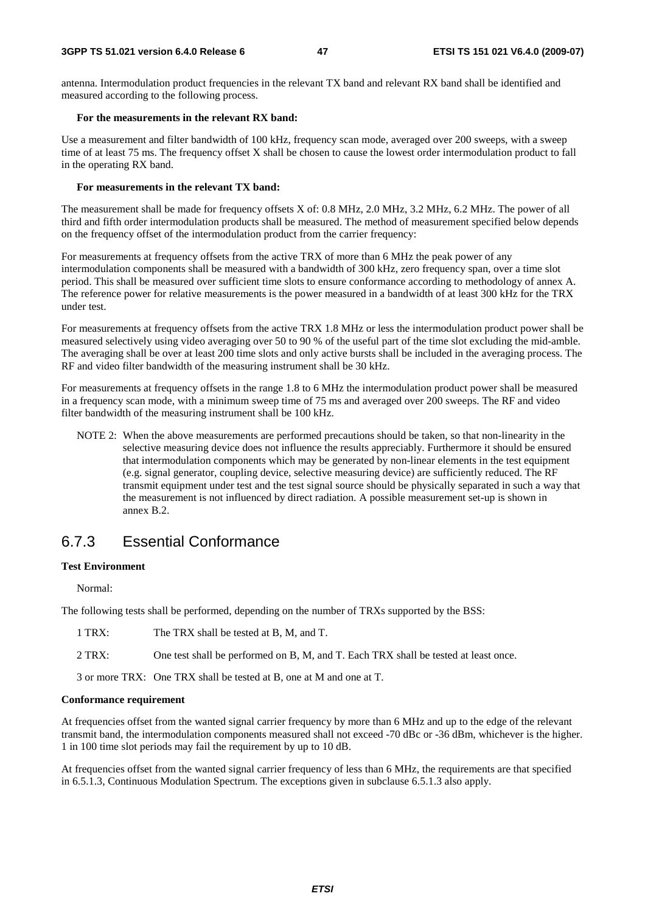antenna. Intermodulation product frequencies in the relevant TX band and relevant RX band shall be identified and measured according to the following process.

**For the measurements in the relevant RX band:**

Use a measurement and filter bandwidth of 100 kHz, frequency scan mode, averaged over 200 sweeps, with a sweep time of at least 75 ms. The frequency offset X shall be chosen to cause the lowest order intermodulation product to fall in the operating RX band.

**For measurements in the relevant TX band:**

The measurement shall be made for frequency offsets X of: 0.8 MHz, 2.0 MHz, 3.2 MHz, 6.2 MHz. The power of all third and fifth order intermodulation products shall be measured. The method of measurement specified below depends on the frequency offset of the intermodulation product from the carrier frequency:

For measurements at frequency offsets from the active TRX of more than 6 MHz the peak power of any intermodulation components shall be measured with a bandwidth of 300 kHz, zero frequency span, over a time slot period. This shall be measured over sufficient time slots to ensure conformance according to methodology of annex A. The reference power for relative measurements is the power measured in a bandwidth of at least 300 kHz for the TRX under test.

For measurements at frequency offsets from the active TRX 1.8 MHz or less the intermodulation product power shall be measured selectively using video averaging over 50 to 90 % of the useful part of the time slot excluding the mid-amble. The averaging shall be over at least 200 time slots and only active bursts shall be included in the averaging process. The RF and video filter bandwidth of the measuring instrument shall be 30 kHz.

For measurements at frequency offsets in the range 1.8 to 6 MHz the intermodulation product power shall be measured in a frequency scan mode, with a minimum sweep time of 75 ms and averaged over 200 sweeps. The RF and video filter bandwidth of the measuring instrument shall be 100 kHz.

NOTE 2: When the above measurements are performed precautions should be taken, so that non-linearity in the selective measuring device does not influence the results appreciably. Furthermore it should be ensured that intermodulation components which may be generated by non-linear elements in the test equipment (e.g. signal generator, coupling device, selective measuring device) are sufficiently reduced. The RF transmit equipment under test and the test signal source should be physically separated in such a way that the measurement is not influenced by direct radiation. A possible measurement set-up is shown in annex B.2.

## 6.7.3 Essential Conformance

**Test Environment**

Normal:

The following tests shall be performed, depending on the number of TRXs supported by the BSS:

1 TRX: The TRX shall be tested at B, M, and T.

2 TRX: One test shall be performed on B, M, and T. Each TRX shall be tested at least once.

3 or more TRX: One TRX shall be tested at B, one at M and one at T.

**Conformance requirement**

At frequencies offset from the wanted signal carrier frequency by more than 6 MHz and up to the edge of the relevant transmit band, the intermodulation components measured shall not exceed -70 dBc or -36 dBm, whichever is the higher. 1 in 100 time slot periods may fail the requirement by up to 10 dB.

At frequencies offset from the wanted signal carrier frequency of less than 6 MHz, the requirements are that specified in 6.5.1.3, Continuous Modulation Spectrum. The exceptions given in subclause 6.5.1.3 also apply.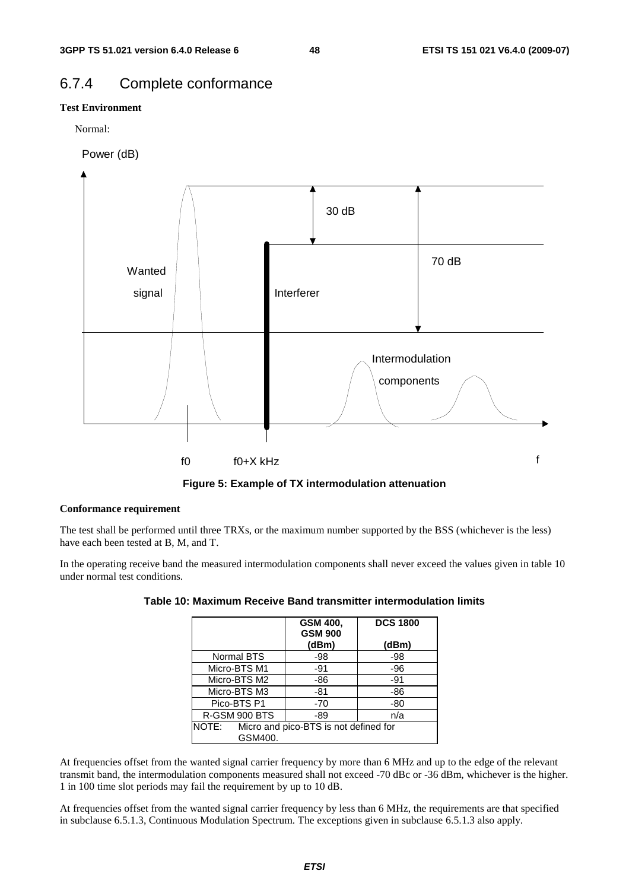## 6.7.4 Complete conformance

**Test Environment**

Normal:

**Figure 5: Example of TX intermodulation attenuation**

**Conformance requirement**

The test shall be performed until three TRXs, or the maximum number supported by the BSS (whichever is the less) have each been tested at B, M, and T.

In the operating receive band the measured intermodulation components shall never exceed the values given in table 10 under normal test conditions.

**Table 10: Maximum Receive Band transmitter intermodulation limits**

| | GSM 400, GSM 900 (dBm) | DCS 1800 (dBm) |
|---|---|---|
| Normal BTS | -98 | -98 |
| Micro-BTS M1 | -91 | -96 |
| Micro-BTS M2 | -86 | -91 |
| Micro-BTS M3 | -81 | -86 |
| Pico-BTS P1 | -70 | -80 |
| R-GSM 900 BTS | -89 | n/a |
| NOTE: Micro and pico-BTS is not defined for GSM400. | | |

At frequencies offset from the wanted signal carrier frequency by more than 6 MHz and up to the edge of the relevant transmit band, the intermodulation components measured shall not exceed -70 dBc or -36 dBm, whichever is the higher. 1 in 100 time slot periods may fail the requirement by up to 10 dB.

At frequencies offset from the wanted signal carrier frequency by less than 6 MHz, the requirements are that specified in subclause 6.5.1.3, Continuous Modulation Spectrum. The exceptions given in subclause 6.5.1.3 also apply.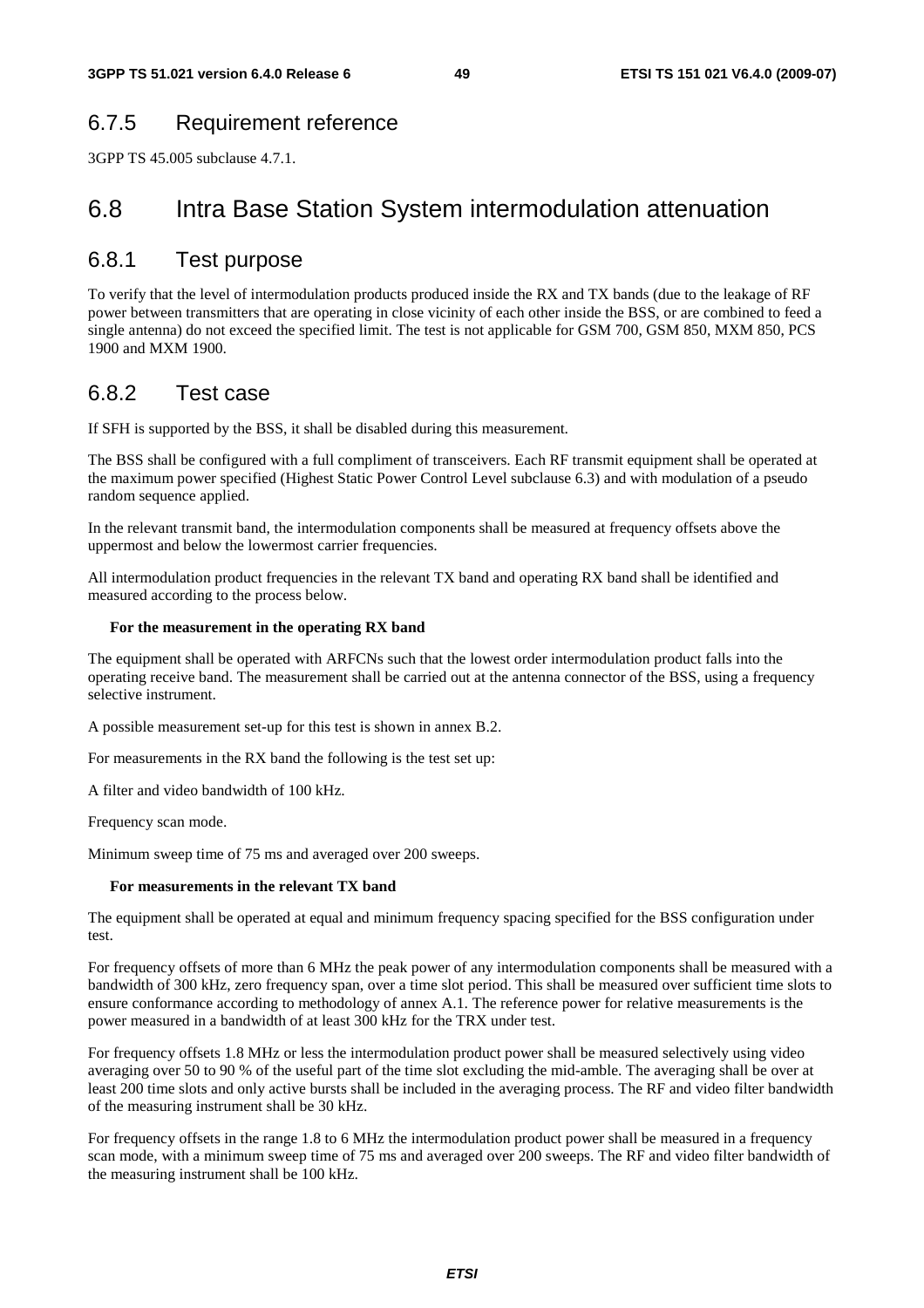### 6.7.5 Requirement reference

3GPP TS 45.005 subclause 4.7.1.

## 6.8 Intra Base Station System intermodulation attenuation

### 6.8.1 Test purpose

To verify that the level of intermodulation products produced inside the RX and TX bands (due to the leakage of RF power between transmitters that are operating in close vicinity of each other inside the BSS, or are combined to feed a single antenna) do not exceed the specified limit. The test is not applicable for GSM 700, GSM 850, MXM 850, PCS 1900 and MXM 1900.

### 6.8.2 Test case

If SFH is supported by the BSS, it shall be disabled during this measurement.

The BSS shall be configured with a full compliment of transceivers. Each RF transmit equipment shall be operated at the maximum power specified (Highest Static Power Control Level subclause 6.3) and with modulation of a pseudo random sequence applied.

In the relevant transmit band, the intermodulation components shall be measured at frequency offsets above the uppermost and below the lowermost carrier frequencies.

All intermodulation product frequencies in the relevant TX band and operating RX band shall be identified and measured according to the process below.

**For the measurement in the operating RX band**

The equipment shall be operated with ARFCNs such that the lowest order intermodulation product falls into the operating receive band. The measurement shall be carried out at the antenna connector of the BSS, using a frequency selective instrument.

A possible measurement set-up for this test is shown in annex B.2.

For measurements in the RX band the following is the test set up:

A filter and video bandwidth of 100 kHz.

Frequency scan mode.

Minimum sweep time of 75 ms and averaged over 200 sweeps.

**For measurements in the relevant TX band**

The equipment shall be operated at equal and minimum frequency spacing specified for the BSS configuration under test.

For frequency offsets of more than 6 MHz the peak power of any intermodulation components shall be measured with a bandwidth of 300 kHz, zero frequency span, over a time slot period. This shall be measured over sufficient time slots to ensure conformance according to methodology of annex A.1. The reference power for relative measurements is the power measured in a bandwidth of at least 300 kHz for the TRX under test.

For frequency offsets 1.8 MHz or less the intermodulation product power shall be measured selectively using video averaging over 50 to 90 % of the useful part of the time slot excluding the mid-amble. The averaging shall be over at least 200 time slots and only active bursts shall be included in the averaging process. The RF and video filter bandwidth of the measuring instrument shall be 30 kHz.

For frequency offsets in the range 1.8 to 6 MHz the intermodulation product power shall be measured in a frequency scan mode, with a minimum sweep time of 75 ms and averaged over 200 sweeps. The RF and video filter bandwidth of the measuring instrument shall be 100 kHz.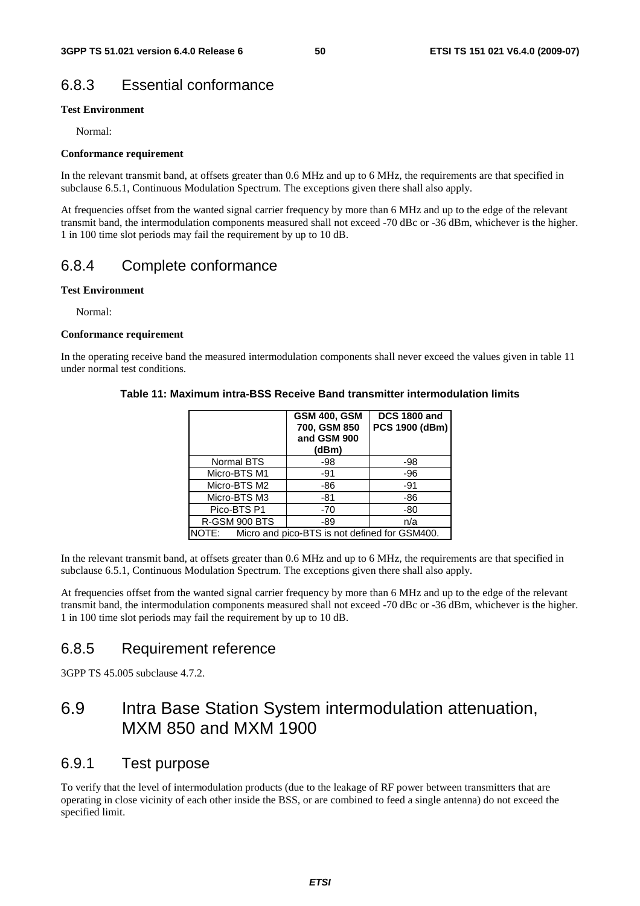### 6.8.3 Essential conformance

**Test Environment**

Normal:

**Conformance requirement**

In the relevant transmit band, at offsets greater than 0.6 MHz and up to 6 MHz, the requirements are that specified in subclause 6.5.1, Continuous Modulation Spectrum. The exceptions given there shall also apply.

At frequencies offset from the wanted signal carrier frequency by more than 6 MHz and up to the edge of the relevant transmit band, the intermodulation components measured shall not exceed -70 dBc or -36 dBm, whichever is the higher. 1 in 100 time slot periods may fail the requirement by up to 10 dB.

### 6.8.4 Complete conformance

**Test Environment**

Normal:

**Conformance requirement**

In the operating receive band the measured intermodulation components shall never exceed the values given in table 11 under normal test conditions.

**Table 11: Maximum intra-BSS Receive Band transmitter intermodulation limits**

| | GSM 400, GSM 700, GSM 850 and GSM 900 (dBm) | DCS 1800 and PCS 1900 (dBm) |
|---|---|---|
| Normal BTS | -98 | -98 |
| Micro-BTS M1 | -91 | -96 |
| Micro-BTS M2 | -86 | -91 |
| Micro-BTS M3 | -81 | -86 |
| Pico-BTS P1 | -70 | -80 |
| R-GSM 900 BTS | -89 | n/a |
| NOTE: Micro and pico-BTS is not defined for GSM400. | | |

In the relevant transmit band, at offsets greater than 0.6 MHz and up to 6 MHz, the requirements are that specified in subclause 6.5.1, Continuous Modulation Spectrum. The exceptions given there shall also apply.

At frequencies offset from the wanted signal carrier frequency by more than 6 MHz and up to the edge of the relevant transmit band, the intermodulation components measured shall not exceed -70 dBc or -36 dBm, whichever is the higher. 1 in 100 time slot periods may fail the requirement by up to 10 dB.

### 6.8.5 Requirement reference

3GPP TS 45.005 subclause 4.7.2.

## 6.9 Intra Base Station System intermodulation attenuation, MXM 850 and MXM 1900

### 6.9.1 Test purpose

To verify that the level of intermodulation products (due to the leakage of RF power between transmitters that are operating in close vicinity of each other inside the BSS, or are combined to feed a single antenna) do not exceed the specified limit.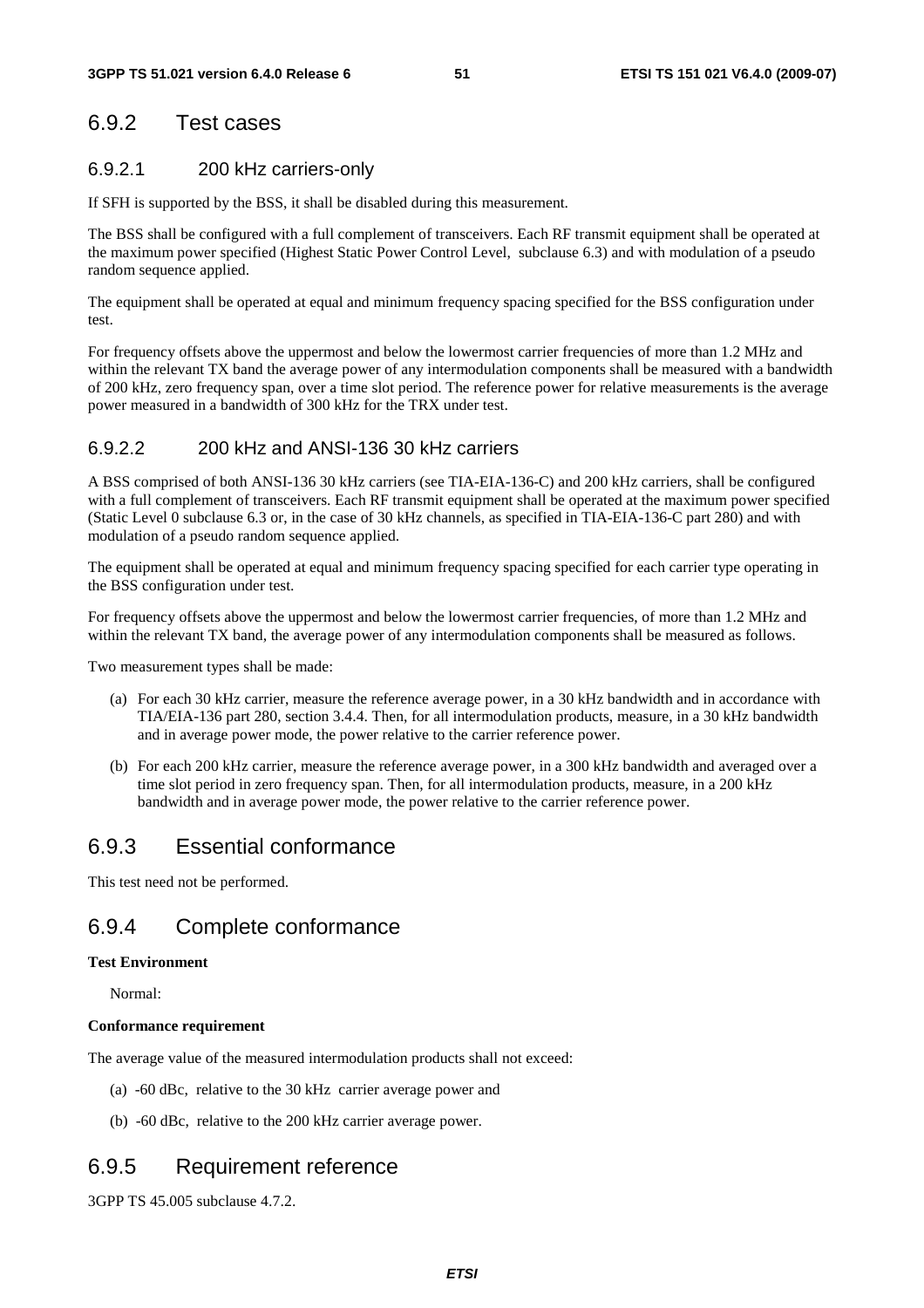### 6.9.2 Test cases

#### 6.9.2.1 200 kHz carriers-only

If SFH is supported by the BSS, it shall be disabled during this measurement.

The BSS shall be configured with a full complement of transceivers. Each RF transmit equipment shall be operated at the maximum power specified (Highest Static Power Control Level, subclause 6.3) and with modulation of a pseudo random sequence applied.

The equipment shall be operated at equal and minimum frequency spacing specified for the BSS configuration under test.

For frequency offsets above the uppermost and below the lowermost carrier frequencies of more than 1.2 MHz and within the relevant TX band the average power of any intermodulation components shall be measured with a bandwidth of 200 kHz, zero frequency span, over a time slot period. The reference power for relative measurements is the average power measured in a bandwidth of 300 kHz for the TRX under test.

#### 6.9.2.2 200 kHz and ANSI-136 30 kHz carriers

A BSS comprised of both ANSI-136 30 kHz carriers (see TIA-EIA-136-C) and 200 kHz carriers, shall be configured with a full complement of transceivers. Each RF transmit equipment shall be operated at the maximum power specified (Static Level 0 subclause 6.3 or, in the case of 30 kHz channels, as specified in TIA-EIA-136-C part 280) and with modulation of a pseudo random sequence applied.

The equipment shall be operated at equal and minimum frequency spacing specified for each carrier type operating in the BSS configuration under test.

For frequency offsets above the uppermost and below the lowermost carrier frequencies, of more than 1.2 MHz and within the relevant TX band, the average power of any intermodulation components shall be measured as follows.

Two measurement types shall be made:

(a) For each 30 kHz carrier, measure the reference average power, in a 30 kHz bandwidth and in accordance with TIA/EIA-136 part 280, section 3.4.4. Then, for all intermodulation products, measure, in a 30 kHz bandwidth and in average power mode, the power relative to the carrier reference power.

(b) For each 200 kHz carrier, measure the reference average power, in a 300 kHz bandwidth and averaged over a time slot period in zero frequency span. Then, for all intermodulation products, measure, in a 200 kHz bandwidth and in average power mode, the power relative to the carrier reference power.

### 6.9.3 Essential conformance

This test need not be performed.

### 6.9.4 Complete conformance

**Test Environment**

Normal:

**Conformance requirement**

The average value of the measured intermodulation products shall not exceed:

(a) -60 dBc, relative to the 30 kHz carrier average power and

(b) -60 dBc, relative to the 200 kHz carrier average power.

### 6.9.5 Requirement reference

3GPP TS 45.005 subclause 4.7.2.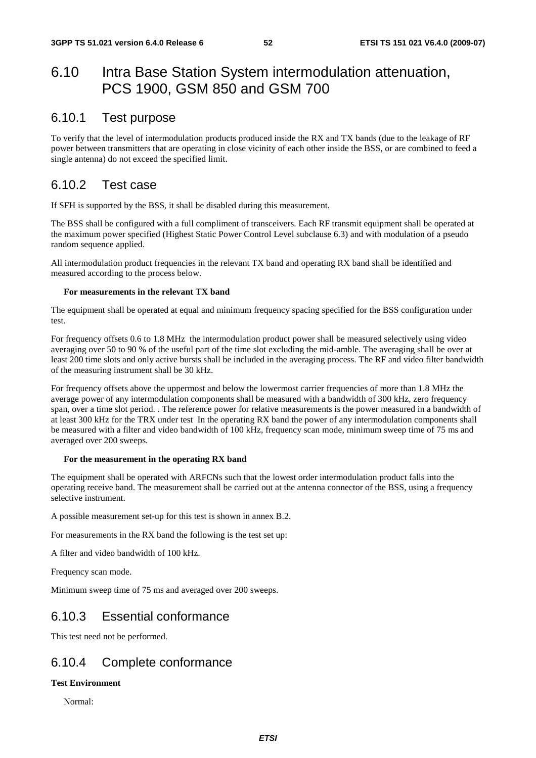## 6.10 Intra Base Station System intermodulation attenuation, PCS 1900, GSM 850 and GSM 700

### 6.10.1 Test purpose

To verify that the level of intermodulation products produced inside the RX and TX bands (due to the leakage of RF power between transmitters that are operating in close vicinity of each other inside the BSS, or are combined to feed a single antenna) do not exceed the specified limit.

### 6.10.2 Test case

If SFH is supported by the BSS, it shall be disabled during this measurement.

The BSS shall be configured with a full compliment of transceivers. Each RF transmit equipment shall be operated at the maximum power specified (Highest Static Power Control Level subclause 6.3) and with modulation of a pseudo random sequence applied.

All intermodulation product frequencies in the relevant TX band and operating RX band shall be identified and measured according to the process below.

**For measurements in the relevant TX band**

The equipment shall be operated at equal and minimum frequency spacing specified for the BSS configuration under test.

For frequency offsets 0.6 to 1.8 MHz the intermodulation product power shall be measured selectively using video averaging over 50 to 90 % of the useful part of the time slot excluding the mid-amble. The averaging shall be over at least 200 time slots and only active bursts shall be included in the averaging process. The RF and video filter bandwidth of the measuring instrument shall be 30 kHz.

For frequency offsets above the uppermost and below the lowermost carrier frequencies of more than 1.8 MHz the average power of any intermodulation components shall be measured with a bandwidth of 300 kHz, zero frequency span, over a time slot period. . The reference power for relative measurements is the power measured in a bandwidth of at least 300 kHz for the TRX under test In the operating RX band the power of any intermodulation components shall be measured with a filter and video bandwidth of 100 kHz, frequency scan mode, minimum sweep time of 75 ms and averaged over 200 sweeps.

**For the measurement in the operating RX band**

The equipment shall be operated with ARFCNs such that the lowest order intermodulation product falls into the operating receive band. The measurement shall be carried out at the antenna connector of the BSS, using a frequency selective instrument.

A possible measurement set-up for this test is shown in annex B.2.

For measurements in the RX band the following is the test set up:

A filter and video bandwidth of 100 kHz.

Frequency scan mode.

Minimum sweep time of 75 ms and averaged over 200 sweeps.

### 6.10.3 Essential conformance

This test need not be performed.

### 6.10.4 Complete conformance

**Test Environment**

Normal: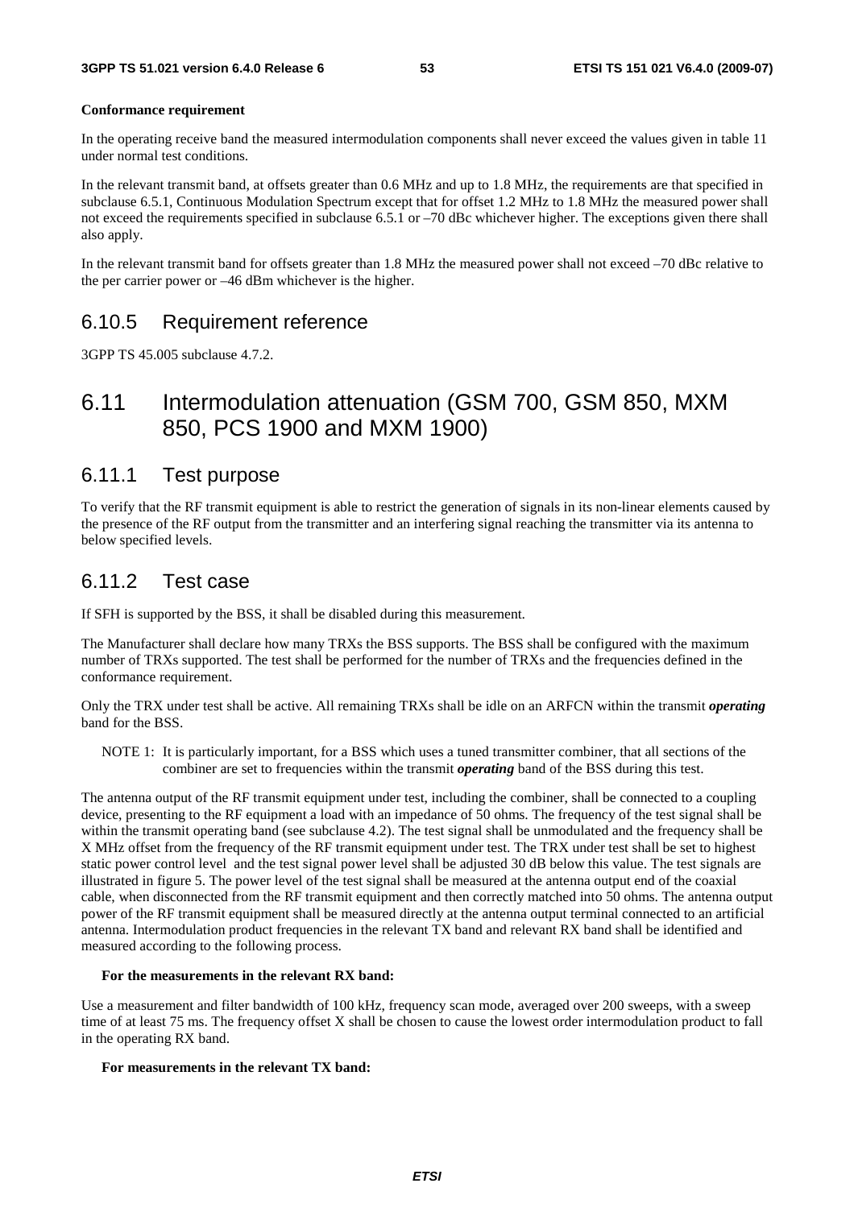**Conformance requirement**

In the operating receive band the measured intermodulation components shall never exceed the values given in table 11 under normal test conditions.

In the relevant transmit band, at offsets greater than 0.6 MHz and up to 1.8 MHz, the requirements are that specified in subclause 6.5.1, Continuous Modulation Spectrum except that for offset 1.2 MHz to 1.8 MHz the measured power shall not exceed the requirements specified in subclause 6.5.1 or –70 dBc whichever higher. The exceptions given there shall also apply.

In the relevant transmit band for offsets greater than 1.8 MHz the measured power shall not exceed –70 dBc relative to the per carrier power or –46 dBm whichever is the higher.

### 6.10.5 Requirement reference

3GPP TS 45.005 subclause 4.7.2.

## 6.11 Intermodulation attenuation (GSM 700, GSM 850, MXM 850, PCS 1900 and MXM 1900)

### 6.11.1 Test purpose

To verify that the RF transmit equipment is able to restrict the generation of signals in its non-linear elements caused by the presence of the RF output from the transmitter and an interfering signal reaching the transmitter via its antenna to below specified levels.

### 6.11.2 Test case

If SFH is supported by the BSS, it shall be disabled during this measurement.

The Manufacturer shall declare how many TRXs the BSS supports. The BSS shall be configured with the maximum number of TRXs supported. The test shall be performed for the number of TRXs and the frequencies defined in the conformance requirement.

Only the TRX under test shall be active. All remaining TRXs shall be idle on an ARFCN within the transmit ***operating*** band for the BSS.

NOTE 1: It is particularly important, for a BSS which uses a tuned transmitter combiner, that all sections of the combiner are set to frequencies within the transmit ***operating*** band of the BSS during this test.

The antenna output of the RF transmit equipment under test, including the combiner, shall be connected to a coupling device, presenting to the RF equipment a load with an impedance of 50 ohms. The frequency of the test signal shall be within the transmit operating band (see subclause 4.2). The test signal shall be unmodulated and the frequency shall be X MHz offset from the frequency of the RF transmit equipment under test. The TRX under test shall be set to highest static power control level and the test signal power level shall be adjusted 30 dB below this value. The test signals are illustrated in figure 5. The power level of the test signal shall be measured at the antenna output end of the coaxial cable, when disconnected from the RF transmit equipment and then correctly matched into 50 ohms. The antenna output power of the RF transmit equipment shall be measured directly at the antenna output terminal connected to an artificial antenna. Intermodulation product frequencies in the relevant TX band and relevant RX band shall be identified and measured according to the following process.

**For the measurements in the relevant RX band:**

Use a measurement and filter bandwidth of 100 kHz, frequency scan mode, averaged over 200 sweeps, with a sweep time of at least 75 ms. The frequency offset X shall be chosen to cause the lowest order intermodulation product to fall in the operating RX band.

**For measurements in the relevant TX band:**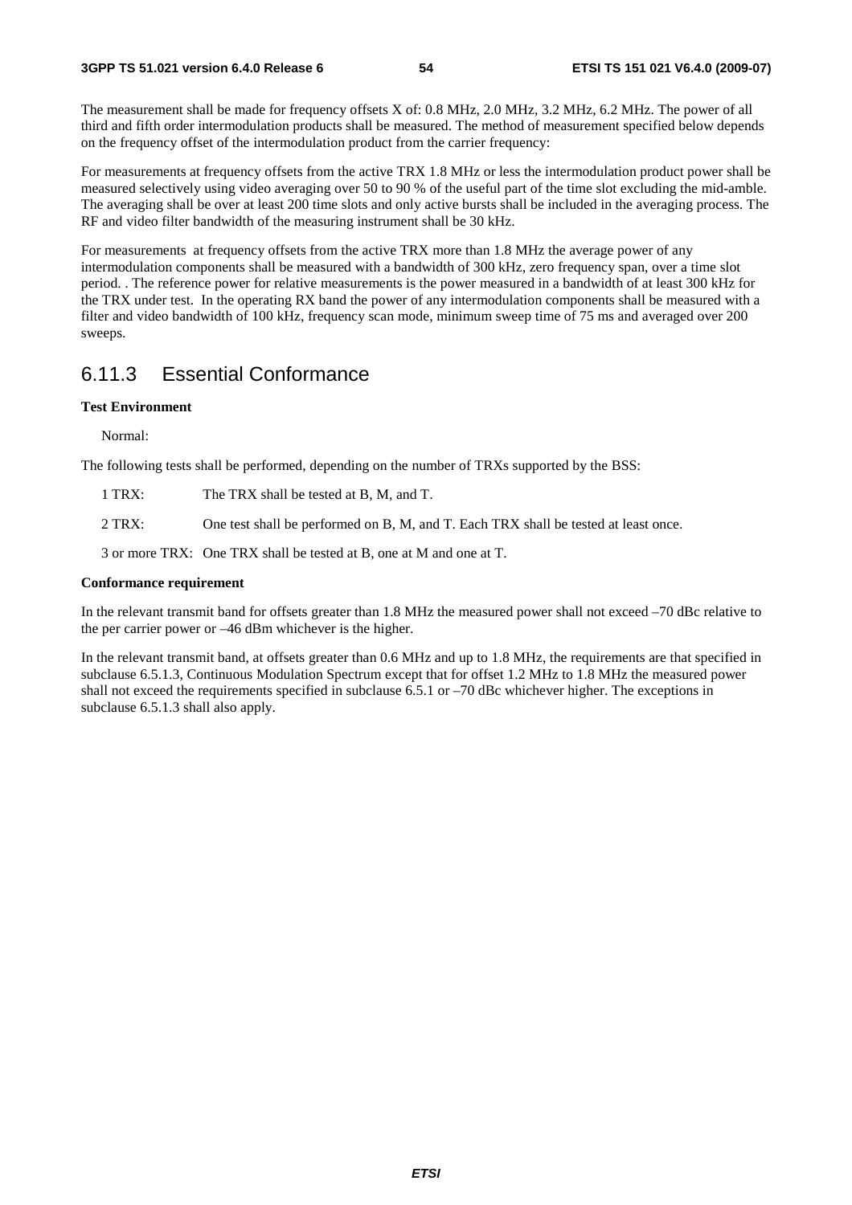The measurement shall be made for frequency offsets X of: 0.8 MHz, 2.0 MHz, 3.2 MHz, 6.2 MHz. The power of all third and fifth order intermodulation products shall be measured. The method of measurement specified below depends on the frequency offset of the intermodulation product from the carrier frequency:

For measurements at frequency offsets from the active TRX 1.8 MHz or less the intermodulation product power shall be measured selectively using video averaging over 50 to 90 % of the useful part of the time slot excluding the mid-amble. The averaging shall be over at least 200 time slots and only active bursts shall be included in the averaging process. The RF and video filter bandwidth of the measuring instrument shall be 30 kHz.

For measurements at frequency offsets from the active TRX more than 1.8 MHz the average power of any intermodulation components shall be measured with a bandwidth of 300 kHz, zero frequency span, over a time slot period. . The reference power for relative measurements is the power measured in a bandwidth of at least 300 kHz for the TRX under test. In the operating RX band the power of any intermodulation components shall be measured with a filter and video bandwidth of 100 kHz, frequency scan mode, minimum sweep time of 75 ms and averaged over 200 sweeps.

## 6.11.3 Essential Conformance

**Test Environment**

Normal:

The following tests shall be performed, depending on the number of TRXs supported by the BSS:

1 TRX: The TRX shall be tested at B, M, and T.

2 TRX: One test shall be performed on B, M, and T. Each TRX shall be tested at least once.

3 or more TRX: One TRX shall be tested at B, one at M and one at T.

**Conformance requirement**

In the relevant transmit band for offsets greater than 1.8 MHz the measured power shall not exceed –70 dBc relative to the per carrier power or –46 dBm whichever is the higher.

In the relevant transmit band, at offsets greater than 0.6 MHz and up to 1.8 MHz, the requirements are that specified in subclause 6.5.1.3, Continuous Modulation Spectrum except that for offset 1.2 MHz to 1.8 MHz the measured power shall not exceed the requirements specified in subclause 6.5.1 or –70 dBc whichever higher. The exceptions in subclause 6.5.1.3 shall also apply.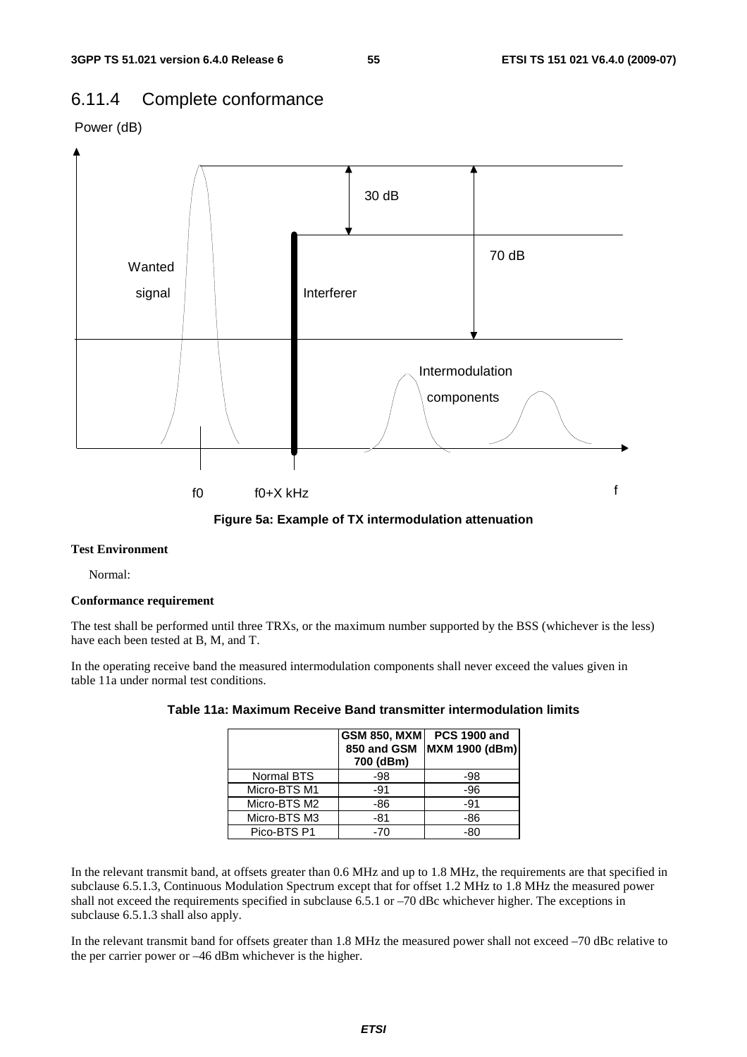## 6.11.4 Complete conformance

Figure 5a: Example of TX intermodulation attenuation

**Test Environment**

Normal:

**Conformance requirement**

The test shall be performed until three TRXs, or the maximum number supported by the BSS (whichever is the less) have each been tested at B, M, and T.

In the operating receive band the measured intermodulation components shall never exceed the values given in table 11a under normal test conditions.

**Table 11a: Maximum Receive Band transmitter intermodulation limits**

| | GSM 850, MXM 850 and GSM 700 (dBm) | PCS 1900 and MXM 1900 (dBm) |
|---|---|---|
| Normal BTS | -98 | -98 |
| Micro-BTS M1 | -91 | -96 |
| Micro-BTS M2 | -86 | -91 |
| Micro-BTS M3 | -81 | -86 |
| Pico-BTS P1 | -70 | -80 |

In the relevant transmit band, at offsets greater than 0.6 MHz and up to 1.8 MHz, the requirements are that specified in subclause 6.5.1.3, Continuous Modulation Spectrum except that for offset 1.2 MHz to 1.8 MHz the measured power shall not exceed the requirements specified in subclause 6.5.1 or –70 dBc whichever higher. The exceptions in subclause 6.5.1.3 shall also apply.

In the relevant transmit band for offsets greater than 1.8 MHz the measured power shall not exceed –70 dBc relative to the per carrier power or –46 dBm whichever is the higher.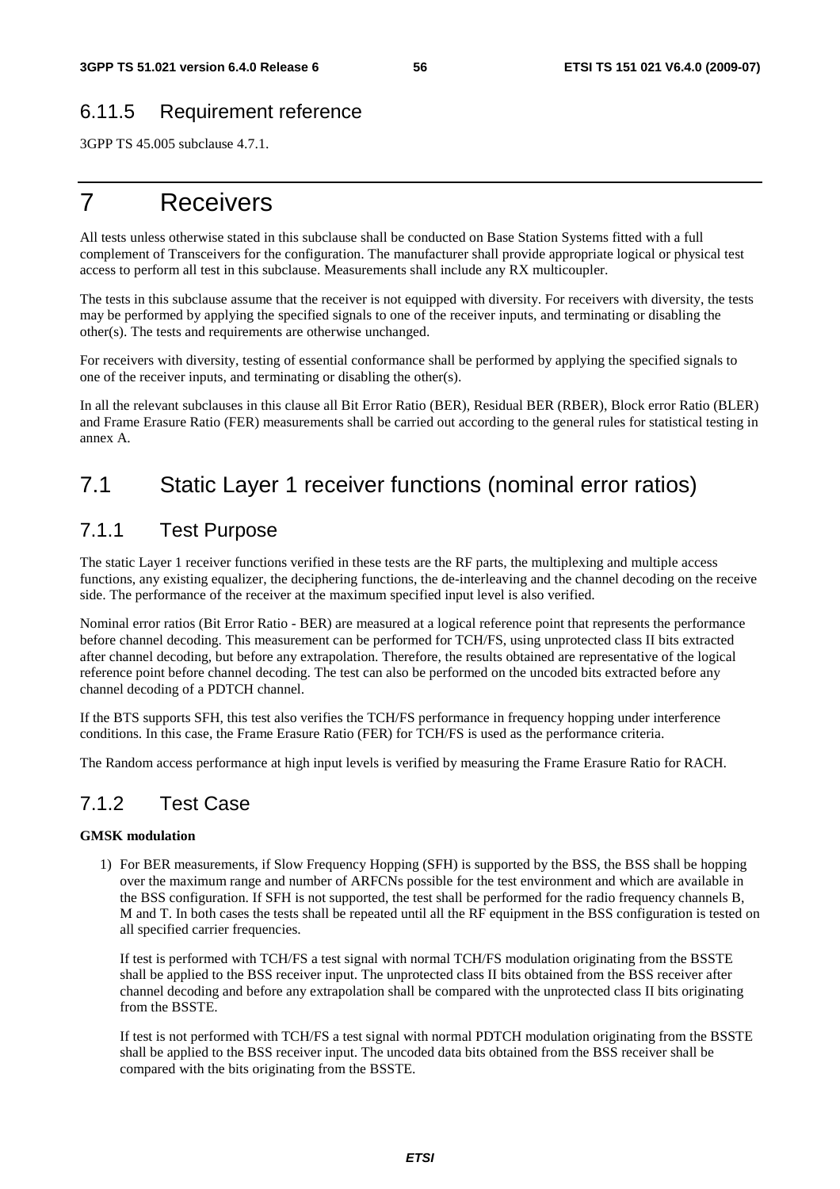### 6.11.5 Requirement reference

3GPP TS 45.005 subclause 4.7.1.

# 7 Receivers

All tests unless otherwise stated in this subclause shall be conducted on Base Station Systems fitted with a full complement of Transceivers for the configuration. The manufacturer shall provide appropriate logical or physical test access to perform all test in this subclause. Measurements shall include any RX multicoupler.

The tests in this subclause assume that the receiver is not equipped with diversity. For receivers with diversity, the tests may be performed by applying the specified signals to one of the receiver inputs, and terminating or disabling the other(s). The tests and requirements are otherwise unchanged.

For receivers with diversity, testing of essential conformance shall be performed by applying the specified signals to one of the receiver inputs, and terminating or disabling the other(s).

In all the relevant subclauses in this clause all Bit Error Ratio (BER), Residual BER (RBER), Block error Ratio (BLER) and Frame Erasure Ratio (FER) measurements shall be carried out according to the general rules for statistical testing in annex A.

## 7.1 Static Layer 1 receiver functions (nominal error ratios)

### 7.1.1 Test Purpose

The static Layer 1 receiver functions verified in these tests are the RF parts, the multiplexing and multiple access functions, any existing equalizer, the deciphering functions, the de-interleaving and the channel decoding on the receive side. The performance of the receiver at the maximum specified input level is also verified.

Nominal error ratios (Bit Error Ratio - BER) are measured at a logical reference point that represents the performance before channel decoding. This measurement can be performed for TCH/FS, using unprotected class II bits extracted after channel decoding, but before any extrapolation. Therefore, the results obtained are representative of the logical reference point before channel decoding. The test can also be performed on the uncoded bits extracted before any channel decoding of a PDTCH channel.

If the BTS supports SFH, this test also verifies the TCH/FS performance in frequency hopping under interference conditions. In this case, the Frame Erasure Ratio (FER) for TCH/FS is used as the performance criteria.

The Random access performance at high input levels is verified by measuring the Frame Erasure Ratio for RACH.

### 7.1.2 Test Case

**GMSK modulation**

1) For BER measurements, if Slow Frequency Hopping (SFH) is supported by the BSS, the BSS shall be hopping over the maximum range and number of ARFCNs possible for the test environment and which are available in the BSS configuration. If SFH is not supported, the test shall be performed for the radio frequency channels B, M and T. In both cases the tests shall be repeated until all the RF equipment in the BSS configuration is tested on all specified carrier frequencies.

   If test is performed with TCH/FS a test signal with normal TCH/FS modulation originating from the BSSTE shall be applied to the BSS receiver input. The unprotected class II bits obtained from the BSS receiver after channel decoding and before any extrapolation shall be compared with the unprotected class II bits originating from the BSSTE.

   If test is not performed with TCH/FS a test signal with normal PDTCH modulation originating from the BSSTE shall be applied to the BSS receiver input. The uncoded data bits obtained from the BSS receiver shall be compared with the bits originating from the BSSTE.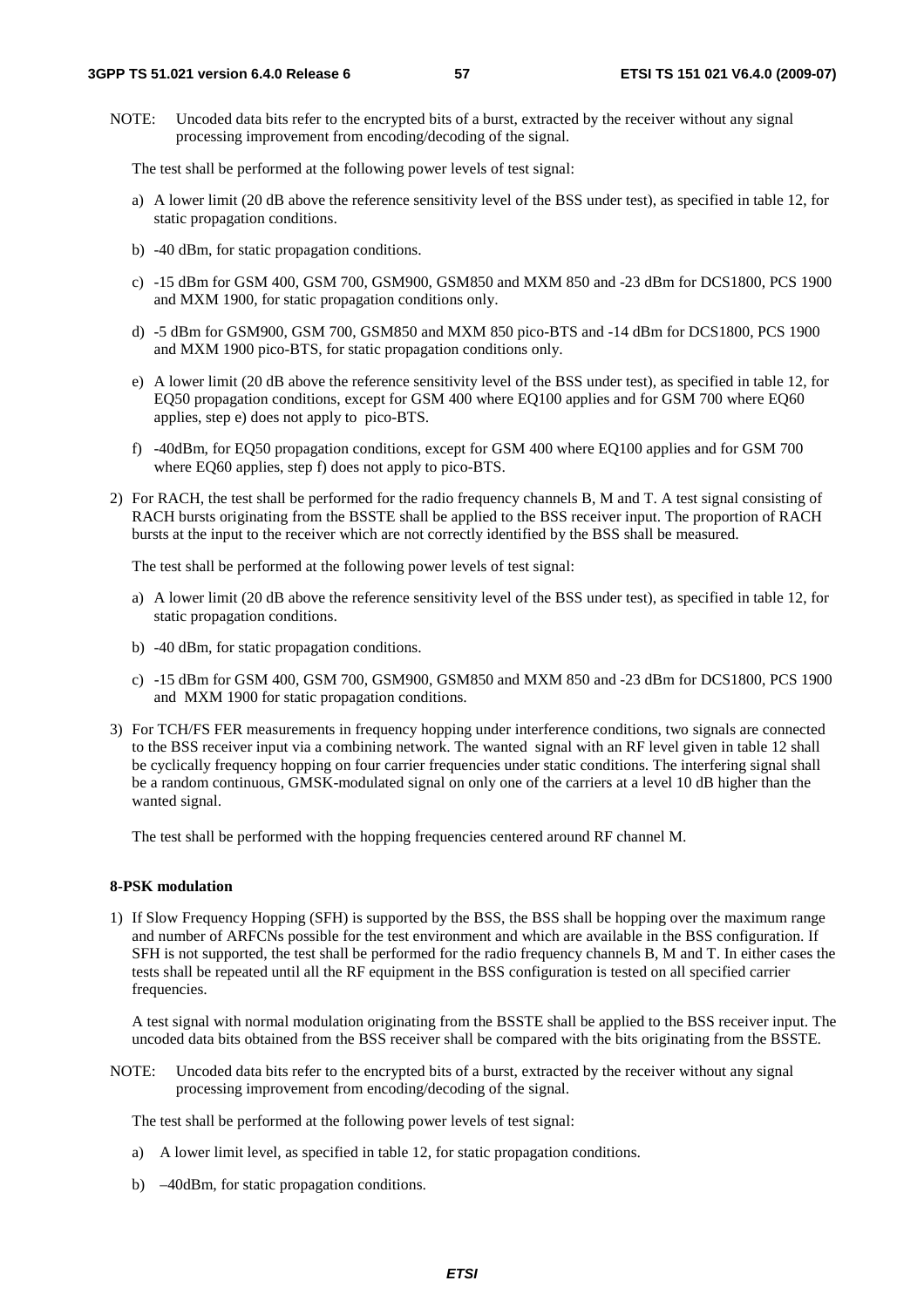NOTE: Uncoded data bits refer to the encrypted bits of a burst, extracted by the receiver without any signal processing improvement from encoding/decoding of the signal.

The test shall be performed at the following power levels of test signal:

a) A lower limit (20 dB above the reference sensitivity level of the BSS under test), as specified in table 12, for static propagation conditions.

b) -40 dBm, for static propagation conditions.

c) -15 dBm for GSM 400, GSM 700, GSM900, GSM850 and MXM 850 and -23 dBm for DCS1800, PCS 1900 and MXM 1900, for static propagation conditions only.

d) -5 dBm for GSM900, GSM 700, GSM850 and MXM 850 pico-BTS and -14 dBm for DCS1800, PCS 1900 and MXM 1900 pico-BTS, for static propagation conditions only.

e) A lower limit (20 dB above the reference sensitivity level of the BSS under test), as specified in table 12, for EQ50 propagation conditions, except for GSM 400 where EQ100 applies and for GSM 700 where EQ60 applies, step e) does not apply to pico-BTS.

f) -40dBm, for EQ50 propagation conditions, except for GSM 400 where EQ100 applies and for GSM 700 where EQ60 applies, step f) does not apply to pico-BTS.

2) For RACH, the test shall be performed for the radio frequency channels B, M and T. A test signal consisting of RACH bursts originating from the BSSTE shall be applied to the BSS receiver input. The proportion of RACH bursts at the input to the receiver which are not correctly identified by the BSS shall be measured.

The test shall be performed at the following power levels of test signal:

a) A lower limit (20 dB above the reference sensitivity level of the BSS under test), as specified in table 12, for static propagation conditions.

b) -40 dBm, for static propagation conditions.

c) -15 dBm for GSM 400, GSM 700, GSM900, GSM850 and MXM 850 and -23 dBm for DCS1800, PCS 1900 and MXM 1900 for static propagation conditions.

3) For TCH/FS FER measurements in frequency hopping under interference conditions, two signals are connected to the BSS receiver input via a combining network. The wanted signal with an RF level given in table 12 shall be cyclically frequency hopping on four carrier frequencies under static conditions. The interfering signal shall be a random continuous, GMSK-modulated signal on only one of the carriers at a level 10 dB higher than the wanted signal.

The test shall be performed with the hopping frequencies centered around RF channel M.

**8-PSK modulation**

1) If Slow Frequency Hopping (SFH) is supported by the BSS, the BSS shall be hopping over the maximum range and number of ARFCNs possible for the test environment and which are available in the BSS configuration. If SFH is not supported, the test shall be performed for the radio frequency channels B, M and T. In either cases the tests shall be repeated until all the RF equipment in the BSS configuration is tested on all specified carrier frequencies.

A test signal with normal modulation originating from the BSSTE shall be applied to the BSS receiver input. The uncoded data bits obtained from the BSS receiver shall be compared with the bits originating from the BSSTE.

NOTE: Uncoded data bits refer to the encrypted bits of a burst, extracted by the receiver without any signal processing improvement from encoding/decoding of the signal.

The test shall be performed at the following power levels of test signal:

a) A lower limit level, as specified in table 12, for static propagation conditions.

b) –40dBm, for static propagation conditions.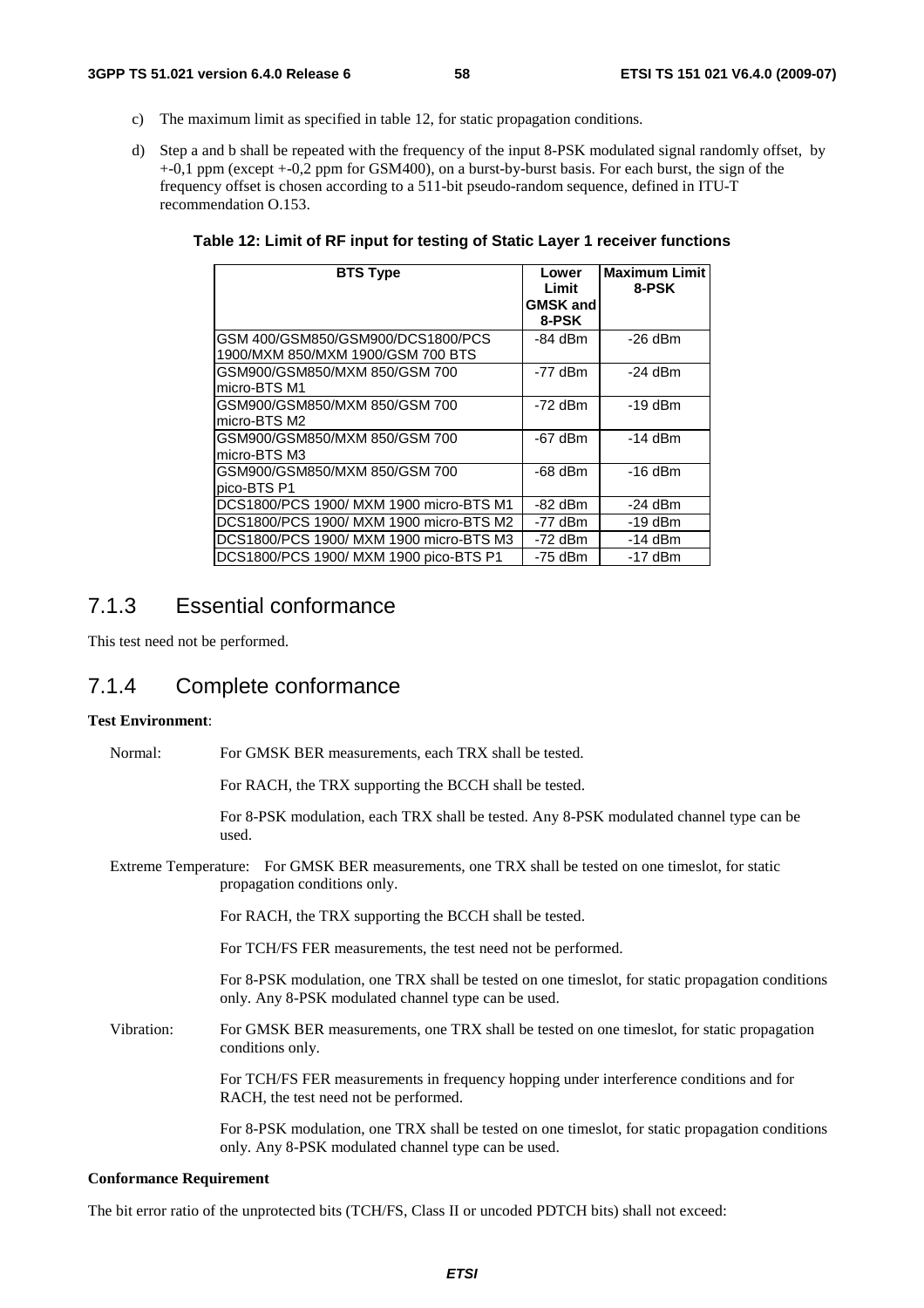c) The maximum limit as specified in table 12, for static propagation conditions.

d) Step a and b shall be repeated with the frequency of the input 8-PSK modulated signal randomly offset, by +-0,1 ppm (except +-0,2 ppm for GSM400), on a burst-by-burst basis. For each burst, the sign of the frequency offset is chosen according to a 511-bit pseudo-random sequence, defined in ITU-T recommendation O.153.

**Table 12: Limit of RF input for testing of Static Layer 1 receiver functions**

| BTS Type | Lower Limit GMSK and 8-PSK | Maximum Limit 8-PSK |
|---|---|---|
| GSM 400/GSM850/GSM900/DCS1800/PCS 1900/MXM 850/MXM 1900/GSM 700 BTS | -84 dBm | -26 dBm |
| GSM900/GSM850/MXM 850/GSM 700 micro-BTS M1 | -77 dBm | -24 dBm |
| GSM900/GSM850/MXM 850/GSM 700 micro-BTS M2 | -72 dBm | -19 dBm |
| GSM900/GSM850/MXM 850/GSM 700 micro-BTS M3 | -67 dBm | -14 dBm |
| GSM900/GSM850/MXM 850/GSM 700 pico-BTS P1 | -68 dBm | -16 dBm |
| DCS1800/PCS 1900/ MXM 1900 micro-BTS M1 | -82 dBm | -24 dBm |
| DCS1800/PCS 1900/ MXM 1900 micro-BTS M2 | -77 dBm | -19 dBm |
| DCS1800/PCS 1900/ MXM 1900 micro-BTS M3 | -72 dBm | -14 dBm |
| DCS1800/PCS 1900/ MXM 1900 pico-BTS P1 | -75 dBm | -17 dBm |

## 7.1.3 Essential conformance

This test need not be performed.

## 7.1.4 Complete conformance

**Test Environment**:

Normal: For GMSK BER measurements, each TRX shall be tested.

For RACH, the TRX supporting the BCCH shall be tested.

For 8-PSK modulation, each TRX shall be tested. Any 8-PSK modulated channel type can be used.

Extreme Temperature: For GMSK BER measurements, one TRX shall be tested on one timeslot, for static propagation conditions only.

For RACH, the TRX supporting the BCCH shall be tested.

For TCH/FS FER measurements, the test need not be performed.

For 8-PSK modulation, one TRX shall be tested on one timeslot, for static propagation conditions only. Any 8-PSK modulated channel type can be used.

Vibration: For GMSK BER measurements, one TRX shall be tested on one timeslot, for static propagation conditions only.

For TCH/FS FER measurements in frequency hopping under interference conditions and for RACH, the test need not be performed.

For 8-PSK modulation, one TRX shall be tested on one timeslot, for static propagation conditions only. Any 8-PSK modulated channel type can be used.

**Conformance Requirement**

The bit error ratio of the unprotected bits (TCH/FS, Class II or uncoded PDTCH bits) shall not exceed: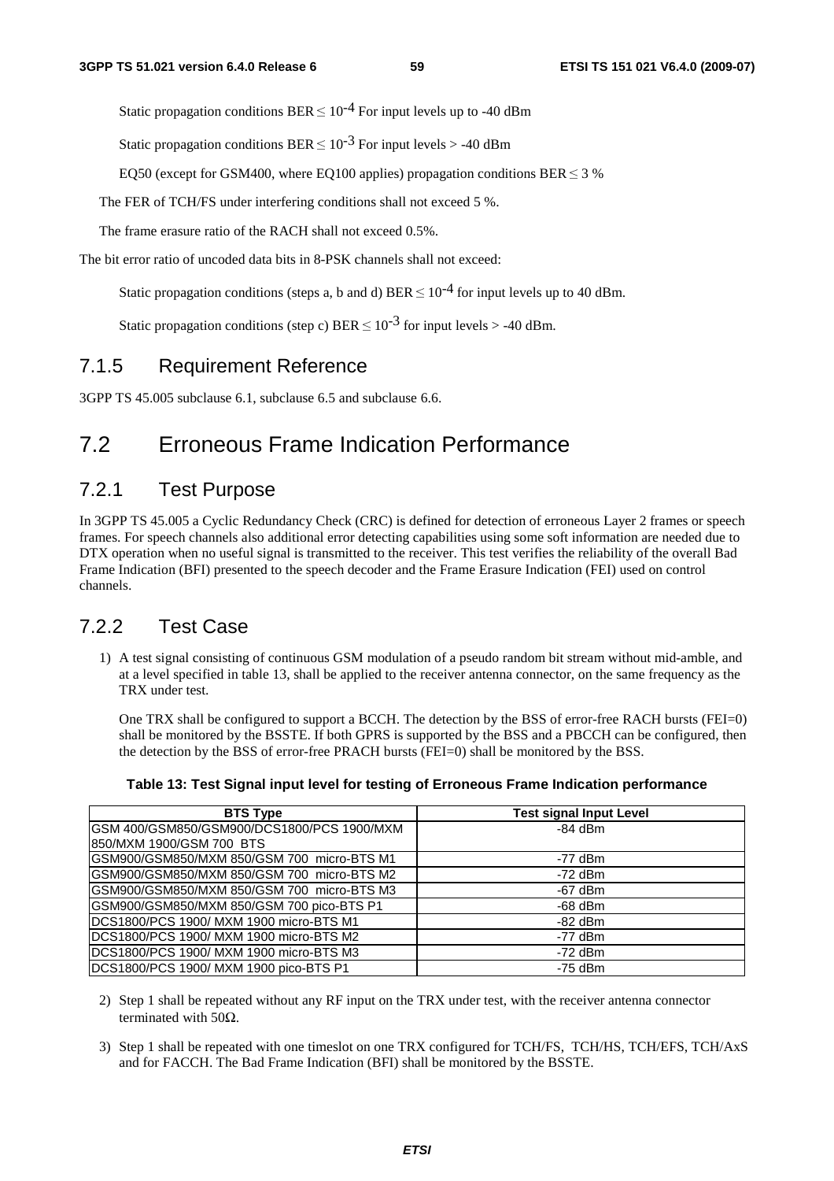Static propagation conditions BER $\leq 10^{-4}$ For input levels up to -40 dBm

Static propagation conditions BER $\leq 10^{-3}$ For input levels > -40 dBm

EQ50 (except for GSM400, where EQ100 applies) propagation conditions BER $\leq$ 3 %

The FER of TCH/FS under interfering conditions shall not exceed 5 %.

The frame erasure ratio of the RACH shall not exceed 0.5%.

The bit error ratio of uncoded data bits in 8-PSK channels shall not exceed:

Static propagation conditions (steps a, b and d) BER $\leq 10^{-4}$ for input levels up to 40 dBm.

Static propagation conditions (step c) BER $\leq 10^{-3}$ for input levels > -40 dBm.

### 7.1.5 Requirement Reference

3GPP TS 45.005 subclause 6.1, subclause 6.5 and subclause 6.6.

## 7.2 Erroneous Frame Indication Performance

### 7.2.1 Test Purpose

In 3GPP TS 45.005 a Cyclic Redundancy Check (CRC) is defined for detection of erroneous Layer 2 frames or speech frames. For speech channels also additional error detecting capabilities using some soft information are needed due to DTX operation when no useful signal is transmitted to the receiver. This test verifies the reliability of the overall Bad Frame Indication (BFI) presented to the speech decoder and the Frame Erasure Indication (FEI) used on control channels.

### 7.2.2 Test Case

1) A test signal consisting of continuous GSM modulation of a pseudo random bit stream without mid-amble, and at a level specified in table 13, shall be applied to the receiver antenna connector, on the same frequency as the TRX under test.

   One TRX shall be configured to support a BCCH. The detection by the BSS of error-free RACH bursts (FEI=0) shall be monitored by the BSSTE. If both GPRS is supported by the BSS and a PBCCH can be configured, then the detection by the BSS of error-free PRACH bursts (FEI=0) shall be monitored by the BSS.

**Table 13: Test Signal input level for testing of Erroneous Frame Indication performance**

| BTS Type | Test signal Input Level |
|---|---|
| GSM 400/GSM850/GSM900/DCS1800/PCS 1900/MXM 850/MXM 1900/GSM 700 BTS | -84 dBm |
| GSM900/GSM850/MXM 850/GSM 700 micro-BTS M1 | -77 dBm |
| GSM900/GSM850/MXM 850/GSM 700 micro-BTS M2 | -72 dBm |
| GSM900/GSM850/MXM 850/GSM 700 micro-BTS M3 | -67 dBm |
| GSM900/GSM850/MXM 850/GSM 700 pico-BTS P1 | -68 dBm |
| DCS1800/PCS 1900/ MXM 1900 micro-BTS M1 | -82 dBm |
| DCS1800/PCS 1900/ MXM 1900 micro-BTS M2 | -77 dBm |
| DCS1800/PCS 1900/ MXM 1900 micro-BTS M3 | -72 dBm |
| DCS1800/PCS 1900/ MXM 1900 pico-BTS P1 | -75 dBm |

2) Step 1 shall be repeated without any RF input on the TRX under test, with the receiver antenna connector terminated with 50Ω.

3) Step 1 shall be repeated with one timeslot on one TRX configured for TCH/FS, TCH/HS, TCH/EFS, TCH/AxS and for FACCH. The Bad Frame Indication (BFI) shall be monitored by the BSSTE.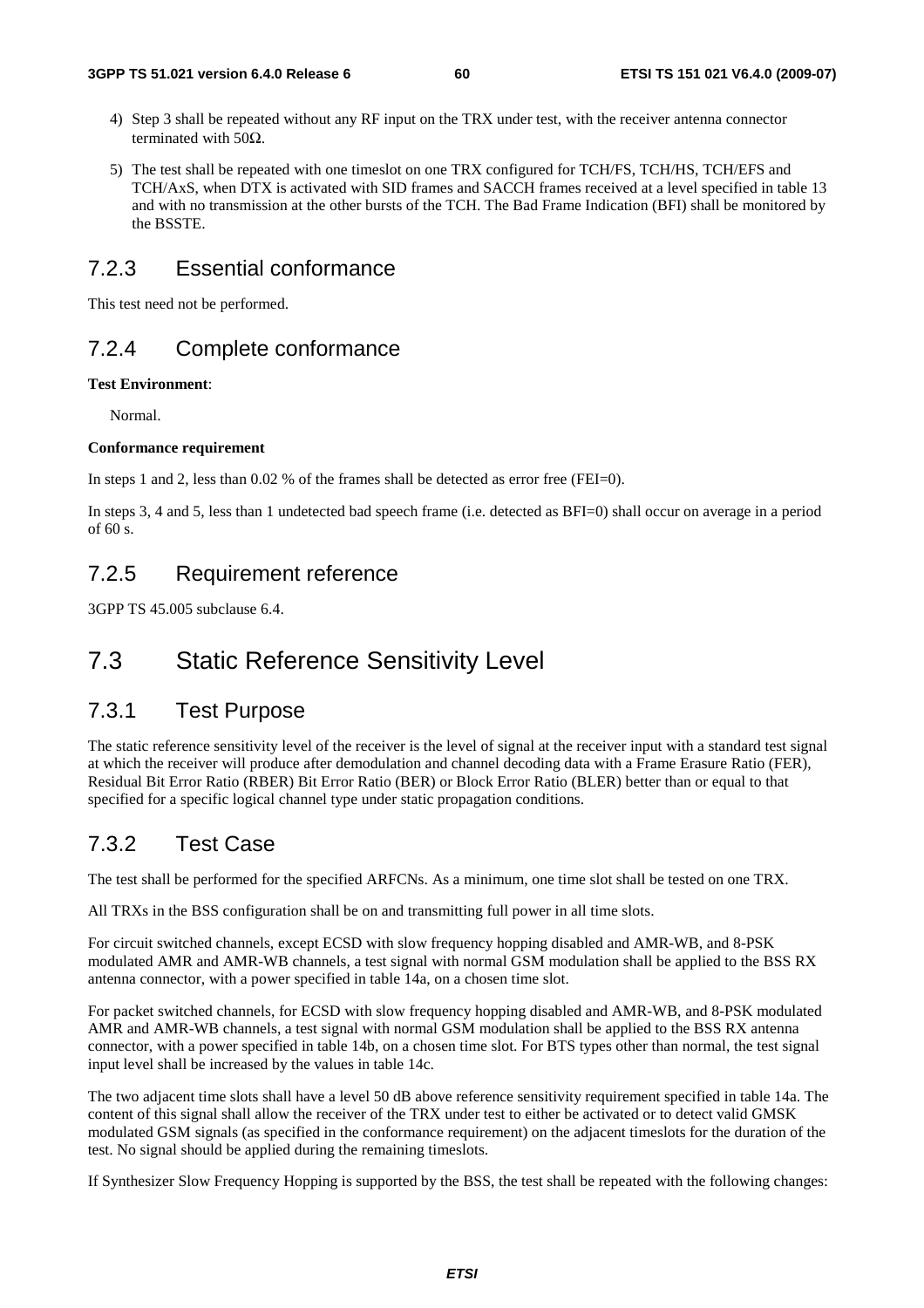4) Step 3 shall be repeated without any RF input on the TRX under test, with the receiver antenna connector terminated with 50Ω.

5) The test shall be repeated with one timeslot on one TRX configured for TCH/FS, TCH/HS, TCH/EFS and TCH/AxS, when DTX is activated with SID frames and SACCH frames received at a level specified in table 13 and with no transmission at the other bursts of the TCH. The Bad Frame Indication (BFI) shall be monitored by the BSSTE.

### 7.2.3 Essential conformance

This test need not be performed.

### 7.2.4 Complete conformance

**Test Environment**:

Normal.

**Conformance requirement**

In steps 1 and 2, less than 0.02 % of the frames shall be detected as error free (FEI=0).

In steps 3, 4 and 5, less than 1 undetected bad speech frame (i.e. detected as BFI=0) shall occur on average in a period of 60 s.

### 7.2.5 Requirement reference

3GPP TS 45.005 subclause 6.4.

## 7.3 Static Reference Sensitivity Level

### 7.3.1 Test Purpose

The static reference sensitivity level of the receiver is the level of signal at the receiver input with a standard test signal at which the receiver will produce after demodulation and channel decoding data with a Frame Erasure Ratio (FER), Residual Bit Error Ratio (RBER) Bit Error Ratio (BER) or Block Error Ratio (BLER) better than or equal to that specified for a specific logical channel type under static propagation conditions.

### 7.3.2 Test Case

The test shall be performed for the specified ARFCNs. As a minimum, one time slot shall be tested on one TRX.

All TRXs in the BSS configuration shall be on and transmitting full power in all time slots.

For circuit switched channels, except ECSD with slow frequency hopping disabled and AMR-WB, and 8-PSK modulated AMR and AMR-WB channels, a test signal with normal GSM modulation shall be applied to the BSS RX antenna connector, with a power specified in table 14a, on a chosen time slot.

For packet switched channels, for ECSD with slow frequency hopping disabled and AMR-WB, and 8-PSK modulated AMR and AMR-WB channels, a test signal with normal GSM modulation shall be applied to the BSS RX antenna connector, with a power specified in table 14b, on a chosen time slot. For BTS types other than normal, the test signal input level shall be increased by the values in table 14c.

The two adjacent time slots shall have a level 50 dB above reference sensitivity requirement specified in table 14a. The content of this signal shall allow the receiver of the TRX under test to either be activated or to detect valid GMSK modulated GSM signals (as specified in the conformance requirement) on the adjacent timeslots for the duration of the test. No signal should be applied during the remaining timeslots.

If Synthesizer Slow Frequency Hopping is supported by the BSS, the test shall be repeated with the following changes: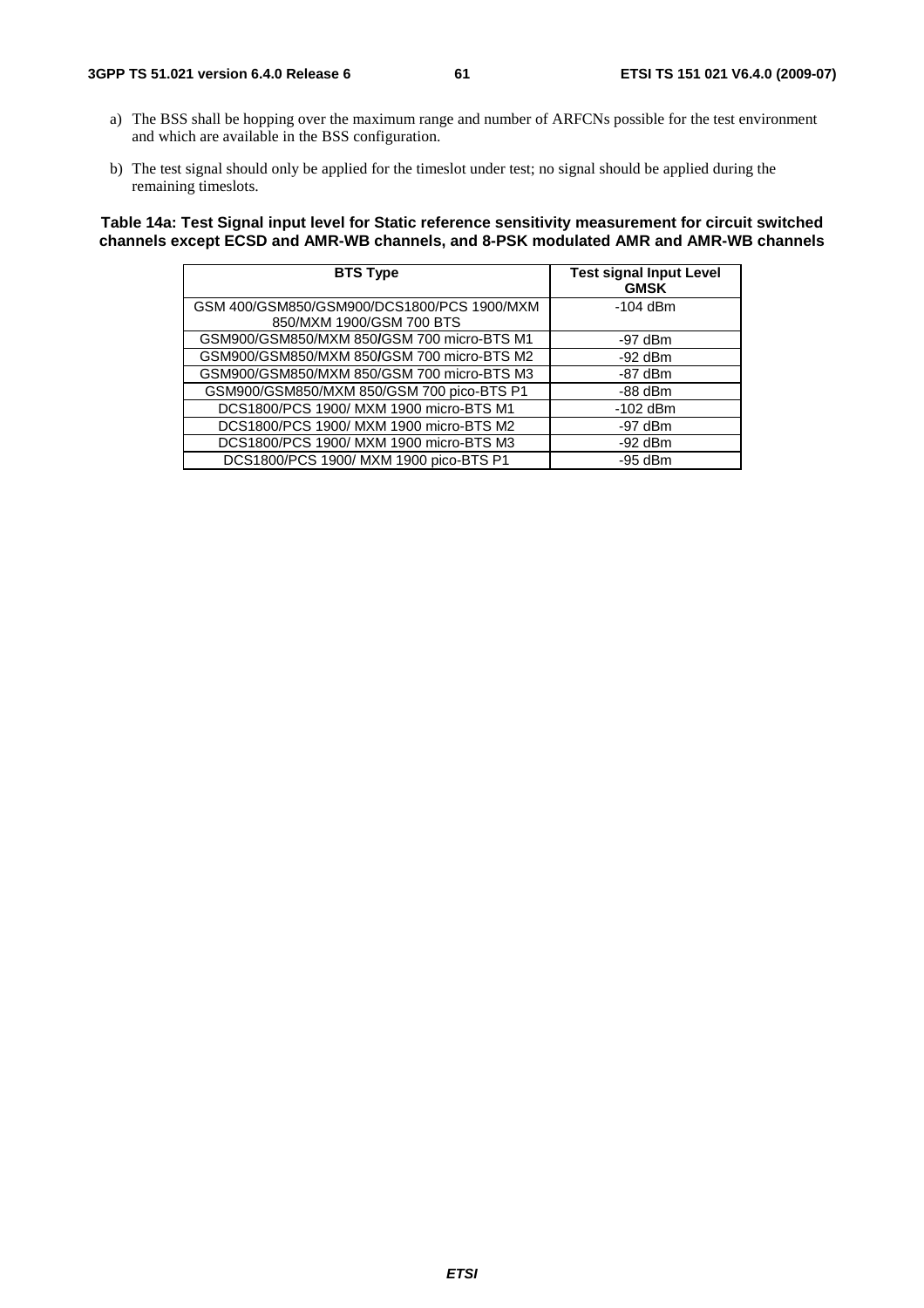a) The BSS shall be hopping over the maximum range and number of ARFCNs possible for the test environment and which are available in the BSS configuration.

b) The test signal should only be applied for the timeslot under test; no signal should be applied during the remaining timeslots.

**Table 14a: Test Signal input level for Static reference sensitivity measurement for circuit switched channels except ECSD and AMR-WB channels, and 8-PSK modulated AMR and AMR-WB channels**

| BTS Type | Test signal Input Level GMSK |
|---|---|
| GSM 400/GSM850/GSM900/DCS1800/PCS 1900/MXM 850/MXM 1900/GSM 700 BTS | -104 dBm |
| GSM900/GSM850/MXM 850/GSM 700 micro-BTS M1 | -97 dBm |
| GSM900/GSM850/MXM 850/GSM 700 micro-BTS M2 | -92 dBm |
| GSM900/GSM850/MXM 850/GSM 700 micro-BTS M3 | -87 dBm |
| GSM900/GSM850/MXM 850/GSM 700 pico-BTS P1 | -88 dBm |
| DCS1800/PCS 1900/ MXM 1900 micro-BTS M1 | -102 dBm |
| DCS1800/PCS 1900/ MXM 1900 micro-BTS M2 | -97 dBm |
| DCS1800/PCS 1900/ MXM 1900 micro-BTS M3 | -92 dBm |
| DCS1800/PCS 1900/ MXM 1900 pico-BTS P1 | -95 dBm |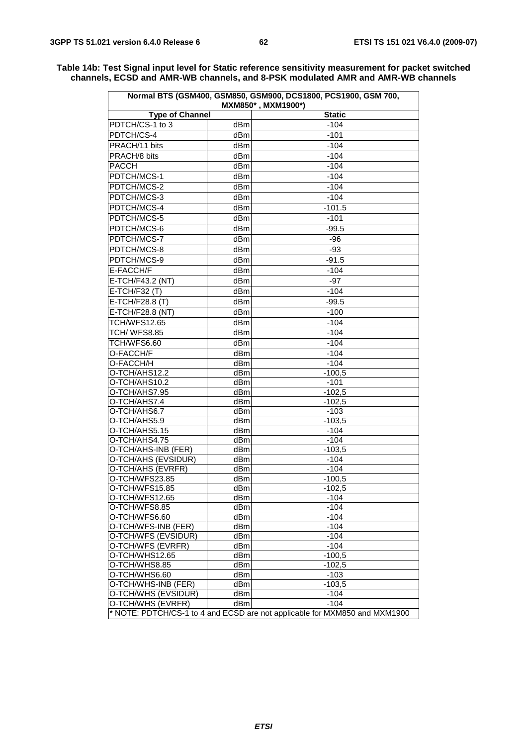**Table 14b: Test Signal input level for Static reference sensitivity measurement for packet switched channels, ECSD and AMR-WB channels, and 8-PSK modulated AMR and AMR-WB channels**

| Normal BTS (GSM400, GSM850, GSM900, DCS1800, PCS1900, GSM 700, MXM850* , MXM1900*) | | |
|---|---|---|
| **Type of Channel** | | **Static** |
| PDTCH/CS-1 to 3 | dBm | -104 |
| PDTCH/CS-4 | dBm | -101 |
| PRACH/11 bits | dBm | -104 |
| PRACH/8 bits | dBm | -104 |
| PACCH | dBm | -104 |
| PDTCH/MCS-1 | dBm | -104 |
| PDTCH/MCS-2 | dBm | -104 |
| PDTCH/MCS-3 | dBm | -104 |
| PDTCH/MCS-4 | dBm | -101.5 |
| PDTCH/MCS-5 | dBm | -101 |
| PDTCH/MCS-6 | dBm | -99.5 |
| PDTCH/MCS-7 | dBm | -96 |
| PDTCH/MCS-8 | dBm | -93 |
| PDTCH/MCS-9 | dBm | -91.5 |
| E-FACCH/F | dBm | -104 |
| E-TCH/F43.2 (NT) | dBm | -97 |
| E-TCH/F32 (T) | dBm | -104 |
| E-TCH/F28.8 (T) | dBm | -99.5 |
| E-TCH/F28.8 (NT) | dBm | -100 |
| TCH/WFS12.65 | dBm | -104 |
| TCH/ WFS8.85 | dBm | -104 |
| TCH/WFS6.60 | dBm | -104 |
| O-FACCH/F | dBm | -104 |
| O-FACCH/H | dBm | -104 |
| O-TCH/AHS12.2 | dBm | -100,5 |
| O-TCH/AHS10.2 | dBm | -101 |
| O-TCH/AHS7.95 | dBm | -102,5 |
| O-TCH/AHS7.4 | dBm | -102,5 |
| O-TCH/AHS6.7 | dBm | -103 |
| O-TCH/AHS5.9 | dBm | -103,5 |
| O-TCH/AHS5.15 | dBm | -104 |
| O-TCH/AHS4.75 | dBm | -104 |
| O-TCH/AHS-INB (FER) | dBm | -103,5 |
| O-TCH/AHS (EVSIDUR) | dBm | -104 |
| O-TCH/AHS (EVRFR) | dBm | -104 |
| O-TCH/WFS23.85 | dBm | -100,5 |
| O-TCH/WFS15.85 | dBm | -102,5 |
| O-TCH/WFS12.65 | dBm | -104 |
| O-TCH/WFS8.85 | dBm | -104 |
| O-TCH/WFS6.60 | dBm | -104 |
| O-TCH/WFS-INB (FER) | dBm | -104 |
| O-TCH/WFS (EVSIDUR) | dBm | -104 |
| O-TCH/WFS (EVRFR) | dBm | -104 |
| O-TCH/WHS12.65 | dBm | -100,5 |
| O-TCH/WHS8.85 | dBm | -102,5 |
| O-TCH/WHS6.60 | dBm | -103 |
| O-TCH/WHS-INB (FER) | dBm | -103,5 |
| O-TCH/WHS (EVSIDUR) | dBm | -104 |
| O-TCH/WHS (EVRFR) | dBm | -104 |
| * NOTE: PDTCH/CS-1 to 4 and ECSD are not applicable for MXM850 and MXM1900 | | |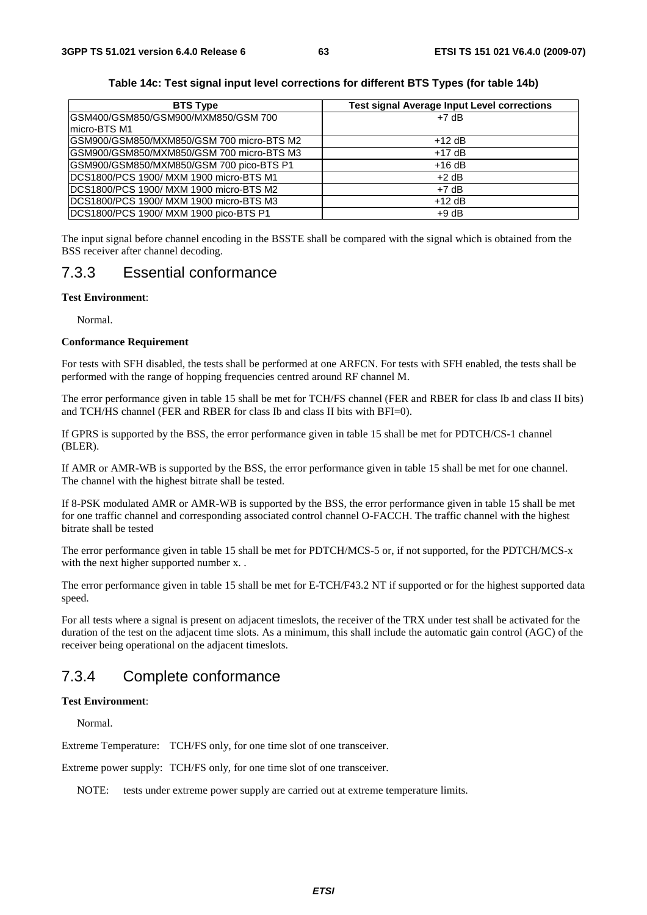**Table 14c: Test signal input level corrections for different BTS Types (for table 14b)**

| BTS Type | Test signal Average Input Level corrections |
|---|---|
| GSM400/GSM850/GSM900/MXM850/GSM 700 micro-BTS M1 | +7 dB |
| GSM900/GSM850/MXM850/GSM 700 micro-BTS M2 | +12 dB |
| GSM900/GSM850/MXM850/GSM 700 micro-BTS M3 | +17 dB |
| GSM900/GSM850/MXM850/GSM 700 pico-BTS P1 | +16 dB |
| DCS1800/PCS 1900/ MXM 1900 micro-BTS M1 | +2 dB |
| DCS1800/PCS 1900/ MXM 1900 micro-BTS M2 | +7 dB |
| DCS1800/PCS 1900/ MXM 1900 micro-BTS M3 | +12 dB |
| DCS1800/PCS 1900/ MXM 1900 pico-BTS P1 | +9 dB |

The input signal before channel encoding in the BSSTE shall be compared with the signal which is obtained from the BSS receiver after channel decoding.

## 7.3.3 Essential conformance

**Test Environment**:

Normal.

**Conformance Requirement**

For tests with SFH disabled, the tests shall be performed at one ARFCN. For tests with SFH enabled, the tests shall be performed with the range of hopping frequencies centred around RF channel M.

The error performance given in table 15 shall be met for TCH/FS channel (FER and RBER for class Ib and class II bits) and TCH/HS channel (FER and RBER for class Ib and class II bits with BFI=0).

If GPRS is supported by the BSS, the error performance given in table 15 shall be met for PDTCH/CS-1 channel (BLER).

If AMR or AMR-WB is supported by the BSS, the error performance given in table 15 shall be met for one channel. The channel with the highest bitrate shall be tested.

If 8-PSK modulated AMR or AMR-WB is supported by the BSS, the error performance given in table 15 shall be met for one traffic channel and corresponding associated control channel O-FACCH. The traffic channel with the highest bitrate shall be tested

The error performance given in table 15 shall be met for PDTCH/MCS-5 or, if not supported, for the PDTCH/MCS-x with the next higher supported number x. .

The error performance given in table 15 shall be met for E-TCH/F43.2 NT if supported or for the highest supported data speed.

For all tests where a signal is present on adjacent timeslots, the receiver of the TRX under test shall be activated for the duration of the test on the adjacent time slots. As a minimum, this shall include the automatic gain control (AGC) of the receiver being operational on the adjacent timeslots.

## 7.3.4 Complete conformance

**Test Environment**:

Normal.

Extreme Temperature: TCH/FS only, for one time slot of one transceiver.

Extreme power supply: TCH/FS only, for one time slot of one transceiver.

NOTE: tests under extreme power supply are carried out at extreme temperature limits.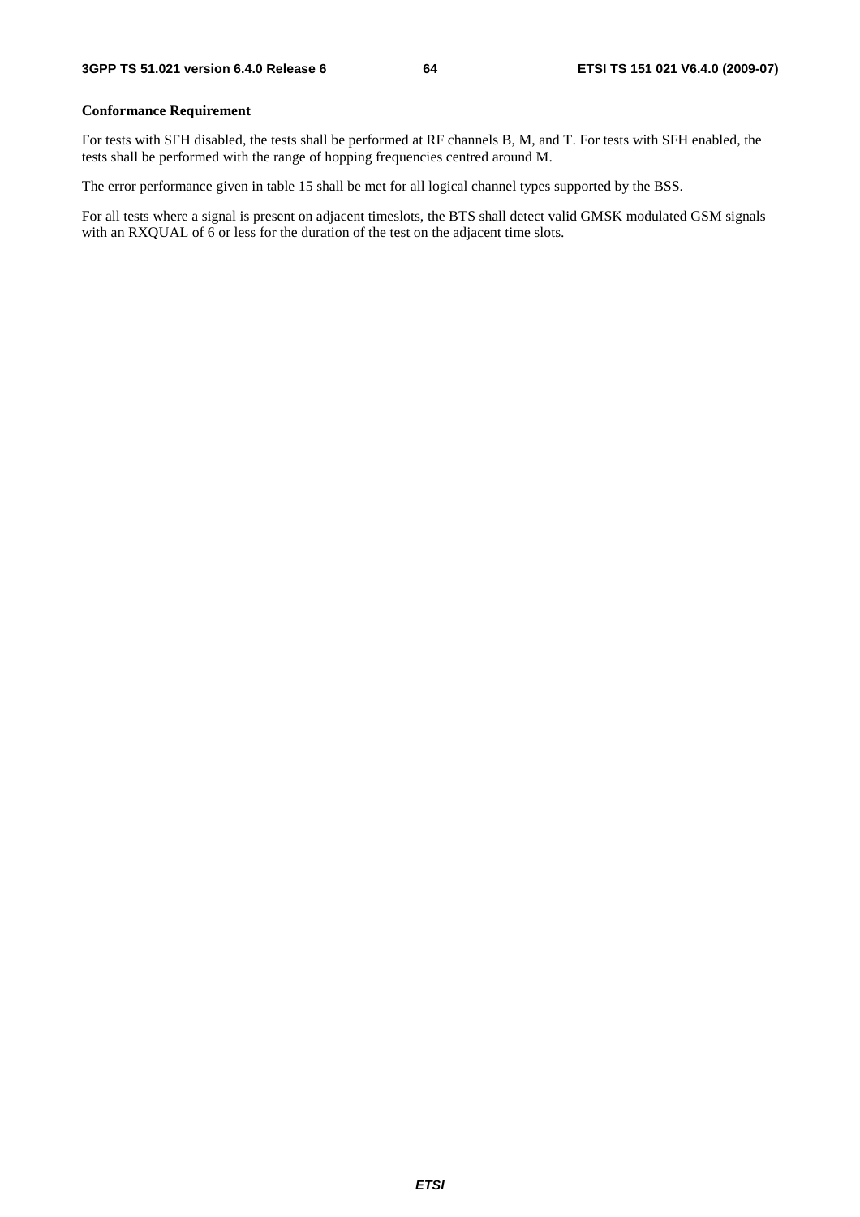**Conformance Requirement**

For tests with SFH disabled, the tests shall be performed at RF channels B, M, and T. For tests with SFH enabled, the tests shall be performed with the range of hopping frequencies centred around M.

The error performance given in table 15 shall be met for all logical channel types supported by the BSS.

For all tests where a signal is present on adjacent timeslots, the BTS shall detect valid GMSK modulated GSM signals with an RXQUAL of 6 or less for the duration of the test on the adjacent time slots.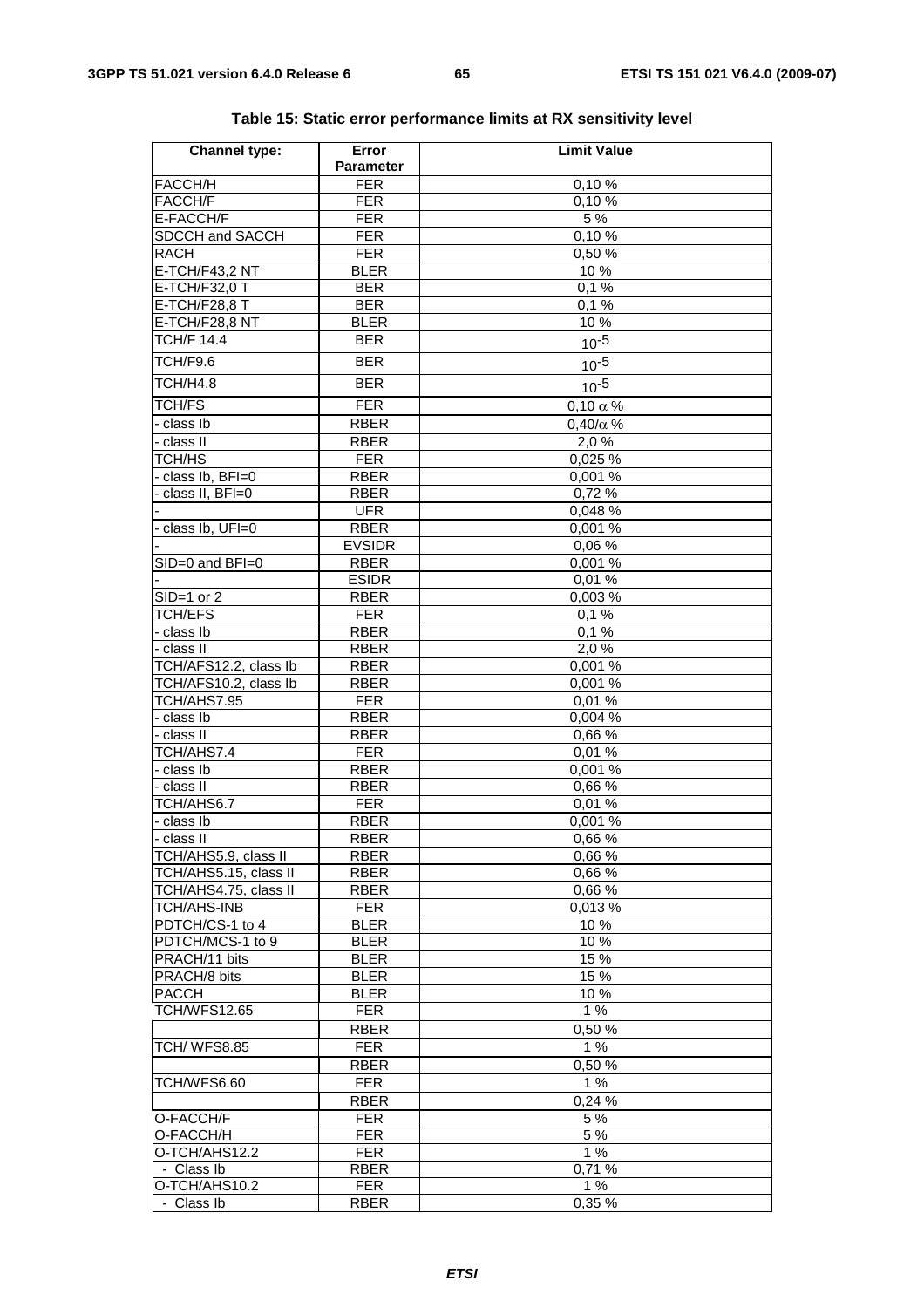**Table 15: Static error performance limits at RX sensitivity level**

| Channel type: | Error Parameter | Limit Value |
|---|---|---|
| FACCH/H | FER | 0,10 % |
| FACCH/F | FER | 0,10 % |
| E-FACCH/F | FER | 5 % |
| SDCCH and SACCH | FER | 0,10 % |
| RACH | FER | 0,50 % |
| E-TCH/F43,2 NT | BLER | 10 % |
| E-TCH/F32,0 T | BER | 0,1 % |
| E-TCH/F28,8 T | BER | 0,1 % |
| E-TCH/F28,8 NT | BLER | 10 % |
| TCH/F 14.4 | BER | $10^{-5}$ |
| TCH/F9.6 | BER | $10^{-5}$ |
| TCH/H4.8 | BER | $10^{-5}$ |
| TCH/FS | FER | 0,10 $\alpha$ % |
| - class Ib | RBER | 0,40/$\alpha$ % |
| - class II | RBER | 2,0 % |
| TCH/HS | FER | 0,025 % |
| - class Ib, BFI=0 | RBER | 0,001 % |
| - class II, BFI=0 | RBER | 0,72 % |
| - | UFR | 0,048 % |
| - class Ib, UFI=0 | RBER | 0,001 % |
| - | EVSIDR | 0,06 % |
| SID=0 and BFI=0 | RBER | 0,001 % |
| - | ESIDR | 0,01 % |
| SID=1 or 2 | RBER | 0,003 % |
| TCH/EFS | FER | 0,1 % |
| - class Ib | RBER | 0,1 % |
| - class II | RBER | 2,0 % |
| TCH/AFS12.2, class Ib | RBER | 0,001 % |
| TCH/AFS10.2, class Ib | RBER | 0,001 % |
| TCH/AHS7.95 | FER | 0,01 % |
| - class Ib | RBER | 0,004 % |
| - class II | RBER | 0,66 % |
| TCH/AHS7.4 | FER | 0,01 % |
| - class Ib | RBER | 0,001 % |
| - class II | RBER | 0,66 % |
| TCH/AHS6.7 | FER | 0,01 % |
| - class Ib | RBER | 0,001 % |
| - class II | RBER | 0,66 % |
| TCH/AHS5.9, class II | RBER | 0,66 % |
| TCH/AHS5.15, class II | RBER | 0,66 % |
| TCH/AHS4.75, class II | RBER | 0,66 % |
| TCH/AHS-INB | FER | 0,013 % |
| PDTCH/CS-1 to 4 | BLER | 10 % |
| PDTCH/MCS-1 to 9 | BLER | 10 % |
| PRACH/11 bits | BLER | 15 % |
| PRACH/8 bits | BLER | 15 % |
| PACCH | BLER | 10 % |
| TCH/WFS12.65 | FER | 1 % |
| | RBER | 0,50 % |
| TCH/ WFS8.85 | FER | 1 % |
| | RBER | 0,50 % |
| TCH/WFS6.60 | FER | 1 % |
| | RBER | 0,24 % |
| O-FACCH/F | FER | 5 % |
| O-FACCH/H | FER | 5 % |
| O-TCH/AHS12.2 | FER | 1 % |
| - Class Ib | RBER | 0,71 % |
| O-TCH/AHS10.2 | FER | 1 % |
| - Class Ib | RBER | 0,35 % |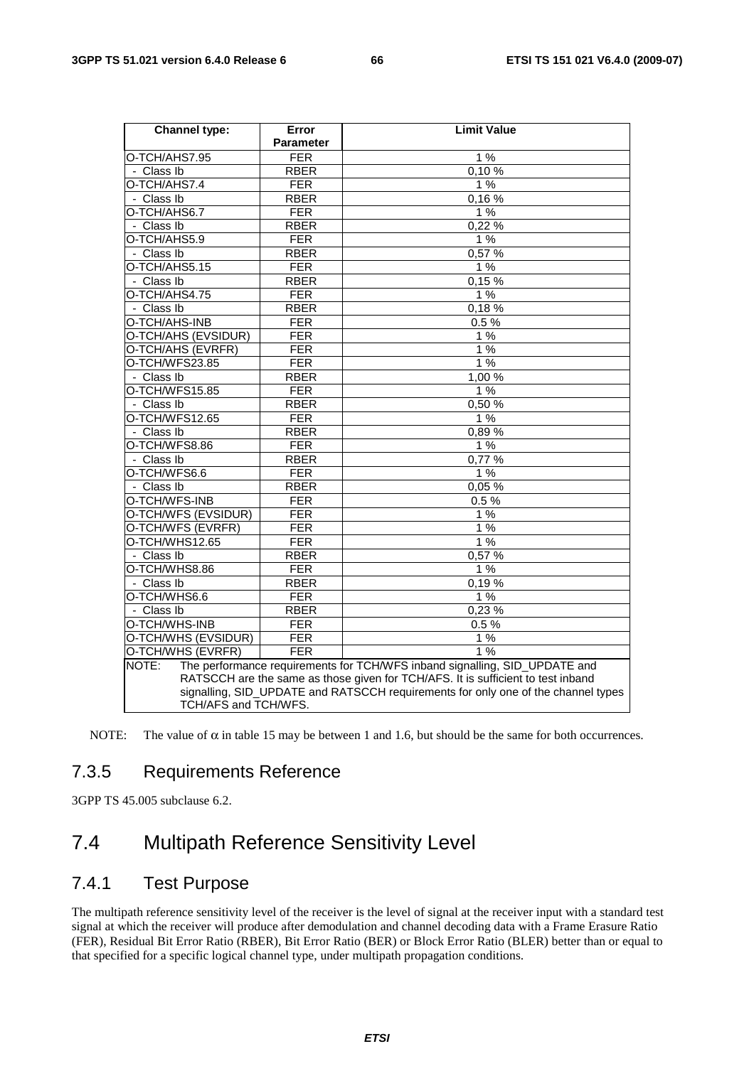| Channel type: | Error Parameter | Limit Value |
|---|---|---|
| O-TCH/AHS7.95 | FER | 1 % |
| - Class Ib | RBER | 0,10 % |
| O-TCH/AHS7.4 | FER | 1 % |
| - Class Ib | RBER | 0,16 % |
| O-TCH/AHS6.7 | FER | 1 % |
| - Class Ib | RBER | 0,22 % |
| O-TCH/AHS5.9 | FER | 1 % |
| - Class Ib | RBER | 0,57 % |
| O-TCH/AHS5.15 | FER | 1 % |
| - Class Ib | RBER | 0,15 % |
| O-TCH/AHS4.75 | FER | 1 % |
| - Class Ib | RBER | 0,18 % |
| O-TCH/AHS-INB | FER | 0.5 % |
| O-TCH/AHS (EVSIDUR) | FER | 1 % |
| O-TCH/AHS (EVRFR) | FER | 1 % |
| O-TCH/WFS23.85 | FER | 1 % |
| - Class Ib | RBER | 1,00 % |
| O-TCH/WFS15.85 | FER | 1 % |
| - Class Ib | RBER | 0,50 % |
| O-TCH/WFS12.65 | FER | 1 % |
| - Class Ib | RBER | 0,89 % |
| O-TCH/WFS8.86 | FER | 1 % |
| - Class Ib | RBER | 0,77 % |
| O-TCH/WFS6.6 | FER | 1 % |
| - Class Ib | RBER | 0,05 % |
| O-TCH/WFS-INB | FER | 0.5 % |
| O-TCH/WFS (EVSIDUR) | FER | 1 % |
| O-TCH/WFS (EVRFR) | FER | 1 % |
| O-TCH/WHS12.65 | FER | 1 % |
| - Class Ib | RBER | 0,57 % |
| O-TCH/WHS8.86 | FER | 1 % |
| - Class Ib | RBER | 0,19 % |
| O-TCH/WHS6.6 | FER | 1 % |
| - Class Ib | RBER | 0,23 % |
| O-TCH/WHS-INB | FER | 0.5 % |
| O-TCH/WHS (EVSIDUR) | FER | 1 % |
| O-TCH/WHS (EVRFR) | FER | 1 % |
| NOTE: The performance requirements for TCH/WFS inband signalling, SID_UPDATE and RATSCCH are the same as those given for TCH/AFS. It is sufficient to test inband signalling, SID_UPDATE and RATSCCH requirements for only one of the channel types TCH/AFS and TCH/WFS. | | |

NOTE: The value of $\alpha$ in table 15 may be between 1 and 1.6, but should be the same for both occurrences.

### 7.3.5 Requirements Reference

3GPP TS 45.005 subclause 6.2.

## 7.4 Multipath Reference Sensitivity Level

### 7.4.1 Test Purpose

The multipath reference sensitivity level of the receiver is the level of signal at the receiver input with a standard test signal at which the receiver will produce after demodulation and channel decoding data with a Frame Erasure Ratio (FER), Residual Bit Error Ratio (RBER), Bit Error Ratio (BER) or Block Error Ratio (BLER) better than or equal to that specified for a specific logical channel type, under multipath propagation conditions.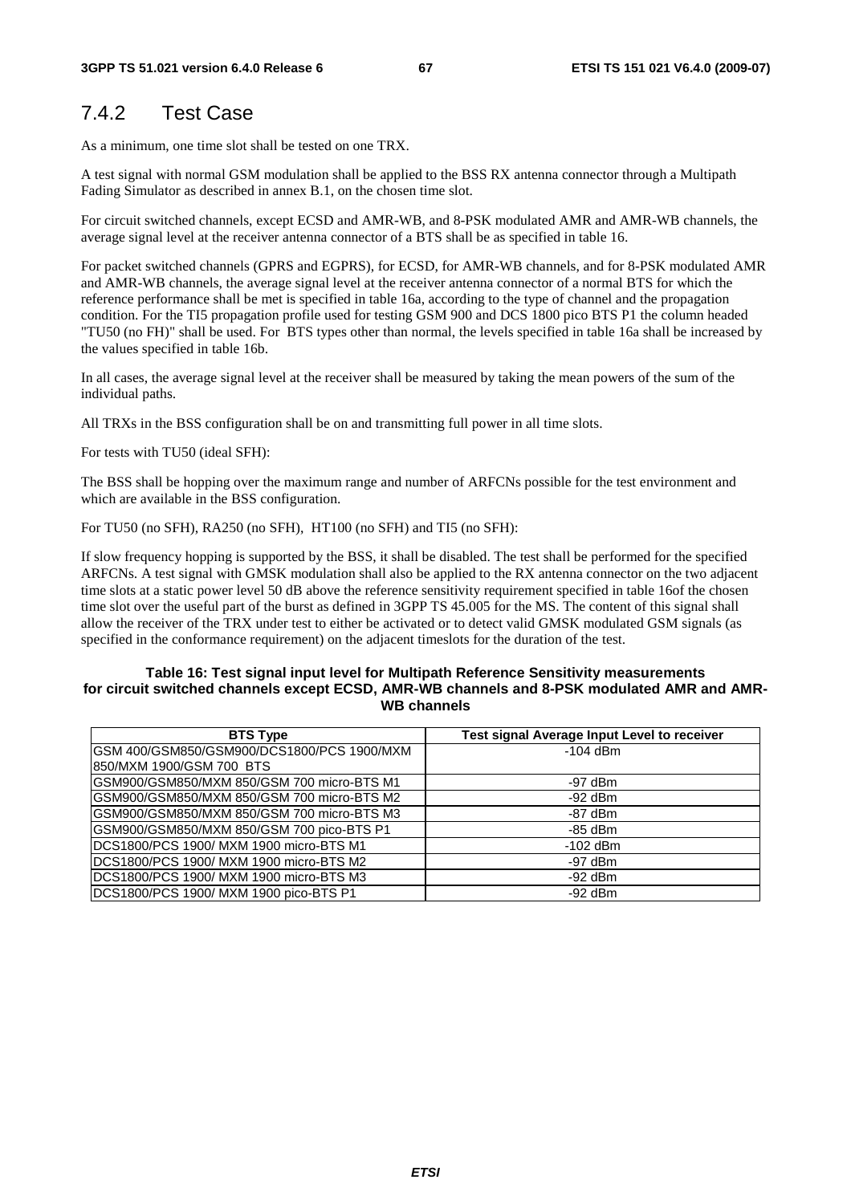## 7.4.2 Test Case

As a minimum, one time slot shall be tested on one TRX.

A test signal with normal GSM modulation shall be applied to the BSS RX antenna connector through a Multipath Fading Simulator as described in annex B.1, on the chosen time slot.

For circuit switched channels, except ECSD and AMR-WB, and 8-PSK modulated AMR and AMR-WB channels, the average signal level at the receiver antenna connector of a BTS shall be as specified in table 16.

For packet switched channels (GPRS and EGPRS), for ECSD, for AMR-WB channels, and for 8-PSK modulated AMR and AMR-WB channels, the average signal level at the receiver antenna connector of a normal BTS for which the reference performance shall be met is specified in table 16a, according to the type of channel and the propagation condition. For the TI5 propagation profile used for testing GSM 900 and DCS 1800 pico BTS P1 the column headed "TU50 (no FH)" shall be used. For BTS types other than normal, the levels specified in table 16a shall be increased by the values specified in table 16b.

In all cases, the average signal level at the receiver shall be measured by taking the mean powers of the sum of the individual paths.

All TRXs in the BSS configuration shall be on and transmitting full power in all time slots.

For tests with TU50 (ideal SFH):

The BSS shall be hopping over the maximum range and number of ARFCNs possible for the test environment and which are available in the BSS configuration.

For TU50 (no SFH), RA250 (no SFH), HT100 (no SFH) and TI5 (no SFH):

If slow frequency hopping is supported by the BSS, it shall be disabled. The test shall be performed for the specified ARFCNs. A test signal with GMSK modulation shall also be applied to the RX antenna connector on the two adjacent time slots at a static power level 50 dB above the reference sensitivity requirement specified in table 16of the chosen time slot over the useful part of the burst as defined in 3GPP TS 45.005 for the MS. The content of this signal shall allow the receiver of the TRX under test to either be activated or to detect valid GMSK modulated GSM signals (as specified in the conformance requirement) on the adjacent timeslots for the duration of the test.

**Table 16: Test signal input level for Multipath Reference Sensitivity measurements for circuit switched channels except ECSD, AMR-WB channels and 8-PSK modulated AMR and AMR-WB channels**

| BTS Type | Test signal Average Input Level to receiver |
|---|---|
| GSM 400/GSM850/GSM900/DCS1800/PCS 1900/MXM 850/MXM 1900/GSM 700 BTS | -104 dBm |
| GSM900/GSM850/MXM 850/GSM 700 micro-BTS M1 | -97 dBm |
| GSM900/GSM850/MXM 850/GSM 700 micro-BTS M2 | -92 dBm |
| GSM900/GSM850/MXM 850/GSM 700 micro-BTS M3 | -87 dBm |
| GSM900/GSM850/MXM 850/GSM 700 pico-BTS P1 | -85 dBm |
| DCS1800/PCS 1900/ MXM 1900 micro-BTS M1 | -102 dBm |
| DCS1800/PCS 1900/ MXM 1900 micro-BTS M2 | -97 dBm |
| DCS1800/PCS 1900/ MXM 1900 micro-BTS M3 | -92 dBm |
| DCS1800/PCS 1900/ MXM 1900 pico-BTS P1 | -92 dBm |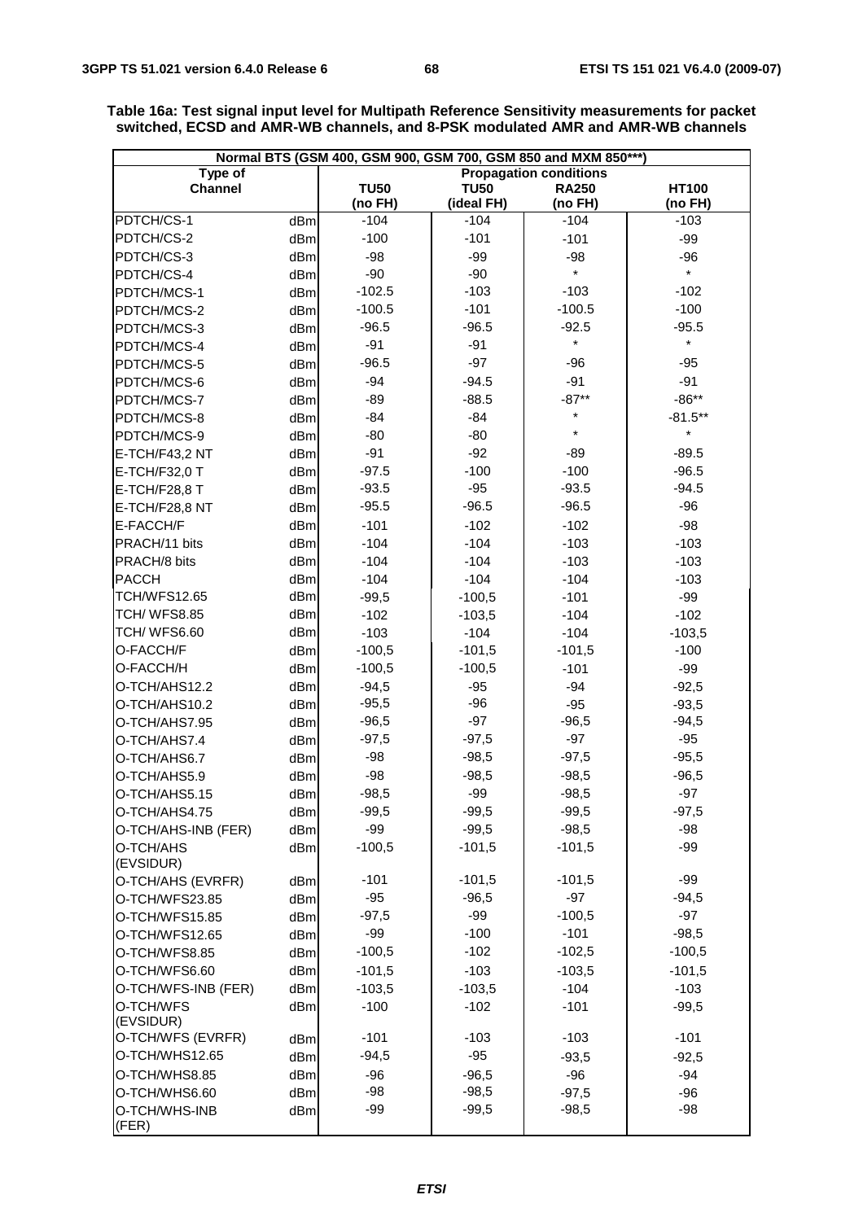**Table 16a: Test signal input level for Multipath Reference Sensitivity measurements for packet switched, ECSD and AMR-WB channels, and 8-PSK modulated AMR and AMR-WB channels**

| Normal BTS (GSM 400, GSM 900, GSM 700, GSM 850 and MXM 850***) | | | | | |
|---|---|---|---|---|---|
| **Type of Channel** | | **Propagation conditions** | | | |
| | | **TU50 (no FH)** | **TU50 (ideal FH)** | **RA250 (no FH)** | **HT100 (no FH)** |
| PDTCH/CS-1 | dBm | -104 | -104 | -104 | -103 |
| PDTCH/CS-2 | dBm | -100 | -101 | -101 | -99 |
| PDTCH/CS-3 | dBm | -98 | -99 | -98 | -96 |
| PDTCH/CS-4 | dBm | -90 | -90 | * | * |
| PDTCH/MCS-1 | dBm | -102.5 | -103 | -103 | -102 |
| PDTCH/MCS-2 | dBm | -100.5 | -101 | -100.5 | -100 |
| PDTCH/MCS-3 | dBm | -96.5 | -96.5 | -92.5 | -95.5 |
| PDTCH/MCS-4 | dBm | -91 | -91 | * | * |
| PDTCH/MCS-5 | dBm | -96.5 | -97 | -96 | -95 |
| PDTCH/MCS-6 | dBm | -94 | -94.5 | -91 | -91 |
| PDTCH/MCS-7 | dBm | -89 | -88.5 | -87** | -86** |
| PDTCH/MCS-8 | dBm | -84 | -84 | * | -81.5** |
| PDTCH/MCS-9 | dBm | -80 | -80 | * | * |
| E-TCH/F43,2 NT | dBm | -91 | -92 | -89 | -89.5 |
| E-TCH/F32,0 T | dBm | -97.5 | -100 | -100 | -96.5 |
| E-TCH/F28,8 T | dBm | -93.5 | -95 | -93.5 | -94.5 |
| E-TCH/F28,8 NT | dBm | -95.5 | -96.5 | -96.5 | -96 |
| E-FACCH/F | dBm | -101 | -102 | -102 | -98 |
| PRACH/11 bits | dBm | -104 | -104 | -103 | -103 |
| PRACH/8 bits | dBm | -104 | -104 | -103 | -103 |
| PACCH | dBm | -104 | -104 | -104 | -103 |
| TCH/WFS12.65 | dBm | -99,5 | -100,5 | -101 | -99 |
| TCH/ WFS8.85 | dBm | -102 | -103,5 | -104 | -102 |
| TCH/ WFS6.60 | dBm | -103 | -104 | -104 | -103,5 |
| O-FACCH/F | dBm | -100,5 | -101,5 | -101,5 | -100 |
| O-FACCH/H | dBm | -100,5 | -100,5 | -101 | -99 |
| O-TCH/AHS12.2 | dBm | -94,5 | -95 | -94 | -92,5 |
| O-TCH/AHS10.2 | dBm | -95,5 | -96 | -95 | -93,5 |
| O-TCH/AHS7.95 | dBm | -96,5 | -97 | -96,5 | -94,5 |
| O-TCH/AHS7.4 | dBm | -97,5 | -97,5 | -97 | -95 |
| O-TCH/AHS6.7 | dBm | -98 | -98,5 | -97,5 | -95,5 |
| O-TCH/AHS5.9 | dBm | -98 | -98,5 | -98,5 | -96,5 |
| O-TCH/AHS5.15 | dBm | -98,5 | -99 | -98,5 | -97 |
| O-TCH/AHS4.75 | dBm | -99,5 | -99,5 | -99,5 | -97,5 |
| O-TCH/AHS-INB (FER) | dBm | -99 | -99,5 | -98,5 | -98 |
| O-TCH/AHS (EVSIDUR) | dBm | -100,5 | -101,5 | -101,5 | -99 |
| O-TCH/AHS (EVRFR) | dBm | -101 | -101,5 | -101,5 | -99 |
| O-TCH/WFS23.85 | dBm | -95 | -96,5 | -97 | -94,5 |
| O-TCH/WFS15.85 | dBm | -97,5 | -99 | -100,5 | -97 |
| O-TCH/WFS12.65 | dBm | -99 | -100 | -101 | -98,5 |
| O-TCH/WFS8.85 | dBm | -100,5 | -102 | -102,5 | -100,5 |
| O-TCH/WFS6.60 | dBm | -101,5 | -103 | -103,5 | -101,5 |
| O-TCH/WFS-INB (FER) | dBm | -103,5 | -103,5 | -104 | -103 |
| O-TCH/WFS (EVSIDUR) | dBm | -100 | -102 | -101 | -99,5 |
| O-TCH/WFS (EVRFR) | dBm | -101 | -103 | -103 | -101 |
| O-TCH/WHS12.65 | dBm | -94,5 | -95 | -93,5 | -92,5 |
| O-TCH/WHS8.85 | dBm | -96 | -96,5 | -96 | -94 |
| O-TCH/WHS6.60 | dBm | -98 | -98,5 | -97,5 | -96 |
| O-TCH/WHS-INB (FER) | dBm | -99 | -99,5 | -98,5 | -98 |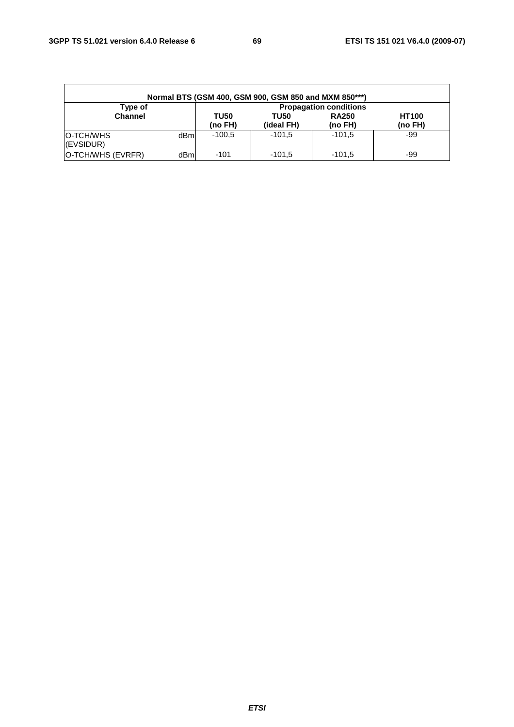| Normal BTS (GSM 400, GSM 900, GSM 850 and MXM 850***) | | | | | |
|---|---|---|---|---|---|
| **Type of Channel** | | **Propagation conditions** | | | |
| | | **TU50 (no FH)** | **TU50 (ideal FH)** | **RA250 (no FH)** | **HT100 (no FH)** |
| O-TCH/WHS (EVSIDUR) | dBm | -100,5 | -101,5 | -101,5 | -99 |
| O-TCH/WHS (EVRFR) | dBm | -101 | -101,5 | -101,5 | -99 |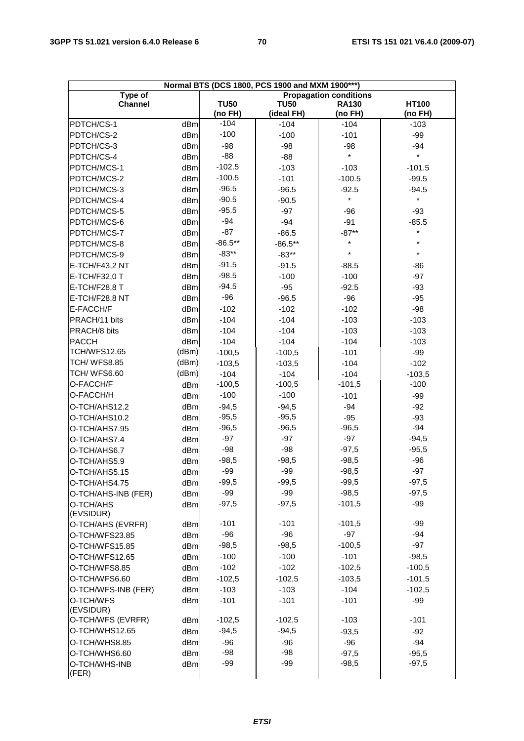| Normal BTS (DCS 1800, PCS 1900 and MXM 1900***) | | | | | |
|---|---|---|---|---|---|
| Type of Channel | | Propagation conditions | | | |
| | | TU50 (no FH) | TU50 (ideal FH) | RA130 (no FH) | HT100 (no FH) |
| PDTCH/CS-1 | dBm | -104 | -104 | -104 | -103 |
| PDTCH/CS-2 | dBm | -100 | -100 | -101 | -99 |
| PDTCH/CS-3 | dBm | -98 | -98 | -98 | -94 |
| PDTCH/CS-4 | dBm | -88 | -88 | * | * |
| PDTCH/MCS-1 | dBm | -102.5 | -103 | -103 | -101.5 |
| PDTCH/MCS-2 | dBm | -100.5 | -101 | -100.5 | -99.5 |
| PDTCH/MCS-3 | dBm | -96.5 | -96.5 | -92.5 | -94.5 |
| PDTCH/MCS-4 | dBm | -90.5 | -90.5 | * | * |
| PDTCH/MCS-5 | dBm | -95.5 | -97 | -96 | -93 |
| PDTCH/MCS-6 | dBm | -94 | -94 | -91 | -85.5 |
| PDTCH/MCS-7 | dBm | -87 | -86.5 | -87** | * |
| PDTCH/MCS-8 | dBm | -86.5** | -86.5** | * | * |
| PDTCH/MCS-9 | dBm | -83** | -83** | * | * |
| E-TCH/F43,2 NT | dBm | -91.5 | -91.5 | -88.5 | -86 |
| E-TCH/F32,0 T | dBm | -98.5 | -100 | -100 | -97 |
| E-TCH/F28,8 T | dBm | -94.5 | -95 | -92.5 | -93 |
| E-TCH/F28,8 NT | dBm | -96 | -96.5 | -96 | -95 |
| E-FACCH/F | dBm | -102 | -102 | -102 | -98 |
| PRACH/11 bits | dBm | -104 | -104 | -103 | -103 |
| PRACH/8 bits | dBm | -104 | -104 | -103 | -103 |
| PACCH | dBm | -104 | -104 | -104 | -103 |
| TCH/WFS12.65 | (dBm) | -100,5 | -100,5 | -101 | -99 |
| TCH/ WFS8.85 | (dBm) | -103,5 | -103,5 | -104 | -102 |
| TCH/ WFS6.60 | (dBm) | -104 | -104 | -104 | -103,5 |
| O-FACCH/F | dBm | -100,5 | -100,5 | -101,5 | -100 |
| O-FACCH/H | dBm | -100 | -100 | -101 | -99 |
| O-TCH/AHS12.2 | dBm | -94,5 | -94,5 | -94 | -92 |
| O-TCH/AHS10.2 | dBm | -95,5 | -95,5 | -95 | -93 |
| O-TCH/AHS7.95 | dBm | -96,5 | -96,5 | -96,5 | -94 |
| O-TCH/AHS7.4 | dBm | -97 | -97 | -97 | -94,5 |
| O-TCH/AHS6.7 | dBm | -98 | -98 | -97,5 | -95,5 |
| O-TCH/AHS5.9 | dBm | -98,5 | -98,5 | -98,5 | -96 |
| O-TCH/AHS5.15 | dBm | -99 | -99 | -98,5 | -97 |
| O-TCH/AHS4.75 | dBm | -99,5 | -99,5 | -99,5 | -97,5 |
| O-TCH/AHS-INB (FER) | dBm | -99 | -99 | -98,5 | -97,5 |
| O-TCH/AHS (EVSIDUR) | dBm | -97,5 | -97,5 | -101,5 | -99 |
| O-TCH/AHS (EVRFR) | dBm | -101 | -101 | -101,5 | -99 |
| O-TCH/WFS23.85 | dBm | -96 | -96 | -97 | -94 |
| O-TCH/WFS15.85 | dBm | -98,5 | -98,5 | -100,5 | -97 |
| O-TCH/WFS12.65 | dBm | -100 | -100 | -101 | -98,5 |
| O-TCH/WFS8.85 | dBm | -102 | -102 | -102,5 | -100,5 |
| O-TCH/WFS6.60 | dBm | -102,5 | -102,5 | -103,5 | -101,5 |
| O-TCH/WFS-INB (FER) | dBm | -103 | -103 | -104 | -102,5 |
| O-TCH/WFS (EVSIDUR) | dBm | -101 | -101 | -101 | -99 |
| O-TCH/WFS (EVRFR) | dBm | -102,5 | -102,5 | -103 | -101 |
| O-TCH/WHS12.65 | dBm | -94,5 | -94,5 | -93,5 | -92 |
| O-TCH/WHS8.85 | dBm | -96 | -96 | -96 | -94 |
| O-TCH/WHS6.60 | dBm | -98 | -98 | -97,5 | -95,5 |
| O-TCH/WHS-INB (FER) | dBm | -99 | -99 | -98,5 | -97,5 |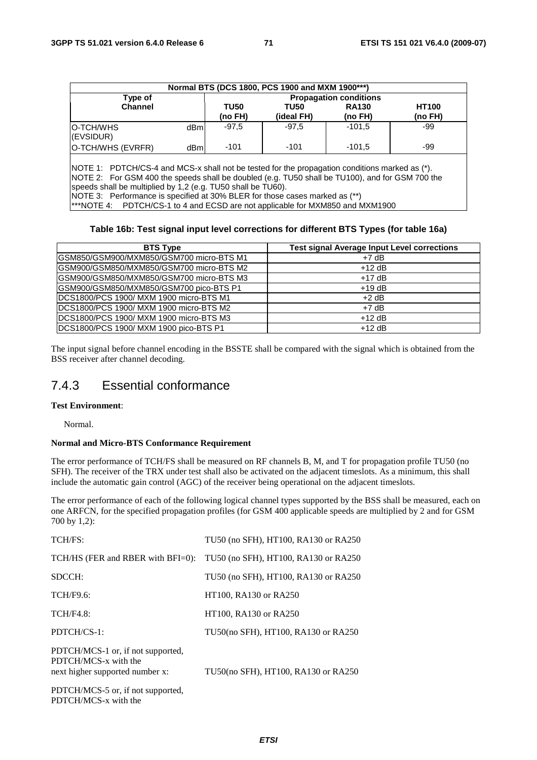| Normal BTS (DCS 1800, PCS 1900 and MXM 1900***) | | | | | | |
|---|---|---|---|---|---|---|
| Type of Channel | | Propagation conditions | | | | |
| | | TU50 (no FH) | TU50 (ideal FH) | RA130 (no FH) | HT100 (no FH) | |
| O-TCH/WHS (EVSIDUR) | dBm | -97,5 | -97,5 | -101,5 | -99 | |
| O-TCH/WHS (EVRFR) | dBm | -101 | -101 | -101,5 | -99 | |

NOTE 1: PDTCH/CS-4 and MCS-x shall not be tested for the propagation conditions marked as (*).
NOTE 2: For GSM 400 the speeds shall be doubled (e.g. TU50 shall be TU100), and for GSM 700 the speeds shall be multiplied by 1,2 (e.g. TU50 shall be TU60).
NOTE 3: Performance is specified at 30% BLER for those cases marked as (**)
***NOTE 4: PDTCH/CS-1 to 4 and ECSD are not applicable for MXM850 and MXM1900

**Table 16b: Test signal input level corrections for different BTS Types (for table 16a)**

| BTS Type | Test signal Average Input Level corrections |
|---|---|
| GSM850/GSM900/MXM850/GSM700 micro-BTS M1 | +7 dB |
| GSM900/GSM850/MXM850/GSM700 micro-BTS M2 | +12 dB |
| GSM900/GSM850/MXM850/GSM700 micro-BTS M3 | +17 dB |
| GSM900/GSM850/MXM850/GSM700 pico-BTS P1 | +19 dB |
| DCS1800/PCS 1900/ MXM 1900 micro-BTS M1 | +2 dB |
| DCS1800/PCS 1900/ MXM 1900 micro-BTS M2 | +7 dB |
| DCS1800/PCS 1900/ MXM 1900 micro-BTS M3 | +12 dB |
| DCS1800/PCS 1900/ MXM 1900 pico-BTS P1 | +12 dB |

The input signal before channel encoding in the BSSTE shall be compared with the signal which is obtained from the BSS receiver after channel decoding.

## 7.4.3 Essential conformance

**Test Environment**:

Normal.

**Normal and Micro-BTS Conformance Requirement**

The error performance of TCH/FS shall be measured on RF channels B, M, and T for propagation profile TU50 (no SFH). The receiver of the TRX under test shall also be activated on the adjacent timeslots. As a minimum, this shall include the automatic gain control (AGC) of the receiver being operational on the adjacent timeslots.

The error performance of each of the following logical channel types supported by the BSS shall be measured, each on one ARFCN, for the specified propagation profiles (for GSM 400 applicable speeds are multiplied by 2 and for GSM 700 by 1,2):

| | |
|---|---|
| TCH/FS: | TU50 (no SFH), HT100, RA130 or RA250 |
| TCH/HS (FER and RBER with BFI=0): | TU50 (no SFH), HT100, RA130 or RA250 |
| SDCCH: | TU50 (no SFH), HT100, RA130 or RA250 |
| TCH/F9.6: | HT100, RA130 or RA250 |
| TCH/F4.8: | HT100, RA130 or RA250 |
| PDTCH/CS-1: | TU50(no SFH), HT100, RA130 or RA250 |
| PDTCH/MCS-1 or, if not supported, PDTCH/MCS-x with the next higher supported number x: | TU50(no SFH), HT100, RA130 or RA250 |
| PDTCH/MCS-5 or, if not supported, PDTCH/MCS-x with the | |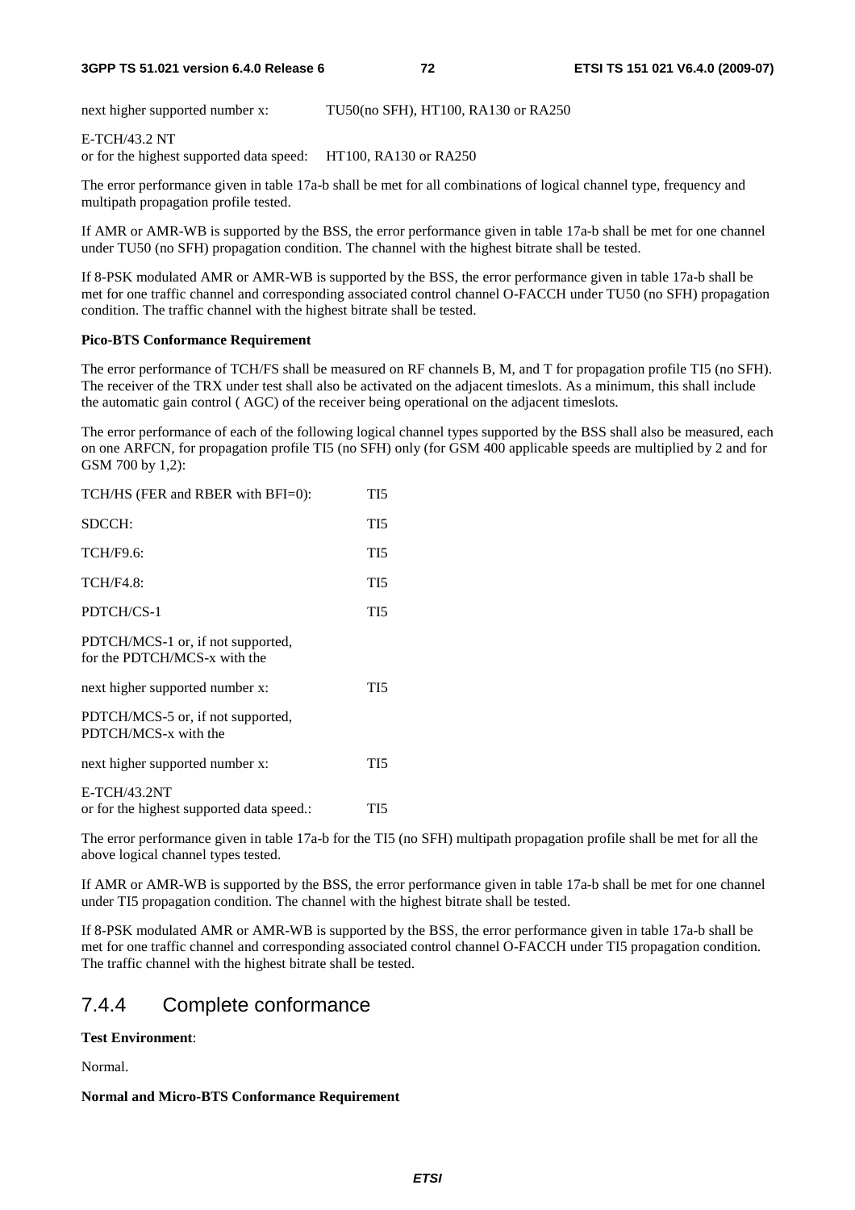next higher supported number x: TU50(no SFH), HT100, RA130 or RA250

E-TCH/43.2 NT
or for the highest supported data speed: HT100, RA130 or RA250

The error performance given in table 17a-b shall be met for all combinations of logical channel type, frequency and multipath propagation profile tested.

If AMR or AMR-WB is supported by the BSS, the error performance given in table 17a-b shall be met for one channel under TU50 (no SFH) propagation condition. The channel with the highest bitrate shall be tested.

If 8-PSK modulated AMR or AMR-WB is supported by the BSS, the error performance given in table 17a-b shall be met for one traffic channel and corresponding associated control channel O-FACCH under TU50 (no SFH) propagation condition. The traffic channel with the highest bitrate shall be tested.

**Pico-BTS Conformance Requirement**

The error performance of TCH/FS shall be measured on RF channels B, M, and T for propagation profile TI5 (no SFH). The receiver of the TRX under test shall also be activated on the adjacent timeslots. As a minimum, this shall include the automatic gain control ( AGC) of the receiver being operational on the adjacent timeslots.

The error performance of each of the following logical channel types supported by the BSS shall also be measured, each on one ARFCN, for propagation profile TI5 (no SFH) only (for GSM 400 applicable speeds are multiplied by 2 and for GSM 700 by 1,2):

TCH/HS (FER and RBER with BFI=0): TI5

SDCCH: TI5

TCH/F9.6: TI5

TCH/F4.8: TI5

PDTCH/CS-1 TI5

PDTCH/MCS-1 or, if not supported,
for the PDTCH/MCS-x with the

next higher supported number x: TI5

PDTCH/MCS-5 or, if not supported,
PDTCH/MCS-x with the

next higher supported number x: TI5

E-TCH/43.2NT
or for the highest supported data speed.: TI5

The error performance given in table 17a-b for the TI5 (no SFH) multipath propagation profile shall be met for all the above logical channel types tested.

If AMR or AMR-WB is supported by the BSS, the error performance given in table 17a-b shall be met for one channel under TI5 propagation condition. The channel with the highest bitrate shall be tested.

If 8-PSK modulated AMR or AMR-WB is supported by the BSS, the error performance given in table 17a-b shall be met for one traffic channel and corresponding associated control channel O-FACCH under TI5 propagation condition. The traffic channel with the highest bitrate shall be tested.

## 7.4.4 Complete conformance

**Test Environment**:

Normal.

**Normal and Micro-BTS Conformance Requirement**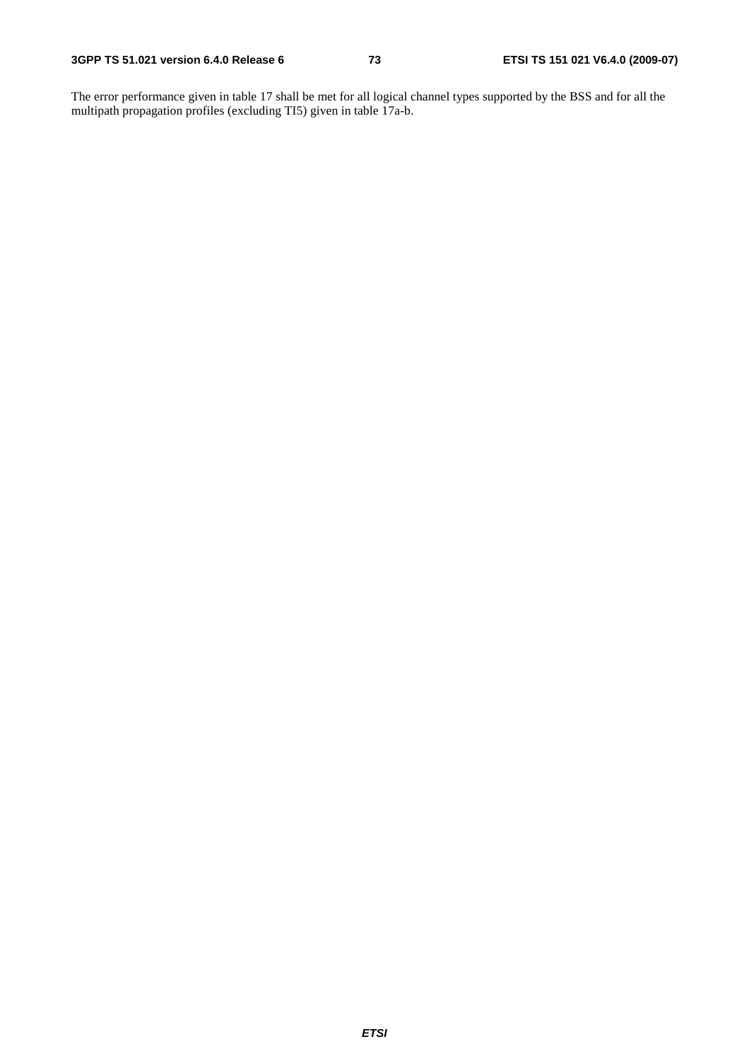The error performance given in table 17 shall be met for all logical channel types supported by the BSS and for all the multipath propagation profiles (excluding TI5) given in table 17a-b.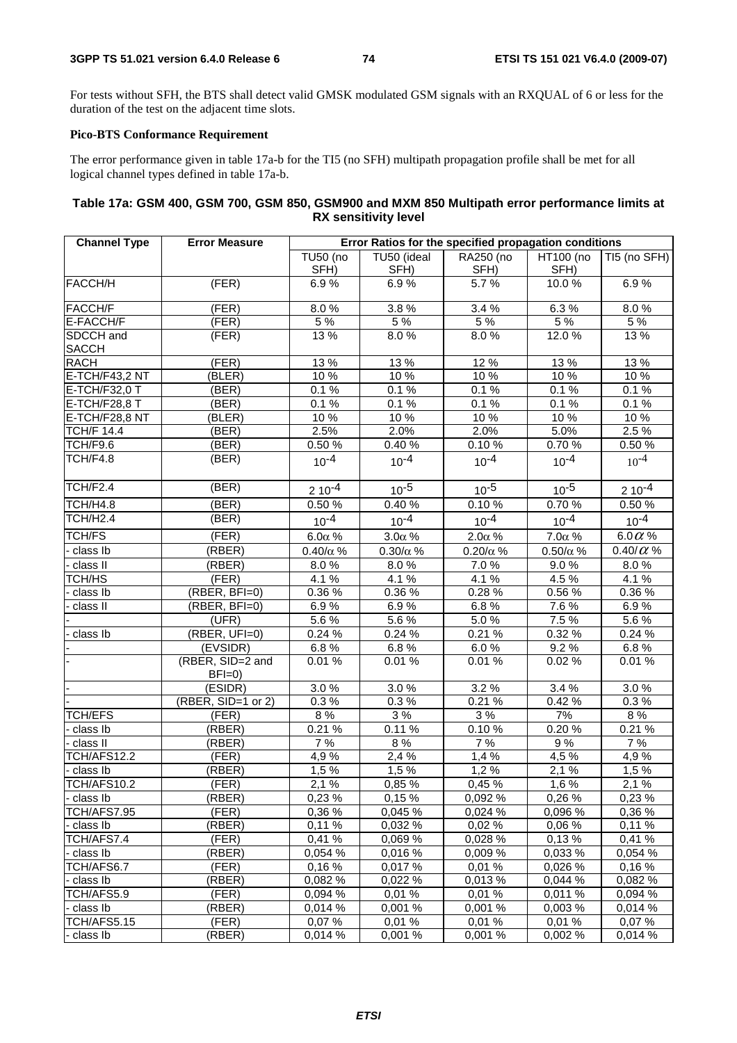For tests without SFH, the BTS shall detect valid GMSK modulated GSM signals with an RXQUAL of 6 or less for the duration of the test on the adjacent time slots.

**Pico-BTS Conformance Requirement**

The error performance given in table 17a-b for the TI5 (no SFH) multipath propagation profile shall be met for all logical channel types defined in table 17a-b.

**Table 17a: GSM 400, GSM 700, GSM 850, GSM900 and MXM 850 Multipath error performance limits at RX sensitivity level**

| Channel Type | Error Measure | Error Ratios for the specified propagation conditions | | | | |
|---|---|---|---|---|---|---|
| | | TU50 (no SFH) | TU50 (ideal SFH) | RA250 (no SFH) | HT100 (no SFH) | TI5 (no SFH) |
| FACCH/H | (FER) | 6.9 % | 6.9 % | 5.7 % | 10.0 % | 6.9 % |
| FACCH/F | (FER) | 8.0 % | 3.8 % | 3.4 % | 6.3 % | 8.0 % |
| E-FACCH/F | (FER) | 5 % | 5 % | 5 % | 5 % | 5 % |
| SDCCH and SACCH | (FER) | 13 % | 8.0 % | 8.0 % | 12.0 % | 13 % |
| RACH | (FER) | 13 % | 13 % | 12 % | 13 % | 13 % |
| E-TCH/F43,2 NT | (BLER) | 10 % | 10 % | 10 % | 10 % | 10 % |
| E-TCH/F32,0 T | (BER) | 0.1 % | 0.1 % | 0.1 % | 0.1 % | 0.1 % |
| E-TCH/F28,8 T | (BER) | 0.1 % | 0.1 % | 0.1 % | 0.1 % | 0.1 % |
| E-TCH/F28,8 NT | (BLER) | 10 % | 10 % | 10 % | 10 % | 10 % |
| TCH/F 14.4 | (BER) | 2.5% | 2.0% | 2.0% | 5.0% | 2.5 % |
| TCH/F9.6 | (BER) | 0.50 % | 0.40 % | 0.10 % | 0.70 % | 0.50 % |
| TCH/F4.8 | (BER) | $10^{-4}$ | $10^{-4}$ | $10^{-4}$ | $10^{-4}$ | $10^{-4}$ |
| TCH/F2.4 | (BER) | $2\ 10^{-4}$ | $10^{-5}$ | $10^{-5}$ | $10^{-5}$ | $2\ 10^{-4}$ |
| TCH/H4.8 | (BER) | 0.50 % | 0.40 % | 0.10 % | 0.70 % | 0.50 % |
| TCH/H2.4 | (BER) | $10^{-4}$ | $10^{-4}$ | $10^{-4}$ | $10^{-4}$ | $10^{-4}$ |
| TCH/FS | (FER) | $6.0\alpha$ % | $3.0\alpha$ % | $2.0\alpha$ % | $7.0\alpha$ % | $6.0\alpha$ % |
| - class Ib | (RBER) | $0.40/\alpha$ % | $0.30/\alpha$ % | $0.20/\alpha$ % | $0.50/\alpha$ % | $0.40/\alpha$ % |
| - class II | (RBER) | 8.0 % | 8.0 % | 7.0 % | 9.0 % | 8.0 % |
| TCH/HS | (FER) | 4.1 % | 4.1 % | 4.1 % | 4.5 % | 4.1 % |
| - class Ib | (RBER, BFI=0) | 0.36 % | 0.36 % | 0.28 % | 0.56 % | 0.36 % |
| - class II | (RBER, BFI=0) | 6.9 % | 6.9 % | 6.8 % | 7.6 % | 6.9 % |
| - | (UFR) | 5.6 % | 5.6 % | 5.0 % | 7.5 % | 5.6 % |
| - class Ib | (RBER, UFI=0) | 0.24 % | 0.24 % | 0.21 % | 0.32 % | 0.24 % |
| - | (EVSIDR) | 6.8 % | 6.8 % | 6.0 % | 9.2 % | 6.8 % |
| - | (RBER, SID=2 and BFI=0) | 0.01 % | 0.01 % | 0.01 % | 0.02 % | 0.01 % |
| - | (ESIDR) | 3.0 % | 3.0 % | 3.2 % | 3.4 % | 3.0 % |
| - | (RBER, SID=1 or 2) | 0.3 % | 0.3 % | 0.21 % | 0.42 % | 0.3 % |
| TCH/EFS | (FER) | 8 % | 3 % | 3 % | 7% | 8 % |
| - class Ib | (RBER) | 0.21 % | 0.11 % | 0.10 % | 0.20 % | 0.21 % |
| - class II | (RBER) | 7 % | 8 % | 7 % | 9 % | 7 % |
| TCH/AFS12.2 | (FER) | 4,9 % | 2,4 % | 1,4 % | 4,5 % | 4,9 % |
| - class Ib | (RBER) | 1,5 % | 1,5 % | 1,2 % | 2,1 % | 1,5 % |
| TCH/AFS10.2 | (FER) | 2,1 % | 0,85 % | 0,45 % | 1,6 % | 2,1 % |
| - class Ib | (RBER) | 0,23 % | 0,15 % | 0,092 % | 0,26 % | 0,23 % |
| TCH/AFS7.95 | (FER) | 0,36 % | 0,045 % | 0,024 % | 0,096 % | 0,36 % |
| - class Ib | (RBER) | 0,11 % | 0,032 % | 0,02 % | 0,06 % | 0,11 % |
| TCH/AFS7.4 | (FER) | 0,41 % | 0,069 % | 0,028 % | 0,13 % | 0,41 % |
| - class Ib | (RBER) | 0,054 % | 0,016 % | 0,009 % | 0,033 % | 0,054 % |
| TCH/AFS6.7 | (FER) | 0,16 % | 0,017 % | 0,01 % | 0,026 % | 0,16 % |
| - class Ib | (RBER) | 0,082 % | 0,022 % | 0,013 % | 0,044 % | 0,082 % |
| TCH/AFS5.9 | (FER) | 0,094 % | 0,01 % | 0,01 % | 0,011 % | 0,094 % |
| - class Ib | (RBER) | 0,014 % | 0,001 % | 0,001 % | 0,003 % | 0,014 % |
| TCH/AFS5.15 | (FER) | 0,07 % | 0,01 % | 0,01 % | 0,01 % | 0,07 % |
| - class Ib | (RBER) | 0,014 % | 0,001 % | 0,001 % | 0,002 % | 0,014 % |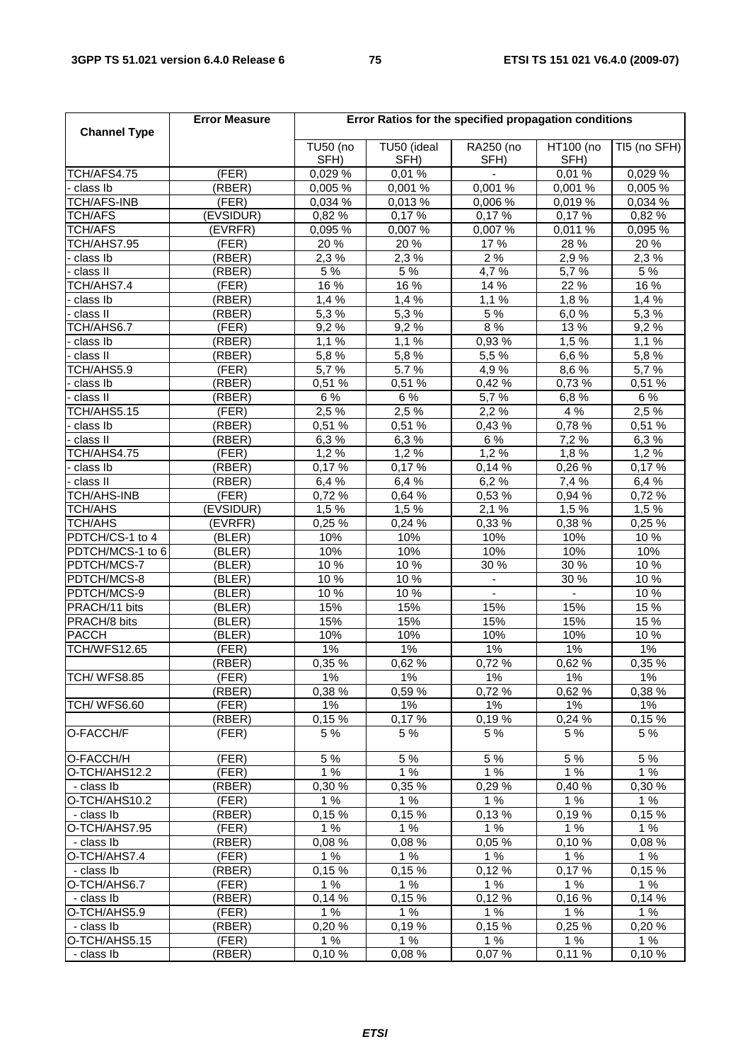| Channel Type | Error Measure | Error Ratios for the specified propagation conditions | | | | |
|---|---|---|---|---|---|---|
| | | TU50 (no SFH) | TU50 (ideal SFH) | RA250 (no SFH) | HT100 (no SFH) | TI5 (no SFH) |
| TCH/AFS4.75 | (FER) | 0,029 % | 0,01 % | - | 0,01 % | 0,029 % |
| - class Ib | (RBER) | 0,005 % | 0,001 % | 0,001 % | 0,001 % | 0,005 % |
| TCH/AFS-INB | (FER) | 0,034 % | 0,013 % | 0,006 % | 0,019 % | 0,034 % |
| TCH/AFS | (EVSIDUR) | 0,82 % | 0,17 % | 0,17 % | 0,17 % | 0,82 % |
| TCH/AFS | (EVRFR) | 0,095 % | 0,007 % | 0,007 % | 0,011 % | 0,095 % |
| TCH/AHS7.95 | (FER) | 20 % | 20 % | 17 % | 28 % | 20 % |
| - class Ib | (RBER) | 2,3 % | 2,3 % | 2 % | 2,9 % | 2,3 % |
| - class II | (RBER) | 5 % | 5 % | 4,7 % | 5,7 % | 5 % |
| TCH/AHS7.4 | (FER) | 16 % | 16 % | 14 % | 22 % | 16 % |
| - class Ib | (RBER) | 1,4 % | 1,4 % | 1,1 % | 1,8 % | 1,4 % |
| - class II | (RBER) | 5,3 % | 5,3 % | 5 % | 6,0 % | 5,3 % |
| TCH/AHS6.7 | (FER) | 9,2 % | 9,2 % | 8 % | 13 % | 9,2 % |
| - class Ib | (RBER) | 1,1 % | 1,1 % | 0,93 % | 1,5 % | 1,1 % |
| - class II | (RBER) | 5,8 % | 5,8 % | 5,5 % | 6,6 % | 5,8 % |
| TCH/AHS5.9 | (FER) | 5,7 % | 5.7 % | 4,9 % | 8,6 % | 5,7 % |
| - class Ib | (RBER) | 0,51 % | 0,51 % | 0,42 % | 0,73 % | 0,51 % |
| - class II | (RBER) | 6 % | 6 % | 5,7 % | 6,8 % | 6 % |
| TCH/AHS5.15 | (FER) | 2,5 % | 2,5 % | 2,2 % | 4 % | 2,5 % |
| - class Ib | (RBER) | 0,51 % | 0,51 % | 0,43 % | 0,78 % | 0,51 % |
| - class II | (RBER) | 6,3 % | 6,3 % | 6 % | 7,2 % | 6,3 % |
| TCH/AHS4.75 | (FER) | 1,2 % | 1,2 % | 1,2 % | 1,8 % | 1,2 % |
| - class Ib | (RBER) | 0,17 % | 0,17 % | 0,14 % | 0,26 % | 0,17 % |
| - class II | (RBER) | 6,4 % | 6,4 % | 6,2 % | 7,4 % | 6,4 % |
| TCH/AHS-INB | (FER) | 0,72 % | 0,64 % | 0,53 % | 0,94 % | 0,72 % |
| TCH/AHS | (EVSIDUR) | 1,5 % | 1,5 % | 2,1 % | 1,5 % | 1,5 % |
| TCH/AHS | (EVRFR) | 0,25 % | 0,24 % | 0,33 % | 0,38 % | 0,25 % |
| PDTCH/CS-1 to 4 | (BLER) | 10% | 10% | 10% | 10% | 10 % |
| PDTCH/MCS-1 to 6 | (BLER) | 10% | 10% | 10% | 10% | 10% |
| PDTCH/MCS-7 | (BLER) | 10 % | 10 % | 30 % | 30 % | 10 % |
| PDTCH/MCS-8 | (BLER) | 10 % | 10 % | - | 30 % | 10 % |
| PDTCH/MCS-9 | (BLER) | 10 % | 10 % | - | - | 10 % |
| PRACH/11 bits | (BLER) | 15% | 15% | 15% | 15% | 15 % |
| PRACH/8 bits | (BLER) | 15% | 15% | 15% | 15% | 15 % |
| PACCH | (BLER) | 10% | 10% | 10% | 10% | 10 % |
| TCH/WFS12.65 | (FER) | 1% | 1% | 1% | 1% | 1% |
| | (RBER) | 0,35 % | 0,62 % | 0,72 % | 0,62 % | 0,35 % |
| TCH/ WFS8.85 | (FER) | 1% | 1% | 1% | 1% | 1% |
| | (RBER) | 0,38 % | 0,59 % | 0,72 % | 0,62 % | 0,38 % |
| TCH/ WFS6.60 | (FER) | 1% | 1% | 1% | 1% | 1% |
| | (RBER) | 0,15 % | 0,17 % | 0,19 % | 0,24 % | 0,15 % |
| O-FACCH/F | (FER) | 5 % | 5 % | 5 % | 5 % | 5 % |
| O-FACCH/H | (FER) | 5 % | 5 % | 5 % | 5 % | 5 % |
| O-TCH/AHS12.2 | (FER) | 1 % | 1 % | 1 % | 1 % | 1 % |
| - class Ib | (RBER) | 0,30 % | 0,35 % | 0,29 % | 0,40 % | 0,30 % |
| O-TCH/AHS10.2 | (FER) | 1 % | 1 % | 1 % | 1 % | 1 % |
| - class Ib | (RBER) | 0,15 % | 0,15 % | 0,13 % | 0,19 % | 0,15 % |
| O-TCH/AHS7.95 | (FER) | 1 % | 1 % | 1 % | 1 % | 1 % |
| - class Ib | (RBER) | 0,08 % | 0,08 % | 0,05 % | 0,10 % | 0,08 % |
| O-TCH/AHS7.4 | (FER) | 1 % | 1 % | 1 % | 1 % | 1 % |
| - class Ib | (RBER) | 0,15 % | 0,15 % | 0,12 % | 0,17 % | 0,15 % |
| O-TCH/AHS6.7 | (FER) | 1 % | 1 % | 1 % | 1 % | 1 % |
| - class Ib | (RBER) | 0,14 % | 0,15 % | 0,12 % | 0,16 % | 0,14 % |
| O-TCH/AHS5.9 | (FER) | 1 % | 1 % | 1 % | 1 % | 1 % |
| - class Ib | (RBER) | 0,20 % | 0,19 % | 0,15 % | 0,25 % | 0,20 % |
| O-TCH/AHS5.15 | (FER) | 1 % | 1 % | 1 % | 1 % | 1 % |
| - class Ib | (RBER) | 0,10 % | 0,08 % | 0,07 % | 0,11 % | 0,10 % |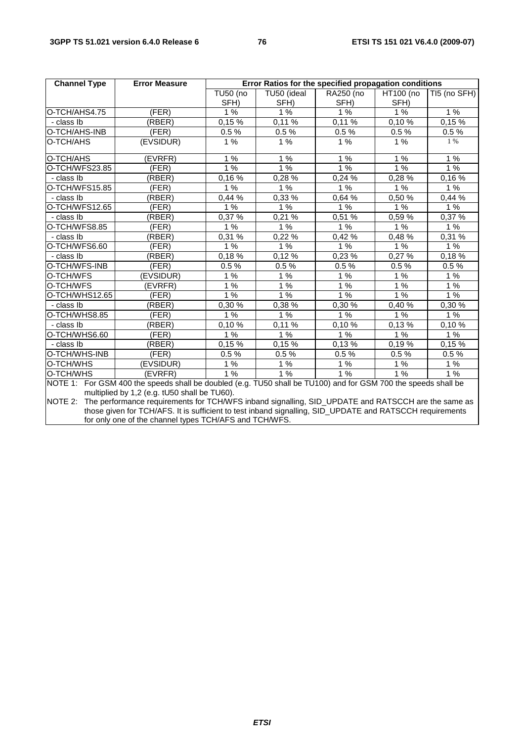| Channel Type | Error Measure | Error Ratios for the specified propagation conditions | | | | |
|---|---|---|---|---|---|---|
| | | TU50 (no SFH) | TU50 (ideal SFH) | RA250 (no SFH) | HT100 (no SFH) | TI5 (no SFH) |
| O-TCH/AHS4.75 | (FER) | 1 % | 1 % | 1 % | 1 % | 1 % |
| - class Ib | (RBER) | 0,15 % | 0,11 % | 0,11 % | 0,10 % | 0,15 % |
| O-TCH/AHS-INB | (FER) | 0.5 % | 0.5 % | 0.5 % | 0.5 % | 0.5 % |
| O-TCH/AHS | (EVSIDUR) | 1 % | 1 % | 1 % | 1 % | 1 % |
| O-TCH/AHS | (EVRFR) | 1 % | 1 % | 1 % | 1 % | 1 % |
| O-TCH/WFS23.85 | (FER) | 1 % | 1 % | 1 % | 1 % | 1 % |
| - class Ib | (RBER) | 0,16 % | 0,28 % | 0,24 % | 0,28 % | 0,16 % |
| O-TCH/WFS15.85 | (FER) | 1 % | 1 % | 1 % | 1 % | 1 % |
| - class Ib | (RBER) | 0,44 % | 0,33 % | 0,64 % | 0,50 % | 0,44 % |
| O-TCH/WFS12.65 | (FER) | 1 % | 1 % | 1 % | 1 % | 1 % |
| - class Ib | (RBER) | 0,37 % | 0,21 % | 0,51 % | 0,59 % | 0,37 % |
| O-TCH/WFS8.85 | (FER) | 1 % | 1 % | 1 % | 1 % | 1 % |
| - class Ib | (RBER) | 0,31 % | 0,22 % | 0,42 % | 0,48 % | 0,31 % |
| O-TCH/WFS6.60 | (FER) | 1 % | 1 % | 1 % | 1 % | 1 % |
| - class Ib | (RBER) | 0,18 % | 0,12 % | 0,23 % | 0,27 % | 0,18 % |
| O-TCH/WFS-INB | (FER) | 0.5 % | 0.5 % | 0.5 % | 0.5 % | 0.5 % |
| O-TCH/WFS | (EVSIDUR) | 1 % | 1 % | 1 % | 1 % | 1 % |
| O-TCH/WFS | (EVRFR) | 1 % | 1 % | 1 % | 1 % | 1 % |
| O-TCH/WHS12.65 | (FER) | 1 % | 1 % | 1 % | 1 % | 1 % |
| - class Ib | (RBER) | 0,30 % | 0,38 % | 0,30 % | 0,40 % | 0,30 % |
| O-TCH/WHS8.85 | (FER) | 1 % | 1 % | 1 % | 1 % | 1 % |
| - class Ib | (RBER) | 0,10 % | 0,11 % | 0,10 % | 0,13 % | 0,10 % |
| O-TCH/WHS6.60 | (FER) | 1 % | 1 % | 1 % | 1 % | 1 % |
| - class Ib | (RBER) | 0,15 % | 0,15 % | 0,13 % | 0,19 % | 0,15 % |
| O-TCH/WHS-INB | (FER) | 0.5 % | 0.5 % | 0.5 % | 0.5 % | 0.5 % |
| O-TCH/WHS | (EVSIDUR) | 1 % | 1 % | 1 % | 1 % | 1 % |
| O-TCH/WHS | (EVRFR) | 1 % | 1 % | 1 % | 1 % | 1 % |

NOTE 1: For GSM 400 the speeds shall be doubled (e.g. TU50 shall be TU100) and for GSM 700 the speeds shall be multiplied by 1,2 (e.g. tU50 shall be TU60).

NOTE 2: The performance requirements for TCH/WFS inband signalling, SID_UPDATE and RATSCCH are the same as those given for TCH/AFS. It is sufficient to test inband signalling, SID_UPDATE and RATSCCH requirements for only one of the channel types TCH/AFS and TCH/WFS.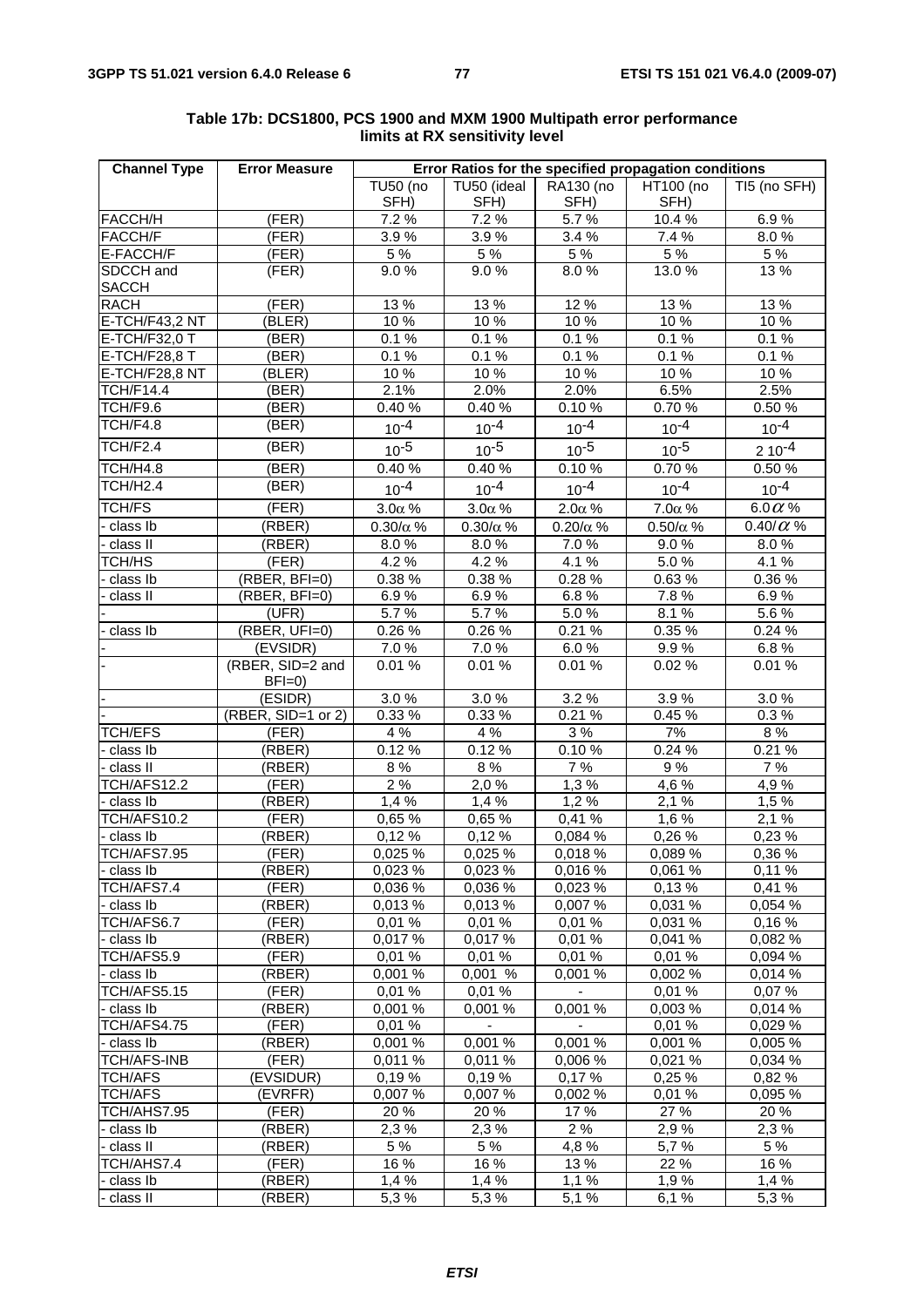**Table 17b: DCS1800, PCS 1900 and MXM 1900 Multipath error performance limits at RX sensitivity level**

| Channel Type | Error Measure | Error Ratios for the specified propagation conditions | | | | |
|---|---|---|---|---|---|---|
| | | TU50 (no SFH) | TU50 (ideal SFH) | RA130 (no SFH) | HT100 (no SFH) | TI5 (no SFH) |
| FACCH/H | (FER) | 7.2 % | 7.2 % | 5.7 % | 10.4 % | 6.9 % |
| FACCH/F | (FER) | 3.9 % | 3.9 % | 3.4 % | 7.4 % | 8.0 % |
| E-FACCH/F | (FER) | 5 % | 5 % | 5 % | 5 % | 5 % |
| SDCCH and SACCH | (FER) | 9.0 % | 9.0 % | 8.0 % | 13.0 % | 13 % |
| RACH | (FER) | 13 % | 13 % | 12 % | 13 % | 13 % |
| E-TCH/F43,2 NT | (BLER) | 10 % | 10 % | 10 % | 10 % | 10 % |
| E-TCH/F32,0 T | (BER) | 0.1 % | 0.1 % | 0.1 % | 0.1 % | 0.1 % |
| E-TCH/F28,8 T | (BER) | 0.1 % | 0.1 % | 0.1 % | 0.1 % | 0.1 % |
| E-TCH/F28,8 NT | (BLER) | 10 % | 10 % | 10 % | 10 % | 10 % |
| TCH/F14.4 | (BER) | 2.1% | 2.0% | 2.0% | 6.5% | 2.5% |
| TCH/F9.6 | (BER) | 0.40 % | 0.40 % | 0.10 % | 0.70 % | 0.50 % |
| TCH/F4.8 | (BER) | $10^{-4}$ | $10^{-4}$ | $10^{-4}$ | $10^{-4}$ | $10^{-4}$ |
| TCH/F2.4 | (BER) | $10^{-5}$ | $10^{-5}$ | $10^{-5}$ | $10^{-5}$ | $2\ 10^{-4}$ |
| TCH/H4.8 | (BER) | 0.40 % | 0.40 % | 0.10 % | 0.70 % | 0.50 % |
| TCH/H2.4 | (BER) | $10^{-4}$ | $10^{-4}$ | $10^{-4}$ | $10^{-4}$ | $10^{-4}$ |
| TCH/FS | (FER) | $3.0\alpha$ % | $3.0\alpha$ % | $2.0\alpha$ % | $7.0\alpha$ % | $6.0\alpha$ % |
| - class Ib | (RBER) | $0.30/\alpha$ % | $0.30/\alpha$ % | $0.20/\alpha$ % | $0.50/\alpha$ % | $0.40/\alpha$ % |
| - class II | (RBER) | 8.0 % | 8.0 % | 7.0 % | 9.0 % | 8.0 % |
| TCH/HS | (FER) | 4.2 % | 4.2 % | 4.1 % | 5.0 % | 4.1 % |
| - class Ib | (RBER, BFI=0) | 0.38 % | 0.38 % | 0.28 % | 0.63 % | 0.36 % |
| - class II | (RBER, BFI=0) | 6.9 % | 6.9 % | 6.8 % | 7.8 % | 6.9 % |
| - | (UFR) | 5.7 % | 5.7 % | 5.0 % | 8.1 % | 5.6 % |
| - class Ib | (RBER, UFI=0) | 0.26 % | 0.26 % | 0.21 % | 0.35 % | 0.24 % |
| - | (EVSIDR) | 7.0 % | 7.0 % | 6.0 % | 9.9 % | 6.8 % |
| - | (RBER, SID=2 and BFI=0) | 0.01 % | 0.01 % | 0.01 % | 0.02 % | 0.01 % |
| - | (ESIDR) | 3.0 % | 3.0 % | 3.2 % | 3.9 % | 3.0 % |
| - | (RBER, SID=1 or 2) | 0.33 % | 0.33 % | 0.21 % | 0.45 % | 0.3 % |
| TCH/EFS | (FER) | 4 % | 4 % | 3 % | 7% | 8 % |
| - class Ib | (RBER) | 0.12 % | 0.12 % | 0.10 % | 0.24 % | 0.21 % |
| - class II | (RBER) | 8 % | 8 % | 7 % | 9 % | 7 % |
| TCH/AFS12.2 | (FER) | 2 % | 2,0 % | 1,3 % | 4,6 % | 4,9 % |
| - class Ib | (RBER) | 1,4 % | 1,4 % | 1,2 % | 2,1 % | 1,5 % |
| TCH/AFS10.2 | (FER) | 0,65 % | 0,65 % | 0,41 % | 1,6 % | 2,1 % |
| - class Ib | (RBER) | 0,12 % | 0,12 % | 0,084 % | 0,26 % | 0,23 % |
| TCH/AFS7.95 | (FER) | 0,025 % | 0,025 % | 0,018 % | 0,089 % | 0,36 % |
| - class Ib | (RBER) | 0,023 % | 0,023 % | 0,016 % | 0,061 % | 0,11 % |
| TCH/AFS7.4 | (FER) | 0,036 % | 0,036 % | 0,023 % | 0,13 % | 0,41 % |
| - class Ib | (RBER) | 0,013 % | 0,013 % | 0,007 % | 0,031 % | 0,054 % |
| TCH/AFS6.7 | (FER) | 0,01 % | 0,01 % | 0,01 % | 0,031 % | 0,16 % |
| - class Ib | (RBER) | 0,017 % | 0,017 % | 0,01 % | 0,041 % | 0,082 % |
| TCH/AFS5.9 | (FER) | 0,01 % | 0,01 % | 0,01 % | 0,01 % | 0,094 % |
| - class Ib | (RBER) | 0,001 % | 0,001 % | 0,001 % | 0,002 % | 0,014 % |
| TCH/AFS5.15 | (FER) | 0,01 % | 0,01 % | - | 0,01 % | 0,07 % |
| - class Ib | (RBER) | 0,001 % | 0,001 % | 0,001 % | 0,003 % | 0,014 % |
| TCH/AFS4.75 | (FER) | 0,01 % | - | - | 0,01 % | 0,029 % |
| - class Ib | (RBER) | 0,001 % | 0,001 % | 0,001 % | 0,001 % | 0,005 % |
| TCH/AFS-INB | (FER) | 0,011 % | 0,011 % | 0,006 % | 0,021 % | 0,034 % |
| TCH/AFS | (EVSIDUR) | 0,19 % | 0,19 % | 0,17 % | 0,25 % | 0,82 % |
| TCH/AFS | (EVRFR) | 0,007 % | 0,007 % | 0,002 % | 0,01 % | 0,095 % |
| TCH/AHS7.95 | (FER) | 20 % | 20 % | 17 % | 27 % | 20 % |
| - class Ib | (RBER) | 2,3 % | 2,3 % | 2 % | 2,9 % | 2,3 % |
| - class II | (RBER) | 5 % | 5 % | 4,8 % | 5,7 % | 5 % |
| TCH/AHS7.4 | (FER) | 16 % | 16 % | 13 % | 22 % | 16 % |
| - class Ib | (RBER) | 1,4 % | 1,4 % | 1,1 % | 1,9 % | 1,4 % |
| - class II | (RBER) | 5,3 % | 5,3 % | 5,1 % | 6,1 % | 5,3 % |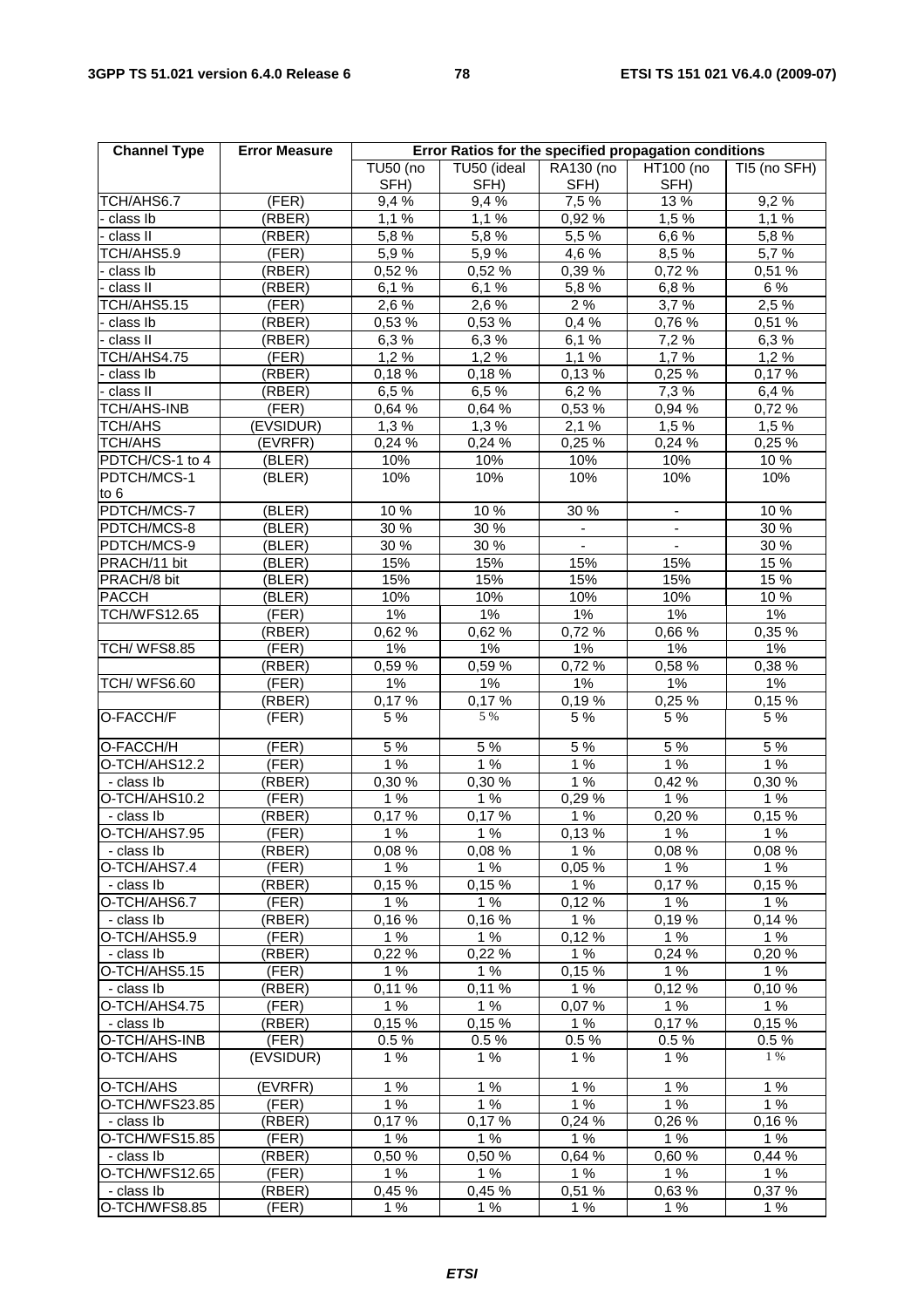| Channel Type | Error Measure | Error Ratios for the specified propagation conditions | | | | |
|---|---|---|---|---|---|---|
| | | TU50 (no SFH) | TU50 (ideal SFH) | RA130 (no SFH) | HT100 (no SFH) | TI5 (no SFH) |
| TCH/AHS6.7 | (FER) | 9,4 % | 9,4 % | 7,5 % | 13 % | 9,2 % |
| - class Ib | (RBER) | 1,1 % | 1,1 % | 0,92 % | 1,5 % | 1,1 % |
| - class II | (RBER) | 5,8 % | 5,8 % | 5,5 % | 6,6 % | 5,8 % |
| TCH/AHS5.9 | (FER) | 5,9 % | 5,9 % | 4,6 % | 8,5 % | 5,7 % |
| - class Ib | (RBER) | 0,52 % | 0,52 % | 0,39 % | 0,72 % | 0,51 % |
| - class II | (RBER) | 6,1 % | 6,1 % | 5,8 % | 6,8 % | 6 % |
| TCH/AHS5.15 | (FER) | 2,6 % | 2,6 % | 2 % | 3,7 % | 2,5 % |
| - class Ib | (RBER) | 0,53 % | 0,53 % | 0,4 % | 0,76 % | 0,51 % |
| - class II | (RBER) | 6,3 % | 6,3 % | 6,1 % | 7,2 % | 6,3 % |
| TCH/AHS4.75 | (FER) | 1,2 % | 1,2 % | 1,1 % | 1,7 % | 1,2 % |
| - class Ib | (RBER) | 0,18 % | 0,18 % | 0,13 % | 0,25 % | 0,17 % |
| - class II | (RBER) | 6,5 % | 6,5 % | 6,2 % | 7,3 % | 6,4 % |
| TCH/AHS-INB | (FER) | 0,64 % | 0,64 % | 0,53 % | 0,94 % | 0,72 % |
| TCH/AHS | (EVSIDUR) | 1,3 % | 1,3 % | 2,1 % | 1,5 % | 1,5 % |
| TCH/AHS | (EVRFR) | 0,24 % | 0,24 % | 0,25 % | 0,24 % | 0,25 % |
| PDTCH/CS-1 to 4 | (BLER) | 10% | 10% | 10% | 10% | 10 % |
| PDTCH/MCS-1 to 6 | (BLER) | 10% | 10% | 10% | 10% | 10% |
| PDTCH/MCS-7 | (BLER) | 10 % | 10 % | 30 % | - | 10 % |
| PDTCH/MCS-8 | (BLER) | 30 % | 30 % | - | - | 30 % |
| PDTCH/MCS-9 | (BLER) | 30 % | 30 % | - | - | 30 % |
| PRACH/11 bit | (BLER) | 15% | 15% | 15% | 15% | 15 % |
| PRACH/8 bit | (BLER) | 15% | 15% | 15% | 15% | 15 % |
| PACCH | (BLER) | 10% | 10% | 10% | 10% | 10 % |
| TCH/WFS12.65 | (FER) | 1% | 1% | 1% | 1% | 1% |
| | (RBER) | 0,62 % | 0,62 % | 0,72 % | 0,66 % | 0,35 % |
| TCH/ WFS8.85 | (FER) | 1% | 1% | 1% | 1% | 1% |
| | (RBER) | 0,59 % | 0,59 % | 0,72 % | 0,58 % | 0,38 % |
| TCH/ WFS6.60 | (FER) | 1% | 1% | 1% | 1% | 1% |
| | (RBER) | 0,17 % | 0,17 % | 0,19 % | 0,25 % | 0,15 % |
| O-FACCH/F | (FER) | 5 % | 5 % | 5 % | 5 % | 5 % |
| O-FACCH/H | (FER) | 5 % | 5 % | 5 % | 5 % | 5 % |
| O-TCH/AHS12.2 | (FER) | 1 % | 1 % | 1 % | 1 % | 1 % |
| - class Ib | (RBER) | 0,30 % | 0,30 % | 1 % | 0,42 % | 0,30 % |
| O-TCH/AHS10.2 | (FER) | 1 % | 1 % | 0,29 % | 1 % | 1 % |
| - class Ib | (RBER) | 0,17 % | 0,17 % | 1 % | 0,20 % | 0,15 % |
| O-TCH/AHS7.95 | (FER) | 1 % | 1 % | 0,13 % | 1 % | 1 % |
| - class Ib | (RBER) | 0,08 % | 0,08 % | 1 % | 0,08 % | 0,08 % |
| O-TCH/AHS7.4 | (FER) | 1 % | 1 % | 0,05 % | 1 % | 1 % |
| - class Ib | (RBER) | 0,15 % | 0,15 % | 1 % | 0,17 % | 0,15 % |
| O-TCH/AHS6.7 | (FER) | 1 % | 1 % | 0,12 % | 1 % | 1 % |
| - class Ib | (RBER) | 0,16 % | 0,16 % | 1 % | 0,19 % | 0,14 % |
| O-TCH/AHS5.9 | (FER) | 1 % | 1 % | 0,12 % | 1 % | 1 % |
| - class Ib | (RBER) | 0,22 % | 0,22 % | 1 % | 0,24 % | 0,20 % |
| O-TCH/AHS5.15 | (FER) | 1 % | 1 % | 0,15 % | 1 % | 1 % |
| - class Ib | (RBER) | 0,11 % | 0,11 % | 1 % | 0,12 % | 0,10 % |
| O-TCH/AHS4.75 | (FER) | 1 % | 1 % | 0,07 % | 1 % | 1 % |
| - class Ib | (RBER) | 0,15 % | 0,15 % | 1 % | 0,17 % | 0,15 % |
| O-TCH/AHS-INB | (FER) | 0.5 % | 0.5 % | 0.5 % | 0.5 % | 0.5 % |
| O-TCH/AHS | (EVSIDUR) | 1 % | 1 % | 1 % | 1 % | 1 % |
| O-TCH/AHS | (EVRFR) | 1 % | 1 % | 1 % | 1 % | 1 % |
| O-TCH/WFS23.85 | (FER) | 1 % | 1 % | 1 % | 1 % | 1 % |
| - class Ib | (RBER) | 0,17 % | 0,17 % | 0,24 % | 0,26 % | 0,16 % |
| O-TCH/WFS15.85 | (FER) | 1 % | 1 % | 1 % | 1 % | 1 % |
| - class Ib | (RBER) | 0,50 % | 0,50 % | 0,64 % | 0,60 % | 0,44 % |
| O-TCH/WFS12.65 | (FER) | 1 % | 1 % | 1 % | 1 % | 1 % |
| - class Ib | (RBER) | 0,45 % | 0,45 % | 0,51 % | 0,63 % | 0,37 % |
| O-TCH/WFS8.85 | (FER) | 1 % | 1 % | 1 % | 1 % | 1 % |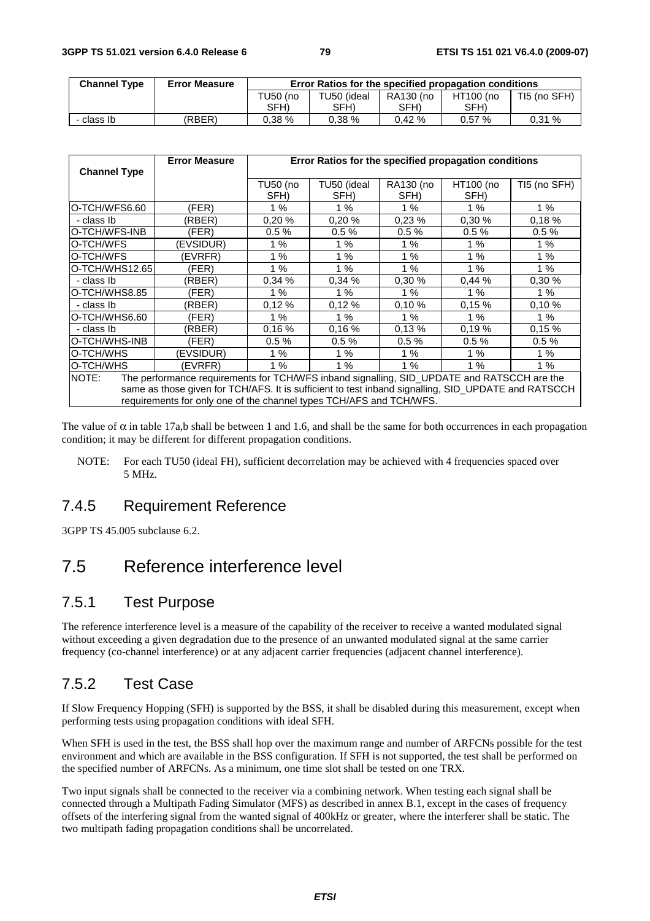| Channel Type | Error Measure | Error Ratios for the specified propagation conditions | | | | |
|---|---|---|---|---|---|---|
| | | TU50 (no SFH) | TU50 (ideal SFH) | RA130 (no SFH) | HT100 (no SFH) | TI5 (no SFH) |
| - class Ib | (RBER) | 0,38 % | 0,38 % | 0,42 % | 0,57 % | 0,31 % |

| Channel Type | Error Measure | Error Ratios for the specified propagation conditions | | | | |
|---|---|---|---|---|---|---|
| | | TU50 (no SFH) | TU50 (ideal SFH) | RA130 (no SFH) | HT100 (no SFH) | TI5 (no SFH) |
| O-TCH/WFS6.60 | (FER) | 1 % | 1 % | 1 % | 1 % | 1 % |
| - class Ib | (RBER) | 0,20 % | 0,20 % | 0,23 % | 0,30 % | 0,18 % |
| O-TCH/WFS-INB | (FER) | 0.5 % | 0.5 % | 0.5 % | 0.5 % | 0.5 % |
| O-TCH/WFS | (EVSIDUR) | 1 % | 1 % | 1 % | 1 % | 1 % |
| O-TCH/WFS | (EVRFR) | 1 % | 1 % | 1 % | 1 % | 1 % |
| O-TCH/WHS12.65 | (FER) | 1 % | 1 % | 1 % | 1 % | 1 % |
| - class Ib | (RBER) | 0,34 % | 0,34 % | 0,30 % | 0,44 % | 0,30 % |
| O-TCH/WHS8.85 | (FER) | 1 % | 1 % | 1 % | 1 % | 1 % |
| - class Ib | (RBER) | 0,12 % | 0,12 % | 0,10 % | 0,15 % | 0,10 % |
| O-TCH/WHS6.60 | (FER) | 1 % | 1 % | 1 % | 1 % | 1 % |
| - class Ib | (RBER) | 0,16 % | 0,16 % | 0,13 % | 0,19 % | 0,15 % |
| O-TCH/WHS-INB | (FER) | 0.5 % | 0.5 % | 0.5 % | 0.5 % | 0.5 % |
| O-TCH/WHS | (EVSIDUR) | 1 % | 1 % | 1 % | 1 % | 1 % |
| O-TCH/WHS | (EVRFR) | 1 % | 1 % | 1 % | 1 % | 1 % |
| NOTE: The performance requirements for TCH/WFS inband signalling, SID_UPDATE and RATSCCH are the same as those given for TCH/AFS. It is sufficient to test inband signalling, SID_UPDATE and RATSCCH requirements for only one of the channel types TCH/AFS and TCH/WFS. | | | | | | |

The value of $\alpha$ in table 17a,b shall be between 1 and 1.6, and shall be the same for both occurrences in each propagation condition; it may be different for different propagation conditions.

NOTE: For each TU50 (ideal FH), sufficient decorrelation may be achieved with 4 frequencies spaced over 5 MHz.

### 7.4.5 Requirement Reference

3GPP TS 45.005 subclause 6.2.

## 7.5 Reference interference level

### 7.5.1 Test Purpose

The reference interference level is a measure of the capability of the receiver to receive a wanted modulated signal without exceeding a given degradation due to the presence of an unwanted modulated signal at the same carrier frequency (co-channel interference) or at any adjacent carrier frequencies (adjacent channel interference).

### 7.5.2 Test Case

If Slow Frequency Hopping (SFH) is supported by the BSS, it shall be disabled during this measurement, except when performing tests using propagation conditions with ideal SFH.

When SFH is used in the test, the BSS shall hop over the maximum range and number of ARFCNs possible for the test environment and which are available in the BSS configuration. If SFH is not supported, the test shall be performed on the specified number of ARFCNs. As a minimum, one time slot shall be tested on one TRX.

Two input signals shall be connected to the receiver via a combining network. When testing each signal shall be connected through a Multipath Fading Simulator (MFS) as described in annex B.1, except in the cases of frequency offsets of the interfering signal from the wanted signal of 400kHz or greater, where the interferer shall be static. The two multipath fading propagation conditions shall be uncorrelated.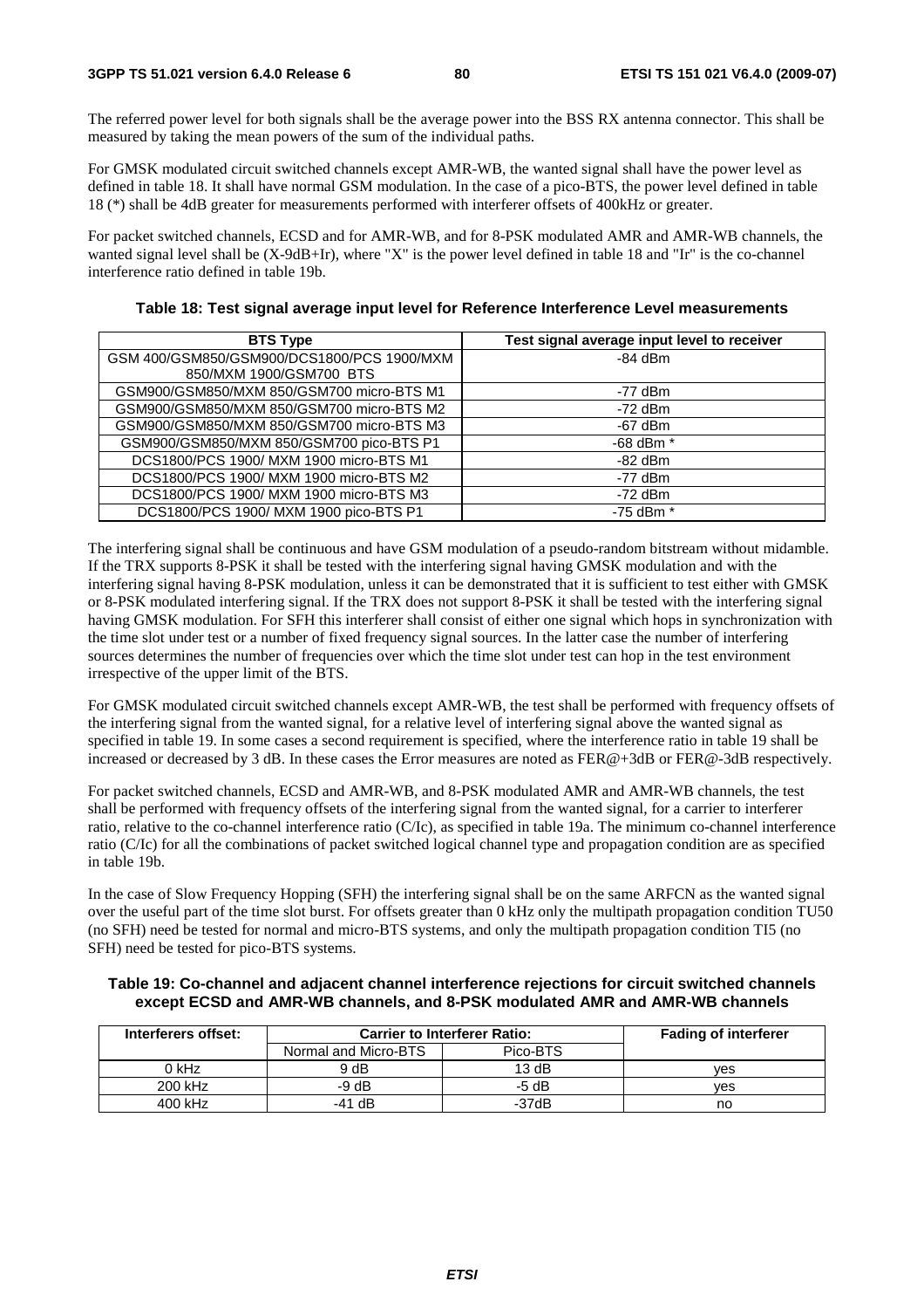The referred power level for both signals shall be the average power into the BSS RX antenna connector. This shall be measured by taking the mean powers of the sum of the individual paths.

For GMSK modulated circuit switched channels except AMR-WB, the wanted signal shall have the power level as defined in table 18. It shall have normal GSM modulation. In the case of a pico-BTS, the power level defined in table 18 (*) shall be 4dB greater for measurements performed with interferer offsets of 400kHz or greater.

For packet switched channels, ECSD and for AMR-WB, and for 8-PSK modulated AMR and AMR-WB channels, the wanted signal level shall be (X-9dB+Ir), where "X" is the power level defined in table 18 and "Ir" is the co-channel interference ratio defined in table 19b.

**Table 18: Test signal average input level for Reference Interference Level measurements**

| BTS Type | Test signal average input level to receiver |
|---|---|
| GSM 400/GSM850/GSM900/DCS1800/PCS 1900/MXM 850/MXM 1900/GSM700 BTS | -84 dBm |
| GSM900/GSM850/MXM 850/GSM700 micro-BTS M1 | -77 dBm |
| GSM900/GSM850/MXM 850/GSM700 micro-BTS M2 | -72 dBm |
| GSM900/GSM850/MXM 850/GSM700 micro-BTS M3 | -67 dBm |
| GSM900/GSM850/MXM 850/GSM700 pico-BTS P1 | -68 dBm * |
| DCS1800/PCS 1900/ MXM 1900 micro-BTS M1 | -82 dBm |
| DCS1800/PCS 1900/ MXM 1900 micro-BTS M2 | -77 dBm |
| DCS1800/PCS 1900/ MXM 1900 micro-BTS M3 | -72 dBm |
| DCS1800/PCS 1900/ MXM 1900 pico-BTS P1 | -75 dBm * |

The interfering signal shall be continuous and have GSM modulation of a pseudo-random bitstream without midamble. If the TRX supports 8-PSK it shall be tested with the interfering signal having GMSK modulation and with the interfering signal having 8-PSK modulation, unless it can be demonstrated that it is sufficient to test either with GMSK or 8-PSK modulated interfering signal. If the TRX does not support 8-PSK it shall be tested with the interfering signal having GMSK modulation. For SFH this interferer shall consist of either one signal which hops in synchronization with the time slot under test or a number of fixed frequency signal sources. In the latter case the number of interfering sources determines the number of frequencies over which the time slot under test can hop in the test environment irrespective of the upper limit of the BTS.

For GMSK modulated circuit switched channels except AMR-WB, the test shall be performed with frequency offsets of the interfering signal from the wanted signal, for a relative level of interfering signal above the wanted signal as specified in table 19. In some cases a second requirement is specified, where the interference ratio in table 19 shall be increased or decreased by 3 dB. In these cases the Error measures are noted as FER@+3dB or FER@-3dB respectively.

For packet switched channels, ECSD and AMR-WB, and 8-PSK modulated AMR and AMR-WB channels, the test shall be performed with frequency offsets of the interfering signal from the wanted signal, for a carrier to interferer ratio, relative to the co-channel interference ratio (C/Ic), as specified in table 19a. The minimum co-channel interference ratio (C/Ic) for all the combinations of packet switched logical channel type and propagation condition are as specified in table 19b.

In the case of Slow Frequency Hopping (SFH) the interfering signal shall be on the same ARFCN as the wanted signal over the useful part of the time slot burst. For offsets greater than 0 kHz only the multipath propagation condition TU50 (no SFH) need be tested for normal and micro-BTS systems, and only the multipath propagation condition TI5 (no SFH) need be tested for pico-BTS systems.

**Table 19: Co-channel and adjacent channel interference rejections for circuit switched channels except ECSD and AMR-WB channels, and 8-PSK modulated AMR and AMR-WB channels**

| Interferers offset: | Carrier to Interferer Ratio: | | Fading of interferer |
|---|---|---|---|
| | Normal and Micro-BTS | Pico-BTS | |
| 0 kHz | 9 dB | 13 dB | yes |
| 200 kHz | -9 dB | -5 dB | yes |
| 400 kHz | -41 dB | -37dB | no |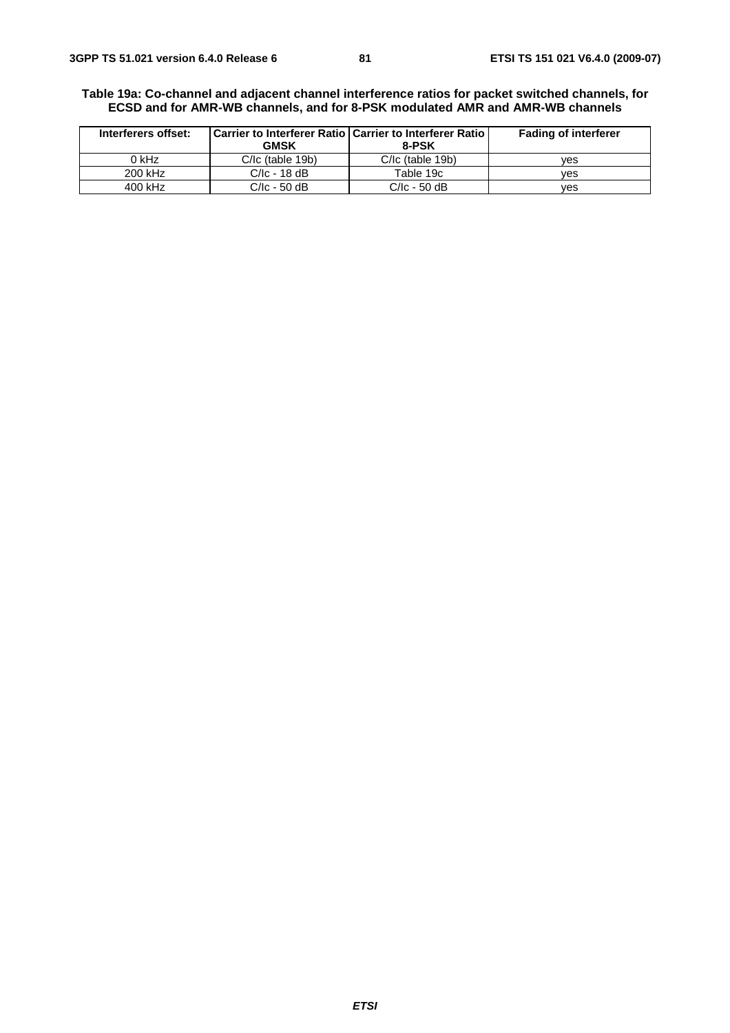**Table 19a: Co-channel and adjacent channel interference ratios for packet switched channels, for ECSD and for AMR-WB channels, and for 8-PSK modulated AMR and AMR-WB channels**

| Interferers offset: | Carrier to Interferer Ratio GMSK | Carrier to Interferer Ratio 8-PSK | Fading of interferer |
|---|---|---|---|
| 0 kHz | C/Ic (table 19b) | C/Ic (table 19b) | yes |
| 200 kHz | C/Ic - 18 dB | Table 19c | yes |
| 400 kHz | C/Ic - 50 dB | C/Ic - 50 dB | yes |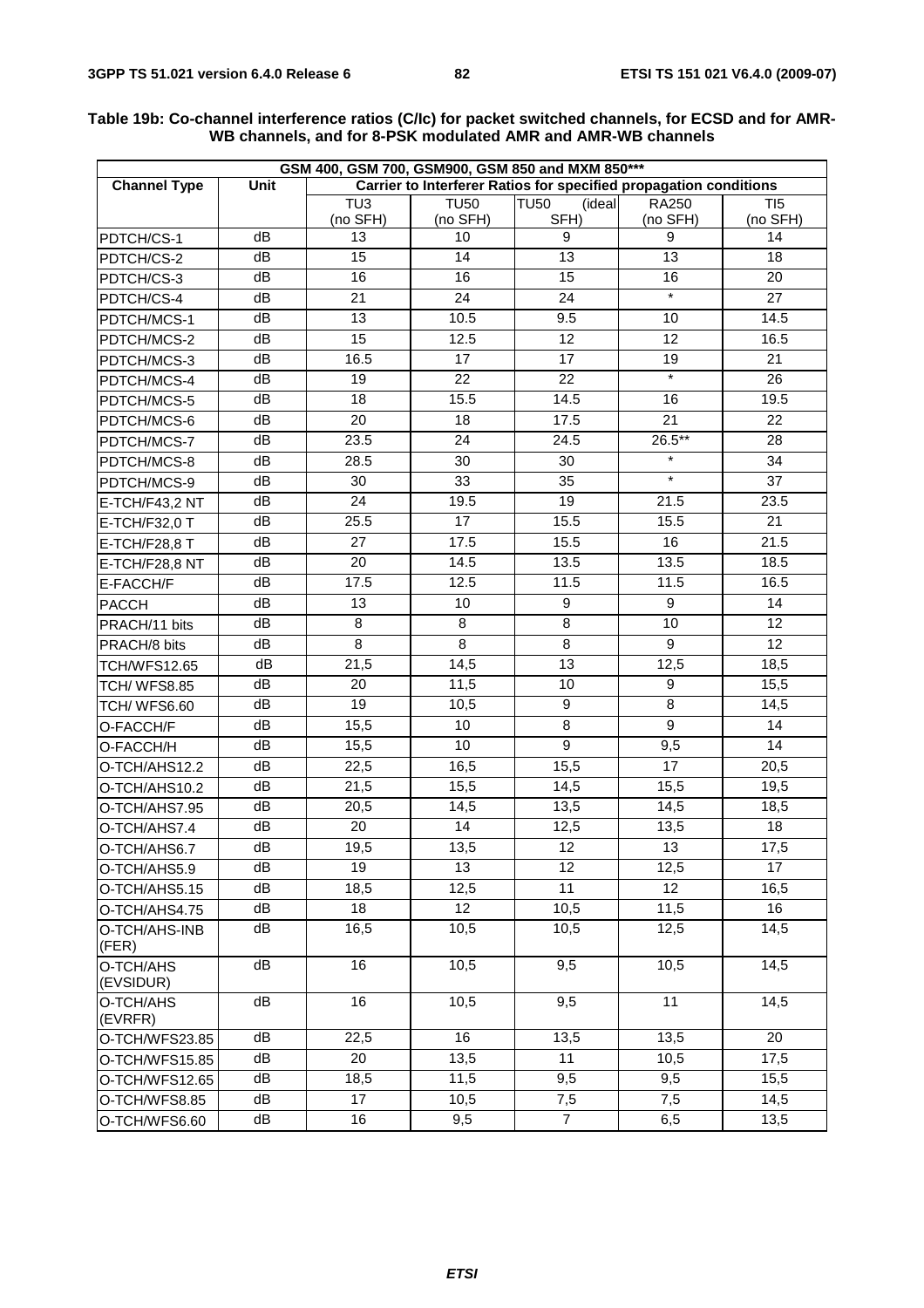**Table 19b: Co-channel interference ratios (C/Ic) for packet switched channels, for ECSD and for AMR-WB channels, and for 8-PSK modulated AMR and AMR-WB channels**

| GSM 400, GSM 700, GSM900, GSM 850 and MXM 850*** | | | | | | |
|---|---|---|---|---|---|---|
| **Channel Type** | **Unit** | **Carrier to Interferer Ratios for specified propagation conditions** | | | | |
| | | TU3 (no SFH) | TU50 (no SFH) | TU50 (ideal SFH) | RA250 (no SFH) | TI5 (no SFH) |
| PDTCH/CS-1 | dB | 13 | 10 | 9 | 9 | 14 |
| PDTCH/CS-2 | dB | 15 | 14 | 13 | 13 | 18 |
| PDTCH/CS-3 | dB | 16 | 16 | 15 | 16 | 20 |
| PDTCH/CS-4 | dB | 21 | 24 | 24 | * | 27 |
| PDTCH/MCS-1 | dB | 13 | 10.5 | 9.5 | 10 | 14.5 |
| PDTCH/MCS-2 | dB | 15 | 12.5 | 12 | 12 | 16.5 |
| PDTCH/MCS-3 | dB | 16.5 | 17 | 17 | 19 | 21 |
| PDTCH/MCS-4 | dB | 19 | 22 | 22 | * | 26 |
| PDTCH/MCS-5 | dB | 18 | 15.5 | 14.5 | 16 | 19.5 |
| PDTCH/MCS-6 | dB | 20 | 18 | 17.5 | 21 | 22 |
| PDTCH/MCS-7 | dB | 23.5 | 24 | 24.5 | 26.5** | 28 |
| PDTCH/MCS-8 | dB | 28.5 | 30 | 30 | * | 34 |
| PDTCH/MCS-9 | dB | 30 | 33 | 35 | * | 37 |
| E-TCH/F43,2 NT | dB | 24 | 19.5 | 19 | 21.5 | 23.5 |
| E-TCH/F32,0 T | dB | 25.5 | 17 | 15.5 | 15.5 | 21 |
| E-TCH/F28,8 T | dB | 27 | 17.5 | 15.5 | 16 | 21.5 |
| E-TCH/F28,8 NT | dB | 20 | 14.5 | 13.5 | 13.5 | 18.5 |
| E-FACCH/F | dB | 17.5 | 12.5 | 11.5 | 11.5 | 16.5 |
| PACCH | dB | 13 | 10 | 9 | 9 | 14 |
| PRACH/11 bits | dB | 8 | 8 | 8 | 10 | 12 |
| PRACH/8 bits | dB | 8 | 8 | 8 | 9 | 12 |
| TCH/WFS12.65 | dB | 21,5 | 14,5 | 13 | 12,5 | 18,5 |
| TCH/ WFS8.85 | dB | 20 | 11,5 | 10 | 9 | 15,5 |
| TCH/ WFS6.60 | dB | 19 | 10,5 | 9 | 8 | 14,5 |
| O-FACCH/F | dB | 15,5 | 10 | 8 | 9 | 14 |
| O-FACCH/H | dB | 15,5 | 10 | 9 | 9,5 | 14 |
| O-TCH/AHS12.2 | dB | 22,5 | 16,5 | 15,5 | 17 | 20,5 |
| O-TCH/AHS10.2 | dB | 21,5 | 15,5 | 14,5 | 15,5 | 19,5 |
| O-TCH/AHS7.95 | dB | 20,5 | 14,5 | 13,5 | 14,5 | 18,5 |
| O-TCH/AHS7.4 | dB | 20 | 14 | 12,5 | 13,5 | 18 |
| O-TCH/AHS6.7 | dB | 19,5 | 13,5 | 12 | 13 | 17,5 |
| O-TCH/AHS5.9 | dB | 19 | 13 | 12 | 12,5 | 17 |
| O-TCH/AHS5.15 | dB | 18,5 | 12,5 | 11 | 12 | 16,5 |
| O-TCH/AHS4.75 | dB | 18 | 12 | 10,5 | 11,5 | 16 |
| O-TCH/AHS-INB (FER) | dB | 16,5 | 10,5 | 10,5 | 12,5 | 14,5 |
| O-TCH/AHS (EVSIDUR) | dB | 16 | 10,5 | 9,5 | 10,5 | 14,5 |
| O-TCH/AHS (EVRFR) | dB | 16 | 10,5 | 9,5 | 11 | 14,5 |
| O-TCH/WFS23.85 | dB | 22,5 | 16 | 13,5 | 13,5 | 20 |
| O-TCH/WFS15.85 | dB | 20 | 13,5 | 11 | 10,5 | 17,5 |
| O-TCH/WFS12.65 | dB | 18,5 | 11,5 | 9,5 | 9,5 | 15,5 |
| O-TCH/WFS8.85 | dB | 17 | 10,5 | 7,5 | 7,5 | 14,5 |
| O-TCH/WFS6.60 | dB | 16 | 9,5 | 7 | 6,5 | 13,5 |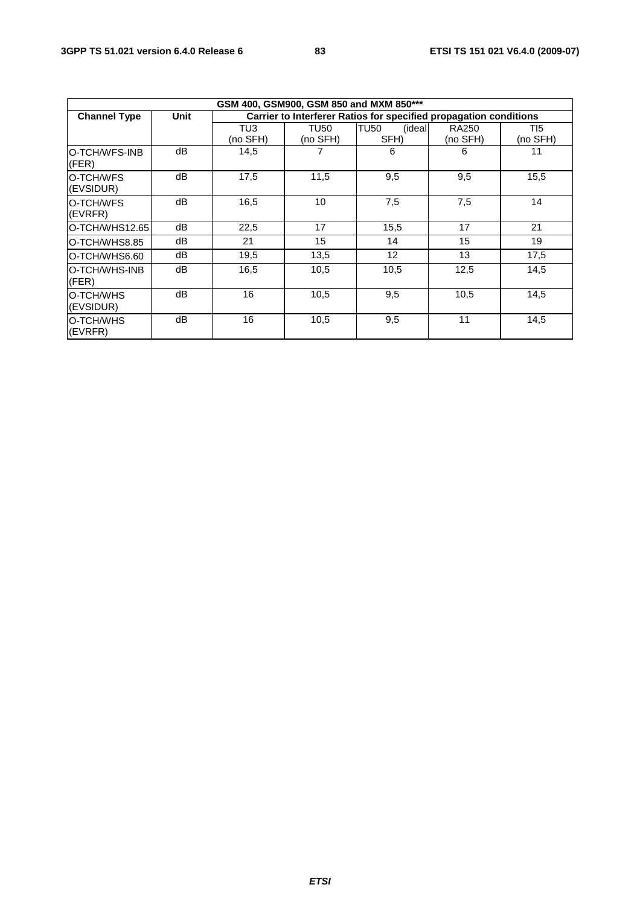| GSM 400, GSM900, GSM 850 and MXM 850*** | | | | | | |
|---|---|---|---|---|---|---|
| **Channel Type** | **Unit** | **Carrier to Interferer Ratios for specified propagation conditions** | | | | |
| | | TU3 (no SFH) | TU50 (no SFH) | TU50 (ideal SFH) | RA250 (no SFH) | TI5 (no SFH) |
| O-TCH/WFS-INB (FER) | dB | 14,5 | 7 | 6 | 6 | 11 |
| O-TCH/WFS (EVSIDUR) | dB | 17,5 | 11,5 | 9,5 | 9,5 | 15,5 |
| O-TCH/WFS (EVRFR) | dB | 16,5 | 10 | 7,5 | 7,5 | 14 |
| O-TCH/WHS12.65 | dB | 22,5 | 17 | 15,5 | 17 | 21 |
| O-TCH/WHS8.85 | dB | 21 | 15 | 14 | 15 | 19 |
| O-TCH/WHS6.60 | dB | 19,5 | 13,5 | 12 | 13 | 17,5 |
| O-TCH/WHS-INB (FER) | dB | 16,5 | 10,5 | 10,5 | 12,5 | 14,5 |
| O-TCH/WHS (EVSIDUR) | dB | 16 | 10,5 | 9,5 | 10,5 | 14,5 |
| O-TCH/WHS (EVRFR) | dB | 16 | 10,5 | 9,5 | 11 | 14,5 |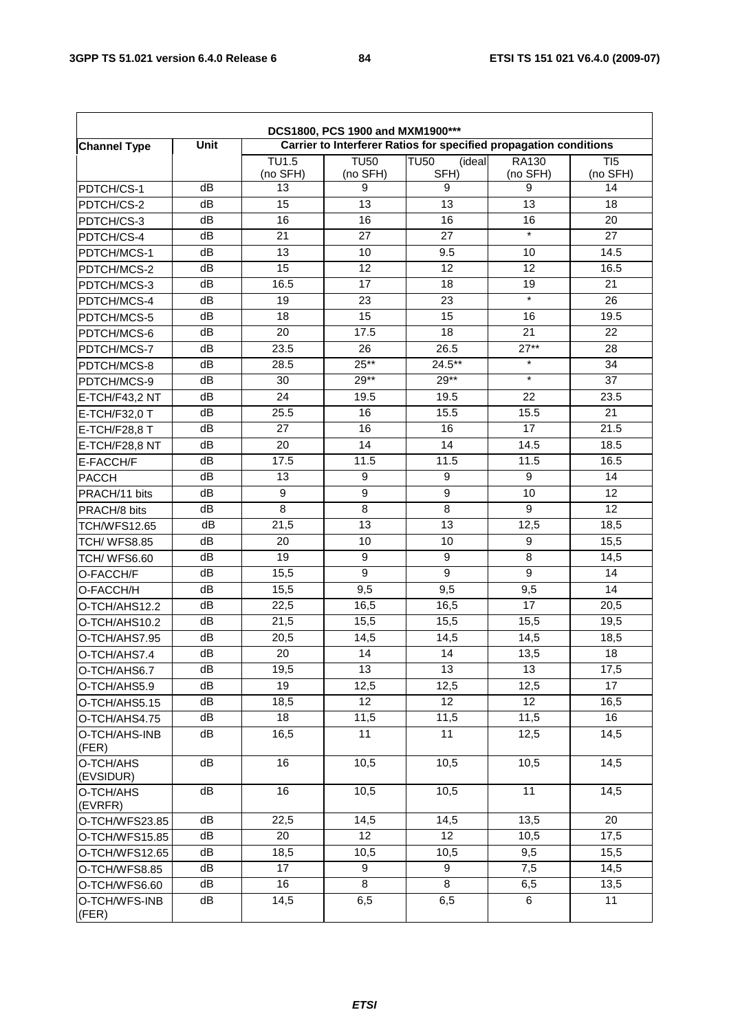| DCS1800, PCS 1900 and MXM1900*** | | | | | | |
|---|---|---|---|---|---|---|
| **Channel Type** | **Unit** | **Carrier to Interferer Ratios for specified propagation conditions** | | | | |
| | | TU1.5 (no SFH) | TU50 (no SFH) | TU50 (ideal SFH) | RA130 (no SFH) | TI5 (no SFH) |
| PDTCH/CS-1 | dB | 13 | 9 | 9 | 9 | 14 |
| PDTCH/CS-2 | dB | 15 | 13 | 13 | 13 | 18 |
| PDTCH/CS-3 | dB | 16 | 16 | 16 | 16 | 20 |
| PDTCH/CS-4 | dB | 21 | 27 | 27 | * | 27 |
| PDTCH/MCS-1 | dB | 13 | 10 | 9.5 | 10 | 14.5 |
| PDTCH/MCS-2 | dB | 15 | 12 | 12 | 12 | 16.5 |
| PDTCH/MCS-3 | dB | 16.5 | 17 | 18 | 19 | 21 |
| PDTCH/MCS-4 | dB | 19 | 23 | 23 | * | 26 |
| PDTCH/MCS-5 | dB | 18 | 15 | 15 | 16 | 19.5 |
| PDTCH/MCS-6 | dB | 20 | 17.5 | 18 | 21 | 22 |
| PDTCH/MCS-7 | dB | 23.5 | 26 | 26.5 | 27** | 28 |
| PDTCH/MCS-8 | dB | 28.5 | 25** | 24.5** | * | 34 |
| PDTCH/MCS-9 | dB | 30 | 29** | 29** | * | 37 |
| E-TCH/F43,2 NT | dB | 24 | 19.5 | 19.5 | 22 | 23.5 |
| E-TCH/F32,0 T | dB | 25.5 | 16 | 15.5 | 15.5 | 21 |
| E-TCH/F28,8 T | dB | 27 | 16 | 16 | 17 | 21.5 |
| E-TCH/F28,8 NT | dB | 20 | 14 | 14 | 14.5 | 18.5 |
| E-FACCH/F | dB | 17.5 | 11.5 | 11.5 | 11.5 | 16.5 |
| PACCH | dB | 13 | 9 | 9 | 9 | 14 |
| PRACH/11 bits | dB | 9 | 9 | 9 | 10 | 12 |
| PRACH/8 bits | dB | 8 | 8 | 8 | 9 | 12 |
| TCH/WFS12.65 | dB | 21,5 | 13 | 13 | 12,5 | 18,5 |
| TCH/ WFS8.85 | dB | 20 | 10 | 10 | 9 | 15,5 |
| TCH/ WFS6.60 | dB | 19 | 9 | 9 | 8 | 14,5 |
| O-FACCH/F | dB | 15,5 | 9 | 9 | 9 | 14 |
| O-FACCH/H | dB | 15,5 | 9,5 | 9,5 | 9,5 | 14 |
| O-TCH/AHS12.2 | dB | 22,5 | 16,5 | 16,5 | 17 | 20,5 |
| O-TCH/AHS10.2 | dB | 21,5 | 15,5 | 15,5 | 15,5 | 19,5 |
| O-TCH/AHS7.95 | dB | 20,5 | 14,5 | 14,5 | 14,5 | 18,5 |
| O-TCH/AHS7.4 | dB | 20 | 14 | 14 | 13,5 | 18 |
| O-TCH/AHS6.7 | dB | 19,5 | 13 | 13 | 13 | 17,5 |
| O-TCH/AHS5.9 | dB | 19 | 12,5 | 12,5 | 12,5 | 17 |
| O-TCH/AHS5.15 | dB | 18,5 | 12 | 12 | 12 | 16,5 |
| O-TCH/AHS4.75 | dB | 18 | 11,5 | 11,5 | 11,5 | 16 |
| O-TCH/AHS-INB (FER) | dB | 16,5 | 11 | 11 | 12,5 | 14,5 |
| O-TCH/AHS (EVSIDUR) | dB | 16 | 10,5 | 10,5 | 10,5 | 14,5 |
| O-TCH/AHS (EVRFR) | dB | 16 | 10,5 | 10,5 | 11 | 14,5 |
| O-TCH/WFS23.85 | dB | 22,5 | 14,5 | 14,5 | 13,5 | 20 |
| O-TCH/WFS15.85 | dB | 20 | 12 | 12 | 10,5 | 17,5 |
| O-TCH/WFS12.65 | dB | 18,5 | 10,5 | 10,5 | 9,5 | 15,5 |
| O-TCH/WFS8.85 | dB | 17 | 9 | 9 | 7,5 | 14,5 |
| O-TCH/WFS6.60 | dB | 16 | 8 | 8 | 6,5 | 13,5 |
| O-TCH/WFS-INB (FER) | dB | 14,5 | 6,5 | 6,5 | 6 | 11 |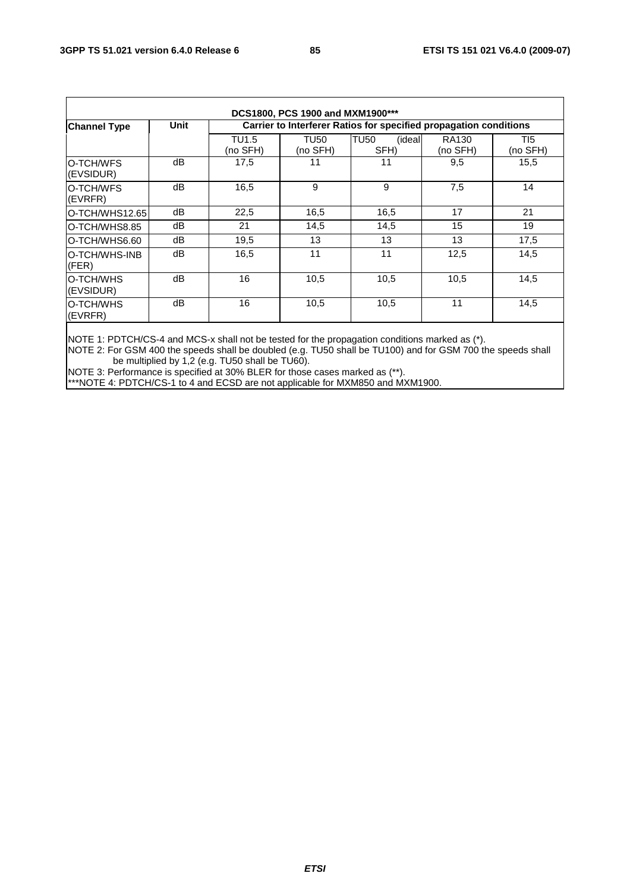| DCS1800, PCS 1900 and MXM1900*** | | | | | | |
|---|---|---|---|---|---|---|
| **Channel Type** | **Unit** | **Carrier to Interferer Ratios for specified propagation conditions** | | | | |
| | | TU1.5 (no SFH) | TU50 (no SFH) | TU50 (ideal SFH) | RA130 (no SFH) | TI5 (no SFH) |
| O-TCH/WFS (EVSIDUR) | dB | 17,5 | 11 | 11 | 9,5 | 15,5 |
| O-TCH/WFS (EVRFR) | dB | 16,5 | 9 | 9 | 7,5 | 14 |
| O-TCH/WHS12.65 | dB | 22,5 | 16,5 | 16,5 | 17 | 21 |
| O-TCH/WHS8.85 | dB | 21 | 14,5 | 14,5 | 15 | 19 |
| O-TCH/WHS6.60 | dB | 19,5 | 13 | 13 | 13 | 17,5 |
| O-TCH/WHS-INB (FER) | dB | 16,5 | 11 | 11 | 12,5 | 14,5 |
| O-TCH/WHS (EVSIDUR) | dB | 16 | 10,5 | 10,5 | 10,5 | 14,5 |
| O-TCH/WHS (EVRFR) | dB | 16 | 10,5 | 10,5 | 11 | 14,5 |

NOTE 1: PDTCH/CS-4 and MCS-x shall not be tested for the propagation conditions marked as (*).

NOTE 2: For GSM 400 the speeds shall be doubled (e.g. TU50 shall be TU100) and for GSM 700 the speeds shall be multiplied by 1,2 (e.g. TU50 shall be TU60).

NOTE 3: Performance is specified at 30% BLER for those cases marked as (**).

***NOTE 4: PDTCH/CS-1 to 4 and ECSD are not applicable for MXM850 and MXM1900.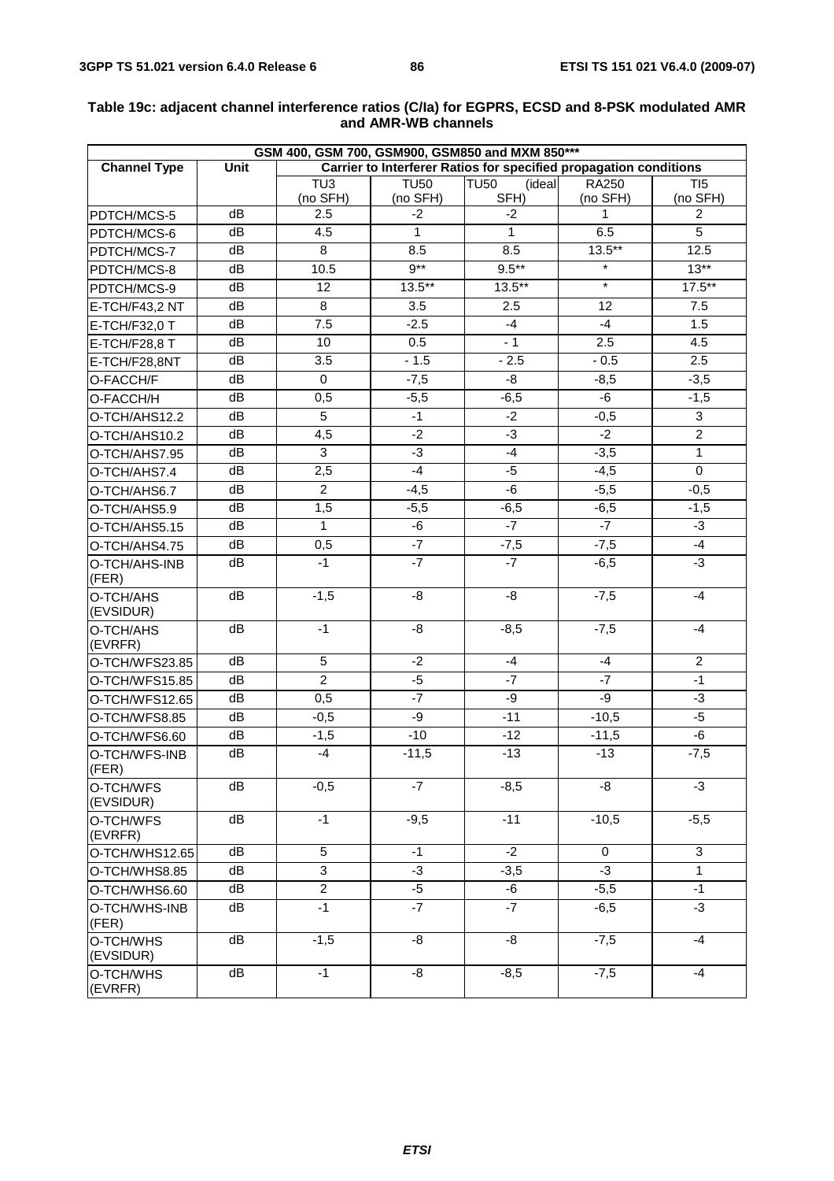**Table 19c: adjacent channel interference ratios (C/Ia) for EGPRS, ECSD and 8-PSK modulated AMR and AMR-WB channels**

| GSM 400, GSM 700, GSM900, GSM850 and MXM 850*** | | | | | | |
|---|---|---|---|---|---|---|
| **Channel Type** | **Unit** | **Carrier to Interferer Ratios for specified propagation conditions** | | | | |
| | | TU3 (no SFH) | TU50 (no SFH) | TU50 (ideal SFH) | RA250 (no SFH) | TI5 (no SFH) |
| PDTCH/MCS-5 | dB | 2.5 | -2 | -2 | 1 | 2 |
| PDTCH/MCS-6 | dB | 4.5 | 1 | 1 | 6.5 | 5 |
| PDTCH/MCS-7 | dB | 8 | 8.5 | 8.5 | 13.5** | 12.5 |
| PDTCH/MCS-8 | dB | 10.5 | 9** | 9.5** | * | 13** |
| PDTCH/MCS-9 | dB | 12 | 13.5** | 13.5** | * | 17.5** |
| E-TCH/F43,2 NT | dB | 8 | 3.5 | 2.5 | 12 | 7.5 |
| E-TCH/F32,0 T | dB | 7.5 | -2.5 | -4 | -4 | 1.5 |
| E-TCH/F28,8 T | dB | 10 | 0.5 | - 1 | 2.5 | 4.5 |
| E-TCH/F28,8NT | dB | 3.5 | - 1.5 | - 2.5 | - 0.5 | 2.5 |
| O-FACCH/F | dB | 0 | -7,5 | -8 | -8,5 | -3,5 |
| O-FACCH/H | dB | 0,5 | -5,5 | -6,5 | -6 | -1,5 |
| O-TCH/AHS12.2 | dB | 5 | -1 | -2 | -0,5 | 3 |
| O-TCH/AHS10.2 | dB | 4,5 | -2 | -3 | -2 | 2 |
| O-TCH/AHS7.95 | dB | 3 | -3 | -4 | -3,5 | 1 |
| O-TCH/AHS7.4 | dB | 2,5 | -4 | -5 | -4,5 | 0 |
| O-TCH/AHS6.7 | dB | 2 | -4,5 | -6 | -5,5 | -0,5 |
| O-TCH/AHS5.9 | dB | 1,5 | -5,5 | -6,5 | -6,5 | -1,5 |
| O-TCH/AHS5.15 | dB | 1 | -6 | -7 | -7 | -3 |
| O-TCH/AHS4.75 | dB | 0,5 | -7 | -7,5 | -7,5 | -4 |
| O-TCH/AHS-INB (FER) | dB | -1 | -7 | -7 | -6,5 | -3 |
| O-TCH/AHS (EVSIDUR) | dB | -1,5 | -8 | -8 | -7,5 | -4 |
| O-TCH/AHS (EVRFR) | dB | -1 | -8 | -8,5 | -7,5 | -4 |
| O-TCH/WFS23.85 | dB | 5 | -2 | -4 | -4 | 2 |
| O-TCH/WFS15.85 | dB | 2 | -5 | -7 | -7 | -1 |
| O-TCH/WFS12.65 | dB | 0,5 | -7 | -9 | -9 | -3 |
| O-TCH/WFS8.85 | dB | -0,5 | -9 | -11 | -10,5 | -5 |
| O-TCH/WFS6.60 | dB | -1,5 | -10 | -12 | -11,5 | -6 |
| O-TCH/WFS-INB (FER) | dB | -4 | -11,5 | -13 | -13 | -7,5 |
| O-TCH/WFS (EVSIDUR) | dB | -0,5 | -7 | -8,5 | -8 | -3 |
| O-TCH/WFS (EVRFR) | dB | -1 | -9,5 | -11 | -10,5 | -5,5 |
| O-TCH/WHS12.65 | dB | 5 | -1 | -2 | 0 | 3 |
| O-TCH/WHS8.85 | dB | 3 | -3 | -3,5 | -3 | 1 |
| O-TCH/WHS6.60 | dB | 2 | -5 | -6 | -5,5 | -1 |
| O-TCH/WHS-INB (FER) | dB | -1 | -7 | -7 | -6,5 | -3 |
| O-TCH/WHS (EVSIDUR) | dB | -1,5 | -8 | -8 | -7,5 | -4 |
| O-TCH/WHS (EVRFR) | dB | -1 | -8 | -8,5 | -7,5 | -4 |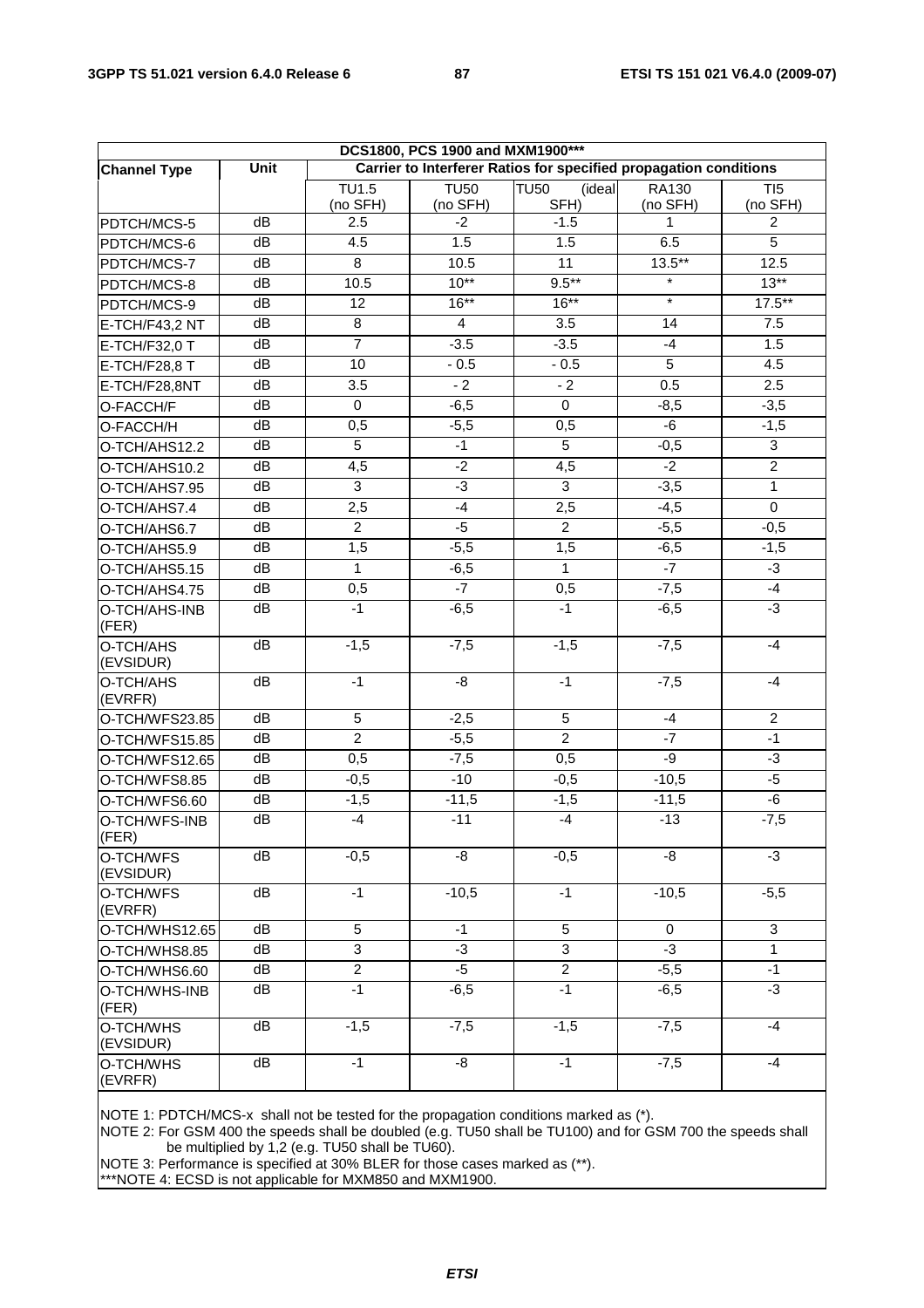| DCS1800, PCS 1900 and MXM1900*** | | | | | | |
|---|---|---|---|---|---|---|
| **Channel Type** | **Unit** | **Carrier to Interferer Ratios for specified propagation conditions** | | | | |
| | | TU1.5 (no SFH) | TU50 (no SFH) | TU50 (ideal SFH) | RA130 (no SFH) | TI5 (no SFH) |
| PDTCH/MCS-5 | dB | 2.5 | -2 | -1.5 | 1 | 2 |
| PDTCH/MCS-6 | dB | 4.5 | 1.5 | 1.5 | 6.5 | 5 |
| PDTCH/MCS-7 | dB | 8 | 10.5 | 11 | 13.5** | 12.5 |
| PDTCH/MCS-8 | dB | 10.5 | 10** | 9.5** | * | 13** |
| PDTCH/MCS-9 | dB | 12 | 16** | 16** | * | 17.5** |
| E-TCH/F43,2 NT | dB | 8 | 4 | 3.5 | 14 | 7.5 |
| E-TCH/F32,0 T | dB | 7 | -3.5 | -3.5 | -4 | 1.5 |
| E-TCH/F28,8 T | dB | 10 | - 0.5 | - 0.5 | 5 | 4.5 |
| E-TCH/F28,8NT | dB | 3.5 | - 2 | - 2 | 0.5 | 2.5 |
| O-FACCH/F | dB | 0 | -6,5 | 0 | -8,5 | -3,5 |
| O-FACCH/H | dB | 0,5 | -5,5 | 0,5 | -6 | -1,5 |
| O-TCH/AHS12.2 | dB | 5 | -1 | 5 | -0,5 | 3 |
| O-TCH/AHS10.2 | dB | 4,5 | -2 | 4,5 | -2 | 2 |
| O-TCH/AHS7.95 | dB | 3 | -3 | 3 | -3,5 | 1 |
| O-TCH/AHS7.4 | dB | 2,5 | -4 | 2,5 | -4,5 | 0 |
| O-TCH/AHS6.7 | dB | 2 | -5 | 2 | -5,5 | -0,5 |
| O-TCH/AHS5.9 | dB | 1,5 | -5,5 | 1,5 | -6,5 | -1,5 |
| O-TCH/AHS5.15 | dB | 1 | -6,5 | 1 | -7 | -3 |
| O-TCH/AHS4.75 | dB | 0,5 | -7 | 0,5 | -7,5 | -4 |
| O-TCH/AHS-INB (FER) | dB | -1 | -6,5 | -1 | -6,5 | -3 |
| O-TCH/AHS (EVSIDUR) | dB | -1,5 | -7,5 | -1,5 | -7,5 | -4 |
| O-TCH/AHS (EVRFR) | dB | -1 | -8 | -1 | -7,5 | -4 |
| O-TCH/WFS23.85 | dB | 5 | -2,5 | 5 | -4 | 2 |
| O-TCH/WFS15.85 | dB | 2 | -5,5 | 2 | -7 | -1 |
| O-TCH/WFS12.65 | dB | 0,5 | -7,5 | 0,5 | -9 | -3 |
| O-TCH/WFS8.85 | dB | -0,5 | -10 | -0,5 | -10,5 | -5 |
| O-TCH/WFS6.60 | dB | -1,5 | -11,5 | -1,5 | -11,5 | -6 |
| O-TCH/WFS-INB (FER) | dB | -4 | -11 | -4 | -13 | -7,5 |
| O-TCH/WFS (EVSIDUR) | dB | -0,5 | -8 | -0,5 | -8 | -3 |
| O-TCH/WFS (EVRFR) | dB | -1 | -10,5 | -1 | -10,5 | -5,5 |
| O-TCH/WHS12.65 | dB | 5 | -1 | 5 | 0 | 3 |
| O-TCH/WHS8.85 | dB | 3 | -3 | 3 | -3 | 1 |
| O-TCH/WHS6.60 | dB | 2 | -5 | 2 | -5,5 | -1 |
| O-TCH/WHS-INB (FER) | dB | -1 | -6,5 | -1 | -6,5 | -3 |
| O-TCH/WHS (EVSIDUR) | dB | -1,5 | -7,5 | -1,5 | -7,5 | -4 |
| O-TCH/WHS (EVRFR) | dB | -1 | -8 | -1 | -7,5 | -4 |

NOTE 1: PDTCH/MCS-x shall not be tested for the propagation conditions marked as (*).
NOTE 2: For GSM 400 the speeds shall be doubled (e.g. TU50 shall be TU100) and for GSM 700 the speeds shall be multiplied by 1,2 (e.g. TU50 shall be TU60).
NOTE 3: Performance is specified at 30% BLER for those cases marked as (**).
***NOTE 4: ECSD is not applicable for MXM850 and MXM1900.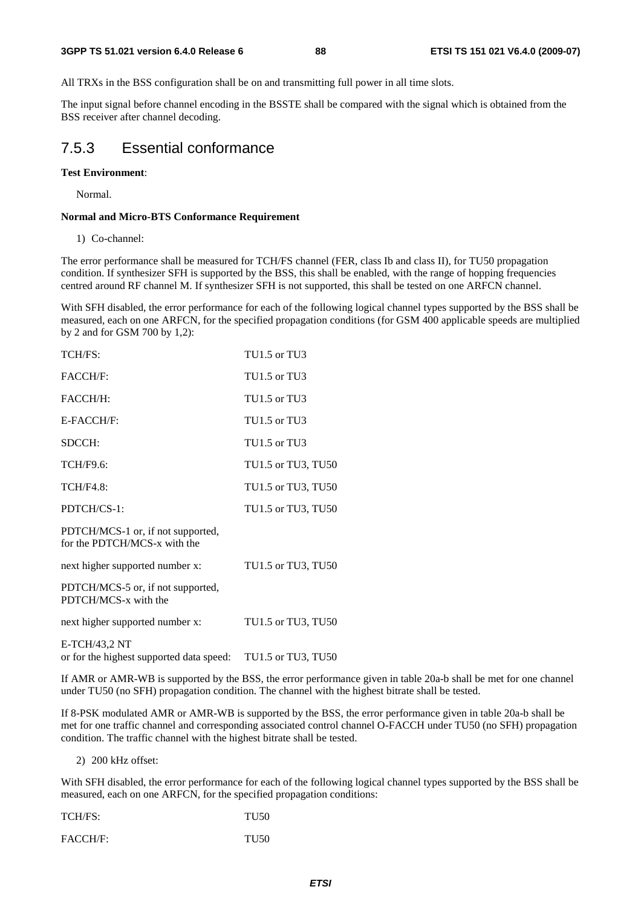All TRXs in the BSS configuration shall be on and transmitting full power in all time slots.

The input signal before channel encoding in the BSSTE shall be compared with the signal which is obtained from the BSS receiver after channel decoding.

### 7.5.3 Essential conformance

**Test Environment**:

Normal.

**Normal and Micro-BTS Conformance Requirement**

1) Co-channel:

The error performance shall be measured for TCH/FS channel (FER, class Ib and class II), for TU50 propagation condition. If synthesizer SFH is supported by the BSS, this shall be enabled, with the range of hopping frequencies centred around RF channel M. If synthesizer SFH is not supported, this shall be tested on one ARFCN channel.

With SFH disabled, the error performance for each of the following logical channel types supported by the BSS shall be measured, each on one ARFCN, for the specified propagation conditions (for GSM 400 applicable speeds are multiplied by 2 and for GSM 700 by 1,2):

| | |
|---|---|
| TCH/FS: | TU1.5 or TU3 |
| FACCH/F: | TU1.5 or TU3 |
| FACCH/H: | TU1.5 or TU3 |
| E-FACCH/F: | TU1.5 or TU3 |
| SDCCH: | TU1.5 or TU3 |
| TCH/F9.6: | TU1.5 or TU3, TU50 |
| TCH/F4.8: | TU1.5 or TU3, TU50 |
| PDTCH/CS-1: | TU1.5 or TU3, TU50 |
| PDTCH/MCS-1 or, if not supported, for the PDTCH/MCS-x with the next higher supported number x: | TU1.5 or TU3, TU50 |
| PDTCH/MCS-5 or, if not supported, PDTCH/MCS-x with the next higher supported number x: | TU1.5 or TU3, TU50 |
| E-TCH/43,2 NT or for the highest supported data speed: | TU1.5 or TU3, TU50 |

If AMR or AMR-WB is supported by the BSS, the error performance given in table 20a-b shall be met for one channel under TU50 (no SFH) propagation condition. The channel with the highest bitrate shall be tested.

If 8-PSK modulated AMR or AMR-WB is supported by the BSS, the error performance given in table 20a-b shall be met for one traffic channel and corresponding associated control channel O-FACCH under TU50 (no SFH) propagation condition. The traffic channel with the highest bitrate shall be tested.

2) 200 kHz offset:

With SFH disabled, the error performance for each of the following logical channel types supported by the BSS shall be measured, each on one ARFCN, for the specified propagation conditions:

| | |
|---|---|
| TCH/FS: | TU50 |
| FACCH/F: | TU50 |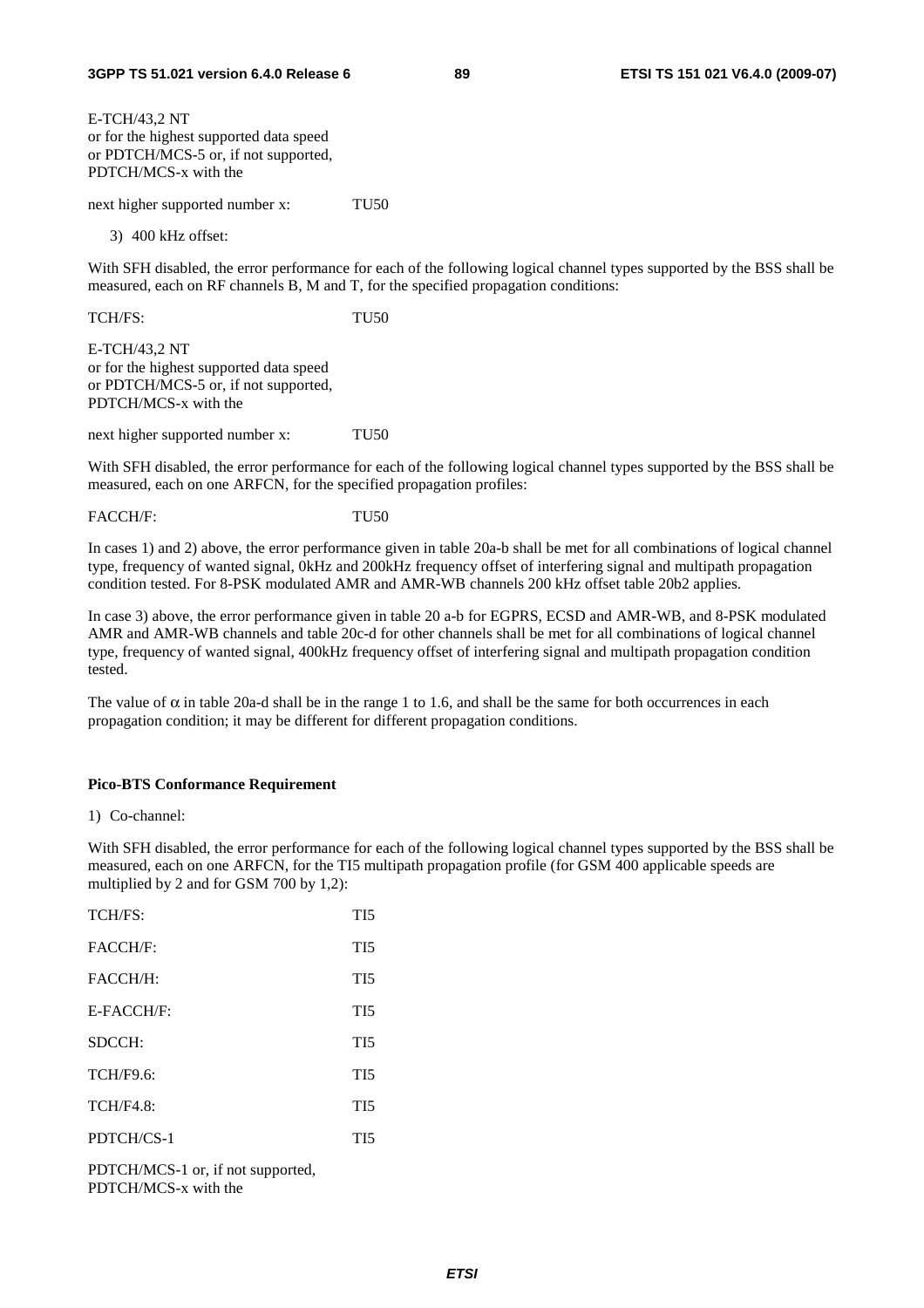E-TCH/43,2 NT
or for the highest supported data speed
or PDTCH/MCS-5 or, if not supported,
PDTCH/MCS-x with the

next higher supported number x: TU50

3) 400 kHz offset:

With SFH disabled, the error performance for each of the following logical channel types supported by the BSS shall be measured, each on RF channels B, M and T, for the specified propagation conditions:

TCH/FS: TU50

E-TCH/43,2 NT
or for the highest supported data speed
or PDTCH/MCS-5 or, if not supported,
PDTCH/MCS-x with the

next higher supported number x: TU50

With SFH disabled, the error performance for each of the following logical channel types supported by the BSS shall be measured, each on one ARFCN, for the specified propagation profiles:

FACCH/F: TU50

In cases 1) and 2) above, the error performance given in table 20a-b shall be met for all combinations of logical channel type, frequency of wanted signal, 0kHz and 200kHz frequency offset of interfering signal and multipath propagation condition tested. For 8-PSK modulated AMR and AMR-WB channels 200 kHz offset table 20b2 applies.

In case 3) above, the error performance given in table 20 a-b for EGPRS, ECSD and AMR-WB, and 8-PSK modulated AMR and AMR-WB channels and table 20c-d for other channels shall be met for all combinations of logical channel type, frequency of wanted signal, 400kHz frequency offset of interfering signal and multipath propagation condition tested.

The value of $\alpha$ in table 20a-d shall be in the range 1 to 1.6, and shall be the same for both occurrences in each propagation condition; it may be different for different propagation conditions.

**Pico-BTS Conformance Requirement**

1) Co-channel:

With SFH disabled, the error performance for each of the following logical channel types supported by the BSS shall be measured, each on one ARFCN, for the TI5 multipath propagation profile (for GSM 400 applicable speeds are multiplied by 2 and for GSM 700 by 1,2):

TCH/FS: TI5

FACCH/F: TI5

FACCH/H: TI5

E-FACCH/F: TI5

SDCCH: TI5

TCH/F9.6: TI5

TCH/F4.8: TI5

PDTCH/CS-1 TI5

PDTCH/MCS-1 or, if not supported,
PDTCH/MCS-x with the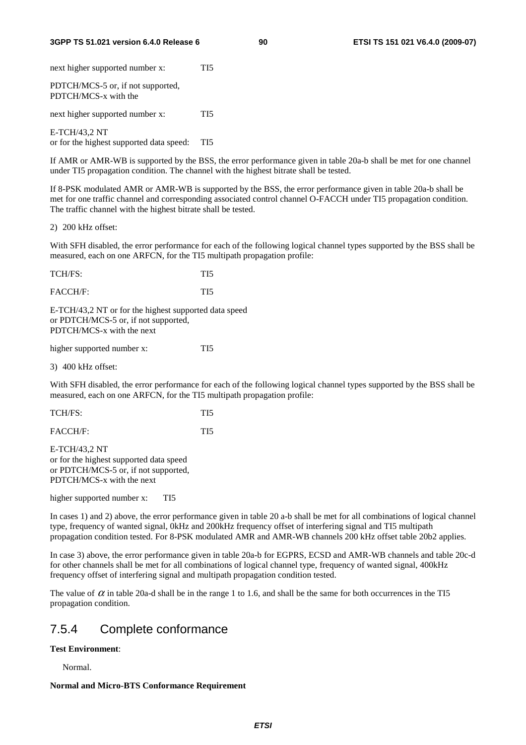next higher supported number x: TI5

PDTCH/MCS-5 or, if not supported, PDTCH/MCS-x with the

next higher supported number x: TI5

E-TCH/43,2 NT
or for the highest supported data speed: TI5

If AMR or AMR-WB is supported by the BSS, the error performance given in table 20a-b shall be met for one channel under TI5 propagation condition. The channel with the highest bitrate shall be tested.

If 8-PSK modulated AMR or AMR-WB is supported by the BSS, the error performance given in table 20a-b shall be met for one traffic channel and corresponding associated control channel O-FACCH under TI5 propagation condition. The traffic channel with the highest bitrate shall be tested.

2) 200 kHz offset:

With SFH disabled, the error performance for each of the following logical channel types supported by the BSS shall be measured, each on one ARFCN, for the TI5 multipath propagation profile:

TCH/FS: TI5

FACCH/F: TI5

E-TCH/43,2 NT or for the highest supported data speed
or PDTCH/MCS-5 or, if not supported,
PDTCH/MCS-x with the next

higher supported number x: TI5

3) 400 kHz offset:

With SFH disabled, the error performance for each of the following logical channel types supported by the BSS shall be measured, each on one ARFCN, for the TI5 multipath propagation profile:

TCH/FS: TI5

FACCH/F: TI5

E-TCH/43,2 NT
or for the highest supported data speed
or PDTCH/MCS-5 or, if not supported,
PDTCH/MCS-x with the next

higher supported number x: TI5

In cases 1) and 2) above, the error performance given in table 20 a-b shall be met for all combinations of logical channel type, frequency of wanted signal, 0kHz and 200kHz frequency offset of interfering signal and TI5 multipath propagation condition tested. For 8-PSK modulated AMR and AMR-WB channels 200 kHz offset table 20b2 applies.

In case 3) above, the error performance given in table 20a-b for EGPRS, ECSD and AMR-WB channels and table 20c-d for other channels shall be met for all combinations of logical channel type, frequency of wanted signal, 400kHz frequency offset of interfering signal and multipath propagation condition tested.

The value of $\alpha$ in table 20a-d shall be in the range 1 to 1.6, and shall be the same for both occurrences in the TI5 propagation condition.

## 7.5.4 Complete conformance

**Test Environment**:

Normal.

**Normal and Micro-BTS Conformance Requirement**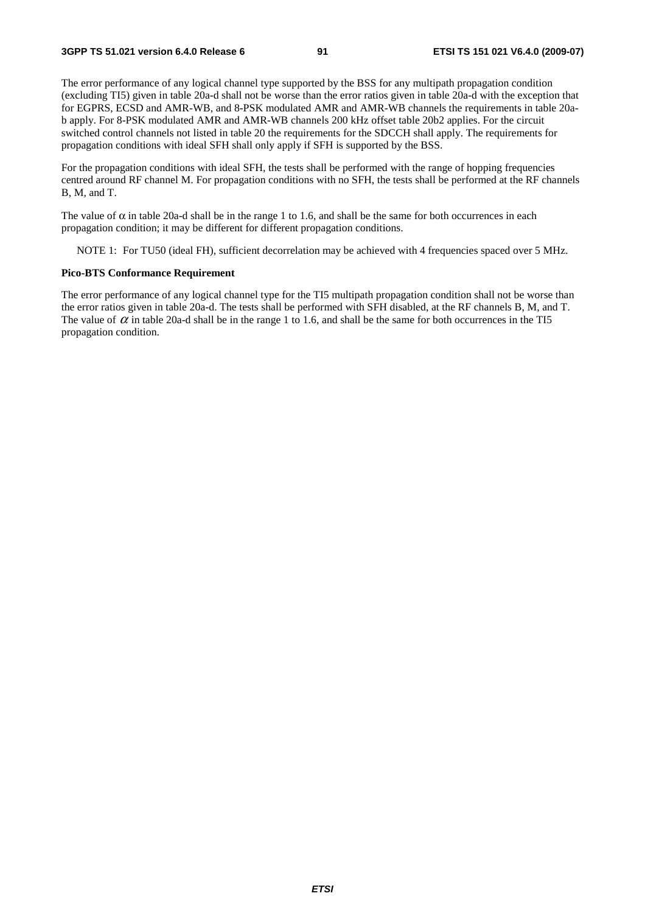The error performance of any logical channel type supported by the BSS for any multipath propagation condition (excluding TI5) given in table 20a-d shall not be worse than the error ratios given in table 20a-d with the exception that for EGPRS, ECSD and AMR-WB, and 8-PSK modulated AMR and AMR-WB channels the requirements in table 20a-b apply. For 8-PSK modulated AMR and AMR-WB channels 200 kHz offset table 20b2 applies. For the circuit switched control channels not listed in table 20 the requirements for the SDCCH shall apply. The requirements for propagation conditions with ideal SFH shall only apply if SFH is supported by the BSS.

For the propagation conditions with ideal SFH, the tests shall be performed with the range of hopping frequencies centred around RF channel M. For propagation conditions with no SFH, the tests shall be performed at the RF channels B, M, and T.

The value of $\alpha$ in table 20a-d shall be in the range 1 to 1.6, and shall be the same for both occurrences in each propagation condition; it may be different for different propagation conditions.

NOTE 1: For TU50 (ideal FH), sufficient decorrelation may be achieved with 4 frequencies spaced over 5 MHz.

**Pico-BTS Conformance Requirement**

The error performance of any logical channel type for the TI5 multipath propagation condition shall not be worse than the error ratios given in table 20a-d. The tests shall be performed with SFH disabled, at the RF channels B, M, and T. The value of $\alpha$ in table 20a-d shall be in the range 1 to 1.6, and shall be the same for both occurrences in the TI5 propagation condition.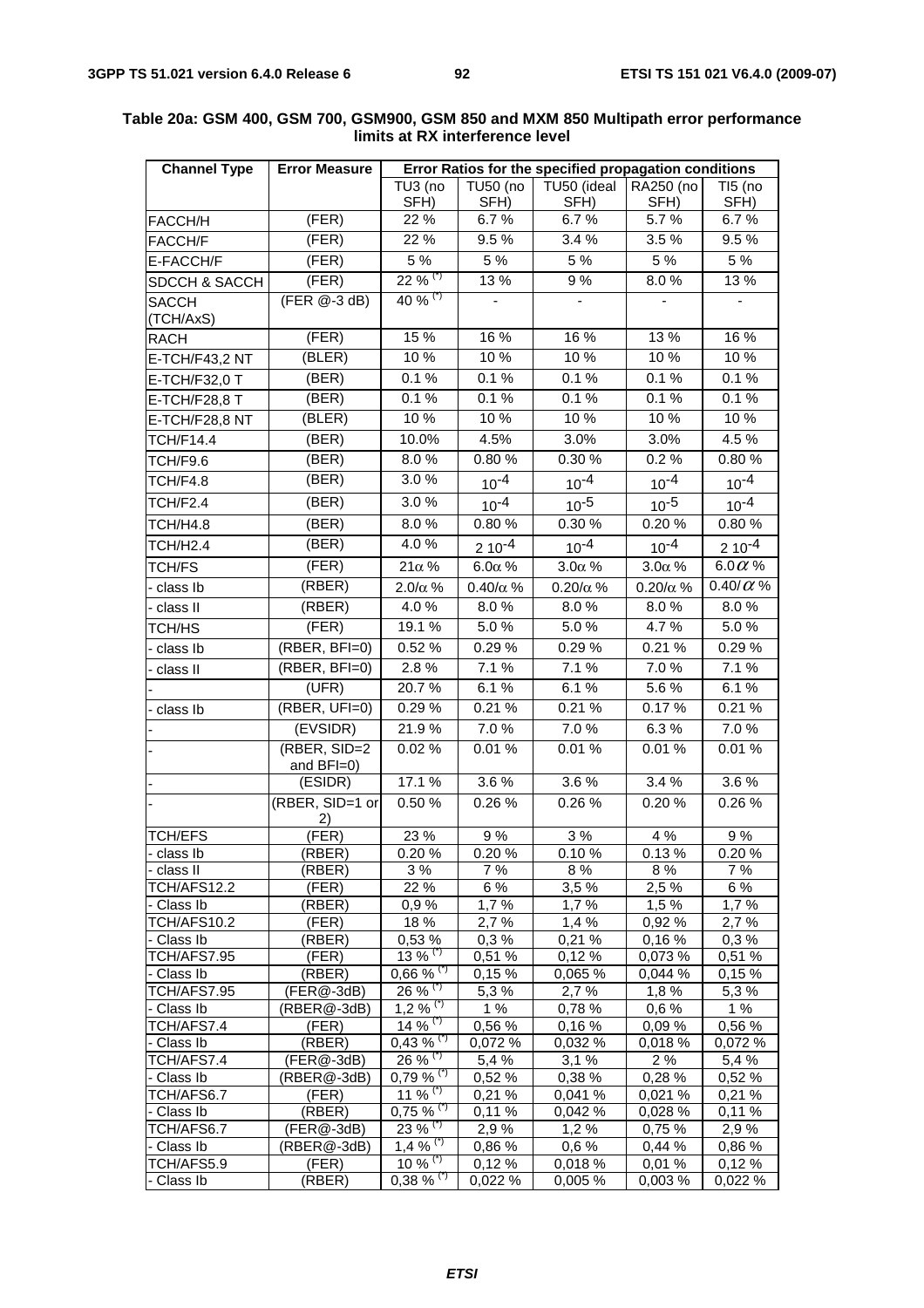**Table 20a: GSM 400, GSM 700, GSM900, GSM 850 and MXM 850 Multipath error performance limits at RX interference level**

| Channel Type | Error Measure | Error Ratios for the specified propagation conditions | | | | |
|---|---|---|---|---|---|---|
| | | TU3 (no SFH) | TU50 (no SFH) | TU50 (ideal SFH) | RA250 (no SFH) | TI5 (no SFH) |
| FACCH/H | (FER) | 22 % | 6.7 % | 6.7 % | 5.7 % | 6.7 % |
| FACCH/F | (FER) | 22 % | 9.5 % | 3.4 % | 3.5 % | 9.5 % |
| E-FACCH/F | (FER) | 5 % | 5 % | 5 % | 5 % | 5 % |
| SDCCH & SACCH | (FER) | 22 % (*) | 13 % | 9 % | 8.0 % | 13 % |
| SACCH (TCH/AxS) | (FER @-3 dB) | 40 % (*) | - | - | - | - |
| RACH | (FER) | 15 % | 16 % | 16 % | 13 % | 16 % |
| E-TCH/F43,2 NT | (BLER) | 10 % | 10 % | 10 % | 10 % | 10 % |
| E-TCH/F32,0 T | (BER) | 0.1 % | 0.1 % | 0.1 % | 0.1 % | 0.1 % |
| E-TCH/F28,8 T | (BER) | 0.1 % | 0.1 % | 0.1 % | 0.1 % | 0.1 % |
| E-TCH/F28,8 NT | (BLER) | 10 % | 10 % | 10 % | 10 % | 10 % |
| TCH/F14.4 | (BER) | 10.0% | 4.5% | 3.0% | 3.0% | 4.5 % |
| TCH/F9.6 | (BER) | 8.0 % | 0.80 % | 0.30 % | 0.2 % | 0.80 % |
| TCH/F4.8 | (BER) | 3.0 % | $10^{-4}$ | $10^{-4}$ | $10^{-4}$ | $10^{-4}$ |
| TCH/F2.4 | (BER) | 3.0 % | $10^{-4}$ | $10^{-5}$ | $10^{-5}$ | $10^{-4}$ |
| TCH/H4.8 | (BER) | 8.0 % | 0.80 % | 0.30 % | 0.20 % | 0.80 % |
| TCH/H2.4 | (BER) | 4.0 % | $2\ 10^{-4}$ | $10^{-4}$ | $10^{-4}$ | $2\ 10^{-4}$ |
| TCH/FS | (FER) | $21\alpha$ % | $6.0\alpha$ % | $3.0\alpha$ % | $3.0\alpha$ % | $6.0\alpha$ % |
| - class Ib | (RBER) | $2.0/\alpha$ % | $0.40/\alpha$ % | $0.20/\alpha$ % | $0.20/\alpha$ % | $0.40/\alpha$ % |
| - class II | (RBER) | 4.0 % | 8.0 % | 8.0 % | 8.0 % | 8.0 % |
| TCH/HS | (FER) | 19.1 % | 5.0 % | 5.0 % | 4.7 % | 5.0 % |
| - class Ib | (RBER, BFI=0) | 0.52 % | 0.29 % | 0.29 % | 0.21 % | 0.29 % |
| - class II | (RBER, BFI=0) | 2.8 % | 7.1 % | 7.1 % | 7.0 % | 7.1 % |
| - | (UFR) | 20.7 % | 6.1 % | 6.1 % | 5.6 % | 6.1 % |
| - class Ib | (RBER, UFI=0) | 0.29 % | 0.21 % | 0.21 % | 0.17 % | 0.21 % |
| - | (EVSIDR) | 21.9 % | 7.0 % | 7.0 % | 6.3 % | 7.0 % |
| - | (RBER, SID=2 and BFI=0) | 0.02 % | 0.01 % | 0.01 % | 0.01 % | 0.01 % |
| - | (ESIDR) | 17.1 % | 3.6 % | 3.6 % | 3.4 % | 3.6 % |
| - | (RBER, SID=1 or 2) | 0.50 % | 0.26 % | 0.26 % | 0.20 % | 0.26 % |
| TCH/EFS | (FER) | 23 % | 9 % | 3 % | 4 % | 9 % |
| - class Ib | (RBER) | 0.20 % | 0.20 % | 0.10 % | 0.13 % | 0.20 % |
| - class II | (RBER) | 3 % | 7 % | 8 % | 8 % | 7 % |
| TCH/AFS12.2 | (FER) | 22 % | 6 % | 3,5 % | 2,5 % | 6 % |
| - Class Ib | (RBER) | 0,9 % | 1,7 % | 1,7 % | 1,5 % | 1,7 % |
| TCH/AFS10.2 | (FER) | 18 % | 2,7 % | 1,4 % | 0,92 % | 2,7 % |
| - Class Ib | (RBER) | 0,53 % | 0,3 % | 0,21 % | 0,16 % | 0,3 % |
| TCH/AFS7.95 | (FER) | 13 % (*) | 0,51 % | 0,12 % | 0,073 % | 0,51 % |
| - Class Ib | (RBER) | 0,66 % (*) | 0,15 % | 0,065 % | 0,044 % | 0,15 % |
| TCH/AFS7.95 | (FER@-3dB) | 26 % (*) | 5,3 % | 2,7 % | 1,8 % | 5,3 % |
| - Class Ib | (RBER@-3dB) | 1,2 % (*) | 1 % | 0,78 % | 0,6 % | 1 % |
| TCH/AFS7.4 | (FER) | 14 % (*) | 0,56 % | 0,16 % | 0,09 % | 0,56 % |
| - Class Ib | (RBER) | 0,43 % (*) | 0,072 % | 0,032 % | 0,018 % | 0,072 % |
| TCH/AFS7.4 | (FER@-3dB) | 26 % (*) | 5,4 % | 3,1 % | 2 % | 5,4 % |
| - Class Ib | (RBER@-3dB) | 0,79 % (*) | 0,52 % | 0,38 % | 0,28 % | 0,52 % |
| TCH/AFS6.7 | (FER) | 11 % (*) | 0,21 % | 0,041 % | 0,021 % | 0,21 % |
| - Class Ib | (RBER) | 0,75 % (*) | 0,11 % | 0,042 % | 0,028 % | 0,11 % |
| TCH/AFS6.7 | (FER@-3dB) | 23 % (*) | 2,9 % | 1,2 % | 0,75 % | 2,9 % |
| - Class Ib | (RBER@-3dB) | 1,4 % (*) | 0,86 % | 0,6 % | 0,44 % | 0,86 % |
| TCH/AFS5.9 | (FER) | 10 % (*) | 0,12 % | 0,018 % | 0,01 % | 0,12 % |
| - Class Ib | (RBER) | 0,38 % (*) | 0,022 % | 0,005 % | 0,003 % | 0,022 % |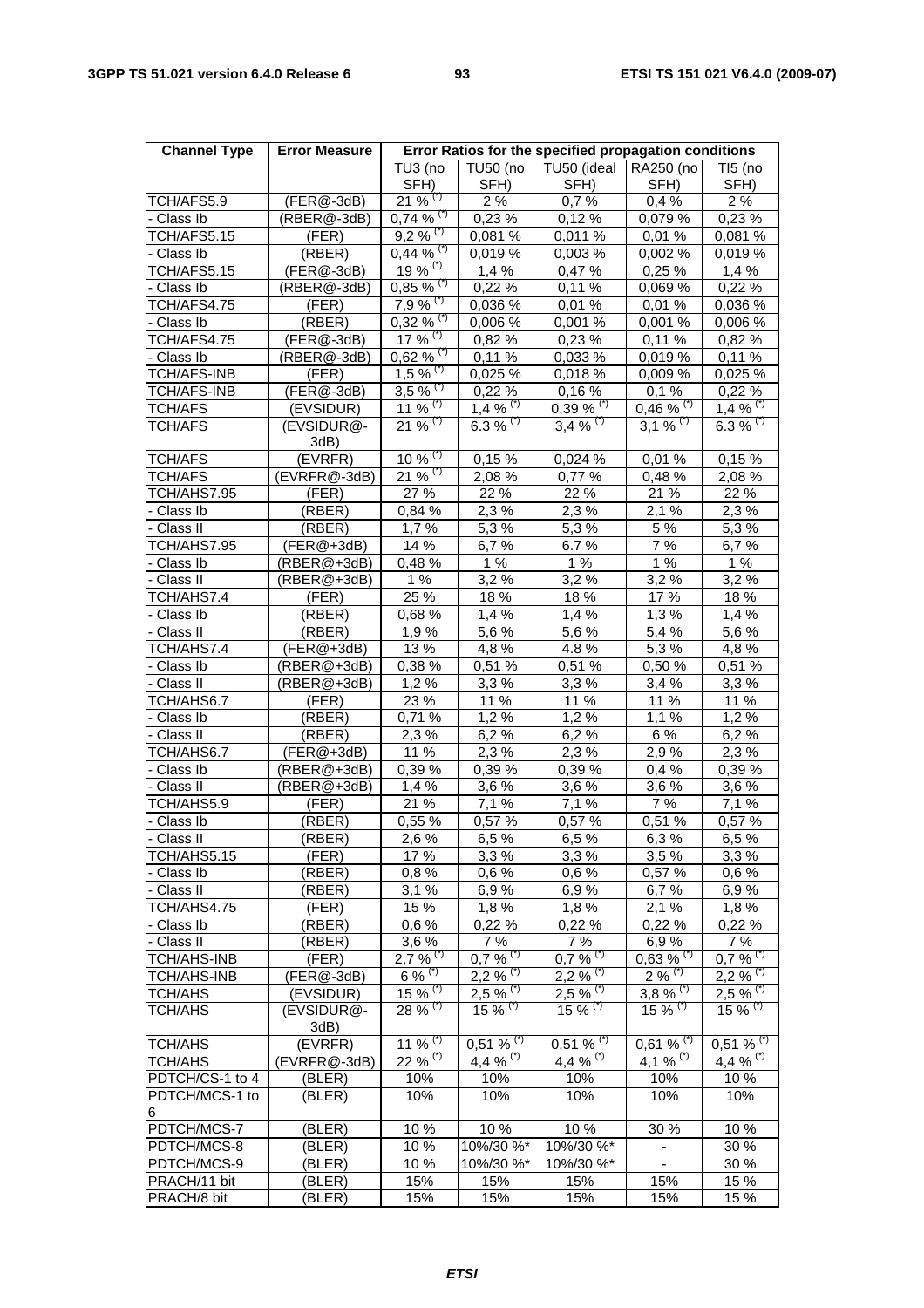| Channel Type | Error Measure | Error Ratios for the specified propagation conditions | | | | |
|---|---|---|---|---|---|---|
| | | TU3 (no SFH) | TU50 (no SFH) | TU50 (ideal SFH) | RA250 (no SFH) | TI5 (no SFH) |
| TCH/AFS5.9 | (FER@-3dB) | 21 % (*) | 2 % | 0,7 % | 0,4 % | 2 % |
| - Class Ib | (RBER@-3dB) | 0,74 % (*) | 0,23 % | 0,12 % | 0,079 % | 0,23 % |
| TCH/AFS5.15 | (FER) | 9,2 % (*) | 0,081 % | 0,011 % | 0,01 % | 0,081 % |
| - Class Ib | (RBER) | 0,44 % (*) | 0,019 % | 0,003 % | 0,002 % | 0,019 % |
| TCH/AFS5.15 | (FER@-3dB) | 19 % (*) | 1,4 % | 0,47 % | 0,25 % | 1,4 % |
| - Class Ib | (RBER@-3dB) | 0,85 % (*) | 0,22 % | 0,11 % | 0,069 % | 0,22 % |
| TCH/AFS4.75 | (FER) | 7,9 % (*) | 0,036 % | 0,01 % | 0,01 % | 0,036 % |
| - Class Ib | (RBER) | 0,32 % (*) | 0,006 % | 0,001 % | 0,001 % | 0,006 % |
| TCH/AFS4.75 | (FER@-3dB) | 17 % (*) | 0,82 % | 0,23 % | 0,11 % | 0,82 % |
| - Class Ib | (RBER@-3dB) | 0,62 % (*) | 0,11 % | 0,033 % | 0,019 % | 0,11 % |
| TCH/AFS-INB | (FER) | 1,5 % (*) | 0,025 % | 0,018 % | 0,009 % | 0,025 % |
| TCH/AFS-INB | (FER@-3dB) | 3,5 % (*) | 0,22 % | 0,16 % | 0,1 % | 0,22 % |
| TCH/AFS | (EVSIDUR) | 11 % (*) | 1,4 % (*) | 0,39 % (*) | 0,46 % (*) | 1,4 % (*) |
| TCH/AFS | (EVSIDUR@-3dB) | 21 % (*) | 6.3 % (*) | 3,4 % (*) | 3,1 % (*) | 6.3 % (*) |
| TCH/AFS | (EVRFR) | 10 % (*) | 0,15 % | 0,024 % | 0,01 % | 0,15 % |
| TCH/AFS | (EVRFR@-3dB) | 21 % (*) | 2,08 % | 0,77 % | 0,48 % | 2,08 % |
| TCH/AHS7.95 | (FER) | 27 % | 22 % | 22 % | 21 % | 22 % |
| - Class Ib | (RBER) | 0,84 % | 2,3 % | 2,3 % | 2,1 % | 2,3 % |
| - Class II | (RBER) | 1,7 % | 5,3 % | 5,3 % | 5 % | 5,3 % |
| TCH/AHS7.95 | (FER@+3dB) | 14 % | 6,7 % | 6.7 % | 7 % | 6,7 % |
| - Class Ib | (RBER@+3dB) | 0,48 % | 1 % | 1 % | 1 % | 1 % |
| - Class II | (RBER@+3dB) | 1 % | 3,2 % | 3,2 % | 3,2 % | 3,2 % |
| TCH/AHS7.4 | (FER) | 25 % | 18 % | 18 % | 17 % | 18 % |
| - Class Ib | (RBER) | 0,68 % | 1,4 % | 1,4 % | 1,3 % | 1,4 % |
| - Class II | (RBER) | 1,9 % | 5,6 % | 5,6 % | 5,4 % | 5,6 % |
| TCH/AHS7.4 | (FER@+3dB) | 13 % | 4,8 % | 4.8 % | 5,3 % | 4,8 % |
| - Class Ib | (RBER@+3dB) | 0,38 % | 0,51 % | 0,51 % | 0,50 % | 0,51 % |
| - Class II | (RBER@+3dB) | 1,2 % | 3,3 % | 3,3 % | 3,4 % | 3,3 % |
| TCH/AHS6.7 | (FER) | 23 % | 11 % | 11 % | 11 % | 11 % |
| - Class Ib | (RBER) | 0,71 % | 1,2 % | 1,2 % | 1,1 % | 1,2 % |
| - Class II | (RBER) | 2,3 % | 6,2 % | 6,2 % | 6 % | 6,2 % |
| TCH/AHS6.7 | (FER@+3dB) | 11 % | 2,3 % | 2,3 % | 2,9 % | 2,3 % |
| - Class Ib | (RBER@+3dB) | 0,39 % | 0,39 % | 0,39 % | 0,4 % | 0,39 % |
| - Class II | (RBER@+3dB) | 1,4 % | 3,6 % | 3,6 % | 3,6 % | 3,6 % |
| TCH/AHS5.9 | (FER) | 21 % | 7,1 % | 7,1 % | 7 % | 7,1 % |
| - Class Ib | (RBER) | 0,55 % | 0,57 % | 0,57 % | 0,51 % | 0,57 % |
| - Class II | (RBER) | 2,6 % | 6,5 % | 6,5 % | 6,3 % | 6,5 % |
| TCH/AHS5.15 | (FER) | 17 % | 3,3 % | 3,3 % | 3,5 % | 3,3 % |
| - Class Ib | (RBER) | 0,8 % | 0,6 % | 0,6 % | 0,57 % | 0,6 % |
| - Class II | (RBER) | 3,1 % | 6,9 % | 6,9 % | 6,7 % | 6,9 % |
| TCH/AHS4.75 | (FER) | 15 % | 1,8 % | 1,8 % | 2,1 % | 1,8 % |
| - Class Ib | (RBER) | 0,6 % | 0,22 % | 0,22 % | 0,22 % | 0,22 % |
| - Class II | (RBER) | 3,6 % | 7 % | 7 % | 6,9 % | 7 % |
| TCH/AHS-INB | (FER) | 2,7 % (*) | 0,7 % (*) | 0,7 % (*) | 0,63 % (*) | 0,7 % (*) |
| TCH/AHS-INB | (FER@-3dB) | 6 % (*) | 2,2 % (*) | 2,2 % (*) | 2 % (*) | 2,2 % (*) |
| TCH/AHS | (EVSIDUR) | 15 % (*) | 2,5 % (*) | 2,5 % (*) | 3,8 % (*) | 2,5 % (*) |
| TCH/AHS | (EVSIDUR@-3dB) | 28 % (*) | 15 % (*) | 15 % (*) | 15 % (*) | 15 % (*) |
| TCH/AHS | (EVRFR) | 11 % (*) | 0,51 % (*) | 0,51 % (*) | 0,61 % (*) | 0,51 % (*) |
| TCH/AHS | (EVRFR@-3dB) | 22 % (*) | 4,4 % (*) | 4,4 % (*) | 4,1 % (*) | 4,4 % (*) |
| PDTCH/CS-1 to 4 | (BLER) | 10% | 10% | 10% | 10% | 10 % |
| PDTCH/MCS-1 to 6 | (BLER) | 10% | 10% | 10% | 10% | 10% |
| PDTCH/MCS-7 | (BLER) | 10 % | 10 % | 10 % | 30 % | 10 % |
| PDTCH/MCS-8 | (BLER) | 10 % | 10%/30 %* | 10%/30 %* | - | 30 % |
| PDTCH/MCS-9 | (BLER) | 10 % | 10%/30 %* | 10%/30 %* | - | 30 % |
| PRACH/11 bit | (BLER) | 15% | 15% | 15% | 15% | 15 % |
| PRACH/8 bit | (BLER) | 15% | 15% | 15% | 15% | 15 % |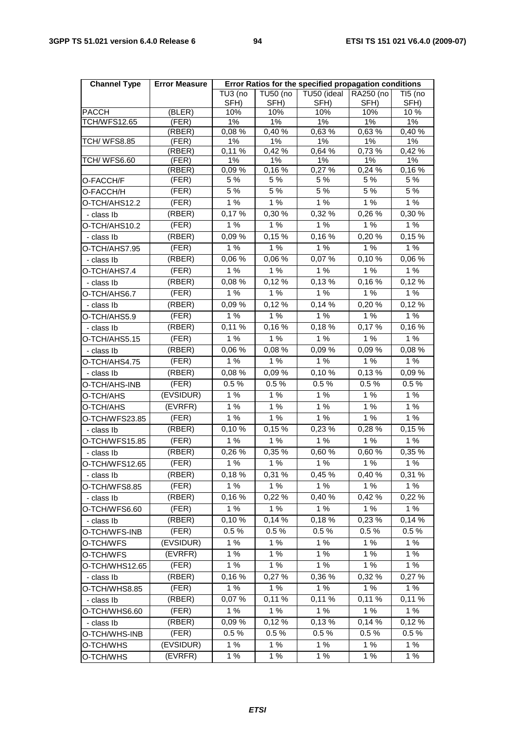| Channel Type | Error Measure | Error Ratios for the specified propagation conditions | | | | |
|---|---|---|---|---|---|---|
| | | TU3 (no SFH) | TU50 (no SFH) | TU50 (ideal SFH) | RA250 (no SFH) | TI5 (no SFH) |
| PACCH | (BLER) | 10% | 10% | 10% | 10% | 10 % |
| TCH/WFS12.65 | (FER) | 1% | 1% | 1% | 1% | 1% |
| | (RBER) | 0,08 % | 0,40 % | 0,63 % | 0,63 % | 0,40 % |
| TCH/ WFS8.85 | (FER) | 1% | 1% | 1% | 1% | 1% |
| | (RBER) | 0,11 % | 0,42 % | 0,64 % | 0,73 % | 0,42 % |
| TCH/ WFS6.60 | (FER) | 1% | 1% | 1% | 1% | 1% |
| | (RBER) | 0,09 % | 0,16 % | 0,27 % | 0,24 % | 0,16 % |
| O-FACCH/F | (FER) | 5 % | 5 % | 5 % | 5 % | 5 % |
| O-FACCH/H | (FER) | 5 % | 5 % | 5 % | 5 % | 5 % |
| O-TCH/AHS12.2 | (FER) | 1 % | 1 % | 1 % | 1 % | 1 % |
| - class Ib | (RBER) | 0,17 % | 0,30 % | 0,32 % | 0,26 % | 0,30 % |
| O-TCH/AHS10.2 | (FER) | 1 % | 1 % | 1 % | 1 % | 1 % |
| - class Ib | (RBER) | 0,09 % | 0,15 % | 0,16 % | 0,20 % | 0,15 % |
| O-TCH/AHS7.95 | (FER) | 1 % | 1 % | 1 % | 1 % | 1 % |
| - class Ib | (RBER) | 0,06 % | 0,06 % | 0,07 % | 0,10 % | 0,06 % |
| O-TCH/AHS7.4 | (FER) | 1 % | 1 % | 1 % | 1 % | 1 % |
| - class Ib | (RBER) | 0,08 % | 0,12 % | 0,13 % | 0,16 % | 0,12 % |
| O-TCH/AHS6.7 | (FER) | 1 % | 1 % | 1 % | 1 % | 1 % |
| - class Ib | (RBER) | 0,09 % | 0,12 % | 0,14 % | 0,20 % | 0,12 % |
| O-TCH/AHS5.9 | (FER) | 1 % | 1 % | 1 % | 1 % | 1 % |
| - class Ib | (RBER) | 0,11 % | 0,16 % | 0,18 % | 0,17 % | 0,16 % |
| O-TCH/AHS5.15 | (FER) | 1 % | 1 % | 1 % | 1 % | 1 % |
| - class Ib | (RBER) | 0,06 % | 0,08 % | 0,09 % | 0,09 % | 0,08 % |
| O-TCH/AHS4.75 | (FER) | 1 % | 1 % | 1 % | 1 % | 1 % |
| - class Ib | (RBER) | 0,08 % | 0,09 % | 0,10 % | 0,13 % | 0,09 % |
| O-TCH/AHS-INB | (FER) | 0.5 % | 0.5 % | 0.5 % | 0.5 % | 0.5 % |
| O-TCH/AHS | (EVSIDUR) | 1 % | 1 % | 1 % | 1 % | 1 % |
| O-TCH/AHS | (EVRFR) | 1 % | 1 % | 1 % | 1 % | 1 % |
| O-TCH/WFS23.85 | (FER) | 1 % | 1 % | 1 % | 1 % | 1 % |
| - class Ib | (RBER) | 0,10 % | 0,15 % | 0,23 % | 0,28 % | 0,15 % |
| O-TCH/WFS15.85 | (FER) | 1 % | 1 % | 1 % | 1 % | 1 % |
| - class Ib | (RBER) | 0,26 % | 0,35 % | 0,60 % | 0,60 % | 0,35 % |
| O-TCH/WFS12.65 | (FER) | 1 % | 1 % | 1 % | 1 % | 1 % |
| - class Ib | (RBER) | 0,18 % | 0,31 % | 0,45 % | 0,40 % | 0,31 % |
| O-TCH/WFS8.85 | (FER) | 1 % | 1 % | 1 % | 1 % | 1 % |
| - class Ib | (RBER) | 0,16 % | 0,22 % | 0,40 % | 0,42 % | 0,22 % |
| O-TCH/WFS6.60 | (FER) | 1 % | 1 % | 1 % | 1 % | 1 % |
| - class Ib | (RBER) | 0,10 % | 0,14 % | 0,18 % | 0,23 % | 0,14 % |
| O-TCH/WFS-INB | (FER) | 0.5 % | 0.5 % | 0.5 % | 0.5 % | 0.5 % |
| O-TCH/WFS | (EVSIDUR) | 1 % | 1 % | 1 % | 1 % | 1 % |
| O-TCH/WFS | (EVRFR) | 1 % | 1 % | 1 % | 1 % | 1 % |
| O-TCH/WHS12.65 | (FER) | 1 % | 1 % | 1 % | 1 % | 1 % |
| - class Ib | (RBER) | 0,16 % | 0,27 % | 0,36 % | 0,32 % | 0,27 % |
| O-TCH/WHS8.85 | (FER) | 1 % | 1 % | 1 % | 1 % | 1 % |
| - class Ib | (RBER) | 0,07 % | 0,11 % | 0,11 % | 0,11 % | 0,11 % |
| O-TCH/WHS6.60 | (FER) | 1 % | 1 % | 1 % | 1 % | 1 % |
| - class Ib | (RBER) | 0,09 % | 0,12 % | 0,13 % | 0,14 % | 0,12 % |
| O-TCH/WHS-INB | (FER) | 0.5 % | 0.5 % | 0.5 % | 0.5 % | 0.5 % |
| O-TCH/WHS | (EVSIDUR) | 1 % | 1 % | 1 % | 1 % | 1 % |
| O-TCH/WHS | (EVRFR) | 1 % | 1 % | 1 % | 1 % | 1 % |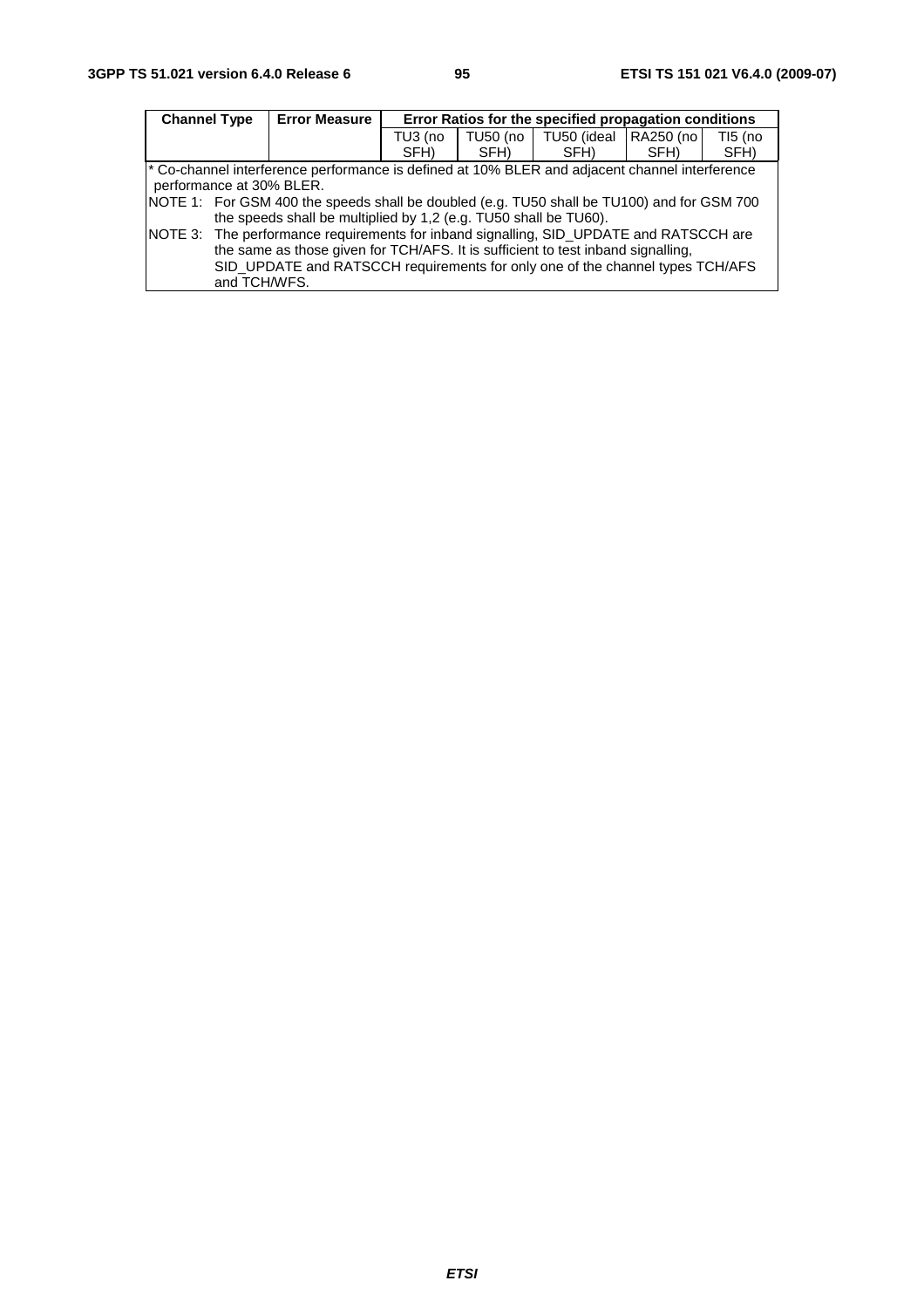| Channel Type | Error Measure | Error Ratios for the specified propagation conditions | | | | |
|---|---|---|---|---|---|---|
| | | TU3 (no SFH) | TU50 (no SFH) | TU50 (ideal SFH) | RA250 (no SFH) | TI5 (no SFH) |

\* Co-channel interference performance is defined at 10% BLER and adjacent channel interference performance at 30% BLER.

NOTE 1: For GSM 400 the speeds shall be doubled (e.g. TU50 shall be TU100) and for GSM 700 the speeds shall be multiplied by 1,2 (e.g. TU50 shall be TU60).

NOTE 3: The performance requirements for inband signalling, SID_UPDATE and RATSCCH are the same as those given for TCH/AFS. It is sufficient to test inband signalling, SID_UPDATE and RATSCCH requirements for only one of the channel types TCH/AFS and TCH/WFS.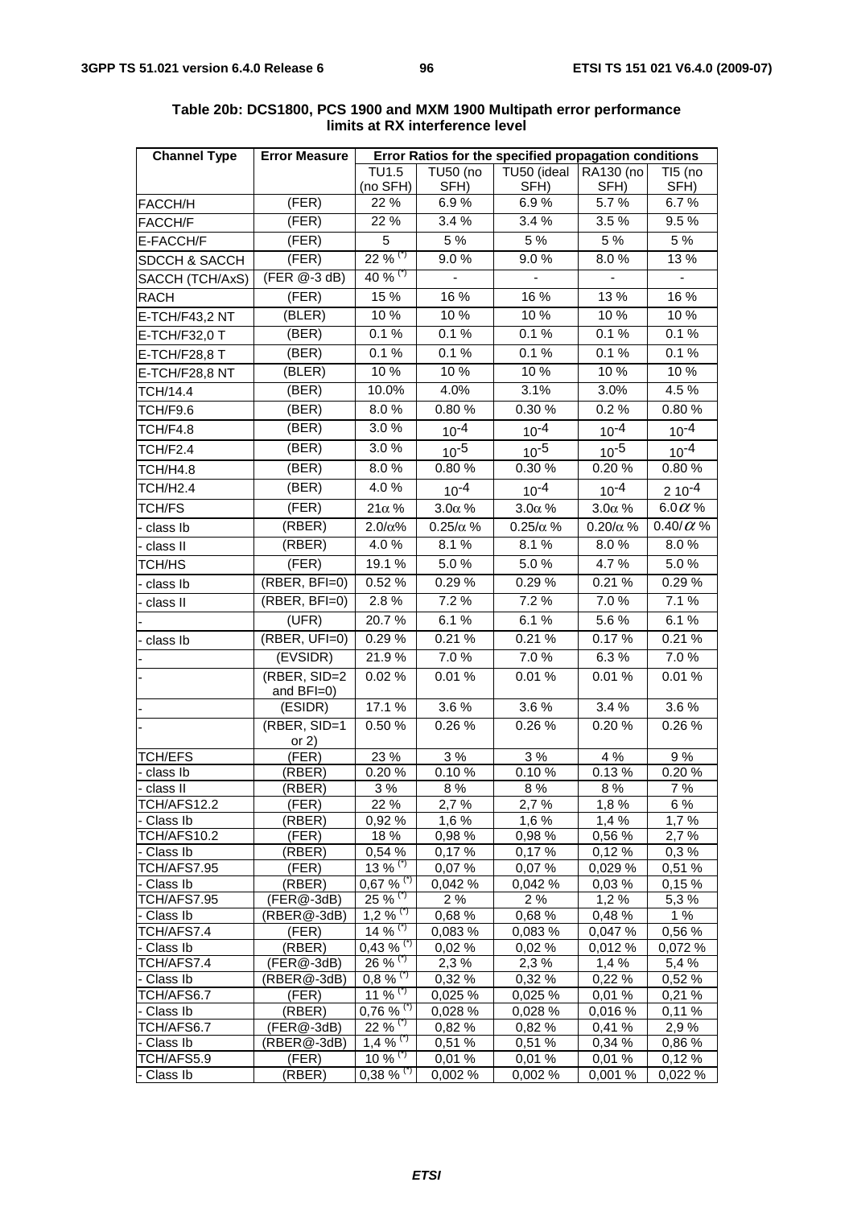**Table 20b: DCS1800, PCS 1900 and MXM 1900 Multipath error performance limits at RX interference level**

| Channel Type | Error Measure | Error Ratios for the specified propagation conditions | | | | |
|---|---|---|---|---|---|---|
| | | TU1.5 (no SFH) | TU50 (no SFH) | TU50 (ideal SFH) | RA130 (no SFH) | TI5 (no SFH) |
| FACCH/H | (FER) | 22 % | 6.9 % | 6.9 % | 5.7 % | 6.7 % |
| FACCH/F | (FER) | 22 % | 3.4 % | 3.4 % | 3.5 % | 9.5 % |
| E-FACCH/F | (FER) | 5 | 5 % | 5 % | 5 % | 5 % |
| SDCCH & SACCH | (FER) | 22 % (*) | 9.0 % | 9.0 % | 8.0 % | 13 % |
| SACCH (TCH/AxS) | (FER @-3 dB) | 40 % (*) | - | - | - | - |
| RACH | (FER) | 15 % | 16 % | 16 % | 13 % | 16 % |
| E-TCH/F43,2 NT | (BLER) | 10 % | 10 % | 10 % | 10 % | 10 % |
| E-TCH/F32,0 T | (BER) | 0.1 % | 0.1 % | 0.1 % | 0.1 % | 0.1 % |
| E-TCH/F28,8 T | (BER) | 0.1 % | 0.1 % | 0.1 % | 0.1 % | 0.1 % |
| E-TCH/F28,8 NT | (BLER) | 10 % | 10 % | 10 % | 10 % | 10 % |
| TCH/14.4 | (BER) | 10.0% | 4.0% | 3.1% | 3.0% | 4.5 % |
| TCH/F9.6 | (BER) | 8.0 % | 0.80 % | 0.30 % | 0.2 % | 0.80 % |
| TCH/F4.8 | (BER) | 3.0 % | $10^{-4}$ | $10^{-4}$ | $10^{-4}$ | $10^{-4}$ |
| TCH/F2.4 | (BER) | 3.0 % | $10^{-5}$ | $10^{-5}$ | $10^{-5}$ | $10^{-4}$ |
| TCH/H4.8 | (BER) | 8.0 % | 0.80 % | 0.30 % | 0.20 % | 0.80 % |
| TCH/H2.4 | (BER) | 4.0 % | $10^{-4}$ | $10^{-4}$ | $10^{-4}$ | $2\ 10^{-4}$ |
| TCH/FS | (FER) | $21\alpha$ % | $3.0\alpha$ % | $3.0\alpha$ % | $3.0\alpha$ % | $6.0\alpha$ % |
| - class Ib | (RBER) | $2.0/\alpha$% | $0.25/\alpha$ % | $0.25/\alpha$ % | $0.20/\alpha$ % | $0.40/\alpha$ % |
| - class II | (RBER) | 4.0 % | 8.1 % | 8.1 % | 8.0 % | 8.0 % |
| TCH/HS | (FER) | 19.1 % | 5.0 % | 5.0 % | 4.7 % | 5.0 % |
| - class Ib | (RBER, BFI=0) | 0.52 % | 0.29 % | 0.29 % | 0.21 % | 0.29 % |
| - class II | (RBER, BFI=0) | 2.8 % | 7.2 % | 7.2 % | 7.0 % | 7.1 % |
| - | (UFR) | 20.7 % | 6.1 % | 6.1 % | 5.6 % | 6.1 % |
| - class Ib | (RBER, UFI=0) | 0.29 % | 0.21 % | 0.21 % | 0.17 % | 0.21 % |
| - | (EVSIDR) | 21.9 % | 7.0 % | 7.0 % | 6.3 % | 7.0 % |
| - | (RBER, SID=2 and BFI=0) | 0.02 % | 0.01 % | 0.01 % | 0.01 % | 0.01 % |
| - | (ESIDR) | 17.1 % | 3.6 % | 3.6 % | 3.4 % | 3.6 % |
| - | (RBER, SID=1 or 2) | 0.50 % | 0.26 % | 0.26 % | 0.20 % | 0.26 % |
| TCH/EFS | (FER) | 23 % | 3 % | 3 % | 4 % | 9 % |
| - class Ib | (RBER) | 0.20 % | 0.10 % | 0.10 % | 0.13 % | 0.20 % |
| - class II | (RBER) | 3 % | 8 % | 8 % | 8 % | 7 % |
| TCH/AFS12.2 | (FER) | 22 % | 2,7 % | 2,7 % | 1,8 % | 6 % |
| - Class Ib | (RBER) | 0,92 % | 1,6 % | 1,6 % | 1,4 % | 1,7 % |
| TCH/AFS10.2 | (FER) | 18 % | 0,98 % | 0,98 % | 0,56 % | 2,7 % |
| - Class Ib | (RBER) | 0,54 % | 0,17 % | 0,17 % | 0,12 % | 0,3 % |
| TCH/AFS7.95 | (FER) | 13 % (*) | 0,07 % | 0,07 % | 0,029 % | 0,51 % |
| - Class Ib | (RBER) | 0,67 % (*) | 0,042 % | 0,042 % | 0,03 % | 0,15 % |
| TCH/AFS7.95 | (FER@-3dB) | 25 % (*) | 2 % | 2 % | 1,2 % | 5,3 % |
| - Class Ib | (RBER@-3dB) | 1,2 % (*) | 0,68 % | 0,68 % | 0,48 % | 1 % |
| TCH/AFS7.4 | (FER) | 14 % (*) | 0,083 % | 0,083 % | 0,047 % | 0,56 % |
| - Class Ib | (RBER) | 0,43 % (*) | 0,02 % | 0,02 % | 0,012 % | 0,072 % |
| TCH/AFS7.4 | (FER@-3dB) | 26 % (*) | 2,3 % | 2,3 % | 1,4 % | 5,4 % |
| - Class Ib | (RBER@-3dB) | 0,8 % (*) | 0,32 % | 0,32 % | 0,22 % | 0,52 % |
| TCH/AFS6.7 | (FER) | 11 % (*) | 0,025 % | 0,025 % | 0,01 % | 0,21 % |
| - Class Ib | (RBER) | 0,76 % (*) | 0,028 % | 0,028 % | 0,016 % | 0,11 % |
| TCH/AFS6.7 | (FER@-3dB) | 22 % (*) | 0,82 % | 0,82 % | 0,41 % | 2,9 % |
| - Class Ib | (RBER@-3dB) | 1,4 % (*) | 0,51 % | 0,51 % | 0,34 % | 0,86 % |
| TCH/AFS5.9 | (FER) | 10 % (*) | 0,01 % | 0,01 % | 0,01 % | 0,12 % |
| - Class Ib | (RBER) | 0,38 % (*) | 0,002 % | 0,002 % | 0,001 % | 0,022 % |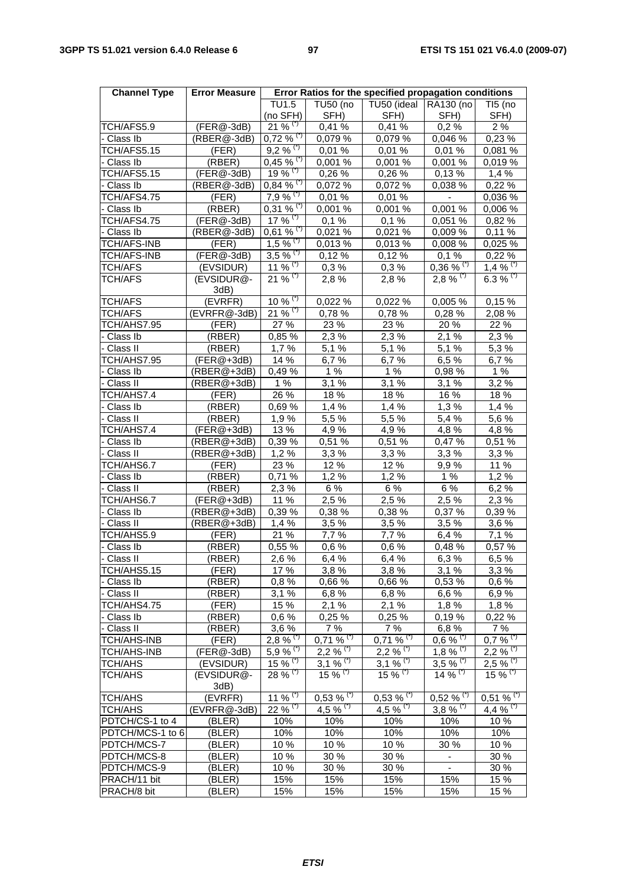| Channel Type | Error Measure | Error Ratios for the specified propagation conditions | | | | |
|---|---|---|---|---|---|---|
| | | TU1.5 (no SFH) | TU50 (no SFH) | TU50 (ideal SFH) | RA130 (no SFH) | TI5 (no SFH) |
| TCH/AFS5.9 | (FER@-3dB) | 21 % (*) | 0,41 % | 0,41 % | 0,2 % | 2 % |
| - Class Ib | (RBER@-3dB) | 0,72 % (*) | 0,079 % | 0,079 % | 0,046 % | 0,23 % |
| TCH/AFS5.15 | (FER) | 9,2 % (*) | 0,01 % | 0,01 % | 0,01 % | 0,081 % |
| - Class Ib | (RBER) | 0,45 % (*) | 0,001 % | 0,001 % | 0,001 % | 0,019 % |
| TCH/AFS5.15 | (FER@-3dB) | 19 % (*) | 0,26 % | 0,26 % | 0,13 % | 1,4 % |
| - Class Ib | (RBER@-3dB) | 0,84 % (*) | 0,072 % | 0,072 % | 0,038 % | 0,22 % |
| TCH/AFS4.75 | (FER) | 7,9 % (*) | 0,01 % | 0,01 % | - | 0,036 % |
| - Class Ib | (RBER) | 0,31 % (*) | 0,001 % | 0,001 % | 0,001 % | 0,006 % |
| TCH/AFS4.75 | (FER@-3dB) | 17 % (*) | 0,1 % | 0,1 % | 0,051 % | 0,82 % |
| - Class Ib | (RBER@-3dB) | 0,61 % (*) | 0,021 % | 0,021 % | 0,009 % | 0,11 % |
| TCH/AFS-INB | (FER) | 1,5 % (*) | 0,013 % | 0,013 % | 0,008 % | 0,025 % |
| TCH/AFS-INB | (FER@-3dB) | 3,5 % (*) | 0,12 % | 0,12 % | 0,1 % | 0,22 % |
| TCH/AFS | (EVSIDUR) | 11 % (*) | 0,3 % | 0,3 % | 0,36 % (*) | 1,4 % (*) |
| TCH/AFS | (EVSIDUR@-3dB) | 21 % (*) | 2,8 % | 2,8 % | 2,8 % (*) | 6.3 % (*) |
| TCH/AFS | (EVRFR) | 10 % (*) | 0,022 % | 0,022 % | 0,005 % | 0,15 % |
| TCH/AFS | (EVRFR@-3dB) | 21 % (*) | 0,78 % | 0,78 % | 0,28 % | 2,08 % |
| TCH/AHS7.95 | (FER) | 27 % | 23 % | 23 % | 20 % | 22 % |
| - Class Ib | (RBER) | 0,85 % | 2,3 % | 2,3 % | 2,1 % | 2,3 % |
| - Class II | (RBER) | 1,7 % | 5,1 % | 5,1 % | 5,1 % | 5,3 % |
| TCH/AHS7.95 | (FER@+3dB) | 14 % | 6,7 % | 6,7 % | 6,5 % | 6,7 % |
| - Class Ib | (RBER@+3dB) | 0,49 % | 1 % | 1 % | 0,98 % | 1 % |
| - Class II | (RBER@+3dB) | 1 % | 3,1 % | 3,1 % | 3,1 % | 3,2 % |
| TCH/AHS7.4 | (FER) | 26 % | 18 % | 18 % | 16 % | 18 % |
| - Class Ib | (RBER) | 0,69 % | 1,4 % | 1,4 % | 1,3 % | 1,4 % |
| - Class II | (RBER) | 1,9 % | 5,5 % | 5,5 % | 5,4 % | 5,6 % |
| TCH/AHS7.4 | (FER@+3dB) | 13 % | 4,9 % | 4,9 % | 4,8 % | 4,8 % |
| - Class Ib | (RBER@+3dB) | 0,39 % | 0,51 % | 0,51 % | 0,47 % | 0,51 % |
| - Class II | (RBER@+3dB) | 1,2 % | 3,3 % | 3,3 % | 3,3 % | 3,3 % |
| TCH/AHS6.7 | (FER) | 23 % | 12 % | 12 % | 9,9 % | 11 % |
| - Class Ib | (RBER) | 0,71 % | 1,2 % | 1,2 % | 1 % | 1,2 % |
| - Class II | (RBER) | 2,3 % | 6 % | 6 % | 6 % | 6,2 % |
| TCH/AHS6.7 | (FER@+3dB) | 11 % | 2,5 % | 2,5 % | 2,5 % | 2,3 % |
| - Class Ib | (RBER@+3dB) | 0,39 % | 0,38 % | 0,38 % | 0,37 % | 0,39 % |
| - Class II | (RBER@+3dB) | 1,4 % | 3,5 % | 3,5 % | 3,5 % | 3,6 % |
| TCH/AHS5.9 | (FER) | 21 % | 7,7 % | 7,7 % | 6,4 % | 7,1 % |
| - Class Ib | (RBER) | 0,55 % | 0,6 % | 0,6 % | 0,48 % | 0,57 % |
| - Class II | (RBER) | 2,6 % | 6,4 % | 6,4 % | 6,3 % | 6,5 % |
| TCH/AHS5.15 | (FER) | 17 % | 3,8 % | 3,8 % | 3,1 % | 3,3 % |
| - Class Ib | (RBER) | 0,8 % | 0,66 % | 0,66 % | 0,53 % | 0,6 % |
| - Class II | (RBER) | 3,1 % | 6,8 % | 6,8 % | 6,6 % | 6,9 % |
| TCH/AHS4.75 | (FER) | 15 % | 2,1 % | 2,1 % | 1,8 % | 1,8 % |
| - Class Ib | (RBER) | 0,6 % | 0,25 % | 0,25 % | 0,19 % | 0,22 % |
| - Class II | (RBER) | 3,6 % | 7 % | 7 % | 6,8 % | 7 % |
| TCH/AHS-INB | (FER) | 2,8 % (*) | 0,71 % (*) | 0,71 % (*) | 0,6 % (*) | 0,7 % (*) |
| TCH/AHS-INB | (FER@-3dB) | 5,9 % (*) | 2,2 % (*) | 2,2 % (*) | 1,8 % (*) | 2,2 % (*) |
| TCH/AHS | (EVSIDUR) | 15 % (*) | 3,1 % (*) | 3,1 % (*) | 3,5 % (*) | 2,5 % (*) |
| TCH/AHS | (EVSIDUR@-3dB) | 28 % (*) | 15 % (*) | 15 % (*) | 14 % (*) | 15 % (*) |
| TCH/AHS | (EVRFR) | 11 % (*) | 0,53 % (*) | 0,53 % (*) | 0,52 % (*) | 0,51 % (*) |
| TCH/AHS | (EVRFR@-3dB) | 22 % (*) | 4,5 % (*) | 4,5 % (*) | 3,8 % (*) | 4,4 % (*) |
| PDTCH/CS-1 to 4 | (BLER) | 10% | 10% | 10% | 10% | 10 % |
| PDTCH/MCS-1 to 6 | (BLER) | 10% | 10% | 10% | 10% | 10% |
| PDTCH/MCS-7 | (BLER) | 10 % | 10 % | 10 % | 30 % | 10 % |
| PDTCH/MCS-8 | (BLER) | 10 % | 30 % | 30 % | - | 30 % |
| PDTCH/MCS-9 | (BLER) | 10 % | 30 % | 30 % | - | 30 % |
| PRACH/11 bit | (BLER) | 15% | 15% | 15% | 15% | 15 % |
| PRACH/8 bit | (BLER) | 15% | 15% | 15% | 15% | 15 % |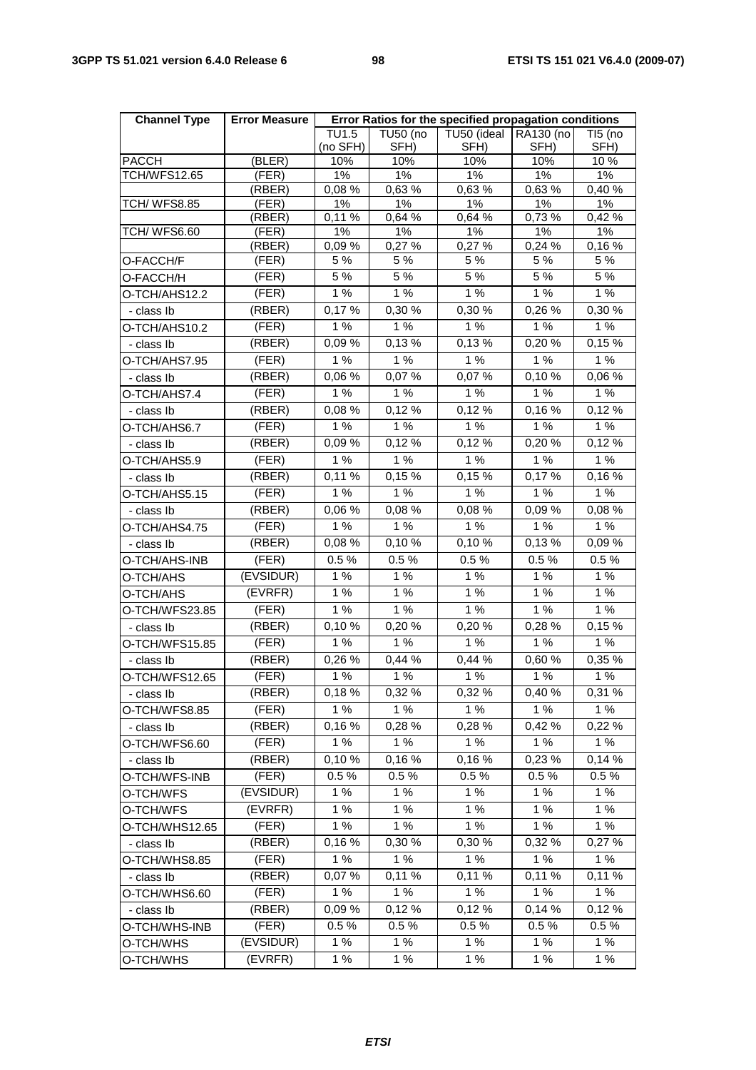| Channel Type | Error Measure | Error Ratios for the specified propagation conditions | | | | |
|---|---|---|---|---|---|---|
| | | TU1.5 (no SFH) | TU50 (no SFH) | TU50 (ideal SFH) | RA130 (no SFH) | TI5 (no SFH) |
| PACCH | (BLER) | 10% | 10% | 10% | 10% | 10 % |
| TCH/WFS12.65 | (FER) | 1% | 1% | 1% | 1% | 1% |
| | (RBER) | 0,08 % | 0,63 % | 0,63 % | 0,63 % | 0,40 % |
| TCH/ WFS8.85 | (FER) | 1% | 1% | 1% | 1% | 1% |
| | (RBER) | 0,11 % | 0,64 % | 0,64 % | 0,73 % | 0,42 % |
| TCH/ WFS6.60 | (FER) | 1% | 1% | 1% | 1% | 1% |
| | (RBER) | 0,09 % | 0,27 % | 0,27 % | 0,24 % | 0,16 % |
| O-FACCH/F | (FER) | 5 % | 5 % | 5 % | 5 % | 5 % |
| O-FACCH/H | (FER) | 5 % | 5 % | 5 % | 5 % | 5 % |
| O-TCH/AHS12.2 | (FER) | 1 % | 1 % | 1 % | 1 % | 1 % |
| - class Ib | (RBER) | 0,17 % | 0,30 % | 0,30 % | 0,26 % | 0,30 % |
| O-TCH/AHS10.2 | (FER) | 1 % | 1 % | 1 % | 1 % | 1 % |
| - class Ib | (RBER) | 0,09 % | 0,13 % | 0,13 % | 0,20 % | 0,15 % |
| O-TCH/AHS7.95 | (FER) | 1 % | 1 % | 1 % | 1 % | 1 % |
| - class Ib | (RBER) | 0,06 % | 0,07 % | 0,07 % | 0,10 % | 0,06 % |
| O-TCH/AHS7.4 | (FER) | 1 % | 1 % | 1 % | 1 % | 1 % |
| - class Ib | (RBER) | 0,08 % | 0,12 % | 0,12 % | 0,16 % | 0,12 % |
| O-TCH/AHS6.7 | (FER) | 1 % | 1 % | 1 % | 1 % | 1 % |
| - class Ib | (RBER) | 0,09 % | 0,12 % | 0,12 % | 0,20 % | 0,12 % |
| O-TCH/AHS5.9 | (FER) | 1 % | 1 % | 1 % | 1 % | 1 % |
| - class Ib | (RBER) | 0,11 % | 0,15 % | 0,15 % | 0,17 % | 0,16 % |
| O-TCH/AHS5.15 | (FER) | 1 % | 1 % | 1 % | 1 % | 1 % |
| - class Ib | (RBER) | 0,06 % | 0,08 % | 0,08 % | 0,09 % | 0,08 % |
| O-TCH/AHS4.75 | (FER) | 1 % | 1 % | 1 % | 1 % | 1 % |
| - class Ib | (RBER) | 0,08 % | 0,10 % | 0,10 % | 0,13 % | 0,09 % |
| O-TCH/AHS-INB | (FER) | 0.5 % | 0.5 % | 0.5 % | 0.5 % | 0.5 % |
| O-TCH/AHS | (EVSIDUR) | 1 % | 1 % | 1 % | 1 % | 1 % |
| O-TCH/AHS | (EVRFR) | 1 % | 1 % | 1 % | 1 % | 1 % |
| O-TCH/WFS23.85 | (FER) | 1 % | 1 % | 1 % | 1 % | 1 % |
| - class Ib | (RBER) | 0,10 % | 0,20 % | 0,20 % | 0,28 % | 0,15 % |
| O-TCH/WFS15.85 | (FER) | 1 % | 1 % | 1 % | 1 % | 1 % |
| - class Ib | (RBER) | 0,26 % | 0,44 % | 0,44 % | 0,60 % | 0,35 % |
| O-TCH/WFS12.65 | (FER) | 1 % | 1 % | 1 % | 1 % | 1 % |
| - class Ib | (RBER) | 0,18 % | 0,32 % | 0,32 % | 0,40 % | 0,31 % |
| O-TCH/WFS8.85 | (FER) | 1 % | 1 % | 1 % | 1 % | 1 % |
| - class Ib | (RBER) | 0,16 % | 0,28 % | 0,28 % | 0,42 % | 0,22 % |
| O-TCH/WFS6.60 | (FER) | 1 % | 1 % | 1 % | 1 % | 1 % |
| - class Ib | (RBER) | 0,10 % | 0,16 % | 0,16 % | 0,23 % | 0,14 % |
| O-TCH/WFS-INB | (FER) | 0.5 % | 0.5 % | 0.5 % | 0.5 % | 0.5 % |
| O-TCH/WFS | (EVSIDUR) | 1 % | 1 % | 1 % | 1 % | 1 % |
| O-TCH/WFS | (EVRFR) | 1 % | 1 % | 1 % | 1 % | 1 % |
| O-TCH/WHS12.65 | (FER) | 1 % | 1 % | 1 % | 1 % | 1 % |
| - class Ib | (RBER) | 0,16 % | 0,30 % | 0,30 % | 0,32 % | 0,27 % |
| O-TCH/WHS8.85 | (FER) | 1 % | 1 % | 1 % | 1 % | 1 % |
| - class Ib | (RBER) | 0,07 % | 0,11 % | 0,11 % | 0,11 % | 0,11 % |
| O-TCH/WHS6.60 | (FER) | 1 % | 1 % | 1 % | 1 % | 1 % |
| - class Ib | (RBER) | 0,09 % | 0,12 % | 0,12 % | 0,14 % | 0,12 % |
| O-TCH/WHS-INB | (FER) | 0.5 % | 0.5 % | 0.5 % | 0.5 % | 0.5 % |
| O-TCH/WHS | (EVSIDUR) | 1 % | 1 % | 1 % | 1 % | 1 % |
| O-TCH/WHS | (EVRFR) | 1 % | 1 % | 1 % | 1 % | 1 % |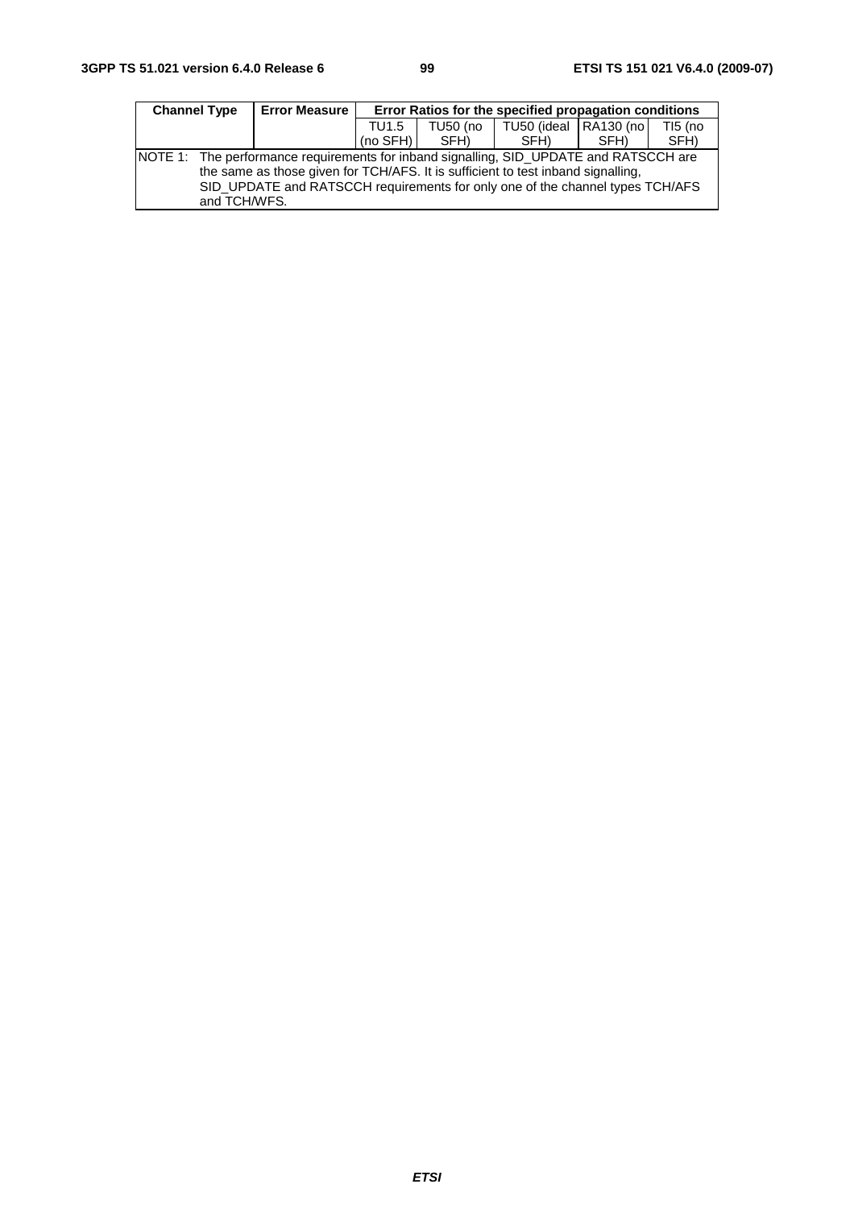| Channel Type | Error Measure | Error Ratios for the specified propagation conditions | | | | |
|---|---|---|---|---|---|---|
| | | TU1.5 (no SFH) | TU50 (no SFH) | TU50 (ideal SFH) | RA130 (no SFH) | TI5 (no SFH) |
| NOTE 1: The performance requirements for inband signalling, SID_UPDATE and RATSCCH are the same as those given for TCH/AFS. It is sufficient to test inband signalling, SID_UPDATE and RATSCCH requirements for only one of the channel types TCH/AFS and TCH/WFS. | | | | | | |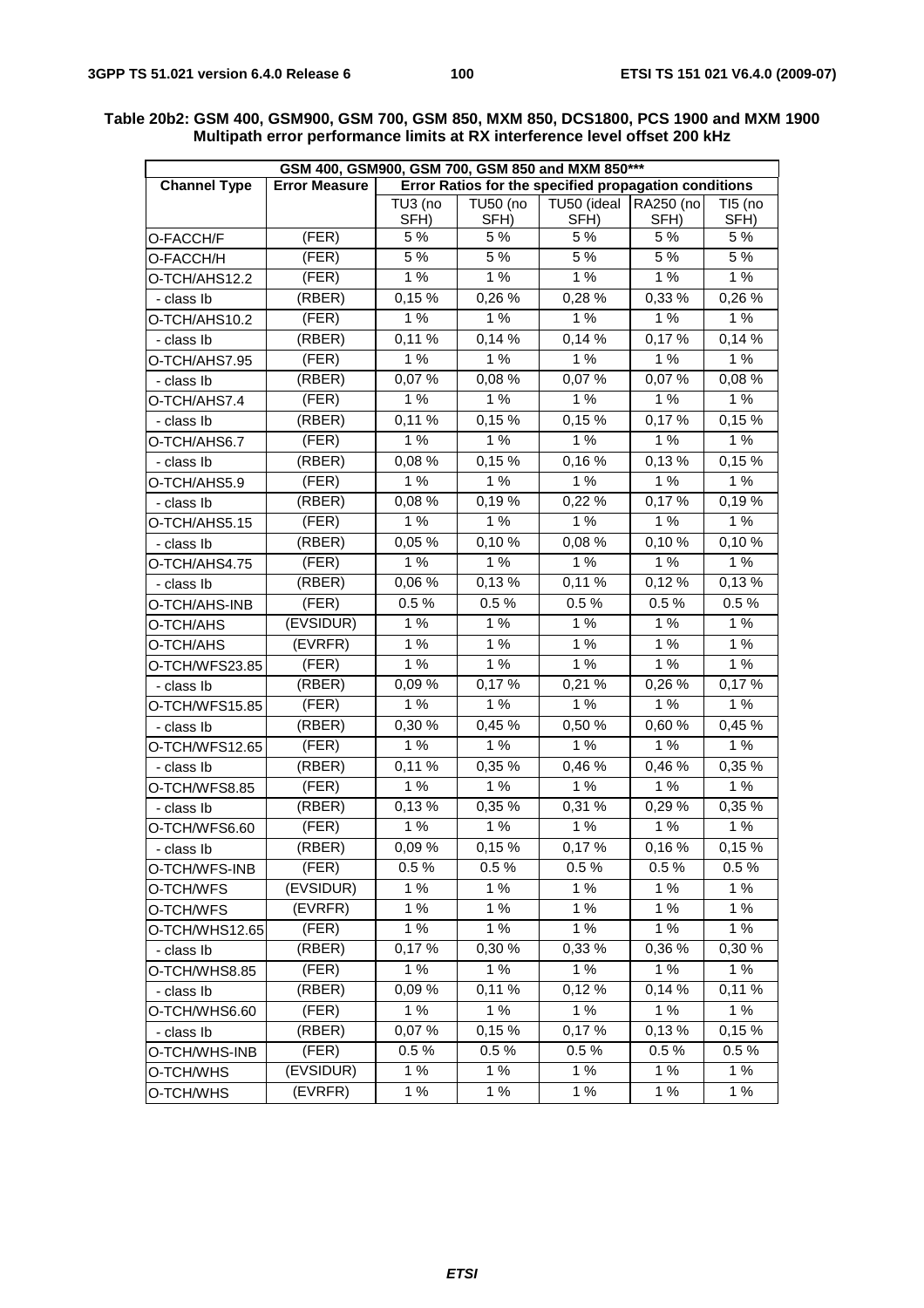**Table 20b2: GSM 400, GSM900, GSM 700, GSM 850, MXM 850, DCS1800, PCS 1900 and MXM 1900 Multipath error performance limits at RX interference level offset 200 kHz**

| GSM 400, GSM900, GSM 700, GSM 850 and MXM 850*** | | | | | | |
|---|---|---|---|---|---|---|
| **Channel Type** | **Error Measure** | **Error Ratios for the specified propagation conditions** | | | | |
| | | TU3 (no SFH) | TU50 (no SFH) | TU50 (ideal SFH) | RA250 (no SFH) | TI5 (no SFH) |
| O-FACCH/F | (FER) | 5 % | 5 % | 5 % | 5 % | 5 % |
| O-FACCH/H | (FER) | 5 % | 5 % | 5 % | 5 % | 5 % |
| O-TCH/AHS12.2 | (FER) | 1 % | 1 % | 1 % | 1 % | 1 % |
| - class Ib | (RBER) | 0,15 % | 0,26 % | 0,28 % | 0,33 % | 0,26 % |
| O-TCH/AHS10.2 | (FER) | 1 % | 1 % | 1 % | 1 % | 1 % |
| - class Ib | (RBER) | 0,11 % | 0,14 % | 0,14 % | 0,17 % | 0,14 % |
| O-TCH/AHS7.95 | (FER) | 1 % | 1 % | 1 % | 1 % | 1 % |
| - class Ib | (RBER) | 0,07 % | 0,08 % | 0,07 % | 0,07 % | 0,08 % |
| O-TCH/AHS7.4 | (FER) | 1 % | 1 % | 1 % | 1 % | 1 % |
| - class Ib | (RBER) | 0,11 % | 0,15 % | 0,15 % | 0,17 % | 0,15 % |
| O-TCH/AHS6.7 | (FER) | 1 % | 1 % | 1 % | 1 % | 1 % |
| - class Ib | (RBER) | 0,08 % | 0,15 % | 0,16 % | 0,13 % | 0,15 % |
| O-TCH/AHS5.9 | (FER) | 1 % | 1 % | 1 % | 1 % | 1 % |
| - class Ib | (RBER) | 0,08 % | 0,19 % | 0,22 % | 0,17 % | 0,19 % |
| O-TCH/AHS5.15 | (FER) | 1 % | 1 % | 1 % | 1 % | 1 % |
| - class Ib | (RBER) | 0,05 % | 0,10 % | 0,08 % | 0,10 % | 0,10 % |
| O-TCH/AHS4.75 | (FER) | 1 % | 1 % | 1 % | 1 % | 1 % |
| - class Ib | (RBER) | 0,06 % | 0,13 % | 0,11 % | 0,12 % | 0,13 % |
| O-TCH/AHS-INB | (FER) | 0.5 % | 0.5 % | 0.5 % | 0.5 % | 0.5 % |
| O-TCH/AHS | (EVSIDUR) | 1 % | 1 % | 1 % | 1 % | 1 % |
| O-TCH/AHS | (EVRFR) | 1 % | 1 % | 1 % | 1 % | 1 % |
| O-TCH/WFS23.85 | (FER) | 1 % | 1 % | 1 % | 1 % | 1 % |
| - class Ib | (RBER) | 0,09 % | 0,17 % | 0,21 % | 0,26 % | 0,17 % |
| O-TCH/WFS15.85 | (FER) | 1 % | 1 % | 1 % | 1 % | 1 % |
| - class Ib | (RBER) | 0,30 % | 0,45 % | 0,50 % | 0,60 % | 0,45 % |
| O-TCH/WFS12.65 | (FER) | 1 % | 1 % | 1 % | 1 % | 1 % |
| - class Ib | (RBER) | 0,11 % | 0,35 % | 0,46 % | 0,46 % | 0,35 % |
| O-TCH/WFS8.85 | (FER) | 1 % | 1 % | 1 % | 1 % | 1 % |
| - class Ib | (RBER) | 0,13 % | 0,35 % | 0,31 % | 0,29 % | 0,35 % |
| O-TCH/WFS6.60 | (FER) | 1 % | 1 % | 1 % | 1 % | 1 % |
| - class Ib | (RBER) | 0,09 % | 0,15 % | 0,17 % | 0,16 % | 0,15 % |
| O-TCH/WFS-INB | (FER) | 0.5 % | 0.5 % | 0.5 % | 0.5 % | 0.5 % |
| O-TCH/WFS | (EVSIDUR) | 1 % | 1 % | 1 % | 1 % | 1 % |
| O-TCH/WFS | (EVRFR) | 1 % | 1 % | 1 % | 1 % | 1 % |
| O-TCH/WHS12.65 | (FER) | 1 % | 1 % | 1 % | 1 % | 1 % |
| - class Ib | (RBER) | 0,17 % | 0,30 % | 0,33 % | 0,36 % | 0,30 % |
| O-TCH/WHS8.85 | (FER) | 1 % | 1 % | 1 % | 1 % | 1 % |
| - class Ib | (RBER) | 0,09 % | 0,11 % | 0,12 % | 0,14 % | 0,11 % |
| O-TCH/WHS6.60 | (FER) | 1 % | 1 % | 1 % | 1 % | 1 % |
| - class Ib | (RBER) | 0,07 % | 0,15 % | 0,17 % | 0,13 % | 0,15 % |
| O-TCH/WHS-INB | (FER) | 0.5 % | 0.5 % | 0.5 % | 0.5 % | 0.5 % |
| O-TCH/WHS | (EVSIDUR) | 1 % | 1 % | 1 % | 1 % | 1 % |
| O-TCH/WHS | (EVRFR) | 1 % | 1 % | 1 % | 1 % | 1 % |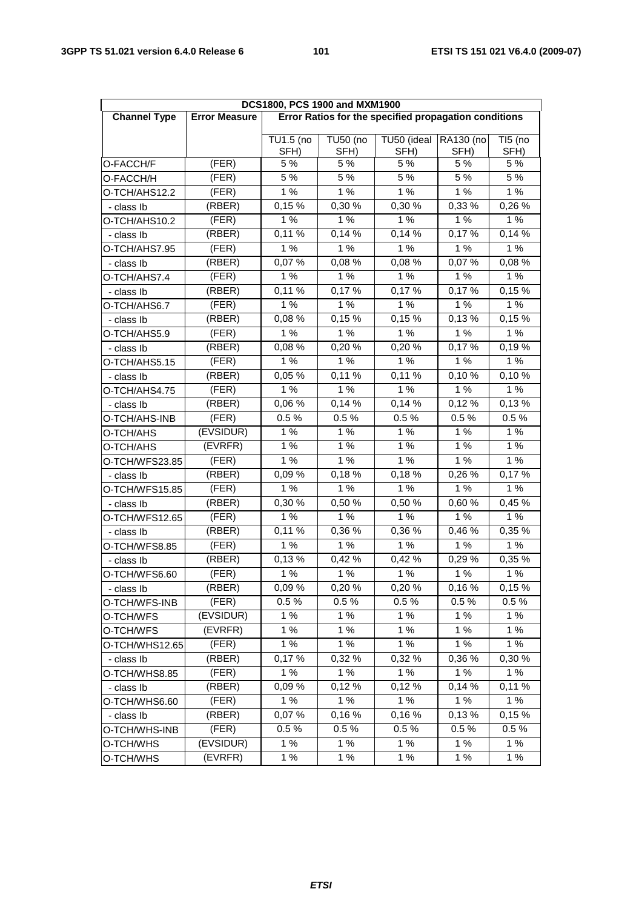| DCS1800, PCS 1900 and MXM1900 | | | | | | |
|---|---|---|---|---|---|---|
| **Channel Type** | **Error Measure** | **Error Ratios for the specified propagation conditions** | | | | |
| | | TU1.5 (no SFH) | TU50 (no SFH) | TU50 (ideal SFH) | RA130 (no SFH) | TI5 (no SFH) |
| O-FACCH/F | (FER) | 5 % | 5 % | 5 % | 5 % | 5 % |
| O-FACCH/H | (FER) | 5 % | 5 % | 5 % | 5 % | 5 % |
| O-TCH/AHS12.2 | (FER) | 1 % | 1 % | 1 % | 1 % | 1 % |
| - class Ib | (RBER) | 0,15 % | 0,30 % | 0,30 % | 0,33 % | 0,26 % |
| O-TCH/AHS10.2 | (FER) | 1 % | 1 % | 1 % | 1 % | 1 % |
| - class Ib | (RBER) | 0,11 % | 0,14 % | 0,14 % | 0,17 % | 0,14 % |
| O-TCH/AHS7.95 | (FER) | 1 % | 1 % | 1 % | 1 % | 1 % |
| - class Ib | (RBER) | 0,07 % | 0,08 % | 0,08 % | 0,07 % | 0,08 % |
| O-TCH/AHS7.4 | (FER) | 1 % | 1 % | 1 % | 1 % | 1 % |
| - class Ib | (RBER) | 0,11 % | 0,17 % | 0,17 % | 0,17 % | 0,15 % |
| O-TCH/AHS6.7 | (FER) | 1 % | 1 % | 1 % | 1 % | 1 % |
| - class Ib | (RBER) | 0,08 % | 0,15 % | 0,15 % | 0,13 % | 0,15 % |
| O-TCH/AHS5.9 | (FER) | 1 % | 1 % | 1 % | 1 % | 1 % |
| - class Ib | (RBER) | 0,08 % | 0,20 % | 0,20 % | 0,17 % | 0,19 % |
| O-TCH/AHS5.15 | (FER) | 1 % | 1 % | 1 % | 1 % | 1 % |
| - class Ib | (RBER) | 0,05 % | 0,11 % | 0,11 % | 0,10 % | 0,10 % |
| O-TCH/AHS4.75 | (FER) | 1 % | 1 % | 1 % | 1 % | 1 % |
| - class Ib | (RBER) | 0,06 % | 0,14 % | 0,14 % | 0,12 % | 0,13 % |
| O-TCH/AHS-INB | (FER) | 0.5 % | 0.5 % | 0.5 % | 0.5 % | 0.5 % |
| O-TCH/AHS | (EVSIDUR) | 1 % | 1 % | 1 % | 1 % | 1 % |
| O-TCH/AHS | (EVRFR) | 1 % | 1 % | 1 % | 1 % | 1 % |
| O-TCH/WFS23.85 | (FER) | 1 % | 1 % | 1 % | 1 % | 1 % |
| - class Ib | (RBER) | 0,09 % | 0,18 % | 0,18 % | 0,26 % | 0,17 % |
| O-TCH/WFS15.85 | (FER) | 1 % | 1 % | 1 % | 1 % | 1 % |
| - class Ib | (RBER) | 0,30 % | 0,50 % | 0,50 % | 0,60 % | 0,45 % |
| O-TCH/WFS12.65 | (FER) | 1 % | 1 % | 1 % | 1 % | 1 % |
| - class Ib | (RBER) | 0,11 % | 0,36 % | 0,36 % | 0,46 % | 0,35 % |
| O-TCH/WFS8.85 | (FER) | 1 % | 1 % | 1 % | 1 % | 1 % |
| - class Ib | (RBER) | 0,13 % | 0,42 % | 0,42 % | 0,29 % | 0,35 % |
| O-TCH/WFS6.60 | (FER) | 1 % | 1 % | 1 % | 1 % | 1 % |
| - class Ib | (RBER) | 0,09 % | 0,20 % | 0,20 % | 0,16 % | 0,15 % |
| O-TCH/WFS-INB | (FER) | 0.5 % | 0.5 % | 0.5 % | 0.5 % | 0.5 % |
| O-TCH/WFS | (EVSIDUR) | 1 % | 1 % | 1 % | 1 % | 1 % |
| O-TCH/WFS | (EVRFR) | 1 % | 1 % | 1 % | 1 % | 1 % |
| O-TCH/WHS12.65 | (FER) | 1 % | 1 % | 1 % | 1 % | 1 % |
| - class Ib | (RBER) | 0,17 % | 0,32 % | 0,32 % | 0,36 % | 0,30 % |
| O-TCH/WHS8.85 | (FER) | 1 % | 1 % | 1 % | 1 % | 1 % |
| - class Ib | (RBER) | 0,09 % | 0,12 % | 0,12 % | 0,14 % | 0,11 % |
| O-TCH/WHS6.60 | (FER) | 1 % | 1 % | 1 % | 1 % | 1 % |
| - class Ib | (RBER) | 0,07 % | 0,16 % | 0,16 % | 0,13 % | 0,15 % |
| O-TCH/WHS-INB | (FER) | 0.5 % | 0.5 % | 0.5 % | 0.5 % | 0.5 % |
| O-TCH/WHS | (EVSIDUR) | 1 % | 1 % | 1 % | 1 % | 1 % |
| O-TCH/WHS | (EVRFR) | 1 % | 1 % | 1 % | 1 % | 1 % |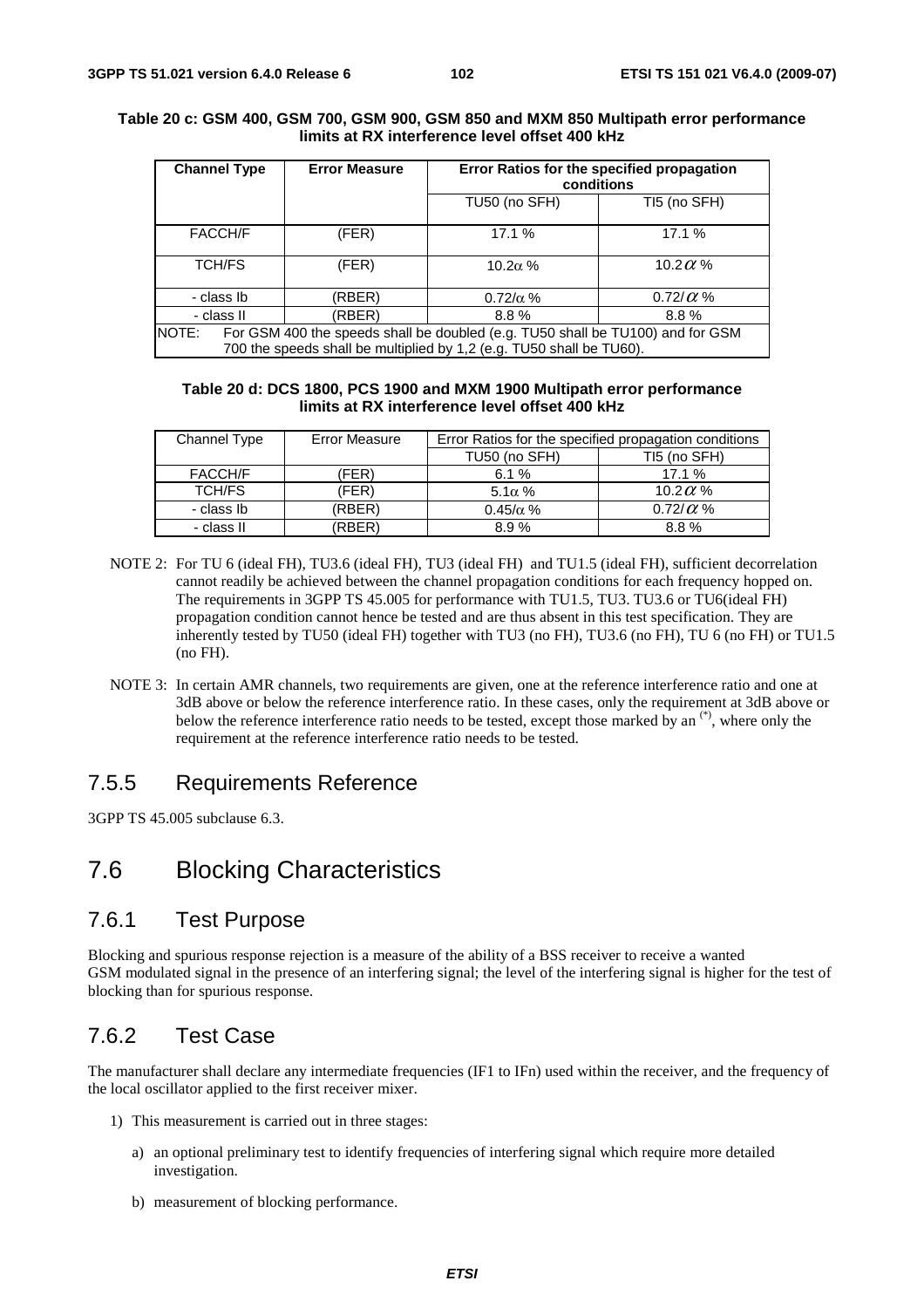**Table 20 c: GSM 400, GSM 700, GSM 900, GSM 850 and MXM 850 Multipath error performance limits at RX interference level offset 400 kHz**

| Channel Type | Error Measure | Error Ratios for the specified propagation conditions | |
|---|---|---|---|
| | | TU50 (no SFH) | TI5 (no SFH) |
| FACCH/F | (FER) | 17.1 % | 17.1 % |
| TCH/FS | (FER) | $10.2\alpha$ % | $10.2\alpha$ % |
| - class Ib | (RBER) | $0.72/\alpha$ % | $0.72/\alpha$ % |
| - class II | (RBER) | 8.8 % | 8.8 % |
| NOTE: For GSM 400 the speeds shall be doubled (e.g. TU50 shall be TU100) and for GSM 700 the speeds shall be multiplied by 1,2 (e.g. TU50 shall be TU60). | | | |

**Table 20 d: DCS 1800, PCS 1900 and MXM 1900 Multipath error performance limits at RX interference level offset 400 kHz**

| Channel Type | Error Measure | Error Ratios for the specified propagation conditions | |
|---|---|---|---|
| | | TU50 (no SFH) | TI5 (no SFH) |
| FACCH/F | (FER) | 6.1 % | 17.1 % |
| TCH/FS | (FER) | $5.1\alpha$ % | $10.2\alpha$ % |
| - class Ib | (RBER) | $0.45/\alpha$ % | $0.72/\alpha$ % |
| - class II | (RBER) | 8.9 % | 8.8 % |

NOTE 2: For TU 6 (ideal FH), TU3.6 (ideal FH), TU3 (ideal FH) and TU1.5 (ideal FH), sufficient decorrelation cannot readily be achieved between the channel propagation conditions for each frequency hopped on. The requirements in 3GPP TS 45.005 for performance with TU1.5, TU3. TU3.6 or TU6(ideal FH) propagation condition cannot hence be tested and are thus absent in this test specification. They are inherently tested by TU50 (ideal FH) together with TU3 (no FH), TU3.6 (no FH), TU 6 (no FH) or TU1.5 (no FH).

NOTE 3: In certain AMR channels, two requirements are given, one at the reference interference ratio and one at 3dB above or below the reference interference ratio. In these cases, only the requirement at 3dB above or below the reference interference ratio needs to be tested, except those marked by an (*), where only the requirement at the reference interference ratio needs to be tested.

## 7.5.5 Requirements Reference

3GPP TS 45.005 subclause 6.3.

# 7.6 Blocking Characteristics

## 7.6.1 Test Purpose

Blocking and spurious response rejection is a measure of the ability of a BSS receiver to receive a wanted GSM modulated signal in the presence of an interfering signal; the level of the interfering signal is higher for the test of blocking than for spurious response.

## 7.6.2 Test Case

The manufacturer shall declare any intermediate frequencies (IF1 to IFn) used within the receiver, and the frequency of the local oscillator applied to the first receiver mixer.

1) This measurement is carried out in three stages:

   a) an optional preliminary test to identify frequencies of interfering signal which require more detailed investigation.

   b) measurement of blocking performance.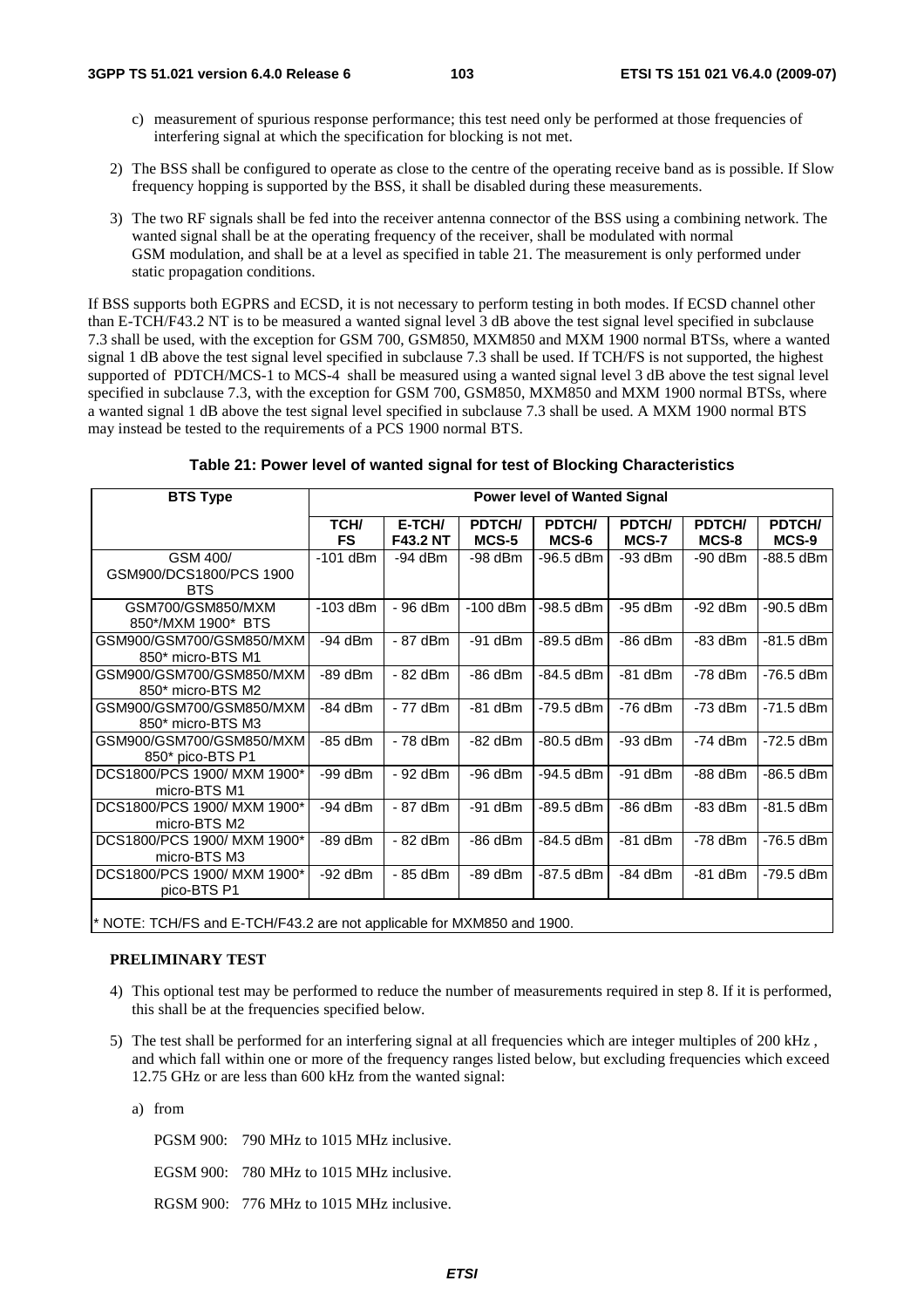c) measurement of spurious response performance; this test need only be performed at those frequencies of interfering signal at which the specification for blocking is not met.

2) The BSS shall be configured to operate as close to the centre of the operating receive band as is possible. If Slow frequency hopping is supported by the BSS, it shall be disabled during these measurements.

3) The two RF signals shall be fed into the receiver antenna connector of the BSS using a combining network. The wanted signal shall be at the operating frequency of the receiver, shall be modulated with normal GSM modulation, and shall be at a level as specified in table 21. The measurement is only performed under static propagation conditions.

If BSS supports both EGPRS and ECSD, it is not necessary to perform testing in both modes. If ECSD channel other than E-TCH/F43.2 NT is to be measured a wanted signal level 3 dB above the test signal level specified in subclause 7.3 shall be used, with the exception for GSM 700, GSM850, MXM850 and MXM 1900 normal BTSs, where a wanted signal 1 dB above the test signal level specified in subclause 7.3 shall be used. If TCH/FS is not supported, the highest supported of PDTCH/MCS-1 to MCS-4 shall be measured using a wanted signal level 3 dB above the test signal level specified in subclause 7.3, with the exception for GSM 700, GSM850, MXM850 and MXM 1900 normal BTSs, where a wanted signal 1 dB above the test signal level specified in subclause 7.3 shall be used. A MXM 1900 normal BTS may instead be tested to the requirements of a PCS 1900 normal BTS.

**Table 21: Power level of wanted signal for test of Blocking Characteristics**

| BTS Type | Power level of Wanted Signal | | | | | | |
|---|---|---|---|---|---|---|---|
| | TCH/ FS | E-TCH/ F43.2 NT | PDTCH/ MCS-5 | PDTCH/ MCS-6 | PDTCH/ MCS-7 | PDTCH/ MCS-8 | PDTCH/ MCS-9 |
| GSM 400/ GSM900/DCS1800/PCS 1900 BTS | -101 dBm | -94 dBm | -98 dBm | -96.5 dBm | -93 dBm | -90 dBm | -88.5 dBm |
| GSM700/GSM850/MXM 850*/MXM 1900* BTS | -103 dBm | - 96 dBm | -100 dBm | -98.5 dBm | -95 dBm | -92 dBm | -90.5 dBm |
| GSM900/GSM700/GSM850/MXM 850* micro-BTS M1 | -94 dBm | - 87 dBm | -91 dBm | -89.5 dBm | -86 dBm | -83 dBm | -81.5 dBm |
| GSM900/GSM700/GSM850/MXM 850* micro-BTS M2 | -89 dBm | - 82 dBm | -86 dBm | -84.5 dBm | -81 dBm | -78 dBm | -76.5 dBm |
| GSM900/GSM700/GSM850/MXM 850* micro-BTS M3 | -84 dBm | - 77 dBm | -81 dBm | -79.5 dBm | -76 dBm | -73 dBm | -71.5 dBm |
| GSM900/GSM700/GSM850/MXM 850* pico-BTS P1 | -85 dBm | - 78 dBm | -82 dBm | -80.5 dBm | -93 dBm | -74 dBm | -72.5 dBm |
| DCS1800/PCS 1900/ MXM 1900* micro-BTS M1 | -99 dBm | - 92 dBm | -96 dBm | -94.5 dBm | -91 dBm | -88 dBm | -86.5 dBm |
| DCS1800/PCS 1900/ MXM 1900* micro-BTS M2 | -94 dBm | - 87 dBm | -91 dBm | -89.5 dBm | -86 dBm | -83 dBm | -81.5 dBm |
| DCS1800/PCS 1900/ MXM 1900* micro-BTS M3 | -89 dBm | - 82 dBm | -86 dBm | -84.5 dBm | -81 dBm | -78 dBm | -76.5 dBm |
| DCS1800/PCS 1900/ MXM 1900* pico-BTS P1 | -92 dBm | - 85 dBm | -89 dBm | -87.5 dBm | -84 dBm | -81 dBm | -79.5 dBm |
| * NOTE: TCH/FS and E-TCH/F43.2 are not applicable for MXM850 and 1900. | | | | | | | |

**PRELIMINARY TEST**

4) This optional test may be performed to reduce the number of measurements required in step 8. If it is performed, this shall be at the frequencies specified below.

5) The test shall be performed for an interfering signal at all frequencies which are integer multiples of 200 kHz , and which fall within one or more of the frequency ranges listed below, but excluding frequencies which exceed 12.75 GHz or are less than 600 kHz from the wanted signal:

a) from

PGSM 900: 790 MHz to 1015 MHz inclusive.

EGSM 900: 780 MHz to 1015 MHz inclusive.

RGSM 900: 776 MHz to 1015 MHz inclusive.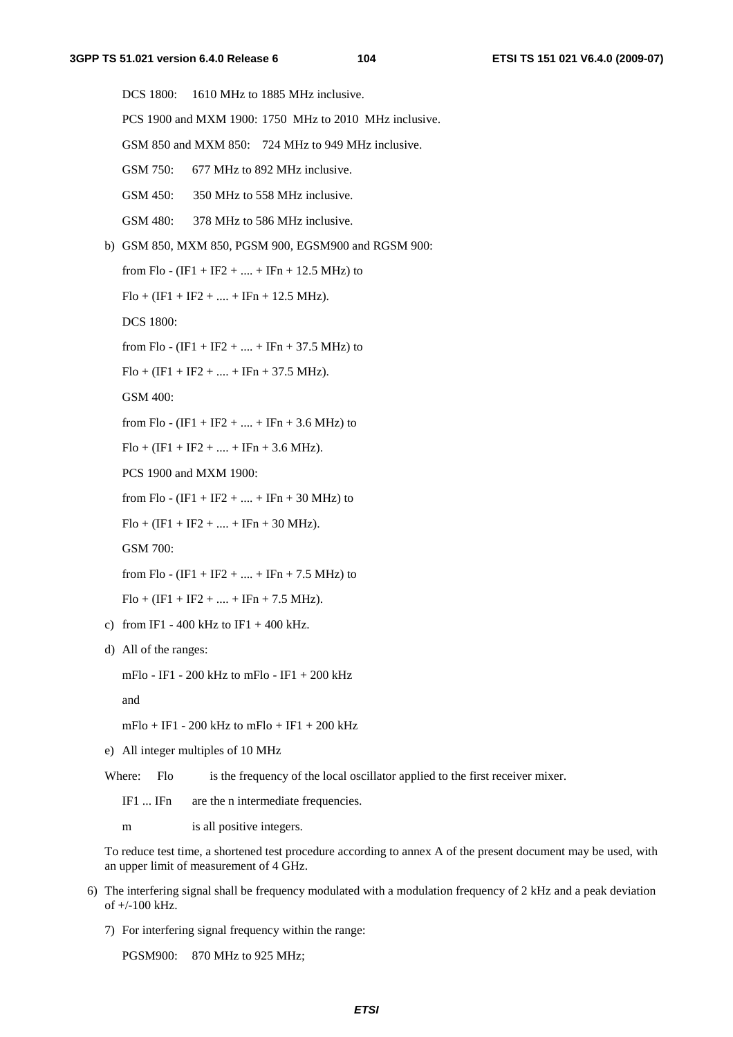DCS 1800: 1610 MHz to 1885 MHz inclusive.

PCS 1900 and MXM 1900: 1750 MHz to 2010 MHz inclusive.

GSM 850 and MXM 850: 724 MHz to 949 MHz inclusive.

GSM 750: 677 MHz to 892 MHz inclusive.

GSM 450: 350 MHz to 558 MHz inclusive.

GSM 480: 378 MHz to 586 MHz inclusive.

b) GSM 850, MXM 850, PGSM 900, EGSM900 and RGSM 900:

from Flo - (IF1 + IF2 + .... + IFn + 12.5 MHz) to

Flo + (IF1 + IF2 + .... + IFn + 12.5 MHz).

DCS 1800:

from Flo - (IF1 + IF2 + .... + IFn + 37.5 MHz) to

Flo + (IF1 + IF2 + .... + IFn + 37.5 MHz).

GSM 400:

from Flo - (IF1 + IF2 + .... + IFn + 3.6 MHz) to

Flo + (IF1 + IF2 + .... + IFn + 3.6 MHz).

PCS 1900 and MXM 1900:

from Flo - (IF1 + IF2 + .... + IFn + 30 MHz) to

Flo + (IF1 + IF2 + .... + IFn + 30 MHz).

GSM 700:

from Flo - (IF1 + IF2 + .... + IFn + 7.5 MHz) to

Flo + (IF1 + IF2 + .... + IFn + 7.5 MHz).

c) from IF1 - 400 kHz to IF1 + 400 kHz.

d) All of the ranges:

mFlo - IF1 - 200 kHz to mFlo - IF1 + 200 kHz

and

mFlo + IF1 - 200 kHz to mFlo + IF1 + 200 kHz

e) All integer multiples of 10 MHz

Where: Flo is the frequency of the local oscillator applied to the first receiver mixer.

IF1 ... IFn are the n intermediate frequencies.

m is all positive integers.

To reduce test time, a shortened test procedure according to annex A of the present document may be used, with an upper limit of measurement of 4 GHz.

6) The interfering signal shall be frequency modulated with a modulation frequency of 2 kHz and a peak deviation of +/-100 kHz.

7) For interfering signal frequency within the range:

PGSM900: 870 MHz to 925 MHz;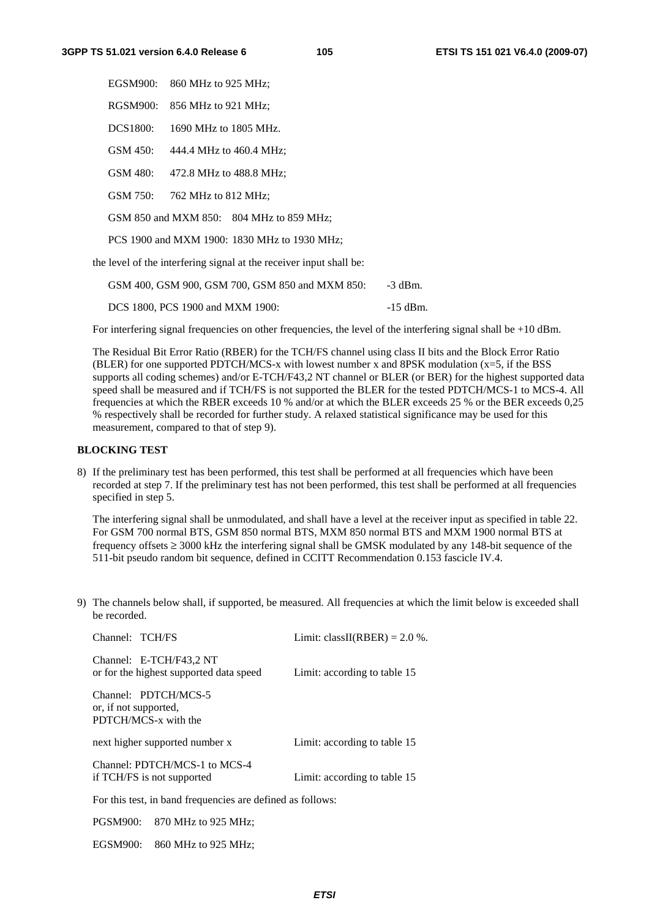EGSM900: 860 MHz to 925 MHz;

RGSM900: 856 MHz to 921 MHz;

DCS1800: 1690 MHz to 1805 MHz.

GSM 450: 444.4 MHz to 460.4 MHz;

GSM 480: 472.8 MHz to 488.8 MHz;

GSM 750: 762 MHz to 812 MHz;

GSM 850 and MXM 850: 804 MHz to 859 MHz;

PCS 1900 and MXM 1900: 1830 MHz to 1930 MHz;

the level of the interfering signal at the receiver input shall be:

GSM 400, GSM 900, GSM 700, GSM 850 and MXM 850: -3 dBm.

DCS 1800, PCS 1900 and MXM 1900: -15 dBm.

For interfering signal frequencies on other frequencies, the level of the interfering signal shall be +10 dBm.

The Residual Bit Error Ratio (RBER) for the TCH/FS channel using class II bits and the Block Error Ratio (BLER) for one supported PDTCH/MCS-x with lowest number x and 8PSK modulation (x=5, if the BSS supports all coding schemes) and/or E-TCH/F43,2 NT channel or BLER (or BER) for the highest supported data speed shall be measured and if TCH/FS is not supported the BLER for the tested PDTCH/MCS-1 to MCS-4. All frequencies at which the RBER exceeds 10 % and/or at which the BLER exceeds 25 % or the BER exceeds 0,25 % respectively shall be recorded for further study. A relaxed statistical significance may be used for this measurement, compared to that of step 9).

**BLOCKING TEST**

8) If the preliminary test has been performed, this test shall be performed at all frequencies which have been recorded at step 7. If the preliminary test has not been performed, this test shall be performed at all frequencies specified in step 5.

   The interfering signal shall be unmodulated, and shall have a level at the receiver input as specified in table 22. For GSM 700 normal BTS, GSM 850 normal BTS, MXM 850 normal BTS and MXM 1900 normal BTS at frequency offsets ≥ 3000 kHz the interfering signal shall be GMSK modulated by any 148-bit sequence of the 511-bit pseudo random bit sequence, defined in CCITT Recommendation 0.153 fascicle IV.4.

9) The channels below shall, if supported, be measured. All frequencies at which the limit below is exceeded shall be recorded.

| | |
|---|---|
| Channel: TCH/FS | Limit: classII(RBER) = 2.0 %. |
| Channel: E-TCH/F43,2 NT or for the highest supported data speed | Limit: according to table 15 |
| Channel: PDTCH/MCS-5 or, if not supported, PDTCH/MCS-x with the next higher supported number x | Limit: according to table 15 |
| Channel: PDTCH/MCS-1 to MCS-4 if TCH/FS is not supported | Limit: according to table 15 |

For this test, in band frequencies are defined as follows:

PGSM900: 870 MHz to 925 MHz;

EGSM900: 860 MHz to 925 MHz;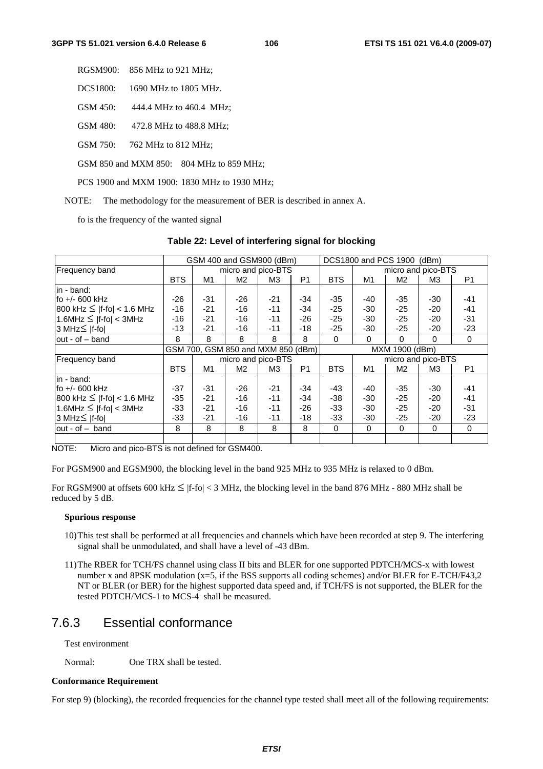RGSM900: 856 MHz to 921 MHz;

DCS1800: 1690 MHz to 1805 MHz.

GSM 450: 444.4 MHz to 460.4 MHz;

GSM 480: 472.8 MHz to 488.8 MHz;

GSM 750: 762 MHz to 812 MHz;

GSM 850 and MXM 850: 804 MHz to 859 MHz;

PCS 1900 and MXM 1900: 1830 MHz to 1930 MHz;

NOTE: The methodology for the measurement of BER is described in annex A.

fo is the frequency of the wanted signal

**Table 22: Level of interfering signal for blocking**

| | GSM 400 and GSM900 (dBm) | | | | | DCS1800 and PCS 1900 (dBm) | | | | |
|---|---|---|---|---|---|---|---|---|---|---|
| Frequency band | | micro and pico-BTS | | | | | micro and pico-BTS | | | |
| | BTS | M1 | M2 | M3 | P1 | BTS | M1 | M2 | M3 | P1 |
| in - band: | | | | | | | | | | |
| fo +/- 600 kHz | -26 | -31 | -26 | -21 | -34 | -35 | -40 | -35 | -30 | -41 |
| 800 kHz ≤ \|f-fo\| < 1.6 MHz | -16 | -21 | -16 | -11 | -34 | -25 | -30 | -25 | -20 | -41 |
| 1.6MHz ≤ \|f-fo\| < 3MHz | -16 | -21 | -16 | -11 | -26 | -25 | -30 | -25 | -20 | -31 |
| 3 MHz≤ \|f-fo\| | -13 | -21 | -16 | -11 | -18 | -25 | -30 | -25 | -20 | -23 |
| out - of – band | 8 | 8 | 8 | 8 | 8 | 0 | 0 | 0 | 0 | 0 |
| | GSM 700, GSM 850 and MXM 850 (dBm) | | | | | MXM 1900 (dBm) | | | | |
| Frequency band | | micro and pico-BTS | | | | | micro and pico-BTS | | | |
| | BTS | M1 | M2 | M3 | P1 | BTS | M1 | M2 | M3 | P1 |
| in - band: | | | | | | | | | | |
| fo +/- 600 kHz | -37 | -31 | -26 | -21 | -34 | -43 | -40 | -35 | -30 | -41 |
| 800 kHz ≤ \|f-fo\| < 1.6 MHz | -35 | -21 | -16 | -11 | -34 | -38 | -30 | -25 | -20 | -41 |
| 1.6MHz ≤ \|f-fo\| < 3MHz | -33 | -21 | -16 | -11 | -26 | -33 | -30 | -25 | -20 | -31 |
| 3 MHz≤ \|f-fo\| | -33 | -21 | -16 | -11 | -18 | -33 | -30 | -25 | -20 | -23 |
| out - of – band | 8 | 8 | 8 | 8 | 8 | 0 | 0 | 0 | 0 | 0 |

NOTE: Micro and pico-BTS is not defined for GSM400.

For PGSM900 and EGSM900, the blocking level in the band 925 MHz to 935 MHz is relaxed to 0 dBm.

For RGSM900 at offsets 600 kHz ≤ |f-fo| < 3 MHz, the blocking level in the band 876 MHz - 880 MHz shall be reduced by 5 dB.

**Spurious response**

10) This test shall be performed at all frequencies and channels which have been recorded at step 9. The interfering signal shall be unmodulated, and shall have a level of -43 dBm.

11) The RBER for TCH/FS channel using class II bits and BLER for one supported PDTCH/MCS-x with lowest number x and 8PSK modulation (x=5, if the BSS supports all coding schemes) and/or BLER for E-TCH/F43,2 NT or BLER (or BER) for the highest supported data speed and, if TCH/FS is not supported, the BLER for the tested PDTCH/MCS-1 to MCS-4 shall be measured.

## 7.6.3 Essential conformance

Test environment

Normal: One TRX shall be tested.

**Conformance Requirement**

For step 9) (blocking), the recorded frequencies for the channel type tested shall meet all of the following requirements: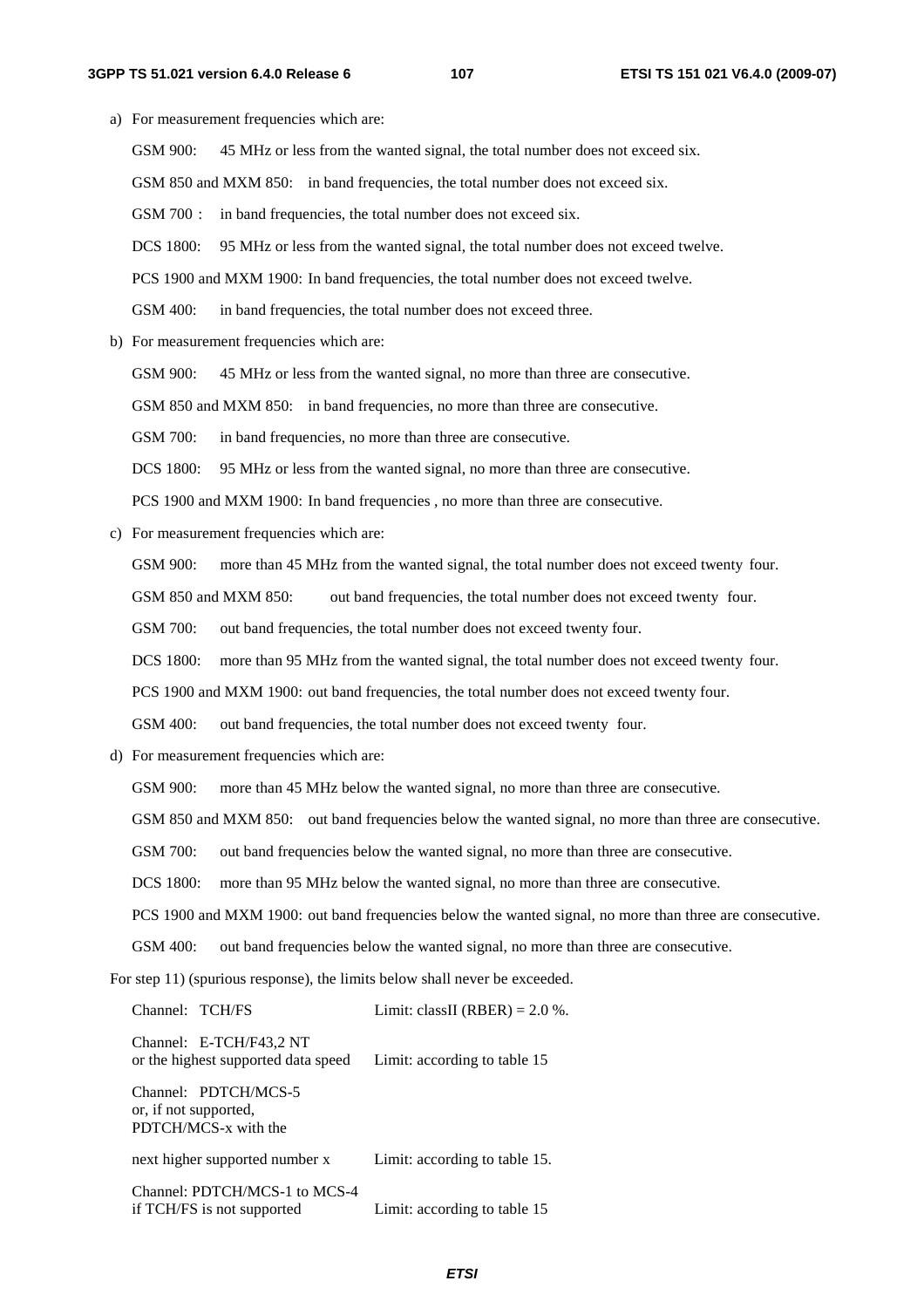a) For measurement frequencies which are:

GSM 900: 45 MHz or less from the wanted signal, the total number does not exceed six.

GSM 850 and MXM 850: in band frequencies, the total number does not exceed six.

GSM 700 : in band frequencies, the total number does not exceed six.

DCS 1800: 95 MHz or less from the wanted signal, the total number does not exceed twelve.

PCS 1900 and MXM 1900: In band frequencies, the total number does not exceed twelve.

GSM 400: in band frequencies, the total number does not exceed three.

b) For measurement frequencies which are:

GSM 900: 45 MHz or less from the wanted signal, no more than three are consecutive.

GSM 850 and MXM 850: in band frequencies, no more than three are consecutive.

GSM 700: in band frequencies, no more than three are consecutive.

DCS 1800: 95 MHz or less from the wanted signal, no more than three are consecutive.

PCS 1900 and MXM 1900: In band frequencies , no more than three are consecutive.

c) For measurement frequencies which are:

GSM 900: more than 45 MHz from the wanted signal, the total number does not exceed twenty four.

GSM 850 and MXM 850: out band frequencies, the total number does not exceed twenty four.

GSM 700: out band frequencies, the total number does not exceed twenty four.

DCS 1800: more than 95 MHz from the wanted signal, the total number does not exceed twenty four.

PCS 1900 and MXM 1900: out band frequencies, the total number does not exceed twenty four.

GSM 400: out band frequencies, the total number does not exceed twenty four.

d) For measurement frequencies which are:

GSM 900: more than 45 MHz below the wanted signal, no more than three are consecutive.

GSM 850 and MXM 850: out band frequencies below the wanted signal, no more than three are consecutive.

GSM 700: out band frequencies below the wanted signal, no more than three are consecutive.

DCS 1800: more than 95 MHz below the wanted signal, no more than three are consecutive.

PCS 1900 and MXM 1900: out band frequencies below the wanted signal, no more than three are consecutive.

GSM 400: out band frequencies below the wanted signal, no more than three are consecutive.

For step 11) (spurious response), the limits below shall never be exceeded.

| | |
|---|---|
| Channel: TCH/FS | Limit: classII (RBER) = 2.0 %. |
| Channel: E-TCH/F43,2 NT or the highest supported data speed | Limit: according to table 15 |
| Channel: PDTCH/MCS-5 or, if not supported, PDTCH/MCS-x with the next higher supported number x | Limit: according to table 15. |
| Channel: PDTCH/MCS-1 to MCS-4 if TCH/FS is not supported | Limit: according to table 15 |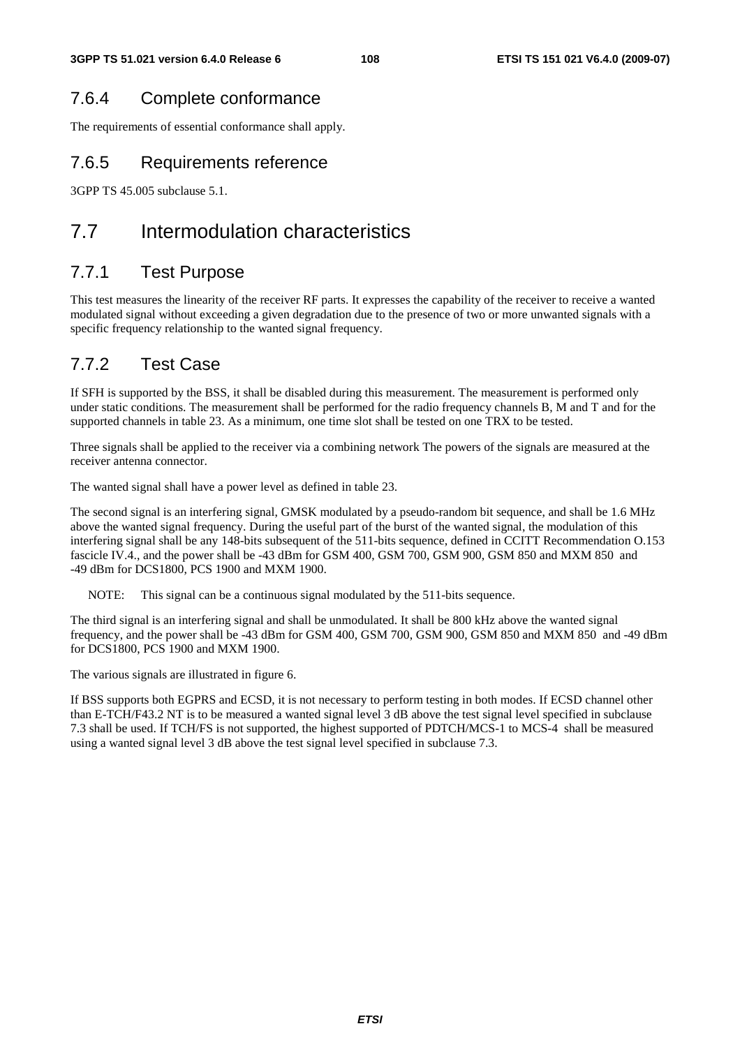### 7.6.4 Complete conformance

The requirements of essential conformance shall apply.

### 7.6.5 Requirements reference

3GPP TS 45.005 subclause 5.1.

## 7.7 Intermodulation characteristics

### 7.7.1 Test Purpose

This test measures the linearity of the receiver RF parts. It expresses the capability of the receiver to receive a wanted modulated signal without exceeding a given degradation due to the presence of two or more unwanted signals with a specific frequency relationship to the wanted signal frequency.

### 7.7.2 Test Case

If SFH is supported by the BSS, it shall be disabled during this measurement. The measurement is performed only under static conditions. The measurement shall be performed for the radio frequency channels B, M and T and for the supported channels in table 23. As a minimum, one time slot shall be tested on one TRX to be tested.

Three signals shall be applied to the receiver via a combining network The powers of the signals are measured at the receiver antenna connector.

The wanted signal shall have a power level as defined in table 23.

The second signal is an interfering signal, GMSK modulated by a pseudo-random bit sequence, and shall be 1.6 MHz above the wanted signal frequency. During the useful part of the burst of the wanted signal, the modulation of this interfering signal shall be any 148-bits subsequent of the 511-bits sequence, defined in CCITT Recommendation O.153 fascicle IV.4., and the power shall be -43 dBm for GSM 400, GSM 700, GSM 900, GSM 850 and MXM 850 and -49 dBm for DCS1800, PCS 1900 and MXM 1900.

NOTE: This signal can be a continuous signal modulated by the 511-bits sequence.

The third signal is an interfering signal and shall be unmodulated. It shall be 800 kHz above the wanted signal frequency, and the power shall be -43 dBm for GSM 400, GSM 700, GSM 900, GSM 850 and MXM 850 and -49 dBm for DCS1800, PCS 1900 and MXM 1900.

The various signals are illustrated in figure 6.

If BSS supports both EGPRS and ECSD, it is not necessary to perform testing in both modes. If ECSD channel other than E-TCH/F43.2 NT is to be measured a wanted signal level 3 dB above the test signal level specified in subclause 7.3 shall be used. If TCH/FS is not supported, the highest supported of PDTCH/MCS-1 to MCS-4 shall be measured using a wanted signal level 3 dB above the test signal level specified in subclause 7.3.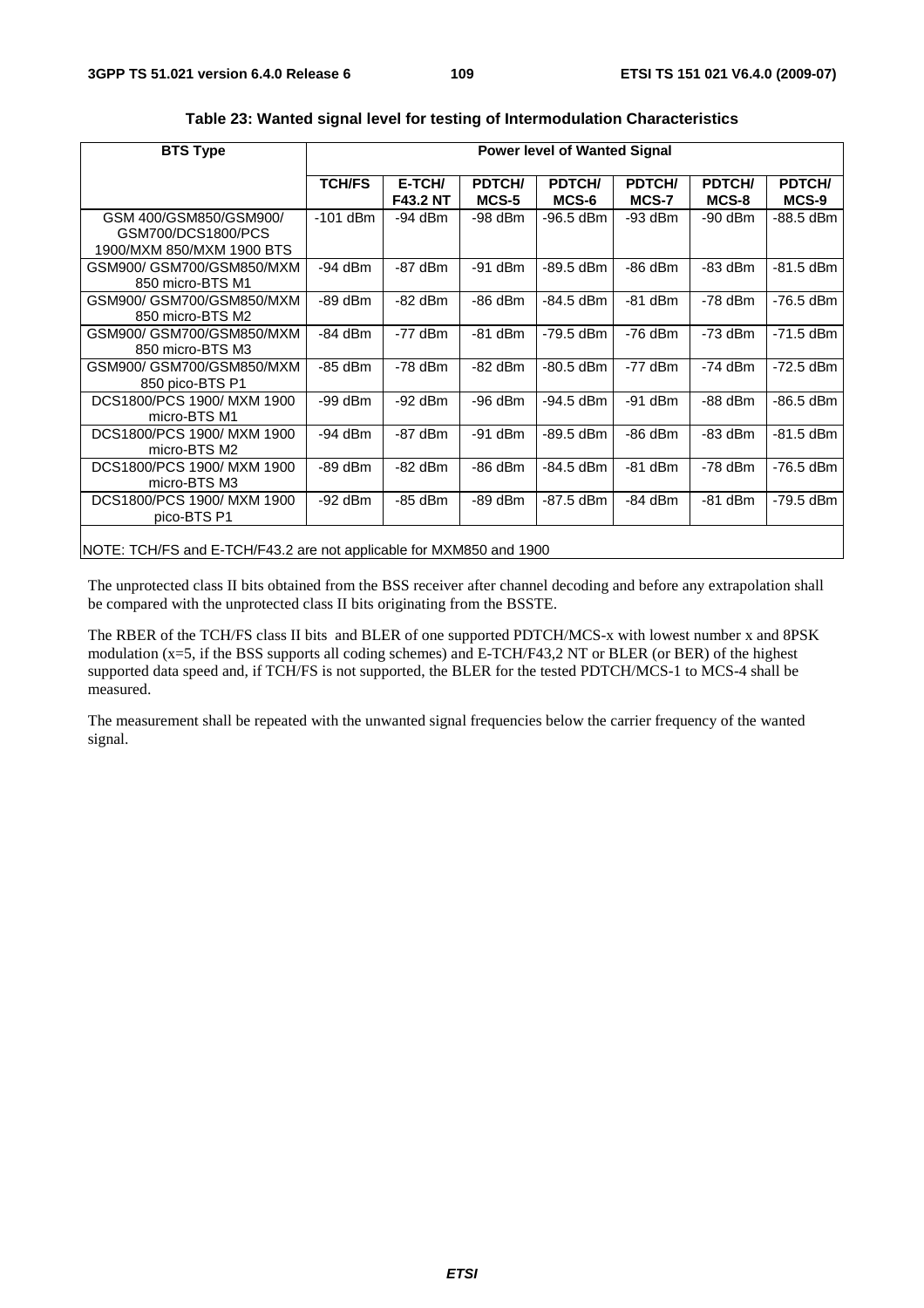**Table 23: Wanted signal level for testing of Intermodulation Characteristics**

| BTS Type | Power level of Wanted Signal | | | | | | |
|---|---|---|---|---|---|---|---|
| | **TCH/FS** | **E-TCH/ F43.2 NT** | **PDTCH/ MCS-5** | **PDTCH/ MCS-6** | **PDTCH/ MCS-7** | **PDTCH/ MCS-8** | **PDTCH/ MCS-9** |
| GSM 400/GSM850/GSM900/ GSM700/DCS1800/PCS 1900/MXM 850/MXM 1900 BTS | -101 dBm | -94 dBm | -98 dBm | -96.5 dBm | -93 dBm | -90 dBm | -88.5 dBm |
| GSM900/ GSM700/GSM850/MXM 850 micro-BTS M1 | -94 dBm | -87 dBm | -91 dBm | -89.5 dBm | -86 dBm | -83 dBm | -81.5 dBm |
| GSM900/ GSM700/GSM850/MXM 850 micro-BTS M2 | -89 dBm | -82 dBm | -86 dBm | -84.5 dBm | -81 dBm | -78 dBm | -76.5 dBm |
| GSM900/ GSM700/GSM850/MXM 850 micro-BTS M3 | -84 dBm | -77 dBm | -81 dBm | -79.5 dBm | -76 dBm | -73 dBm | -71.5 dBm |
| GSM900/ GSM700/GSM850/MXM 850 pico-BTS P1 | -85 dBm | -78 dBm | -82 dBm | -80.5 dBm | -77 dBm | -74 dBm | -72.5 dBm |
| DCS1800/PCS 1900/ MXM 1900 micro-BTS M1 | -99 dBm | -92 dBm | -96 dBm | -94.5 dBm | -91 dBm | -88 dBm | -86.5 dBm |
| DCS1800/PCS 1900/ MXM 1900 micro-BTS M2 | -94 dBm | -87 dBm | -91 dBm | -89.5 dBm | -86 dBm | -83 dBm | -81.5 dBm |
| DCS1800/PCS 1900/ MXM 1900 micro-BTS M3 | -89 dBm | -82 dBm | -86 dBm | -84.5 dBm | -81 dBm | -78 dBm | -76.5 dBm |
| DCS1800/PCS 1900/ MXM 1900 pico-BTS P1 | -92 dBm | -85 dBm | -89 dBm | -87.5 dBm | -84 dBm | -81 dBm | -79.5 dBm |
| NOTE: TCH/FS and E-TCH/F43.2 are not applicable for MXM850 and 1900 | | | | | | | |

The unprotected class II bits obtained from the BSS receiver after channel decoding and before any extrapolation shall be compared with the unprotected class II bits originating from the BSSTE.

The RBER of the TCH/FS class II bits and BLER of one supported PDTCH/MCS-x with lowest number x and 8PSK modulation (x=5, if the BSS supports all coding schemes) and E-TCH/F43,2 NT or BLER (or BER) of the highest supported data speed and, if TCH/FS is not supported, the BLER for the tested PDTCH/MCS-1 to MCS-4 shall be measured.

The measurement shall be repeated with the unwanted signal frequencies below the carrier frequency of the wanted signal.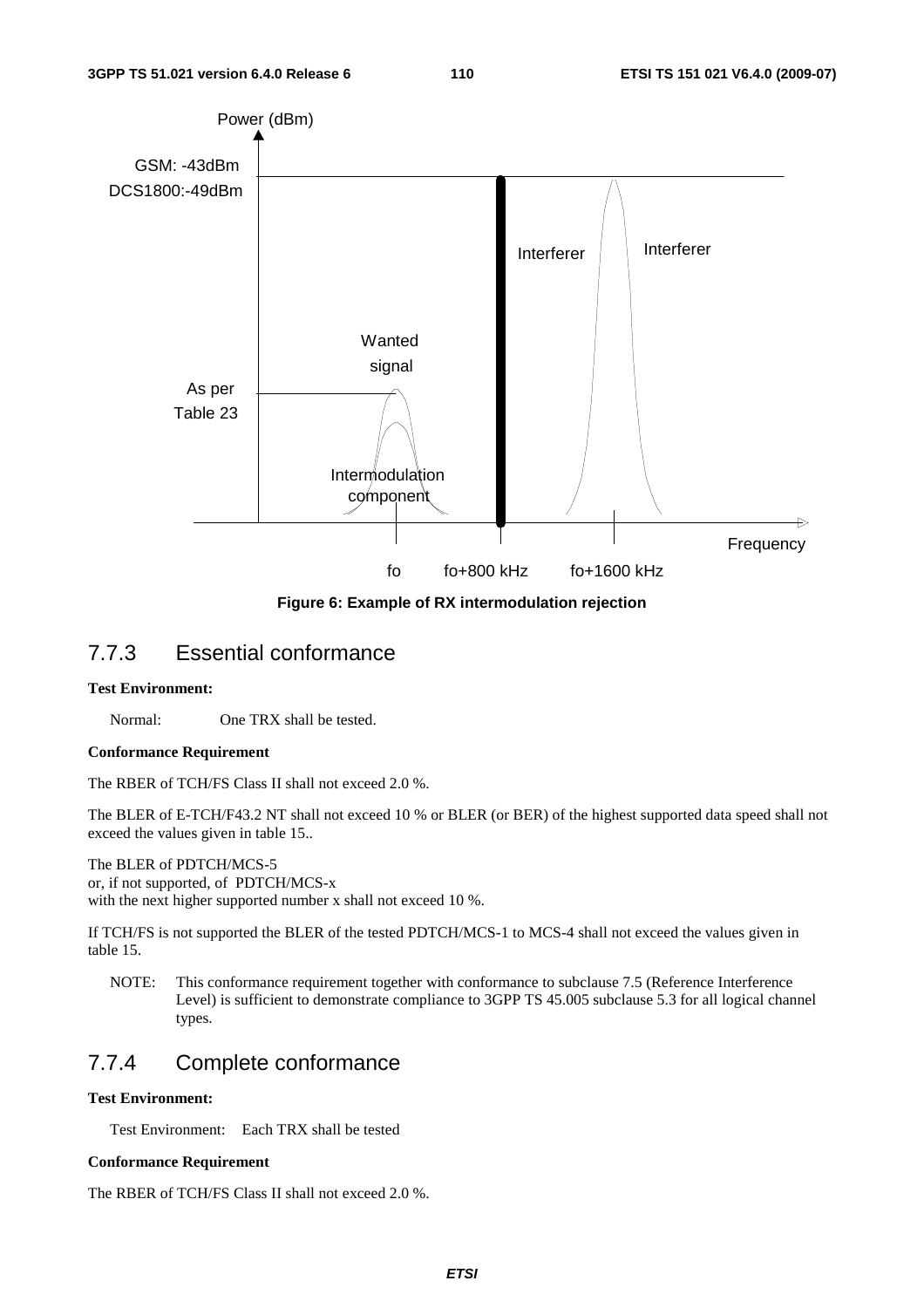**Figure 6: Example of RX intermodulation rejection**

## 7.7.3 Essential conformance

**Test Environment:**

Normal: One TRX shall be tested.

**Conformance Requirement**

The RBER of TCH/FS Class II shall not exceed 2.0 %.

The BLER of E-TCH/F43.2 NT shall not exceed 10 % or BLER (or BER) of the highest supported data speed shall not exceed the values given in table 15..

The BLER of PDTCH/MCS-5
or, if not supported, of PDTCH/MCS-x
with the next higher supported number x shall not exceed 10 %.

If TCH/FS is not supported the BLER of the tested PDTCH/MCS-1 to MCS-4 shall not exceed the values given in table 15.

NOTE: This conformance requirement together with conformance to subclause 7.5 (Reference Interference Level) is sufficient to demonstrate compliance to 3GPP TS 45.005 subclause 5.3 for all logical channel types.

## 7.7.4 Complete conformance

**Test Environment:**

Test Environment: Each TRX shall be tested

**Conformance Requirement**

The RBER of TCH/FS Class II shall not exceed 2.0 %.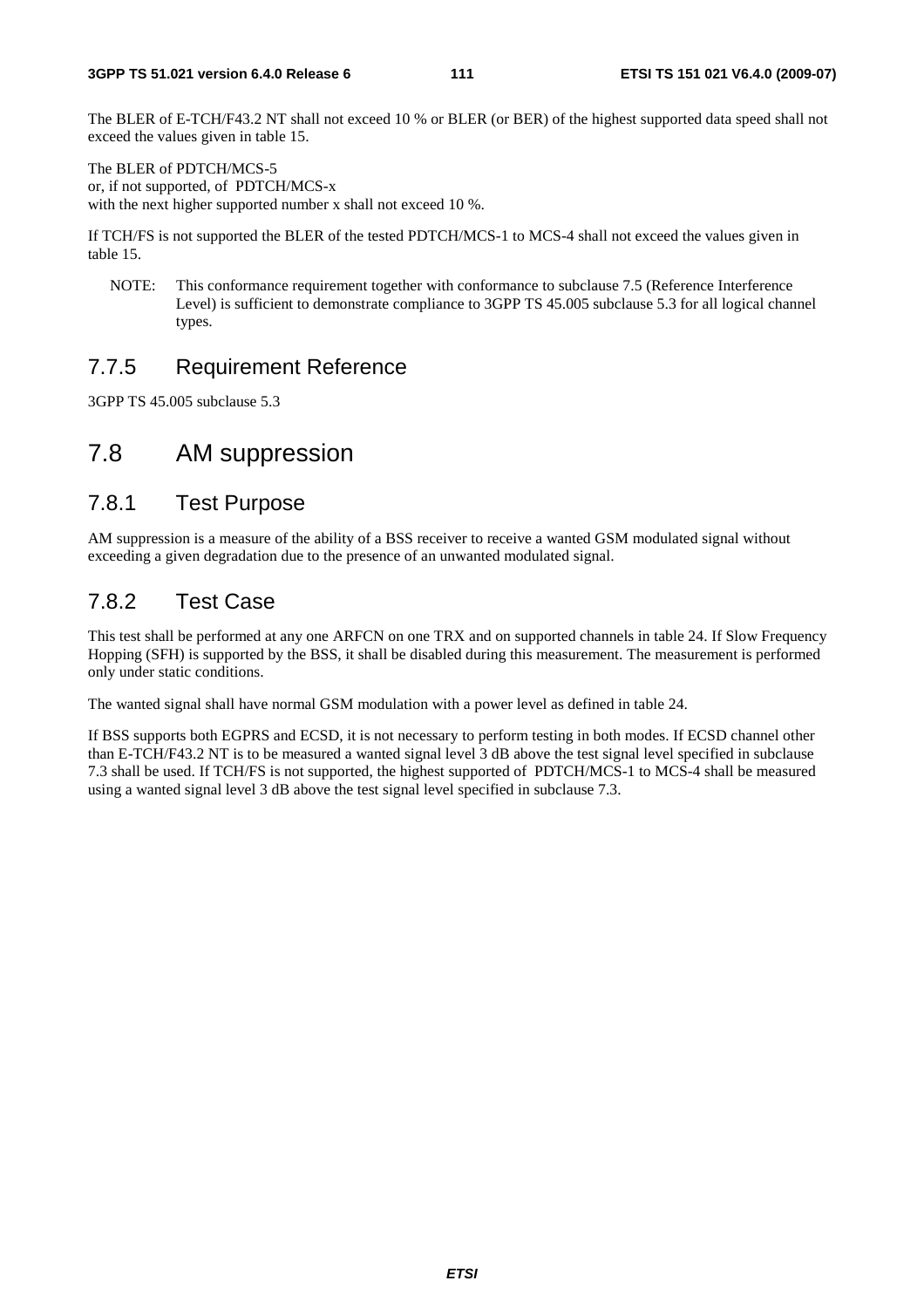The BLER of E-TCH/F43.2 NT shall not exceed 10 % or BLER (or BER) of the highest supported data speed shall not exceed the values given in table 15.

The BLER of PDTCH/MCS-5
or, if not supported, of PDTCH/MCS-x
with the next higher supported number x shall not exceed 10 %.

If TCH/FS is not supported the BLER of the tested PDTCH/MCS-1 to MCS-4 shall not exceed the values given in table 15.

NOTE: This conformance requirement together with conformance to subclause 7.5 (Reference Interference Level) is sufficient to demonstrate compliance to 3GPP TS 45.005 subclause 5.3 for all logical channel types.

### 7.7.5 Requirement Reference

3GPP TS 45.005 subclause 5.3

## 7.8 AM suppression

### 7.8.1 Test Purpose

AM suppression is a measure of the ability of a BSS receiver to receive a wanted GSM modulated signal without exceeding a given degradation due to the presence of an unwanted modulated signal.

### 7.8.2 Test Case

This test shall be performed at any one ARFCN on one TRX and on supported channels in table 24. If Slow Frequency Hopping (SFH) is supported by the BSS, it shall be disabled during this measurement. The measurement is performed only under static conditions.

The wanted signal shall have normal GSM modulation with a power level as defined in table 24.

If BSS supports both EGPRS and ECSD, it is not necessary to perform testing in both modes. If ECSD channel other than E-TCH/F43.2 NT is to be measured a wanted signal level 3 dB above the test signal level specified in subclause 7.3 shall be used. If TCH/FS is not supported, the highest supported of PDTCH/MCS-1 to MCS-4 shall be measured using a wanted signal level 3 dB above the test signal level specified in subclause 7.3.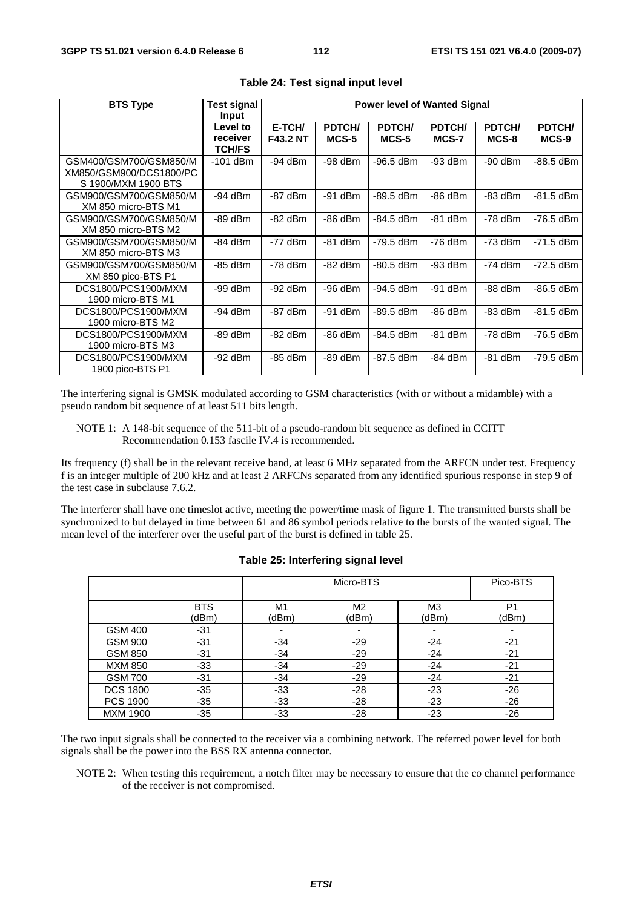**Table 24: Test signal input level**

| BTS Type | Test signal Input Level to receiver TCH/FS | Power level of Wanted Signal | | | | | |
|---|---|---|---|---|---|---|---|
| | | **E-TCH/ F43.2 NT** | **PDTCH/ MCS-5** | **PDTCH/ MCS-5** | **PDTCH/ MCS-7** | **PDTCH/ MCS-8** | **PDTCH/ MCS-9** |
| GSM400/GSM700/GSM850/MXM850/GSM900/DCS1800/PCS 1900/MXM 1900 BTS | -101 dBm | -94 dBm | -98 dBm | -96.5 dBm | -93 dBm | -90 dBm | -88.5 dBm |
| GSM900/GSM700/GSM850/MXM 850 micro-BTS M1 | -94 dBm | -87 dBm | -91 dBm | -89.5 dBm | -86 dBm | -83 dBm | -81.5 dBm |
| GSM900/GSM700/GSM850/MXM 850 micro-BTS M2 | -89 dBm | -82 dBm | -86 dBm | -84.5 dBm | -81 dBm | -78 dBm | -76.5 dBm |
| GSM900/GSM700/GSM850/MXM 850 micro-BTS M3 | -84 dBm | -77 dBm | -81 dBm | -79.5 dBm | -76 dBm | -73 dBm | -71.5 dBm |
| GSM900/GSM700/GSM850/MXM 850 pico-BTS P1 | -85 dBm | -78 dBm | -82 dBm | -80.5 dBm | -93 dBm | -74 dBm | -72.5 dBm |
| DCS1800/PCS1900/MXM 1900 micro-BTS M1 | -99 dBm | -92 dBm | -96 dBm | -94.5 dBm | -91 dBm | -88 dBm | -86.5 dBm |
| DCS1800/PCS1900/MXM 1900 micro-BTS M2 | -94 dBm | -87 dBm | -91 dBm | -89.5 dBm | -86 dBm | -83 dBm | -81.5 dBm |
| DCS1800/PCS1900/MXM 1900 micro-BTS M3 | -89 dBm | -82 dBm | -86 dBm | -84.5 dBm | -81 dBm | -78 dBm | -76.5 dBm |
| DCS1800/PCS1900/MXM 1900 pico-BTS P1 | -92 dBm | -85 dBm | -89 dBm | -87.5 dBm | -84 dBm | -81 dBm | -79.5 dBm |

The interfering signal is GMSK modulated according to GSM characteristics (with or without a midamble) with a pseudo random bit sequence of at least 511 bits length.

NOTE 1: A 148-bit sequence of the 511-bit of a pseudo-random bit sequence as defined in CCITT Recommendation 0.153 fascile IV.4 is recommended.

Its frequency (f) shall be in the relevant receive band, at least 6 MHz separated from the ARFCN under test. Frequency f is an integer multiple of 200 kHz and at least 2 ARFCNs separated from any identified spurious response in step 9 of the test case in subclause 7.6.2.

The interferer shall have one timeslot active, meeting the power/time mask of figure 1. The transmitted bursts shall be synchronized to but delayed in time between 61 and 86 symbol periods relative to the bursts of the wanted signal. The mean level of the interferer over the useful part of the burst is defined in table 25.

**Table 25: Interfering signal level**

| | | Micro-BTS | | | Pico-BTS |
|---|---|---|---|---|---|
| | BTS (dBm) | M1 (dBm) | M2 (dBm) | M3 (dBm) | P1 (dBm) |
| GSM 400 | -31 | - | - | - | - |
| GSM 900 | -31 | -34 | -29 | -24 | -21 |
| GSM 850 | -31 | -34 | -29 | -24 | -21 |
| MXM 850 | -33 | -34 | -29 | -24 | -21 |
| GSM 700 | -31 | -34 | -29 | -24 | -21 |
| DCS 1800 | -35 | -33 | -28 | -23 | -26 |
| PCS 1900 | -35 | -33 | -28 | -23 | -26 |
| MXM 1900 | -35 | -33 | -28 | -23 | -26 |

The two input signals shall be connected to the receiver via a combining network. The referred power level for both signals shall be the power into the BSS RX antenna connector.

NOTE 2: When testing this requirement, a notch filter may be necessary to ensure that the co channel performance of the receiver is not compromised.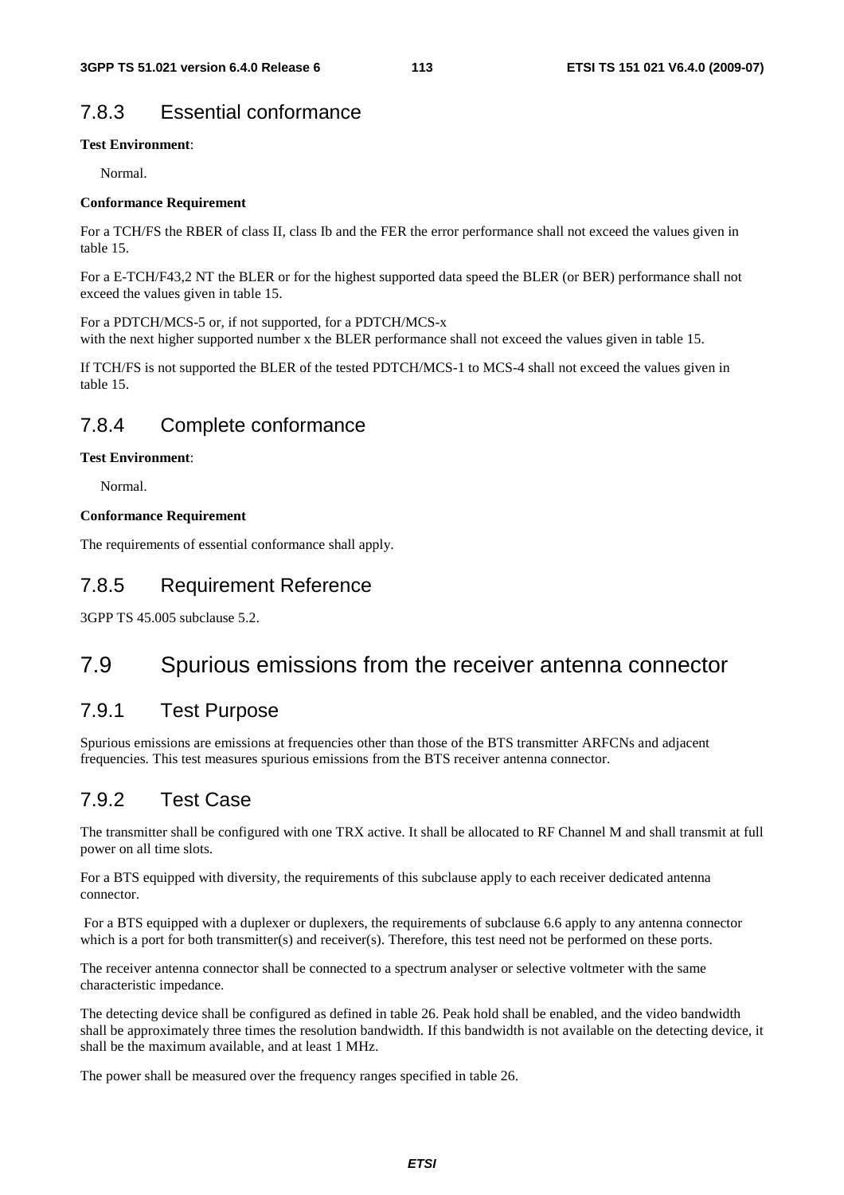### 7.8.3 Essential conformance

**Test Environment**:

Normal.

**Conformance Requirement**

For a TCH/FS the RBER of class II, class Ib and the FER the error performance shall not exceed the values given in table 15.

For a E-TCH/F43,2 NT the BLER or for the highest supported data speed the BLER (or BER) performance shall not exceed the values given in table 15.

For a PDTCH/MCS-5 or, if not supported, for a PDTCH/MCS-x
with the next higher supported number x the BLER performance shall not exceed the values given in table 15.

If TCH/FS is not supported the BLER of the tested PDTCH/MCS-1 to MCS-4 shall not exceed the values given in table 15.

### 7.8.4 Complete conformance

**Test Environment**:

Normal.

**Conformance Requirement**

The requirements of essential conformance shall apply.

### 7.8.5 Requirement Reference

3GPP TS 45.005 subclause 5.2.

## 7.9 Spurious emissions from the receiver antenna connector

### 7.9.1 Test Purpose

Spurious emissions are emissions at frequencies other than those of the BTS transmitter ARFCNs and adjacent frequencies. This test measures spurious emissions from the BTS receiver antenna connector.

### 7.9.2 Test Case

The transmitter shall be configured with one TRX active. It shall be allocated to RF Channel M and shall transmit at full power on all time slots.

For a BTS equipped with diversity, the requirements of this subclause apply to each receiver dedicated antenna connector.

For a BTS equipped with a duplexer or duplexers, the requirements of subclause 6.6 apply to any antenna connector which is a port for both transmitter(s) and receiver(s). Therefore, this test need not be performed on these ports.

The receiver antenna connector shall be connected to a spectrum analyser or selective voltmeter with the same characteristic impedance.

The detecting device shall be configured as defined in table 26. Peak hold shall be enabled, and the video bandwidth shall be approximately three times the resolution bandwidth. If this bandwidth is not available on the detecting device, it shall be the maximum available, and at least 1 MHz.

The power shall be measured over the frequency ranges specified in table 26.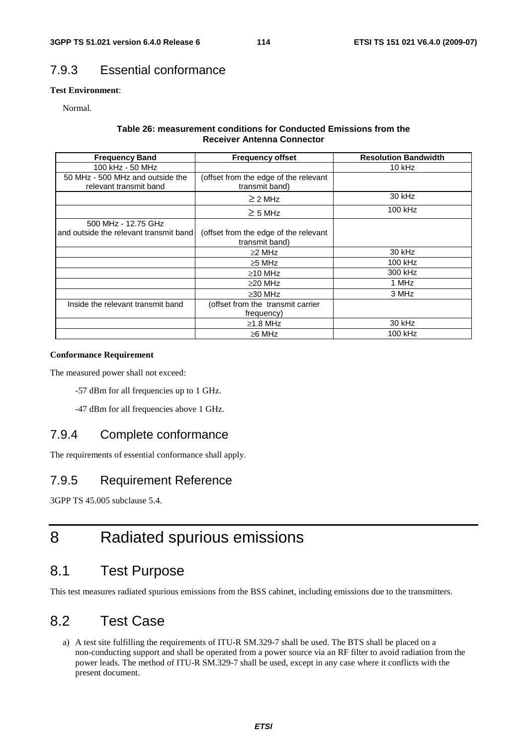### 7.9.3 Essential conformance

**Test Environment**:

Normal.

**Table 26: measurement conditions for Conducted Emissions from the Receiver Antenna Connector**

| Frequency Band | Frequency offset | Resolution Bandwidth |
|---|---|---|
| 100 kHz - 50 MHz | | 10 kHz |
| 50 MHz - 500 MHz and outside the relevant transmit band | (offset from the edge of the relevant transmit band) | |
| | ≥ 2 MHz | 30 kHz |
| | ≥ 5 MHz | 100 kHz |
| 500 MHz - 12.75 GHz and outside the relevant transmit band | (offset from the edge of the relevant transmit band) | |
| | ≥2 MHz | 30 kHz |
| | ≥5 MHz | 100 kHz |
| | ≥10 MHz | 300 kHz |
| | ≥20 MHz | 1 MHz |
| | ≥30 MHz | 3 MHz |
| Inside the relevant transmit band | (offset from the transmit carrier frequency) | |
| | ≥1.8 MHz | 30 kHz |
| | ≥6 MHz | 100 kHz |

**Conformance Requirement**

The measured power shall not exceed:

-57 dBm for all frequencies up to 1 GHz.

-47 dBm for all frequencies above 1 GHz.

### 7.9.4 Complete conformance

The requirements of essential conformance shall apply.

### 7.9.5 Requirement Reference

3GPP TS 45.005 subclause 5.4.

# 8 Radiated spurious emissions

## 8.1 Test Purpose

This test measures radiated spurious emissions from the BSS cabinet, including emissions due to the transmitters.

## 8.2 Test Case

a) A test site fulfilling the requirements of ITU-R SM.329-7 shall be used. The BTS shall be placed on a non-conducting support and shall be operated from a power source via an RF filter to avoid radiation from the power leads. The method of ITU-R SM.329-7 shall be used, except in any case where it conflicts with the present document.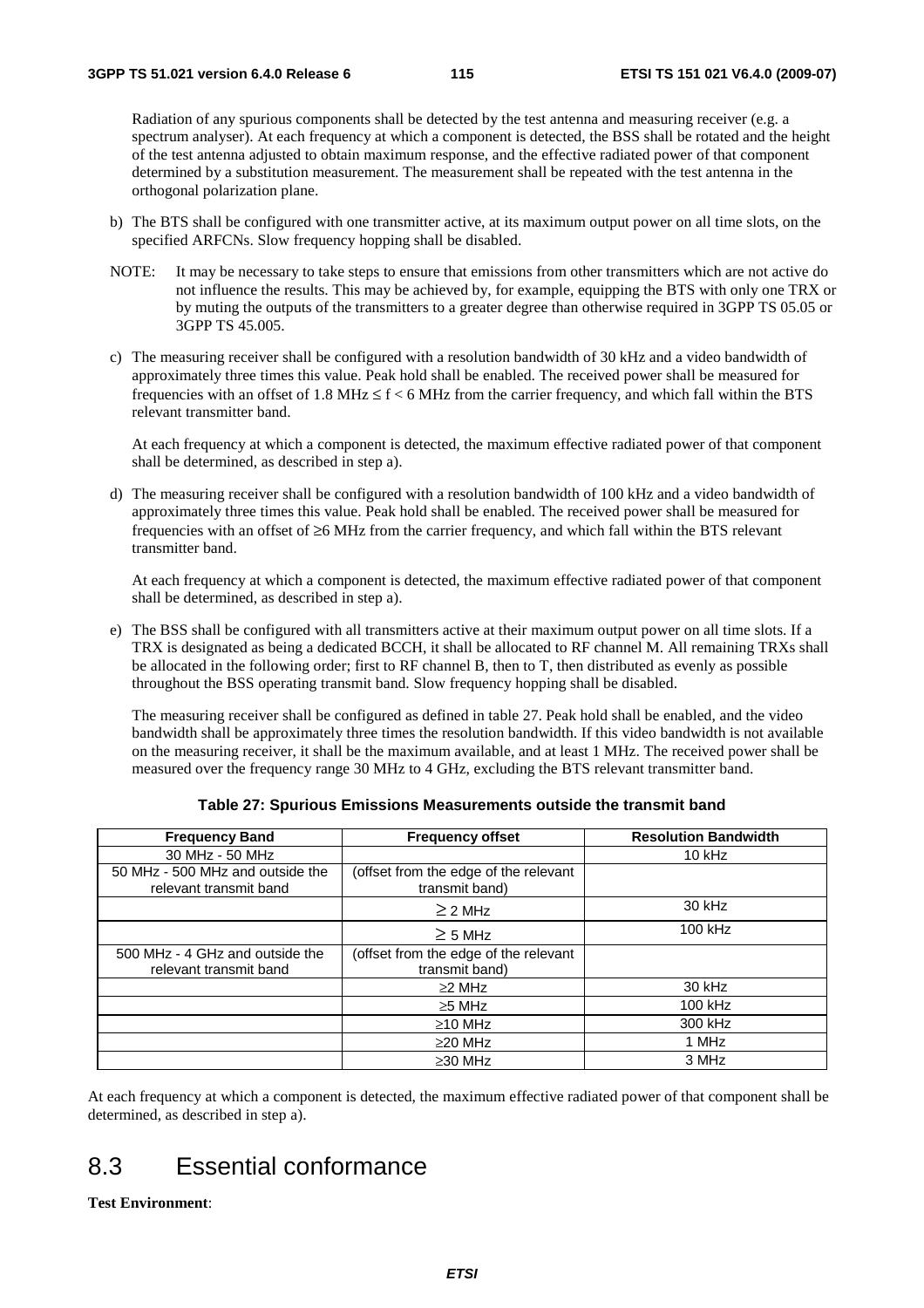Radiation of any spurious components shall be detected by the test antenna and measuring receiver (e.g. a spectrum analyser). At each frequency at which a component is detected, the BSS shall be rotated and the height of the test antenna adjusted to obtain maximum response, and the effective radiated power of that component determined by a substitution measurement. The measurement shall be repeated with the test antenna in the orthogonal polarization plane.

b) The BTS shall be configured with one transmitter active, at its maximum output power on all time slots, on the specified ARFCNs. Slow frequency hopping shall be disabled.

NOTE: It may be necessary to take steps to ensure that emissions from other transmitters which are not active do not influence the results. This may be achieved by, for example, equipping the BTS with only one TRX or by muting the outputs of the transmitters to a greater degree than otherwise required in 3GPP TS 05.05 or 3GPP TS 45.005.

c) The measuring receiver shall be configured with a resolution bandwidth of 30 kHz and a video bandwidth of approximately three times this value. Peak hold shall be enabled. The received power shall be measured for frequencies with an offset of 1.8 MHz $\leq$ f < 6 MHz from the carrier frequency, and which fall within the BTS relevant transmitter band.

   At each frequency at which a component is detected, the maximum effective radiated power of that component shall be determined, as described in step a).

d) The measuring receiver shall be configured with a resolution bandwidth of 100 kHz and a video bandwidth of approximately three times this value. Peak hold shall be enabled. The received power shall be measured for frequencies with an offset of ≥6 MHz from the carrier frequency, and which fall within the BTS relevant transmitter band.

   At each frequency at which a component is detected, the maximum effective radiated power of that component shall be determined, as described in step a).

e) The BSS shall be configured with all transmitters active at their maximum output power on all time slots. If a TRX is designated as being a dedicated BCCH, it shall be allocated to RF channel M. All remaining TRXs shall be allocated in the following order; first to RF channel B, then to T, then distributed as evenly as possible throughout the BSS operating transmit band. Slow frequency hopping shall be disabled.

   The measuring receiver shall be configured as defined in table 27. Peak hold shall be enabled, and the video bandwidth shall be approximately three times the resolution bandwidth. If this video bandwidth is not available on the measuring receiver, it shall be the maximum available, and at least 1 MHz. The received power shall be measured over the frequency range 30 MHz to 4 GHz, excluding the BTS relevant transmitter band.

**Table 27: Spurious Emissions Measurements outside the transmit band**

| Frequency Band | Frequency offset | Resolution Bandwidth |
|---|---|---|
| 30 MHz - 50 MHz | | 10 kHz |
| 50 MHz - 500 MHz and outside the relevant transmit band | (offset from the edge of the relevant transmit band) | |
| | ≥ 2 MHz | 30 kHz |
| | ≥ 5 MHz | 100 kHz |
| 500 MHz - 4 GHz and outside the relevant transmit band | (offset from the edge of the relevant transmit band) | |
| | ≥2 MHz | 30 kHz |
| | ≥5 MHz | 100 kHz |
| | ≥10 MHz | 300 kHz |
| | ≥20 MHz | 1 MHz |
| | ≥30 MHz | 3 MHz |

At each frequency at which a component is detected, the maximum effective radiated power of that component shall be determined, as described in step a).

## 8.3 Essential conformance

**Test Environment**: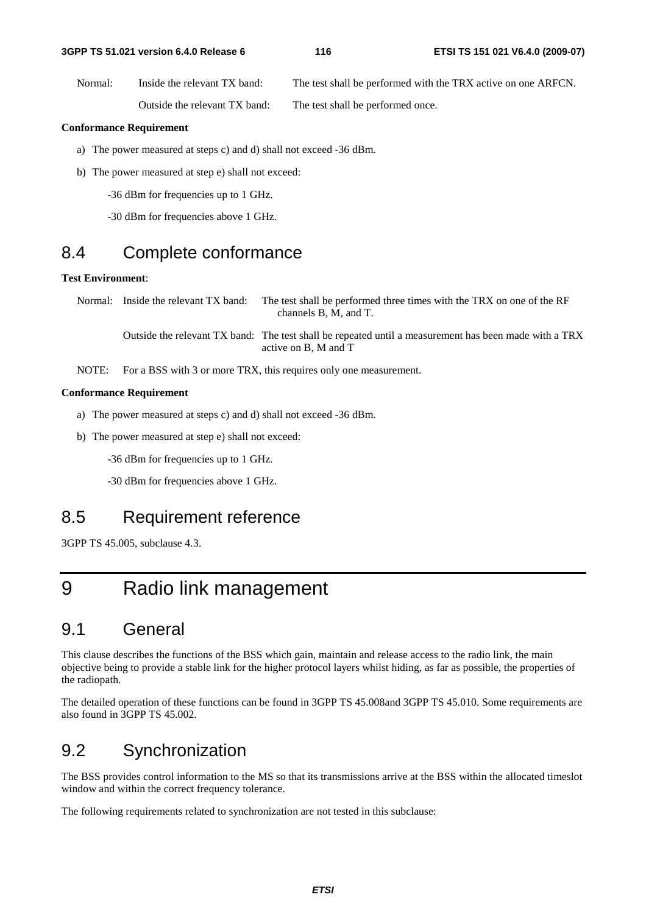Normal: Inside the relevant TX band: The test shall be performed with the TRX active on one ARFCN.

Outside the relevant TX band: The test shall be performed once.

**Conformance Requirement**

a) The power measured at steps c) and d) shall not exceed -36 dBm.

b) The power measured at step e) shall not exceed:

-36 dBm for frequencies up to 1 GHz.

-30 dBm for frequencies above 1 GHz.

## 8.4 Complete conformance

**Test Environment**:

Normal: Inside the relevant TX band: The test shall be performed three times with the TRX on one of the RF channels B, M, and T.

Outside the relevant TX band: The test shall be repeated until a measurement has been made with a TRX active on B, M and T

NOTE: For a BSS with 3 or more TRX, this requires only one measurement.

**Conformance Requirement**

a) The power measured at steps c) and d) shall not exceed -36 dBm.

b) The power measured at step e) shall not exceed:

-36 dBm for frequencies up to 1 GHz.

-30 dBm for frequencies above 1 GHz.

## 8.5 Requirement reference

3GPP TS 45.005, subclause 4.3.

# 9 Radio link management

## 9.1 General

This clause describes the functions of the BSS which gain, maintain and release access to the radio link, the main objective being to provide a stable link for the higher protocol layers whilst hiding, as far as possible, the properties of the radiopath.

The detailed operation of these functions can be found in 3GPP TS 45.008and 3GPP TS 45.010. Some requirements are also found in 3GPP TS 45.002.

## 9.2 Synchronization

The BSS provides control information to the MS so that its transmissions arrive at the BSS within the allocated timeslot window and within the correct frequency tolerance.

The following requirements related to synchronization are not tested in this subclause: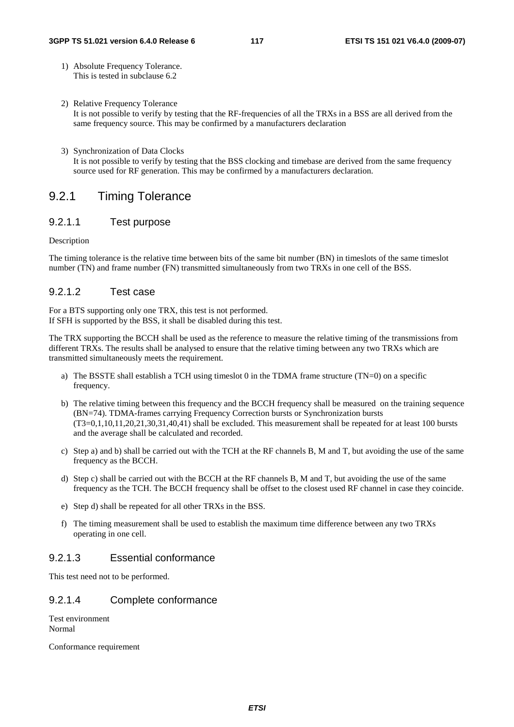1) Absolute Frequency Tolerance.
   This is tested in subclause 6.2

2) Relative Frequency Tolerance
   It is not possible to verify by testing that the RF-frequencies of all the TRXs in a BSS are all derived from the same frequency source. This may be confirmed by a manufacturers declaration

3) Synchronization of Data Clocks
   It is not possible to verify by testing that the BSS clocking and timebase are derived from the same frequency source used for RF generation. This may be confirmed by a manufacturers declaration.

## 9.2.1 Timing Tolerance

### 9.2.1.1 Test purpose

Description

The timing tolerance is the relative time between bits of the same bit number (BN) in timeslots of the same timeslot number (TN) and frame number (FN) transmitted simultaneously from two TRXs in one cell of the BSS.

### 9.2.1.2 Test case

For a BTS supporting only one TRX, this test is not performed.
If SFH is supported by the BSS, it shall be disabled during this test.

The TRX supporting the BCCH shall be used as the reference to measure the relative timing of the transmissions from different TRXs. The results shall be analysed to ensure that the relative timing between any two TRXs which are transmitted simultaneously meets the requirement.

a) The BSSTE shall establish a TCH using timeslot 0 in the TDMA frame structure (TN=0) on a specific frequency.

b) The relative timing between this frequency and the BCCH frequency shall be measured on the training sequence (BN=74). TDMA-frames carrying Frequency Correction bursts or Synchronization bursts (T3=0,1,10,11,20,21,30,31,40,41) shall be excluded. This measurement shall be repeated for at least 100 bursts and the average shall be calculated and recorded.

c) Step a) and b) shall be carried out with the TCH at the RF channels B, M and T, but avoiding the use of the same frequency as the BCCH.

d) Step c) shall be carried out with the BCCH at the RF channels B, M and T, but avoiding the use of the same frequency as the TCH. The BCCH frequency shall be offset to the closest used RF channel in case they coincide.

e) Step d) shall be repeated for all other TRXs in the BSS.

f) The timing measurement shall be used to establish the maximum time difference between any two TRXs operating in one cell.

### 9.2.1.3 Essential conformance

This test need not to be performed.

### 9.2.1.4 Complete conformance

Test environment
Normal

Conformance requirement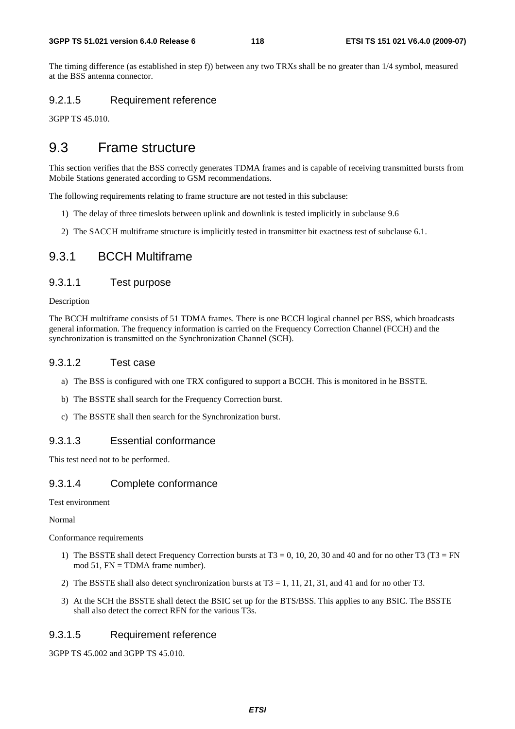The timing difference (as established in step f)) between any two TRXs shall be no greater than 1/4 symbol, measured at the BSS antenna connector.

#### 9.2.1.5 Requirement reference

3GPP TS 45.010.

## 9.3 Frame structure

This section verifies that the BSS correctly generates TDMA frames and is capable of receiving transmitted bursts from Mobile Stations generated according to GSM recommendations.

The following requirements relating to frame structure are not tested in this subclause:

1) The delay of three timeslots between uplink and downlink is tested implicitly in subclause 9.6

2) The SACCH multiframe structure is implicitly tested in transmitter bit exactness test of subclause 6.1.

### 9.3.1 BCCH Multiframe

#### 9.3.1.1 Test purpose

Description

The BCCH multiframe consists of 51 TDMA frames. There is one BCCH logical channel per BSS, which broadcasts general information. The frequency information is carried on the Frequency Correction Channel (FCCH) and the synchronization is transmitted on the Synchronization Channel (SCH).

#### 9.3.1.2 Test case

a) The BSS is configured with one TRX configured to support a BCCH. This is monitored in he BSSTE.

b) The BSSTE shall search for the Frequency Correction burst.

c) The BSSTE shall then search for the Synchronization burst.

#### 9.3.1.3 Essential conformance

This test need not to be performed.

#### 9.3.1.4 Complete conformance

Test environment

Normal

Conformance requirements

1) The BSSTE shall detect Frequency Correction bursts at T3 = 0, 10, 20, 30 and 40 and for no other T3 (T3 = FN mod 51, FN = TDMA frame number).

2) The BSSTE shall also detect synchronization bursts at T3 = 1, 11, 21, 31, and 41 and for no other T3.

3) At the SCH the BSSTE shall detect the BSIC set up for the BTS/BSS. This applies to any BSIC. The BSSTE shall also detect the correct RFN for the various T3s.

#### 9.3.1.5 Requirement reference

3GPP TS 45.002 and 3GPP TS 45.010.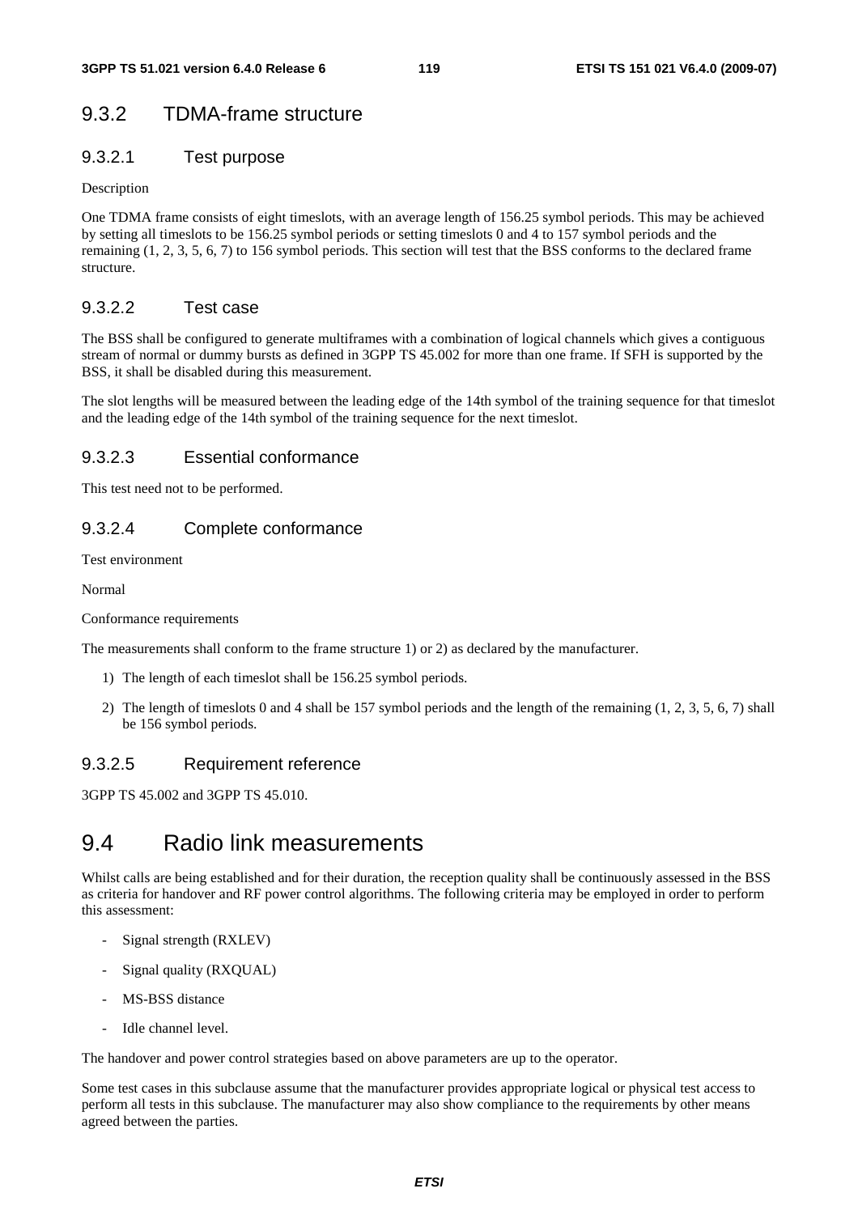### 9.3.2 TDMA-frame structure

#### 9.3.2.1 Test purpose

Description

One TDMA frame consists of eight timeslots, with an average length of 156.25 symbol periods. This may be achieved by setting all timeslots to be 156.25 symbol periods or setting timeslots 0 and 4 to 157 symbol periods and the remaining (1, 2, 3, 5, 6, 7) to 156 symbol periods. This section will test that the BSS conforms to the declared frame structure.

#### 9.3.2.2 Test case

The BSS shall be configured to generate multiframes with a combination of logical channels which gives a contiguous stream of normal or dummy bursts as defined in 3GPP TS 45.002 for more than one frame. If SFH is supported by the BSS, it shall be disabled during this measurement.

The slot lengths will be measured between the leading edge of the 14th symbol of the training sequence for that timeslot and the leading edge of the 14th symbol of the training sequence for the next timeslot.

#### 9.3.2.3 Essential conformance

This test need not to be performed.

#### 9.3.2.4 Complete conformance

Test environment

Normal

Conformance requirements

The measurements shall conform to the frame structure 1) or 2) as declared by the manufacturer.

1) The length of each timeslot shall be 156.25 symbol periods.
2) The length of timeslots 0 and 4 shall be 157 symbol periods and the length of the remaining (1, 2, 3, 5, 6, 7) shall be 156 symbol periods.

#### 9.3.2.5 Requirement reference

3GPP TS 45.002 and 3GPP TS 45.010.

## 9.4 Radio link measurements

Whilst calls are being established and for their duration, the reception quality shall be continuously assessed in the BSS as criteria for handover and RF power control algorithms. The following criteria may be employed in order to perform this assessment:

- Signal strength (RXLEV)
- Signal quality (RXQUAL)
- MS-BSS distance
- Idle channel level.

The handover and power control strategies based on above parameters are up to the operator.

Some test cases in this subclause assume that the manufacturer provides appropriate logical or physical test access to perform all tests in this subclause. The manufacturer may also show compliance to the requirements by other means agreed between the parties.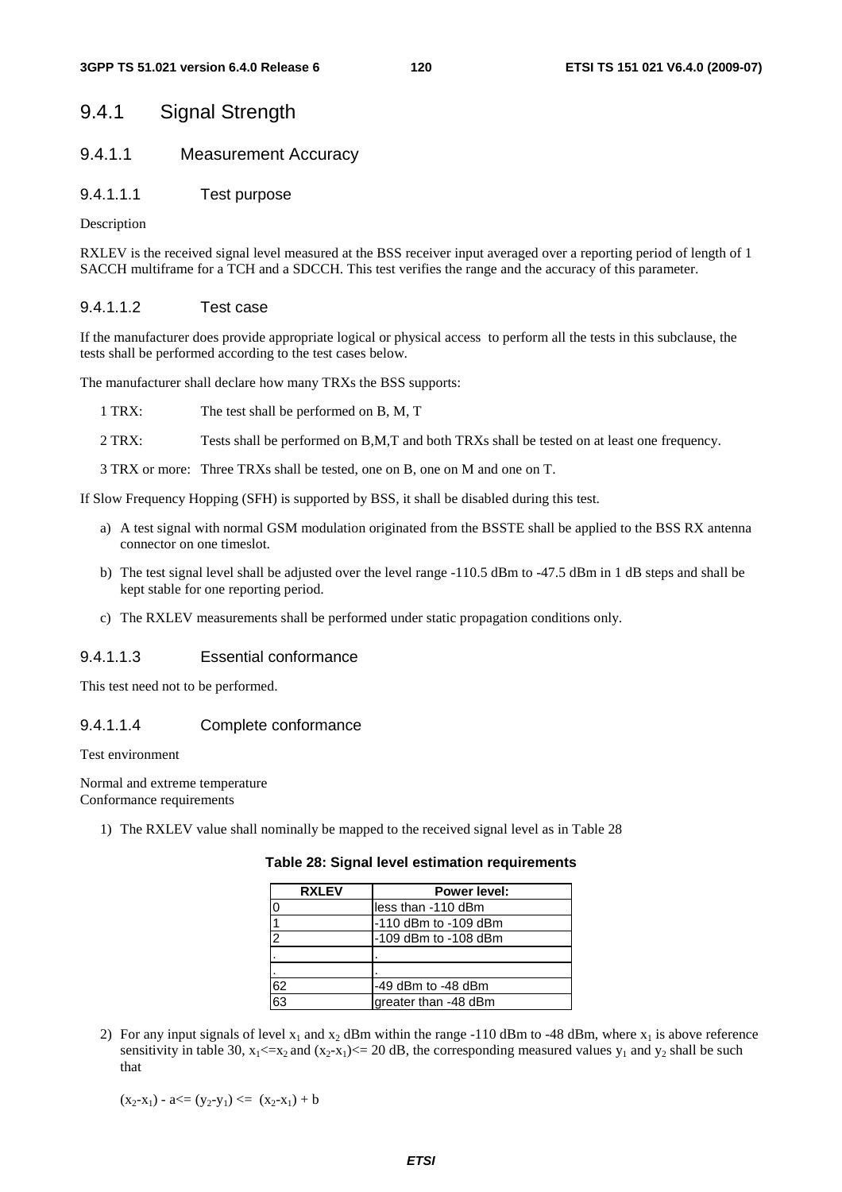## 9.4.1 Signal Strength

### 9.4.1.1 Measurement Accuracy

#### 9.4.1.1.1 Test purpose

Description

RXLEV is the received signal level measured at the BSS receiver input averaged over a reporting period of length of 1 SACCH multiframe for a TCH and a SDCCH. This test verifies the range and the accuracy of this parameter.

#### 9.4.1.1.2 Test case

If the manufacturer does provide appropriate logical or physical access to perform all the tests in this subclause, the tests shall be performed according to the test cases below.

The manufacturer shall declare how many TRXs the BSS supports:

1 TRX: The test shall be performed on B, M, T

2 TRX: Tests shall be performed on B,M,T and both TRXs shall be tested on at least one frequency.

3 TRX or more: Three TRXs shall be tested, one on B, one on M and one on T.

If Slow Frequency Hopping (SFH) is supported by BSS, it shall be disabled during this test.

a) A test signal with normal GSM modulation originated from the BSSTE shall be applied to the BSS RX antenna connector on one timeslot.

b) The test signal level shall be adjusted over the level range -110.5 dBm to -47.5 dBm in 1 dB steps and shall be kept stable for one reporting period.

c) The RXLEV measurements shall be performed under static propagation conditions only.

#### 9.4.1.1.3 Essential conformance

This test need not to be performed.

#### 9.4.1.1.4 Complete conformance

Test environment

Normal and extreme temperature
Conformance requirements

1) The RXLEV value shall nominally be mapped to the received signal level as in Table 28

**Table 28: Signal level estimation requirements**

| RXLEV | Power level: |
|---|---|
| 0 | less than -110 dBm |
| 1 | -110 dBm to -109 dBm |
| 2 | -109 dBm to -108 dBm |
| . | . |
| . | . |
| 62 | -49 dBm to -48 dBm |
| 63 | greater than -48 dBm |

2) For any input signals of level $x_1$ and $x_2$ dBm within the range -110 dBm to -48 dBm, where $x_1$ is above reference sensitivity in table 30, $x_1 <= x_2$ and $(x_2-x_1) <= 20$ dB, the corresponding measured values $y_1$ and $y_2$ shall be such that

$(x_2-x_1) - a <= (y_2-y_1) <= (x_2-x_1) + b$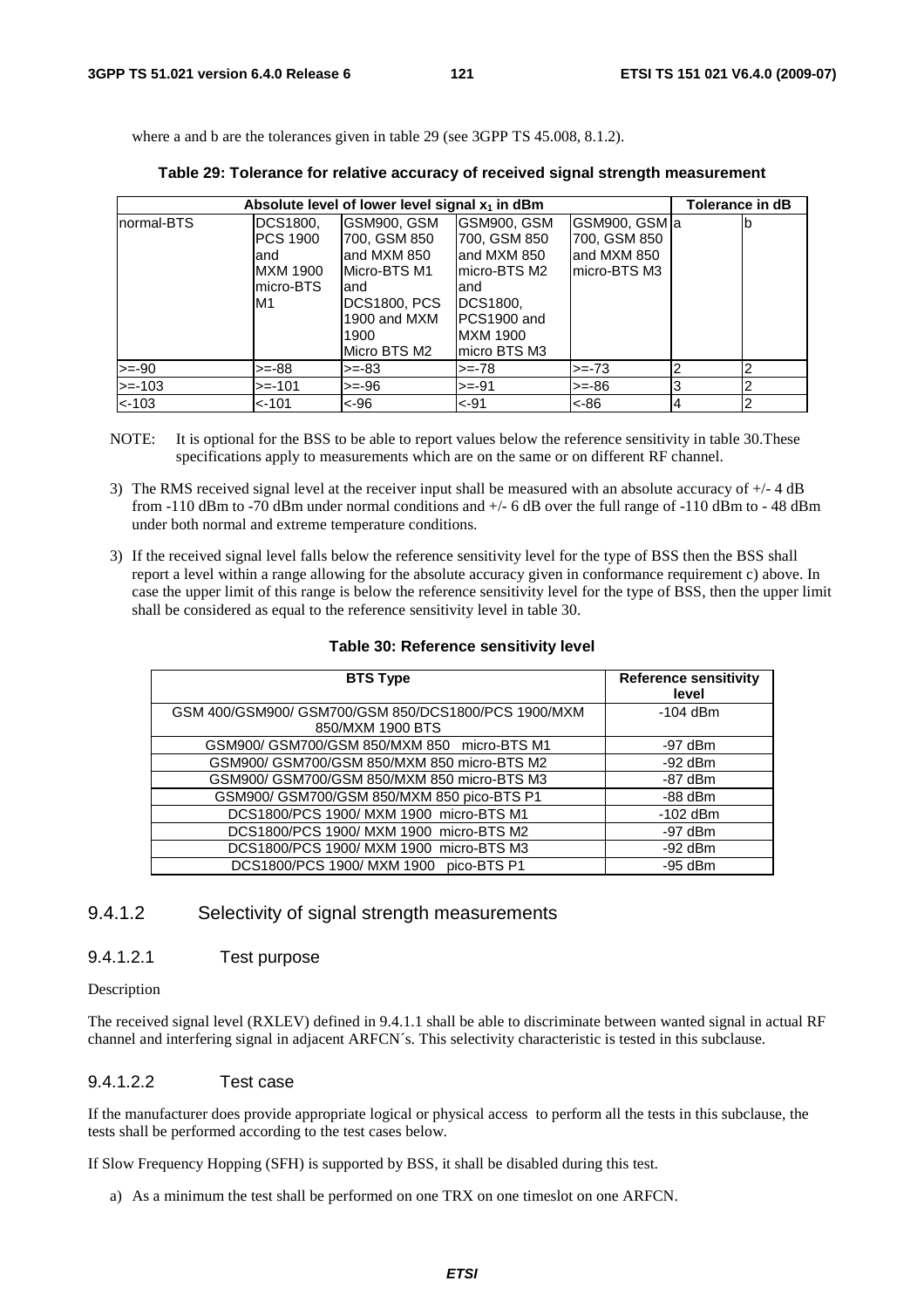where a and b are the tolerances given in table 29 (see 3GPP TS 45.008, 8.1.2).

**Table 29: Tolerance for relative accuracy of received signal strength measurement**

| Absolute level of lower level signal $x_1$ in dBm | | | | | Tolerance in dB | |
|---|---|---|---|---|---|---|
| normal-BTS | DCS1800, PCS 1900 and MXM 1900 micro-BTS M1 | GSM900, GSM 700, GSM 850 and MXM 850 Micro-BTS M1 and DCS1800, PCS 1900 and MXM 1900 Micro BTS M2 | GSM900, GSM 700, GSM 850 and MXM 850 micro-BTS M2 and DCS1800, PCS1900 and MXM 1900 micro BTS M3 | GSM900, GSM 700, GSM 850 and MXM 850 micro-BTS M3 | a | b |
| >=-90 | >=-88 | >=-83 | >=-78 | >=-73 | 2 | 2 |
| >=-103 | >=-101 | >=-96 | >=-91 | >=-86 | 3 | 2 |
| <-103 | <-101 | <-96 | <-91 | <-86 | 4 | 2 |

NOTE: It is optional for the BSS to be able to report values below the reference sensitivity in table 30.These specifications apply to measurements which are on the same or on different RF channel.

3) The RMS received signal level at the receiver input shall be measured with an absolute accuracy of +/- 4 dB from -110 dBm to -70 dBm under normal conditions and +/- 6 dB over the full range of -110 dBm to - 48 dBm under both normal and extreme temperature conditions.

3) If the received signal level falls below the reference sensitivity level for the type of BSS then the BSS shall report a level within a range allowing for the absolute accuracy given in conformance requirement c) above. In case the upper limit of this range is below the reference sensitivity level for the type of BSS, then the upper limit shall be considered as equal to the reference sensitivity level in table 30.

**Table 30: Reference sensitivity level**

| BTS Type | Reference sensitivity level |
|---|---|
| GSM 400/GSM900/ GSM700/GSM 850/DCS1800/PCS 1900/MXM 850/MXM 1900 BTS | -104 dBm |
| GSM900/ GSM700/GSM 850/MXM 850 micro-BTS M1 | -97 dBm |
| GSM900/ GSM700/GSM 850/MXM 850 micro-BTS M2 | -92 dBm |
| GSM900/ GSM700/GSM 850/MXM 850 micro-BTS M3 | -87 dBm |
| GSM900/ GSM700/GSM 850/MXM 850 pico-BTS P1 | -88 dBm |
| DCS1800/PCS 1900/ MXM 1900 micro-BTS M1 | -102 dBm |
| DCS1800/PCS 1900/ MXM 1900 micro-BTS M2 | -97 dBm |
| DCS1800/PCS 1900/ MXM 1900 micro-BTS M3 | -92 dBm |
| DCS1800/PCS 1900/ MXM 1900 pico-BTS P1 | -95 dBm |

### 9.4.1.2 Selectivity of signal strength measurements

#### 9.4.1.2.1 Test purpose

Description

The received signal level (RXLEV) defined in 9.4.1.1 shall be able to discriminate between wanted signal in actual RF channel and interfering signal in adjacent ARFCN´s. This selectivity characteristic is tested in this subclause.

#### 9.4.1.2.2 Test case

If the manufacturer does provide appropriate logical or physical access to perform all the tests in this subclause, the tests shall be performed according to the test cases below.

If Slow Frequency Hopping (SFH) is supported by BSS, it shall be disabled during this test.

a) As a minimum the test shall be performed on one TRX on one timeslot on one ARFCN.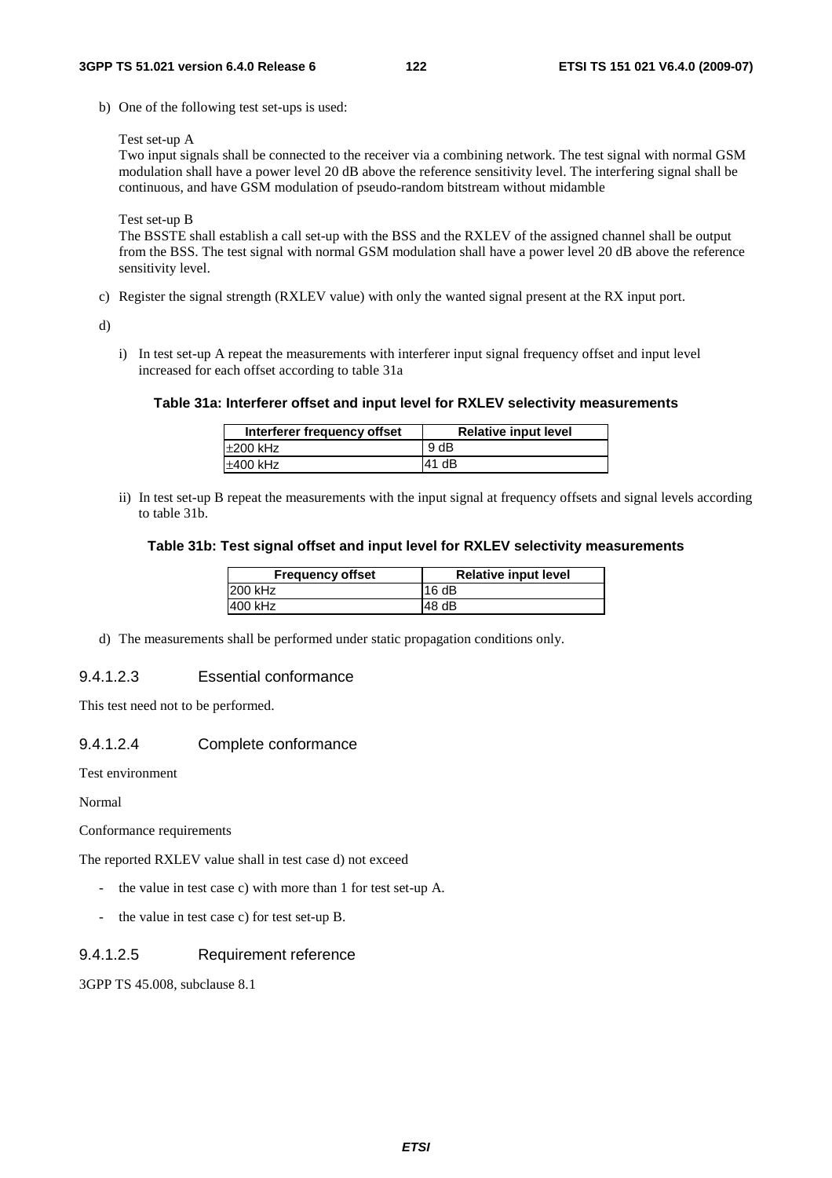b) One of the following test set-ups is used:

Test set-up A
Two input signals shall be connected to the receiver via a combining network. The test signal with normal GSM modulation shall have a power level 20 dB above the reference sensitivity level. The interfering signal shall be continuous, and have GSM modulation of pseudo-random bitstream without midamble

Test set-up B
The BSSTE shall establish a call set-up with the BSS and the RXLEV of the assigned channel shall be output from the BSS. The test signal with normal GSM modulation shall have a power level 20 dB above the reference sensitivity level.

c) Register the signal strength (RXLEV value) with only the wanted signal present at the RX input port.

d)

i) In test set-up A repeat the measurements with interferer input signal frequency offset and input level increased for each offset according to table 31a

**Table 31a: Interferer offset and input level for RXLEV selectivity measurements**

| Interferer frequency offset | Relative input level |
|---|---|
| ±200 kHz | 9 dB |
| ±400 kHz | 41 dB |

ii) In test set-up B repeat the measurements with the input signal at frequency offsets and signal levels according to table 31b.

**Table 31b: Test signal offset and input level for RXLEV selectivity measurements**

| Frequency offset | Relative input level |
|---|---|
| 200 kHz | 16 dB |
| 400 kHz | 48 dB |

d) The measurements shall be performed under static propagation conditions only.

### 9.4.1.2.3 Essential conformance

This test need not to be performed.

### 9.4.1.2.4 Complete conformance

Test environment

Normal

Conformance requirements

The reported RXLEV value shall in test case d) not exceed

- the value in test case c) with more than 1 for test set-up A.
- the value in test case c) for test set-up B.

### 9.4.1.2.5 Requirement reference

3GPP TS 45.008, subclause 8.1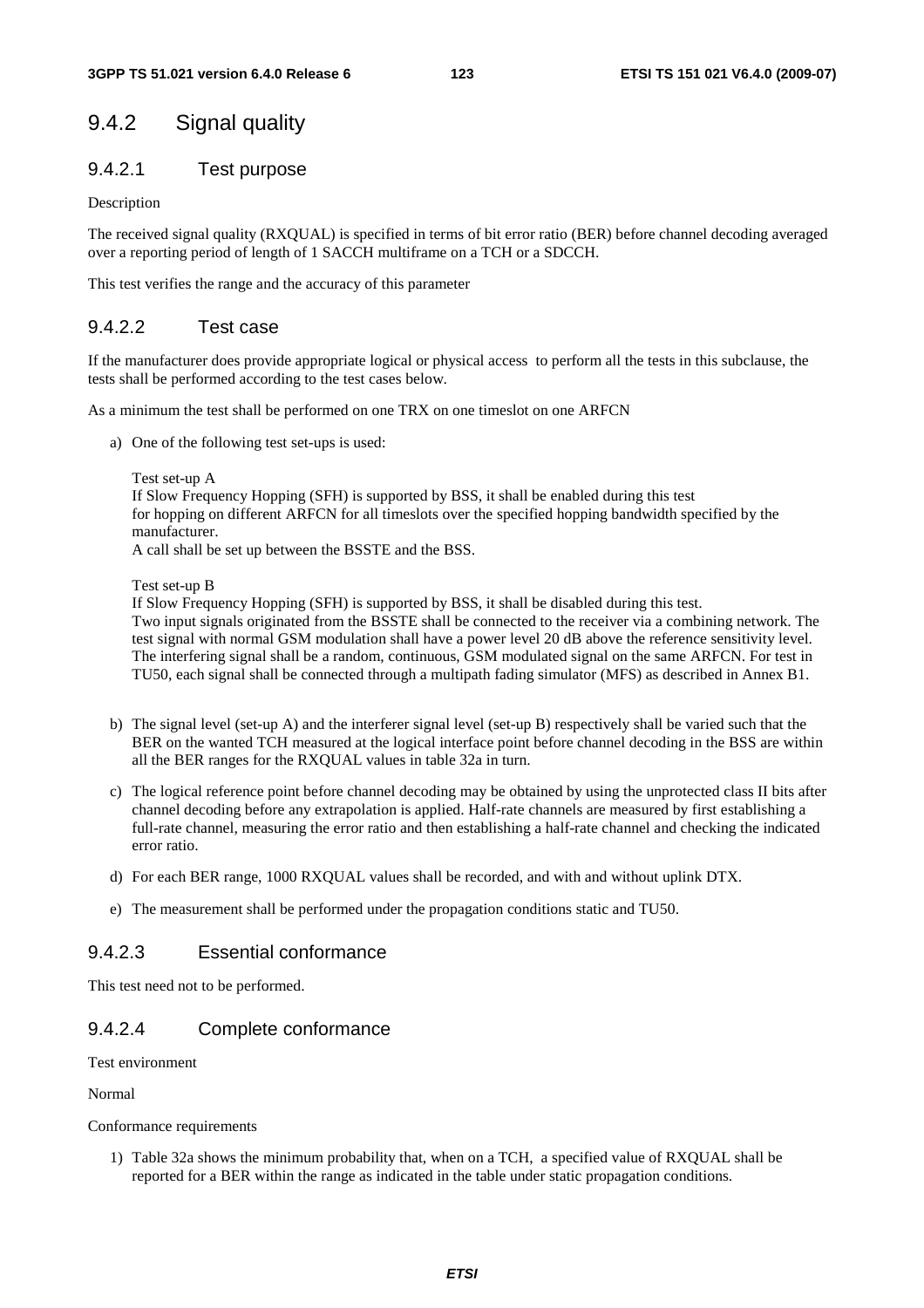## 9.4.2 Signal quality

### 9.4.2.1 Test purpose

Description

The received signal quality (RXQUAL) is specified in terms of bit error ratio (BER) before channel decoding averaged over a reporting period of length of 1 SACCH multiframe on a TCH or a SDCCH.

This test verifies the range and the accuracy of this parameter

### 9.4.2.2 Test case

If the manufacturer does provide appropriate logical or physical access to perform all the tests in this subclause, the tests shall be performed according to the test cases below.

As a minimum the test shall be performed on one TRX on one timeslot on one ARFCN

a) One of the following test set-ups is used:

   Test set-up A
   If Slow Frequency Hopping (SFH) is supported by BSS, it shall be enabled during this test for hopping on different ARFCN for all timeslots over the specified hopping bandwidth specified by the manufacturer.
   A call shall be set up between the BSSTE and the BSS.

   Test set-up B
   If Slow Frequency Hopping (SFH) is supported by BSS, it shall be disabled during this test.
   Two input signals originated from the BSSTE shall be connected to the receiver via a combining network. The test signal with normal GSM modulation shall have a power level 20 dB above the reference sensitivity level. The interfering signal shall be a random, continuous, GSM modulated signal on the same ARFCN. For test in TU50, each signal shall be connected through a multipath fading simulator (MFS) as described in Annex B1.

b) The signal level (set-up A) and the interferer signal level (set-up B) respectively shall be varied such that the BER on the wanted TCH measured at the logical interface point before channel decoding in the BSS are within all the BER ranges for the RXQUAL values in table 32a in turn.

c) The logical reference point before channel decoding may be obtained by using the unprotected class II bits after channel decoding before any extrapolation is applied. Half-rate channels are measured by first establishing a full-rate channel, measuring the error ratio and then establishing a half-rate channel and checking the indicated error ratio.

d) For each BER range, 1000 RXQUAL values shall be recorded, and with and without uplink DTX.

e) The measurement shall be performed under the propagation conditions static and TU50.

### 9.4.2.3 Essential conformance

This test need not to be performed.

### 9.4.2.4 Complete conformance

Test environment

Normal

Conformance requirements

1) Table 32a shows the minimum probability that, when on a TCH, a specified value of RXQUAL shall be reported for a BER within the range as indicated in the table under static propagation conditions.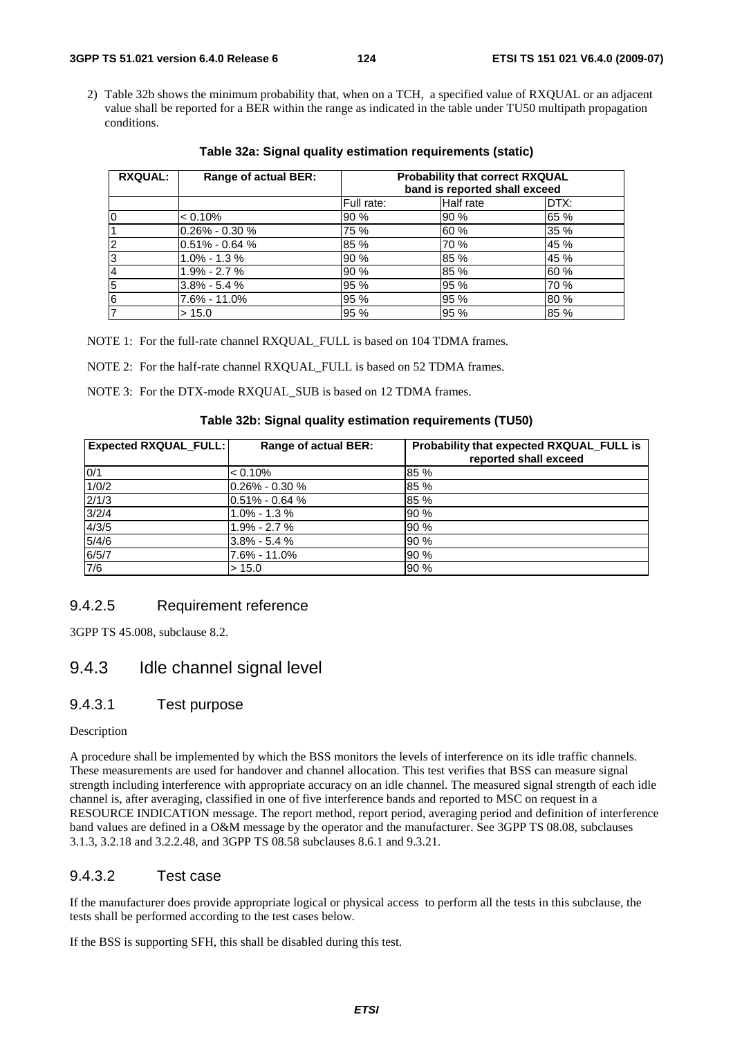2) Table 32b shows the minimum probability that, when on a TCH, a specified value of RXQUAL or an adjacent value shall be reported for a BER within the range as indicated in the table under TU50 multipath propagation conditions.

**Table 32a: Signal quality estimation requirements (static)**

| RXQUAL: | Range of actual BER: | Probability that correct RXQUAL band is reported shall exceed | | |
|---|---|---|---|---|
| | | Full rate: | Half rate | DTX: |
| 0 | < 0.10% | 90 % | 90 % | 65 % |
| 1 | 0.26% - 0.30 % | 75 % | 60 % | 35 % |
| 2 | 0.51% - 0.64 % | 85 % | 70 % | 45 % |
| 3 | 1.0% - 1.3 % | 90 % | 85 % | 45 % |
| 4 | 1.9% - 2.7 % | 90 % | 85 % | 60 % |
| 5 | 3.8% - 5.4 % | 95 % | 95 % | 70 % |
| 6 | 7.6% - 11.0% | 95 % | 95 % | 80 % |
| 7 | > 15.0 | 95 % | 95 % | 85 % |

NOTE 1: For the full-rate channel RXQUAL_FULL is based on 104 TDMA frames.

NOTE 2: For the half-rate channel RXQUAL_FULL is based on 52 TDMA frames.

NOTE 3: For the DTX-mode RXQUAL_SUB is based on 12 TDMA frames.

**Table 32b: Signal quality estimation requirements (TU50)**

| Expected RXQUAL_FULL: | Range of actual BER: | Probability that expected RXQUAL_FULL is reported shall exceed |
|---|---|---|
| 0/1 | < 0.10% | 85 % |
| 1/0/2 | 0.26% - 0.30 % | 85 % |
| 2/1/3 | 0.51% - 0.64 % | 85 % |
| 3/2/4 | 1.0% - 1.3 % | 90 % |
| 4/3/5 | 1.9% - 2.7 % | 90 % |
| 5/4/6 | 3.8% - 5.4 % | 90 % |
| 6/5/7 | 7.6% - 11.0% | 90 % |
| 7/6 | > 15.0 | 90 % |

### 9.4.2.5 Requirement reference

3GPP TS 45.008, subclause 8.2.

## 9.4.3 Idle channel signal level

### 9.4.3.1 Test purpose

Description

A procedure shall be implemented by which the BSS monitors the levels of interference on its idle traffic channels. These measurements are used for handover and channel allocation. This test verifies that BSS can measure signal strength including interference with appropriate accuracy on an idle channel. The measured signal strength of each idle channel is, after averaging, classified in one of five interference bands and reported to MSC on request in a RESOURCE INDICATION message. The report method, report period, averaging period and definition of interference band values are defined in a O&M message by the operator and the manufacturer. See 3GPP TS 08.08, subclauses 3.1.3, 3.2.18 and 3.2.2.48, and 3GPP TS 08.58 subclauses 8.6.1 and 9.3.21.

### 9.4.3.2 Test case

If the manufacturer does provide appropriate logical or physical access to perform all the tests in this subclause, the tests shall be performed according to the test cases below.

If the BSS is supporting SFH, this shall be disabled during this test.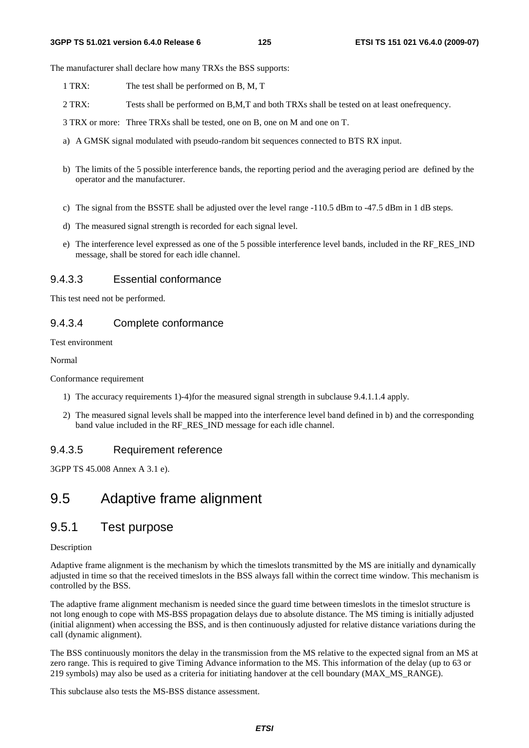The manufacturer shall declare how many TRXs the BSS supports:

1 TRX: The test shall be performed on B, M, T

2 TRX: Tests shall be performed on B,M,T and both TRXs shall be tested on at least onefrequency.

3 TRX or more: Three TRXs shall be tested, one on B, one on M and one on T.

a) A GMSK signal modulated with pseudo-random bit sequences connected to BTS RX input.

b) The limits of the 5 possible interference bands, the reporting period and the averaging period are defined by the operator and the manufacturer.

c) The signal from the BSSTE shall be adjusted over the level range -110.5 dBm to -47.5 dBm in 1 dB steps.

d) The measured signal strength is recorded for each signal level.

e) The interference level expressed as one of the 5 possible interference level bands, included in the RF_RES_IND message, shall be stored for each idle channel.

### 9.4.3.3 Essential conformance

This test need not be performed.

### 9.4.3.4 Complete conformance

Test environment

Normal

Conformance requirement

1) The accuracy requirements 1)-4)for the measured signal strength in subclause 9.4.1.1.4 apply.

2) The measured signal levels shall be mapped into the interference level band defined in b) and the corresponding band value included in the RF_RES_IND message for each idle channel.

### 9.4.3.5 Requirement reference

3GPP TS 45.008 Annex A 3.1 e).

# 9.5 Adaptive frame alignment

## 9.5.1 Test purpose

Description

Adaptive frame alignment is the mechanism by which the timeslots transmitted by the MS are initially and dynamically adjusted in time so that the received timeslots in the BSS always fall within the correct time window. This mechanism is controlled by the BSS.

The adaptive frame alignment mechanism is needed since the guard time between timeslots in the timeslot structure is not long enough to cope with MS-BSS propagation delays due to absolute distance. The MS timing is initially adjusted (initial alignment) when accessing the BSS, and is then continuously adjusted for relative distance variations during the call (dynamic alignment).

The BSS continuously monitors the delay in the transmission from the MS relative to the expected signal from an MS at zero range. This is required to give Timing Advance information to the MS. This information of the delay (up to 63 or 219 symbols) may also be used as a criteria for initiating handover at the cell boundary (MAX_MS_RANGE).

This subclause also tests the MS-BSS distance assessment.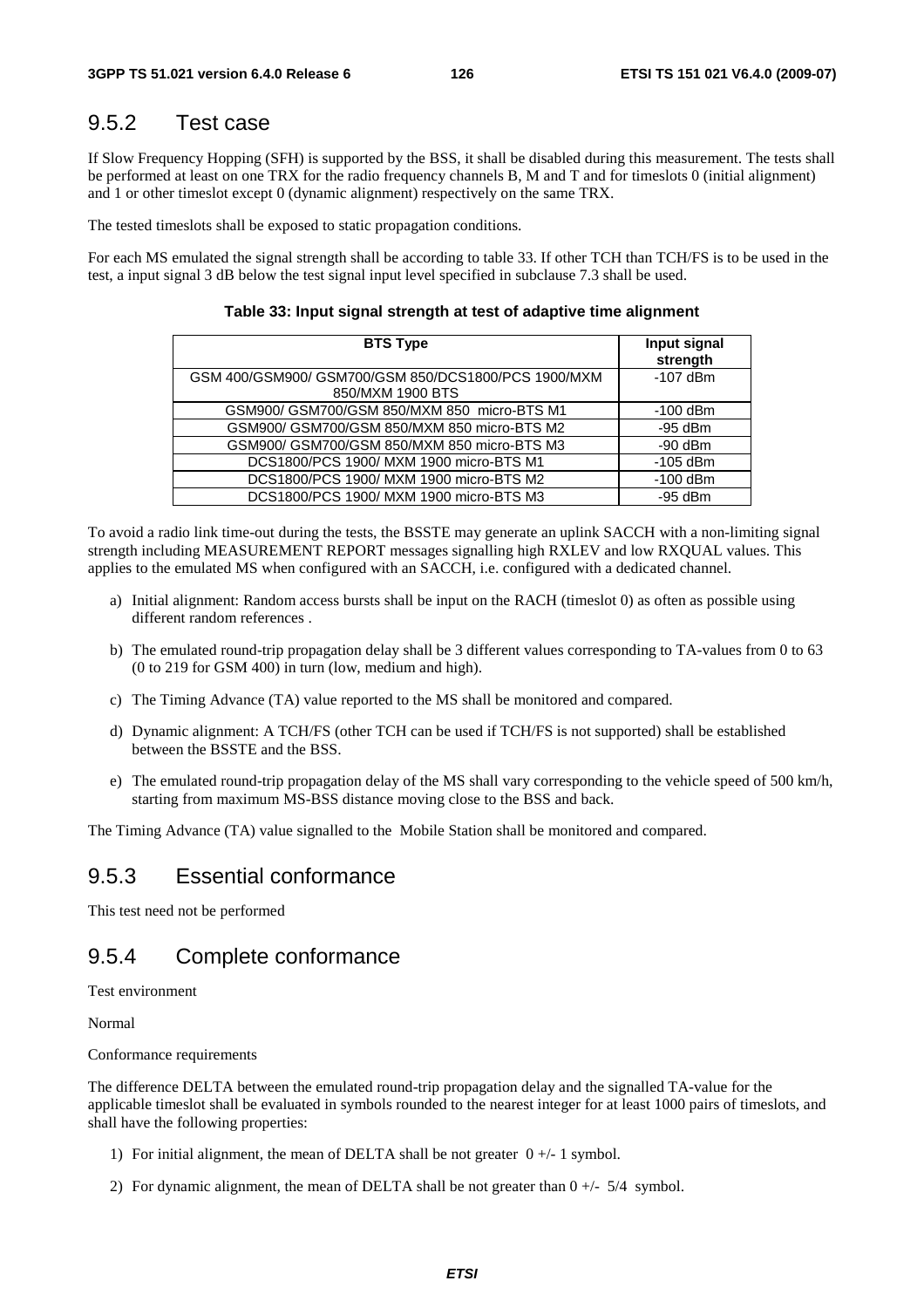## 9.5.2 Test case

If Slow Frequency Hopping (SFH) is supported by the BSS, it shall be disabled during this measurement. The tests shall be performed at least on one TRX for the radio frequency channels B, M and T and for timeslots 0 (initial alignment) and 1 or other timeslot except 0 (dynamic alignment) respectively on the same TRX.

The tested timeslots shall be exposed to static propagation conditions.

For each MS emulated the signal strength shall be according to table 33. If other TCH than TCH/FS is to be used in the test, a input signal 3 dB below the test signal input level specified in subclause 7.3 shall be used.

**Table 33: Input signal strength at test of adaptive time alignment**

| BTS Type | Input signal strength |
|---|---|
| GSM 400/GSM900/ GSM700/GSM 850/DCS1800/PCS 1900/MXM 850/MXM 1900 BTS | -107 dBm |
| GSM900/ GSM700/GSM 850/MXM 850 micro-BTS M1 | -100 dBm |
| GSM900/ GSM700/GSM 850/MXM 850 micro-BTS M2 | -95 dBm |
| GSM900/ GSM700/GSM 850/MXM 850 micro-BTS M3 | -90 dBm |
| DCS1800/PCS 1900/ MXM 1900 micro-BTS M1 | -105 dBm |
| DCS1800/PCS 1900/ MXM 1900 micro-BTS M2 | -100 dBm |
| DCS1800/PCS 1900/ MXM 1900 micro-BTS M3 | -95 dBm |

To avoid a radio link time-out during the tests, the BSSTE may generate an uplink SACCH with a non-limiting signal strength including MEASUREMENT REPORT messages signalling high RXLEV and low RXQUAL values. This applies to the emulated MS when configured with an SACCH, i.e. configured with a dedicated channel.

a) Initial alignment: Random access bursts shall be input on the RACH (timeslot 0) as often as possible using different random references .

b) The emulated round-trip propagation delay shall be 3 different values corresponding to TA-values from 0 to 63 (0 to 219 for GSM 400) in turn (low, medium and high).

c) The Timing Advance (TA) value reported to the MS shall be monitored and compared.

d) Dynamic alignment: A TCH/FS (other TCH can be used if TCH/FS is not supported) shall be established between the BSSTE and the BSS.

e) The emulated round-trip propagation delay of the MS shall vary corresponding to the vehicle speed of 500 km/h, starting from maximum MS-BSS distance moving close to the BSS and back.

The Timing Advance (TA) value signalled to the Mobile Station shall be monitored and compared.

## 9.5.3 Essential conformance

This test need not be performed

## 9.5.4 Complete conformance

Test environment

Normal

Conformance requirements

The difference DELTA between the emulated round-trip propagation delay and the signalled TA-value for the applicable timeslot shall be evaluated in symbols rounded to the nearest integer for at least 1000 pairs of timeslots, and shall have the following properties:

1) For initial alignment, the mean of DELTA shall be not greater 0 +/- 1 symbol.

2) For dynamic alignment, the mean of DELTA shall be not greater than 0 +/- 5/4 symbol.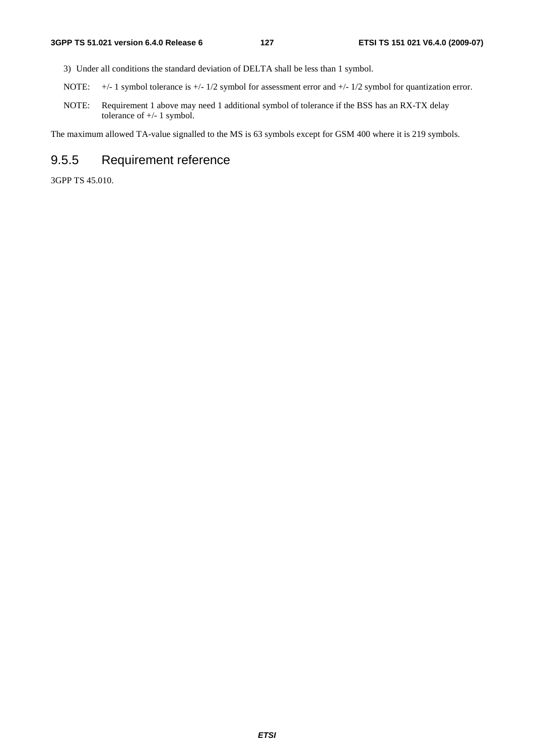3) Under all conditions the standard deviation of DELTA shall be less than 1 symbol.

NOTE: +/- 1 symbol tolerance is +/- 1/2 symbol for assessment error and +/- 1/2 symbol for quantization error.

NOTE: Requirement 1 above may need 1 additional symbol of tolerance if the BSS has an RX-TX delay tolerance of +/- 1 symbol.

The maximum allowed TA-value signalled to the MS is 63 symbols except for GSM 400 where it is 219 symbols.

## 9.5.5 Requirement reference

3GPP TS 45.010.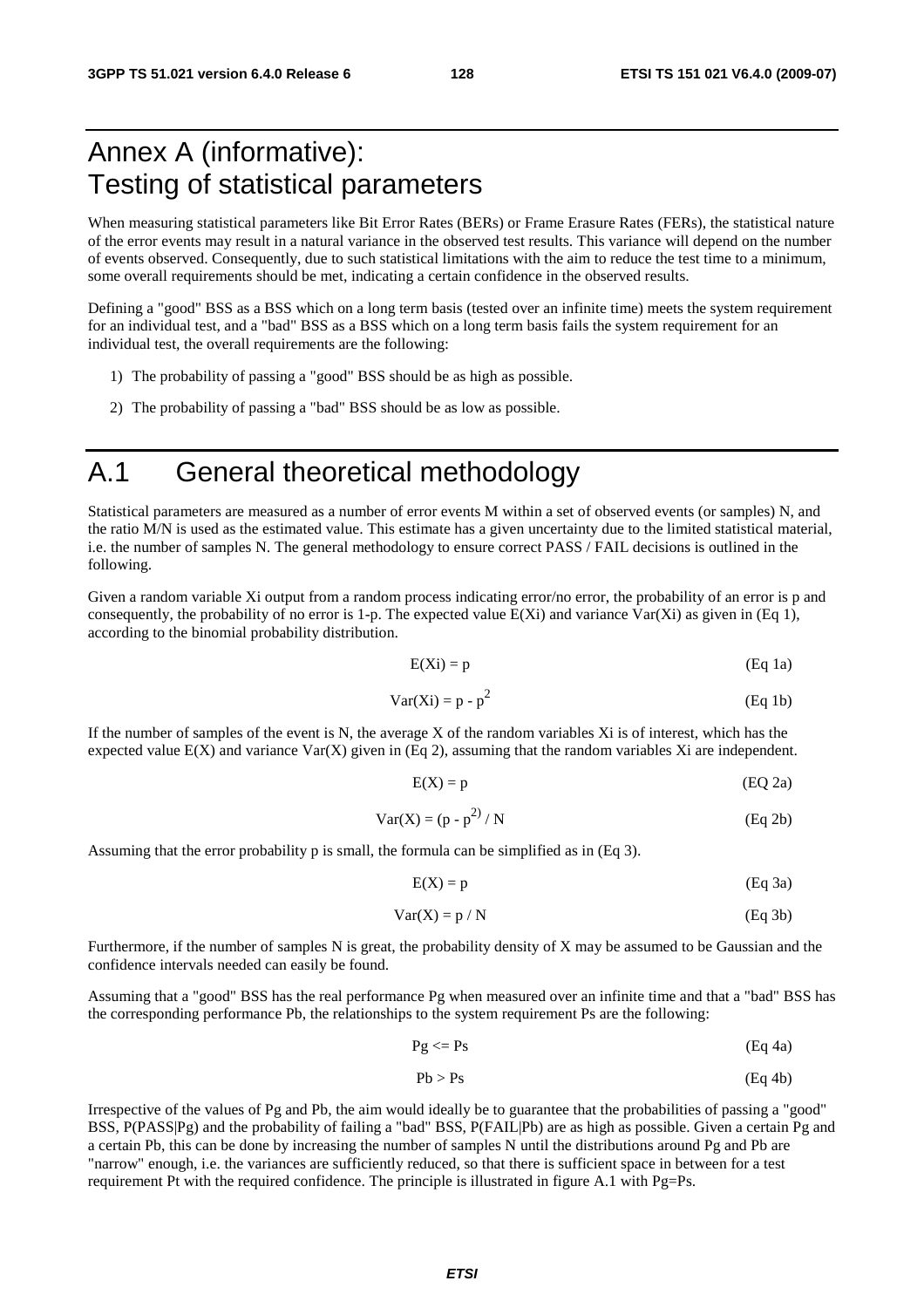# Annex A (informative): Testing of statistical parameters

When measuring statistical parameters like Bit Error Rates (BERs) or Frame Erasure Rates (FERs), the statistical nature of the error events may result in a natural variance in the observed test results. This variance will depend on the number of events observed. Consequently, due to such statistical limitations with the aim to reduce the test time to a minimum, some overall requirements should be met, indicating a certain confidence in the observed results.

Defining a "good" BSS as a BSS which on a long term basis (tested over an infinite time) meets the system requirement for an individual test, and a "bad" BSS as a BSS which on a long term basis fails the system requirement for an individual test, the overall requirements are the following:

1) The probability of passing a "good" BSS should be as high as possible.

2) The probability of passing a "bad" BSS should be as low as possible.

# A.1 General theoretical methodology

Statistical parameters are measured as a number of error events M within a set of observed events (or samples) N, and the ratio M/N is used as the estimated value. This estimate has a given uncertainty due to the limited statistical material, i.e. the number of samples N. The general methodology to ensure correct PASS / FAIL decisions is outlined in the following.

Given a random variable Xi output from a random process indicating error/no error, the probability of an error is p and consequently, the probability of no error is 1-p. The expected value E(Xi) and variance Var(Xi) as given in (Eq 1), according to the binomial probability distribution.

$$E(Xi) = p \qquad \text{(Eq 1a)}$$

$$Var(Xi) = p - p^2 \qquad \text{(Eq 1b)}$$

If the number of samples of the event is N, the average X of the random variables Xi is of interest, which has the expected value E(X) and variance Var(X) given in (Eq 2), assuming that the random variables Xi are independent.

$$E(X) = p \qquad \text{(EQ 2a)}$$

$$Var(X) = (p - p^{2)} / N \qquad \text{(Eq 2b)}$$

Assuming that the error probability p is small, the formula can be simplified as in (Eq 3).

$$E(X) = p \qquad \text{(Eq 3a)}$$

$$Var(X) = p / N \qquad \text{(Eq 3b)}$$

Furthermore, if the number of samples N is great, the probability density of X may be assumed to be Gaussian and the confidence intervals needed can easily be found.

Assuming that a "good" BSS has the real performance Pg when measured over an infinite time and that a "bad" BSS has the corresponding performance Pb, the relationships to the system requirement Ps are the following:

$$Pg <= Ps \qquad \text{(Eq 4a)}$$

$$Pb > Ps \qquad \text{(Eq 4b)}$$

Irrespective of the values of Pg and Pb, the aim would ideally be to guarantee that the probabilities of passing a "good" BSS, P(PASS|Pg) and the probability of failing a "bad" BSS, P(FAIL|Pb) are as high as possible. Given a certain Pg and a certain Pb, this can be done by increasing the number of samples N until the distributions around Pg and Pb are "narrow" enough, i.e. the variances are sufficiently reduced, so that there is sufficient space in between for a test requirement Pt with the required confidence. The principle is illustrated in figure A.1 with Pg=Ps.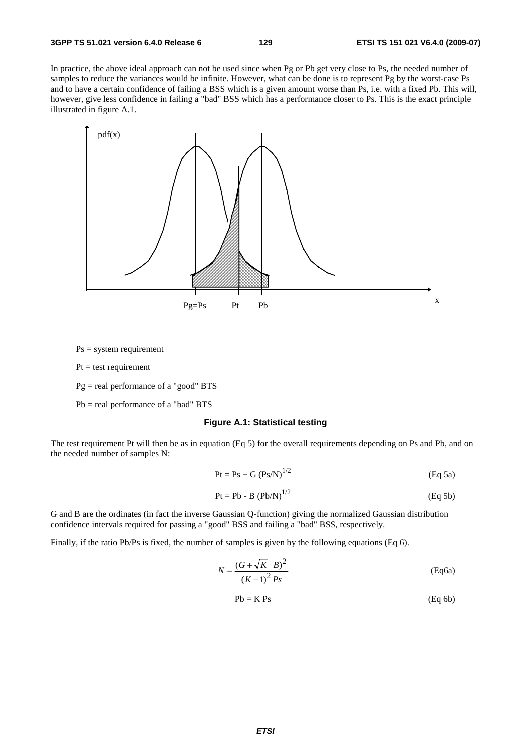In practice, the above ideal approach can not be used since when Pg or Pb get very close to Ps, the needed number of samples to reduce the variances would be infinite. However, what can be done is to represent Pg by the worst-case Ps and to have a certain confidence of failing a BSS which is a given amount worse than Ps, i.e. with a fixed Pb. This will, however, give less confidence in failing a "bad" BSS which has a performance closer to Ps. This is the exact principle illustrated in figure A.1.

Ps = system requirement

Pt = test requirement

Pg = real performance of a "good" BTS

Pb = real performance of a "bad" BTS

**Figure A.1: Statistical testing**

The test requirement Pt will then be as in equation (Eq 5) for the overall requirements depending on Ps and Pb, and on the needed number of samples N:

$$Pt = Ps + G\,(Ps/N)^{1/2} \quad \text{(Eq 5a)}$$

$$Pt = Pb - B\,(Pb/N)^{1/2} \quad \text{(Eq 5b)}$$

G and B are the ordinates (in fact the inverse Gaussian Q-function) giving the normalized Gaussian distribution confidence intervals required for passing a "good" BSS and failing a "bad" BSS, respectively.

Finally, if the ratio Pb/Ps is fixed, the number of samples is given by the following equations (Eq 6).

$$N = \frac{(G + \sqrt{K}\;B)^2}{(K-1)^2\,Ps} \quad \text{(Eq6a)}$$

$$Pb = K\,Ps \quad \text{(Eq 6b)}$$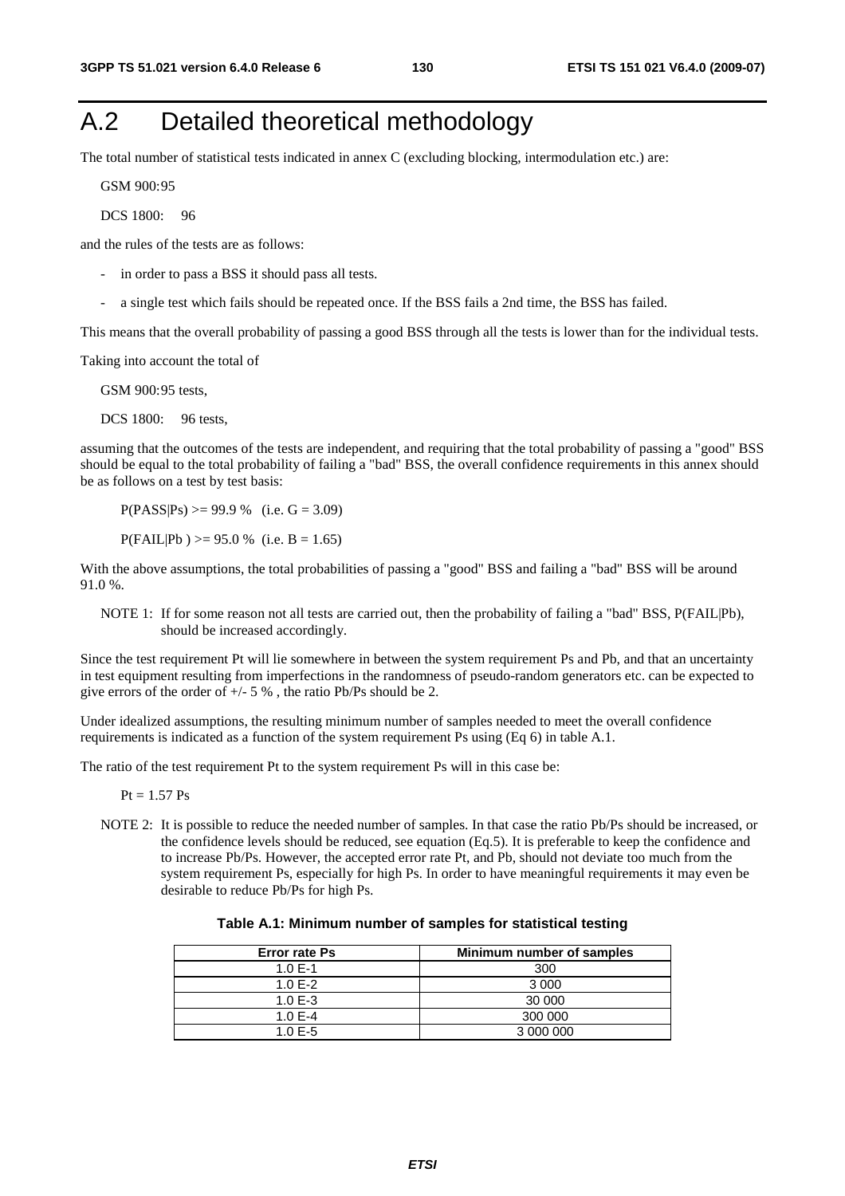# A.2 Detailed theoretical methodology

The total number of statistical tests indicated in annex C (excluding blocking, intermodulation etc.) are:

GSM 900:95

DCS 1800: 96

and the rules of the tests are as follows:

- in order to pass a BSS it should pass all tests.
- a single test which fails should be repeated once. If the BSS fails a 2nd time, the BSS has failed.

This means that the overall probability of passing a good BSS through all the tests is lower than for the individual tests.

Taking into account the total of

GSM 900:95 tests,

DCS 1800: 96 tests,

assuming that the outcomes of the tests are independent, and requiring that the total probability of passing a "good" BSS should be equal to the total probability of failing a "bad" BSS, the overall confidence requirements in this annex should be as follows on a test by test basis:

$P(PASS|Ps) >= 99.9$ % (i.e. $G = 3.09$)

$P(FAIL|Pb) >= 95.0$ % (i.e. $B = 1.65$)

With the above assumptions, the total probabilities of passing a "good" BSS and failing a "bad" BSS will be around 91.0 %.

NOTE 1: If for some reason not all tests are carried out, then the probability of failing a "bad" BSS, P(FAIL|Pb), should be increased accordingly.

Since the test requirement Pt will lie somewhere in between the system requirement Ps and Pb, and that an uncertainty in test equipment resulting from imperfections in the randomness of pseudo-random generators etc. can be expected to give errors of the order of +/- 5 % , the ratio Pb/Ps should be 2.

Under idealized assumptions, the resulting minimum number of samples needed to meet the overall confidence requirements is indicated as a function of the system requirement Ps using (Eq 6) in table A.1.

The ratio of the test requirement Pt to the system requirement Ps will in this case be:

$Pt = 1.57\ Ps$

NOTE 2: It is possible to reduce the needed number of samples. In that case the ratio Pb/Ps should be increased, or the confidence levels should be reduced, see equation (Eq.5). It is preferable to keep the confidence and to increase Pb/Ps. However, the accepted error rate Pt, and Pb, should not deviate too much from the system requirement Ps, especially for high Ps. In order to have meaningful requirements it may even be desirable to reduce Pb/Ps for high Ps.

**Table A.1: Minimum number of samples for statistical testing**

| Error rate Ps | Minimum number of samples |
|---|---|
| 1.0 E-1 | 300 |
| 1.0 E-2 | 3 000 |
| 1.0 E-3 | 30 000 |
| 1.0 E-4 | 300 000 |
| 1.0 E-5 | 3 000 000 |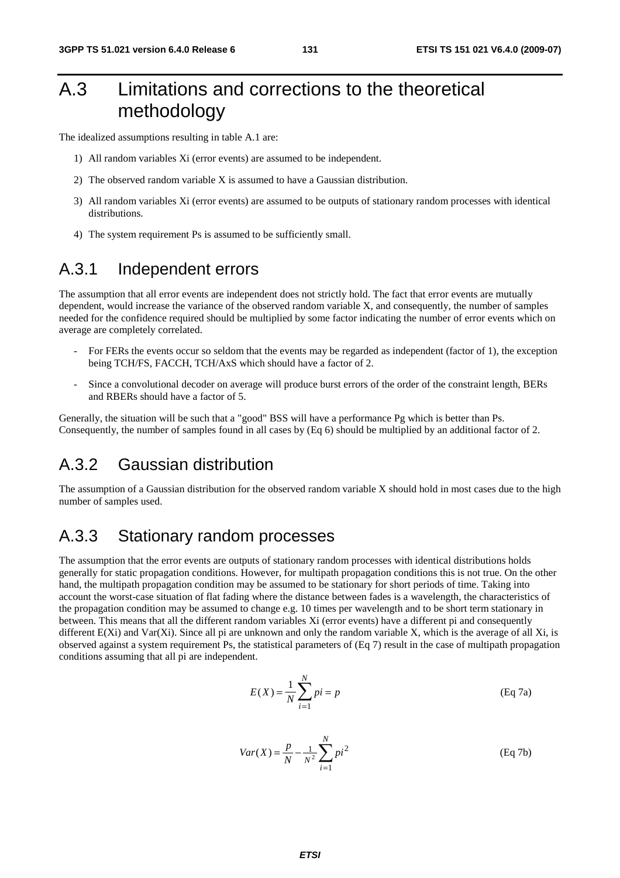# A.3 Limitations and corrections to the theoretical methodology

The idealized assumptions resulting in table A.1 are:

1) All random variables Xi (error events) are assumed to be independent.
2) The observed random variable X is assumed to have a Gaussian distribution.
3) All random variables Xi (error events) are assumed to be outputs of stationary random processes with identical distributions.
4) The system requirement Ps is assumed to be sufficiently small.

## A.3.1 Independent errors

The assumption that all error events are independent does not strictly hold. The fact that error events are mutually dependent, would increase the variance of the observed random variable X, and consequently, the number of samples needed for the confidence required should be multiplied by some factor indicating the number of error events which on average are completely correlated.

- For FERs the events occur so seldom that the events may be regarded as independent (factor of 1), the exception being TCH/FS, FACCH, TCH/AxS which should have a factor of 2.
- Since a convolutional decoder on average will produce burst errors of the order of the constraint length, BERs and RBERs should have a factor of 5.

Generally, the situation will be such that a "good" BSS will have a performance Pg which is better than Ps. Consequently, the number of samples found in all cases by (Eq 6) should be multiplied by an additional factor of 2.

## A.3.2 Gaussian distribution

The assumption of a Gaussian distribution for the observed random variable X should hold in most cases due to the high number of samples used.

## A.3.3 Stationary random processes

The assumption that the error events are outputs of stationary random processes with identical distributions holds generally for static propagation conditions. However, for multipath propagation conditions this is not true. On the other hand, the multipath propagation condition may be assumed to be stationary for short periods of time. Taking into account the worst-case situation of flat fading where the distance between fades is a wavelength, the characteristics of the propagation condition may be assumed to change e.g. 10 times per wavelength and to be short term stationary in between. This means that all the different random variables Xi (error events) have a different pi and consequently different E(Xi) and Var(Xi). Since all pi are unknown and only the random variable X, which is the average of all Xi, is observed against a system requirement Ps, the statistical parameters of (Eq 7) result in the case of multipath propagation conditions assuming that all pi are independent.

$$E(X) = \frac{1}{N}\sum_{i=1}^{N} pi = p \qquad \text{(Eq 7a)}$$

$$Var(X) = \frac{p}{N} - \frac{1}{N^2}\sum_{i=1}^{N} pi^2 \qquad \text{(Eq 7b)}$$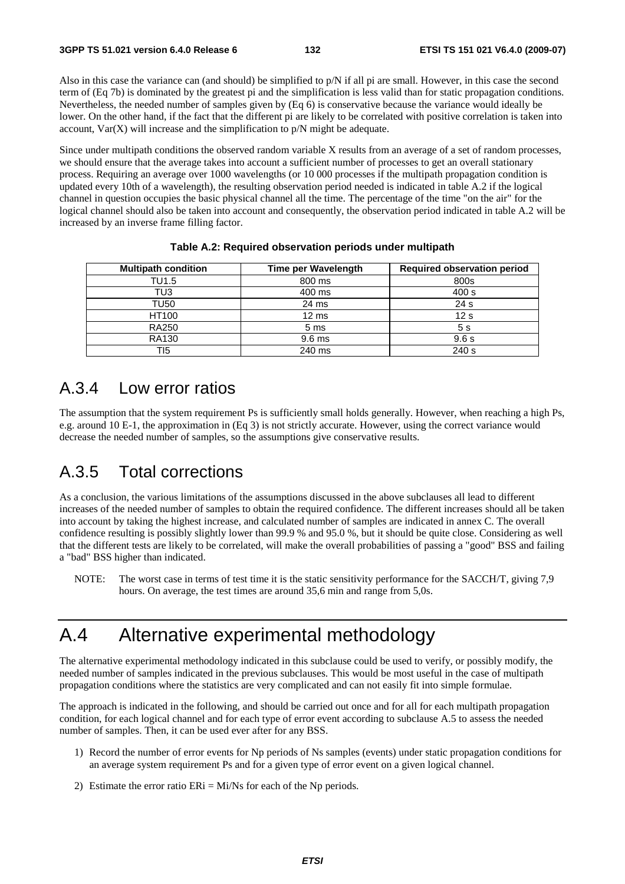Also in this case the variance can (and should) be simplified to $p/N$ if all $p_i$ are small. However, in this case the second term of (Eq 7b) is dominated by the greatest $p_i$ and the simplification is less valid than for static propagation conditions. Nevertheless, the needed number of samples given by (Eq 6) is conservative because the variance would ideally be lower. On the other hand, if the fact that the different $p_i$ are likely to be correlated with positive correlation is taken into account, $Var(X)$ will increase and the simplification to $p/N$ might be adequate.

Since under multipath conditions the observed random variable X results from an average of a set of random processes, we should ensure that the average takes into account a sufficient number of processes to get an overall stationary process. Requiring an average over 1000 wavelengths (or 10 000 processes if the multipath propagation condition is updated every 10th of a wavelength), the resulting observation period needed is indicated in table A.2 if the logical channel in question occupies the basic physical channel all the time. The percentage of the time "on the air" for the logical channel should also be taken into account and consequently, the observation period indicated in table A.2 will be increased by an inverse frame filling factor.

**Table A.2: Required observation periods under multipath**

| Multipath condition | Time per Wavelength | Required observation period |
|---|---|---|
| TU1.5 | 800 ms | 800s |
| TU3 | 400 ms | 400 s |
| TU50 | 24 ms | 24 s |
| HT100 | 12 ms | 12 s |
| RA250 | 5 ms | 5 s |
| RA130 | 9.6 ms | 9.6 s |
| TI5 | 240 ms | 240 s |

## A.3.4 Low error ratios

The assumption that the system requirement Ps is sufficiently small holds generally. However, when reaching a high Ps, e.g. around 10 E-1, the approximation in (Eq 3) is not strictly accurate. However, using the correct variance would decrease the needed number of samples, so the assumptions give conservative results.

## A.3.5 Total corrections

As a conclusion, the various limitations of the assumptions discussed in the above subclauses all lead to different increases of the needed number of samples to obtain the required confidence. The different increases should all be taken into account by taking the highest increase, and calculated number of samples are indicated in annex C. The overall confidence resulting is possibly slightly lower than 99.9 % and 95.0 %, but it should be quite close. Considering as well that the different tests are likely to be correlated, will make the overall probabilities of passing a "good" BSS and failing a "bad" BSS higher than indicated.

NOTE: The worst case in terms of test time it is the static sensitivity performance for the SACCH/T, giving 7,9 hours. On average, the test times are around 35,6 min and range from 5,0s.

# A.4 Alternative experimental methodology

The alternative experimental methodology indicated in this subclause could be used to verify, or possibly modify, the needed number of samples indicated in the previous subclauses. This would be most useful in the case of multipath propagation conditions where the statistics are very complicated and can not easily fit into simple formulae.

The approach is indicated in the following, and should be carried out once and for all for each multipath propagation condition, for each logical channel and for each type of error event according to subclause A.5 to assess the needed number of samples. Then, it can be used ever after for any BSS.

1) Record the number of error events for Np periods of Ns samples (events) under static propagation conditions for an average system requirement Ps and for a given type of error event on a given logical channel.

2) Estimate the error ratio $ER_i = M_i/N_s$ for each of the Np periods.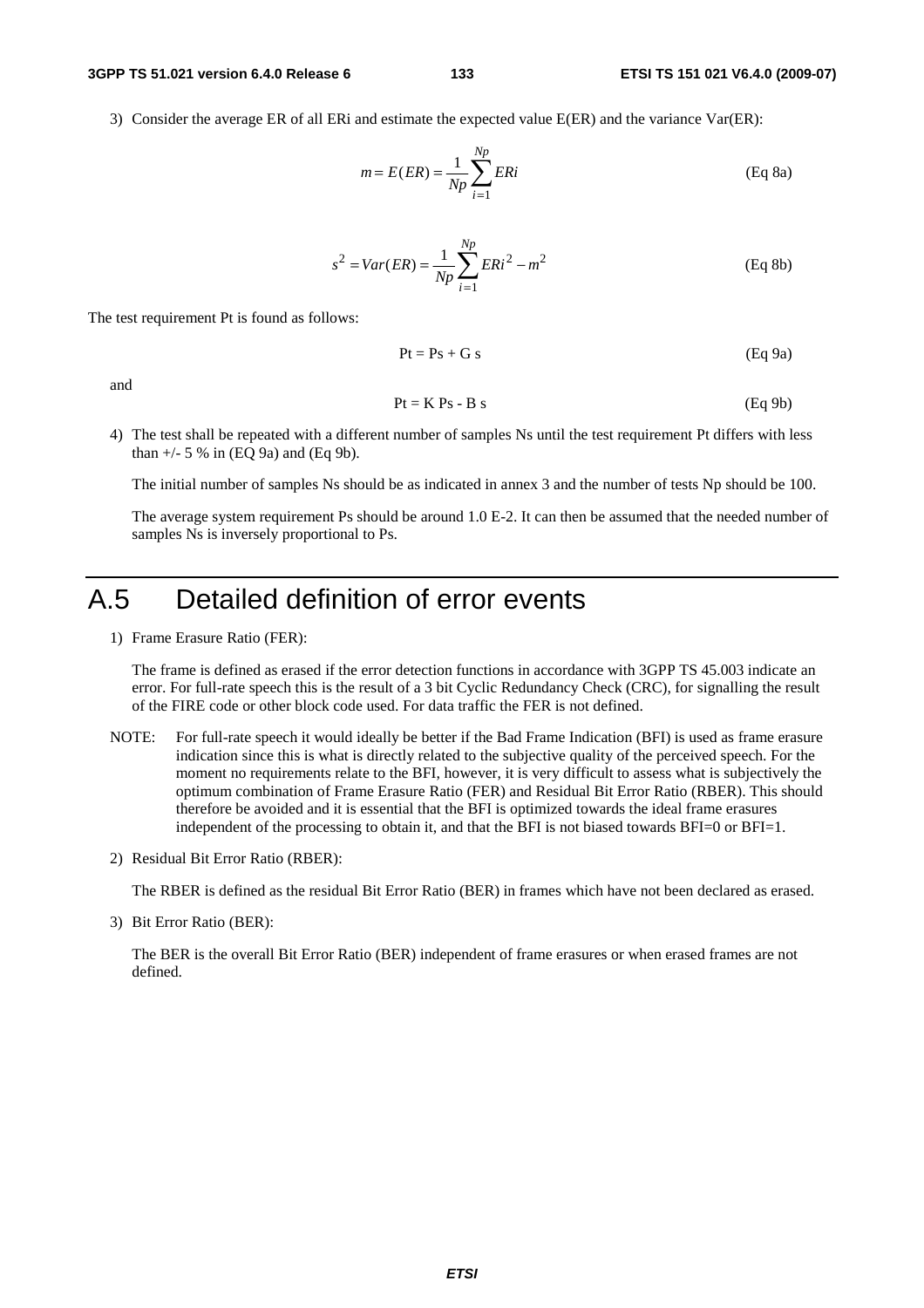3) Consider the average ER of all ERi and estimate the expected value E(ER) and the variance Var(ER):

$$m = E(ER) = \frac{1}{Np}\sum_{i=1}^{Np} ERi \qquad \text{(Eq 8a)}$$

$$s^2 = Var(ER) = \frac{1}{Np}\sum_{i=1}^{Np} ERi^2 - m^2 \qquad \text{(Eq 8b)}$$

The test requirement Pt is found as follows:

$$Pt = Ps + G\ s \qquad \text{(Eq 9a)}$$

and

$$Pt = K\ Ps - B\ s \qquad \text{(Eq 9b)}$$

4) The test shall be repeated with a different number of samples Ns until the test requirement Pt differs with less than +/- 5 % in (EQ 9a) and (Eq 9b).

   The initial number of samples Ns should be as indicated in annex 3 and the number of tests Np should be 100.

   The average system requirement Ps should be around 1.0 E-2. It can then be assumed that the needed number of samples Ns is inversely proportional to Ps.

# A.5 Detailed definition of error events

1) Frame Erasure Ratio (FER):

   The frame is defined as erased if the error detection functions in accordance with 3GPP TS 45.003 indicate an error. For full-rate speech this is the result of a 3 bit Cyclic Redundancy Check (CRC), for signalling the result of the FIRE code or other block code used. For data traffic the FER is not defined.

NOTE: For full-rate speech it would ideally be better if the Bad Frame Indication (BFI) is used as frame erasure indication since this is what is directly related to the subjective quality of the perceived speech. For the moment no requirements relate to the BFI, however, it is very difficult to assess what is subjectively the optimum combination of Frame Erasure Ratio (FER) and Residual Bit Error Ratio (RBER). This should therefore be avoided and it is essential that the BFI is optimized towards the ideal frame erasures independent of the processing to obtain it, and that the BFI is not biased towards BFI=0 or BFI=1.

2) Residual Bit Error Ratio (RBER):

   The RBER is defined as the residual Bit Error Ratio (BER) in frames which have not been declared as erased.

3) Bit Error Ratio (BER):

   The BER is the overall Bit Error Ratio (BER) independent of frame erasures or when erased frames are not defined.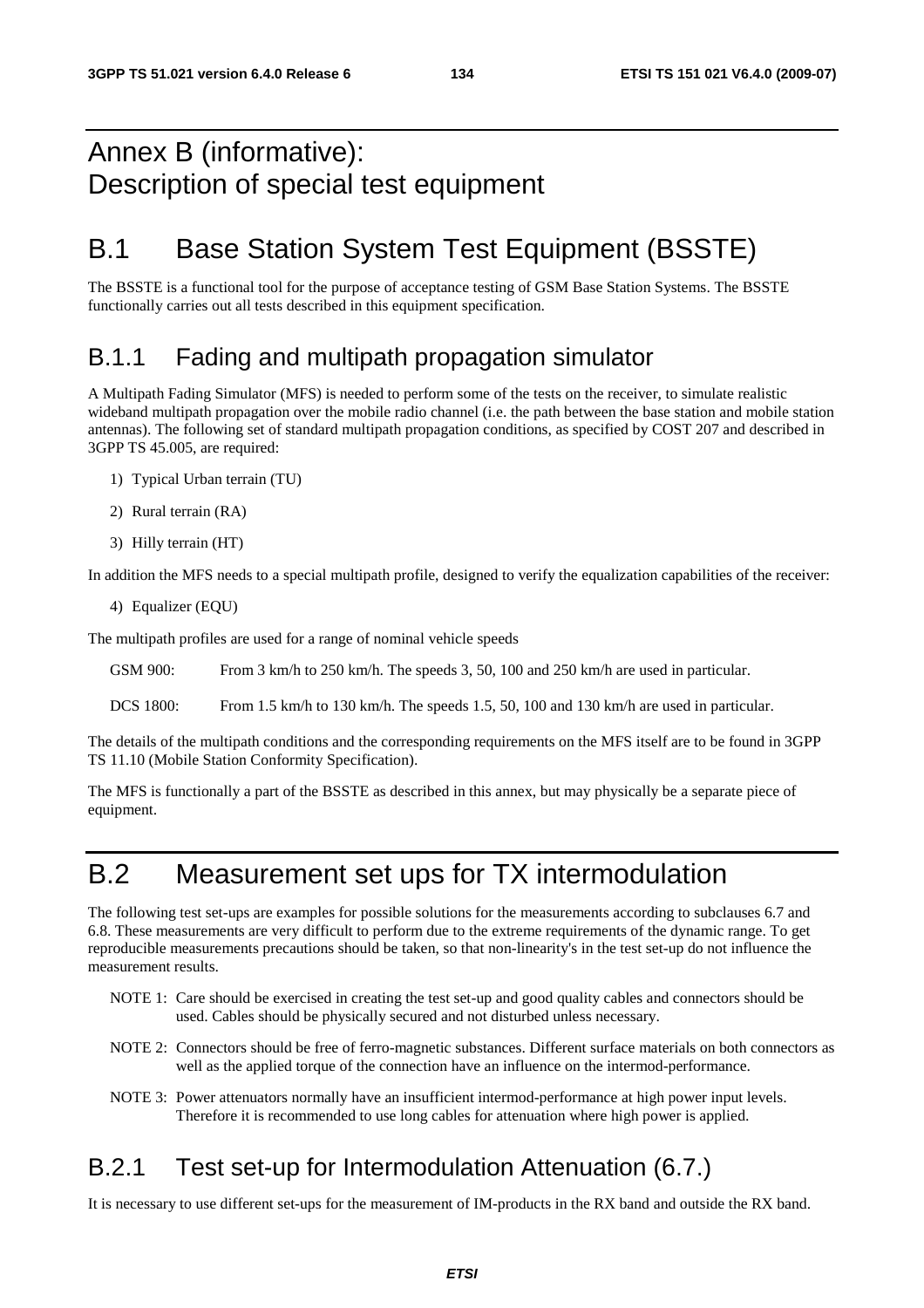# Annex B (informative): Description of special test equipment

# B.1 Base Station System Test Equipment (BSSTE)

The BSSTE is a functional tool for the purpose of acceptance testing of GSM Base Station Systems. The BSSTE functionally carries out all tests described in this equipment specification.

## B.1.1 Fading and multipath propagation simulator

A Multipath Fading Simulator (MFS) is needed to perform some of the tests on the receiver, to simulate realistic wideband multipath propagation over the mobile radio channel (i.e. the path between the base station and mobile station antennas). The following set of standard multipath propagation conditions, as specified by COST 207 and described in 3GPP TS 45.005, are required:

1) Typical Urban terrain (TU)

2) Rural terrain (RA)

3) Hilly terrain (HT)

In addition the MFS needs to a special multipath profile, designed to verify the equalization capabilities of the receiver:

4) Equalizer (EQU)

The multipath profiles are used for a range of nominal vehicle speeds

GSM 900: From 3 km/h to 250 km/h. The speeds 3, 50, 100 and 250 km/h are used in particular.

DCS 1800: From 1.5 km/h to 130 km/h. The speeds 1.5, 50, 100 and 130 km/h are used in particular.

The details of the multipath conditions and the corresponding requirements on the MFS itself are to be found in 3GPP TS 11.10 (Mobile Station Conformity Specification).

The MFS is functionally a part of the BSSTE as described in this annex, but may physically be a separate piece of equipment.

# B.2 Measurement set ups for TX intermodulation

The following test set-ups are examples for possible solutions for the measurements according to subclauses 6.7 and 6.8. These measurements are very difficult to perform due to the extreme requirements of the dynamic range. To get reproducible measurements precautions should be taken, so that non-linearity's in the test set-up do not influence the measurement results.

NOTE 1: Care should be exercised in creating the test set-up and good quality cables and connectors should be used. Cables should be physically secured and not disturbed unless necessary.

NOTE 2: Connectors should be free of ferro-magnetic substances. Different surface materials on both connectors as well as the applied torque of the connection have an influence on the intermod-performance.

NOTE 3: Power attenuators normally have an insufficient intermod-performance at high power input levels. Therefore it is recommended to use long cables for attenuation where high power is applied.

## B.2.1 Test set-up for Intermodulation Attenuation (6.7.)

It is necessary to use different set-ups for the measurement of IM-products in the RX band and outside the RX band.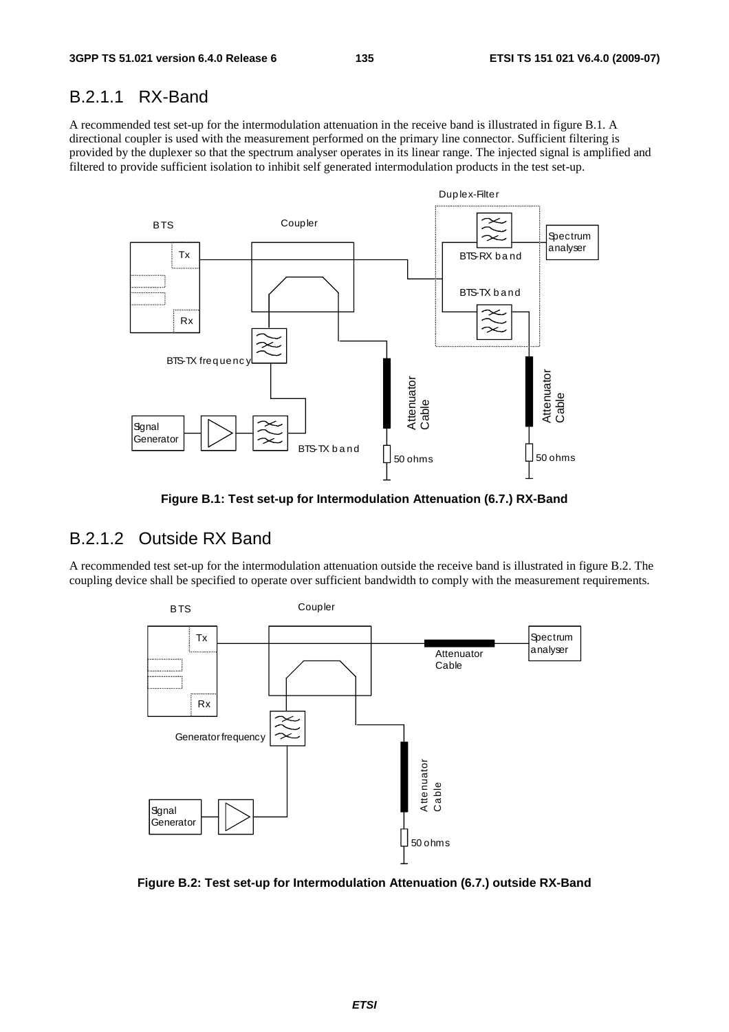### B.2.1.1 RX-Band

A recommended test set-up for the intermodulation attenuation in the receive band is illustrated in figure B.1. A directional coupler is used with the measurement performed on the primary line connector. Sufficient filtering is provided by the duplexer so that the spectrum analyser operates in its linear range. The injected signal is amplified and filtered to provide sufficient isolation to inhibit self generated intermodulation products in the test set-up.

**Figure B.1: Test set-up for Intermodulation Attenuation (6.7.) RX-Band**

### B.2.1.2 Outside RX Band

A recommended test set-up for the intermodulation attenuation outside the receive band is illustrated in figure B.2. The coupling device shall be specified to operate over sufficient bandwidth to comply with the measurement requirements.

**Figure B.2: Test set-up for Intermodulation Attenuation (6.7.) outside RX-Band**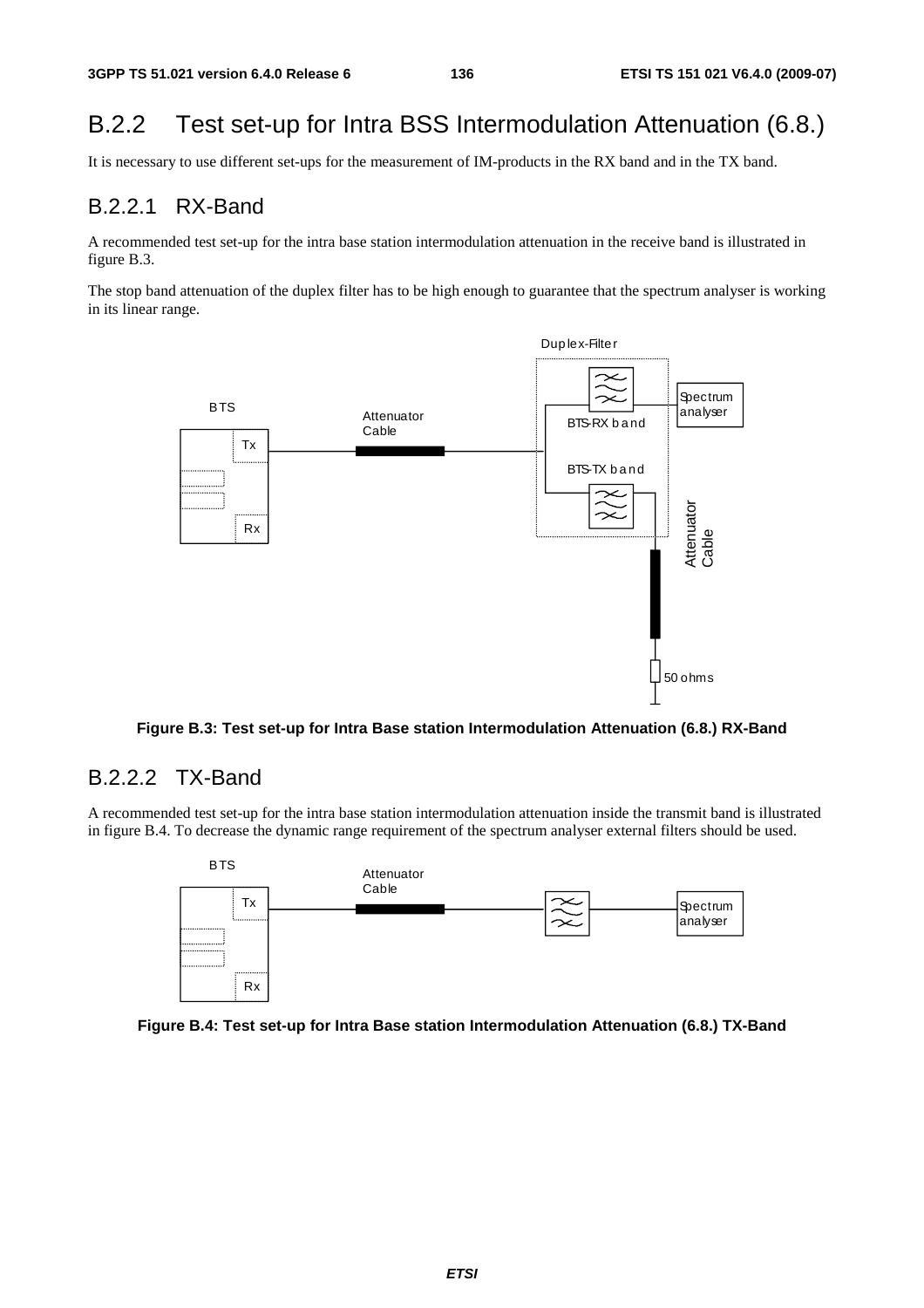## B.2.2 Test set-up for Intra BSS Intermodulation Attenuation (6.8.)

It is necessary to use different set-ups for the measurement of IM-products in the RX band and in the TX band.

### B.2.2.1 RX-Band

A recommended test set-up for the intra base station intermodulation attenuation in the receive band is illustrated in figure B.3.

The stop band attenuation of the duplex filter has to be high enough to guarantee that the spectrum analyser is working in its linear range.

**Figure B.3: Test set-up for Intra Base station Intermodulation Attenuation (6.8.) RX-Band**

### B.2.2.2 TX-Band

A recommended test set-up for the intra base station intermodulation attenuation inside the transmit band is illustrated in figure B.4. To decrease the dynamic range requirement of the spectrum analyser external filters should be used.

**Figure B.4: Test set-up for Intra Base station Intermodulation Attenuation (6.8.) TX-Band**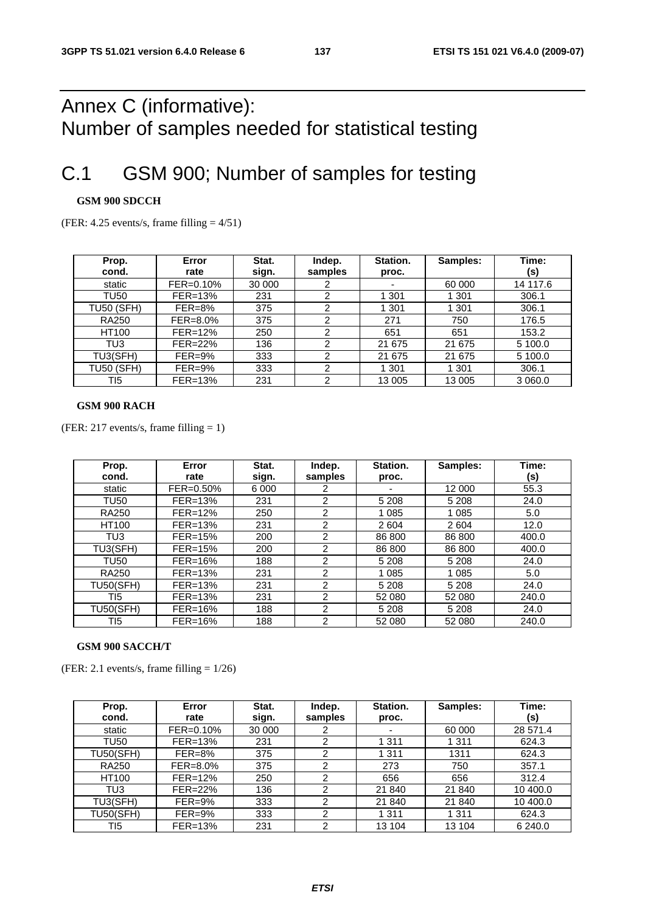# Annex C (informative): Number of samples needed for statistical testing

# C.1 GSM 900; Number of samples for testing

**GSM 900 SDCCH**

(FER: 4.25 events/s, frame filling = 4/51)

| Prop. cond. | Error rate | Stat. sign. | Indep. samples | Station. proc. | Samples: | Time: (s) |
|---|---|---|---|---|---|---|
| static | FER=0.10% | 30 000 | 2 | - | 60 000 | 14 117.6 |
| TU50 | FER=13% | 231 | 2 | 1 301 | 1 301 | 306.1 |
| TU50 (SFH) | FER=8% | 375 | 2 | 1 301 | 1 301 | 306.1 |
| RA250 | FER=8.0% | 375 | 2 | 271 | 750 | 176.5 |
| HT100 | FER=12% | 250 | 2 | 651 | 651 | 153.2 |
| TU3 | FER=22% | 136 | 2 | 21 675 | 21 675 | 5 100.0 |
| TU3(SFH) | FER=9% | 333 | 2 | 21 675 | 21 675 | 5 100.0 |
| TU50 (SFH) | FER=9% | 333 | 2 | 1 301 | 1 301 | 306.1 |
| TI5 | FER=13% | 231 | 2 | 13 005 | 13 005 | 3 060.0 |

**GSM 900 RACH**

(FER: 217 events/s, frame filling = 1)

| Prop. cond. | Error rate | Stat. sign. | Indep. samples | Station. proc. | Samples: | Time: (s) |
|---|---|---|---|---|---|---|
| static | FER=0.50% | 6 000 | 2 | - | 12 000 | 55.3 |
| TU50 | FER=13% | 231 | 2 | 5 208 | 5 208 | 24.0 |
| RA250 | FER=12% | 250 | 2 | 1 085 | 1 085 | 5.0 |
| HT100 | FER=13% | 231 | 2 | 2 604 | 2 604 | 12.0 |
| TU3 | FER=15% | 200 | 2 | 86 800 | 86 800 | 400.0 |
| TU3(SFH) | FER=15% | 200 | 2 | 86 800 | 86 800 | 400.0 |
| TU50 | FER=16% | 188 | 2 | 5 208 | 5 208 | 24.0 |
| RA250 | FER=13% | 231 | 2 | 1 085 | 1 085 | 5.0 |
| TU50(SFH) | FER=13% | 231 | 2 | 5 208 | 5 208 | 24.0 |
| TI5 | FER=13% | 231 | 2 | 52 080 | 52 080 | 240.0 |
| TU50(SFH) | FER=16% | 188 | 2 | 5 208 | 5 208 | 24.0 |
| TI5 | FER=16% | 188 | 2 | 52 080 | 52 080 | 240.0 |

**GSM 900 SACCH/T**

(FER: 2.1 events/s, frame filling = 1/26)

| Prop. cond. | Error rate | Stat. sign. | Indep. samples | Station. proc. | Samples: | Time: (s) |
|---|---|---|---|---|---|---|
| static | FER=0.10% | 30 000 | 2 | - | 60 000 | 28 571.4 |
| TU50 | FER=13% | 231 | 2 | 1 311 | 1 311 | 624.3 |
| TU50(SFH) | FER=8% | 375 | 2 | 1 311 | 1311 | 624.3 |
| RA250 | FER=8.0% | 375 | 2 | 273 | 750 | 357.1 |
| HT100 | FER=12% | 250 | 2 | 656 | 656 | 312.4 |
| TU3 | FER=22% | 136 | 2 | 21 840 | 21 840 | 10 400.0 |
| TU3(SFH) | FER=9% | 333 | 2 | 21 840 | 21 840 | 10 400.0 |
| TU50(SFH) | FER=9% | 333 | 2 | 1 311 | 1 311 | 624.3 |
| TI5 | FER=13% | 231 | 2 | 13 104 | 13 104 | 6 240.0 |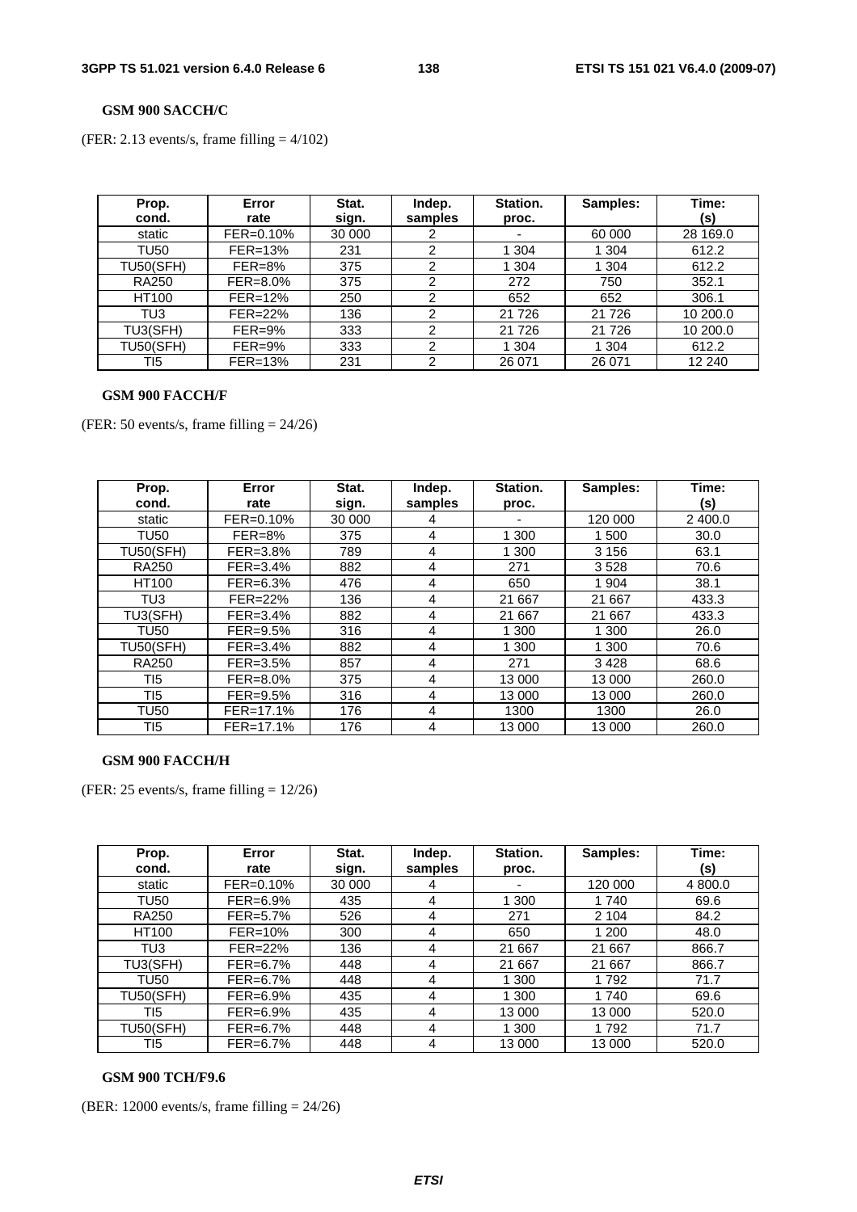**GSM 900 SACCH/C**

(FER: 2.13 events/s, frame filling = 4/102)

| Prop. cond. | Error rate | Stat. sign. | Indep. samples | Station. proc. | Samples: | Time: (s) |
|---|---|---|---|---|---|---|
| static | FER=0.10% | 30 000 | 2 | - | 60 000 | 28 169.0 |
| TU50 | FER=13% | 231 | 2 | 1 304 | 1 304 | 612.2 |
| TU50(SFH) | FER=8% | 375 | 2 | 1 304 | 1 304 | 612.2 |
| RA250 | FER=8.0% | 375 | 2 | 272 | 750 | 352.1 |
| HT100 | FER=12% | 250 | 2 | 652 | 652 | 306.1 |
| TU3 | FER=22% | 136 | 2 | 21 726 | 21 726 | 10 200.0 |
| TU3(SFH) | FER=9% | 333 | 2 | 21 726 | 21 726 | 10 200.0 |
| TU50(SFH) | FER=9% | 333 | 2 | 1 304 | 1 304 | 612.2 |
| TI5 | FER=13% | 231 | 2 | 26 071 | 26 071 | 12 240 |

**GSM 900 FACCH/F**

(FER: 50 events/s, frame filling = 24/26)

| Prop. cond. | Error rate | Stat. sign. | Indep. samples | Station. proc. | Samples: | Time: (s) |
|---|---|---|---|---|---|---|
| static | FER=0.10% | 30 000 | 4 | - | 120 000 | 2 400.0 |
| TU50 | FER=8% | 375 | 4 | 1 300 | 1 500 | 30.0 |
| TU50(SFH) | FER=3.8% | 789 | 4 | 1 300 | 3 156 | 63.1 |
| RA250 | FER=3.4% | 882 | 4 | 271 | 3 528 | 70.6 |
| HT100 | FER=6.3% | 476 | 4 | 650 | 1 904 | 38.1 |
| TU3 | FER=22% | 136 | 4 | 21 667 | 21 667 | 433.3 |
| TU3(SFH) | FER=3.4% | 882 | 4 | 21 667 | 21 667 | 433.3 |
| TU50 | FER=9.5% | 316 | 4 | 1 300 | 1 300 | 26.0 |
| TU50(SFH) | FER=3.4% | 882 | 4 | 1 300 | 1 300 | 70.6 |
| RA250 | FER=3.5% | 857 | 4 | 271 | 3 428 | 68.6 |
| TI5 | FER=8.0% | 375 | 4 | 13 000 | 13 000 | 260.0 |
| TI5 | FER=9.5% | 316 | 4 | 13 000 | 13 000 | 260.0 |
| TU50 | FER=17.1% | 176 | 4 | 1300 | 1300 | 26.0 |
| TI5 | FER=17.1% | 176 | 4 | 13 000 | 13 000 | 260.0 |

**GSM 900 FACCH/H**

(FER: 25 events/s, frame filling = 12/26)

| Prop. cond. | Error rate | Stat. sign. | Indep. samples | Station. proc. | Samples: | Time: (s) |
|---|---|---|---|---|---|---|
| static | FER=0.10% | 30 000 | 4 | - | 120 000 | 4 800.0 |
| TU50 | FER=6.9% | 435 | 4 | 1 300 | 1 740 | 69.6 |
| RA250 | FER=5.7% | 526 | 4 | 271 | 2 104 | 84.2 |
| HT100 | FER=10% | 300 | 4 | 650 | 1 200 | 48.0 |
| TU3 | FER=22% | 136 | 4 | 21 667 | 21 667 | 866.7 |
| TU3(SFH) | FER=6.7% | 448 | 4 | 21 667 | 21 667 | 866.7 |
| TU50 | FER=6.7% | 448 | 4 | 1 300 | 1 792 | 71.7 |
| TU50(SFH) | FER=6.9% | 435 | 4 | 1 300 | 1 740 | 69.6 |
| TI5 | FER=6.9% | 435 | 4 | 13 000 | 13 000 | 520.0 |
| TU50(SFH) | FER=6.7% | 448 | 4 | 1 300 | 1 792 | 71.7 |
| TI5 | FER=6.7% | 448 | 4 | 13 000 | 13 000 | 520.0 |

**GSM 900 TCH/F9.6**

(BER: 12000 events/s, frame filling = 24/26)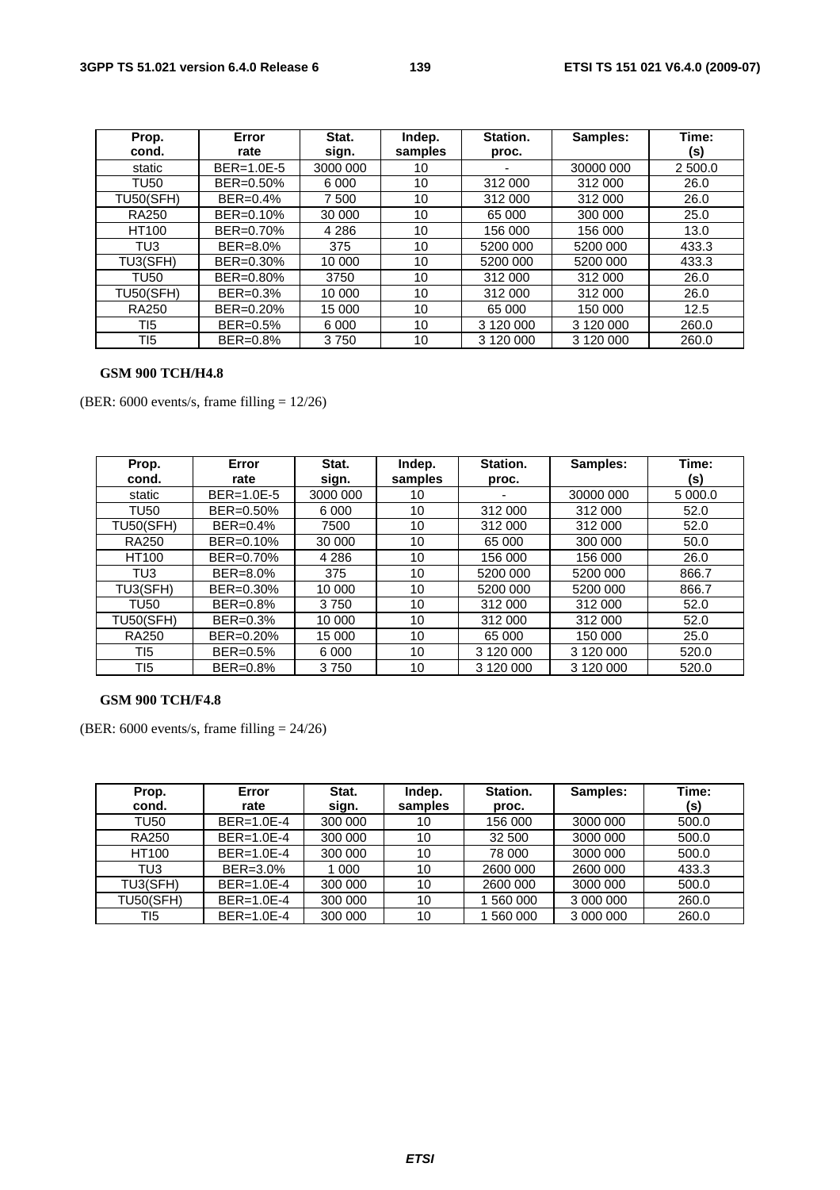| Prop. cond. | Error rate | Stat. sign. | Indep. samples | Station. proc. | Samples: | Time: (s) |
|---|---|---|---|---|---|---|
| static | BER=1.0E-5 | 3000 000 | 10 | - | 30000 000 | 2 500.0 |
| TU50 | BER=0.50% | 6 000 | 10 | 312 000 | 312 000 | 26.0 |
| TU50(SFH) | BER=0.4% | 7 500 | 10 | 312 000 | 312 000 | 26.0 |
| RA250 | BER=0.10% | 30 000 | 10 | 65 000 | 300 000 | 25.0 |
| HT100 | BER=0.70% | 4 286 | 10 | 156 000 | 156 000 | 13.0 |
| TU3 | BER=8.0% | 375 | 10 | 5200 000 | 5200 000 | 433.3 |
| TU3(SFH) | BER=0.30% | 10 000 | 10 | 5200 000 | 5200 000 | 433.3 |
| TU50 | BER=0.80% | 3750 | 10 | 312 000 | 312 000 | 26.0 |
| TU50(SFH) | BER=0.3% | 10 000 | 10 | 312 000 | 312 000 | 26.0 |
| RA250 | BER=0.20% | 15 000 | 10 | 65 000 | 150 000 | 12.5 |
| TI5 | BER=0.5% | 6 000 | 10 | 3 120 000 | 3 120 000 | 260.0 |
| TI5 | BER=0.8% | 3 750 | 10 | 3 120 000 | 3 120 000 | 260.0 |

**GSM 900 TCH/H4.8**

(BER: 6000 events/s, frame filling = 12/26)

| Prop. cond. | Error rate | Stat. sign. | Indep. samples | Station. proc. | Samples: | Time: (s) |
|---|---|---|---|---|---|---|
| static | BER=1.0E-5 | 3000 000 | 10 | - | 30000 000 | 5 000.0 |
| TU50 | BER=0.50% | 6 000 | 10 | 312 000 | 312 000 | 52.0 |
| TU50(SFH) | BER=0.4% | 7500 | 10 | 312 000 | 312 000 | 52.0 |
| RA250 | BER=0.10% | 30 000 | 10 | 65 000 | 300 000 | 50.0 |
| HT100 | BER=0.70% | 4 286 | 10 | 156 000 | 156 000 | 26.0 |
| TU3 | BER=8.0% | 375 | 10 | 5200 000 | 5200 000 | 866.7 |
| TU3(SFH) | BER=0.30% | 10 000 | 10 | 5200 000 | 5200 000 | 866.7 |
| TU50 | BER=0.8% | 3 750 | 10 | 312 000 | 312 000 | 52.0 |
| TU50(SFH) | BER=0.3% | 10 000 | 10 | 312 000 | 312 000 | 52.0 |
| RA250 | BER=0.20% | 15 000 | 10 | 65 000 | 150 000 | 25.0 |
| TI5 | BER=0.5% | 6 000 | 10 | 3 120 000 | 3 120 000 | 520.0 |
| TI5 | BER=0.8% | 3 750 | 10 | 3 120 000 | 3 120 000 | 520.0 |

**GSM 900 TCH/F4.8**

(BER: 6000 events/s, frame filling = 24/26)

| Prop. cond. | Error rate | Stat. sign. | Indep. samples | Station. proc. | Samples: | Time: (s) |
|---|---|---|---|---|---|---|
| TU50 | BER=1.0E-4 | 300 000 | 10 | 156 000 | 3000 000 | 500.0 |
| RA250 | BER=1.0E-4 | 300 000 | 10 | 32 500 | 3000 000 | 500.0 |
| HT100 | BER=1.0E-4 | 300 000 | 10 | 78 000 | 3000 000 | 500.0 |
| TU3 | BER=3.0% | 1 000 | 10 | 2600 000 | 2600 000 | 433.3 |
| TU3(SFH) | BER=1.0E-4 | 300 000 | 10 | 2600 000 | 3000 000 | 500.0 |
| TU50(SFH) | BER=1.0E-4 | 300 000 | 10 | 1 560 000 | 3 000 000 | 260.0 |
| TI5 | BER=1.0E-4 | 300 000 | 10 | 1 560 000 | 3 000 000 | 260.0 |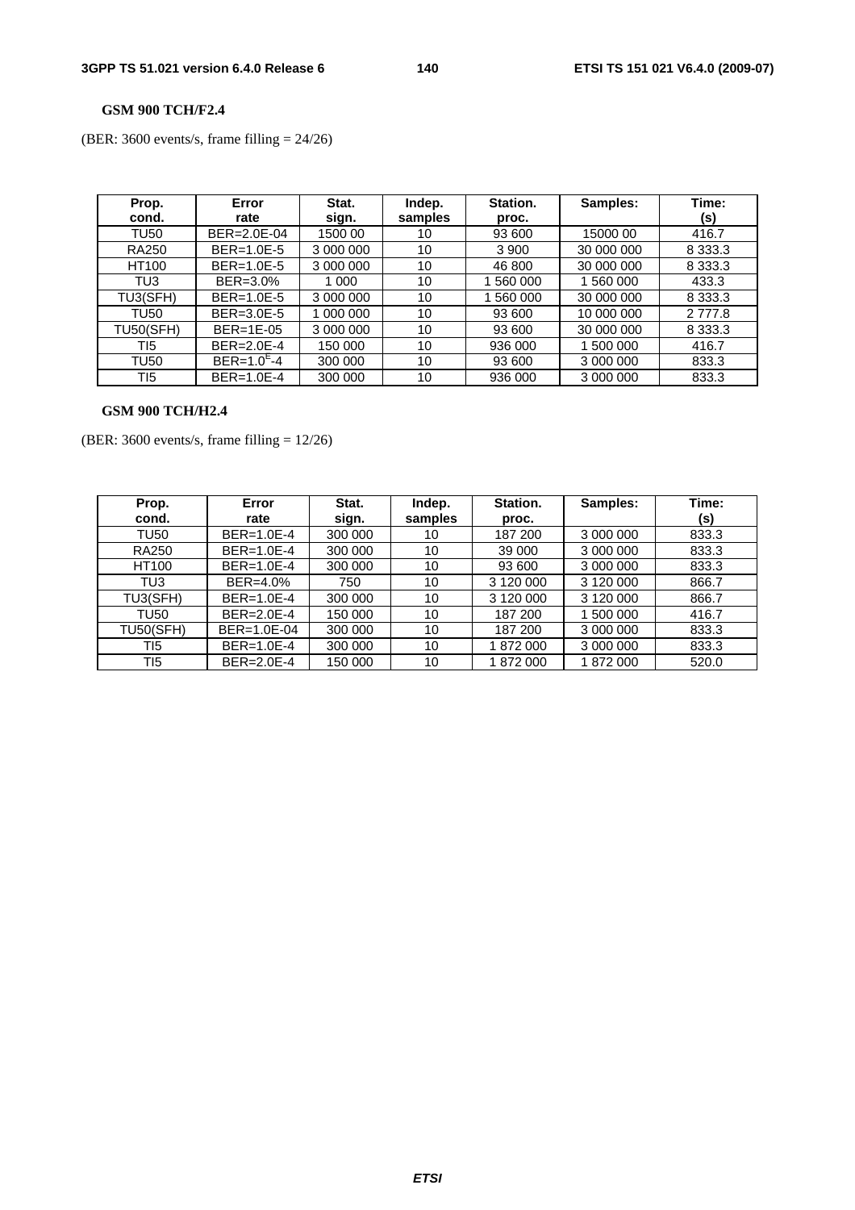**GSM 900 TCH/F2.4**

(BER: 3600 events/s, frame filling = 24/26)

| Prop. cond. | Error rate | Stat. sign. | Indep. samples | Station. proc. | Samples: | Time: (s) |
|---|---|---|---|---|---|---|
| TU50 | BER=2.0E-04 | 1500 00 | 10 | 93 600 | 15000 00 | 416.7 |
| RA250 | BER=1.0E-5 | 3 000 000 | 10 | 3 900 | 30 000 000 | 8 333.3 |
| HT100 | BER=1.0E-5 | 3 000 000 | 10 | 46 800 | 30 000 000 | 8 333.3 |
| TU3 | BER=3.0% | 1 000 | 10 | 1 560 000 | 1 560 000 | 433.3 |
| TU3(SFH) | BER=1.0E-5 | 3 000 000 | 10 | 1 560 000 | 30 000 000 | 8 333.3 |
| TU50 | BER=3.0E-5 | 1 000 000 | 10 | 93 600 | 10 000 000 | 2 777.8 |
| TU50(SFH) | BER=1E-05 | 3 000 000 | 10 | 93 600 | 30 000 000 | 8 333.3 |
| TI5 | BER=2.0E-4 | 150 000 | 10 | 936 000 | 1 500 000 | 416.7 |
| TU50 | BER=1.0$^{E}$-4 | 300 000 | 10 | 93 600 | 3 000 000 | 833.3 |
| TI5 | BER=1.0E-4 | 300 000 | 10 | 936 000 | 3 000 000 | 833.3 |

**GSM 900 TCH/H2.4**

(BER: 3600 events/s, frame filling = 12/26)

| Prop. cond. | Error rate | Stat. sign. | Indep. samples | Station. proc. | Samples: | Time: (s) |
|---|---|---|---|---|---|---|
| TU50 | BER=1.0E-4 | 300 000 | 10 | 187 200 | 3 000 000 | 833.3 |
| RA250 | BER=1.0E-4 | 300 000 | 10 | 39 000 | 3 000 000 | 833.3 |
| HT100 | BER=1.0E-4 | 300 000 | 10 | 93 600 | 3 000 000 | 833.3 |
| TU3 | BER=4.0% | 750 | 10 | 3 120 000 | 3 120 000 | 866.7 |
| TU3(SFH) | BER=1.0E-4 | 300 000 | 10 | 3 120 000 | 3 120 000 | 866.7 |
| TU50 | BER=2.0E-4 | 150 000 | 10 | 187 200 | 1 500 000 | 416.7 |
| TU50(SFH) | BER=1.0E-04 | 300 000 | 10 | 187 200 | 3 000 000 | 833.3 |
| TI5 | BER=1.0E-4 | 300 000 | 10 | 1 872 000 | 3 000 000 | 833.3 |
| TI5 | BER=2.0E-4 | 150 000 | 10 | 1 872 000 | 1 872 000 | 520.0 |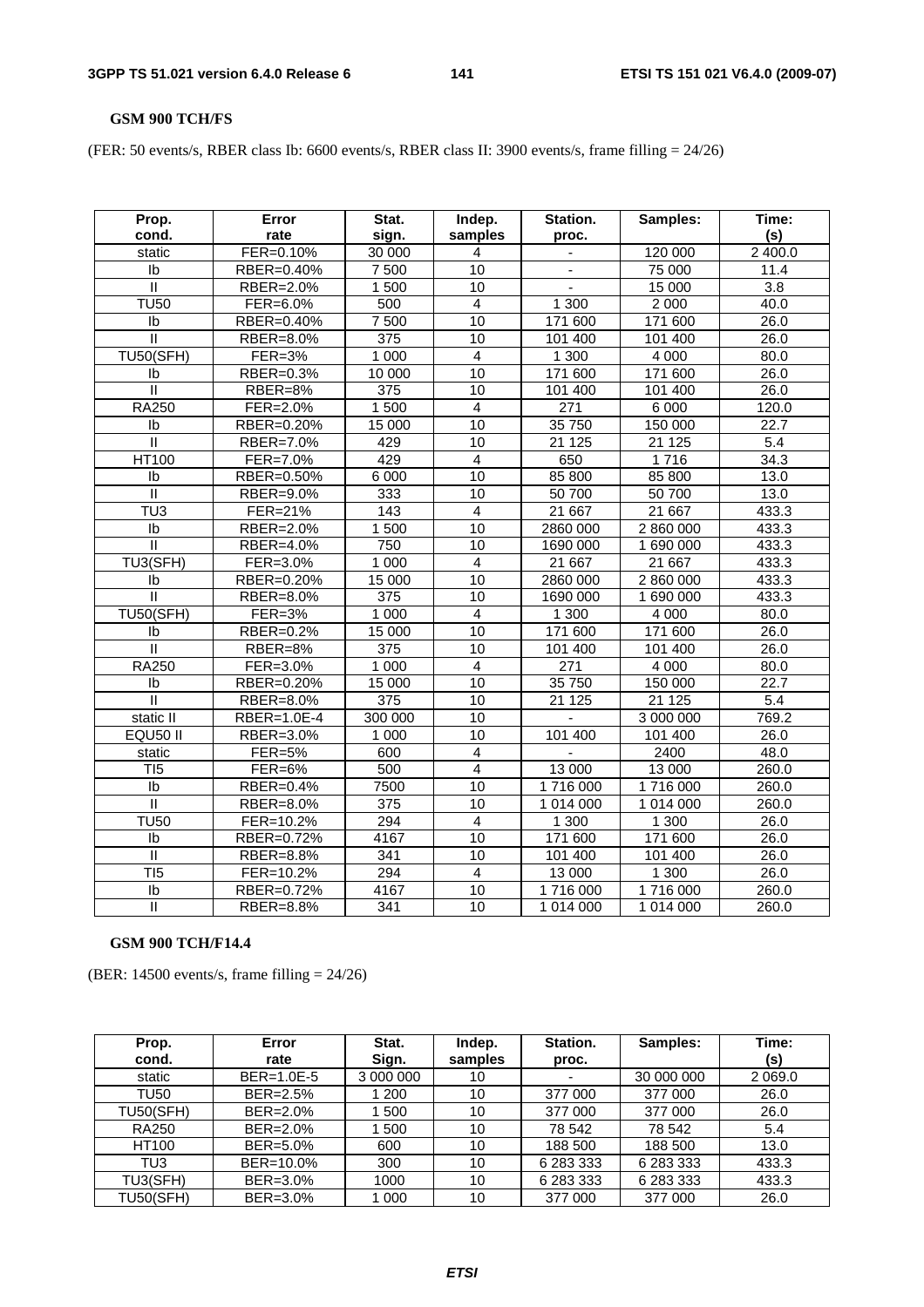**GSM 900 TCH/FS**

(FER: 50 events/s, RBER class Ib: 6600 events/s, RBER class II: 3900 events/s, frame filling = 24/26)

| Prop. cond. | Error rate | Stat. sign. | Indep. samples | Station. proc. | Samples: | Time: (s) |
|---|---|---|---|---|---|---|
| static | FER=0.10% | 30 000 | 4 | - | 120 000 | 2 400.0 |
| Ib | RBER=0.40% | 7 500 | 10 | - | 75 000 | 11.4 |
| II | RBER=2.0% | 1 500 | 10 | - | 15 000 | 3.8 |
| TU50 | FER=6.0% | 500 | 4 | 1 300 | 2 000 | 40.0 |
| Ib | RBER=0.40% | 7 500 | 10 | 171 600 | 171 600 | 26.0 |
| II | RBER=8.0% | 375 | 10 | 101 400 | 101 400 | 26.0 |
| TU50(SFH) | FER=3% | 1 000 | 4 | 1 300 | 4 000 | 80.0 |
| Ib | RBER=0.3% | 10 000 | 10 | 171 600 | 171 600 | 26.0 |
| II | RBER=8% | 375 | 10 | 101 400 | 101 400 | 26.0 |
| RA250 | FER=2.0% | 1 500 | 4 | 271 | 6 000 | 120.0 |
| Ib | RBER=0.20% | 15 000 | 10 | 35 750 | 150 000 | 22.7 |
| II | RBER=7.0% | 429 | 10 | 21 125 | 21 125 | 5.4 |
| HT100 | FER=7.0% | 429 | 4 | 650 | 1 716 | 34.3 |
| Ib | RBER=0.50% | 6 000 | 10 | 85 800 | 85 800 | 13.0 |
| II | RBER=9.0% | 333 | 10 | 50 700 | 50 700 | 13.0 |
| TU3 | FER=21% | 143 | 4 | 21 667 | 21 667 | 433.3 |
| Ib | RBER=2.0% | 1 500 | 10 | 2860 000 | 2 860 000 | 433.3 |
| II | RBER=4.0% | 750 | 10 | 1690 000 | 1 690 000 | 433.3 |
| TU3(SFH) | FER=3.0% | 1 000 | 4 | 21 667 | 21 667 | 433.3 |
| Ib | RBER=0.20% | 15 000 | 10 | 2860 000 | 2 860 000 | 433.3 |
| II | RBER=8.0% | 375 | 10 | 1690 000 | 1 690 000 | 433.3 |
| TU50(SFH) | FER=3% | 1 000 | 4 | 1 300 | 4 000 | 80.0 |
| Ib | RBER=0.2% | 15 000 | 10 | 171 600 | 171 600 | 26.0 |
| II | RBER=8% | 375 | 10 | 101 400 | 101 400 | 26.0 |
| RA250 | FER=3.0% | 1 000 | 4 | 271 | 4 000 | 80.0 |
| Ib | RBER=0.20% | 15 000 | 10 | 35 750 | 150 000 | 22.7 |
| II | RBER=8.0% | 375 | 10 | 21 125 | 21 125 | 5.4 |
| static II | RBER=1.0E-4 | 300 000 | 10 | - | 3 000 000 | 769.2 |
| EQU50 II | RBER=3.0% | 1 000 | 10 | 101 400 | 101 400 | 26.0 |
| static | FER=5% | 600 | 4 | - | 2400 | 48.0 |
| TI5 | FER=6% | 500 | 4 | 13 000 | 13 000 | 260.0 |
| Ib | RBER=0.4% | 7500 | 10 | 1 716 000 | 1 716 000 | 260.0 |
| II | RBER=8.0% | 375 | 10 | 1 014 000 | 1 014 000 | 260.0 |
| TU50 | FER=10.2% | 294 | 4 | 1 300 | 1 300 | 26.0 |
| Ib | RBER=0.72% | 4167 | 10 | 171 600 | 171 600 | 26.0 |
| II | RBER=8.8% | 341 | 10 | 101 400 | 101 400 | 26.0 |
| TI5 | FER=10.2% | 294 | 4 | 13 000 | 1 300 | 26.0 |
| Ib | RBER=0.72% | 4167 | 10 | 1 716 000 | 1 716 000 | 260.0 |
| II | RBER=8.8% | 341 | 10 | 1 014 000 | 1 014 000 | 260.0 |

**GSM 900 TCH/F14.4**

(BER: 14500 events/s, frame filling = 24/26)

| Prop. cond. | Error rate | Stat. Sign. | Indep. samples | Station. proc. | Samples: | Time: (s) |
|---|---|---|---|---|---|---|
| static | BER=1.0E-5 | 3 000 000 | 10 | - | 30 000 000 | 2 069.0 |
| TU50 | BER=2.5% | 1 200 | 10 | 377 000 | 377 000 | 26.0 |
| TU50(SFH) | BER=2.0% | 1 500 | 10 | 377 000 | 377 000 | 26.0 |
| RA250 | BER=2.0% | 1 500 | 10 | 78 542 | 78 542 | 5.4 |
| HT100 | BER=5.0% | 600 | 10 | 188 500 | 188 500 | 13.0 |
| TU3 | BER=10.0% | 300 | 10 | 6 283 333 | 6 283 333 | 433.3 |
| TU3(SFH) | BER=3.0% | 1000 | 10 | 6 283 333 | 6 283 333 | 433.3 |
| TU50(SFH) | BER=3.0% | 1 000 | 10 | 377 000 | 377 000 | 26.0 |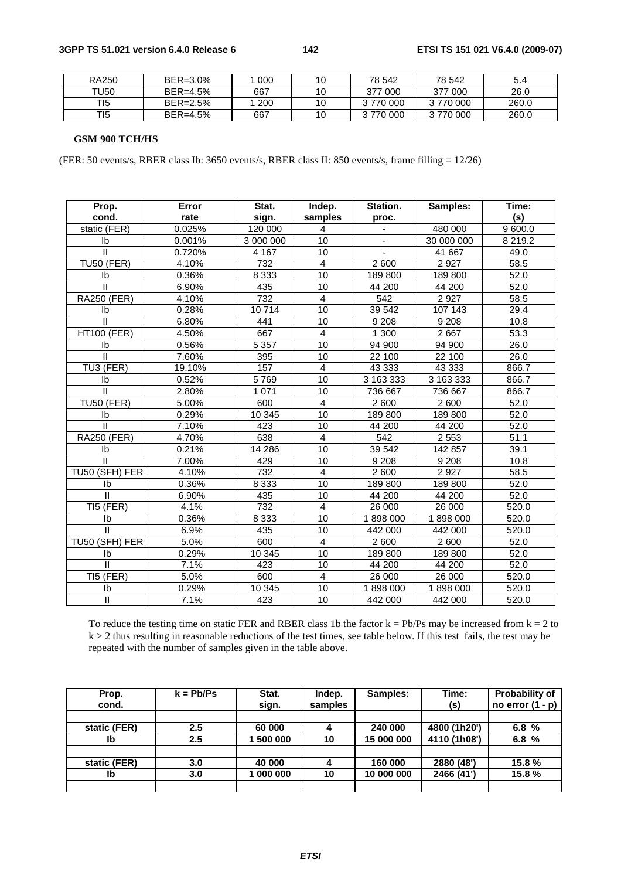| RA250 | BER=3.0% | 1 000 | 10 | 78 542 | 78 542 | 5.4 |
|---|---|---|---|---|---|---|
| TU50 | BER=4.5% | 667 | 10 | 377 000 | 377 000 | 26.0 |
| TI5 | BER=2.5% | 1 200 | 10 | 3 770 000 | 3 770 000 | 260.0 |
| TI5 | BER=4.5% | 667 | 10 | 3 770 000 | 3 770 000 | 260.0 |

**GSM 900 TCH/HS**

(FER: 50 events/s, RBER class Ib: 3650 events/s, RBER class II: 850 events/s, frame filling = 12/26)

| Prop. cond. | Error rate | Stat. sign. | Indep. samples | Station. proc. | Samples: | Time: (s) |
|---|---|---|---|---|---|---|
| static (FER) | 0.025% | 120 000 | 4 | - | 480 000 | 9 600.0 |
| Ib | 0.001% | 3 000 000 | 10 | - | 30 000 000 | 8 219.2 |
| II | 0.720% | 4 167 | 10 | - | 41 667 | 49.0 |
| TU50 (FER) | 4.10% | 732 | 4 | 2 600 | 2 927 | 58.5 |
| Ib | 0.36% | 8 333 | 10 | 189 800 | 189 800 | 52.0 |
| II | 6.90% | 435 | 10 | 44 200 | 44 200 | 52.0 |
| RA250 (FER) | 4.10% | 732 | 4 | 542 | 2 927 | 58.5 |
| Ib | 0.28% | 10 714 | 10 | 39 542 | 107 143 | 29.4 |
| II | 6.80% | 441 | 10 | 9 208 | 9 208 | 10.8 |
| HT100 (FER) | 4.50% | 667 | 4 | 1 300 | 2 667 | 53.3 |
| Ib | 0.56% | 5 357 | 10 | 94 900 | 94 900 | 26.0 |
| II | 7.60% | 395 | 10 | 22 100 | 22 100 | 26.0 |
| TU3 (FER) | 19.10% | 157 | 4 | 43 333 | 43 333 | 866.7 |
| Ib | 0.52% | 5 769 | 10 | 3 163 333 | 3 163 333 | 866.7 |
| II | 2.80% | 1 071 | 10 | 736 667 | 736 667 | 866.7 |
| TU50 (FER) | 5.00% | 600 | 4 | 2 600 | 2 600 | 52.0 |
| Ib | 0.29% | 10 345 | 10 | 189 800 | 189 800 | 52.0 |
| II | 7.10% | 423 | 10 | 44 200 | 44 200 | 52.0 |
| RA250 (FER) | 4.70% | 638 | 4 | 542 | 2 553 | 51.1 |
| Ib | 0.21% | 14 286 | 10 | 39 542 | 142 857 | 39.1 |
| II | 7.00% | 429 | 10 | 9 208 | 9 208 | 10.8 |
| TU50 (SFH) FER | 4.10% | 732 | 4 | 2 600 | 2 927 | 58.5 |
| Ib | 0.36% | 8 333 | 10 | 189 800 | 189 800 | 52.0 |
| II | 6.90% | 435 | 10 | 44 200 | 44 200 | 52.0 |
| TI5 (FER) | 4.1% | 732 | 4 | 26 000 | 26 000 | 520.0 |
| Ib | 0.36% | 8 333 | 10 | 1 898 000 | 1 898 000 | 520.0 |
| II | 6.9% | 435 | 10 | 442 000 | 442 000 | 520.0 |
| TU50 (SFH) FER | 5.0% | 600 | 4 | 2 600 | 2 600 | 52.0 |
| Ib | 0.29% | 10 345 | 10 | 189 800 | 189 800 | 52.0 |
| II | 7.1% | 423 | 10 | 44 200 | 44 200 | 52.0 |
| TI5 (FER) | 5.0% | 600 | 4 | 26 000 | 26 000 | 520.0 |
| Ib | 0.29% | 10 345 | 10 | 1 898 000 | 1 898 000 | 520.0 |
| II | 7.1% | 423 | 10 | 442 000 | 442 000 | 520.0 |

To reduce the testing time on static FER and RBER class 1b the factor $k = Pb/Ps$ may be increased from $k = 2$ to $k > 2$ thus resulting in reasonable reductions of the test times, see table below. If this test fails, the test may be repeated with the number of samples given in the table above.

| Prop. cond. | k = Pb/Ps | Stat. sign. | Indep. samples | Samples: | Time: (s) | Probability of no error (1 - p) |
|---|---|---|---|---|---|---|
| | | | | | | |
| **static (FER)** | **2.5** | **60 000** | **4** | **240 000** | **4800 (1h20')** | **6.8 %** |
| **Ib** | **2.5** | **1 500 000** | **10** | **15 000 000** | **4110 (1h08')** | **6.8 %** |
| | | | | | | |
| **static (FER)** | **3.0** | **40 000** | **4** | **160 000** | **2880 (48')** | **15.8 %** |
| **Ib** | **3.0** | **1 000 000** | **10** | **10 000 000** | **2466 (41')** | **15.8 %** |
| | | | | | | |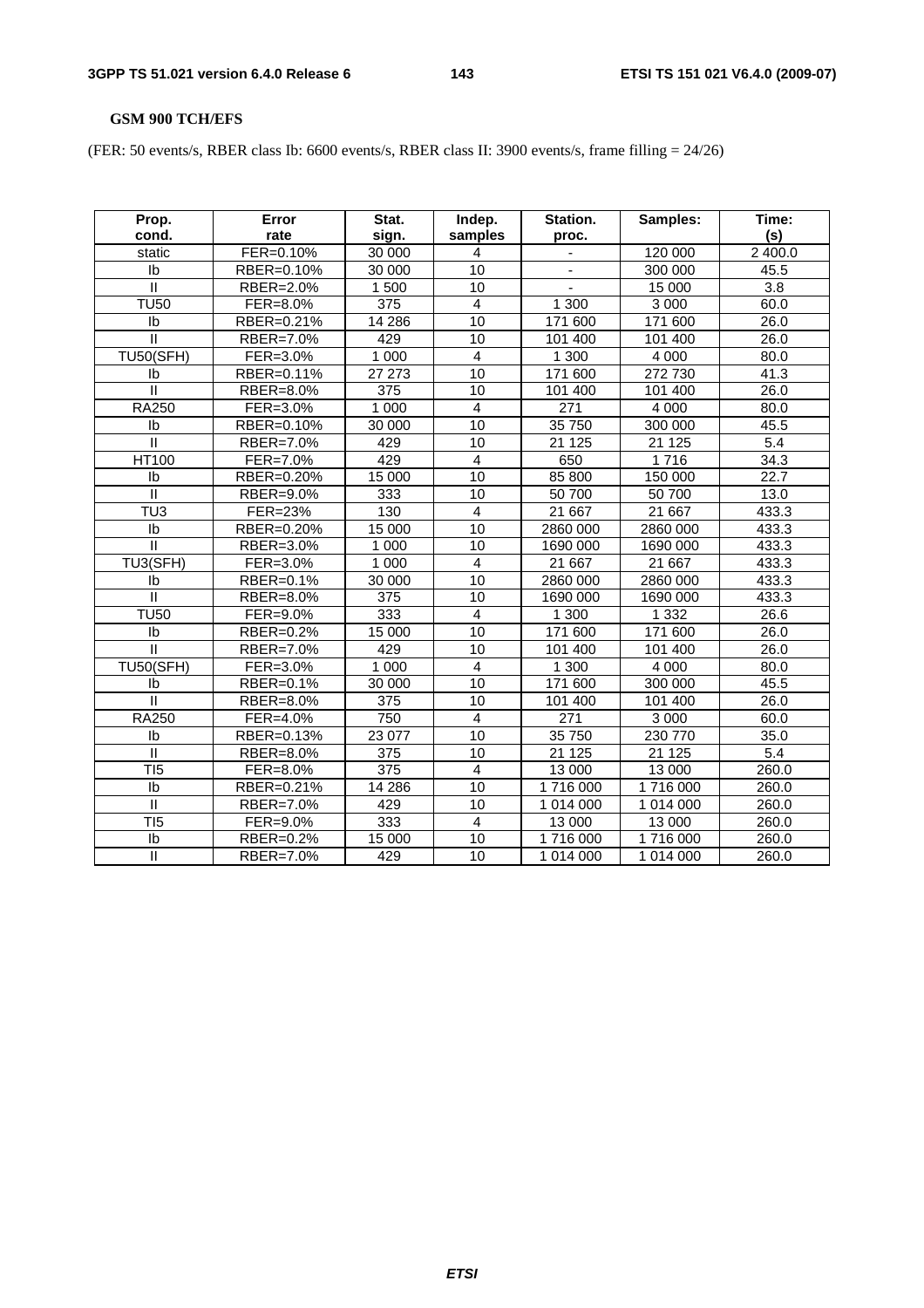**GSM 900 TCH/EFS**

(FER: 50 events/s, RBER class Ib: 6600 events/s, RBER class II: 3900 events/s, frame filling = 24/26)

| Prop. cond. | Error rate | Stat. sign. | Indep. samples | Station. proc. | Samples: | Time: (s) |
|---|---|---|---|---|---|---|
| static | FER=0.10% | 30 000 | 4 | - | 120 000 | 2 400.0 |
| Ib | RBER=0.10% | 30 000 | 10 | - | 300 000 | 45.5 |
| II | RBER=2.0% | 1 500 | 10 | - | 15 000 | 3.8 |
| TU50 | FER=8.0% | 375 | 4 | 1 300 | 3 000 | 60.0 |
| Ib | RBER=0.21% | 14 286 | 10 | 171 600 | 171 600 | 26.0 |
| II | RBER=7.0% | 429 | 10 | 101 400 | 101 400 | 26.0 |
| TU50(SFH) | FER=3.0% | 1 000 | 4 | 1 300 | 4 000 | 80.0 |
| Ib | RBER=0.11% | 27 273 | 10 | 171 600 | 272 730 | 41.3 |
| II | RBER=8.0% | 375 | 10 | 101 400 | 101 400 | 26.0 |
| RA250 | FER=3.0% | 1 000 | 4 | 271 | 4 000 | 80.0 |
| Ib | RBER=0.10% | 30 000 | 10 | 35 750 | 300 000 | 45.5 |
| II | RBER=7.0% | 429 | 10 | 21 125 | 21 125 | 5.4 |
| HT100 | FER=7.0% | 429 | 4 | 650 | 1 716 | 34.3 |
| Ib | RBER=0.20% | 15 000 | 10 | 85 800 | 150 000 | 22.7 |
| II | RBER=9.0% | 333 | 10 | 50 700 | 50 700 | 13.0 |
| TU3 | FER=23% | 130 | 4 | 21 667 | 21 667 | 433.3 |
| Ib | RBER=0.20% | 15 000 | 10 | 2860 000 | 2860 000 | 433.3 |
| II | RBER=3.0% | 1 000 | 10 | 1690 000 | 1690 000 | 433.3 |
| TU3(SFH) | FER=3.0% | 1 000 | 4 | 21 667 | 21 667 | 433.3 |
| Ib | RBER=0.1% | 30 000 | 10 | 2860 000 | 2860 000 | 433.3 |
| II | RBER=8.0% | 375 | 10 | 1690 000 | 1690 000 | 433.3 |
| TU50 | FER=9.0% | 333 | 4 | 1 300 | 1 332 | 26.6 |
| Ib | RBER=0.2% | 15 000 | 10 | 171 600 | 171 600 | 26.0 |
| II | RBER=7.0% | 429 | 10 | 101 400 | 101 400 | 26.0 |
| TU50(SFH) | FER=3.0% | 1 000 | 4 | 1 300 | 4 000 | 80.0 |
| Ib | RBER=0.1% | 30 000 | 10 | 171 600 | 300 000 | 45.5 |
| II | RBER=8.0% | 375 | 10 | 101 400 | 101 400 | 26.0 |
| RA250 | FER=4.0% | 750 | 4 | 271 | 3 000 | 60.0 |
| Ib | RBER=0.13% | 23 077 | 10 | 35 750 | 230 770 | 35.0 |
| II | RBER=8.0% | 375 | 10 | 21 125 | 21 125 | 5.4 |
| TI5 | FER=8.0% | 375 | 4 | 13 000 | 13 000 | 260.0 |
| Ib | RBER=0.21% | 14 286 | 10 | 1 716 000 | 1 716 000 | 260.0 |
| II | RBER=7.0% | 429 | 10 | 1 014 000 | 1 014 000 | 260.0 |
| TI5 | FER=9.0% | 333 | 4 | 13 000 | 13 000 | 260.0 |
| Ib | RBER=0.2% | 15 000 | 10 | 1 716 000 | 1 716 000 | 260.0 |
| II | RBER=7.0% | 429 | 10 | 1 014 000 | 1 014 000 | 260.0 |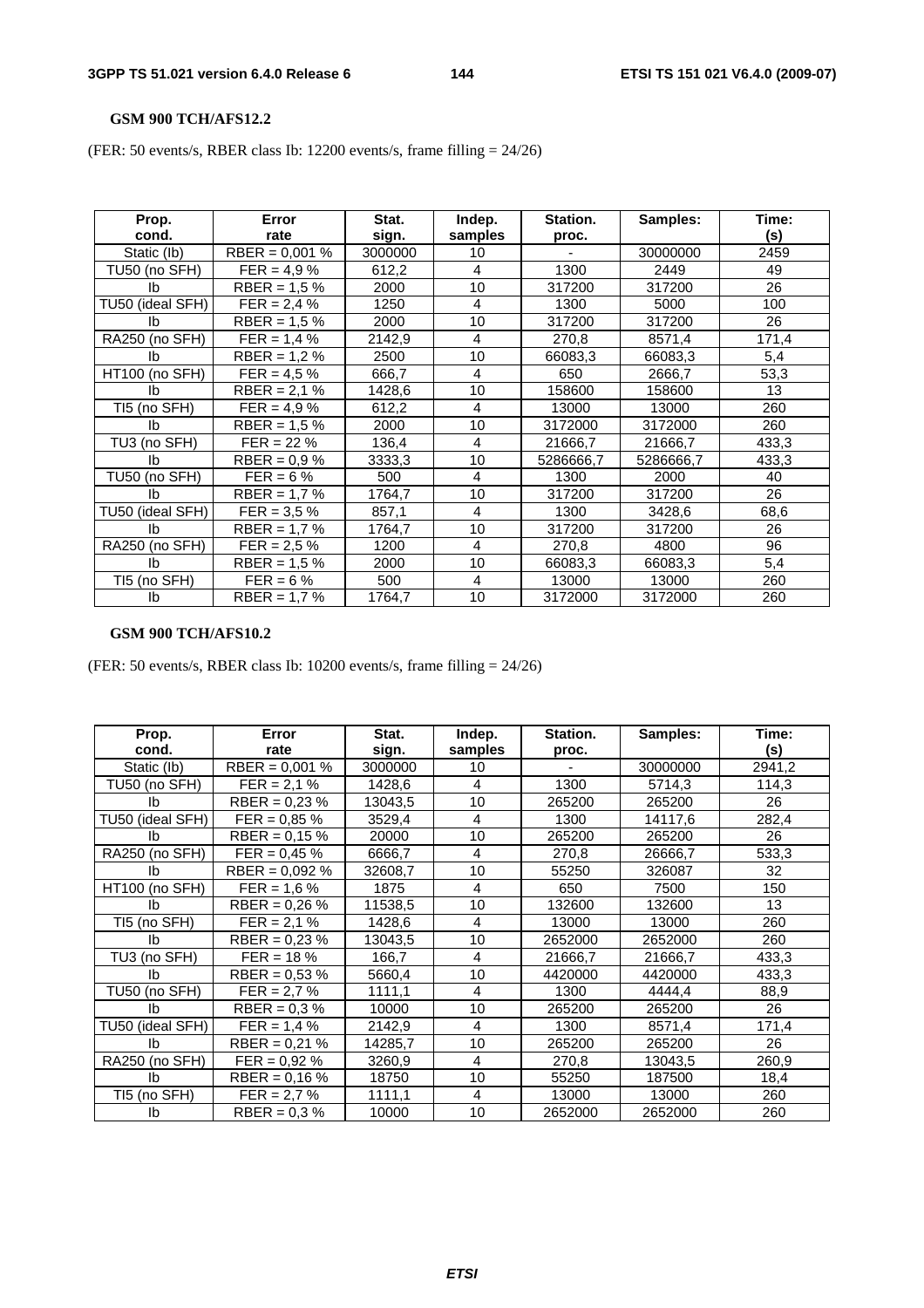**GSM 900 TCH/AFS12.2**

(FER: 50 events/s, RBER class Ib: 12200 events/s, frame filling = 24/26)

| Prop. cond. | Error rate | Stat. sign. | Indep. samples | Station. proc. | Samples: | Time: (s) |
|---|---|---|---|---|---|---|
| Static (Ib) | RBER = 0,001 % | 3000000 | 10 | - | 30000000 | 2459 |
| TU50 (no SFH) | FER = 4,9 % | 612,2 | 4 | 1300 | 2449 | 49 |
| Ib | RBER = 1,5 % | 2000 | 10 | 317200 | 317200 | 26 |
| TU50 (ideal SFH) | FER = 2,4 % | 1250 | 4 | 1300 | 5000 | 100 |
| Ib | RBER = 1,5 % | 2000 | 10 | 317200 | 317200 | 26 |
| RA250 (no SFH) | FER = 1,4 % | 2142,9 | 4 | 270,8 | 8571,4 | 171,4 |
| Ib | RBER = 1,2 % | 2500 | 10 | 66083,3 | 66083,3 | 5,4 |
| HT100 (no SFH) | FER = 4,5 % | 666,7 | 4 | 650 | 2666,7 | 53,3 |
| Ib | RBER = 2,1 % | 1428,6 | 10 | 158600 | 158600 | 13 |
| TI5 (no SFH) | FER = 4,9 % | 612,2 | 4 | 13000 | 13000 | 260 |
| Ib | RBER = 1,5 % | 2000 | 10 | 3172000 | 3172000 | 260 |
| TU3 (no SFH) | FER = 22 % | 136,4 | 4 | 21666,7 | 21666,7 | 433,3 |
| Ib | RBER = 0,9 % | 3333,3 | 10 | 5286666,7 | 5286666,7 | 433,3 |
| TU50 (no SFH) | FER = 6 % | 500 | 4 | 1300 | 2000 | 40 |
| Ib | RBER = 1,7 % | 1764,7 | 10 | 317200 | 317200 | 26 |
| TU50 (ideal SFH) | FER = 3,5 % | 857,1 | 4 | 1300 | 3428,6 | 68,6 |
| Ib | RBER = 1,7 % | 1764,7 | 10 | 317200 | 317200 | 26 |
| RA250 (no SFH) | FER = 2,5 % | 1200 | 4 | 270,8 | 4800 | 96 |
| Ib | RBER = 1,5 % | 2000 | 10 | 66083,3 | 66083,3 | 5,4 |
| TI5 (no SFH) | FER = 6 % | 500 | 4 | 13000 | 13000 | 260 |
| Ib | RBER = 1,7 % | 1764,7 | 10 | 3172000 | 3172000 | 260 |

**GSM 900 TCH/AFS10.2**

(FER: 50 events/s, RBER class Ib: 10200 events/s, frame filling = 24/26)

| Prop. cond. | Error rate | Stat. sign. | Indep. samples | Station. proc. | Samples: | Time: (s) |
|---|---|---|---|---|---|---|
| Static (Ib) | RBER = 0,001 % | 3000000 | 10 | - | 30000000 | 2941,2 |
| TU50 (no SFH) | FER = 2,1 % | 1428,6 | 4 | 1300 | 5714,3 | 114,3 |
| Ib | RBER = 0,23 % | 13043,5 | 10 | 265200 | 265200 | 26 |
| TU50 (ideal SFH) | FER = 0,85 % | 3529,4 | 4 | 1300 | 14117,6 | 282,4 |
| Ib | RBER = 0,15 % | 20000 | 10 | 265200 | 265200 | 26 |
| RA250 (no SFH) | FER = 0,45 % | 6666,7 | 4 | 270,8 | 26666,7 | 533,3 |
| Ib | RBER = 0,092 % | 32608,7 | 10 | 55250 | 326087 | 32 |
| HT100 (no SFH) | FER = 1,6 % | 1875 | 4 | 650 | 7500 | 150 |
| Ib | RBER = 0,26 % | 11538,5 | 10 | 132600 | 132600 | 13 |
| TI5 (no SFH) | FER = 2,1 % | 1428,6 | 4 | 13000 | 13000 | 260 |
| Ib | RBER = 0,23 % | 13043,5 | 10 | 2652000 | 2652000 | 260 |
| TU3 (no SFH) | FER = 18 % | 166,7 | 4 | 21666,7 | 21666,7 | 433,3 |
| Ib | RBER = 0,53 % | 5660,4 | 10 | 4420000 | 4420000 | 433,3 |
| TU50 (no SFH) | FER = 2,7 % | 1111,1 | 4 | 1300 | 4444,4 | 88,9 |
| Ib | RBER = 0,3 % | 10000 | 10 | 265200 | 265200 | 26 |
| TU50 (ideal SFH) | FER = 1,4 % | 2142,9 | 4 | 1300 | 8571,4 | 171,4 |
| Ib | RBER = 0,21 % | 14285,7 | 10 | 265200 | 265200 | 26 |
| RA250 (no SFH) | FER = 0,92 % | 3260,9 | 4 | 270,8 | 13043,5 | 260,9 |
| Ib | RBER = 0,16 % | 18750 | 10 | 55250 | 187500 | 18,4 |
| TI5 (no SFH) | FER = 2,7 % | 1111,1 | 4 | 13000 | 13000 | 260 |
| Ib | RBER = 0,3 % | 10000 | 10 | 2652000 | 2652000 | 260 |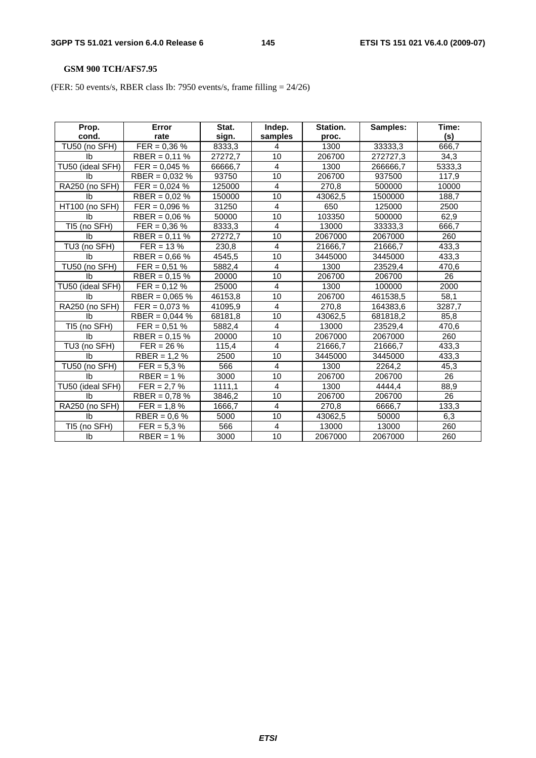**GSM 900 TCH/AFS7.95**

(FER: 50 events/s, RBER class Ib: 7950 events/s, frame filling = 24/26)

| Prop. cond. | Error rate | Stat. sign. | Indep. samples | Station. proc. | Samples: | Time: (s) |
|---|---|---|---|---|---|---|
| TU50 (no SFH) | FER = 0,36 % | 8333,3 | 4 | 1300 | 33333,3 | 666,7 |
| Ib | RBER = 0,11 % | 27272,7 | 10 | 206700 | 272727,3 | 34,3 |
| TU50 (ideal SFH) | FER = 0,045 % | 66666,7 | 4 | 1300 | 266666,7 | 5333,3 |
| Ib | RBER = 0,032 % | 93750 | 10 | 206700 | 937500 | 117,9 |
| RA250 (no SFH) | FER = 0,024 % | 125000 | 4 | 270,8 | 500000 | 10000 |
| Ib | RBER = 0,02 % | 150000 | 10 | 43062,5 | 1500000 | 188,7 |
| HT100 (no SFH) | FER = 0,096 % | 31250 | 4 | 650 | 125000 | 2500 |
| Ib | RBER = 0,06 % | 50000 | 10 | 103350 | 500000 | 62,9 |
| TI5 (no SFH) | FER = 0,36 % | 8333,3 | 4 | 13000 | 33333,3 | 666,7 |
| Ib | RBER = 0,11 % | 27272,7 | 10 | 2067000 | 2067000 | 260 |
| TU3 (no SFH) | FER = 13 % | 230,8 | 4 | 21666,7 | 21666,7 | 433,3 |
| Ib | RBER = 0,66 % | 4545,5 | 10 | 3445000 | 3445000 | 433,3 |
| TU50 (no SFH) | FER = 0,51 % | 5882,4 | 4 | 1300 | 23529,4 | 470,6 |
| Ib | RBER = 0,15 % | 20000 | 10 | 206700 | 206700 | 26 |
| TU50 (ideal SFH) | FER = 0,12 % | 25000 | 4 | 1300 | 100000 | 2000 |
| Ib | RBER = 0,065 % | 46153,8 | 10 | 206700 | 461538,5 | 58,1 |
| RA250 (no SFH) | FER = 0,073 % | 41095,9 | 4 | 270,8 | 164383,6 | 3287,7 |
| Ib | RBER = 0,044 % | 68181,8 | 10 | 43062,5 | 681818,2 | 85,8 |
| TI5 (no SFH) | FER = 0,51 % | 5882,4 | 4 | 13000 | 23529,4 | 470,6 |
| Ib | RBER = 0,15 % | 20000 | 10 | 2067000 | 2067000 | 260 |
| TU3 (no SFH) | FER = 26 % | 115,4 | 4 | 21666,7 | 21666,7 | 433,3 |
| Ib | RBER = 1,2 % | 2500 | 10 | 3445000 | 3445000 | 433,3 |
| TU50 (no SFH) | FER = 5,3 % | 566 | 4 | 1300 | 2264,2 | 45,3 |
| Ib | RBER = 1 % | 3000 | 10 | 206700 | 206700 | 26 |
| TU50 (ideal SFH) | FER = 2,7 % | 1111,1 | 4 | 1300 | 4444,4 | 88,9 |
| Ib | RBER = 0,78 % | 3846,2 | 10 | 206700 | 206700 | 26 |
| RA250 (no SFH) | FER = 1,8 % | 1666,7 | 4 | 270,8 | 6666,7 | 133,3 |
| Ib | RBER = 0,6 % | 5000 | 10 | 43062,5 | 50000 | 6,3 |
| TI5 (no SFH) | FER = 5,3 % | 566 | 4 | 13000 | 13000 | 260 |
| Ib | RBER = 1 % | 3000 | 10 | 2067000 | 2067000 | 260 |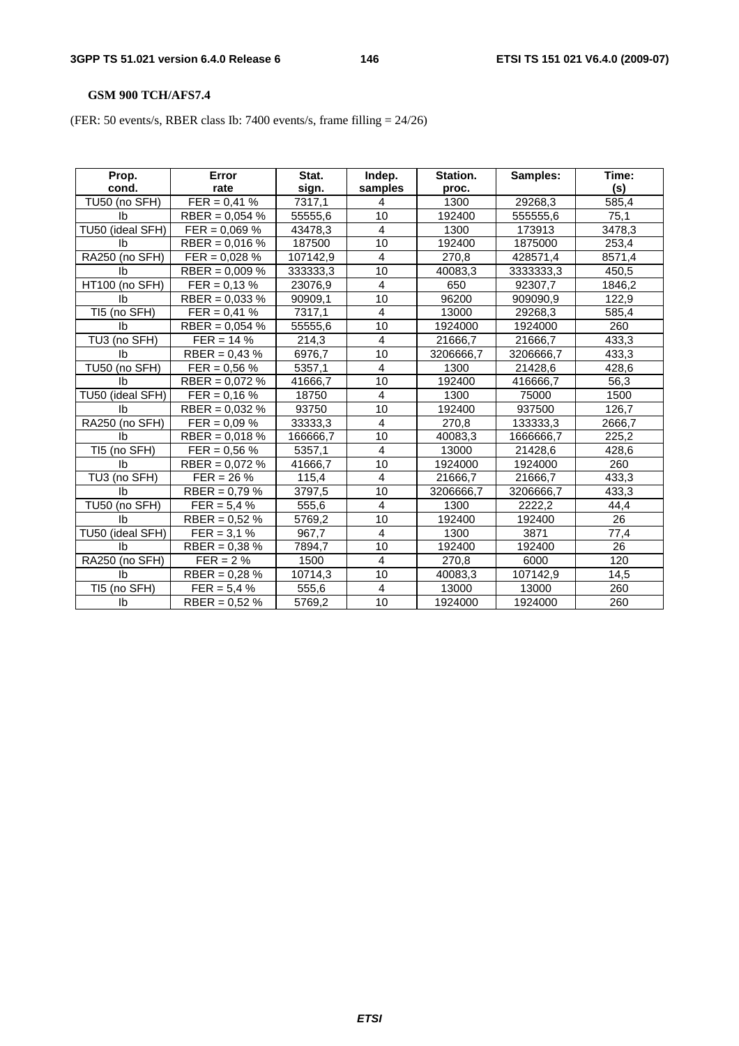**GSM 900 TCH/AFS7.4**

(FER: 50 events/s, RBER class Ib: 7400 events/s, frame filling = 24/26)

| Prop. cond. | Error rate | Stat. sign. | Indep. samples | Station. proc. | Samples: | Time: (s) |
|---|---|---|---|---|---|---|
| TU50 (no SFH) | FER = 0,41 % | 7317,1 | 4 | 1300 | 29268,3 | 585,4 |
| Ib | RBER = 0,054 % | 55555,6 | 10 | 192400 | 555555,6 | 75,1 |
| TU50 (ideal SFH) | FER = 0,069 % | 43478,3 | 4 | 1300 | 173913 | 3478,3 |
| Ib | RBER = 0,016 % | 187500 | 10 | 192400 | 1875000 | 253,4 |
| RA250 (no SFH) | FER = 0,028 % | 107142,9 | 4 | 270,8 | 428571,4 | 8571,4 |
| Ib | RBER = 0,009 % | 333333,3 | 10 | 40083,3 | 3333333,3 | 450,5 |
| HT100 (no SFH) | FER = 0,13 % | 23076,9 | 4 | 650 | 92307,7 | 1846,2 |
| Ib | RBER = 0,033 % | 90909,1 | 10 | 96200 | 909090,9 | 122,9 |
| TI5 (no SFH) | FER = 0,41 % | 7317,1 | 4 | 13000 | 29268,3 | 585,4 |
| Ib | RBER = 0,054 % | 55555,6 | 10 | 1924000 | 1924000 | 260 |
| TU3 (no SFH) | FER = 14 % | 214,3 | 4 | 21666,7 | 21666,7 | 433,3 |
| Ib | RBER = 0,43 % | 6976,7 | 10 | 3206666,7 | 3206666,7 | 433,3 |
| TU50 (no SFH) | FER = 0,56 % | 5357,1 | 4 | 1300 | 21428,6 | 428,6 |
| Ib | RBER = 0,072 % | 41666,7 | 10 | 192400 | 416666,7 | 56,3 |
| TU50 (ideal SFH) | FER = 0,16 % | 18750 | 4 | 1300 | 75000 | 1500 |
| Ib | RBER = 0,032 % | 93750 | 10 | 192400 | 937500 | 126,7 |
| RA250 (no SFH) | FER = 0,09 % | 33333,3 | 4 | 270,8 | 133333,3 | 2666,7 |
| Ib | RBER = 0,018 % | 166666,7 | 10 | 40083,3 | 1666666,7 | 225,2 |
| TI5 (no SFH) | FER = 0,56 % | 5357,1 | 4 | 13000 | 21428,6 | 428,6 |
| Ib | RBER = 0,072 % | 41666,7 | 10 | 1924000 | 1924000 | 260 |
| TU3 (no SFH) | FER = 26 % | 115,4 | 4 | 21666,7 | 21666,7 | 433,3 |
| Ib | RBER = 0,79 % | 3797,5 | 10 | 3206666,7 | 3206666,7 | 433,3 |
| TU50 (no SFH) | FER = 5,4 % | 555,6 | 4 | 1300 | 2222,2 | 44,4 |
| Ib | RBER = 0,52 % | 5769,2 | 10 | 192400 | 192400 | 26 |
| TU50 (ideal SFH) | FER = 3,1 % | 967,7 | 4 | 1300 | 3871 | 77,4 |
| Ib | RBER = 0,38 % | 7894,7 | 10 | 192400 | 192400 | 26 |
| RA250 (no SFH) | FER = 2 % | 1500 | 4 | 270,8 | 6000 | 120 |
| Ib | RBER = 0,28 % | 10714,3 | 10 | 40083,3 | 107142,9 | 14,5 |
| TI5 (no SFH) | FER = 5,4 % | 555,6 | 4 | 13000 | 13000 | 260 |
| Ib | RBER = 0,52 % | 5769,2 | 10 | 1924000 | 1924000 | 260 |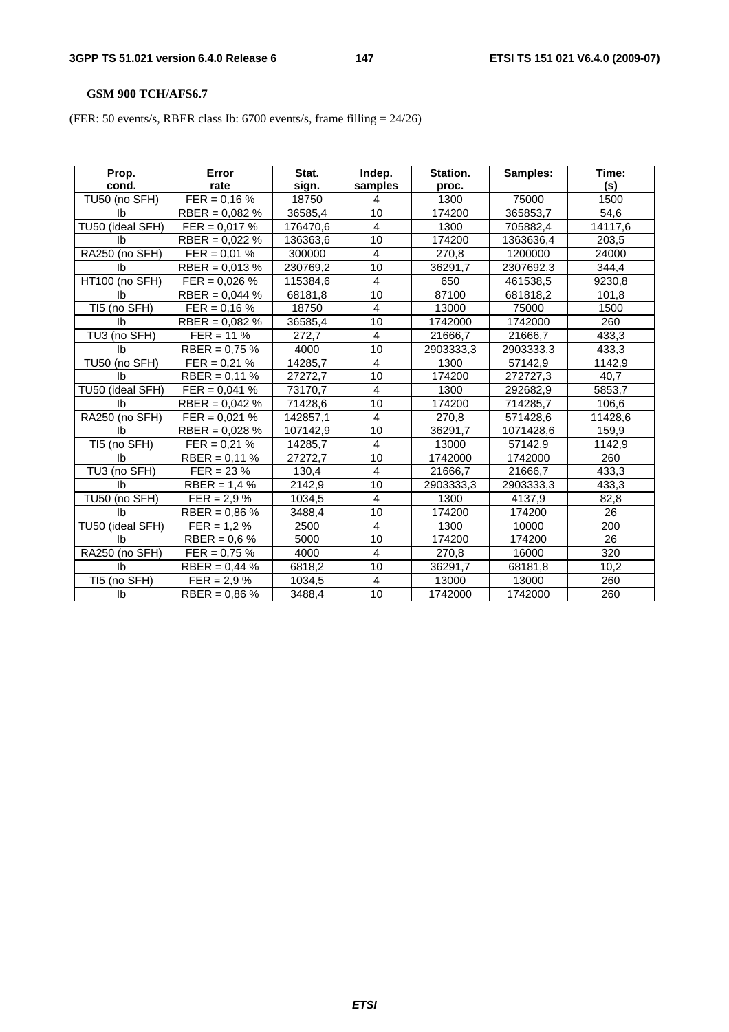**GSM 900 TCH/AFS6.7**

(FER: 50 events/s, RBER class Ib: 6700 events/s, frame filling = 24/26)

| Prop. cond. | Error rate | Stat. sign. | Indep. samples | Station. proc. | Samples: | Time: (s) |
|---|---|---|---|---|---|---|
| TU50 (no SFH) | FER = 0,16 % | 18750 | 4 | 1300 | 75000 | 1500 |
| Ib | RBER = 0,082 % | 36585,4 | 10 | 174200 | 365853,7 | 54,6 |
| TU50 (ideal SFH) | FER = 0,017 % | 176470,6 | 4 | 1300 | 705882,4 | 14117,6 |
| Ib | RBER = 0,022 % | 136363,6 | 10 | 174200 | 1363636,4 | 203,5 |
| RA250 (no SFH) | FER = 0,01 % | 300000 | 4 | 270,8 | 1200000 | 24000 |
| Ib | RBER = 0,013 % | 230769,2 | 10 | 36291,7 | 2307692,3 | 344,4 |
| HT100 (no SFH) | FER = 0,026 % | 115384,6 | 4 | 650 | 461538,5 | 9230,8 |
| Ib | RBER = 0,044 % | 68181,8 | 10 | 87100 | 681818,2 | 101,8 |
| TI5 (no SFH) | FER = 0,16 % | 18750 | 4 | 13000 | 75000 | 1500 |
| Ib | RBER = 0,082 % | 36585,4 | 10 | 1742000 | 1742000 | 260 |
| TU3 (no SFH) | FER = 11 % | 272,7 | 4 | 21666,7 | 21666,7 | 433,3 |
| Ib | RBER = 0,75 % | 4000 | 10 | 2903333,3 | 2903333,3 | 433,3 |
| TU50 (no SFH) | FER = 0,21 % | 14285,7 | 4 | 1300 | 57142,9 | 1142,9 |
| Ib | RBER = 0,11 % | 27272,7 | 10 | 174200 | 272727,3 | 40,7 |
| TU50 (ideal SFH) | FER = 0,041 % | 73170,7 | 4 | 1300 | 292682,9 | 5853,7 |
| Ib | RBER = 0,042 % | 71428,6 | 10 | 174200 | 714285,7 | 106,6 |
| RA250 (no SFH) | FER = 0,021 % | 142857,1 | 4 | 270,8 | 571428,6 | 11428,6 |
| Ib | RBER = 0,028 % | 107142,9 | 10 | 36291,7 | 1071428,6 | 159,9 |
| TI5 (no SFH) | FER = 0,21 % | 14285,7 | 4 | 13000 | 57142,9 | 1142,9 |
| Ib | RBER = 0,11 % | 27272,7 | 10 | 1742000 | 1742000 | 260 |
| TU3 (no SFH) | FER = 23 % | 130,4 | 4 | 21666,7 | 21666,7 | 433,3 |
| Ib | RBER = 1,4 % | 2142,9 | 10 | 2903333,3 | 2903333,3 | 433,3 |
| TU50 (no SFH) | FER = 2,9 % | 1034,5 | 4 | 1300 | 4137,9 | 82,8 |
| Ib | RBER = 0,86 % | 3488,4 | 10 | 174200 | 174200 | 26 |
| TU50 (ideal SFH) | FER = 1,2 % | 2500 | 4 | 1300 | 10000 | 200 |
| Ib | RBER = 0,6 % | 5000 | 10 | 174200 | 174200 | 26 |
| RA250 (no SFH) | FER = 0,75 % | 4000 | 4 | 270,8 | 16000 | 320 |
| Ib | RBER = 0,44 % | 6818,2 | 10 | 36291,7 | 68181,8 | 10,2 |
| TI5 (no SFH) | FER = 2,9 % | 1034,5 | 4 | 13000 | 13000 | 260 |
| Ib | RBER = 0,86 % | 3488,4 | 10 | 1742000 | 1742000 | 260 |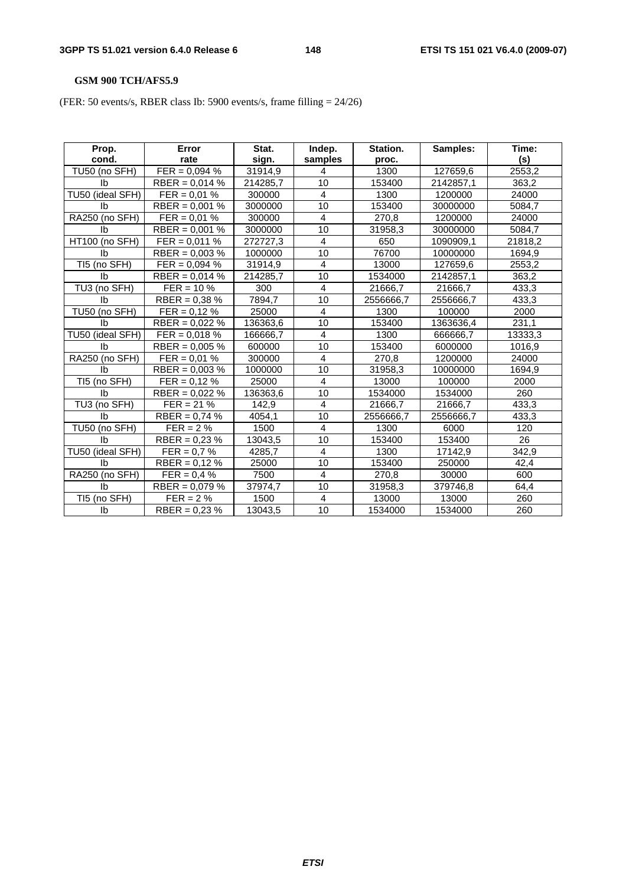**GSM 900 TCH/AFS5.9**

(FER: 50 events/s, RBER class Ib: 5900 events/s, frame filling = 24/26)

| Prop. cond. | Error rate | Stat. sign. | Indep. samples | Station. proc. | Samples: | Time: (s) |
|---|---|---|---|---|---|---|
| TU50 (no SFH) | FER = 0,094 % | 31914,9 | 4 | 1300 | 127659,6 | 2553,2 |
| Ib | RBER = 0,014 % | 214285,7 | 10 | 153400 | 2142857,1 | 363,2 |
| TU50 (ideal SFH) | FER = 0,01 % | 300000 | 4 | 1300 | 1200000 | 24000 |
| Ib | RBER = 0,001 % | 3000000 | 10 | 153400 | 30000000 | 5084,7 |
| RA250 (no SFH) | FER = 0,01 % | 300000 | 4 | 270,8 | 1200000 | 24000 |
| Ib | RBER = 0,001 % | 3000000 | 10 | 31958,3 | 30000000 | 5084,7 |
| HT100 (no SFH) | FER = 0,011 % | 272727,3 | 4 | 650 | 1090909,1 | 21818,2 |
| Ib | RBER = 0,003 % | 1000000 | 10 | 76700 | 10000000 | 1694,9 |
| TI5 (no SFH) | FER = 0,094 % | 31914,9 | 4 | 13000 | 127659,6 | 2553,2 |
| Ib | RBER = 0,014 % | 214285,7 | 10 | 1534000 | 2142857,1 | 363,2 |
| TU3 (no SFH) | FER = 10 % | 300 | 4 | 21666,7 | 21666,7 | 433,3 |
| Ib | RBER = 0,38 % | 7894,7 | 10 | 2556666,7 | 2556666,7 | 433,3 |
| TU50 (no SFH) | FER = 0,12 % | 25000 | 4 | 1300 | 100000 | 2000 |
| Ib | RBER = 0,022 % | 136363,6 | 10 | 153400 | 1363636,4 | 231,1 |
| TU50 (ideal SFH) | FER = 0,018 % | 166666,7 | 4 | 1300 | 666666,7 | 13333,3 |
| Ib | RBER = 0,005 % | 600000 | 10 | 153400 | 6000000 | 1016,9 |
| RA250 (no SFH) | FER = 0,01 % | 300000 | 4 | 270,8 | 1200000 | 24000 |
| Ib | RBER = 0,003 % | 1000000 | 10 | 31958,3 | 10000000 | 1694,9 |
| TI5 (no SFH) | FER = 0,12 % | 25000 | 4 | 13000 | 100000 | 2000 |
| Ib | RBER = 0,022 % | 136363,6 | 10 | 1534000 | 1534000 | 260 |
| TU3 (no SFH) | FER = 21 % | 142,9 | 4 | 21666,7 | 21666,7 | 433,3 |
| Ib | RBER = 0,74 % | 4054,1 | 10 | 2556666,7 | 2556666,7 | 433,3 |
| TU50 (no SFH) | FER = 2 % | 1500 | 4 | 1300 | 6000 | 120 |
| Ib | RBER = 0,23 % | 13043,5 | 10 | 153400 | 153400 | 26 |
| TU50 (ideal SFH) | FER = 0,7 % | 4285,7 | 4 | 1300 | 17142,9 | 342,9 |
| Ib | RBER = 0,12 % | 25000 | 10 | 153400 | 250000 | 42,4 |
| RA250 (no SFH) | FER = 0,4 % | 7500 | 4 | 270,8 | 30000 | 600 |
| Ib | RBER = 0,079 % | 37974,7 | 10 | 31958,3 | 379746,8 | 64,4 |
| TI5 (no SFH) | FER = 2 % | 1500 | 4 | 13000 | 13000 | 260 |
| Ib | RBER = 0,23 % | 13043,5 | 10 | 1534000 | 1534000 | 260 |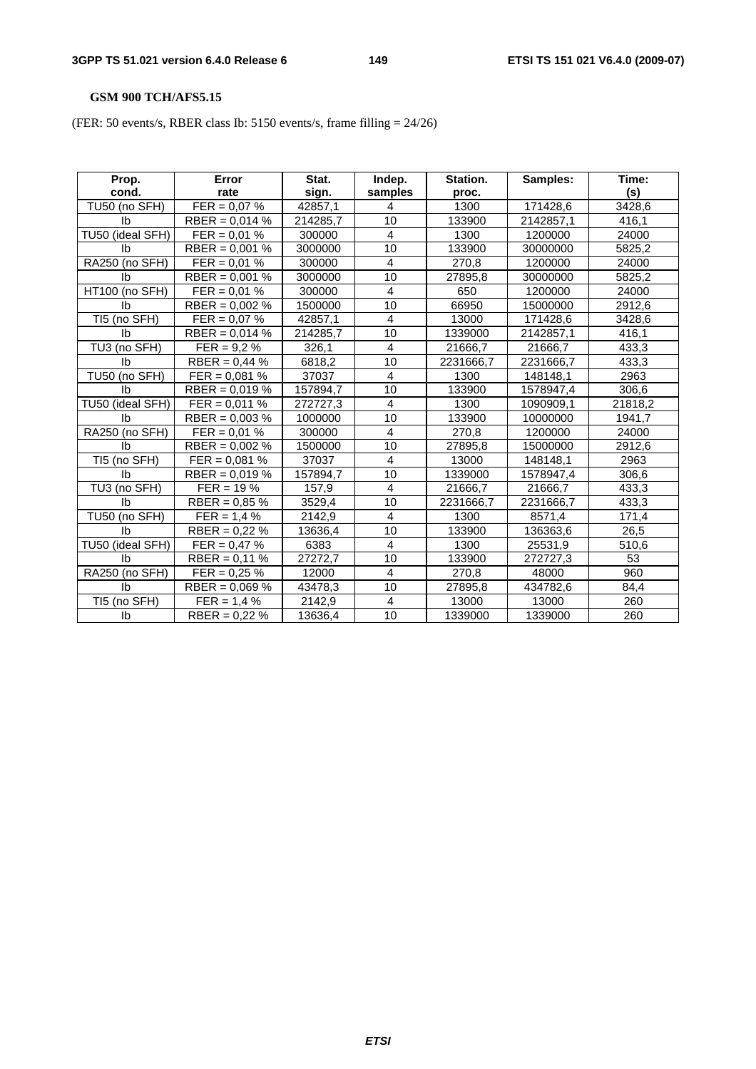**GSM 900 TCH/AFS5.15**

(FER: 50 events/s, RBER class Ib: 5150 events/s, frame filling = 24/26)

| Prop. cond. | Error rate | Stat. sign. | Indep. samples | Station. proc. | Samples: | Time: (s) |
|---|---|---|---|---|---|---|
| TU50 (no SFH) | FER = 0,07 % | 42857,1 | 4 | 1300 | 171428,6 | 3428,6 |
| Ib | RBER = 0,014 % | 214285,7 | 10 | 133900 | 2142857,1 | 416,1 |
| TU50 (ideal SFH) | FER = 0,01 % | 300000 | 4 | 1300 | 1200000 | 24000 |
| Ib | RBER = 0,001 % | 3000000 | 10 | 133900 | 30000000 | 5825,2 |
| RA250 (no SFH) | FER = 0,01 % | 300000 | 4 | 270,8 | 1200000 | 24000 |
| Ib | RBER = 0,001 % | 3000000 | 10 | 27895,8 | 30000000 | 5825,2 |
| HT100 (no SFH) | FER = 0,01 % | 300000 | 4 | 650 | 1200000 | 24000 |
| Ib | RBER = 0,002 % | 1500000 | 10 | 66950 | 15000000 | 2912,6 |
| TI5 (no SFH) | FER = 0,07 % | 42857,1 | 4 | 13000 | 171428,6 | 3428,6 |
| Ib | RBER = 0,014 % | 214285,7 | 10 | 1339000 | 2142857,1 | 416,1 |
| TU3 (no SFH) | FER = 9,2 % | 326,1 | 4 | 21666,7 | 21666,7 | 433,3 |
| Ib | RBER = 0,44 % | 6818,2 | 10 | 2231666,7 | 2231666,7 | 433,3 |
| TU50 (no SFH) | FER = 0,081 % | 37037 | 4 | 1300 | 148148,1 | 2963 |
| Ib | RBER = 0,019 % | 157894,7 | 10 | 133900 | 1578947,4 | 306,6 |
| TU50 (ideal SFH) | FER = 0,011 % | 272727,3 | 4 | 1300 | 1090909,1 | 21818,2 |
| Ib | RBER = 0,003 % | 1000000 | 10 | 133900 | 10000000 | 1941,7 |
| RA250 (no SFH) | FER = 0,01 % | 300000 | 4 | 270,8 | 1200000 | 24000 |
| Ib | RBER = 0,002 % | 1500000 | 10 | 27895,8 | 15000000 | 2912,6 |
| TI5 (no SFH) | FER = 0,081 % | 37037 | 4 | 13000 | 148148,1 | 2963 |
| Ib | RBER = 0,019 % | 157894,7 | 10 | 1339000 | 1578947,4 | 306,6 |
| TU3 (no SFH) | FER = 19 % | 157,9 | 4 | 21666,7 | 21666,7 | 433,3 |
| Ib | RBER = 0,85 % | 3529,4 | 10 | 2231666,7 | 2231666,7 | 433,3 |
| TU50 (no SFH) | FER = 1,4 % | 2142,9 | 4 | 1300 | 8571,4 | 171,4 |
| Ib | RBER = 0,22 % | 13636,4 | 10 | 133900 | 136363,6 | 26,5 |
| TU50 (ideal SFH) | FER = 0,47 % | 6383 | 4 | 1300 | 25531,9 | 510,6 |
| Ib | RBER = 0,11 % | 27272,7 | 10 | 133900 | 272727,3 | 53 |
| RA250 (no SFH) | FER = 0,25 % | 12000 | 4 | 270,8 | 48000 | 960 |
| Ib | RBER = 0,069 % | 43478,3 | 10 | 27895,8 | 434782,6 | 84,4 |
| TI5 (no SFH) | FER = 1,4 % | 2142,9 | 4 | 13000 | 13000 | 260 |
| Ib | RBER = 0,22 % | 13636,4 | 10 | 1339000 | 1339000 | 260 |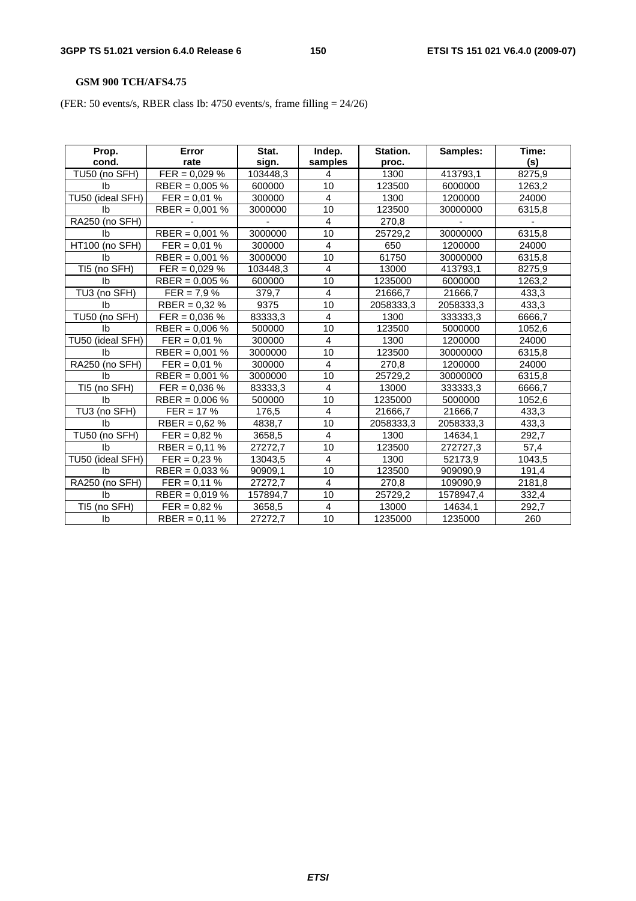**GSM 900 TCH/AFS4.75**

(FER: 50 events/s, RBER class Ib: 4750 events/s, frame filling = 24/26)

| Prop. cond. | Error rate | Stat. sign. | Indep. samples | Station. proc. | Samples: | Time: (s) |
|---|---|---|---|---|---|---|
| TU50 (no SFH) | FER = 0,029 % | 103448,3 | 4 | 1300 | 413793,1 | 8275,9 |
| Ib | RBER = 0,005 % | 600000 | 10 | 123500 | 6000000 | 1263,2 |
| TU50 (ideal SFH) | FER = 0,01 % | 300000 | 4 | 1300 | 1200000 | 24000 |
| Ib | RBER = 0,001 % | 3000000 | 10 | 123500 | 30000000 | 6315,8 |
| RA250 (no SFH) | - | - | 4 | 270,8 | - | - |
| Ib | RBER = 0,001 % | 3000000 | 10 | 25729,2 | 30000000 | 6315,8 |
| HT100 (no SFH) | FER = 0,01 % | 300000 | 4 | 650 | 1200000 | 24000 |
| Ib | RBER = 0,001 % | 3000000 | 10 | 61750 | 30000000 | 6315,8 |
| TI5 (no SFH) | FER = 0,029 % | 103448,3 | 4 | 13000 | 413793,1 | 8275,9 |
| Ib | RBER = 0,005 % | 600000 | 10 | 1235000 | 6000000 | 1263,2 |
| TU3 (no SFH) | FER = 7,9 % | 379,7 | 4 | 21666,7 | 21666,7 | 433,3 |
| Ib | RBER = 0,32 % | 9375 | 10 | 2058333,3 | 2058333,3 | 433,3 |
| TU50 (no SFH) | FER = 0,036 % | 83333,3 | 4 | 1300 | 333333,3 | 6666,7 |
| Ib | RBER = 0,006 % | 500000 | 10 | 123500 | 5000000 | 1052,6 |
| TU50 (ideal SFH) | FER = 0,01 % | 300000 | 4 | 1300 | 1200000 | 24000 |
| Ib | RBER = 0,001 % | 3000000 | 10 | 123500 | 30000000 | 6315,8 |
| RA250 (no SFH) | FER = 0,01 % | 300000 | 4 | 270,8 | 1200000 | 24000 |
| Ib | RBER = 0,001 % | 3000000 | 10 | 25729,2 | 30000000 | 6315,8 |
| TI5 (no SFH) | FER = 0,036 % | 83333,3 | 4 | 13000 | 333333,3 | 6666,7 |
| Ib | RBER = 0,006 % | 500000 | 10 | 1235000 | 5000000 | 1052,6 |
| TU3 (no SFH) | FER = 17 % | 176,5 | 4 | 21666,7 | 21666,7 | 433,3 |
| Ib | RBER = 0,62 % | 4838,7 | 10 | 2058333,3 | 2058333,3 | 433,3 |
| TU50 (no SFH) | FER = 0,82 % | 3658,5 | 4 | 1300 | 14634,1 | 292,7 |
| Ib | RBER = 0,11 % | 27272,7 | 10 | 123500 | 272727,3 | 57,4 |
| TU50 (ideal SFH) | FER = 0,23 % | 13043,5 | 4 | 1300 | 52173,9 | 1043,5 |
| Ib | RBER = 0,033 % | 90909,1 | 10 | 123500 | 909090,9 | 191,4 |
| RA250 (no SFH) | FER = 0,11 % | 27272,7 | 4 | 270,8 | 109090,9 | 2181,8 |
| Ib | RBER = 0,019 % | 157894,7 | 10 | 25729,2 | 1578947,4 | 332,4 |
| TI5 (no SFH) | FER = 0,82 % | 3658,5 | 4 | 13000 | 14634,1 | 292,7 |
| Ib | RBER = 0,11 % | 27272,7 | 10 | 1235000 | 1235000 | 260 |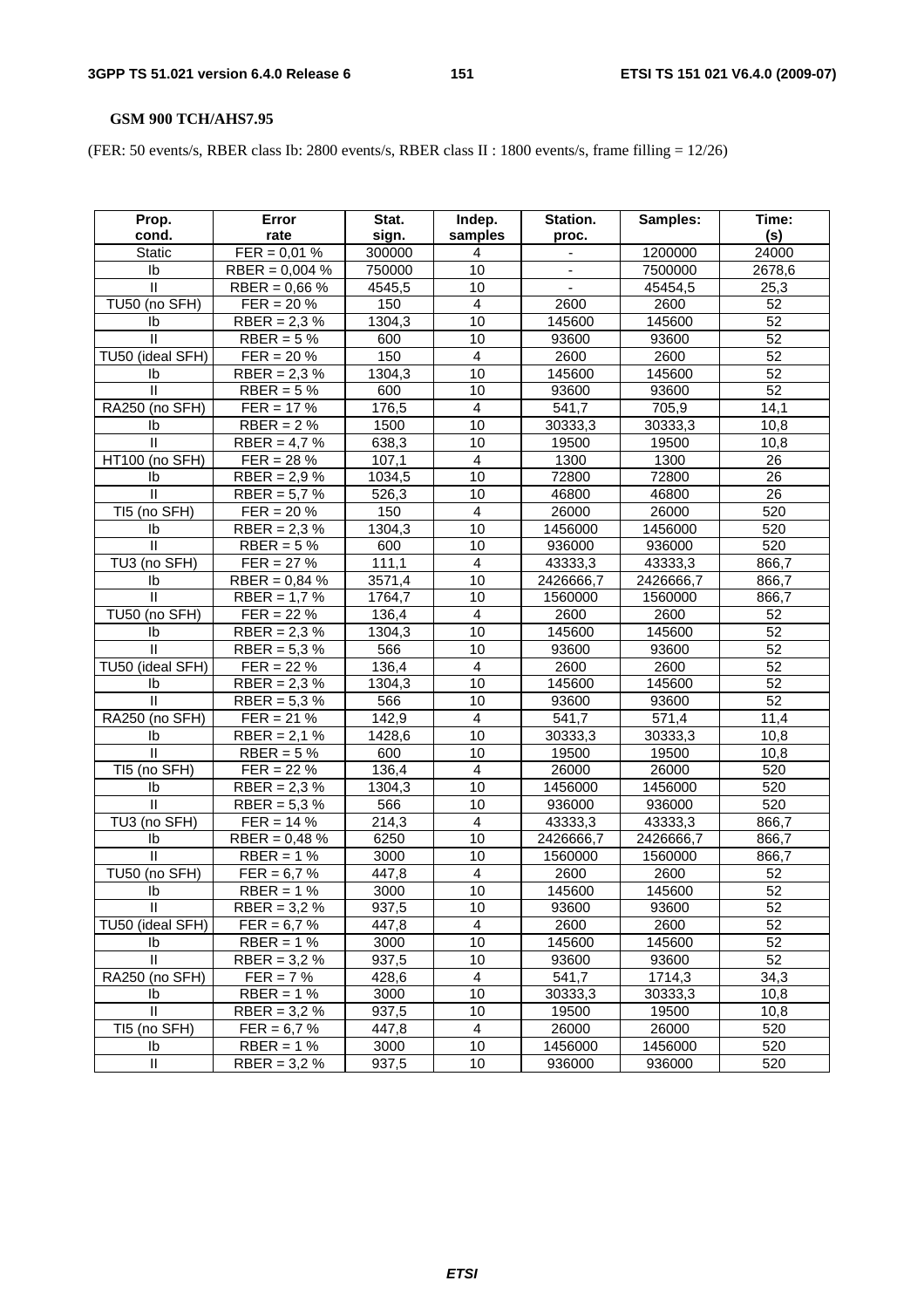**GSM 900 TCH/AHS7.95**

(FER: 50 events/s, RBER class Ib: 2800 events/s, RBER class II : 1800 events/s, frame filling = 12/26)

| Prop. cond. | Error rate | Stat. sign. | Indep. samples | Station. proc. | Samples: | Time: (s) |
|---|---|---|---|---|---|---|
| Static | FER = 0,01 % | 300000 | 4 | - | 1200000 | 24000 |
| Ib | RBER = 0,004 % | 750000 | 10 | - | 7500000 | 2678,6 |
| II | RBER = 0,66 % | 4545,5 | 10 | - | 45454,5 | 25,3 |
| TU50 (no SFH) | FER = 20 % | 150 | 4 | 2600 | 2600 | 52 |
| Ib | RBER = 2,3 % | 1304,3 | 10 | 145600 | 145600 | 52 |
| II | RBER = 5 % | 600 | 10 | 93600 | 93600 | 52 |
| TU50 (ideal SFH) | FER = 20 % | 150 | 4 | 2600 | 2600 | 52 |
| Ib | RBER = 2,3 % | 1304,3 | 10 | 145600 | 145600 | 52 |
| II | RBER = 5 % | 600 | 10 | 93600 | 93600 | 52 |
| RA250 (no SFH) | FER = 17 % | 176,5 | 4 | 541,7 | 705,9 | 14,1 |
| Ib | RBER = 2 % | 1500 | 10 | 30333,3 | 30333,3 | 10,8 |
| II | RBER = 4,7 % | 638,3 | 10 | 19500 | 19500 | 10,8 |
| HT100 (no SFH) | FER = 28 % | 107,1 | 4 | 1300 | 1300 | 26 |
| Ib | RBER = 2,9 % | 1034,5 | 10 | 72800 | 72800 | 26 |
| II | RBER = 5,7 % | 526,3 | 10 | 46800 | 46800 | 26 |
| TI5 (no SFH) | FER = 20 % | 150 | 4 | 26000 | 26000 | 520 |
| Ib | RBER = 2,3 % | 1304,3 | 10 | 1456000 | 1456000 | 520 |
| II | RBER = 5 % | 600 | 10 | 936000 | 936000 | 520 |
| TU3 (no SFH) | FER = 27 % | 111,1 | 4 | 43333,3 | 43333,3 | 866,7 |
| Ib | RBER = 0,84 % | 3571,4 | 10 | 2426666,7 | 2426666,7 | 866,7 |
| II | RBER = 1,7 % | 1764,7 | 10 | 1560000 | 1560000 | 866,7 |
| TU50 (no SFH) | FER = 22 % | 136,4 | 4 | 2600 | 2600 | 52 |
| Ib | RBER = 2,3 % | 1304,3 | 10 | 145600 | 145600 | 52 |
| II | RBER = 5,3 % | 566 | 10 | 93600 | 93600 | 52 |
| TU50 (ideal SFH) | FER = 22 % | 136,4 | 4 | 2600 | 2600 | 52 |
| Ib | RBER = 2,3 % | 1304,3 | 10 | 145600 | 145600 | 52 |
| II | RBER = 5,3 % | 566 | 10 | 93600 | 93600 | 52 |
| RA250 (no SFH) | FER = 21 % | 142,9 | 4 | 541,7 | 571,4 | 11,4 |
| Ib | RBER = 2,1 % | 1428,6 | 10 | 30333,3 | 30333,3 | 10,8 |
| II | RBER = 5 % | 600 | 10 | 19500 | 19500 | 10,8 |
| TI5 (no SFH) | FER = 22 % | 136,4 | 4 | 26000 | 26000 | 520 |
| Ib | RBER = 2,3 % | 1304,3 | 10 | 1456000 | 1456000 | 520 |
| II | RBER = 5,3 % | 566 | 10 | 936000 | 936000 | 520 |
| TU3 (no SFH) | FER = 14 % | 214,3 | 4 | 43333,3 | 43333,3 | 866,7 |
| Ib | RBER = 0,48 % | 6250 | 10 | 2426666,7 | 2426666,7 | 866,7 |
| II | RBER = 1 % | 3000 | 10 | 1560000 | 1560000 | 866,7 |
| TU50 (no SFH) | FER = 6,7 % | 447,8 | 4 | 2600 | 2600 | 52 |
| Ib | RBER = 1 % | 3000 | 10 | 145600 | 145600 | 52 |
| II | RBER = 3,2 % | 937,5 | 10 | 93600 | 93600 | 52 |
| TU50 (ideal SFH) | FER = 6,7 % | 447,8 | 4 | 2600 | 2600 | 52 |
| Ib | RBER = 1 % | 3000 | 10 | 145600 | 145600 | 52 |
| II | RBER = 3,2 % | 937,5 | 10 | 93600 | 93600 | 52 |
| RA250 (no SFH) | FER = 7 % | 428,6 | 4 | 541,7 | 1714,3 | 34,3 |
| Ib | RBER = 1 % | 3000 | 10 | 30333,3 | 30333,3 | 10,8 |
| II | RBER = 3,2 % | 937,5 | 10 | 19500 | 19500 | 10,8 |
| TI5 (no SFH) | FER = 6,7 % | 447,8 | 4 | 26000 | 26000 | 520 |
| Ib | RBER = 1 % | 3000 | 10 | 1456000 | 1456000 | 520 |
| II | RBER = 3,2 % | 937,5 | 10 | 936000 | 936000 | 520 |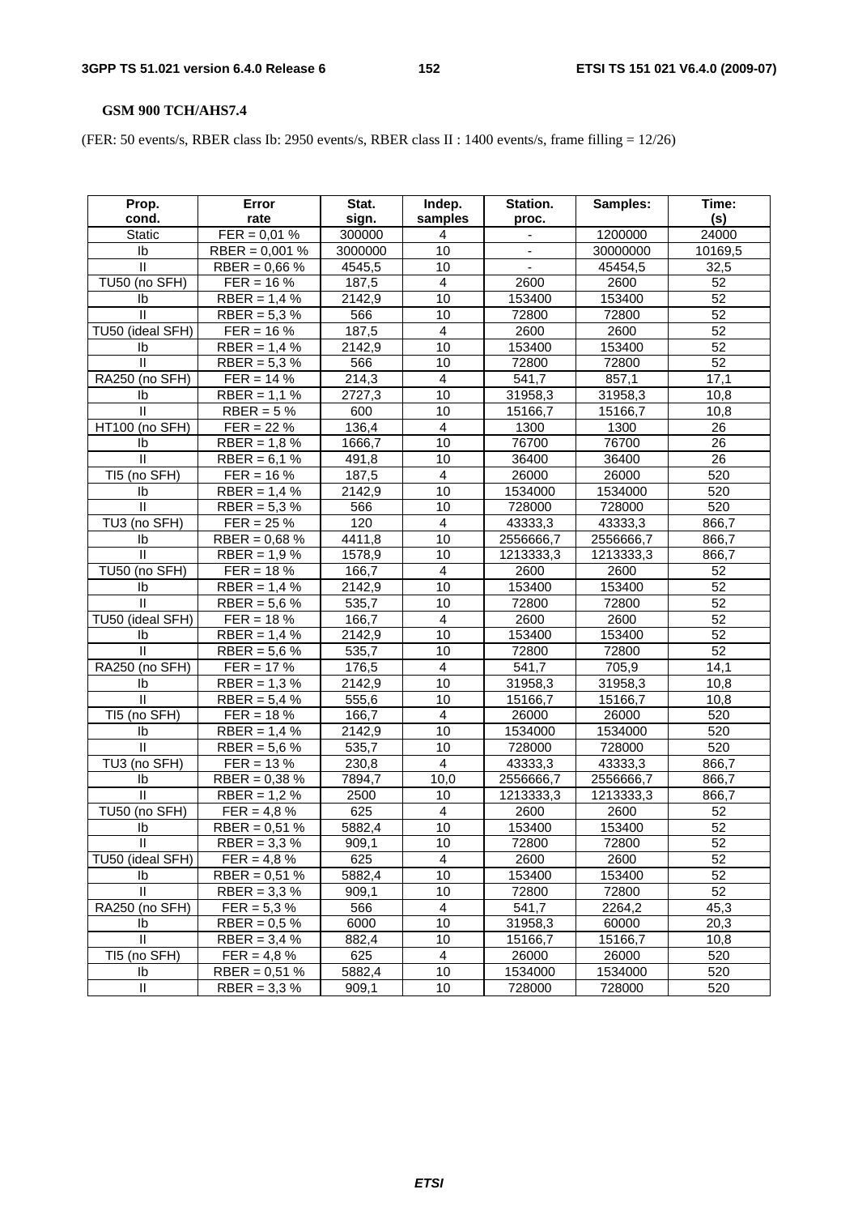**GSM 900 TCH/AHS7.4**

(FER: 50 events/s, RBER class Ib: 2950 events/s, RBER class II : 1400 events/s, frame filling = 12/26)

| Prop. cond. | Error rate | Stat. sign. | Indep. samples | Station. proc. | Samples: | Time: (s) |
|---|---|---|---|---|---|---|
| Static | FER = 0,01 % | 300000 | 4 | - | 1200000 | 24000 |
| Ib | RBER = 0,001 % | 3000000 | 10 | - | 30000000 | 10169,5 |
| II | RBER = 0,66 % | 4545,5 | 10 | - | 45454,5 | 32,5 |
| TU50 (no SFH) | FER = 16 % | 187,5 | 4 | 2600 | 2600 | 52 |
| Ib | RBER = 1,4 % | 2142,9 | 10 | 153400 | 153400 | 52 |
| II | RBER = 5,3 % | 566 | 10 | 72800 | 72800 | 52 |
| TU50 (ideal SFH) | FER = 16 % | 187,5 | 4 | 2600 | 2600 | 52 |
| Ib | RBER = 1,4 % | 2142,9 | 10 | 153400 | 153400 | 52 |
| II | RBER = 5,3 % | 566 | 10 | 72800 | 72800 | 52 |
| RA250 (no SFH) | FER = 14 % | 214,3 | 4 | 541,7 | 857,1 | 17,1 |
| Ib | RBER = 1,1 % | 2727,3 | 10 | 31958,3 | 31958,3 | 10,8 |
| II | RBER = 5 % | 600 | 10 | 15166,7 | 15166,7 | 10,8 |
| HT100 (no SFH) | FER = 22 % | 136,4 | 4 | 1300 | 1300 | 26 |
| Ib | RBER = 1,8 % | 1666,7 | 10 | 76700 | 76700 | 26 |
| II | RBER = 6,1 % | 491,8 | 10 | 36400 | 36400 | 26 |
| TI5 (no SFH) | FER = 16 % | 187,5 | 4 | 26000 | 26000 | 520 |
| Ib | RBER = 1,4 % | 2142,9 | 10 | 1534000 | 1534000 | 520 |
| II | RBER = 5,3 % | 566 | 10 | 728000 | 728000 | 520 |
| TU3 (no SFH) | FER = 25 % | 120 | 4 | 43333,3 | 43333,3 | 866,7 |
| Ib | RBER = 0,68 % | 4411,8 | 10 | 2556666,7 | 2556666,7 | 866,7 |
| II | RBER = 1,9 % | 1578,9 | 10 | 1213333,3 | 1213333,3 | 866,7 |
| TU50 (no SFH) | FER = 18 % | 166,7 | 4 | 2600 | 2600 | 52 |
| Ib | RBER = 1,4 % | 2142,9 | 10 | 153400 | 153400 | 52 |
| II | RBER = 5,6 % | 535,7 | 10 | 72800 | 72800 | 52 |
| TU50 (ideal SFH) | FER = 18 % | 166,7 | 4 | 2600 | 2600 | 52 |
| Ib | RBER = 1,4 % | 2142,9 | 10 | 153400 | 153400 | 52 |
| II | RBER = 5,6 % | 535,7 | 10 | 72800 | 72800 | 52 |
| RA250 (no SFH) | FER = 17 % | 176,5 | 4 | 541,7 | 705,9 | 14,1 |
| Ib | RBER = 1,3 % | 2142,9 | 10 | 31958,3 | 31958,3 | 10,8 |
| II | RBER = 5,4 % | 555,6 | 10 | 15166,7 | 15166,7 | 10,8 |
| TI5 (no SFH) | FER = 18 % | 166,7 | 4 | 26000 | 26000 | 520 |
| Ib | RBER = 1,4 % | 2142,9 | 10 | 1534000 | 1534000 | 520 |
| II | RBER = 5,6 % | 535,7 | 10 | 728000 | 728000 | 520 |
| TU3 (no SFH) | FER = 13 % | 230,8 | 4 | 43333,3 | 43333,3 | 866,7 |
| Ib | RBER = 0,38 % | 7894,7 | 10,0 | 2556666,7 | 2556666,7 | 866,7 |
| II | RBER = 1,2 % | 2500 | 10 | 1213333,3 | 1213333,3 | 866,7 |
| TU50 (no SFH) | FER = 4,8 % | 625 | 4 | 2600 | 2600 | 52 |
| Ib | RBER = 0,51 % | 5882,4 | 10 | 153400 | 153400 | 52 |
| II | RBER = 3,3 % | 909,1 | 10 | 72800 | 72800 | 52 |
| TU50 (ideal SFH) | FER = 4,8 % | 625 | 4 | 2600 | 2600 | 52 |
| Ib | RBER = 0,51 % | 5882,4 | 10 | 153400 | 153400 | 52 |
| II | RBER = 3,3 % | 909,1 | 10 | 72800 | 72800 | 52 |
| RA250 (no SFH) | FER = 5,3 % | 566 | 4 | 541,7 | 2264,2 | 45,3 |
| Ib | RBER = 0,5 % | 6000 | 10 | 31958,3 | 60000 | 20,3 |
| II | RBER = 3,4 % | 882,4 | 10 | 15166,7 | 15166,7 | 10,8 |
| TI5 (no SFH) | FER = 4,8 % | 625 | 4 | 26000 | 26000 | 520 |
| Ib | RBER = 0,51 % | 5882,4 | 10 | 1534000 | 1534000 | 520 |
| II | RBER = 3,3 % | 909,1 | 10 | 728000 | 728000 | 520 |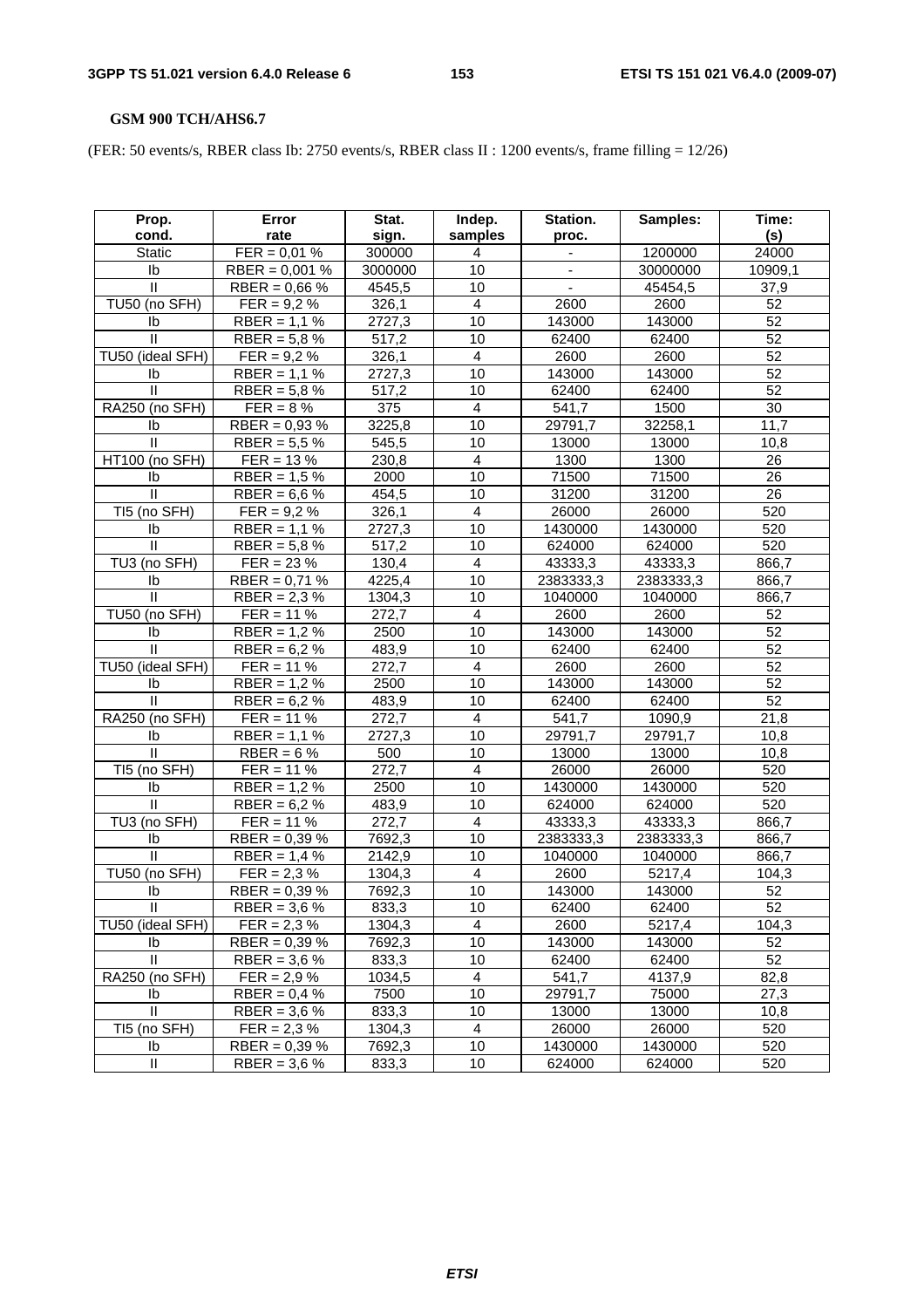#### GSM 900 TCH/AHS6.7

(FER: 50 events/s, RBER class Ib: 2750 events/s, RBER class II : 1200 events/s, frame filling = 12/26)

| Prop. cond. | Error rate | Stat. sign. | Indep. samples | Station. proc. | Samples: | Time: (s) |
|---|---|---|---|---|---|---|
| Static | FER = 0,01 % | 300000 | 4 | - | 1200000 | 24000 |
| Ib | RBER = 0,001 % | 3000000 | 10 | - | 30000000 | 10909,1 |
| II | RBER = 0,66 % | 4545,5 | 10 | - | 45454,5 | 37,9 |
| TU50 (no SFH) | FER = 9,2 % | 326,1 | 4 | 2600 | 2600 | 52 |
| Ib | RBER = 1,1 % | 2727,3 | 10 | 143000 | 143000 | 52 |
| II | RBER = 5,8 % | 517,2 | 10 | 62400 | 62400 | 52 |
| TU50 (ideal SFH) | FER = 9,2 % | 326,1 | 4 | 2600 | 2600 | 52 |
| Ib | RBER = 1,1 % | 2727,3 | 10 | 143000 | 143000 | 52 |
| II | RBER = 5,8 % | 517,2 | 10 | 62400 | 62400 | 52 |
| RA250 (no SFH) | FER = 8 % | 375 | 4 | 541,7 | 1500 | 30 |
| Ib | RBER = 0,93 % | 3225,8 | 10 | 29791,7 | 32258,1 | 11,7 |
| II | RBER = 5,5 % | 545,5 | 10 | 13000 | 13000 | 10,8 |
| HT100 (no SFH) | FER = 13 % | 230,8 | 4 | 1300 | 1300 | 26 |
| Ib | RBER = 1,5 % | 2000 | 10 | 71500 | 71500 | 26 |
| II | RBER = 6,6 % | 454,5 | 10 | 31200 | 31200 | 26 |
| TI5 (no SFH) | FER = 9,2 % | 326,1 | 4 | 26000 | 26000 | 520 |
| Ib | RBER = 1,1 % | 2727,3 | 10 | 1430000 | 1430000 | 520 |
| II | RBER = 5,8 % | 517,2 | 10 | 624000 | 624000 | 520 |
| TU3 (no SFH) | FER = 23 % | 130,4 | 4 | 43333,3 | 43333,3 | 866,7 |
| Ib | RBER = 0,71 % | 4225,4 | 10 | 2383333,3 | 2383333,3 | 866,7 |
| II | RBER = 2,3 % | 1304,3 | 10 | 1040000 | 1040000 | 866,7 |
| TU50 (no SFH) | FER = 11 % | 272,7 | 4 | 2600 | 2600 | 52 |
| Ib | RBER = 1,2 % | 2500 | 10 | 143000 | 143000 | 52 |
| II | RBER = 6,2 % | 483,9 | 10 | 62400 | 62400 | 52 |
| TU50 (ideal SFH) | FER = 11 % | 272,7 | 4 | 2600 | 2600 | 52 |
| Ib | RBER = 1,2 % | 2500 | 10 | 143000 | 143000 | 52 |
| II | RBER = 6,2 % | 483,9 | 10 | 62400 | 62400 | 52 |
| RA250 (no SFH) | FER = 11 % | 272,7 | 4 | 541,7 | 1090,9 | 21,8 |
| Ib | RBER = 1,1 % | 2727,3 | 10 | 29791,7 | 29791,7 | 10,8 |
| II | RBER = 6 % | 500 | 10 | 13000 | 13000 | 10,8 |
| TI5 (no SFH) | FER = 11 % | 272,7 | 4 | 26000 | 26000 | 520 |
| Ib | RBER = 1,2 % | 2500 | 10 | 1430000 | 1430000 | 520 |
| II | RBER = 6,2 % | 483,9 | 10 | 624000 | 624000 | 520 |
| TU3 (no SFH) | FER = 11 % | 272,7 | 4 | 43333,3 | 43333,3 | 866,7 |
| Ib | RBER = 0,39 % | 7692,3 | 10 | 2383333,3 | 2383333,3 | 866,7 |
| II | RBER = 1,4 % | 2142,9 | 10 | 1040000 | 1040000 | 866,7 |
| TU50 (no SFH) | FER = 2,3 % | 1304,3 | 4 | 2600 | 5217,4 | 104,3 |
| Ib | RBER = 0,39 % | 7692,3 | 10 | 143000 | 143000 | 52 |
| II | RBER = 3,6 % | 833,3 | 10 | 62400 | 62400 | 52 |
| TU50 (ideal SFH) | FER = 2,3 % | 1304,3 | 4 | 2600 | 5217,4 | 104,3 |
| Ib | RBER = 0,39 % | 7692,3 | 10 | 143000 | 143000 | 52 |
| II | RBER = 3,6 % | 833,3 | 10 | 62400 | 62400 | 52 |
| RA250 (no SFH) | FER = 2,9 % | 1034,5 | 4 | 541,7 | 4137,9 | 82,8 |
| Ib | RBER = 0,4 % | 7500 | 10 | 29791,7 | 75000 | 27,3 |
| II | RBER = 3,6 % | 833,3 | 10 | 13000 | 13000 | 10,8 |
| TI5 (no SFH) | FER = 2,3 % | 1304,3 | 4 | 26000 | 26000 | 520 |
| Ib | RBER = 0,39 % | 7692,3 | 10 | 1430000 | 1430000 | 520 |
| II | RBER = 3,6 % | 833,3 | 10 | 624000 | 624000 | 520 |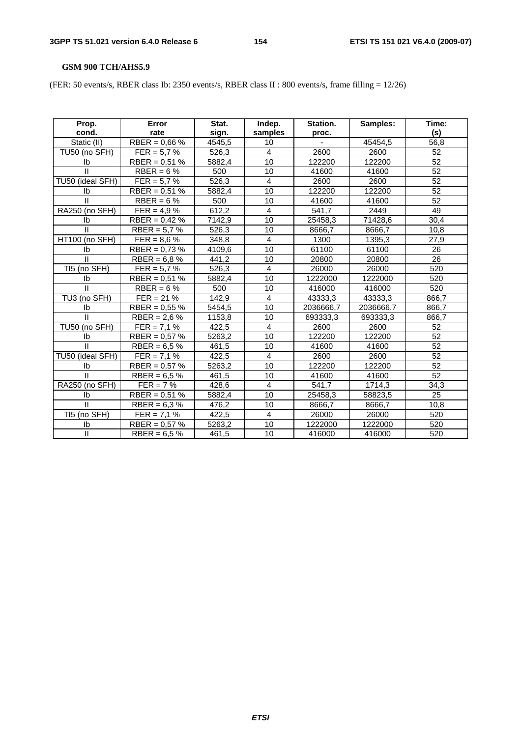**GSM 900 TCH/AHS5.9**

(FER: 50 events/s, RBER class Ib: 2350 events/s, RBER class II : 800 events/s, frame filling = 12/26)

| Prop. cond. | Error rate | Stat. sign. | Indep. samples | Station. proc. | Samples: | Time: (s) |
|---|---|---|---|---|---|---|
| Static (II) | RBER = 0,66 % | 4545,5 | 10 | - | 45454,5 | 56,8 |
| TU50 (no SFH) | FER = 5,7 % | 526,3 | 4 | 2600 | 2600 | 52 |
| Ib | RBER = 0,51 % | 5882,4 | 10 | 122200 | 122200 | 52 |
| II | RBER = 6 % | 500 | 10 | 41600 | 41600 | 52 |
| TU50 (ideal SFH) | FER = 5,7 % | 526,3 | 4 | 2600 | 2600 | 52 |
| Ib | RBER = 0,51 % | 5882,4 | 10 | 122200 | 122200 | 52 |
| II | RBER = 6 % | 500 | 10 | 41600 | 41600 | 52 |
| RA250 (no SFH) | FER = 4,9 % | 612,2 | 4 | 541,7 | 2449 | 49 |
| Ib | RBER = 0,42 % | 7142,9 | 10 | 25458,3 | 71428,6 | 30,4 |
| II | RBER = 5,7 % | 526,3 | 10 | 8666,7 | 8666,7 | 10,8 |
| HT100 (no SFH) | FER = 8,6 % | 348,8 | 4 | 1300 | 1395,3 | 27,9 |
| Ib | RBER = 0,73 % | 4109,6 | 10 | 61100 | 61100 | 26 |
| II | RBER = 6,8 % | 441,2 | 10 | 20800 | 20800 | 26 |
| TI5 (no SFH) | FER = 5,7 % | 526,3 | 4 | 26000 | 26000 | 520 |
| Ib | RBER = 0,51 % | 5882,4 | 10 | 1222000 | 1222000 | 520 |
| II | RBER = 6 % | 500 | 10 | 416000 | 416000 | 520 |
| TU3 (no SFH) | FER = 21 % | 142,9 | 4 | 43333,3 | 43333,3 | 866,7 |
| Ib | RBER = 0,55 % | 5454,5 | 10 | 2036666,7 | 2036666,7 | 866,7 |
| II | RBER = 2,6 % | 1153,8 | 10 | 693333,3 | 693333,3 | 866,7 |
| TU50 (no SFH) | FER = 7,1 % | 422,5 | 4 | 2600 | 2600 | 52 |
| Ib | RBER = 0,57 % | 5263,2 | 10 | 122200 | 122200 | 52 |
| II | RBER = 6,5 % | 461,5 | 10 | 41600 | 41600 | 52 |
| TU50 (ideal SFH) | FER = 7,1 % | 422,5 | 4 | 2600 | 2600 | 52 |
| Ib | RBER = 0,57 % | 5263,2 | 10 | 122200 | 122200 | 52 |
| II | RBER = 6,5 % | 461,5 | 10 | 41600 | 41600 | 52 |
| RA250 (no SFH) | FER = 7 % | 428,6 | 4 | 541,7 | 1714,3 | 34,3 |
| Ib | RBER = 0,51 % | 5882,4 | 10 | 25458,3 | 58823,5 | 25 |
| II | RBER = 6,3 % | 476,2 | 10 | 8666,7 | 8666,7 | 10,8 |
| TI5 (no SFH) | FER = 7,1 % | 422,5 | 4 | 26000 | 26000 | 520 |
| Ib | RBER = 0,57 % | 5263,2 | 10 | 1222000 | 1222000 | 520 |
| II | RBER = 6,5 % | 461,5 | 10 | 416000 | 416000 | 520 |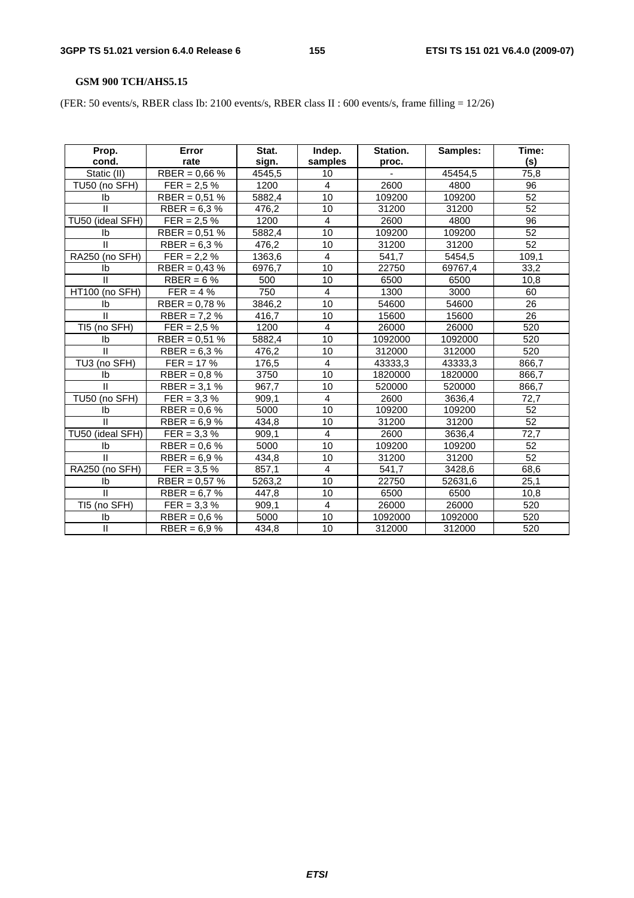**GSM 900 TCH/AHS5.15**

(FER: 50 events/s, RBER class Ib: 2100 events/s, RBER class II : 600 events/s, frame filling = 12/26)

| Prop. cond. | Error rate | Stat. sign. | Indep. samples | Station. proc. | Samples: | Time: (s) |
|---|---|---|---|---|---|---|
| Static (II) | RBER = 0,66 % | 4545,5 | 10 | - | 45454,5 | 75,8 |
| TU50 (no SFH) | FER = 2,5 % | 1200 | 4 | 2600 | 4800 | 96 |
| Ib | RBER = 0,51 % | 5882,4 | 10 | 109200 | 109200 | 52 |
| II | RBER = 6,3 % | 476,2 | 10 | 31200 | 31200 | 52 |
| TU50 (ideal SFH) | FER = 2,5 % | 1200 | 4 | 2600 | 4800 | 96 |
| Ib | RBER = 0,51 % | 5882,4 | 10 | 109200 | 109200 | 52 |
| II | RBER = 6,3 % | 476,2 | 10 | 31200 | 31200 | 52 |
| RA250 (no SFH) | FER = 2,2 % | 1363,6 | 4 | 541,7 | 5454,5 | 109,1 |
| Ib | RBER = 0,43 % | 6976,7 | 10 | 22750 | 69767,4 | 33,2 |
| II | RBER = 6 % | 500 | 10 | 6500 | 6500 | 10,8 |
| HT100 (no SFH) | FER = 4 % | 750 | 4 | 1300 | 3000 | 60 |
| Ib | RBER = 0,78 % | 3846,2 | 10 | 54600 | 54600 | 26 |
| II | RBER = 7,2 % | 416,7 | 10 | 15600 | 15600 | 26 |
| TI5 (no SFH) | FER = 2,5 % | 1200 | 4 | 26000 | 26000 | 520 |
| Ib | RBER = 0,51 % | 5882,4 | 10 | 1092000 | 1092000 | 520 |
| II | RBER = 6,3 % | 476,2 | 10 | 312000 | 312000 | 520 |
| TU3 (no SFH) | FER = 17 % | 176,5 | 4 | 43333,3 | 43333,3 | 866,7 |
| Ib | RBER = 0,8 % | 3750 | 10 | 1820000 | 1820000 | 866,7 |
| II | RBER = 3,1 % | 967,7 | 10 | 520000 | 520000 | 866,7 |
| TU50 (no SFH) | FER = 3,3 % | 909,1 | 4 | 2600 | 3636,4 | 72,7 |
| Ib | RBER = 0,6 % | 5000 | 10 | 109200 | 109200 | 52 |
| II | RBER = 6,9 % | 434,8 | 10 | 31200 | 31200 | 52 |
| TU50 (ideal SFH) | FER = 3,3 % | 909,1 | 4 | 2600 | 3636,4 | 72,7 |
| Ib | RBER = 0,6 % | 5000 | 10 | 109200 | 109200 | 52 |
| II | RBER = 6,9 % | 434,8 | 10 | 31200 | 31200 | 52 |
| RA250 (no SFH) | FER = 3,5 % | 857,1 | 4 | 541,7 | 3428,6 | 68,6 |
| Ib | RBER = 0,57 % | 5263,2 | 10 | 22750 | 52631,6 | 25,1 |
| II | RBER = 6,7 % | 447,8 | 10 | 6500 | 6500 | 10,8 |
| TI5 (no SFH) | FER = 3,3 % | 909,1 | 4 | 26000 | 26000 | 520 |
| Ib | RBER = 0,6 % | 5000 | 10 | 1092000 | 1092000 | 520 |
| II | RBER = 6,9 % | 434,8 | 10 | 312000 | 312000 | 520 |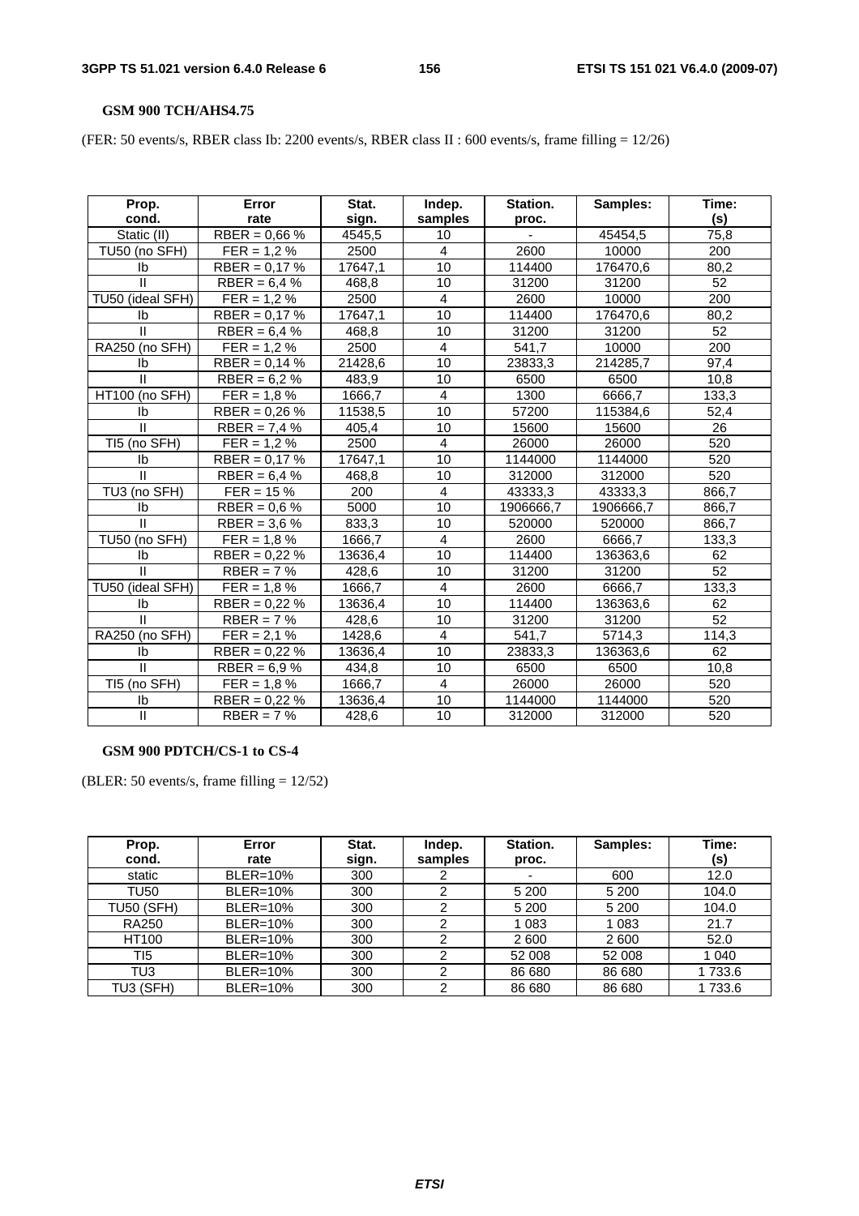**GSM 900 TCH/AHS4.75**

(FER: 50 events/s, RBER class Ib: 2200 events/s, RBER class II : 600 events/s, frame filling = 12/26)

| Prop. cond. | Error rate | Stat. sign. | Indep. samples | Station. proc. | Samples: | Time: (s) |
|---|---|---|---|---|---|---|
| Static (II) | RBER = 0,66 % | 4545,5 | 10 | - | 45454,5 | 75,8 |
| TU50 (no SFH) | FER = 1,2 % | 2500 | 4 | 2600 | 10000 | 200 |
| Ib | RBER = 0,17 % | 17647,1 | 10 | 114400 | 176470,6 | 80,2 |
| II | RBER = 6,4 % | 468,8 | 10 | 31200 | 31200 | 52 |
| TU50 (ideal SFH) | FER = 1,2 % | 2500 | 4 | 2600 | 10000 | 200 |
| Ib | RBER = 0,17 % | 17647,1 | 10 | 114400 | 176470,6 | 80,2 |
| II | RBER = 6,4 % | 468,8 | 10 | 31200 | 31200 | 52 |
| RA250 (no SFH) | FER = 1,2 % | 2500 | 4 | 541,7 | 10000 | 200 |
| Ib | RBER = 0,14 % | 21428,6 | 10 | 23833,3 | 214285,7 | 97,4 |
| II | RBER = 6,2 % | 483,9 | 10 | 6500 | 6500 | 10,8 |
| HT100 (no SFH) | FER = 1,8 % | 1666,7 | 4 | 1300 | 6666,7 | 133,3 |
| Ib | RBER = 0,26 % | 11538,5 | 10 | 57200 | 115384,6 | 52,4 |
| II | RBER = 7,4 % | 405,4 | 10 | 15600 | 15600 | 26 |
| TI5 (no SFH) | FER = 1,2 % | 2500 | 4 | 26000 | 26000 | 520 |
| Ib | RBER = 0,17 % | 17647,1 | 10 | 1144000 | 1144000 | 520 |
| II | RBER = 6,4 % | 468,8 | 10 | 312000 | 312000 | 520 |
| TU3 (no SFH) | FER = 15 % | 200 | 4 | 43333,3 | 43333,3 | 866,7 |
| Ib | RBER = 0,6 % | 5000 | 10 | 1906666,7 | 1906666,7 | 866,7 |
| II | RBER = 3,6 % | 833,3 | 10 | 520000 | 520000 | 866,7 |
| TU50 (no SFH) | FER = 1,8 % | 1666,7 | 4 | 2600 | 6666,7 | 133,3 |
| Ib | RBER = 0,22 % | 13636,4 | 10 | 114400 | 136363,6 | 62 |
| II | RBER = 7 % | 428,6 | 10 | 31200 | 31200 | 52 |
| TU50 (ideal SFH) | FER = 1,8 % | 1666,7 | 4 | 2600 | 6666,7 | 133,3 |
| Ib | RBER = 0,22 % | 13636,4 | 10 | 114400 | 136363,6 | 62 |
| II | RBER = 7 % | 428,6 | 10 | 31200 | 31200 | 52 |
| RA250 (no SFH) | FER = 2,1 % | 1428,6 | 4 | 541,7 | 5714,3 | 114,3 |
| Ib | RBER = 0,22 % | 13636,4 | 10 | 23833,3 | 136363,6 | 62 |
| II | RBER = 6,9 % | 434,8 | 10 | 6500 | 6500 | 10,8 |
| TI5 (no SFH) | FER = 1,8 % | 1666,7 | 4 | 26000 | 26000 | 520 |
| Ib | RBER = 0,22 % | 13636,4 | 10 | 1144000 | 1144000 | 520 |
| II | RBER = 7 % | 428,6 | 10 | 312000 | 312000 | 520 |

**GSM 900 PDTCH/CS-1 to CS-4**

(BLER: 50 events/s, frame filling = 12/52)

| Prop. cond. | Error rate | Stat. sign. | Indep. samples | Station. proc. | Samples: | Time: (s) |
|---|---|---|---|---|---|---|
| static | BLER=10% | 300 | 2 | - | 600 | 12.0 |
| TU50 | BLER=10% | 300 | 2 | 5 200 | 5 200 | 104.0 |
| TU50 (SFH) | BLER=10% | 300 | 2 | 5 200 | 5 200 | 104.0 |
| RA250 | BLER=10% | 300 | 2 | 1 083 | 1 083 | 21.7 |
| HT100 | BLER=10% | 300 | 2 | 2 600 | 2 600 | 52.0 |
| TI5 | BLER=10% | 300 | 2 | 52 008 | 52 008 | 1 040 |
| TU3 | BLER=10% | 300 | 2 | 86 680 | 86 680 | 1 733.6 |
| TU3 (SFH) | BLER=10% | 300 | 2 | 86 680 | 86 680 | 1 733.6 |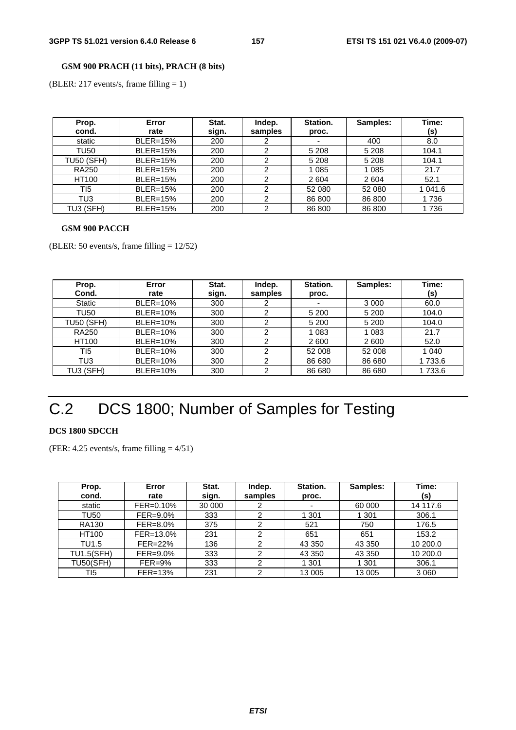**GSM 900 PRACH (11 bits), PRACH (8 bits)**

(BLER: 217 events/s, frame filling = 1)

| Prop. cond. | Error rate | Stat. sign. | Indep. samples | Station. proc. | Samples: | Time: (s) |
|---|---|---|---|---|---|---|
| static | BLER=15% | 200 | 2 | - | 400 | 8.0 |
| TU50 | BLER=15% | 200 | 2 | 5 208 | 5 208 | 104.1 |
| TU50 (SFH) | BLER=15% | 200 | 2 | 5 208 | 5 208 | 104.1 |
| RA250 | BLER=15% | 200 | 2 | 1 085 | 1 085 | 21.7 |
| HT100 | BLER=15% | 200 | 2 | 2 604 | 2 604 | 52.1 |
| TI5 | BLER=15% | 200 | 2 | 52 080 | 52 080 | 1 041.6 |
| TU3 | BLER=15% | 200 | 2 | 86 800 | 86 800 | 1 736 |
| TU3 (SFH) | BLER=15% | 200 | 2 | 86 800 | 86 800 | 1 736 |

**GSM 900 PACCH**

(BLER: 50 events/s, frame filling = 12/52)

| Prop. Cond. | Error rate | Stat. sign. | Indep. samples | Station. proc. | Samples: | Time: (s) |
|---|---|---|---|---|---|---|
| Static | BLER=10% | 300 | 2 | - | 3 000 | 60.0 |
| TU50 | BLER=10% | 300 | 2 | 5 200 | 5 200 | 104.0 |
| TU50 (SFH) | BLER=10% | 300 | 2 | 5 200 | 5 200 | 104.0 |
| RA250 | BLER=10% | 300 | 2 | 1 083 | 1 083 | 21.7 |
| HT100 | BLER=10% | 300 | 2 | 2 600 | 2 600 | 52.0 |
| TI5 | BLER=10% | 300 | 2 | 52 008 | 52 008 | 1 040 |
| TU3 | BLER=10% | 300 | 2 | 86 680 | 86 680 | 1 733.6 |
| TU3 (SFH) | BLER=10% | 300 | 2 | 86 680 | 86 680 | 1 733.6 |

# C.2 DCS 1800; Number of Samples for Testing

**DCS 1800 SDCCH**

(FER: 4.25 events/s, frame filling = 4/51)

| Prop. cond. | Error rate | Stat. sign. | Indep. samples | Station. proc. | Samples: | Time: (s) |
|---|---|---|---|---|---|---|
| static | FER=0.10% | 30 000 | 2 | - | 60 000 | 14 117.6 |
| TU50 | FER=9.0% | 333 | 2 | 1 301 | 1 301 | 306.1 |
| RA130 | FER=8.0% | 375 | 2 | 521 | 750 | 176.5 |
| HT100 | FER=13.0% | 231 | 2 | 651 | 651 | 153.2 |
| TU1.5 | FER=22% | 136 | 2 | 43 350 | 43 350 | 10 200.0 |
| TU1.5(SFH) | FER=9.0% | 333 | 2 | 43 350 | 43 350 | 10 200.0 |
| TU50(SFH) | FER=9% | 333 | 2 | 1 301 | 1 301 | 306.1 |
| TI5 | FER=13% | 231 | 2 | 13 005 | 13 005 | 3 060 |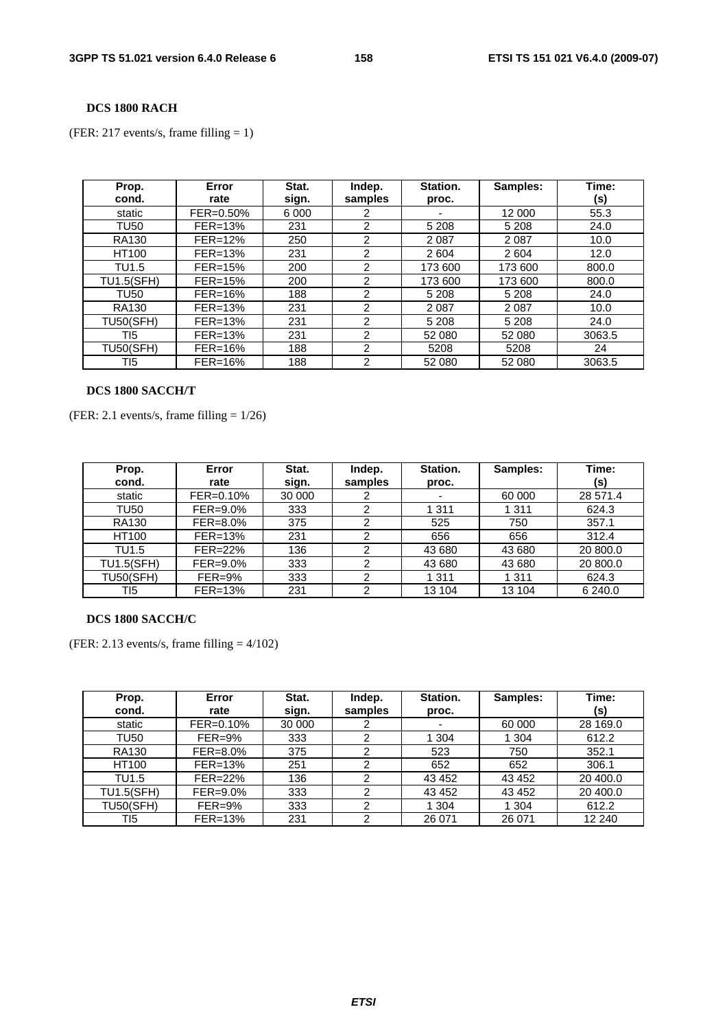**DCS 1800 RACH**

(FER: 217 events/s, frame filling = 1)

| Prop. cond. | Error rate | Stat. sign. | Indep. samples | Station. proc. | Samples: | Time: (s) |
|---|---|---|---|---|---|---|
| static | FER=0.50% | 6 000 | 2 | - | 12 000 | 55.3 |
| TU50 | FER=13% | 231 | 2 | 5 208 | 5 208 | 24.0 |
| RA130 | FER=12% | 250 | 2 | 2 087 | 2 087 | 10.0 |
| HT100 | FER=13% | 231 | 2 | 2 604 | 2 604 | 12.0 |
| TU1.5 | FER=15% | 200 | 2 | 173 600 | 173 600 | 800.0 |
| TU1.5(SFH) | FER=15% | 200 | 2 | 173 600 | 173 600 | 800.0 |
| TU50 | FER=16% | 188 | 2 | 5 208 | 5 208 | 24.0 |
| RA130 | FER=13% | 231 | 2 | 2 087 | 2 087 | 10.0 |
| TU50(SFH) | FER=13% | 231 | 2 | 5 208 | 5 208 | 24.0 |
| TI5 | FER=13% | 231 | 2 | 52 080 | 52 080 | 3063.5 |
| TU50(SFH) | FER=16% | 188 | 2 | 5208 | 5208 | 24 |
| TI5 | FER=16% | 188 | 2 | 52 080 | 52 080 | 3063.5 |

**DCS 1800 SACCH/T**

(FER: 2.1 events/s, frame filling = 1/26)

| Prop. cond. | Error rate | Stat. sign. | Indep. samples | Station. proc. | Samples: | Time: (s) |
|---|---|---|---|---|---|---|
| static | FER=0.10% | 30 000 | 2 | - | 60 000 | 28 571.4 |
| TU50 | FER=9.0% | 333 | 2 | 1 311 | 1 311 | 624.3 |
| RA130 | FER=8.0% | 375 | 2 | 525 | 750 | 357.1 |
| HT100 | FER=13% | 231 | 2 | 656 | 656 | 312.4 |
| TU1.5 | FER=22% | 136 | 2 | 43 680 | 43 680 | 20 800.0 |
| TU1.5(SFH) | FER=9.0% | 333 | 2 | 43 680 | 43 680 | 20 800.0 |
| TU50(SFH) | FER=9% | 333 | 2 | 1 311 | 1 311 | 624.3 |
| TI5 | FER=13% | 231 | 2 | 13 104 | 13 104 | 6 240.0 |

**DCS 1800 SACCH/C**

(FER: 2.13 events/s, frame filling = 4/102)

| Prop. cond. | Error rate | Stat. sign. | Indep. samples | Station. proc. | Samples: | Time: (s) |
|---|---|---|---|---|---|---|
| static | FER=0.10% | 30 000 | 2 | - | 60 000 | 28 169.0 |
| TU50 | FER=9% | 333 | 2 | 1 304 | 1 304 | 612.2 |
| RA130 | FER=8.0% | 375 | 2 | 523 | 750 | 352.1 |
| HT100 | FER=13% | 251 | 2 | 652 | 652 | 306.1 |
| TU1.5 | FER=22% | 136 | 2 | 43 452 | 43 452 | 20 400.0 |
| TU1.5(SFH) | FER=9.0% | 333 | 2 | 43 452 | 43 452 | 20 400.0 |
| TU50(SFH) | FER=9% | 333 | 2 | 1 304 | 1 304 | 612.2 |
| TI5 | FER=13% | 231 | 2 | 26 071 | 26 071 | 12 240 |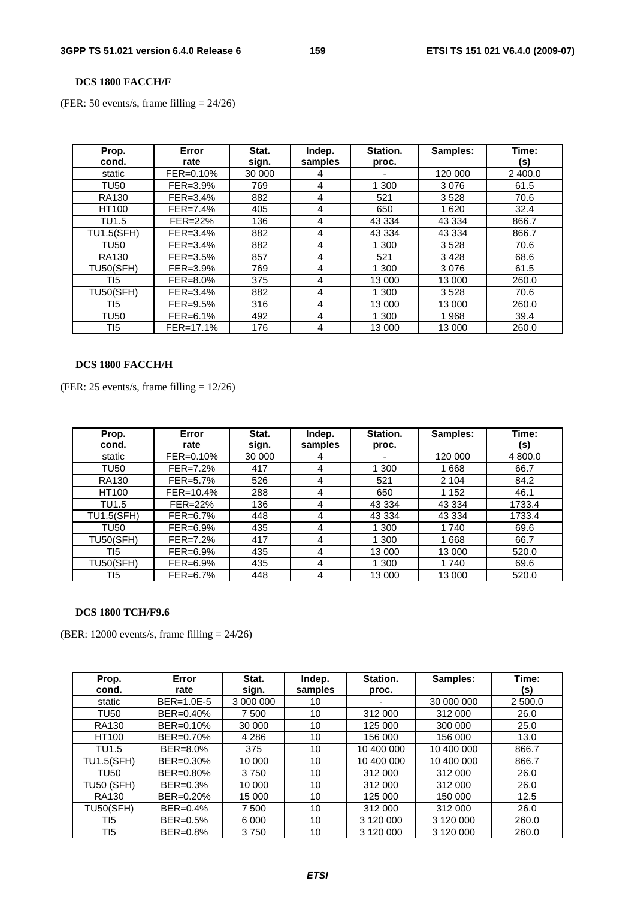**DCS 1800 FACCH/F**

(FER: 50 events/s, frame filling = 24/26)

| Prop. cond. | Error rate | Stat. sign. | Indep. samples | Station. proc. | Samples: | Time: (s) |
|---|---|---|---|---|---|---|
| static | FER=0.10% | 30 000 | 4 | - | 120 000 | 2 400.0 |
| TU50 | FER=3.9% | 769 | 4 | 1 300 | 3 076 | 61.5 |
| RA130 | FER=3.4% | 882 | 4 | 521 | 3 528 | 70.6 |
| HT100 | FER=7.4% | 405 | 4 | 650 | 1 620 | 32.4 |
| TU1.5 | FER=22% | 136 | 4 | 43 334 | 43 334 | 866.7 |
| TU1.5(SFH) | FER=3.4% | 882 | 4 | 43 334 | 43 334 | 866.7 |
| TU50 | FER=3.4% | 882 | 4 | 1 300 | 3 528 | 70.6 |
| RA130 | FER=3.5% | 857 | 4 | 521 | 3 428 | 68.6 |
| TU50(SFH) | FER=3.9% | 769 | 4 | 1 300 | 3 076 | 61.5 |
| TI5 | FER=8.0% | 375 | 4 | 13 000 | 13 000 | 260.0 |
| TU50(SFH) | FER=3.4% | 882 | 4 | 1 300 | 3 528 | 70.6 |
| TI5 | FER=9.5% | 316 | 4 | 13 000 | 13 000 | 260.0 |
| TU50 | FER=6.1% | 492 | 4 | 1 300 | 1 968 | 39.4 |
| TI5 | FER=17.1% | 176 | 4 | 13 000 | 13 000 | 260.0 |

**DCS 1800 FACCH/H**

(FER: 25 events/s, frame filling = 12/26)

| Prop. cond. | Error rate | Stat. sign. | Indep. samples | Station. proc. | Samples: | Time: (s) |
|---|---|---|---|---|---|---|
| static | FER=0.10% | 30 000 | 4 | - | 120 000 | 4 800.0 |
| TU50 | FER=7.2% | 417 | 4 | 1 300 | 1 668 | 66.7 |
| RA130 | FER=5.7% | 526 | 4 | 521 | 2 104 | 84.2 |
| HT100 | FER=10.4% | 288 | 4 | 650 | 1 152 | 46.1 |
| TU1.5 | FER=22% | 136 | 4 | 43 334 | 43 334 | 1733.4 |
| TU1.5(SFH) | FER=6.7% | 448 | 4 | 43 334 | 43 334 | 1733.4 |
| TU50 | FER=6.9% | 435 | 4 | 1 300 | 1 740 | 69.6 |
| TU50(SFH) | FER=7.2% | 417 | 4 | 1 300 | 1 668 | 66.7 |
| TI5 | FER=6.9% | 435 | 4 | 13 000 | 13 000 | 520.0 |
| TU50(SFH) | FER=6.9% | 435 | 4 | 1 300 | 1 740 | 69.6 |
| TI5 | FER=6.7% | 448 | 4 | 13 000 | 13 000 | 520.0 |

**DCS 1800 TCH/F9.6**

(BER: 12000 events/s, frame filling = 24/26)

| Prop. cond. | Error rate | Stat. sign. | Indep. samples | Station. proc. | Samples: | Time: (s) |
|---|---|---|---|---|---|---|
| static | BER=1.0E-5 | 3 000 000 | 10 | - | 30 000 000 | 2 500.0 |
| TU50 | BER=0.40% | 7 500 | 10 | 312 000 | 312 000 | 26.0 |
| RA130 | BER=0.10% | 30 000 | 10 | 125 000 | 300 000 | 25.0 |
| HT100 | BER=0.70% | 4 286 | 10 | 156 000 | 156 000 | 13.0 |
| TU1.5 | BER=8.0% | 375 | 10 | 10 400 000 | 10 400 000 | 866.7 |
| TU1.5(SFH) | BER=0.30% | 10 000 | 10 | 10 400 000 | 10 400 000 | 866.7 |
| TU50 | BER=0.80% | 3 750 | 10 | 312 000 | 312 000 | 26.0 |
| TU50 (SFH) | BER=0.3% | 10 000 | 10 | 312 000 | 312 000 | 26.0 |
| RA130 | BER=0.20% | 15 000 | 10 | 125 000 | 150 000 | 12.5 |
| TU50(SFH) | BER=0.4% | 7 500 | 10 | 312 000 | 312 000 | 26.0 |
| TI5 | BER=0.5% | 6 000 | 10 | 3 120 000 | 3 120 000 | 260.0 |
| TI5 | BER=0.8% | 3 750 | 10 | 3 120 000 | 3 120 000 | 260.0 |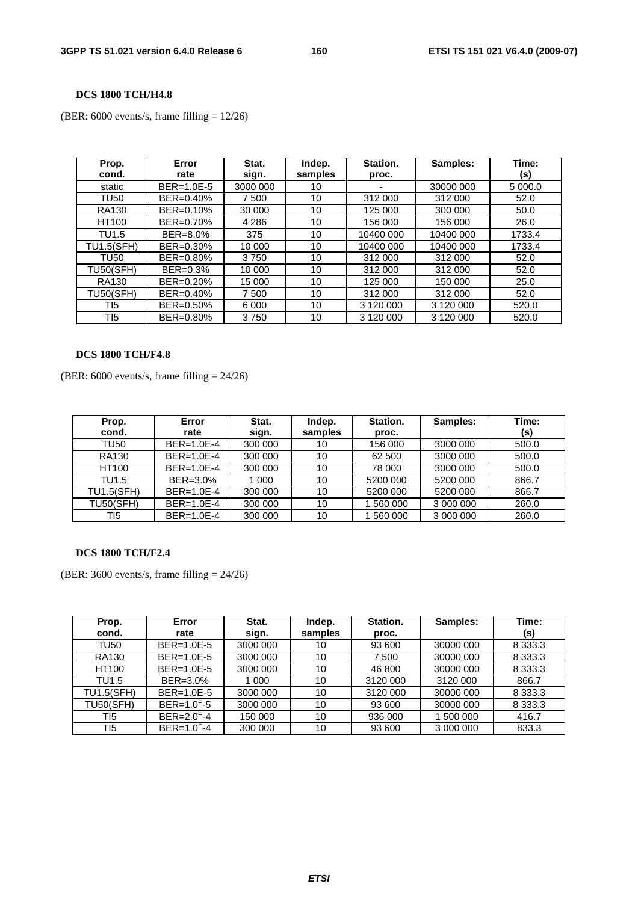**DCS 1800 TCH/H4.8**

(BER: 6000 events/s, frame filling = 12/26)

| Prop. cond. | Error rate | Stat. sign. | Indep. samples | Station. proc. | Samples: | Time: (s) |
|---|---|---|---|---|---|---|
| static | BER=1.0E-5 | 3000 000 | 10 | - | 30000 000 | 5 000.0 |
| TU50 | BER=0.40% | 7 500 | 10 | 312 000 | 312 000 | 52.0 |
| RA130 | BER=0.10% | 30 000 | 10 | 125 000 | 300 000 | 50.0 |
| HT100 | BER=0.70% | 4 286 | 10 | 156 000 | 156 000 | 26.0 |
| TU1.5 | BER=8.0% | 375 | 10 | 10400 000 | 10400 000 | 1733.4 |
| TU1.5(SFH) | BER=0.30% | 10 000 | 10 | 10400 000 | 10400 000 | 1733.4 |
| TU50 | BER=0.80% | 3 750 | 10 | 312 000 | 312 000 | 52.0 |
| TU50(SFH) | BER=0.3% | 10 000 | 10 | 312 000 | 312 000 | 52.0 |
| RA130 | BER=0.20% | 15 000 | 10 | 125 000 | 150 000 | 25.0 |
| TU50(SFH) | BER=0.40% | 7 500 | 10 | 312 000 | 312 000 | 52.0 |
| TI5 | BER=0.50% | 6 000 | 10 | 3 120 000 | 3 120 000 | 520.0 |
| TI5 | BER=0.80% | 3 750 | 10 | 3 120 000 | 3 120 000 | 520.0 |

**DCS 1800 TCH/F4.8**

(BER: 6000 events/s, frame filling = 24/26)

| Prop. cond. | Error rate | Stat. sign. | Indep. samples | Station. proc. | Samples: | Time: (s) |
|---|---|---|---|---|---|---|
| TU50 | BER=1.0E-4 | 300 000 | 10 | 156 000 | 3000 000 | 500.0 |
| RA130 | BER=1.0E-4 | 300 000 | 10 | 62 500 | 3000 000 | 500.0 |
| HT100 | BER=1.0E-4 | 300 000 | 10 | 78 000 | 3000 000 | 500.0 |
| TU1.5 | BER=3.0% | 1 000 | 10 | 5200 000 | 5200 000 | 866.7 |
| TU1.5(SFH) | BER=1.0E-4 | 300 000 | 10 | 5200 000 | 5200 000 | 866.7 |
| TU50(SFH) | BER=1.0E-4 | 300 000 | 10 | 1 560 000 | 3 000 000 | 260.0 |
| TI5 | BER=1.0E-4 | 300 000 | 10 | 1 560 000 | 3 000 000 | 260.0 |

**DCS 1800 TCH/F2.4**

(BER: 3600 events/s, frame filling = 24/26)

| Prop. cond. | Error rate | Stat. sign. | Indep. samples | Station. proc. | Samples: | Time: (s) |
|---|---|---|---|---|---|---|
| TU50 | BER=1.0E-5 | 3000 000 | 10 | 93 600 | 30000 000 | 8 333.3 |
| RA130 | BER=1.0E-5 | 3000 000 | 10 | 7 500 | 30000 000 | 8 333.3 |
| HT100 | BER=1.0E-5 | 3000 000 | 10 | 46 800 | 30000 000 | 8 333.3 |
| TU1.5 | BER=3.0% | 1 000 | 10 | 3120 000 | 3120 000 | 866.7 |
| TU1.5(SFH) | BER=1.0E-5 | 3000 000 | 10 | 3120 000 | 30000 000 | 8 333.3 |
| TU50(SFH) | BER=1.0E-5 | 3000 000 | 10 | 93 600 | 30000 000 | 8 333.3 |
| TI5 | BER=2.0E-4 | 150 000 | 10 | 936 000 | 1 500 000 | 416.7 |
| TI5 | BER=1.0E-4 | 300 000 | 10 | 93 600 | 3 000 000 | 833.3 |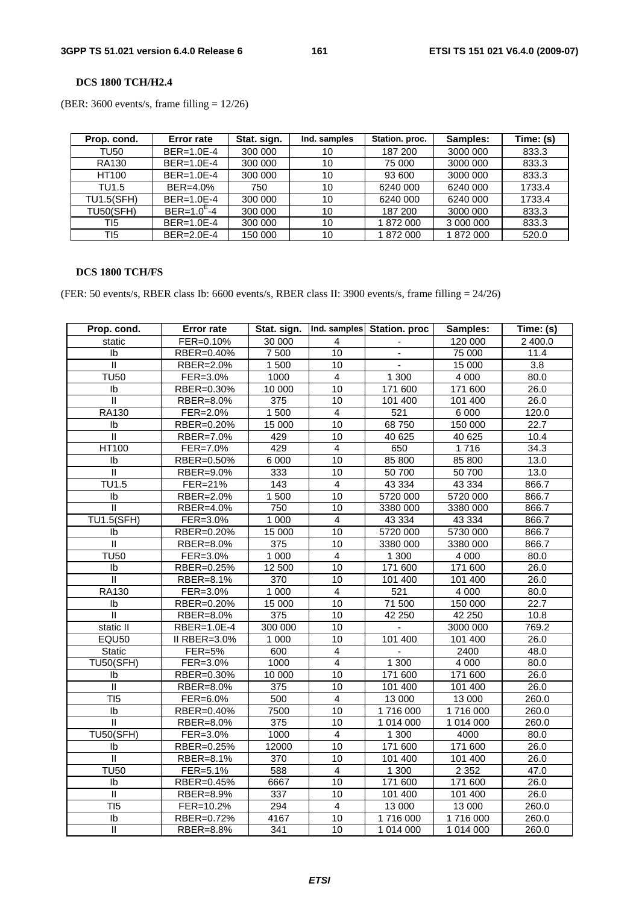**DCS 1800 TCH/H2.4**

(BER: 3600 events/s, frame filling = 12/26)

| Prop. cond. | Error rate | Stat. sign. | Ind. samples | Station. proc. | Samples: | Time: (s) |
|---|---|---|---|---|---|---|
| TU50 | BER=1.0E-4 | 300 000 | 10 | 187 200 | 3000 000 | 833.3 |
| RA130 | BER=1.0E-4 | 300 000 | 10 | 75 000 | 3000 000 | 833.3 |
| HT100 | BER=1.0E-4 | 300 000 | 10 | 93 600 | 3000 000 | 833.3 |
| TU1.5 | BER=4.0% | 750 | 10 | 6240 000 | 6240 000 | 1733.4 |
| TU1.5(SFH) | BER=1.0E-4 | 300 000 | 10 | 6240 000 | 6240 000 | 1733.4 |
| TU50(SFH) | BER=1.0$^{E}$-4 | 300 000 | 10 | 187 200 | 3000 000 | 833.3 |
| TI5 | BER=1.0E-4 | 300 000 | 10 | 1 872 000 | 3 000 000 | 833.3 |
| TI5 | BER=2.0E-4 | 150 000 | 10 | 1 872 000 | 1 872 000 | 520.0 |

**DCS 1800 TCH/FS**

(FER: 50 events/s, RBER class Ib: 6600 events/s, RBER class II: 3900 events/s, frame filling = 24/26)

| Prop. cond. | Error rate | Stat. sign. | Ind. samples | Station. proc | Samples: | Time: (s) |
|---|---|---|---|---|---|---|
| static | FER=0.10% | 30 000 | 4 | - | 120 000 | 2 400.0 |
| Ib | RBER=0.40% | 7 500 | 10 | - | 75 000 | 11.4 |
| II | RBER=2.0% | 1 500 | 10 | - | 15 000 | 3.8 |
| TU50 | FER=3.0% | 1000 | 4 | 1 300 | 4 000 | 80.0 |
| Ib | RBER=0.30% | 10 000 | 10 | 171 600 | 171 600 | 26.0 |
| II | RBER=8.0% | 375 | 10 | 101 400 | 101 400 | 26.0 |
| RA130 | FER=2.0% | 1 500 | 4 | 521 | 6 000 | 120.0 |
| Ib | RBER=0.20% | 15 000 | 10 | 68 750 | 150 000 | 22.7 |
| II | RBER=7.0% | 429 | 10 | 40 625 | 40 625 | 10.4 |
| HT100 | FER=7.0% | 429 | 4 | 650 | 1 716 | 34.3 |
| Ib | RBER=0.50% | 6 000 | 10 | 85 800 | 85 800 | 13.0 |
| II | RBER=9.0% | 333 | 10 | 50 700 | 50 700 | 13.0 |
| TU1.5 | FER=21% | 143 | 4 | 43 334 | 43 334 | 866.7 |
| Ib | RBER=2.0% | 1 500 | 10 | 5720 000 | 5720 000 | 866.7 |
| II | RBER=4.0% | 750 | 10 | 3380 000 | 3380 000 | 866.7 |
| TU1.5(SFH) | FER=3.0% | 1 000 | 4 | 43 334 | 43 334 | 866.7 |
| Ib | RBER=0.20% | 15 000 | 10 | 5720 000 | 5730 000 | 866.7 |
| II | RBER=8.0% | 375 | 10 | 3380 000 | 3380 000 | 866.7 |
| TU50 | FER=3.0% | 1 000 | 4 | 1 300 | 4 000 | 80.0 |
| Ib | RBER=0.25% | 12 500 | 10 | 171 600 | 171 600 | 26.0 |
| II | RBER=8.1% | 370 | 10 | 101 400 | 101 400 | 26.0 |
| RA130 | FER=3.0% | 1 000 | 4 | 521 | 4 000 | 80.0 |
| Ib | RBER=0.20% | 15 000 | 10 | 71 500 | 150 000 | 22.7 |
| II | RBER=8.0% | 375 | 10 | 42 250 | 42 250 | 10.8 |
| static II | RBER=1.0E-4 | 300 000 | 10 | - | 3000 000 | 769.2 |
| EQU50 | II RBER=3.0% | 1 000 | 10 | 101 400 | 101 400 | 26.0 |
| Static | FER=5% | 600 | 4 | - | 2400 | 48.0 |
| TU50(SFH) | FER=3.0% | 1000 | 4 | 1 300 | 4 000 | 80.0 |
| Ib | RBER=0.30% | 10 000 | 10 | 171 600 | 171 600 | 26.0 |
| II | RBER=8.0% | 375 | 10 | 101 400 | 101 400 | 26.0 |
| TI5 | FER=6.0% | 500 | 4 | 13 000 | 13 000 | 260.0 |
| Ib | RBER=0.40% | 7500 | 10 | 1 716 000 | 1 716 000 | 260.0 |
| II | RBER=8.0% | 375 | 10 | 1 014 000 | 1 014 000 | 260.0 |
| TU50(SFH) | FER=3.0% | 1000 | 4 | 1 300 | 4000 | 80.0 |
| Ib | RBER=0.25% | 12000 | 10 | 171 600 | 171 600 | 26.0 |
| II | RBER=8.1% | 370 | 10 | 101 400 | 101 400 | 26.0 |
| TU50 | FER=5.1% | 588 | 4 | 1 300 | 2 352 | 47.0 |
| Ib | RBER=0.45% | 6667 | 10 | 171 600 | 171 600 | 26.0 |
| II | RBER=8.9% | 337 | 10 | 101 400 | 101 400 | 26.0 |
| TI5 | FER=10.2% | 294 | 4 | 13 000 | 13 000 | 260.0 |
| Ib | RBER=0.72% | 4167 | 10 | 1 716 000 | 1 716 000 | 260.0 |
| II | RBER=8.8% | 341 | 10 | 1 014 000 | 1 014 000 | 260.0 |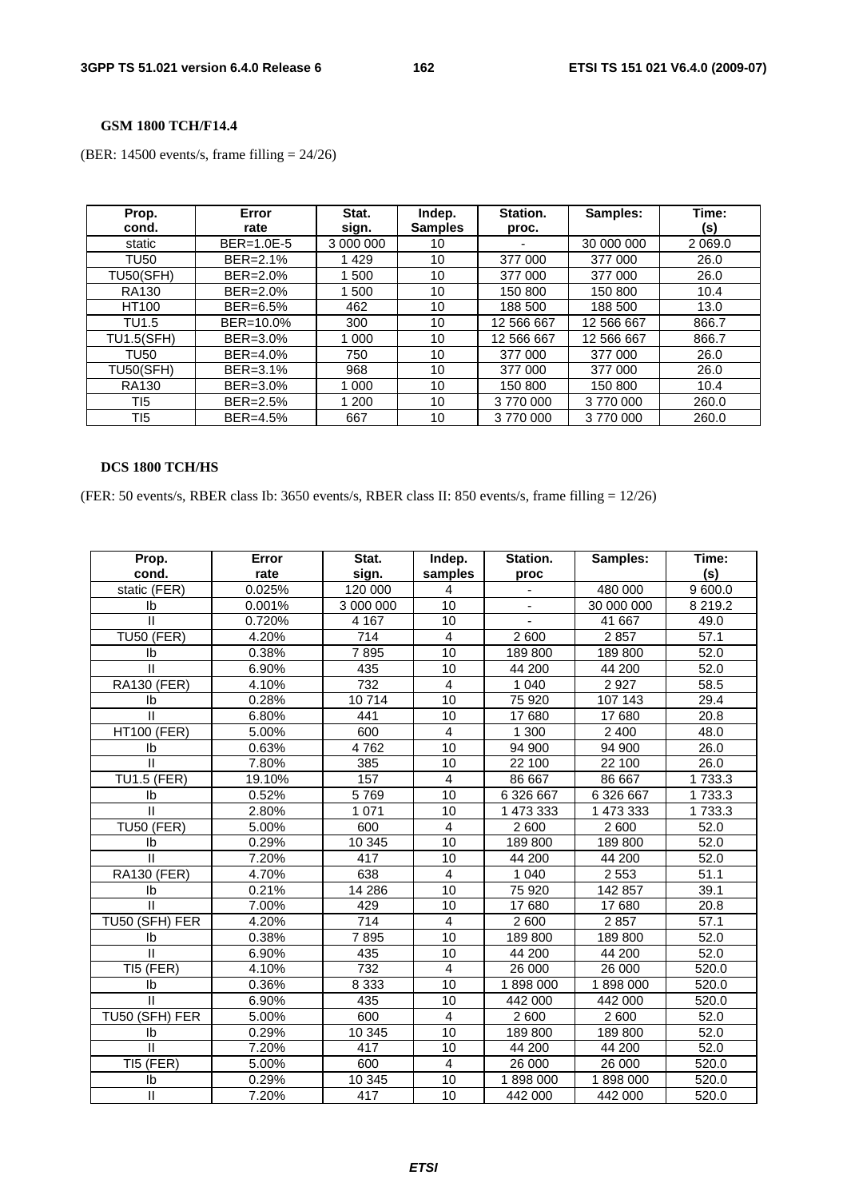**GSM 1800 TCH/F14.4**

(BER: 14500 events/s, frame filling = 24/26)

| Prop. cond. | Error rate | Stat. sign. | Indep. Samples | Station. proc. | Samples: | Time: (s) |
|---|---|---|---|---|---|---|
| static | BER=1.0E-5 | 3 000 000 | 10 | - | 30 000 000 | 2 069.0 |
| TU50 | BER=2.1% | 1 429 | 10 | 377 000 | 377 000 | 26.0 |
| TU50(SFH) | BER=2.0% | 1 500 | 10 | 377 000 | 377 000 | 26.0 |
| RA130 | BER=2.0% | 1 500 | 10 | 150 800 | 150 800 | 10.4 |
| HT100 | BER=6.5% | 462 | 10 | 188 500 | 188 500 | 13.0 |
| TU1.5 | BER=10.0% | 300 | 10 | 12 566 667 | 12 566 667 | 866.7 |
| TU1.5(SFH) | BER=3.0% | 1 000 | 10 | 12 566 667 | 12 566 667 | 866.7 |
| TU50 | BER=4.0% | 750 | 10 | 377 000 | 377 000 | 26.0 |
| TU50(SFH) | BER=3.1% | 968 | 10 | 377 000 | 377 000 | 26.0 |
| RA130 | BER=3.0% | 1 000 | 10 | 150 800 | 150 800 | 10.4 |
| TI5 | BER=2.5% | 1 200 | 10 | 3 770 000 | 3 770 000 | 260.0 |
| TI5 | BER=4.5% | 667 | 10 | 3 770 000 | 3 770 000 | 260.0 |

**DCS 1800 TCH/HS**

(FER: 50 events/s, RBER class Ib: 3650 events/s, RBER class II: 850 events/s, frame filling = 12/26)

| Prop. cond. | Error rate | Stat. sign. | Indep. samples | Station. proc | Samples: | Time: (s) |
|---|---|---|---|---|---|---|
| static (FER) | 0.025% | 120 000 | 4 | - | 480 000 | 9 600.0 |
| Ib | 0.001% | 3 000 000 | 10 | - | 30 000 000 | 8 219.2 |
| II | 0.720% | 4 167 | 10 | - | 41 667 | 49.0 |
| TU50 (FER) | 4.20% | 714 | 4 | 2 600 | 2 857 | 57.1 |
| Ib | 0.38% | 7 895 | 10 | 189 800 | 189 800 | 52.0 |
| II | 6.90% | 435 | 10 | 44 200 | 44 200 | 52.0 |
| RA130 (FER) | 4.10% | 732 | 4 | 1 040 | 2 927 | 58.5 |
| Ib | 0.28% | 10 714 | 10 | 75 920 | 107 143 | 29.4 |
| II | 6.80% | 441 | 10 | 17 680 | 17 680 | 20.8 |
| HT100 (FER) | 5.00% | 600 | 4 | 1 300 | 2 400 | 48.0 |
| Ib | 0.63% | 4 762 | 10 | 94 900 | 94 900 | 26.0 |
| II | 7.80% | 385 | 10 | 22 100 | 22 100 | 26.0 |
| TU1.5 (FER) | 19.10% | 157 | 4 | 86 667 | 86 667 | 1 733.3 |
| Ib | 0.52% | 5 769 | 10 | 6 326 667 | 6 326 667 | 1 733.3 |
| II | 2.80% | 1 071 | 10 | 1 473 333 | 1 473 333 | 1 733.3 |
| TU50 (FER) | 5.00% | 600 | 4 | 2 600 | 2 600 | 52.0 |
| Ib | 0.29% | 10 345 | 10 | 189 800 | 189 800 | 52.0 |
| II | 7.20% | 417 | 10 | 44 200 | 44 200 | 52.0 |
| RA130 (FER) | 4.70% | 638 | 4 | 1 040 | 2 553 | 51.1 |
| Ib | 0.21% | 14 286 | 10 | 75 920 | 142 857 | 39.1 |
| II | 7.00% | 429 | 10 | 17 680 | 17 680 | 20.8 |
| TU50 (SFH) FER | 4.20% | 714 | 4 | 2 600 | 2 857 | 57.1 |
| Ib | 0.38% | 7 895 | 10 | 189 800 | 189 800 | 52.0 |
| II | 6.90% | 435 | 10 | 44 200 | 44 200 | 52.0 |
| TI5 (FER) | 4.10% | 732 | 4 | 26 000 | 26 000 | 520.0 |
| Ib | 0.36% | 8 333 | 10 | 1 898 000 | 1 898 000 | 520.0 |
| II | 6.90% | 435 | 10 | 442 000 | 442 000 | 520.0 |
| TU50 (SFH) FER | 5.00% | 600 | 4 | 2 600 | 2 600 | 52.0 |
| Ib | 0.29% | 10 345 | 10 | 189 800 | 189 800 | 52.0 |
| II | 7.20% | 417 | 10 | 44 200 | 44 200 | 52.0 |
| TI5 (FER) | 5.00% | 600 | 4 | 26 000 | 26 000 | 520.0 |
| Ib | 0.29% | 10 345 | 10 | 1 898 000 | 1 898 000 | 520.0 |
| II | 7.20% | 417 | 10 | 442 000 | 442 000 | 520.0 |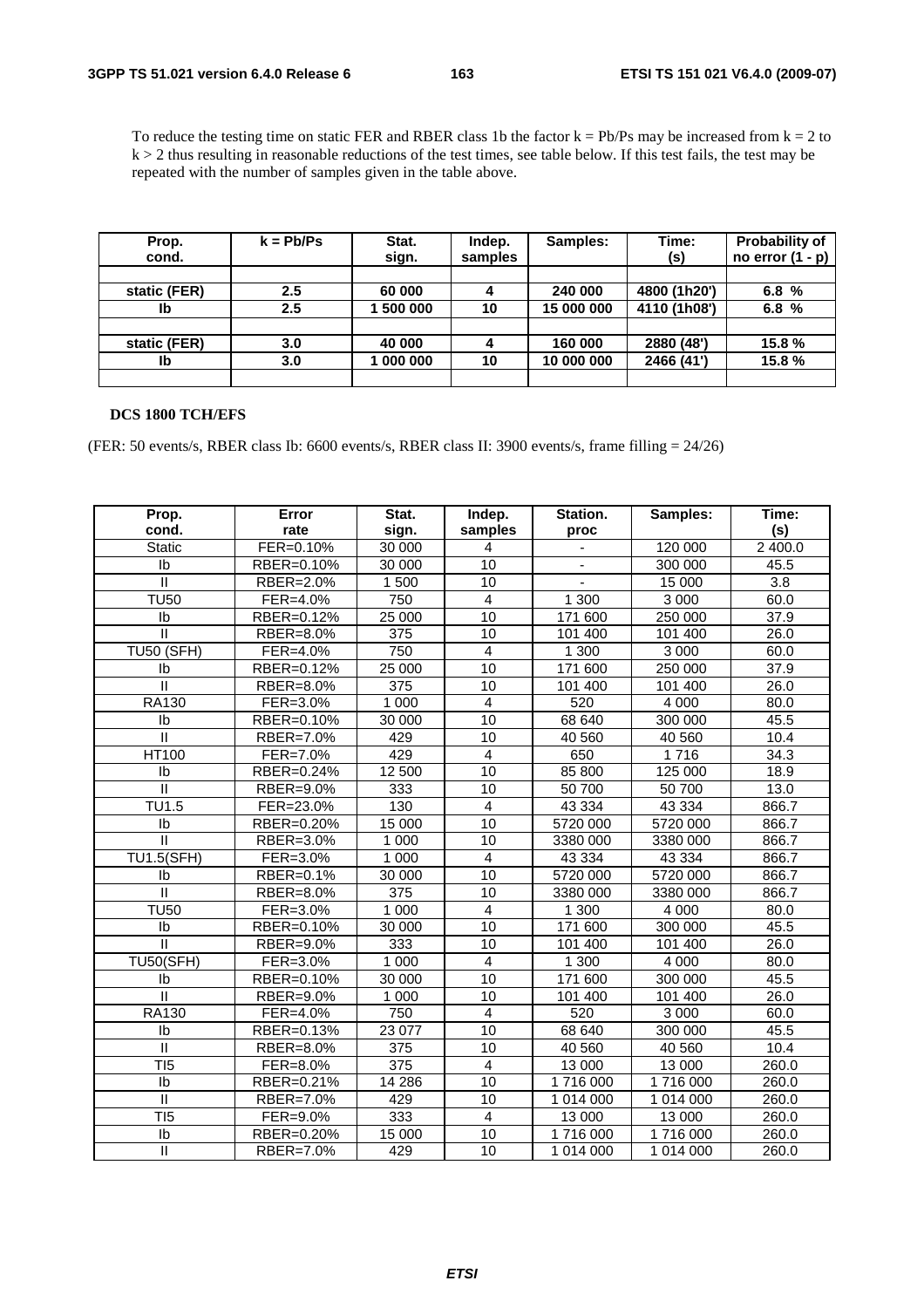To reduce the testing time on static FER and RBER class 1b the factor k = Pb/Ps may be increased from k = 2 to k > 2 thus resulting in reasonable reductions of the test times, see table below. If this test fails, the test may be repeated with the number of samples given in the table above.

| Prop. cond. | k = Pb/Ps | Stat. sign. | Indep. samples | Samples: | Time: (s) | Probability of no error (1 - p) |
|---|---|---|---|---|---|---|
| | | | | | | |
| static (FER) | 2.5 | 60 000 | 4 | 240 000 | 4800 (1h20') | 6.8 % |
| Ib | 2.5 | 1 500 000 | 10 | 15 000 000 | 4110 (1h08') | 6.8 % |
| | | | | | | |
| static (FER) | 3.0 | 40 000 | 4 | 160 000 | 2880 (48') | 15.8 % |
| Ib | 3.0 | 1 000 000 | 10 | 10 000 000 | 2466 (41') | 15.8 % |
| | | | | | | |

**DCS 1800 TCH/EFS**

(FER: 50 events/s, RBER class Ib: 6600 events/s, RBER class II: 3900 events/s, frame filling = 24/26)

| Prop. cond. | Error rate | Stat. sign. | Indep. samples | Station. proc | Samples: | Time: (s) |
|---|---|---|---|---|---|---|
| Static | FER=0.10% | 30 000 | 4 | - | 120 000 | 2 400.0 |
| Ib | RBER=0.10% | 30 000 | 10 | - | 300 000 | 45.5 |
| II | RBER=2.0% | 1 500 | 10 | - | 15 000 | 3.8 |
| TU50 | FER=4.0% | 750 | 4 | 1 300 | 3 000 | 60.0 |
| Ib | RBER=0.12% | 25 000 | 10 | 171 600 | 250 000 | 37.9 |
| II | RBER=8.0% | 375 | 10 | 101 400 | 101 400 | 26.0 |
| TU50 (SFH) | FER=4.0% | 750 | 4 | 1 300 | 3 000 | 60.0 |
| Ib | RBER=0.12% | 25 000 | 10 | 171 600 | 250 000 | 37.9 |
| II | RBER=8.0% | 375 | 10 | 101 400 | 101 400 | 26.0 |
| RA130 | FER=3.0% | 1 000 | 4 | 520 | 4 000 | 80.0 |
| Ib | RBER=0.10% | 30 000 | 10 | 68 640 | 300 000 | 45.5 |
| II | RBER=7.0% | 429 | 10 | 40 560 | 40 560 | 10.4 |
| HT100 | FER=7.0% | 429 | 4 | 650 | 1 716 | 34.3 |
| Ib | RBER=0.24% | 12 500 | 10 | 85 800 | 125 000 | 18.9 |
| II | RBER=9.0% | 333 | 10 | 50 700 | 50 700 | 13.0 |
| TU1.5 | FER=23.0% | 130 | 4 | 43 334 | 43 334 | 866.7 |
| Ib | RBER=0.20% | 15 000 | 10 | 5720 000 | 5720 000 | 866.7 |
| II | RBER=3.0% | 1 000 | 10 | 3380 000 | 3380 000 | 866.7 |
| TU1.5(SFH) | FER=3.0% | 1 000 | 4 | 43 334 | 43 334 | 866.7 |
| Ib | RBER=0.1% | 30 000 | 10 | 5720 000 | 5720 000 | 866.7 |
| II | RBER=8.0% | 375 | 10 | 3380 000 | 3380 000 | 866.7 |
| TU50 | FER=3.0% | 1 000 | 4 | 1 300 | 4 000 | 80.0 |
| Ib | RBER=0.10% | 30 000 | 10 | 171 600 | 300 000 | 45.5 |
| II | RBER=9.0% | 333 | 10 | 101 400 | 101 400 | 26.0 |
| TU50(SFH) | FER=3.0% | 1 000 | 4 | 1 300 | 4 000 | 80.0 |
| Ib | RBER=0.10% | 30 000 | 10 | 171 600 | 300 000 | 45.5 |
| II | RBER=9.0% | 1 000 | 10 | 101 400 | 101 400 | 26.0 |
| RA130 | FER=4.0% | 750 | 4 | 520 | 3 000 | 60.0 |
| Ib | RBER=0.13% | 23 077 | 10 | 68 640 | 300 000 | 45.5 |
| II | RBER=8.0% | 375 | 10 | 40 560 | 40 560 | 10.4 |
| TI5 | FER=8.0% | 375 | 4 | 13 000 | 13 000 | 260.0 |
| Ib | RBER=0.21% | 14 286 | 10 | 1 716 000 | 1 716 000 | 260.0 |
| II | RBER=7.0% | 429 | 10 | 1 014 000 | 1 014 000 | 260.0 |
| TI5 | FER=9.0% | 333 | 4 | 13 000 | 13 000 | 260.0 |
| Ib | RBER=0.20% | 15 000 | 10 | 1 716 000 | 1 716 000 | 260.0 |
| II | RBER=7.0% | 429 | 10 | 1 014 000 | 1 014 000 | 260.0 |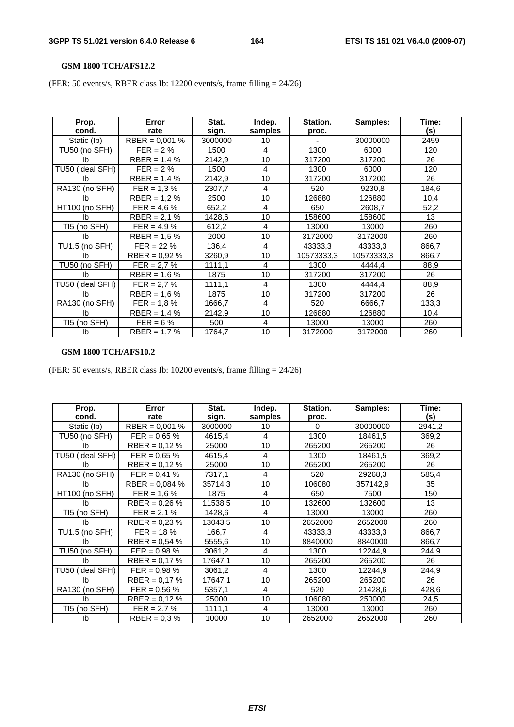**GSM 1800 TCH/AFS12.2**

(FER: 50 events/s, RBER class Ib: 12200 events/s, frame filling = 24/26)

| Prop. cond. | Error rate | Stat. sign. | Indep. samples | Station. proc. | Samples: | Time: (s) |
|---|---|---|---|---|---|---|
| Static (Ib) | RBER = 0,001 % | 3000000 | 10 | - | 30000000 | 2459 |
| TU50 (no SFH) | FER = 2 % | 1500 | 4 | 1300 | 6000 | 120 |
| Ib | RBER = 1,4 % | 2142,9 | 10 | 317200 | 317200 | 26 |
| TU50 (ideal SFH) | FER = 2 % | 1500 | 4 | 1300 | 6000 | 120 |
| Ib | RBER = 1,4 % | 2142,9 | 10 | 317200 | 317200 | 26 |
| RA130 (no SFH) | FER = 1,3 % | 2307,7 | 4 | 520 | 9230,8 | 184,6 |
| Ib | RBER = 1,2 % | 2500 | 10 | 126880 | 126880 | 10,4 |
| HT100 (no SFH) | FER = 4,6 % | 652,2 | 4 | 650 | 2608,7 | 52,2 |
| Ib | RBER = 2,1 % | 1428,6 | 10 | 158600 | 158600 | 13 |
| TI5 (no SFH) | FER = 4,9 % | 612,2 | 4 | 13000 | 13000 | 260 |
| Ib | RBER = 1,5 % | 2000 | 10 | 3172000 | 3172000 | 260 |
| TU1.5 (no SFH) | FER = 22 % | 136,4 | 4 | 43333,3 | 43333,3 | 866,7 |
| Ib | RBER = 0,92 % | 3260,9 | 10 | 10573333,3 | 10573333,3 | 866,7 |
| TU50 (no SFH) | FER = 2,7 % | 1111,1 | 4 | 1300 | 4444,4 | 88,9 |
| Ib | RBER = 1,6 % | 1875 | 10 | 317200 | 317200 | 26 |
| TU50 (ideal SFH) | FER = 2,7 % | 1111,1 | 4 | 1300 | 4444,4 | 88,9 |
| Ib | RBER = 1,6 % | 1875 | 10 | 317200 | 317200 | 26 |
| RA130 (no SFH) | FER = 1,8 % | 1666,7 | 4 | 520 | 6666,7 | 133,3 |
| Ib | RBER = 1,4 % | 2142,9 | 10 | 126880 | 126880 | 10,4 |
| TI5 (no SFH) | FER = 6 % | 500 | 4 | 13000 | 13000 | 260 |
| Ib | RBER = 1,7 % | 1764,7 | 10 | 3172000 | 3172000 | 260 |

**GSM 1800 TCH/AFS10.2**

(FER: 50 events/s, RBER class Ib: 10200 events/s, frame filling = 24/26)

| Prop. cond. | Error rate | Stat. sign. | Indep. samples | Station. proc. | Samples: | Time: (s) |
|---|---|---|---|---|---|---|
| Static (Ib) | RBER = 0,001 % | 3000000 | 10 | 0 | 30000000 | 2941,2 |
| TU50 (no SFH) | FER = 0,65 % | 4615,4 | 4 | 1300 | 18461,5 | 369,2 |
| Ib | RBER = 0,12 % | 25000 | 10 | 265200 | 265200 | 26 |
| TU50 (ideal SFH) | FER = 0,65 % | 4615,4 | 4 | 1300 | 18461,5 | 369,2 |
| Ib | RBER = 0,12 % | 25000 | 10 | 265200 | 265200 | 26 |
| RA130 (no SFH) | FER = 0,41 % | 7317,1 | 4 | 520 | 29268,3 | 585,4 |
| Ib | RBER = 0,084 % | 35714,3 | 10 | 106080 | 357142,9 | 35 |
| HT100 (no SFH) | FER = 1,6 % | 1875 | 4 | 650 | 7500 | 150 |
| Ib | RBER = 0,26 % | 11538,5 | 10 | 132600 | 132600 | 13 |
| TI5 (no SFH) | FER = 2,1 % | 1428,6 | 4 | 13000 | 13000 | 260 |
| Ib | RBER = 0,23 % | 13043,5 | 10 | 2652000 | 2652000 | 260 |
| TU1.5 (no SFH) | FER = 18 % | 166,7 | 4 | 43333,3 | 43333,3 | 866,7 |
| Ib | RBER = 0,54 % | 5555,6 | 10 | 8840000 | 8840000 | 866,7 |
| TU50 (no SFH) | FER = 0,98 % | 3061,2 | 4 | 1300 | 12244,9 | 244,9 |
| Ib | RBER = 0,17 % | 17647,1 | 10 | 265200 | 265200 | 26 |
| TU50 (ideal SFH) | FER = 0,98 % | 3061,2 | 4 | 1300 | 12244,9 | 244,9 |
| Ib | RBER = 0,17 % | 17647,1 | 10 | 265200 | 265200 | 26 |
| RA130 (no SFH) | FER = 0,56 % | 5357,1 | 4 | 520 | 21428,6 | 428,6 |
| Ib | RBER = 0,12 % | 25000 | 10 | 106080 | 250000 | 24,5 |
| TI5 (no SFH) | FER = 2,7 % | 1111,1 | 4 | 13000 | 13000 | 260 |
| Ib | RBER = 0,3 % | 10000 | 10 | 2652000 | 2652000 | 260 |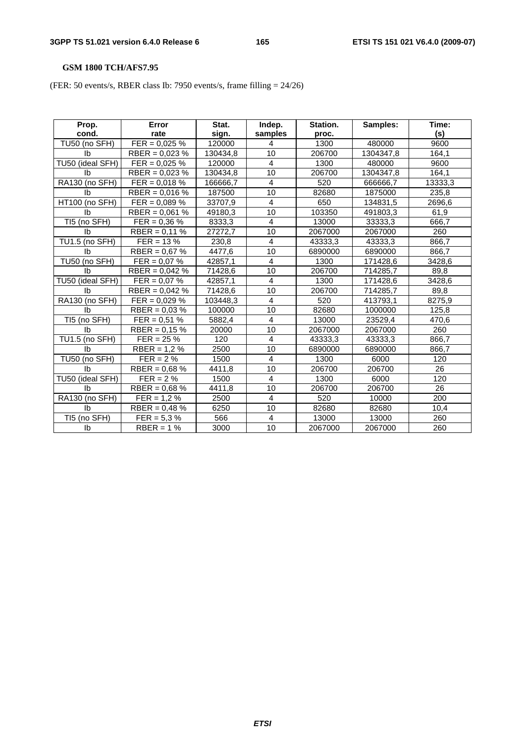**GSM 1800 TCH/AFS7.95**

(FER: 50 events/s, RBER class Ib: 7950 events/s, frame filling = 24/26)

| Prop. cond. | Error rate | Stat. sign. | Indep. samples | Station. proc. | Samples: | Time: (s) |
|---|---|---|---|---|---|---|
| TU50 (no SFH) | FER = 0,025 % | 120000 | 4 | 1300 | 480000 | 9600 |
| Ib | RBER = 0,023 % | 130434,8 | 10 | 206700 | 1304347,8 | 164,1 |
| TU50 (ideal SFH) | FER = 0,025 % | 120000 | 4 | 1300 | 480000 | 9600 |
| Ib | RBER = 0,023 % | 130434,8 | 10 | 206700 | 1304347,8 | 164,1 |
| RA130 (no SFH) | FER = 0,018 % | 166666,7 | 4 | 520 | 666666,7 | 13333,3 |
| Ib | RBER = 0,016 % | 187500 | 10 | 82680 | 1875000 | 235,8 |
| HT100 (no SFH) | FER = 0,089 % | 33707,9 | 4 | 650 | 134831,5 | 2696,6 |
| Ib | RBER = 0,061 % | 49180,3 | 10 | 103350 | 491803,3 | 61,9 |
| TI5 (no SFH) | FER = 0,36 % | 8333,3 | 4 | 13000 | 33333,3 | 666,7 |
| Ib | RBER = 0,11 % | 27272,7 | 10 | 2067000 | 2067000 | 260 |
| TU1.5 (no SFH) | FER = 13 % | 230,8 | 4 | 43333,3 | 43333,3 | 866,7 |
| Ib | RBER = 0,67 % | 4477,6 | 10 | 6890000 | 6890000 | 866,7 |
| TU50 (no SFH) | FER = 0,07 % | 42857,1 | 4 | 1300 | 171428,6 | 3428,6 |
| Ib | RBER = 0,042 % | 71428,6 | 10 | 206700 | 714285,7 | 89,8 |
| TU50 (ideal SFH) | FER = 0,07 % | 42857,1 | 4 | 1300 | 171428,6 | 3428,6 |
| Ib | RBER = 0,042 % | 71428,6 | 10 | 206700 | 714285,7 | 89,8 |
| RA130 (no SFH) | FER = 0,029 % | 103448,3 | 4 | 520 | 413793,1 | 8275,9 |
| Ib | RBER = 0,03 % | 100000 | 10 | 82680 | 1000000 | 125,8 |
| TI5 (no SFH) | FER = 0,51 % | 5882,4 | 4 | 13000 | 23529,4 | 470,6 |
| Ib | RBER = 0,15 % | 20000 | 10 | 2067000 | 2067000 | 260 |
| TU1.5 (no SFH) | FER = 25 % | 120 | 4 | 43333,3 | 43333,3 | 866,7 |
| Ib | RBER = 1,2 % | 2500 | 10 | 6890000 | 6890000 | 866,7 |
| TU50 (no SFH) | FER = 2 % | 1500 | 4 | 1300 | 6000 | 120 |
| Ib | RBER = 0,68 % | 4411,8 | 10 | 206700 | 206700 | 26 |
| TU50 (ideal SFH) | FER = 2 % | 1500 | 4 | 1300 | 6000 | 120 |
| Ib | RBER = 0,68 % | 4411,8 | 10 | 206700 | 206700 | 26 |
| RA130 (no SFH) | FER = 1,2 % | 2500 | 4 | 520 | 10000 | 200 |
| Ib | RBER = 0,48 % | 6250 | 10 | 82680 | 82680 | 10,4 |
| TI5 (no SFH) | FER = 5,3 % | 566 | 4 | 13000 | 13000 | 260 |
| Ib | RBER = 1 % | 3000 | 10 | 2067000 | 2067000 | 260 |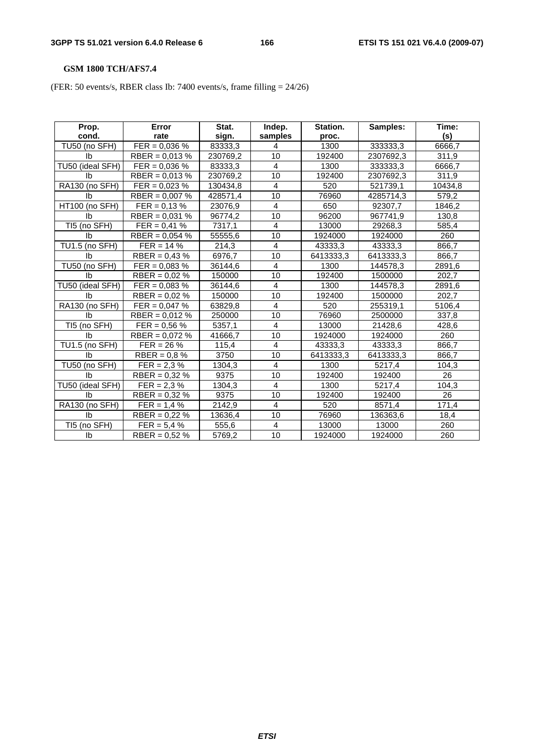**GSM 1800 TCH/AFS7.4**

(FER: 50 events/s, RBER class Ib: 7400 events/s, frame filling = 24/26)

| Prop. cond. | Error rate | Stat. sign. | Indep. samples | Station. proc. | Samples: | Time: (s) |
|---|---|---|---|---|---|---|
| TU50 (no SFH) | FER = 0,036 % | 83333,3 | 4 | 1300 | 333333,3 | 6666,7 |
| Ib | RBER = 0,013 % | 230769,2 | 10 | 192400 | 2307692,3 | 311,9 |
| TU50 (ideal SFH) | FER = 0,036 % | 83333,3 | 4 | 1300 | 333333,3 | 6666,7 |
| Ib | RBER = 0,013 % | 230769,2 | 10 | 192400 | 2307692,3 | 311,9 |
| RA130 (no SFH) | FER = 0,023 % | 130434,8 | 4 | 520 | 521739,1 | 10434,8 |
| Ib | RBER = 0,007 % | 428571,4 | 10 | 76960 | 4285714,3 | 579,2 |
| HT100 (no SFH) | FER = 0,13 % | 23076,9 | 4 | 650 | 92307,7 | 1846,2 |
| Ib | RBER = 0,031 % | 96774,2 | 10 | 96200 | 967741,9 | 130,8 |
| TI5 (no SFH) | FER = 0,41 % | 7317,1 | 4 | 13000 | 29268,3 | 585,4 |
| Ib | RBER = 0,054 % | 55555,6 | 10 | 1924000 | 1924000 | 260 |
| TU1.5 (no SFH) | FER = 14 % | 214,3 | 4 | 43333,3 | 43333,3 | 866,7 |
| Ib | RBER = 0,43 % | 6976,7 | 10 | 6413333,3 | 6413333,3 | 866,7 |
| TU50 (no SFH) | FER = 0,083 % | 36144,6 | 4 | 1300 | 144578,3 | 2891,6 |
| Ib | RBER = 0,02 % | 150000 | 10 | 192400 | 1500000 | 202,7 |
| TU50 (ideal SFH) | FER = 0,083 % | 36144,6 | 4 | 1300 | 144578,3 | 2891,6 |
| Ib | RBER = 0,02 % | 150000 | 10 | 192400 | 1500000 | 202,7 |
| RA130 (no SFH) | FER = 0,047 % | 63829,8 | 4 | 520 | 255319,1 | 5106,4 |
| Ib | RBER = 0,012 % | 250000 | 10 | 76960 | 2500000 | 337,8 |
| TI5 (no SFH) | FER = 0,56 % | 5357,1 | 4 | 13000 | 21428,6 | 428,6 |
| Ib | RBER = 0,072 % | 41666,7 | 10 | 1924000 | 1924000 | 260 |
| TU1.5 (no SFH) | FER = 26 % | 115,4 | 4 | 43333,3 | 43333,3 | 866,7 |
| Ib | RBER = 0,8 % | 3750 | 10 | 6413333,3 | 6413333,3 | 866,7 |
| TU50 (no SFH) | FER = 2,3 % | 1304,3 | 4 | 1300 | 5217,4 | 104,3 |
| Ib | RBER = 0,32 % | 9375 | 10 | 192400 | 192400 | 26 |
| TU50 (ideal SFH) | FER = 2,3 % | 1304,3 | 4 | 1300 | 5217,4 | 104,3 |
| Ib | RBER = 0,32 % | 9375 | 10 | 192400 | 192400 | 26 |
| RA130 (no SFH) | FER = 1,4 % | 2142,9 | 4 | 520 | 8571,4 | 171,4 |
| Ib | RBER = 0,22 % | 13636,4 | 10 | 76960 | 136363,6 | 18,4 |
| TI5 (no SFH) | FER = 5,4 % | 555,6 | 4 | 13000 | 13000 | 260 |
| Ib | RBER = 0,52 % | 5769,2 | 10 | 1924000 | 1924000 | 260 |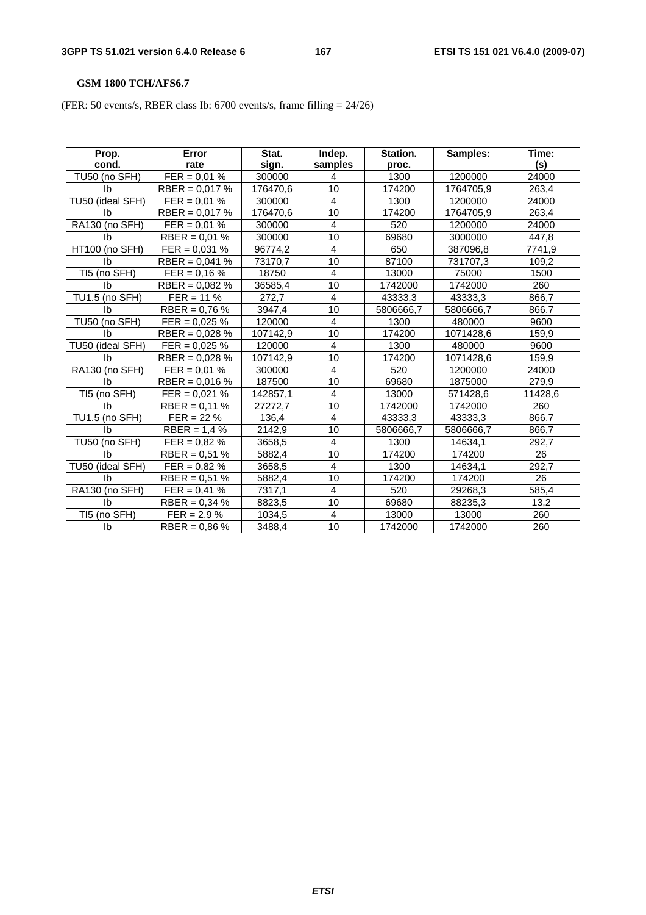**GSM 1800 TCH/AFS6.7**

(FER: 50 events/s, RBER class Ib: 6700 events/s, frame filling = 24/26)

| Prop. cond. | Error rate | Stat. sign. | Indep. samples | Station. proc. | Samples: | Time: (s) |
|---|---|---|---|---|---|---|
| TU50 (no SFH) | FER = 0,01 % | 300000 | 4 | 1300 | 1200000 | 24000 |
| Ib | RBER = 0,017 % | 176470,6 | 10 | 174200 | 1764705,9 | 263,4 |
| TU50 (ideal SFH) | FER = 0,01 % | 300000 | 4 | 1300 | 1200000 | 24000 |
| Ib | RBER = 0,017 % | 176470,6 | 10 | 174200 | 1764705,9 | 263,4 |
| RA130 (no SFH) | FER = 0,01 % | 300000 | 4 | 520 | 1200000 | 24000 |
| Ib | RBER = 0,01 % | 300000 | 10 | 69680 | 3000000 | 447,8 |
| HT100 (no SFH) | FER = 0,031 % | 96774,2 | 4 | 650 | 387096,8 | 7741,9 |
| Ib | RBER = 0,041 % | 73170,7 | 10 | 87100 | 731707,3 | 109,2 |
| TI5 (no SFH) | FER = 0,16 % | 18750 | 4 | 13000 | 75000 | 1500 |
| Ib | RBER = 0,082 % | 36585,4 | 10 | 1742000 | 1742000 | 260 |
| TU1.5 (no SFH) | FER = 11 % | 272,7 | 4 | 43333,3 | 43333,3 | 866,7 |
| Ib | RBER = 0,76 % | 3947,4 | 10 | 5806666,7 | 5806666,7 | 866,7 |
| TU50 (no SFH) | FER = 0,025 % | 120000 | 4 | 1300 | 480000 | 9600 |
| Ib | RBER = 0,028 % | 107142,9 | 10 | 174200 | 1071428,6 | 159,9 |
| TU50 (ideal SFH) | FER = 0,025 % | 120000 | 4 | 1300 | 480000 | 9600 |
| Ib | RBER = 0,028 % | 107142,9 | 10 | 174200 | 1071428,6 | 159,9 |
| RA130 (no SFH) | FER = 0,01 % | 300000 | 4 | 520 | 1200000 | 24000 |
| Ib | RBER = 0,016 % | 187500 | 10 | 69680 | 1875000 | 279,9 |
| TI5 (no SFH) | FER = 0,021 % | 142857,1 | 4 | 13000 | 571428,6 | 11428,6 |
| Ib | RBER = 0,11 % | 27272,7 | 10 | 1742000 | 1742000 | 260 |
| TU1.5 (no SFH) | FER = 22 % | 136,4 | 4 | 43333,3 | 43333,3 | 866,7 |
| Ib | RBER = 1,4 % | 2142,9 | 10 | 5806666,7 | 5806666,7 | 866,7 |
| TU50 (no SFH) | FER = 0,82 % | 3658,5 | 4 | 1300 | 14634,1 | 292,7 |
| Ib | RBER = 0,51 % | 5882,4 | 10 | 174200 | 174200 | 26 |
| TU50 (ideal SFH) | FER = 0,82 % | 3658,5 | 4 | 1300 | 14634,1 | 292,7 |
| Ib | RBER = 0,51 % | 5882,4 | 10 | 174200 | 174200 | 26 |
| RA130 (no SFH) | FER = 0,41 % | 7317,1 | 4 | 520 | 29268,3 | 585,4 |
| Ib | RBER = 0,34 % | 8823,5 | 10 | 69680 | 88235,3 | 13,2 |
| TI5 (no SFH) | FER = 2,9 % | 1034,5 | 4 | 13000 | 13000 | 260 |
| Ib | RBER = 0,86 % | 3488,4 | 10 | 1742000 | 1742000 | 260 |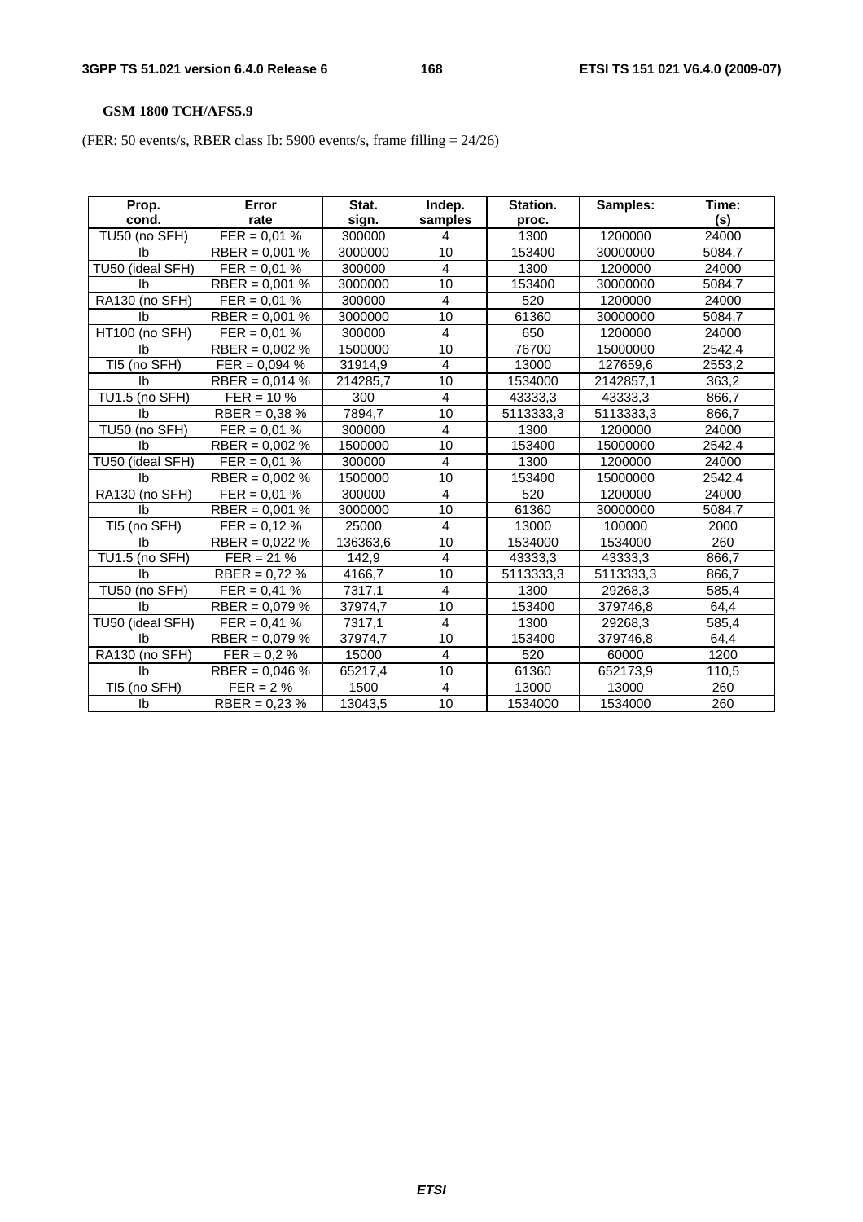**GSM 1800 TCH/AFS5.9**

(FER: 50 events/s, RBER class Ib: 5900 events/s, frame filling = 24/26)

| Prop. cond. | Error rate | Stat. sign. | Indep. samples | Station. proc. | Samples: | Time: (s) |
|---|---|---|---|---|---|---|
| TU50 (no SFH) | FER = 0,01 % | 300000 | 4 | 1300 | 1200000 | 24000 |
| Ib | RBER = 0,001 % | 3000000 | 10 | 153400 | 30000000 | 5084,7 |
| TU50 (ideal SFH) | FER = 0,01 % | 300000 | 4 | 1300 | 1200000 | 24000 |
| Ib | RBER = 0,001 % | 3000000 | 10 | 153400 | 30000000 | 5084,7 |
| RA130 (no SFH) | FER = 0,01 % | 300000 | 4 | 520 | 1200000 | 24000 |
| Ib | RBER = 0,001 % | 3000000 | 10 | 61360 | 30000000 | 5084,7 |
| HT100 (no SFH) | FER = 0,01 % | 300000 | 4 | 650 | 1200000 | 24000 |
| Ib | RBER = 0,002 % | 1500000 | 10 | 76700 | 15000000 | 2542,4 |
| TI5 (no SFH) | FER = 0,094 % | 31914,9 | 4 | 13000 | 127659,6 | 2553,2 |
| Ib | RBER = 0,014 % | 214285,7 | 10 | 1534000 | 2142857,1 | 363,2 |
| TU1.5 (no SFH) | FER = 10 % | 300 | 4 | 43333,3 | 43333,3 | 866,7 |
| Ib | RBER = 0,38 % | 7894,7 | 10 | 5113333,3 | 5113333,3 | 866,7 |
| TU50 (no SFH) | FER = 0,01 % | 300000 | 4 | 1300 | 1200000 | 24000 |
| Ib | RBER = 0,002 % | 1500000 | 10 | 153400 | 15000000 | 2542,4 |
| TU50 (ideal SFH) | FER = 0,01 % | 300000 | 4 | 1300 | 1200000 | 24000 |
| Ib | RBER = 0,002 % | 1500000 | 10 | 153400 | 15000000 | 2542,4 |
| RA130 (no SFH) | FER = 0,01 % | 300000 | 4 | 520 | 1200000 | 24000 |
| Ib | RBER = 0,001 % | 3000000 | 10 | 61360 | 30000000 | 5084,7 |
| TI5 (no SFH) | FER = 0,12 % | 25000 | 4 | 13000 | 100000 | 2000 |
| Ib | RBER = 0,022 % | 136363,6 | 10 | 1534000 | 1534000 | 260 |
| TU1.5 (no SFH) | FER = 21 % | 142,9 | 4 | 43333,3 | 43333,3 | 866,7 |
| Ib | RBER = 0,72 % | 4166,7 | 10 | 5113333,3 | 5113333,3 | 866,7 |
| TU50 (no SFH) | FER = 0,41 % | 7317,1 | 4 | 1300 | 29268,3 | 585,4 |
| Ib | RBER = 0,079 % | 37974,7 | 10 | 153400 | 379746,8 | 64,4 |
| TU50 (ideal SFH) | FER = 0,41 % | 7317,1 | 4 | 1300 | 29268,3 | 585,4 |
| Ib | RBER = 0,079 % | 37974,7 | 10 | 153400 | 379746,8 | 64,4 |
| RA130 (no SFH) | FER = 0,2 % | 15000 | 4 | 520 | 60000 | 1200 |
| Ib | RBER = 0,046 % | 65217,4 | 10 | 61360 | 652173,9 | 110,5 |
| TI5 (no SFH) | FER = 2 % | 1500 | 4 | 13000 | 13000 | 260 |
| Ib | RBER = 0,23 % | 13043,5 | 10 | 1534000 | 1534000 | 260 |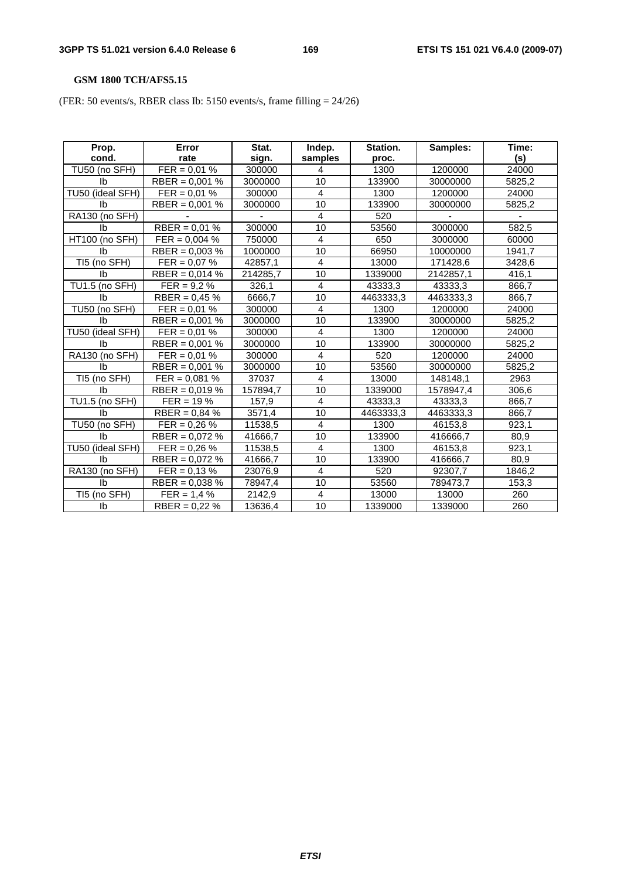**GSM 1800 TCH/AFS5.15**

(FER: 50 events/s, RBER class Ib: 5150 events/s, frame filling = 24/26)

| Prop. cond. | Error rate | Stat. sign. | Indep. samples | Station. proc. | Samples: | Time: (s) |
|---|---|---|---|---|---|---|
| TU50 (no SFH) | FER = 0,01 % | 300000 | 4 | 1300 | 1200000 | 24000 |
| Ib | RBER = 0,001 % | 3000000 | 10 | 133900 | 30000000 | 5825,2 |
| TU50 (ideal SFH) | FER = 0,01 % | 300000 | 4 | 1300 | 1200000 | 24000 |
| Ib | RBER = 0,001 % | 3000000 | 10 | 133900 | 30000000 | 5825,2 |
| RA130 (no SFH) | - | - | 4 | 520 | - | - |
| Ib | RBER = 0,01 % | 300000 | 10 | 53560 | 3000000 | 582,5 |
| HT100 (no SFH) | FER = 0,004 % | 750000 | 4 | 650 | 3000000 | 60000 |
| Ib | RBER = 0,003 % | 1000000 | 10 | 66950 | 10000000 | 1941,7 |
| TI5 (no SFH) | FER = 0,07 % | 42857,1 | 4 | 13000 | 171428,6 | 3428,6 |
| Ib | RBER = 0,014 % | 214285,7 | 10 | 1339000 | 2142857,1 | 416,1 |
| TU1.5 (no SFH) | FER = 9,2 % | 326,1 | 4 | 43333,3 | 43333,3 | 866,7 |
| Ib | RBER = 0,45 % | 6666,7 | 10 | 4463333,3 | 4463333,3 | 866,7 |
| TU50 (no SFH) | FER = 0,01 % | 300000 | 4 | 1300 | 1200000 | 24000 |
| Ib | RBER = 0,001 % | 3000000 | 10 | 133900 | 30000000 | 5825,2 |
| TU50 (ideal SFH) | FER = 0,01 % | 300000 | 4 | 1300 | 1200000 | 24000 |
| Ib | RBER = 0,001 % | 3000000 | 10 | 133900 | 30000000 | 5825,2 |
| RA130 (no SFH) | FER = 0,01 % | 300000 | 4 | 520 | 1200000 | 24000 |
| Ib | RBER = 0,001 % | 3000000 | 10 | 53560 | 30000000 | 5825,2 |
| TI5 (no SFH) | FER = 0,081 % | 37037 | 4 | 13000 | 148148,1 | 2963 |
| Ib | RBER = 0,019 % | 157894,7 | 10 | 1339000 | 1578947,4 | 306,6 |
| TU1.5 (no SFH) | FER = 19 % | 157,9 | 4 | 43333,3 | 43333,3 | 866,7 |
| Ib | RBER = 0,84 % | 3571,4 | 10 | 4463333,3 | 4463333,3 | 866,7 |
| TU50 (no SFH) | FER = 0,26 % | 11538,5 | 4 | 1300 | 46153,8 | 923,1 |
| Ib | RBER = 0,072 % | 41666,7 | 10 | 133900 | 416666,7 | 80,9 |
| TU50 (ideal SFH) | FER = 0,26 % | 11538,5 | 4 | 1300 | 46153,8 | 923,1 |
| Ib | RBER = 0,072 % | 41666,7 | 10 | 133900 | 416666,7 | 80,9 |
| RA130 (no SFH) | FER = 0,13 % | 23076,9 | 4 | 520 | 92307,7 | 1846,2 |
| Ib | RBER = 0,038 % | 78947,4 | 10 | 53560 | 789473,7 | 153,3 |
| TI5 (no SFH) | FER = 1,4 % | 2142,9 | 4 | 13000 | 13000 | 260 |
| Ib | RBER = 0,22 % | 13636,4 | 10 | 1339000 | 1339000 | 260 |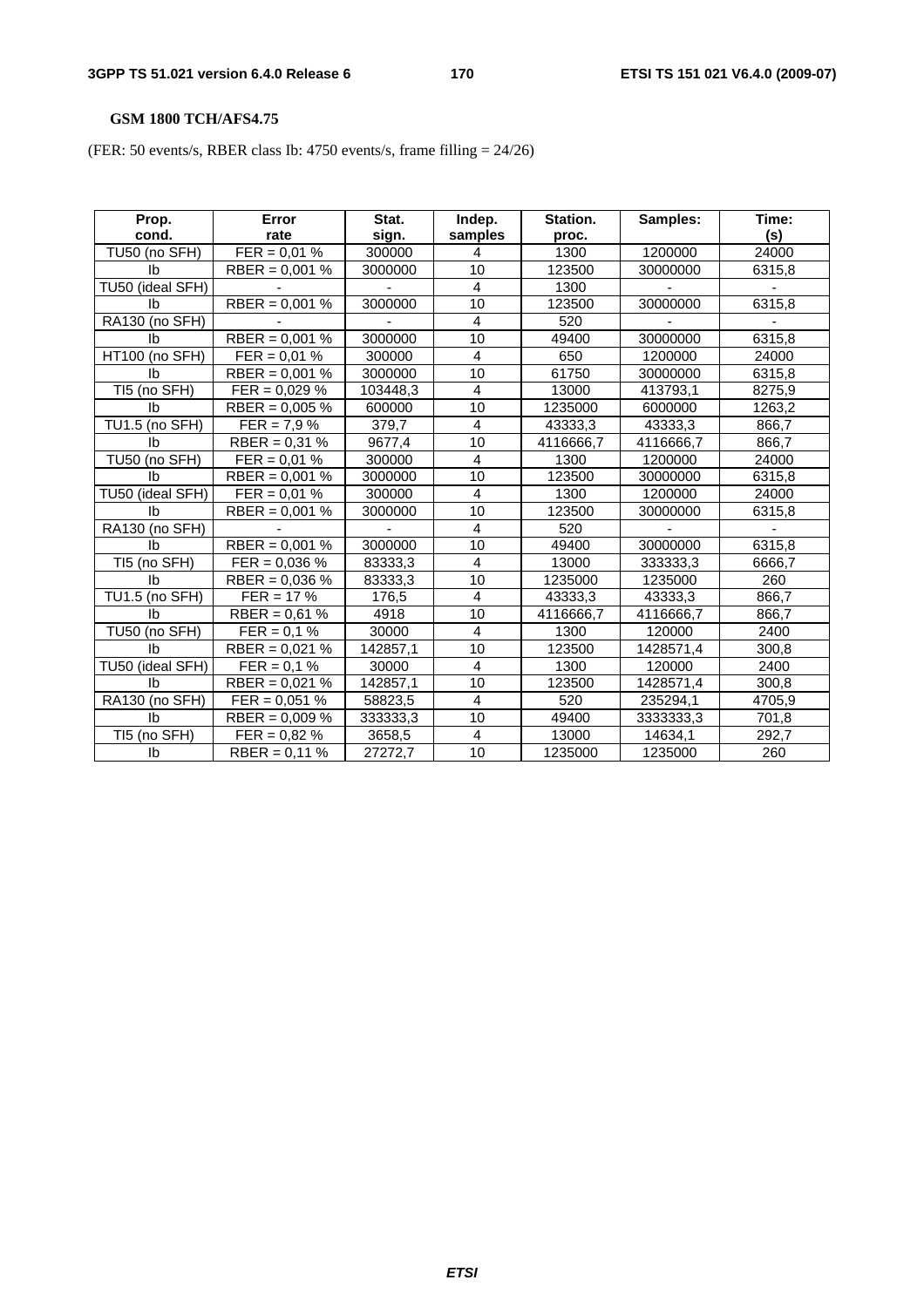**GSM 1800 TCH/AFS4.75**

(FER: 50 events/s, RBER class Ib: 4750 events/s, frame filling = 24/26)

| Prop. cond. | Error rate | Stat. sign. | Indep. samples | Station. proc. | Samples: | Time: (s) |
|---|---|---|---|---|---|---|
| TU50 (no SFH) | FER = 0,01 % | 300000 | 4 | 1300 | 1200000 | 24000 |
| Ib | RBER = 0,001 % | 3000000 | 10 | 123500 | 30000000 | 6315,8 |
| TU50 (ideal SFH) | - | - | 4 | 1300 | - | - |
| Ib | RBER = 0,001 % | 3000000 | 10 | 123500 | 30000000 | 6315,8 |
| RA130 (no SFH) | - | - | 4 | 520 | - | - |
| Ib | RBER = 0,001 % | 3000000 | 10 | 49400 | 30000000 | 6315,8 |
| HT100 (no SFH) | FER = 0,01 % | 300000 | 4 | 650 | 1200000 | 24000 |
| Ib | RBER = 0,001 % | 3000000 | 10 | 61750 | 30000000 | 6315,8 |
| TI5 (no SFH) | FER = 0,029 % | 103448,3 | 4 | 13000 | 413793,1 | 8275,9 |
| Ib | RBER = 0,005 % | 600000 | 10 | 1235000 | 6000000 | 1263,2 |
| TU1.5 (no SFH) | FER = 7,9 % | 379,7 | 4 | 43333,3 | 43333,3 | 866,7 |
| Ib | RBER = 0,31 % | 9677,4 | 10 | 4116666,7 | 4116666,7 | 866,7 |
| TU50 (no SFH) | FER = 0,01 % | 300000 | 4 | 1300 | 1200000 | 24000 |
| Ib | RBER = 0,001 % | 3000000 | 10 | 123500 | 30000000 | 6315,8 |
| TU50 (ideal SFH) | FER = 0,01 % | 300000 | 4 | 1300 | 1200000 | 24000 |
| Ib | RBER = 0,001 % | 3000000 | 10 | 123500 | 30000000 | 6315,8 |
| RA130 (no SFH) | - | - | 4 | 520 | - | - |
| Ib | RBER = 0,001 % | 3000000 | 10 | 49400 | 30000000 | 6315,8 |
| TI5 (no SFH) | FER = 0,036 % | 83333,3 | 4 | 13000 | 333333,3 | 6666,7 |
| Ib | RBER = 0,036 % | 83333,3 | 10 | 1235000 | 1235000 | 260 |
| TU1.5 (no SFH) | FER = 17 % | 176,5 | 4 | 43333,3 | 43333,3 | 866,7 |
| Ib | RBER = 0,61 % | 4918 | 10 | 4116666,7 | 4116666,7 | 866,7 |
| TU50 (no SFH) | FER = 0,1 % | 30000 | 4 | 1300 | 120000 | 2400 |
| Ib | RBER = 0,021 % | 142857,1 | 10 | 123500 | 1428571,4 | 300,8 |
| TU50 (ideal SFH) | FER = 0,1 % | 30000 | 4 | 1300 | 120000 | 2400 |
| Ib | RBER = 0,021 % | 142857,1 | 10 | 123500 | 1428571,4 | 300,8 |
| RA130 (no SFH) | FER = 0,051 % | 58823,5 | 4 | 520 | 235294,1 | 4705,9 |
| Ib | RBER = 0,009 % | 333333,3 | 10 | 49400 | 3333333,3 | 701,8 |
| TI5 (no SFH) | FER = 0,82 % | 3658,5 | 4 | 13000 | 14634,1 | 292,7 |
| Ib | RBER = 0,11 % | 27272,7 | 10 | 1235000 | 1235000 | 260 |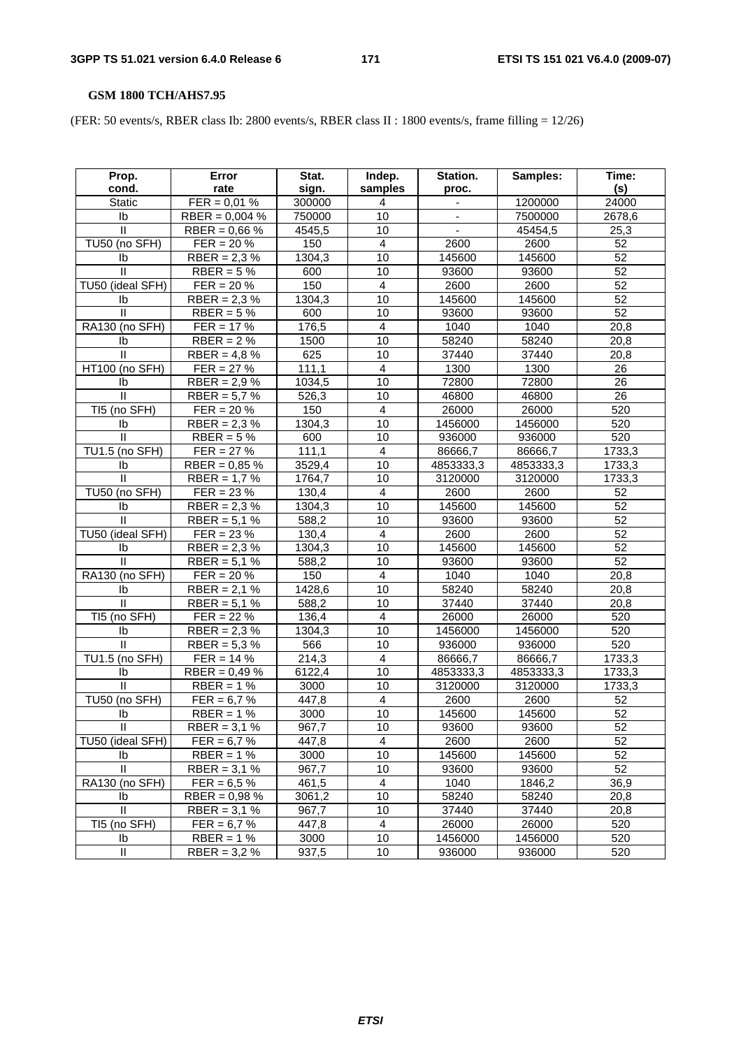**GSM 1800 TCH/AHS7.95**

(FER: 50 events/s, RBER class Ib: 2800 events/s, RBER class II : 1800 events/s, frame filling = 12/26)

| Prop. cond. | Error rate | Stat. sign. | Indep. samples | Station. proc. | Samples: | Time: (s) |
|---|---|---|---|---|---|---|
| Static | FER = 0,01 % | 300000 | 4 | - | 1200000 | 24000 |
| Ib | RBER = 0,004 % | 750000 | 10 | - | 7500000 | 2678,6 |
| II | RBER = 0,66 % | 4545,5 | 10 | - | 45454,5 | 25,3 |
| TU50 (no SFH) | FER = 20 % | 150 | 4 | 2600 | 2600 | 52 |
| Ib | RBER = 2,3 % | 1304,3 | 10 | 145600 | 145600 | 52 |
| II | RBER = 5 % | 600 | 10 | 93600 | 93600 | 52 |
| TU50 (ideal SFH) | FER = 20 % | 150 | 4 | 2600 | 2600 | 52 |
| Ib | RBER = 2,3 % | 1304,3 | 10 | 145600 | 145600 | 52 |
| II | RBER = 5 % | 600 | 10 | 93600 | 93600 | 52 |
| RA130 (no SFH) | FER = 17 % | 176,5 | 4 | 1040 | 1040 | 20,8 |
| Ib | RBER = 2 % | 1500 | 10 | 58240 | 58240 | 20,8 |
| II | RBER = 4,8 % | 625 | 10 | 37440 | 37440 | 20,8 |
| HT100 (no SFH) | FER = 27 % | 111,1 | 4 | 1300 | 1300 | 26 |
| Ib | RBER = 2,9 % | 1034,5 | 10 | 72800 | 72800 | 26 |
| II | RBER = 5,7 % | 526,3 | 10 | 46800 | 46800 | 26 |
| TI5 (no SFH) | FER = 20 % | 150 | 4 | 26000 | 26000 | 520 |
| Ib | RBER = 2,3 % | 1304,3 | 10 | 1456000 | 1456000 | 520 |
| II | RBER = 5 % | 600 | 10 | 936000 | 936000 | 520 |
| TU1.5 (no SFH) | FER = 27 % | 111,1 | 4 | 86666,7 | 86666,7 | 1733,3 |
| Ib | RBER = 0,85 % | 3529,4 | 10 | 4853333,3 | 4853333,3 | 1733,3 |
| II | RBER = 1,7 % | 1764,7 | 10 | 3120000 | 3120000 | 1733,3 |
| TU50 (no SFH) | FER = 23 % | 130,4 | 4 | 2600 | 2600 | 52 |
| Ib | RBER = 2,3 % | 1304,3 | 10 | 145600 | 145600 | 52 |
| II | RBER = 5,1 % | 588,2 | 10 | 93600 | 93600 | 52 |
| TU50 (ideal SFH) | FER = 23 % | 130,4 | 4 | 2600 | 2600 | 52 |
| Ib | RBER = 2,3 % | 1304,3 | 10 | 145600 | 145600 | 52 |
| II | RBER = 5,1 % | 588,2 | 10 | 93600 | 93600 | 52 |
| RA130 (no SFH) | FER = 20 % | 150 | 4 | 1040 | 1040 | 20,8 |
| Ib | RBER = 2,1 % | 1428,6 | 10 | 58240 | 58240 | 20,8 |
| II | RBER = 5,1 % | 588,2 | 10 | 37440 | 37440 | 20,8 |
| TI5 (no SFH) | FER = 22 % | 136,4 | 4 | 26000 | 26000 | 520 |
| Ib | RBER = 2,3 % | 1304,3 | 10 | 1456000 | 1456000 | 520 |
| II | RBER = 5,3 % | 566 | 10 | 936000 | 936000 | 520 |
| TU1.5 (no SFH) | FER = 14 % | 214,3 | 4 | 86666,7 | 86666,7 | 1733,3 |
| Ib | RBER = 0,49 % | 6122,4 | 10 | 4853333,3 | 4853333,3 | 1733,3 |
| II | RBER = 1 % | 3000 | 10 | 3120000 | 3120000 | 1733,3 |
| TU50 (no SFH) | FER = 6,7 % | 447,8 | 4 | 2600 | 2600 | 52 |
| Ib | RBER = 1 % | 3000 | 10 | 145600 | 145600 | 52 |
| II | RBER = 3,1 % | 967,7 | 10 | 93600 | 93600 | 52 |
| TU50 (ideal SFH) | FER = 6,7 % | 447,8 | 4 | 2600 | 2600 | 52 |
| Ib | RBER = 1 % | 3000 | 10 | 145600 | 145600 | 52 |
| II | RBER = 3,1 % | 967,7 | 10 | 93600 | 93600 | 52 |
| RA130 (no SFH) | FER = 6,5 % | 461,5 | 4 | 1040 | 1846,2 | 36,9 |
| Ib | RBER = 0,98 % | 3061,2 | 10 | 58240 | 58240 | 20,8 |
| II | RBER = 3,1 % | 967,7 | 10 | 37440 | 37440 | 20,8 |
| TI5 (no SFH) | FER = 6,7 % | 447,8 | 4 | 26000 | 26000 | 520 |
| Ib | RBER = 1 % | 3000 | 10 | 1456000 | 1456000 | 520 |
| II | RBER = 3,2 % | 937,5 | 10 | 936000 | 936000 | 520 |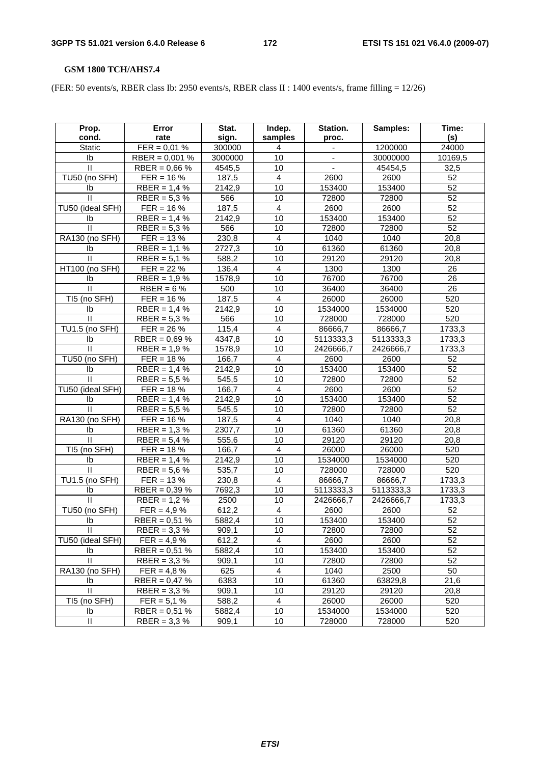**GSM 1800 TCH/AHS7.4**

(FER: 50 events/s, RBER class Ib: 2950 events/s, RBER class II : 1400 events/s, frame filling = 12/26)

| Prop. cond. | Error rate | Stat. sign. | Indep. samples | Station. proc. | Samples: | Time: (s) |
|---|---|---|---|---|---|---|
| Static | FER = 0,01 % | 300000 | 4 | - | 1200000 | 24000 |
| Ib | RBER = 0,001 % | 3000000 | 10 | - | 30000000 | 10169,5 |
| II | RBER = 0,66 % | 4545,5 | 10 | - | 45454,5 | 32,5 |
| TU50 (no SFH) | FER = 16 % | 187,5 | 4 | 2600 | 2600 | 52 |
| Ib | RBER = 1,4 % | 2142,9 | 10 | 153400 | 153400 | 52 |
| II | RBER = 5,3 % | 566 | 10 | 72800 | 72800 | 52 |
| TU50 (ideal SFH) | FER = 16 % | 187,5 | 4 | 2600 | 2600 | 52 |
| Ib | RBER = 1,4 % | 2142,9 | 10 | 153400 | 153400 | 52 |
| II | RBER = 5,3 % | 566 | 10 | 72800 | 72800 | 52 |
| RA130 (no SFH) | FER = 13 % | 230,8 | 4 | 1040 | 1040 | 20,8 |
| Ib | RBER = 1,1 % | 2727,3 | 10 | 61360 | 61360 | 20,8 |
| II | RBER = 5,1 % | 588,2 | 10 | 29120 | 29120 | 20,8 |
| HT100 (no SFH) | FER = 22 % | 136,4 | 4 | 1300 | 1300 | 26 |
| Ib | RBER = 1,9 % | 1578,9 | 10 | 76700 | 76700 | 26 |
| II | RBER = 6 % | 500 | 10 | 36400 | 36400 | 26 |
| TI5 (no SFH) | FER = 16 % | 187,5 | 4 | 26000 | 26000 | 520 |
| Ib | RBER = 1,4 % | 2142,9 | 10 | 1534000 | 1534000 | 520 |
| II | RBER = 5,3 % | 566 | 10 | 728000 | 728000 | 520 |
| TU1.5 (no SFH) | FER = 26 % | 115,4 | 4 | 86666,7 | 86666,7 | 1733,3 |
| Ib | RBER = 0,69 % | 4347,8 | 10 | 5113333,3 | 5113333,3 | 1733,3 |
| II | RBER = 1,9 % | 1578,9 | 10 | 2426666,7 | 2426666,7 | 1733,3 |
| TU50 (no SFH) | FER = 18 % | 166,7 | 4 | 2600 | 2600 | 52 |
| Ib | RBER = 1,4 % | 2142,9 | 10 | 153400 | 153400 | 52 |
| II | RBER = 5,5 % | 545,5 | 10 | 72800 | 72800 | 52 |
| TU50 (ideal SFH) | FER = 18 % | 166,7 | 4 | 2600 | 2600 | 52 |
| Ib | RBER = 1,4 % | 2142,9 | 10 | 153400 | 153400 | 52 |
| II | RBER = 5,5 % | 545,5 | 10 | 72800 | 72800 | 52 |
| RA130 (no SFH) | FER = 16 % | 187,5 | 4 | 1040 | 1040 | 20,8 |
| Ib | RBER = 1,3 % | 2307,7 | 10 | 61360 | 61360 | 20,8 |
| II | RBER = 5,4 % | 555,6 | 10 | 29120 | 29120 | 20,8 |
| TI5 (no SFH) | FER = 18 % | 166,7 | 4 | 26000 | 26000 | 520 |
| Ib | RBER = 1,4 % | 2142,9 | 10 | 1534000 | 1534000 | 520 |
| II | RBER = 5,6 % | 535,7 | 10 | 728000 | 728000 | 520 |
| TU1.5 (no SFH) | FER = 13 % | 230,8 | 4 | 86666,7 | 86666,7 | 1733,3 |
| Ib | RBER = 0,39 % | 7692,3 | 10 | 5113333,3 | 5113333,3 | 1733,3 |
| II | RBER = 1,2 % | 2500 | 10 | 2426666,7 | 2426666,7 | 1733,3 |
| TU50 (no SFH) | FER = 4,9 % | 612,2 | 4 | 2600 | 2600 | 52 |
| Ib | RBER = 0,51 % | 5882,4 | 10 | 153400 | 153400 | 52 |
| II | RBER = 3,3 % | 909,1 | 10 | 72800 | 72800 | 52 |
| TU50 (ideal SFH) | FER = 4,9 % | 612,2 | 4 | 2600 | 2600 | 52 |
| Ib | RBER = 0,51 % | 5882,4 | 10 | 153400 | 153400 | 52 |
| II | RBER = 3,3 % | 909,1 | 10 | 72800 | 72800 | 52 |
| RA130 (no SFH) | FER = 4,8 % | 625 | 4 | 1040 | 2500 | 50 |
| Ib | RBER = 0,47 % | 6383 | 10 | 61360 | 63829,8 | 21,6 |
| II | RBER = 3,3 % | 909,1 | 10 | 29120 | 29120 | 20,8 |
| TI5 (no SFH) | FER = 5,1 % | 588,2 | 4 | 26000 | 26000 | 520 |
| Ib | RBER = 0,51 % | 5882,4 | 10 | 1534000 | 1534000 | 520 |
| II | RBER = 3,3 % | 909,1 | 10 | 728000 | 728000 | 520 |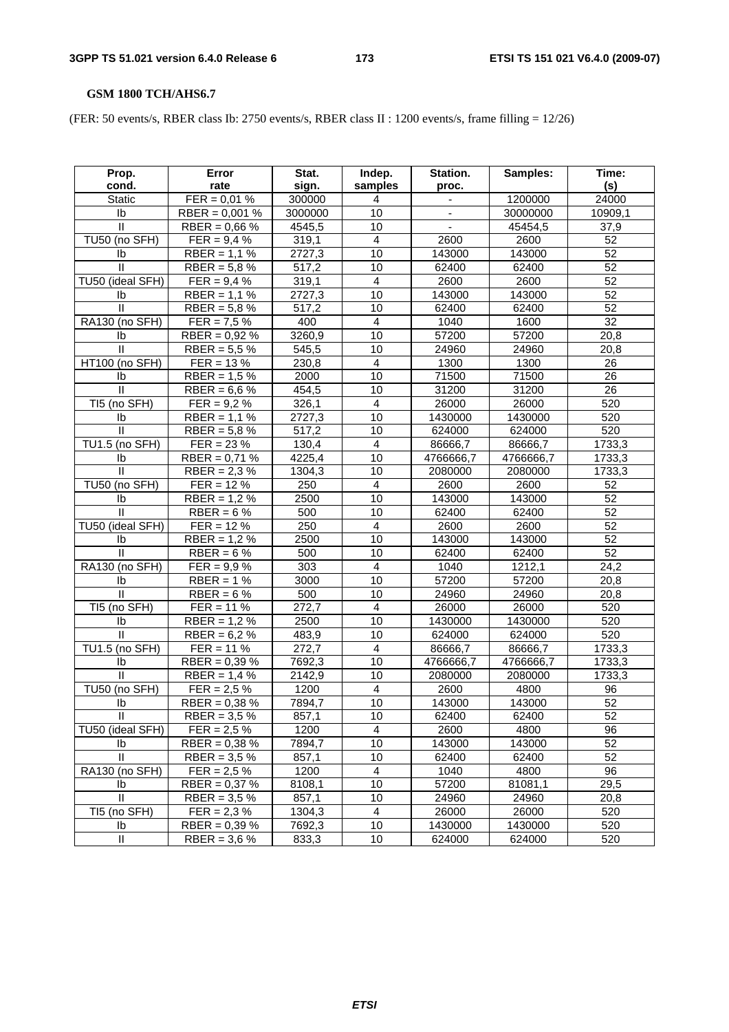**GSM 1800 TCH/AHS6.7**

(FER: 50 events/s, RBER class Ib: 2750 events/s, RBER class II : 1200 events/s, frame filling = 12/26)

| Prop. cond. | Error rate | Stat. sign. | Indep. samples | Station. proc. | Samples: | Time: (s) |
|---|---|---|---|---|---|---|
| Static | FER = 0,01 % | 300000 | 4 | - | 1200000 | 24000 |
| Ib | RBER = 0,001 % | 3000000 | 10 | - | 30000000 | 10909,1 |
| II | RBER = 0,66 % | 4545,5 | 10 | - | 45454,5 | 37,9 |
| TU50 (no SFH) | FER = 9,4 % | 319,1 | 4 | 2600 | 2600 | 52 |
| Ib | RBER = 1,1 % | 2727,3 | 10 | 143000 | 143000 | 52 |
| II | RBER = 5,8 % | 517,2 | 10 | 62400 | 62400 | 52 |
| TU50 (ideal SFH) | FER = 9,4 % | 319,1 | 4 | 2600 | 2600 | 52 |
| Ib | RBER = 1,1 % | 2727,3 | 10 | 143000 | 143000 | 52 |
| II | RBER = 5,8 % | 517,2 | 10 | 62400 | 62400 | 52 |
| RA130 (no SFH) | FER = 7,5 % | 400 | 4 | 1040 | 1600 | 32 |
| Ib | RBER = 0,92 % | 3260,9 | 10 | 57200 | 57200 | 20,8 |
| II | RBER = 5,5 % | 545,5 | 10 | 24960 | 24960 | 20,8 |
| HT100 (no SFH) | FER = 13 % | 230,8 | 4 | 1300 | 1300 | 26 |
| Ib | RBER = 1,5 % | 2000 | 10 | 71500 | 71500 | 26 |
| II | RBER = 6,6 % | 454,5 | 10 | 31200 | 31200 | 26 |
| TI5 (no SFH) | FER = 9,2 % | 326,1 | 4 | 26000 | 26000 | 520 |
| Ib | RBER = 1,1 % | 2727,3 | 10 | 1430000 | 1430000 | 520 |
| II | RBER = 5,8 % | 517,2 | 10 | 624000 | 624000 | 520 |
| TU1.5 (no SFH) | FER = 23 % | 130,4 | 4 | 86666,7 | 86666,7 | 1733,3 |
| Ib | RBER = 0,71 % | 4225,4 | 10 | 4766666,7 | 4766666,7 | 1733,3 |
| II | RBER = 2,3 % | 1304,3 | 10 | 2080000 | 2080000 | 1733,3 |
| TU50 (no SFH) | FER = 12 % | 250 | 4 | 2600 | 2600 | 52 |
| Ib | RBER = 1,2 % | 2500 | 10 | 143000 | 143000 | 52 |
| II | RBER = 6 % | 500 | 10 | 62400 | 62400 | 52 |
| TU50 (ideal SFH) | FER = 12 % | 250 | 4 | 2600 | 2600 | 52 |
| Ib | RBER = 1,2 % | 2500 | 10 | 143000 | 143000 | 52 |
| II | RBER = 6 % | 500 | 10 | 62400 | 62400 | 52 |
| RA130 (no SFH) | FER = 9,9 % | 303 | 4 | 1040 | 1212,1 | 24,2 |
| Ib | RBER = 1 % | 3000 | 10 | 57200 | 57200 | 20,8 |
| II | RBER = 6 % | 500 | 10 | 24960 | 24960 | 20,8 |
| TI5 (no SFH) | FER = 11 % | 272,7 | 4 | 26000 | 26000 | 520 |
| Ib | RBER = 1,2 % | 2500 | 10 | 1430000 | 1430000 | 520 |
| II | RBER = 6,2 % | 483,9 | 10 | 624000 | 624000 | 520 |
| TU1.5 (no SFH) | FER = 11 % | 272,7 | 4 | 86666,7 | 86666,7 | 1733,3 |
| Ib | RBER = 0,39 % | 7692,3 | 10 | 4766666,7 | 4766666,7 | 1733,3 |
| II | RBER = 1,4 % | 2142,9 | 10 | 2080000 | 2080000 | 1733,3 |
| TU50 (no SFH) | FER = 2,5 % | 1200 | 4 | 2600 | 4800 | 96 |
| Ib | RBER = 0,38 % | 7894,7 | 10 | 143000 | 143000 | 52 |
| II | RBER = 3,5 % | 857,1 | 10 | 62400 | 62400 | 52 |
| TU50 (ideal SFH) | FER = 2,5 % | 1200 | 4 | 2600 | 4800 | 96 |
| Ib | RBER = 0,38 % | 7894,7 | 10 | 143000 | 143000 | 52 |
| II | RBER = 3,5 % | 857,1 | 10 | 62400 | 62400 | 52 |
| RA130 (no SFH) | FER = 2,5 % | 1200 | 4 | 1040 | 4800 | 96 |
| Ib | RBER = 0,37 % | 8108,1 | 10 | 57200 | 81081,1 | 29,5 |
| II | RBER = 3,5 % | 857,1 | 10 | 24960 | 24960 | 20,8 |
| TI5 (no SFH) | FER = 2,3 % | 1304,3 | 4 | 26000 | 26000 | 520 |
| Ib | RBER = 0,39 % | 7692,3 | 10 | 1430000 | 1430000 | 520 |
| II | RBER = 3,6 % | 833,3 | 10 | 624000 | 624000 | 520 |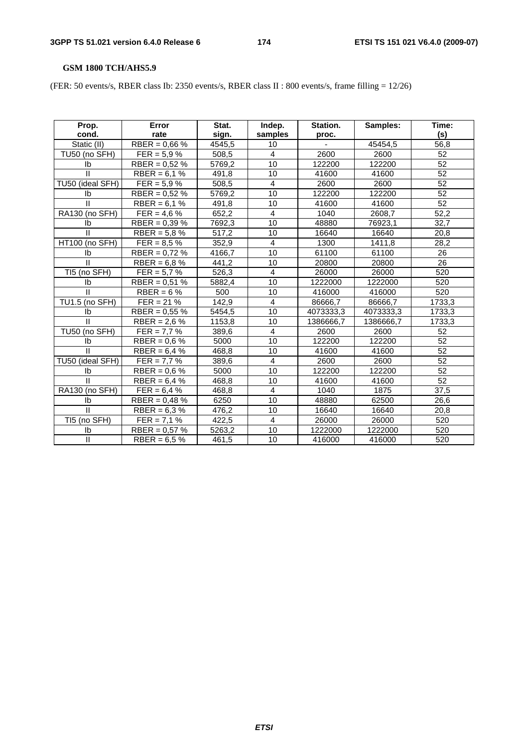**GSM 1800 TCH/AHS5.9**

(FER: 50 events/s, RBER class Ib: 2350 events/s, RBER class II : 800 events/s, frame filling = 12/26)

| Prop. cond. | Error rate | Stat. sign. | Indep. samples | Station. proc. | Samples: | Time: (s) |
|---|---|---|---|---|---|---|
| Static (II) | RBER = 0,66 % | 4545,5 | 10 | - | 45454,5 | 56,8 |
| TU50 (no SFH) | FER = 5,9 % | 508,5 | 4 | 2600 | 2600 | 52 |
| Ib | RBER = 0,52 % | 5769,2 | 10 | 122200 | 122200 | 52 |
| II | RBER = 6,1 % | 491,8 | 10 | 41600 | 41600 | 52 |
| TU50 (ideal SFH) | FER = 5,9 % | 508,5 | 4 | 2600 | 2600 | 52 |
| Ib | RBER = 0,52 % | 5769,2 | 10 | 122200 | 122200 | 52 |
| II | RBER = 6,1 % | 491,8 | 10 | 41600 | 41600 | 52 |
| RA130 (no SFH) | FER = 4,6 % | 652,2 | 4 | 1040 | 2608,7 | 52,2 |
| Ib | RBER = 0,39 % | 7692,3 | 10 | 48880 | 76923,1 | 32,7 |
| II | RBER = 5,8 % | 517,2 | 10 | 16640 | 16640 | 20,8 |
| HT100 (no SFH) | FER = 8,5 % | 352,9 | 4 | 1300 | 1411,8 | 28,2 |
| Ib | RBER = 0,72 % | 4166,7 | 10 | 61100 | 61100 | 26 |
| II | RBER = 6,8 % | 441,2 | 10 | 20800 | 20800 | 26 |
| TI5 (no SFH) | FER = 5,7 % | 526,3 | 4 | 26000 | 26000 | 520 |
| Ib | RBER = 0,51 % | 5882,4 | 10 | 1222000 | 1222000 | 520 |
| II | RBER = 6 % | 500 | 10 | 416000 | 416000 | 520 |
| TU1.5 (no SFH) | FER = 21 % | 142,9 | 4 | 86666,7 | 86666,7 | 1733,3 |
| Ib | RBER = 0,55 % | 5454,5 | 10 | 4073333,3 | 4073333,3 | 1733,3 |
| II | RBER = 2,6 % | 1153,8 | 10 | 1386666,7 | 1386666,7 | 1733,3 |
| TU50 (no SFH) | FER = 7,7 % | 389,6 | 4 | 2600 | 2600 | 52 |
| Ib | RBER = 0,6 % | 5000 | 10 | 122200 | 122200 | 52 |
| II | RBER = 6,4 % | 468,8 | 10 | 41600 | 41600 | 52 |
| TU50 (ideal SFH) | FER = 7,7 % | 389,6 | 4 | 2600 | 2600 | 52 |
| Ib | RBER = 0,6 % | 5000 | 10 | 122200 | 122200 | 52 |
| II | RBER = 6,4 % | 468,8 | 10 | 41600 | 41600 | 52 |
| RA130 (no SFH) | FER = 6,4 % | 468,8 | 4 | 1040 | 1875 | 37,5 |
| Ib | RBER = 0,48 % | 6250 | 10 | 48880 | 62500 | 26,6 |
| II | RBER = 6,3 % | 476,2 | 10 | 16640 | 16640 | 20,8 |
| TI5 (no SFH) | FER = 7,1 % | 422,5 | 4 | 26000 | 26000 | 520 |
| Ib | RBER = 0,57 % | 5263,2 | 10 | 1222000 | 1222000 | 520 |
| II | RBER = 6,5 % | 461,5 | 10 | 416000 | 416000 | 520 |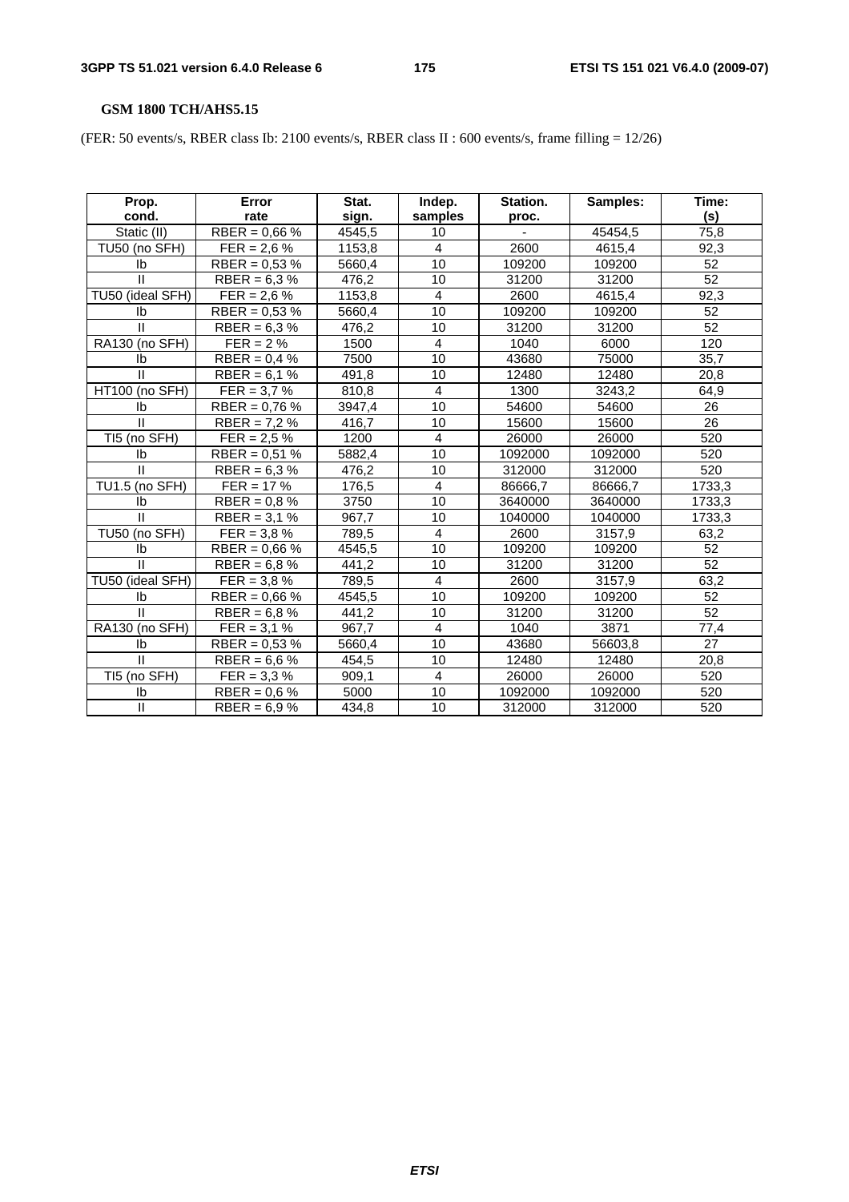**GSM 1800 TCH/AHS5.15**

(FER: 50 events/s, RBER class Ib: 2100 events/s, RBER class II : 600 events/s, frame filling = 12/26)

| Prop. cond. | Error rate | Stat. sign. | Indep. samples | Station. proc. | Samples: | Time: (s) |
|---|---|---|---|---|---|---|
| Static (II) | RBER = 0,66 % | 4545,5 | 10 | - | 45454,5 | 75,8 |
| TU50 (no SFH) | FER = 2,6 % | 1153,8 | 4 | 2600 | 4615,4 | 92,3 |
| Ib | RBER = 0,53 % | 5660,4 | 10 | 109200 | 109200 | 52 |
| II | RBER = 6,3 % | 476,2 | 10 | 31200 | 31200 | 52 |
| TU50 (ideal SFH) | FER = 2,6 % | 1153,8 | 4 | 2600 | 4615,4 | 92,3 |
| Ib | RBER = 0,53 % | 5660,4 | 10 | 109200 | 109200 | 52 |
| II | RBER = 6,3 % | 476,2 | 10 | 31200 | 31200 | 52 |
| RA130 (no SFH) | FER = 2 % | 1500 | 4 | 1040 | 6000 | 120 |
| Ib | RBER = 0,4 % | 7500 | 10 | 43680 | 75000 | 35,7 |
| II | RBER = 6,1 % | 491,8 | 10 | 12480 | 12480 | 20,8 |
| HT100 (no SFH) | FER = 3,7 % | 810,8 | 4 | 1300 | 3243,2 | 64,9 |
| Ib | RBER = 0,76 % | 3947,4 | 10 | 54600 | 54600 | 26 |
| II | RBER = 7,2 % | 416,7 | 10 | 15600 | 15600 | 26 |
| TI5 (no SFH) | FER = 2,5 % | 1200 | 4 | 26000 | 26000 | 520 |
| Ib | RBER = 0,51 % | 5882,4 | 10 | 1092000 | 1092000 | 520 |
| II | RBER = 6,3 % | 476,2 | 10 | 312000 | 312000 | 520 |
| TU1.5 (no SFH) | FER = 17 % | 176,5 | 4 | 86666,7 | 86666,7 | 1733,3 |
| Ib | RBER = 0,8 % | 3750 | 10 | 3640000 | 3640000 | 1733,3 |
| II | RBER = 3,1 % | 967,7 | 10 | 1040000 | 1040000 | 1733,3 |
| TU50 (no SFH) | FER = 3,8 % | 789,5 | 4 | 2600 | 3157,9 | 63,2 |
| Ib | RBER = 0,66 % | 4545,5 | 10 | 109200 | 109200 | 52 |
| II | RBER = 6,8 % | 441,2 | 10 | 31200 | 31200 | 52 |
| TU50 (ideal SFH) | FER = 3,8 % | 789,5 | 4 | 2600 | 3157,9 | 63,2 |
| Ib | RBER = 0,66 % | 4545,5 | 10 | 109200 | 109200 | 52 |
| II | RBER = 6,8 % | 441,2 | 10 | 31200 | 31200 | 52 |
| RA130 (no SFH) | FER = 3,1 % | 967,7 | 4 | 1040 | 3871 | 77,4 |
| Ib | RBER = 0,53 % | 5660,4 | 10 | 43680 | 56603,8 | 27 |
| II | RBER = 6,6 % | 454,5 | 10 | 12480 | 12480 | 20,8 |
| TI5 (no SFH) | FER = 3,3 % | 909,1 | 4 | 26000 | 26000 | 520 |
| Ib | RBER = 0,6 % | 5000 | 10 | 1092000 | 1092000 | 520 |
| II | RBER = 6,9 % | 434,8 | 10 | 312000 | 312000 | 520 |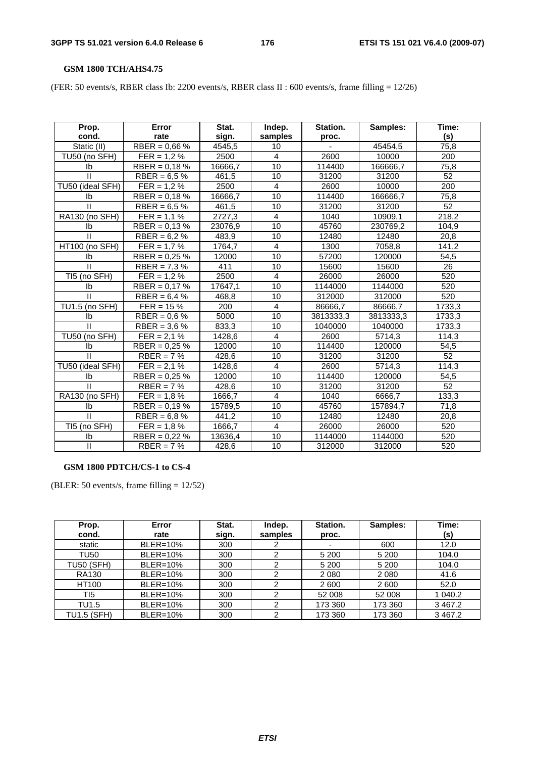**GSM 1800 TCH/AHS4.75**

(FER: 50 events/s, RBER class Ib: 2200 events/s, RBER class II : 600 events/s, frame filling = 12/26)

| Prop. cond. | Error rate | Stat. sign. | Indep. samples | Station. proc. | Samples: | Time: (s) |
|---|---|---|---|---|---|---|
| Static (II) | RBER = 0,66 % | 4545,5 | 10 | - | 45454,5 | 75,8 |
| TU50 (no SFH) | FER = 1,2 % | 2500 | 4 | 2600 | 10000 | 200 |
| Ib | RBER = 0,18 % | 16666,7 | 10 | 114400 | 166666,7 | 75,8 |
| II | RBER = 6,5 % | 461,5 | 10 | 31200 | 31200 | 52 |
| TU50 (ideal SFH) | FER = 1,2 % | 2500 | 4 | 2600 | 10000 | 200 |
| Ib | RBER = 0,18 % | 16666,7 | 10 | 114400 | 166666,7 | 75,8 |
| II | RBER = 6,5 % | 461,5 | 10 | 31200 | 31200 | 52 |
| RA130 (no SFH) | FER = 1,1 % | 2727,3 | 4 | 1040 | 10909,1 | 218,2 |
| Ib | RBER = 0,13 % | 23076,9 | 10 | 45760 | 230769,2 | 104,9 |
| II | RBER = 6,2 % | 483,9 | 10 | 12480 | 12480 | 20,8 |
| HT100 (no SFH) | FER = 1,7 % | 1764,7 | 4 | 1300 | 7058,8 | 141,2 |
| Ib | RBER = 0,25 % | 12000 | 10 | 57200 | 120000 | 54,5 |
| II | RBER = 7,3 % | 411 | 10 | 15600 | 15600 | 26 |
| TI5 (no SFH) | FER = 1,2 % | 2500 | 4 | 26000 | 26000 | 520 |
| Ib | RBER = 0,17 % | 17647,1 | 10 | 1144000 | 1144000 | 520 |
| II | RBER = 6,4 % | 468,8 | 10 | 312000 | 312000 | 520 |
| TU1.5 (no SFH) | FER = 15 % | 200 | 4 | 86666,7 | 86666,7 | 1733,3 |
| Ib | RBER = 0,6 % | 5000 | 10 | 3813333,3 | 3813333,3 | 1733,3 |
| II | RBER = 3,6 % | 833,3 | 10 | 1040000 | 1040000 | 1733,3 |
| TU50 (no SFH) | FER = 2,1 % | 1428,6 | 4 | 2600 | 5714,3 | 114,3 |
| Ib | RBER = 0,25 % | 12000 | 10 | 114400 | 120000 | 54,5 |
| II | RBER = 7 % | 428,6 | 10 | 31200 | 31200 | 52 |
| TU50 (ideal SFH) | FER = 2,1 % | 1428,6 | 4 | 2600 | 5714,3 | 114,3 |
| Ib | RBER = 0,25 % | 12000 | 10 | 114400 | 120000 | 54,5 |
| II | RBER = 7 % | 428,6 | 10 | 31200 | 31200 | 52 |
| RA130 (no SFH) | FER = 1,8 % | 1666,7 | 4 | 1040 | 6666,7 | 133,3 |
| Ib | RBER = 0,19 % | 15789,5 | 10 | 45760 | 157894,7 | 71,8 |
| II | RBER = 6,8 % | 441,2 | 10 | 12480 | 12480 | 20,8 |
| TI5 (no SFH) | FER = 1,8 % | 1666,7 | 4 | 26000 | 26000 | 520 |
| Ib | RBER = 0,22 % | 13636,4 | 10 | 1144000 | 1144000 | 520 |
| II | RBER = 7 % | 428,6 | 10 | 312000 | 312000 | 520 |

**GSM 1800 PDTCH/CS-1 to CS-4**

(BLER: 50 events/s, frame filling = 12/52)

| Prop. cond. | Error rate | Stat. sign. | Indep. samples | Station. proc. | Samples: | Time: (s) |
|---|---|---|---|---|---|---|
| static | BLER=10% | 300 | 2 | - | 600 | 12.0 |
| TU50 | BLER=10% | 300 | 2 | 5 200 | 5 200 | 104.0 |
| TU50 (SFH) | BLER=10% | 300 | 2 | 5 200 | 5 200 | 104.0 |
| RA130 | BLER=10% | 300 | 2 | 2 080 | 2 080 | 41.6 |
| HT100 | BLER=10% | 300 | 2 | 2 600 | 2 600 | 52.0 |
| TI5 | BLER=10% | 300 | 2 | 52 008 | 52 008 | 1 040.2 |
| TU1.5 | BLER=10% | 300 | 2 | 173 360 | 173 360 | 3 467.2 |
| TU1.5 (SFH) | BLER=10% | 300 | 2 | 173 360 | 173 360 | 3 467.2 |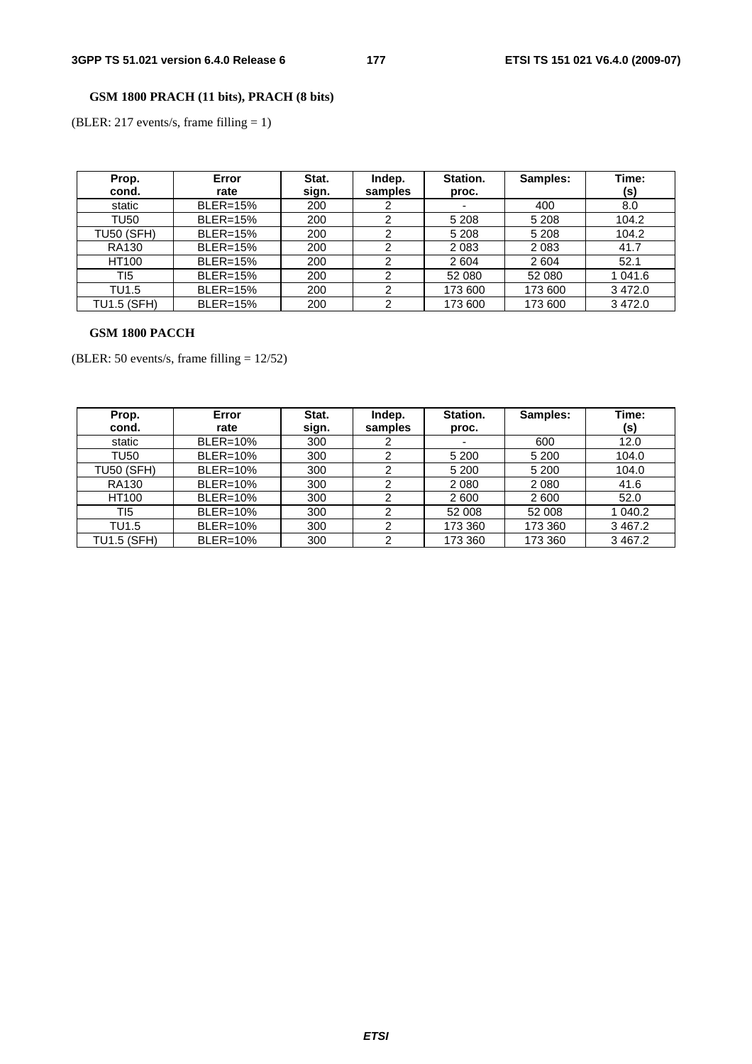**GSM 1800 PRACH (11 bits), PRACH (8 bits)**

(BLER: 217 events/s, frame filling = 1)

| Prop. cond. | Error rate | Stat. sign. | Indep. samples | Station. proc. | Samples: | Time: (s) |
|---|---|---|---|---|---|---|
| static | BLER=15% | 200 | 2 | - | 400 | 8.0 |
| TU50 | BLER=15% | 200 | 2 | 5 208 | 5 208 | 104.2 |
| TU50 (SFH) | BLER=15% | 200 | 2 | 5 208 | 5 208 | 104.2 |
| RA130 | BLER=15% | 200 | 2 | 2 083 | 2 083 | 41.7 |
| HT100 | BLER=15% | 200 | 2 | 2 604 | 2 604 | 52.1 |
| TI5 | BLER=15% | 200 | 2 | 52 080 | 52 080 | 1 041.6 |
| TU1.5 | BLER=15% | 200 | 2 | 173 600 | 173 600 | 3 472.0 |
| TU1.5 (SFH) | BLER=15% | 200 | 2 | 173 600 | 173 600 | 3 472.0 |

**GSM 1800 PACCH**

(BLER: 50 events/s, frame filling = 12/52)

| Prop. cond. | Error rate | Stat. sign. | Indep. samples | Station. proc. | Samples: | Time: (s) |
|---|---|---|---|---|---|---|
| static | BLER=10% | 300 | 2 | - | 600 | 12.0 |
| TU50 | BLER=10% | 300 | 2 | 5 200 | 5 200 | 104.0 |
| TU50 (SFH) | BLER=10% | 300 | 2 | 5 200 | 5 200 | 104.0 |
| RA130 | BLER=10% | 300 | 2 | 2 080 | 2 080 | 41.6 |
| HT100 | BLER=10% | 300 | 2 | 2 600 | 2 600 | 52.0 |
| TI5 | BLER=10% | 300 | 2 | 52 008 | 52 008 | 1 040.2 |
| TU1.5 | BLER=10% | 300 | 2 | 173 360 | 173 360 | 3 467.2 |
| TU1.5 (SFH) | BLER=10% | 300 | 2 | 173 360 | 173 360 | 3 467.2 |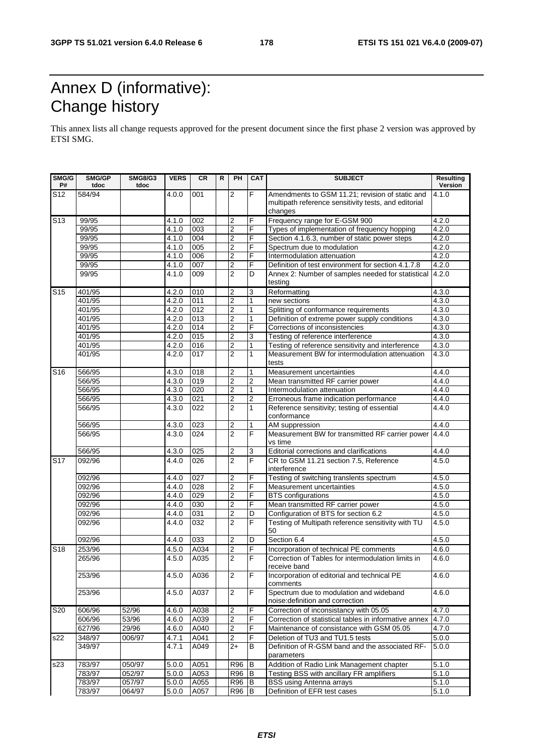# Annex D (informative): Change history

This annex lists all change requests approved for the present document since the first phase 2 version was approved by ETSI SMG.

| SMG/G P# | SMG/GP tdoc | SMG8/G3 tdoc | VERS | CR | R | PH | CAT | SUBJECT | Resulting Version |
|---|---|---|---|---|---|---|---|---|---|
| S12 | 584/94 | | 4.0.0 | 001 | | 2 | F | Amendments to GSM 11.21; revision of static and multipath reference sensitivity tests, and editorial changes | 4.1.0 |
| S13 | 99/95 | | 4.1.0 | 002 | | 2 | F | Frequency range for E-GSM 900 | 4.2.0 |
| | 99/95 | | 4.1.0 | 003 | | 2 | F | Types of implementation of frequency hopping | 4.2.0 |
| | 99/95 | | 4.1.0 | 004 | | 2 | F | Section 4.1.6.3, number of static power steps | 4.2.0 |
| | 99/95 | | 4.1.0 | 005 | | 2 | F | Spectrum due to modulation | 4.2.0 |
| | 99/95 | | 4.1.0 | 006 | | 2 | F | Intermodulation attenuation | 4.2.0 |
| | 99/95 | | 4.1.0 | 007 | | 2 | F | Definition of test environment for section 4.1.7.8 | 4.2.0 |
| | 99/95 | | 4.1.0 | 009 | | 2 | D | Annex 2: Number of samples needed for statistical testing | 4.2.0 |
| S15 | 401/95 | | 4.2.0 | 010 | | 2 | 3 | Reformatting | 4.3.0 |
| | 401/95 | | 4.2.0 | 011 | | 2 | 1 | new sections | 4.3.0 |
| | 401/95 | | 4.2.0 | 012 | | 2 | 1 | Splitting of conformance requirements | 4.3.0 |
| | 401/95 | | 4.2.0 | 013 | | 2 | 1 | Definition of extreme power supply conditions | 4.3.0 |
| | 401/95 | | 4.2.0 | 014 | | 2 | F | Corrections of inconsistencies | 4.3.0 |
| | 401/95 | | 4.2.0 | 015 | | 2 | 3 | Testing of reference interference | 4.3.0 |
| | 401/95 | | 4.2.0 | 016 | | 2 | 1 | Testing of reference sensitivity and interference | 4.3.0 |
| | 401/95 | | 4.2.0 | 017 | | 2 | 1 | Measurement BW for intermodulation attenuation tests | 4.3.0 |
| S16 | 566/95 | | 4.3.0 | 018 | | 2 | 1 | Measurement uncertainties | 4.4.0 |
| | 566/95 | | 4.3.0 | 019 | | 2 | 2 | Mean transmitted RF carrier power | 4.4.0 |
| | 566/95 | | 4.3.0 | 020 | | 2 | 1 | Intermodulation attenuation | 4.4.0 |
| | 566/95 | | 4.3.0 | 021 | | 2 | 2 | Erroneous frame indication performance | 4.4.0 |
| | 566/95 | | 4.3.0 | 022 | | 2 | 1 | Reference sensitivity; testing of essential conformance | 4.4.0 |
| | 566/95 | | 4.3.0 | 023 | | 2 | 1 | AM suppression | 4.4.0 |
| | 566/95 | | 4.3.0 | 024 | | 2 | F | Measurement BW for transmitted RF carrier power vs time | 4.4.0 |
| | 566/95 | | 4.3.0 | 025 | | 2 | 3 | Editorial corrections and clarifications | 4.4.0 |
| S17 | 092/96 | | 4.4.0 | 026 | | 2 | F | CR to GSM 11.21 section 7.5, Reference interference | 4.5.0 |
| | 092/96 | | 4.4.0 | 027 | | 2 | F | Testing of switching translents spectrum | 4.5.0 |
| | 092/96 | | 4.4.0 | 028 | | 2 | F | Measurement uncertainties | 4.5.0 |
| | 092/96 | | 4.4.0 | 029 | | 2 | F | BTS configurations | 4.5.0 |
| | 092/96 | | 4.4.0 | 030 | | 2 | F | Mean transmitted RF carrier power | 4.5.0 |
| | 092/96 | | 4.4.0 | 031 | | 2 | D | Configuration of BTS for section 6.2 | 4.5.0 |
| | 092/96 | | 4.4.0 | 032 | | 2 | F | Testing of Multipath reference sensitivity with TU 50 | 4.5.0 |
| | 092/96 | | 4.4.0 | 033 | | 2 | D | Section 6.4 | 4.5.0 |
| S18 | 253/96 | | 4.5.0 | A034 | | 2 | F | Incorporation of technical PE comments | 4.6.0 |
| | 265/96 | | 4.5.0 | A035 | | 2 | F | Correction of Tables for intermodulation limits in receive band | 4.6.0 |
| | 253/96 | | 4.5.0 | A036 | | 2 | F | Incorporation of editorial and technical PE comments | 4.6.0 |
| | 253/96 | | 4.5.0 | A037 | | 2 | F | Spectrum due to modulation and wideband noise:definition and correction | 4.6.0 |
| S20 | 606/96 | 52/96 | 4.6.0 | A038 | | 2 | F | Correction of inconsistancy with 05.05 | 4.7.0 |
| | 606/96 | 53/96 | 4.6.0 | A039 | | 2 | F | Correction of statistical tables in informative annex | 4.7.0 |
| | 627/96 | 29/96 | 4.6.0 | A040 | | 2 | F | Maintenance of consistance with GSM 05.05 | 4.7.0 |
| s22 | 348/97 | 006/97 | 4.7.1 | A041 | | 2 | F | Deletion of TU3 and TU1.5 tests | 5.0.0 |
| | 349/97 | | 4.7.1 | A049 | | 2+ | B | Definition of R-GSM band and the associated RF-parameters | 5.0.0 |
| s23 | 783/97 | 050/97 | 5.0.0 | A051 | | R96 | B | Addition of Radio Link Management chapter | 5.1.0 |
| | 783/97 | 052/97 | 5.0.0 | A053 | | R96 | B | Testing BSS with ancillary FR amplifiers | 5.1.0 |
| | 783/97 | 057/97 | 5.0.0 | A055 | | R96 | B | BSS using Antenna arrays | 5.1.0 |
| | 783/97 | 064/97 | 5.0.0 | A057 | | R96 | B | Definition of EFR test cases | 5.1.0 |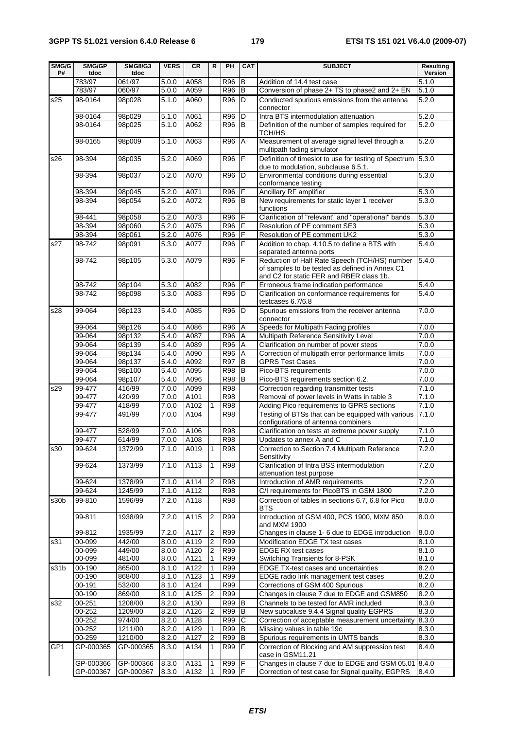| SMG/GP# | SMG/GP tdoc | SMG8/G3 tdoc | VERS | CR | R | PH | CAT | SUBJECT | Resulting Version |
|---|---|---|---|---|---|---|---|---|---|
| | 783/97 | 061/97 | 5.0.0 | A058 | | R96 | B | Addition of 14.4 test case | 5.1.0 |
| | 783/97 | 060/97 | 5.0.0 | A059 | | R96 | B | Conversion of phase 2+ TS to phase2 and 2+ EN | 5.1.0 |
| s25 | 98-0164 | 98p028 | 5.1.0 | A060 | | R96 | D | Conducted spurious emissions from the antenna connector | 5.2.0 |
| | 98-0164 | 98p029 | 5.1.0 | A061 | | R96 | D | Intra BTS intermodulation attenuation | 5.2.0 |
| | 98-0164 | 98p025 | 5.1.0 | A062 | | R96 | B | Definition of the number of samples required for TCH/HS | 5.2.0 |
| | 98-0165 | 98p009 | 5.1.0 | A063 | | R96 | A | Measurement of average signal level through a multipath fading simulator | 5.2.0 |
| s26 | 98-394 | 98p035 | 5.2.0 | A069 | | R96 | F | Definition of timeslot to use for testing of Spectrum due to modulation, subclause 6.5.1. | 5.3.0 |
| | 98-394 | 98p037 | 5.2.0 | A070 | | R96 | D | Environmental conditions during essential conformance testing | 5.3.0 |
| | 98-394 | 98p045 | 5.2.0 | A071 | | R96 | F | Ancillary RF amplifier | 5.3.0 |
| | 98-394 | 98p054 | 5.2.0 | A072 | | R96 | B | New requirements for static layer 1 receiver functions | 5.3.0 |
| | 98-441 | 98p058 | 5.2.0 | A073 | | R96 | F | Clarification of "relevant" and "operational" bands | 5.3.0 |
| | 98-394 | 98p060 | 5.2.0 | A075 | | R96 | F | Resolution of PE comment SE3 | 5.3.0 |
| | 98-394 | 98p061 | 5.2.0 | A076 | | R96 | F | Resolution of PE comment UK2 | 5.3.0 |
| s27 | 98-742 | 98p091 | 5.3.0 | A077 | | R96 | F | Addition to chap. 4.10.5 to define a BTS with separated antenna ports | 5.4.0 |
| | 98-742 | 98p105 | 5.3.0 | A079 | | R96 | F | Reduction of Half Rate Speech (TCH/HS) number of samples to be tested as defined in Annex C1 and C2 for static FER and RBER class 1b. | 5.4.0 |
| | 98-742 | 98p104 | 5.3.0 | A082 | | R96 | F | Erroneous frame indication performance | 5.4.0 |
| | 98-742 | 98p098 | 5.3.0 | A083 | | R96 | D | Clarification on conformance requirements for testcases 6.7/6.8 | 5.4.0 |
| s28 | 99-064 | 98p123 | 5.4.0 | A085 | | R96 | D | Spurious emissions from the receiver antenna connector | 7.0.0 |
| | 99-064 | 98p126 | 5.4.0 | A086 | | R96 | A | Speeds for Multipath Fading profiles | 7.0.0 |
| | 99-064 | 98p132 | 5.4.0 | A087 | | R96 | A | Multipath Reference Sensitivity Level | 7.0.0 |
| | 99-064 | 98p139 | 5.4.0 | A089 | | R96 | A | Clarification on number of power steps | 7.0.0 |
| | 99-064 | 98p134 | 5.4.0 | A090 | | R96 | A | Correction of multipath error performance limits | 7.0.0 |
| | 99-064 | 98p137 | 5.4.0 | A092 | | R97 | B | GPRS Test Cases | 7.0.0 |
| | 99-064 | 98p100 | 5.4.0 | A095 | | R98 | B | Pico-BTS requirements | 7.0.0 |
| | 99-064 | 98p107 | 5.4.0 | A096 | | R98 | B | Pico-BTS requirements section 6.2. | 7.0.0 |
| s29 | 99-477 | 416/99 | 7.0.0 | A099 | | R98 | | Correction regarding transmitter tests | 7.1.0 |
| | 99-477 | 420/99 | 7.0.0 | A101 | | R98 | | Removal of power levels in Watts in table 3 | 7.1.0 |
| | 99-477 | 418/99 | 7.0.0 | A102 | 1 | R98 | | Adding Pico requirements to GPRS sections | 7.1.0 |
| | 99-477 | 491/99 | 7.0.0 | A104 | | R98 | | Testing of BTSs that can be equipped with various configurations of antenna combiners | 7.1.0 |
| | 99-477 | 528/99 | 7.0.0 | A106 | | R98 | | Clarification on tests at extreme power supply | 7.1.0 |
| | 99-477 | 614/99 | 7.0.0 | A108 | | R98 | | Updates to annex A and C | 7.1.0 |
| s30 | 99-624 | 1372/99 | 7.1.0 | A019 | 1 | R98 | | Correction to Section 7.4 Multipath Reference Sensitivity | 7.2.0 |
| | 99-624 | 1373/99 | 7.1.0 | A113 | 1 | R98 | | Clarification of Intra BSS intermodulation attenuation test purpose | 7.2.0 |
| | 99-624 | 1378/99 | 7.1.0 | A114 | 2 | R98 | | Introduction of AMR requirements | 7.2.0 |
| | 99-624 | 1245/99 | 7.1.0 | A112 | | R98 | | C/I requirements for PicoBTS in GSM 1800 | 7.2.0 |
| s30b | 99-810 | 1596/99 | 7.2.0 | A118 | | R98 | | Correction of tables in sections 6.7, 6.8 for Pico BTS | 8.0.0 |
| | 99-811 | 1938/99 | 7.2.0 | A115 | 2 | R99 | | Introduction of GSM 400, PCS 1900, MXM 850 and MXM 1900 | 8.0.0 |
| | 99-812 | 1935/99 | 7.2.0 | A117 | 2 | R99 | | Changes in clause 1- 6 due to EDGE introduction | 8.0.0 |
| s31 | 00-099 | 442/00 | 8.0.0 | A119 | 2 | R99 | | Modification EDGE TX test cases | 8.1.0 |
| | 00-099 | 449/00 | 8.0.0 | A120 | 2 | R99 | | EDGE RX test cases | 8.1.0 |
| | 00-099 | 481/00 | 8.0.0 | A121 | 1 | R99 | | Switching Transients for 8-PSK | 8.1.0 |
| s31b | 00-190 | 865/00 | 8.1.0 | A122 | 1 | R99 | | EDGE TX-test cases and uncertainties | 8.2.0 |
| | 00-190 | 868/00 | 8.1.0 | A123 | 1 | R99 | | EDGE radio link management test cases | 8.2.0 |
| | 00-191 | 532/00 | 8.1.0 | A124 | | R99 | | Corrections of GSM 400 Spurious | 8.2.0 |
| | 00-190 | 869/00 | 8.1.0 | A125 | 2 | R99 | | Changes in clause 7 due to EDGE and GSM850 | 8.2.0 |
| s32 | 00-251 | 1208/00 | 8.2.0 | A130 | | R99 | B | Channels to be tested for AMR included | 8.3.0 |
| | 00-252 | 1209/00 | 8.2.0 | A126 | 2 | R99 | B | New subcaluse 9.4.4 Signal quality EGPRS | 8.3.0 |
| | 00-252 | 974/00 | 8.2.0 | A128 | | R99 | C | Correction of acceptable measurement uncertainty | 8.3.0 |
| | 00-252 | 1211/00 | 8.2.0 | A129 | 1 | R99 | B | Missing values in table 19c | 8.3.0 |
| | 00-259 | 1210/00 | 8.2.0 | A127 | 2 | R99 | B | Spurious requirements in UMTS bands | 8.3.0 |
| GP1 | GP-000365 | GP-000365 | 8.3.0 | A134 | 1 | R99 | F | Correction of Blocking and AM suppression test case in GSM11.21 | 8.4.0 |
| | GP-000366 | GP-000366 | 8.3.0 | A131 | 1 | R99 | F | Changes in clause 7 due to EDGE and GSM 05.01 | 8.4.0 |
| | GP-000367 | GP-000367 | 8.3.0 | A132 | 1 | R99 | F | Correction of test case for Signal quality, EGPRS | 8.4.0 |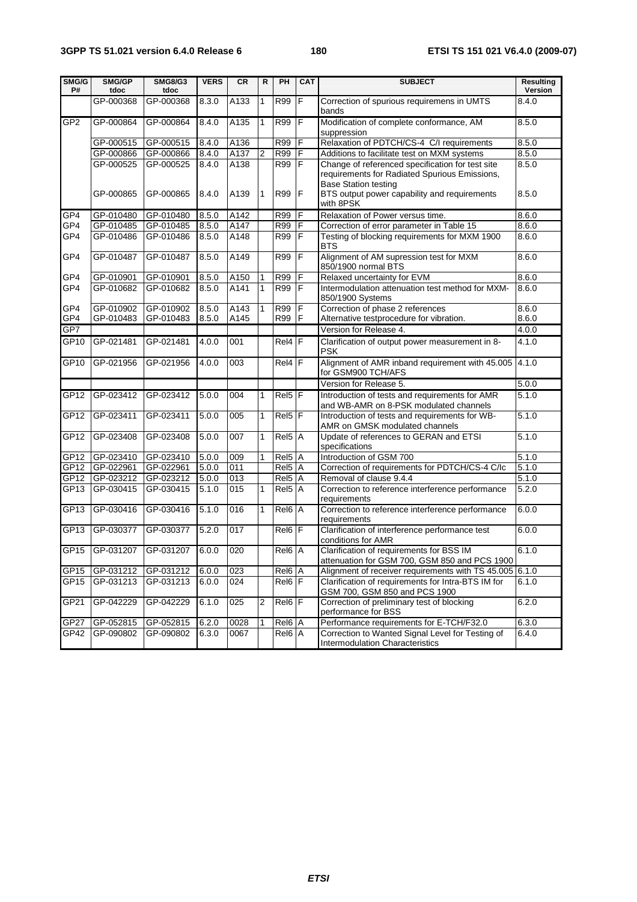| SMG/GP# | SMG/GP tdoc | SMG8/G3 tdoc | VERS | CR | R | PH | CAT | SUBJECT | Resulting Version |
|---|---|---|---|---|---|---|---|---|---|
| | GP-000368 | GP-000368 | 8.3.0 | A133 | 1 | R99 | F | Correction of spurious requiremens in UMTS bands | 8.4.0 |
| GP2 | GP-000864 | GP-000864 | 8.4.0 | A135 | 1 | R99 | F | Modification of complete conformance, AM suppression | 8.5.0 |
| | GP-000515 | GP-000515 | 8.4.0 | A136 | | R99 | F | Relaxation of PDTCH/CS-4 C/I requirements | 8.5.0 |
| | GP-000866 | GP-000866 | 8.4.0 | A137 | 2 | R99 | F | Additions to facilitate test on MXM systems | 8.5.0 |
| | GP-000525 | GP-000525 | 8.4.0 | A138 | | R99 | F | Change of referenced specification for test site requirements for Radiated Spurious Emissions, Base Station testing | 8.5.0 |
| | GP-000865 | GP-000865 | 8.4.0 | A139 | 1 | R99 | F | BTS output power capability and requirements with 8PSK | 8.5.0 |
| GP4 | GP-010480 | GP-010480 | 8.5.0 | A142 | | R99 | F | Relaxation of Power versus time. | 8.6.0 |
| GP4 | GP-010485 | GP-010485 | 8.5.0 | A147 | | R99 | F | Correction of error parameter in Table 15 | 8.6.0 |
| GP4 | GP-010486 | GP-010486 | 8.5.0 | A148 | | R99 | F | Testing of blocking requirements for MXM 1900 BTS | 8.6.0 |
| GP4 | GP-010487 | GP-010487 | 8.5.0 | A149 | | R99 | F | Alignment of AM supression test for MXM 850/1900 normal BTS | 8.6.0 |
| GP4 | GP-010901 | GP-010901 | 8.5.0 | A150 | 1 | R99 | F | Relaxed uncertainty for EVM | 8.6.0 |
| GP4 | GP-010682 | GP-010682 | 8.5.0 | A141 | 1 | R99 | F | Intermodulation attenuation test method for MXM-850/1900 Systems | 8.6.0 |
| GP4 | GP-010902 | GP-010902 | 8.5.0 | A143 | 1 | R99 | F | Correction of phase 2 references | 8.6.0 |
| GP4 | GP-010483 | GP-010483 | 8.5.0 | A145 | | R99 | F | Alternative testprocedure for vibration. | 8.6.0 |
| GP7 | | | | | | | | Version for Release 4. | 4.0.0 |
| GP10 | GP-021481 | GP-021481 | 4.0.0 | 001 | | Rel4 | F | Clarification of output power measurement in 8-PSK | 4.1.0 |
| GP10 | GP-021956 | GP-021956 | 4.0.0 | 003 | | Rel4 | F | Alignment of AMR inband requirement with 45.005 for GSM900 TCH/AFS | 4.1.0 |
| | | | | | | | | Version for Release 5. | 5.0.0 |
| GP12 | GP-023412 | GP-023412 | 5.0.0 | 004 | 1 | Rel5 | F | Introduction of tests and requirements for AMR and WB-AMR on 8-PSK modulated channels | 5.1.0 |
| GP12 | GP-023411 | GP-023411 | 5.0.0 | 005 | 1 | Rel5 | F | Introduction of tests and requirements for WB-AMR on GMSK modulated channels | 5.1.0 |
| GP12 | GP-023408 | GP-023408 | 5.0.0 | 007 | 1 | Rel5 | A | Update of references to GERAN and ETSI specifications | 5.1.0 |
| GP12 | GP-023410 | GP-023410 | 5.0.0 | 009 | 1 | Rel5 | A | Introduction of GSM 700 | 5.1.0 |
| GP12 | GP-022961 | GP-022961 | 5.0.0 | 011 | | Rel5 | A | Correction of requirements for PDTCH/CS-4 C/Ic | 5.1.0 |
| GP12 | GP-023212 | GP-023212 | 5.0.0 | 013 | | Rel5 | A | Removal of clause 9.4.4 | 5.1.0 |
| GP13 | GP-030415 | GP-030415 | 5.1.0 | 015 | 1 | Rel5 | A | Correction to reference interference performance requirements | 5.2.0 |
| GP13 | GP-030416 | GP-030416 | 5.1.0 | 016 | 1 | Rel6 | A | Correction to reference interference performance requirements | 6.0.0 |
| GP13 | GP-030377 | GP-030377 | 5.2.0 | 017 | | Rel6 | F | Clarification of interference performance test conditions for AMR | 6.0.0 |
| GP15 | GP-031207 | GP-031207 | 6.0.0 | 020 | | Rel6 | A | Clarification of requirements for BSS IM attenuation for GSM 700, GSM 850 and PCS 1900 | 6.1.0 |
| GP15 | GP-031212 | GP-031212 | 6.0.0 | 023 | | Rel6 | A | Alignment of receiver requirements with TS 45.005 | 6.1.0 |
| GP15 | GP-031213 | GP-031213 | 6.0.0 | 024 | | Rel6 | F | Clarification of requirements for Intra-BTS IM for GSM 700, GSM 850 and PCS 1900 | 6.1.0 |
| GP21 | GP-042229 | GP-042229 | 6.1.0 | 025 | 2 | Rel6 | F | Correction of preliminary test of blocking performance for BSS | 6.2.0 |
| GP27 | GP-052815 | GP-052815 | 6.2.0 | 0028 | 1 | Rel6 | A | Performance requirements for E-TCH/F32.0 | 6.3.0 |
| GP42 | GP-090802 | GP-090802 | 6.3.0 | 0067 | | Rel6 | A | Correction to Wanted Signal Level for Testing of Intermodulation Characteristics | 6.4.0 |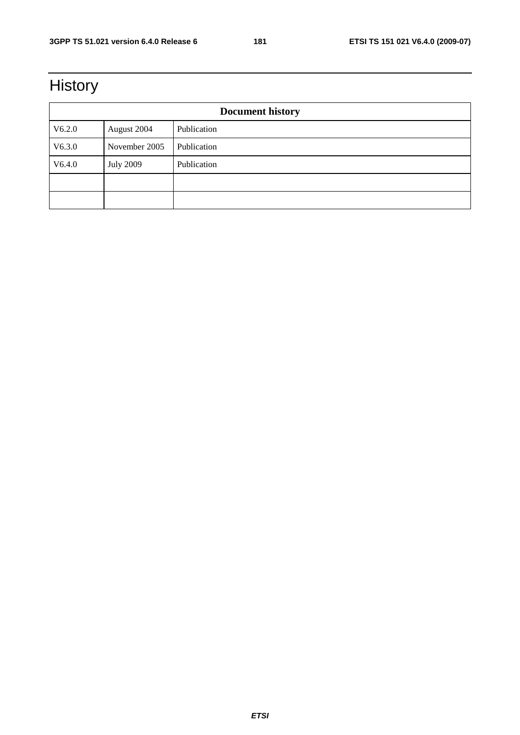# History

| Document history | | |
|---|---|---|
| V6.2.0 | August 2004 | Publication |
| V6.3.0 | November 2005 | Publication |
| V6.4.0 | July 2009 | Publication |
| | | |
| | | |